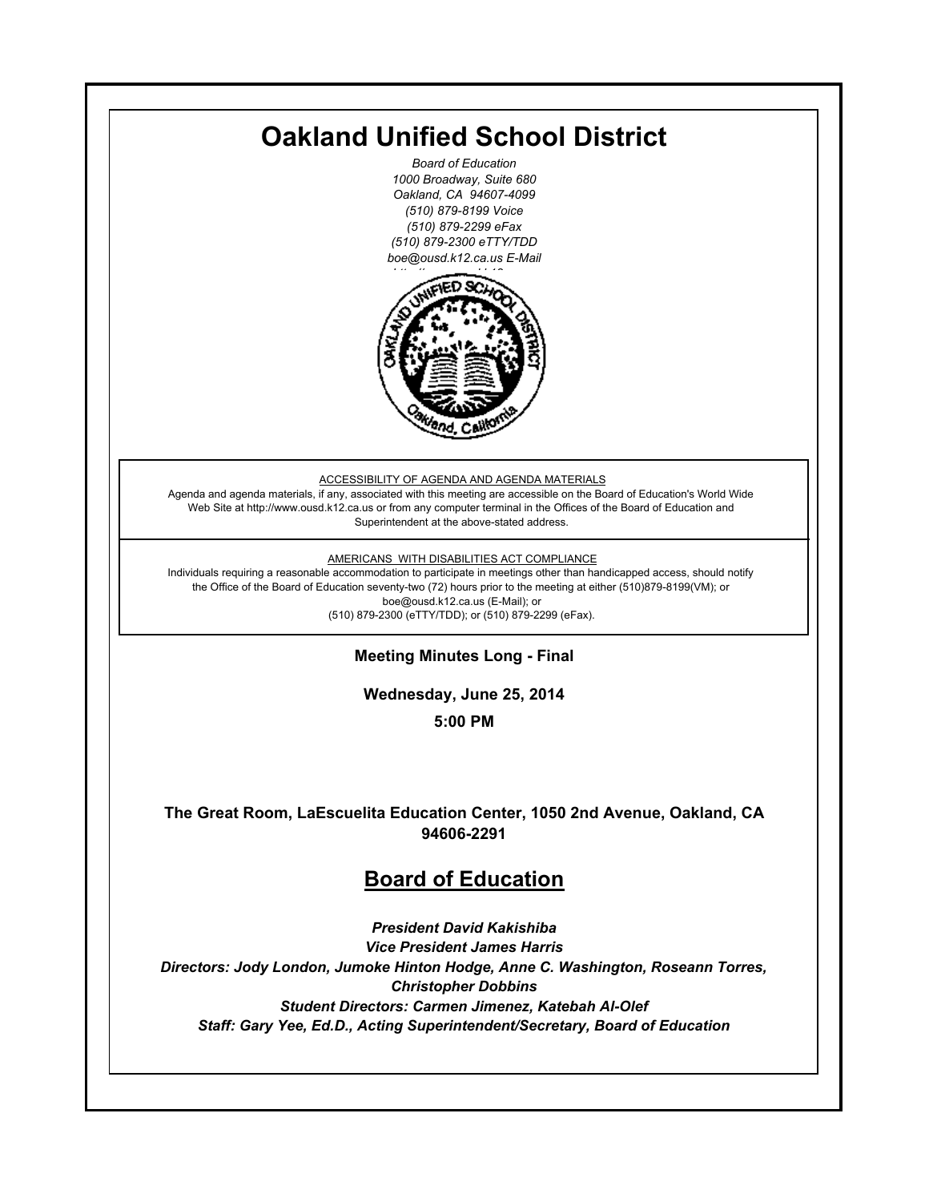# Oakland Unified School District

*Board of Education*
*1000 Broadway, Suite 680*
*Oakland, CA 94607-4099*
*(510) 879-8199 Voice*
*(510) 879-2299 eFax*
*(510) 879-2300 eTTY/TDD*
*boe@ousd.k12.ca.us E-Mail*

ACCESSIBILITY OF AGENDA AND AGENDA MATERIALS

Agenda and agenda materials, if any, associated with this meeting are accessible on the Board of Education's World Wide Web Site at http://www.ousd.k12.ca.us or from any computer terminal in the Offices of the Board of Education and Superintendent at the above-stated address.

AMERICANS WITH DISABILITIES ACT COMPLIANCE

Individuals requiring a reasonable accommodation to participate in meetings other than handicapped access, should notify the Office of the Board of Education seventy-two (72) hours prior to the meeting at either (510)879-8199(VM); or boe@ousd.k12.ca.us (E-Mail); or (510) 879-2300 (eTTY/TDD); or (510) 879-2299 (eFax).

**Meeting Minutes Long - Final**

**Wednesday, June 25, 2014**

**5:00 PM**

**The Great Room, LaEscuelita Education Center, 1050 2nd Avenue, Oakland, CA 94606-2291**

## Board of Education

***President David Kakishiba***
***Vice President James Harris***
***Directors: Jody London, Jumoke Hinton Hodge, Anne C. Washington, Roseann Torres, Christopher Dobbins***
***Student Directors: Carmen Jimenez, Katebah Al-Olef***
***Staff: Gary Yee, Ed.D., Acting Superintendent/Secretary, Board of Education***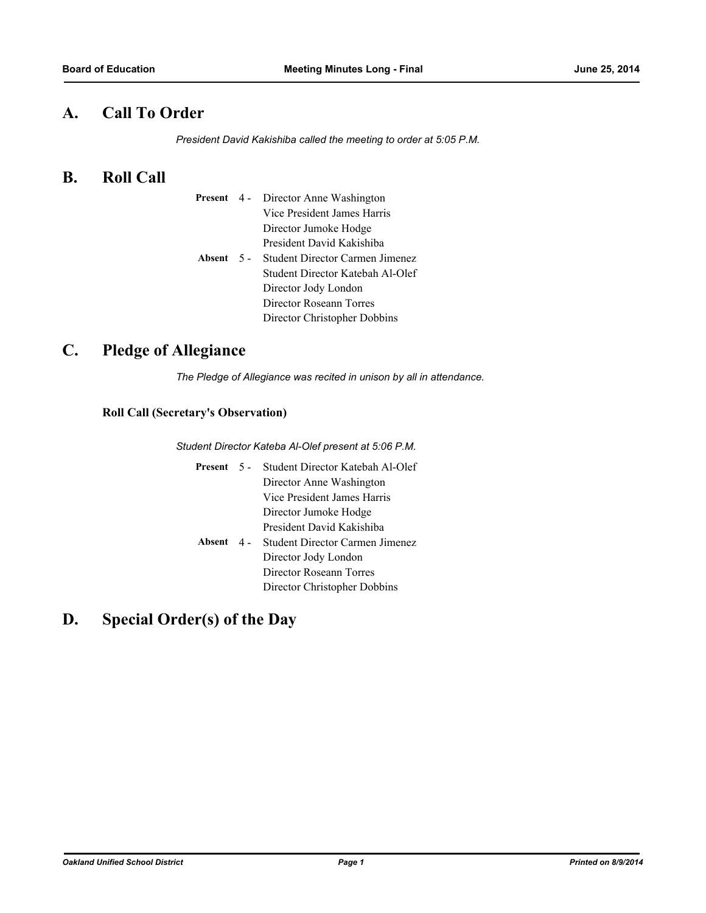## A. Call To Order

*President David Kakishiba called the meeting to order at 5:05 P.M.*

## B. Roll Call

| | | |
|---|---|---|
| **Present** | 4 - | Director Anne Washington |
| | | Vice President James Harris |
| | | Director Jumoke Hodge |
| | | President David Kakishiba |
| **Absent** | 5 - | Student Director Carmen Jimenez |
| | | Student Director Katebah Al-Olef |
| | | Director Jody London |
| | | Director Roseann Torres |
| | | Director Christopher Dobbins |

## C. Pledge of Allegiance

*The Pledge of Allegiance was recited in unison by all in attendance.*

### Roll Call (Secretary's Observation)

*Student Director Kateba Al-Olef present at 5:06 P.M.*

| | | |
|---|---|---|
| **Present** | 5 - | Student Director Katebah Al-Olef |
| | | Director Anne Washington |
| | | Vice President James Harris |
| | | Director Jumoke Hodge |
| | | President David Kakishiba |
| **Absent** | 4 - | Student Director Carmen Jimenez |
| | | Director Jody London |
| | | Director Roseann Torres |
| | | Director Christopher Dobbins |

## D. Special Order(s) of the Day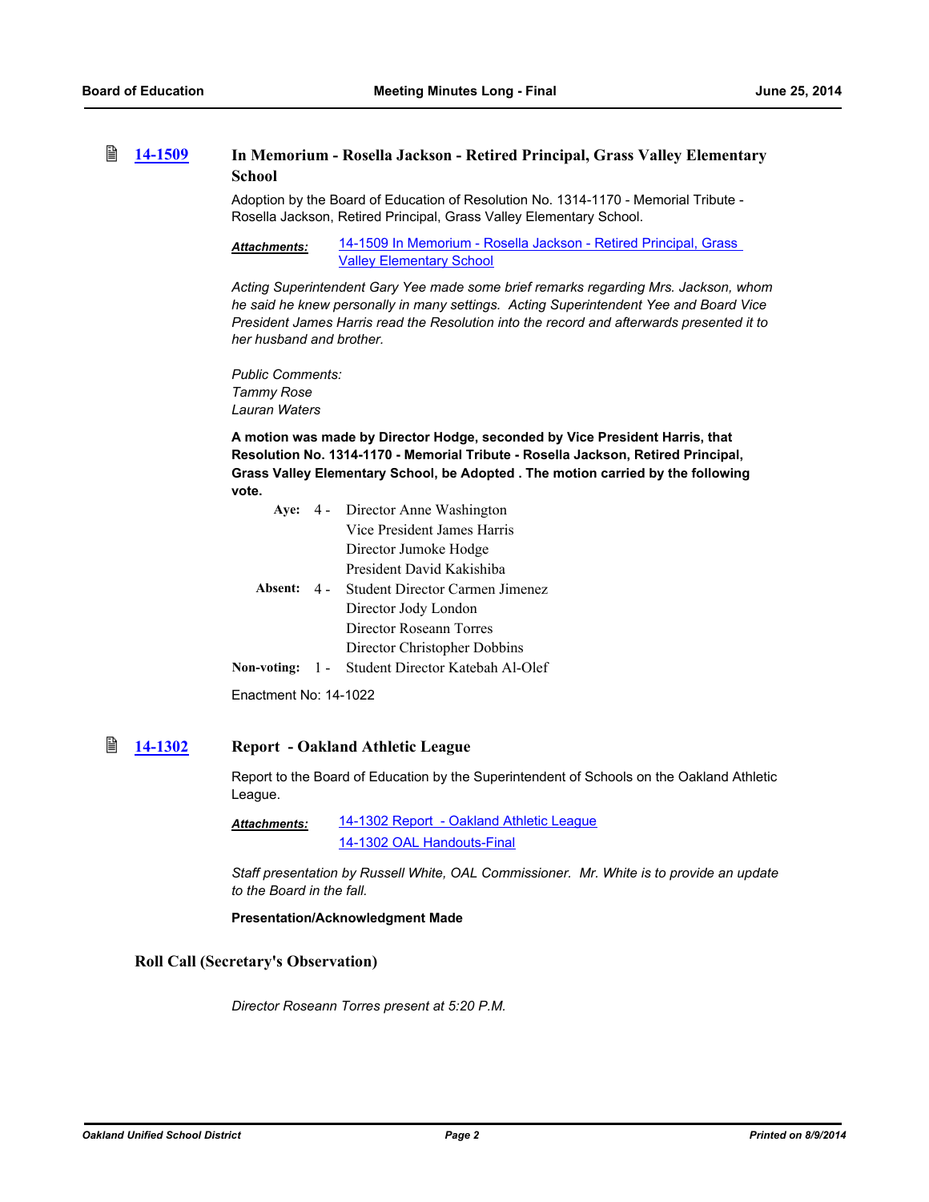### 14-1509 In Memorium - Rosella Jackson - Retired Principal, Grass Valley Elementary School

Adoption by the Board of Education of Resolution No. 1314-1170 - Memorial Tribute - Rosella Jackson, Retired Principal, Grass Valley Elementary School.

***Attachments:*** 14-1509 In Memorium - Rosella Jackson - Retired Principal, Grass Valley Elementary School

*Acting Superintendent Gary Yee made some brief remarks regarding Mrs. Jackson, whom he said he knew personally in many settings. Acting Superintendent Yee and Board Vice President James Harris read the Resolution into the record and afterwards presented it to her husband and brother.*

*Public Comments:*
*Tammy Rose*
*Lauran Waters*

**A motion was made by Director Hodge, seconded by Vice President Harris, that Resolution No. 1314-1170 - Memorial Tribute - Rosella Jackson, Retired Principal, Grass Valley Elementary School, be Adopted . The motion carried by the following vote.**

| | | |
|---|---|---|
| **Aye:** | 4 - | Director Anne Washington |
| | | Vice President James Harris |
| | | Director Jumoke Hodge |
| | | President David Kakishiba |
| **Absent:** | 4 - | Student Director Carmen Jimenez |
| | | Director Jody London |
| | | Director Roseann Torres |
| | | Director Christopher Dobbins |
| **Non-voting:** | 1 - | Student Director Katebah Al-Olef |

Enactment No: 14-1022

### 14-1302 Report - Oakland Athletic League

Report to the Board of Education by the Superintendent of Schools on the Oakland Athletic League.

***Attachments:*** 14-1302 Report - Oakland Athletic League
14-1302 OAL Handouts-Final

*Staff presentation by Russell White, OAL Commissioner. Mr. White is to provide an update to the Board in the fall.*

**Presentation/Acknowledgment Made**

## Roll Call (Secretary's Observation)

*Director Roseann Torres present at 5:20 P.M.*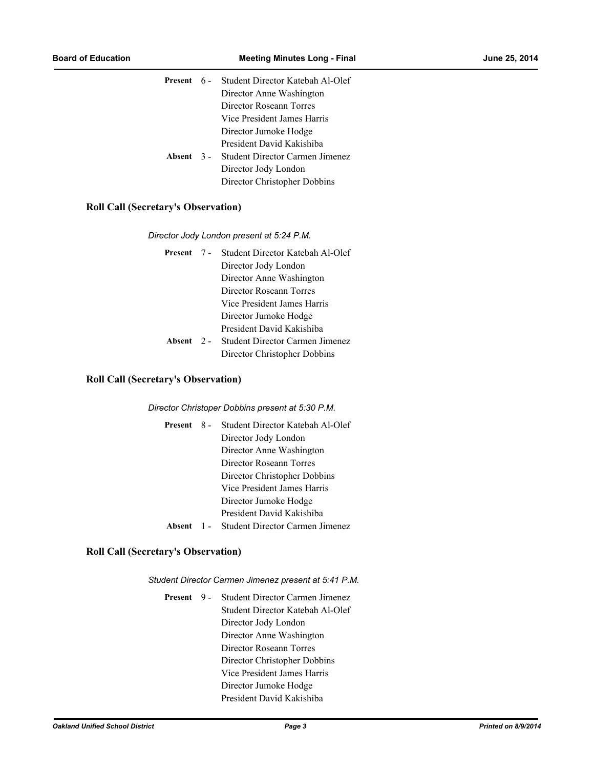**Present** 6 - Student Director Katebah Al-Olef
Director Anne Washington
Director Roseann Torres
Vice President James Harris
Director Jumoke Hodge
President David Kakishiba

**Absent** 3 - Student Director Carmen Jimenez
Director Jody London
Director Christopher Dobbins

### Roll Call (Secretary's Observation)

*Director Jody London present at 5:24 P.M.*

**Present** 7 - Student Director Katebah Al-Olef
Director Jody London
Director Anne Washington
Director Roseann Torres
Vice President James Harris
Director Jumoke Hodge
President David Kakishiba

**Absent** 2 - Student Director Carmen Jimenez
Director Christopher Dobbins

### Roll Call (Secretary's Observation)

*Director Christoper Dobbins present at 5:30 P.M.*

**Present** 8 - Student Director Katebah Al-Olef
Director Jody London
Director Anne Washington
Director Roseann Torres
Director Christopher Dobbins
Vice President James Harris
Director Jumoke Hodge
President David Kakishiba

**Absent** 1 - Student Director Carmen Jimenez

### Roll Call (Secretary's Observation)

*Student Director Carmen Jimenez present at 5:41 P.M.*

**Present** 9 - Student Director Carmen Jimenez
Student Director Katebah Al-Olef
Director Jody London
Director Anne Washington
Director Roseann Torres
Director Christopher Dobbins
Vice President James Harris
Director Jumoke Hodge
President David Kakishiba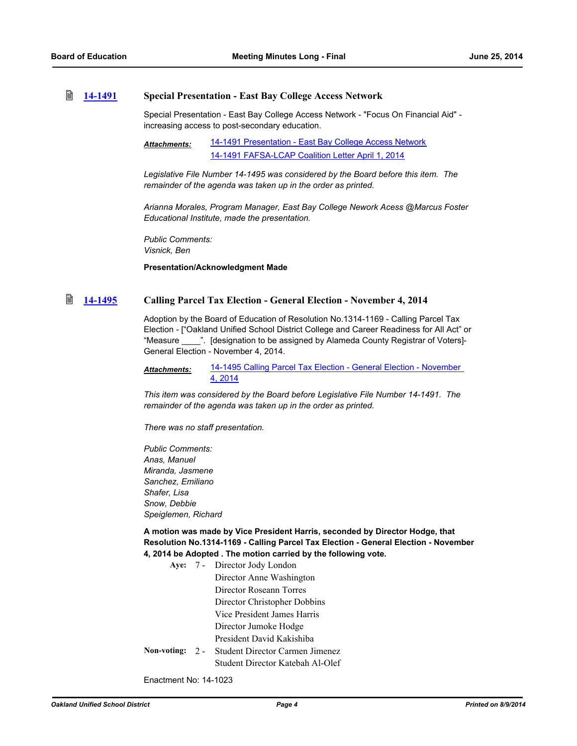### 14-1491 Special Presentation - East Bay College Access Network

Special Presentation - East Bay College Access Network - "Focus On Financial Aid" - increasing access to post-secondary education.

***Attachments:*** 14-1491 Presentation - East Bay College Access Network
14-1491 FAFSA-LCAP Coalition Letter April 1, 2014

*Legislative File Number 14-1495 was considered by the Board before this item. The remainder of the agenda was taken up in the order as printed.*

*Arianna Morales, Program Manager, East Bay College Nework Acess @Marcus Foster Educational Institute, made the presentation.*

*Public Comments:*
*Visnick, Ben*

**Presentation/Acknowledgment Made**

### 14-1495 Calling Parcel Tax Election - General Election - November 4, 2014

Adoption by the Board of Education of Resolution No.1314-1169 - Calling Parcel Tax Election - ["Oakland Unified School District College and Career Readiness for All Act" or "Measure ____". [designation to be assigned by Alameda County Registrar of Voters]- General Election - November 4, 2014.

***Attachments:*** 14-1495 Calling Parcel Tax Election - General Election - November 4, 2014

*This item was considered by the Board before Legislative File Number 14-1491. The remainder of the agenda was taken up in the order as printed.*

*There was no staff presentation.*

*Public Comments:*
*Anas, Manuel*
*Miranda, Jasmene*
*Sanchez, Emiliano*
*Shafer, Lisa*
*Snow, Debbie*
*Speiglemen, Richard*

**A motion was made by Vice President Harris, seconded by Director Hodge, that Resolution No.1314-1169 - Calling Parcel Tax Election - General Election - November 4, 2014 be Adopted . The motion carried by the following vote.**

**Aye:** 7 - Director Jody London
Director Anne Washington
Director Roseann Torres
Director Christopher Dobbins
Vice President James Harris
Director Jumoke Hodge
President David Kakishiba

**Non-voting:** 2 - Student Director Carmen Jimenez
Student Director Katebah Al-Olef

Enactment No: 14-1023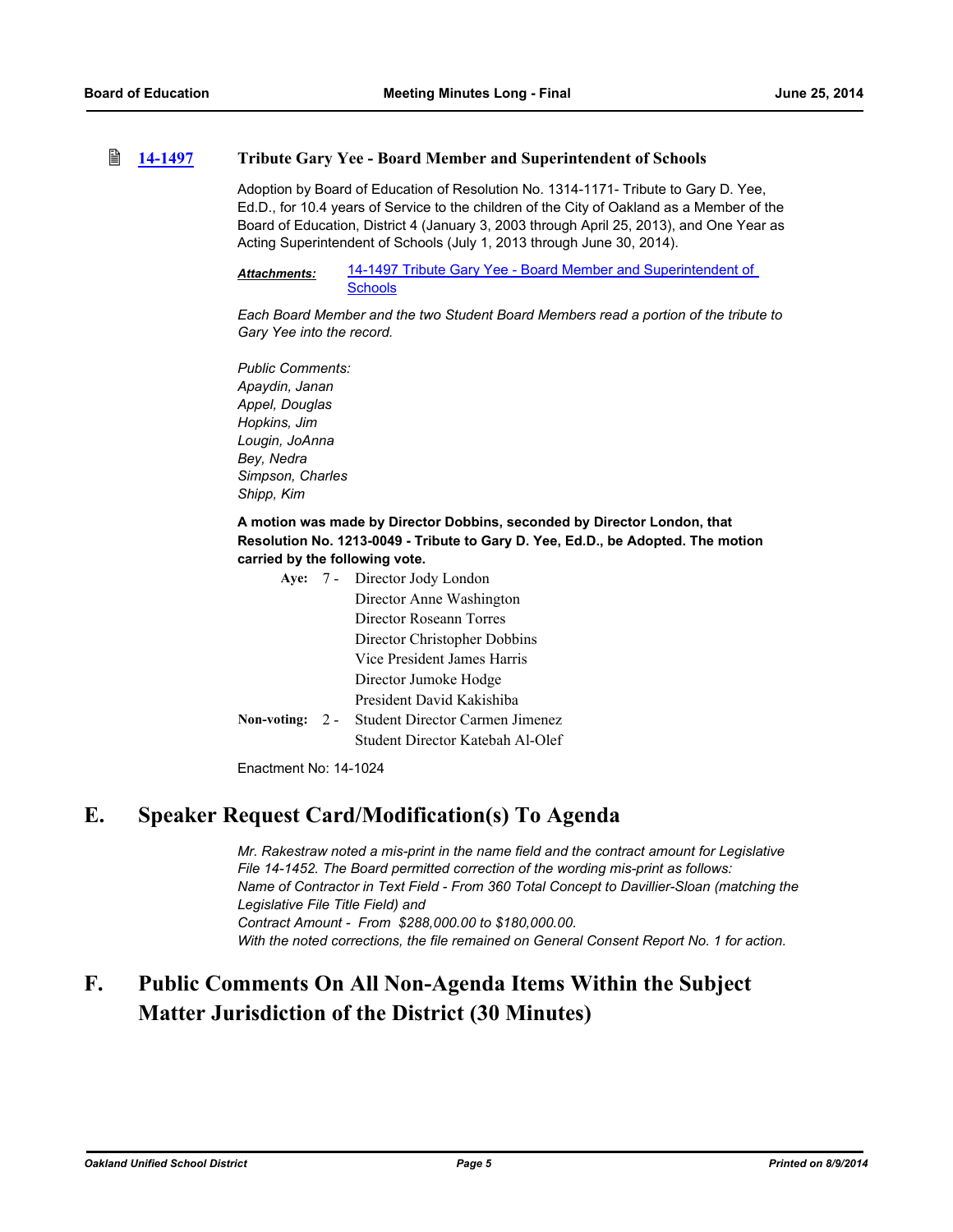**[14-1497](#)** **Tribute Gary Yee - Board Member and Superintendent of Schools**

Adoption by Board of Education of Resolution No. 1314-1171- Tribute to Gary D. Yee, Ed.D., for 10.4 years of Service to the children of the City of Oakland as a Member of the Board of Education, District 4 (January 3, 2003 through April 25, 2013), and One Year as Acting Superintendent of Schools (July 1, 2013 through June 30, 2014).

***Attachments:*** [14-1497 Tribute Gary Yee - Board Member and Superintendent of Schools](#)

*Each Board Member and the two Student Board Members read a portion of the tribute to Gary Yee into the record.*

*Public Comments:*
*Apaydin, Janan*
*Appel, Douglas*
*Hopkins, Jim*
*Lougin, JoAnna*
*Bey, Nedra*
*Simpson, Charles*
*Shipp, Kim*

**A motion was made by Director Dobbins, seconded by Director London, that Resolution No. 1213-0049 - Tribute to Gary D. Yee, Ed.D., be Adopted. The motion carried by the following vote.**

**Aye:** 7 - Director Jody London
Director Anne Washington
Director Roseann Torres
Director Christopher Dobbins
Vice President James Harris
Director Jumoke Hodge
President David Kakishiba

**Non-voting:** 2 - Student Director Carmen Jimenez
Student Director Katebah Al-Olef

Enactment No: 14-1024

# E. Speaker Request Card/Modification(s) To Agenda

*Mr. Rakestraw noted a mis-print in the name field and the contract amount for Legislative File 14-1452. The Board permitted correction of the wording mis-print as follows:*
*Name of Contractor in Text Field - From 360 Total Concept to Davillier-Sloan (matching the Legislative File Title Field) and*
*Contract Amount - From $288,000.00 to $180,000.00.*
*With the noted corrections, the file remained on General Consent Report No. 1 for action.*

# F. Public Comments On All Non-Agenda Items Within the Subject Matter Jurisdiction of the District (30 Minutes)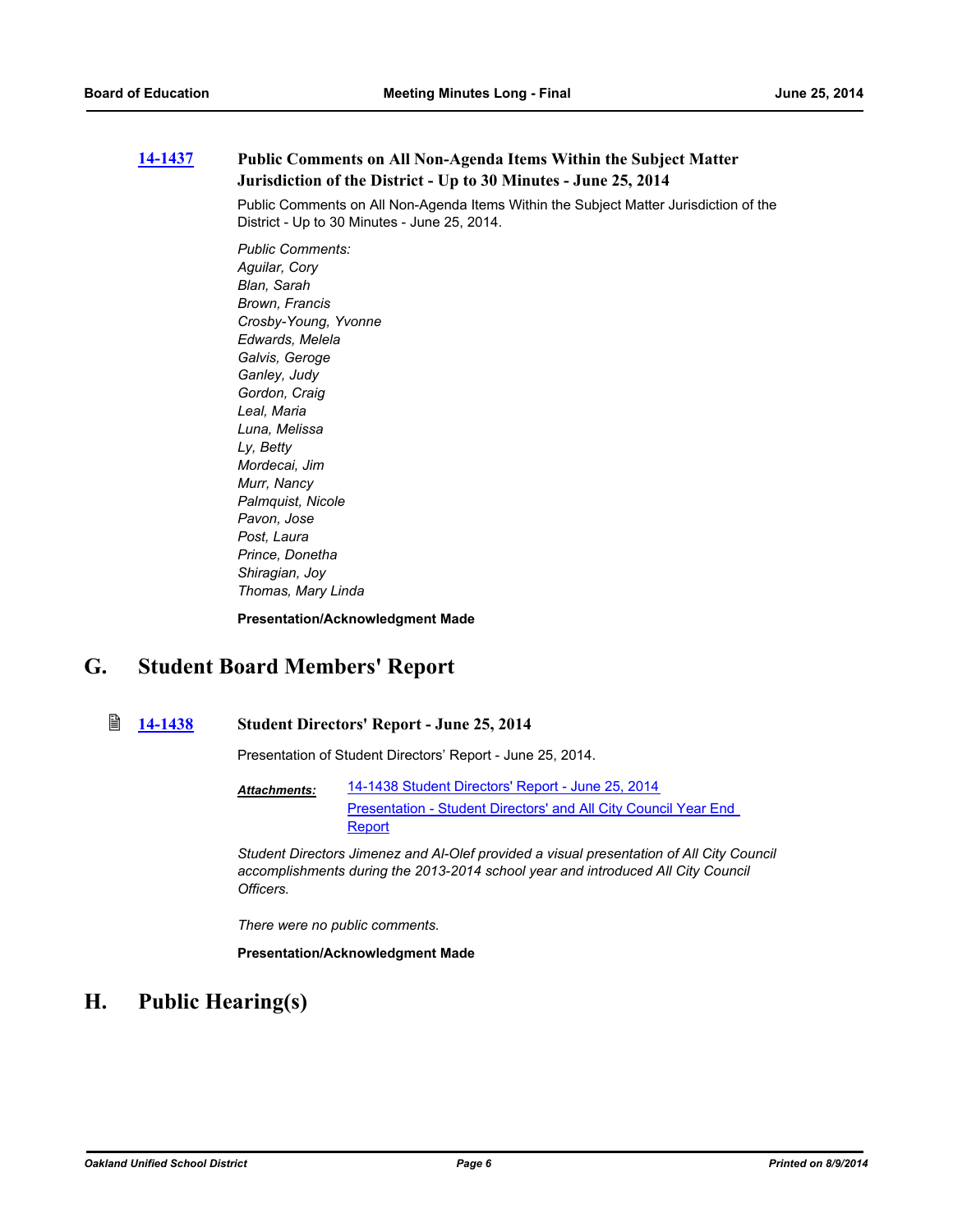**14-1437** **Public Comments on All Non-Agenda Items Within the Subject Matter Jurisdiction of the District - Up to 30 Minutes - June 25, 2014**

Public Comments on All Non-Agenda Items Within the Subject Matter Jurisdiction of the District - Up to 30 Minutes - June 25, 2014.

*Public Comments:*
*Aguilar, Cory*
*Blan, Sarah*
*Brown, Francis*
*Crosby-Young, Yvonne*
*Edwards, Melela*
*Galvis, Geroge*
*Ganley, Judy*
*Gordon, Craig*
*Leal, Maria*
*Luna, Melissa*
*Ly, Betty*
*Mordecai, Jim*
*Murr, Nancy*
*Palmquist, Nicole*
*Pavon, Jose*
*Post, Laura*
*Prince, Donetha*
*Shiragian, Joy*
*Thomas, Mary Linda*

**Presentation/Acknowledgment Made**

# G. Student Board Members' Report

**14-1438** **Student Directors' Report - June 25, 2014**

Presentation of Student Directors' Report - June 25, 2014.

***Attachments:*** 14-1438 Student Directors' Report - June 25, 2014
Presentation - Student Directors' and All City Council Year End Report

*Student Directors Jimenez and Al-Olef provided a visual presentation of All City Council accomplishments during the 2013-2014 school year and introduced All City Council Officers.*

*There were no public comments.*

**Presentation/Acknowledgment Made**

# H. Public Hearing(s)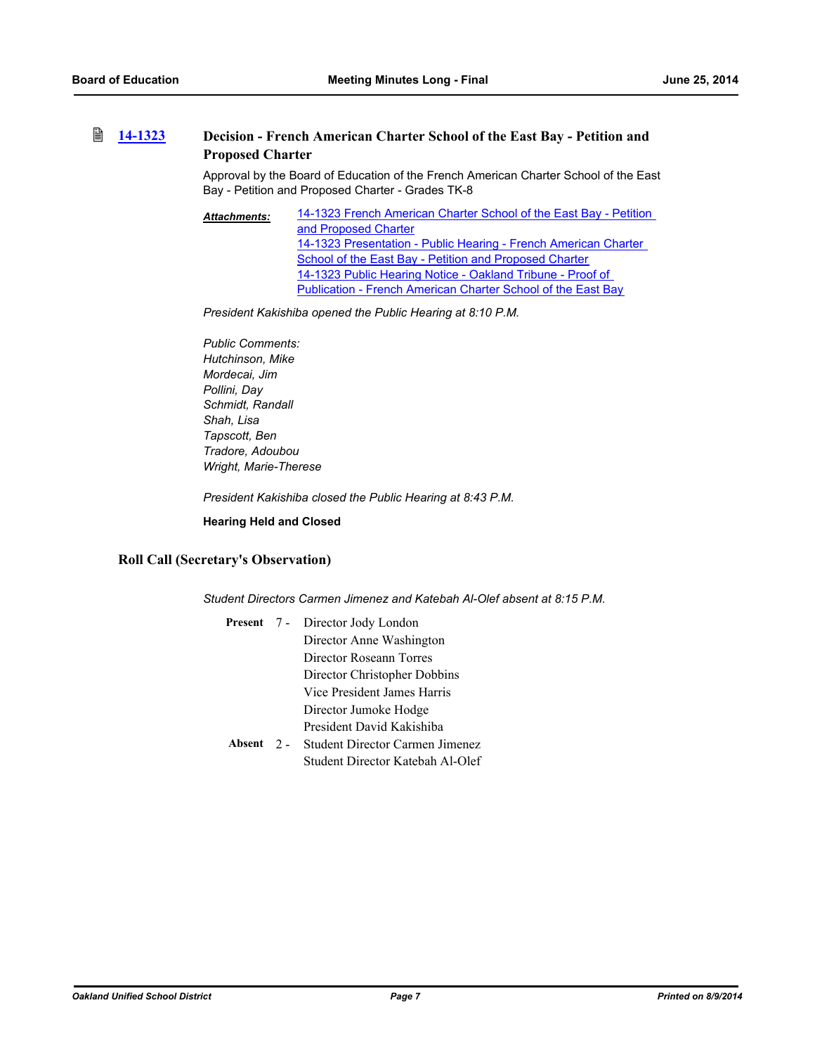### 14-1323 Decision - French American Charter School of the East Bay - Petition and Proposed Charter

Approval by the Board of Education of the French American Charter School of the East Bay - Petition and Proposed Charter - Grades TK-8

***Attachments:*** 14-1323 French American Charter School of the East Bay - Petition and Proposed Charter
14-1323 Presentation - Public Hearing - French American Charter School of the East Bay - Petition and Proposed Charter
14-1323 Public Hearing Notice - Oakland Tribune - Proof of Publication - French American Charter School of the East Bay

*President Kakishiba opened the Public Hearing at 8:10 P.M.*

*Public Comments:*
*Hutchinson, Mike*
*Mordecai, Jim*
*Pollini, Day*
*Schmidt, Randall*
*Shah, Lisa*
*Tapscott, Ben*
*Tradore, Adoubou*
*Wright, Marie-Therese*

*President Kakishiba closed the Public Hearing at 8:43 P.M.*

**Hearing Held and Closed**

## Roll Call (Secretary's Observation)

*Student Directors Carmen Jimenez and Katebah Al-Olef absent at 8:15 P.M.*

**Present** 7 - Director Jody London
Director Anne Washington
Director Roseann Torres
Director Christopher Dobbins
Vice President James Harris
Director Jumoke Hodge
President David Kakishiba

**Absent** 2 - Student Director Carmen Jimenez
Student Director Katebah Al-Olef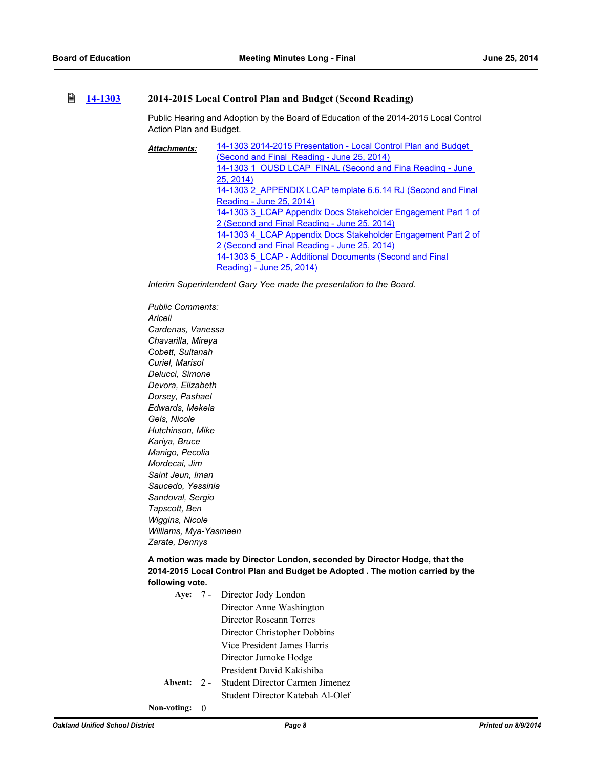### 14-1303 2014-2015 Local Control Plan and Budget (Second Reading)

Public Hearing and Adoption by the Board of Education of the 2014-2015 Local Control Action Plan and Budget.

***Attachments:***
14-1303 2014-2015 Presentation - Local Control Plan and Budget (Second and Final Reading - June 25, 2014)
14-1303 1 OUSD LCAP FINAL (Second and Fina Reading - June 25, 2014)
14-1303 2_APPENDIX LCAP template 6.6.14 RJ (Second and Final Reading - June 25, 2014)
14-1303 3_LCAP Appendix Docs Stakeholder Engagement Part 1 of 2 (Second and Final Reading - June 25, 2014)
14-1303 4 LCAP Appendix Docs Stakeholder Engagement Part 2 of 2 (Second and Final Reading - June 25, 2014)
14-1303 5 LCAP - Additional Documents (Second and Final Reading) - June 25, 2014)

*Interim Superintendent Gary Yee made the presentation to the Board.*

*Public Comments:*
*Ariceli*
*Cardenas, Vanessa*
*Chavarilla, Mireya*
*Cobett, Sultanah*
*Curiel, Marisol*
*Delucci, Simone*
*Devora, Elizabeth*
*Dorsey, Pashael*
*Edwards, Mekela*
*Gels, Nicole*
*Hutchinson, Mike*
*Kariya, Bruce*
*Manigo, Pecolia*
*Mordecai, Jim*
*Saint Jeun, Iman*
*Saucedo, Yessinia*
*Sandoval, Sergio*
*Tapscott, Ben*
*Wiggins, Nicole*
*Williams, Mya-Yasmeen*
*Zarate, Dennys*

**A motion was made by Director London, seconded by Director Hodge, that the 2014-2015 Local Control Plan and Budget be Adopted . The motion carried by the following vote.**

**Aye:** 7 - Director Jody London
Director Anne Washington
Director Roseann Torres
Director Christopher Dobbins
Vice President James Harris
Director Jumoke Hodge
President David Kakishiba

**Absent:** 2 - Student Director Carmen Jimenez
Student Director Katebah Al-Olef

**Non-voting:** 0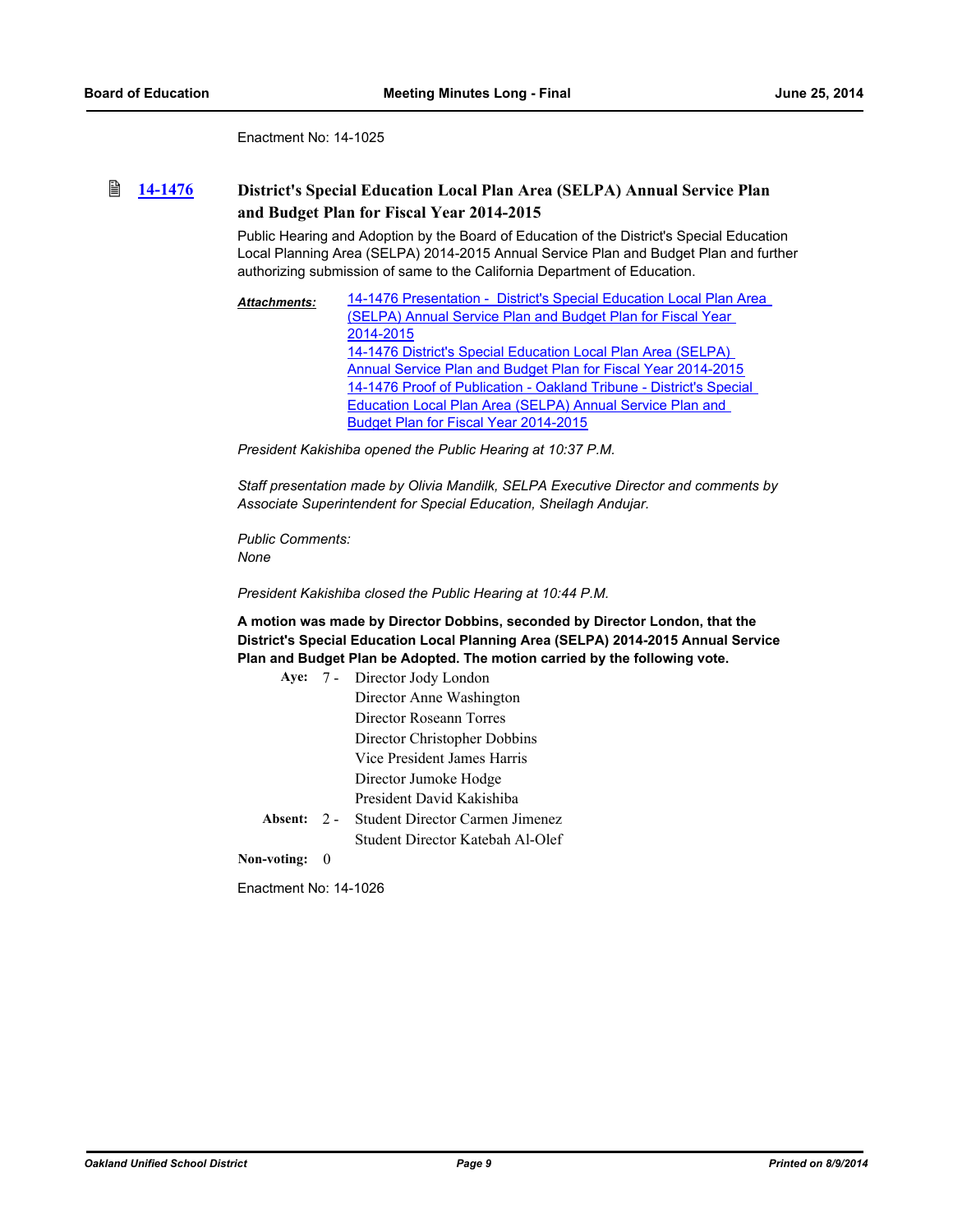Enactment No: 14-1025

### 14-1476 District's Special Education Local Plan Area (SELPA) Annual Service Plan and Budget Plan for Fiscal Year 2014-2015

Public Hearing and Adoption by the Board of Education of the District's Special Education Local Planning Area (SELPA) 2014-2015 Annual Service Plan and Budget Plan and further authorizing submission of same to the California Department of Education.

***Attachments:***
14-1476 Presentation - District's Special Education Local Plan Area (SELPA) Annual Service Plan and Budget Plan for Fiscal Year 2014-2015
14-1476 District's Special Education Local Plan Area (SELPA) Annual Service Plan and Budget Plan for Fiscal Year 2014-2015
14-1476 Proof of Publication - Oakland Tribune - District's Special Education Local Plan Area (SELPA) Annual Service Plan and Budget Plan for Fiscal Year 2014-2015

*President Kakishiba opened the Public Hearing at 10:37 P.M.*

*Staff presentation made by Olivia Mandilk, SELPA Executive Director and comments by Associate Superintendent for Special Education, Sheilagh Andujar.*

*Public Comments:*
*None*

*President Kakishiba closed the Public Hearing at 10:44 P.M.*

**A motion was made by Director Dobbins, seconded by Director London, that the District's Special Education Local Planning Area (SELPA) 2014-2015 Annual Service Plan and Budget Plan be Adopted. The motion carried by the following vote.**

**Aye:** 7 - Director Jody London
Director Anne Washington
Director Roseann Torres
Director Christopher Dobbins
Vice President James Harris
Director Jumoke Hodge
President David Kakishiba

**Absent:** 2 - Student Director Carmen Jimenez
Student Director Katebah Al-Olef

**Non-voting:** 0

Enactment No: 14-1026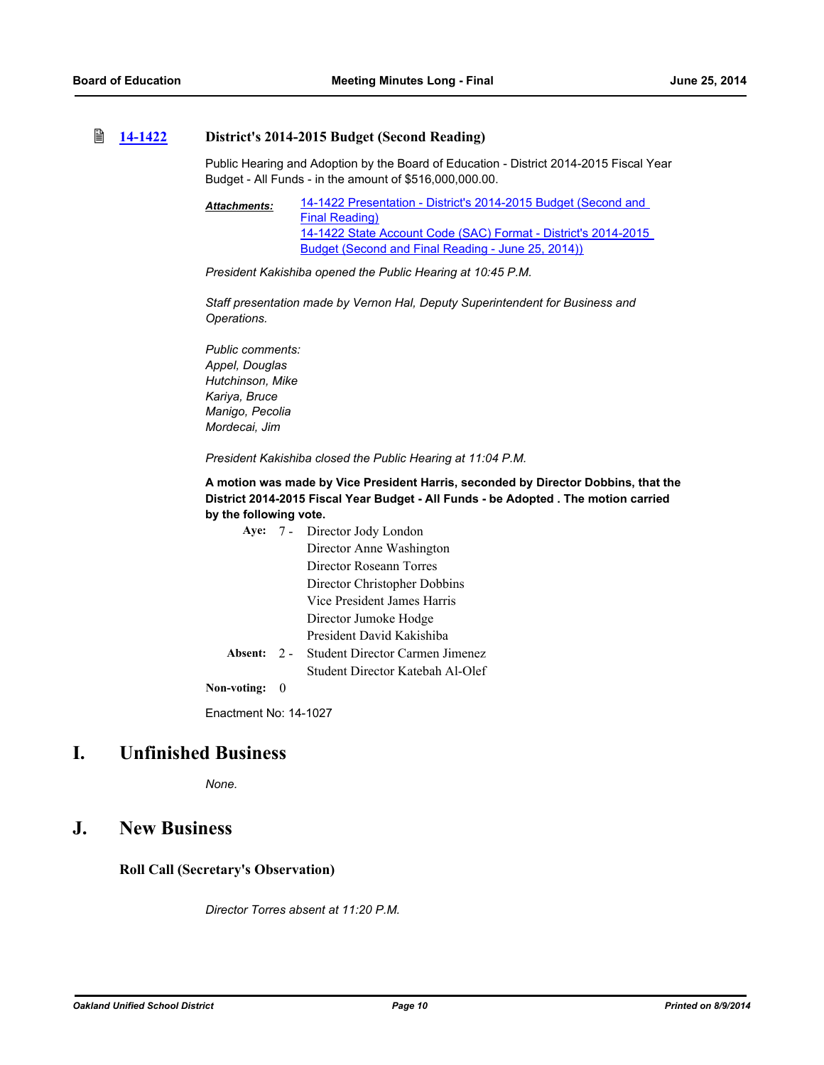**14-1422** **District's 2014-2015 Budget (Second Reading)**

Public Hearing and Adoption by the Board of Education - District 2014-2015 Fiscal Year Budget - All Funds - in the amount of $516,000,000.00.

***Attachments:*** 14-1422 Presentation - District's 2014-2015 Budget (Second and Final Reading)
14-1422 State Account Code (SAC) Format - District's 2014-2015 Budget (Second and Final Reading - June 25, 2014))

*President Kakishiba opened the Public Hearing at 10:45 P.M.*

*Staff presentation made by Vernon Hal, Deputy Superintendent for Business and Operations.*

*Public comments:*
*Appel, Douglas*
*Hutchinson, Mike*
*Kariya, Bruce*
*Manigo, Pecolia*
*Mordecai, Jim*

*President Kakishiba closed the Public Hearing at 11:04 P.M.*

**A motion was made by Vice President Harris, seconded by Director Dobbins, that the District 2014-2015 Fiscal Year Budget - All Funds - be Adopted . The motion carried by the following vote.**

**Aye:** 7 - Director Jody London
Director Anne Washington
Director Roseann Torres
Director Christopher Dobbins
Vice President James Harris
Director Jumoke Hodge
President David Kakishiba

**Absent:** 2 - Student Director Carmen Jimenez
Student Director Katebah Al-Olef

**Non-voting:** 0

Enactment No: 14-1027

# I. Unfinished Business

*None.*

# J. New Business

### Roll Call (Secretary's Observation)

*Director Torres absent at 11:20 P.M.*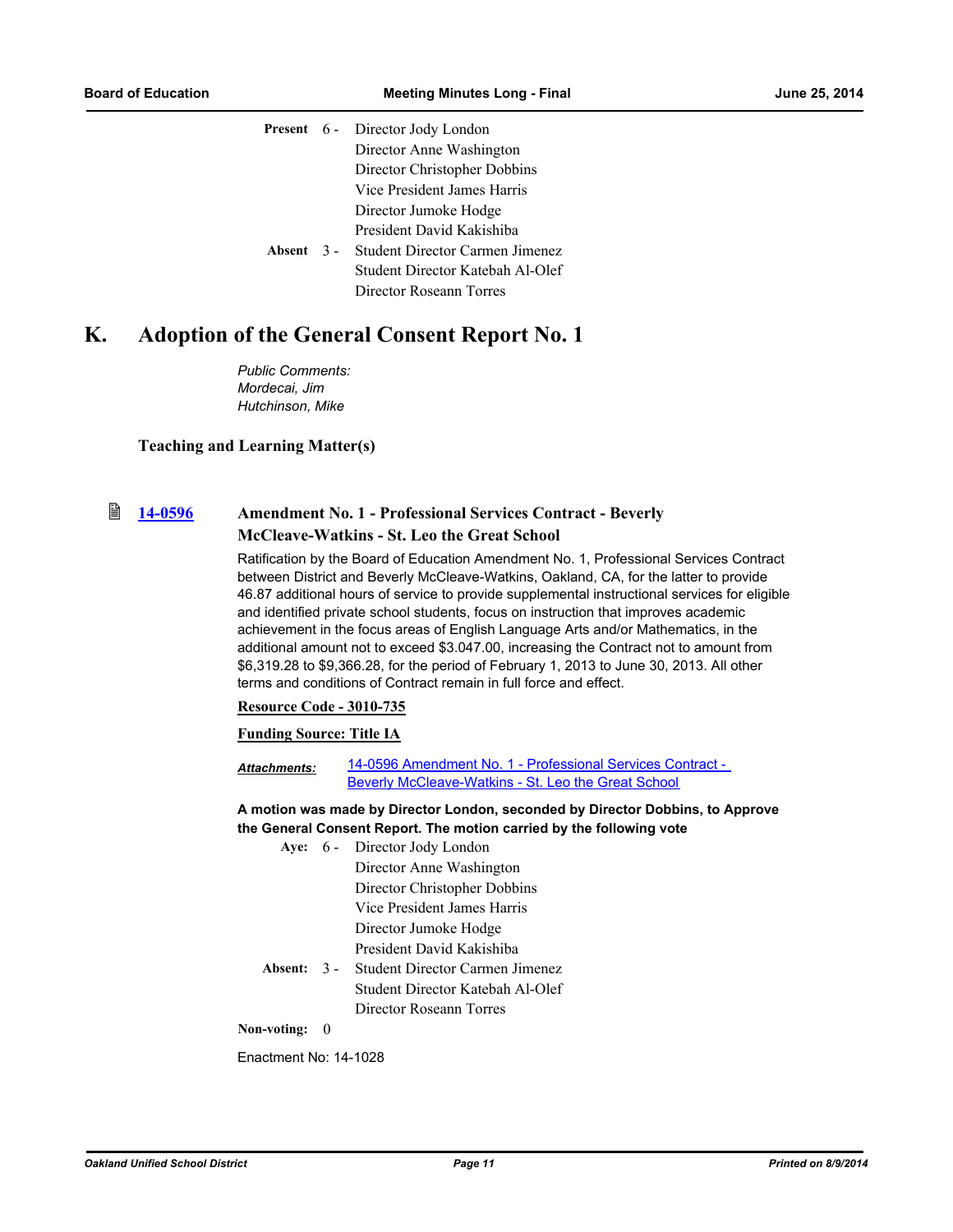| | | |
|---|---|---|
| **Present** | 6 - | Director Jody London |
| | | Director Anne Washington |
| | | Director Christopher Dobbins |
| | | Vice President James Harris |
| | | Director Jumoke Hodge |
| | | President David Kakishiba |
| **Absent** | 3 - | Student Director Carmen Jimenez |
| | | Student Director Katebah Al-Olef |
| | | Director Roseann Torres |

# K. Adoption of the General Consent Report No. 1

*Public Comments:*
*Mordecai, Jim*
*Hutchinson, Mike*

### Teaching and Learning Matter(s)

**14-0596** **Amendment No. 1 - Professional Services Contract - Beverly McCleave-Watkins - St. Leo the Great School**

Ratification by the Board of Education Amendment No. 1, Professional Services Contract between District and Beverly McCleave-Watkins, Oakland, CA, for the latter to provide 46.87 additional hours of service to provide supplemental instructional services for eligible and identified private school students, focus on instruction that improves academic achievement in the focus areas of English Language Arts and/or Mathematics, in the additional amount not to exceed $3.047.00, increasing the Contract not to amount from $6,319.28 to $9,366.28, for the period of February 1, 2013 to June 30, 2013. All other terms and conditions of Contract remain in full force and effect.

**Resource Code - 3010-735**

**Funding Source: Title IA**

***Attachments:*** 14-0596 Amendment No. 1 - Professional Services Contract - Beverly McCleave-Watkins - St. Leo the Great School

**A motion was made by Director London, seconded by Director Dobbins, to Approve the General Consent Report. The motion carried by the following vote**

| | | |
|---|---|---|
| **Aye:** | 6 - | Director Jody London |
| | | Director Anne Washington |
| | | Director Christopher Dobbins |
| | | Vice President James Harris |
| | | Director Jumoke Hodge |
| | | President David Kakishiba |
| **Absent:** | 3 - | Student Director Carmen Jimenez |
| | | Student Director Katebah Al-Olef |
| | | Director Roseann Torres |
| **Non-voting:** | 0 | |

Enactment No: 14-1028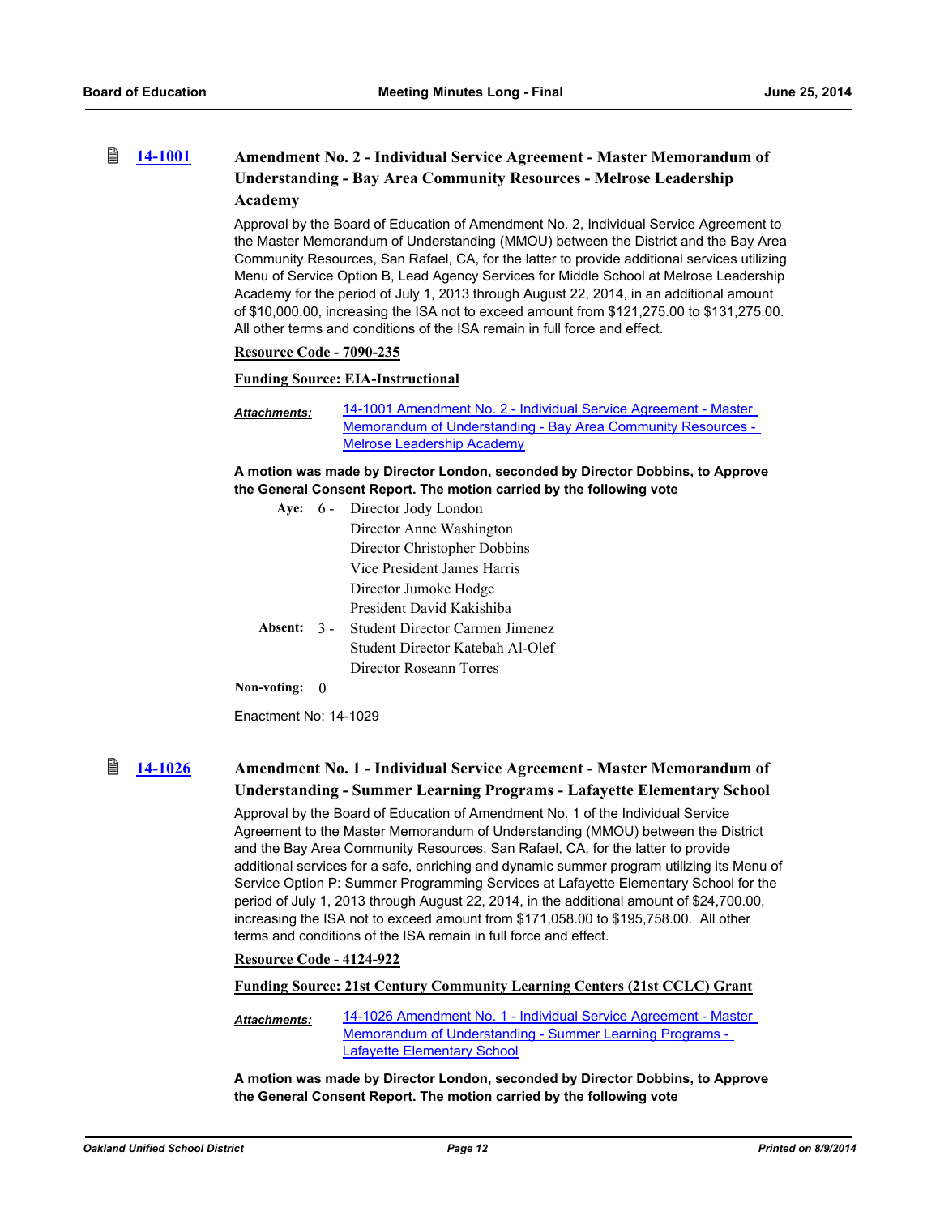### [14-1001](#) Amendment No. 2 - Individual Service Agreement - Master Memorandum of Understanding - Bay Area Community Resources - Melrose Leadership Academy

Approval by the Board of Education of Amendment No. 2, Individual Service Agreement to the Master Memorandum of Understanding (MMOU) between the District and the Bay Area Community Resources, San Rafael, CA, for the latter to provide additional services utilizing Menu of Service Option B, Lead Agency Services for Middle School at Melrose Leadership Academy for the period of July 1, 2013 through August 22, 2014, in an additional amount of $10,000.00, increasing the ISA not to exceed amount from $121,275.00 to $131,275.00. All other terms and conditions of the ISA remain in full force and effect.

**Resource Code - 7090-235**

**Funding Source: EIA-Instructional**

***Attachments:*** [14-1001 Amendment No. 2 - Individual Service Agreement - Master Memorandum of Understanding - Bay Area Community Resources - Melrose Leadership Academy](#)

**A motion was made by Director London, seconded by Director Dobbins, to Approve the General Consent Report. The motion carried by the following vote**

**Aye:** 6 - Director Jody London
Director Anne Washington
Director Christopher Dobbins
Vice President James Harris
Director Jumoke Hodge
President David Kakishiba

**Absent:** 3 - Student Director Carmen Jimenez
Student Director Katebah Al-Olef
Director Roseann Torres

**Non-voting:** 0

Enactment No: 14-1029

### [14-1026](#) Amendment No. 1 - Individual Service Agreement - Master Memorandum of Understanding - Summer Learning Programs - Lafayette Elementary School

Approval by the Board of Education of Amendment No. 1 of the Individual Service Agreement to the Master Memorandum of Understanding (MMOU) between the District and the Bay Area Community Resources, San Rafael, CA, for the latter to provide additional services for a safe, enriching and dynamic summer program utilizing its Menu of Service Option P: Summer Programming Services at Lafayette Elementary School for the period of July 1, 2013 through August 22, 2014, in the additional amount of $24,700.00, increasing the ISA not to exceed amount from $171,058.00 to $195,758.00. All other terms and conditions of the ISA remain in full force and effect.

**Resource Code - 4124-922**

**Funding Source: 21st Century Community Learning Centers (21st CCLC) Grant**

***Attachments:*** [14-1026 Amendment No. 1 - Individual Service Agreement - Master Memorandum of Understanding - Summer Learning Programs - Lafayette Elementary School](#)

**A motion was made by Director London, seconded by Director Dobbins, to Approve the General Consent Report. The motion carried by the following vote**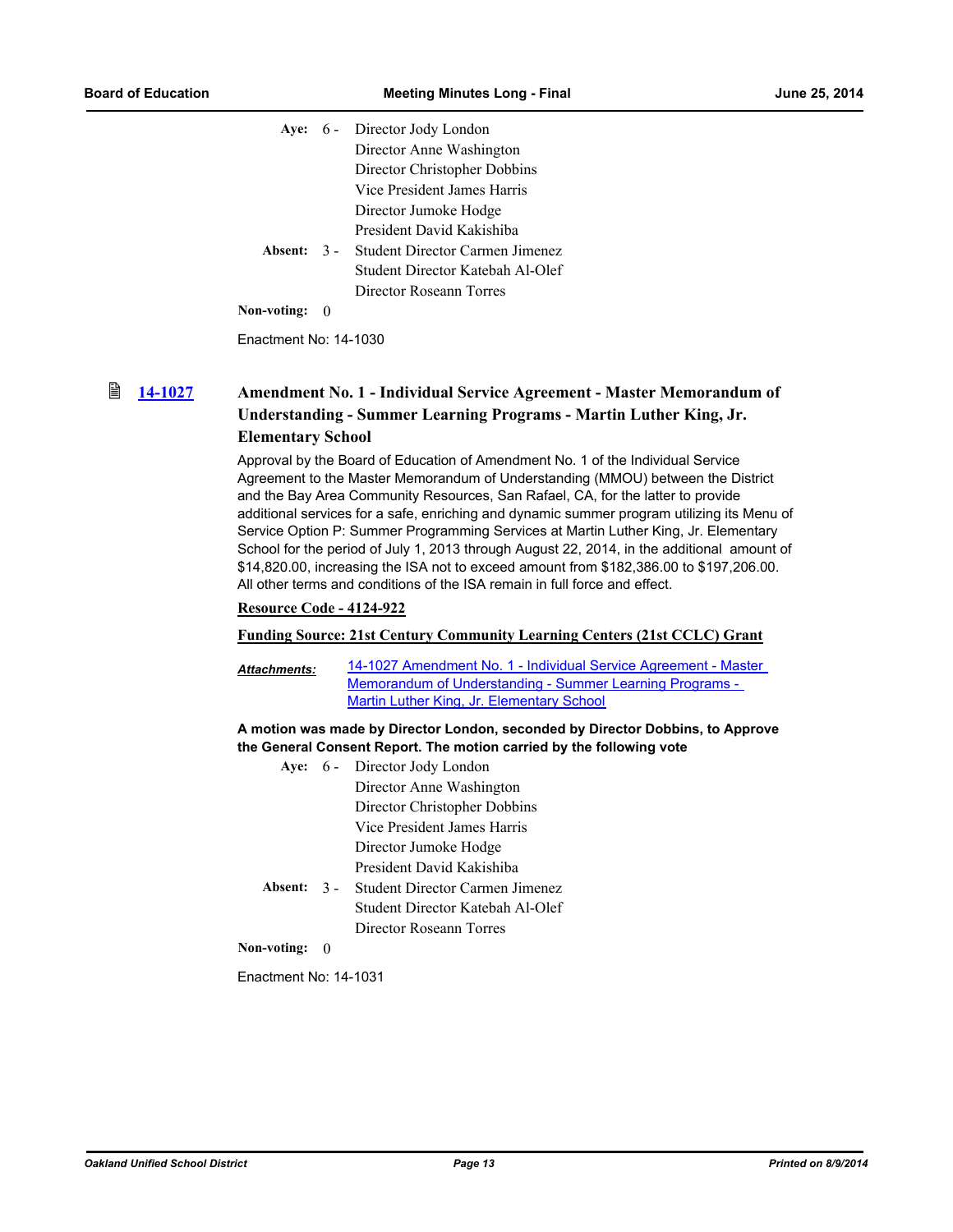| | | |
|---|---|---|
| **Aye:** | 6 - | Director Jody London |
| | | Director Anne Washington |
| | | Director Christopher Dobbins |
| | | Vice President James Harris |
| | | Director Jumoke Hodge |
| | | President David Kakishiba |
| **Absent:** | 3 - | Student Director Carmen Jimenez |
| | | Student Director Katebah Al-Olef |
| | | Director Roseann Torres |
| **Non-voting:** | 0 | |

Enactment No: 14-1030

### 14-1027 Amendment No. 1 - Individual Service Agreement - Master Memorandum of Understanding - Summer Learning Programs - Martin Luther King, Jr. Elementary School

Approval by the Board of Education of Amendment No. 1 of the Individual Service Agreement to the Master Memorandum of Understanding (MMOU) between the District and the Bay Area Community Resources, San Rafael, CA, for the latter to provide additional services for a safe, enriching and dynamic summer program utilizing its Menu of Service Option P: Summer Programming Services at Martin Luther King, Jr. Elementary School for the period of July 1, 2013 through August 22, 2014, in the additional amount of $14,820.00, increasing the ISA not to exceed amount from $182,386.00 to $197,206.00. All other terms and conditions of the ISA remain in full force and effect.

**Resource Code - 4124-922**

**Funding Source: 21st Century Community Learning Centers (21st CCLC) Grant**

***Attachments:*** 14-1027 Amendment No. 1 - Individual Service Agreement - Master Memorandum of Understanding - Summer Learning Programs - Martin Luther King, Jr. Elementary School

**A motion was made by Director London, seconded by Director Dobbins, to Approve the General Consent Report. The motion carried by the following vote**

| | | |
|---|---|---|
| **Aye:** | 6 - | Director Jody London |
| | | Director Anne Washington |
| | | Director Christopher Dobbins |
| | | Vice President James Harris |
| | | Director Jumoke Hodge |
| | | President David Kakishiba |
| **Absent:** | 3 - | Student Director Carmen Jimenez |
| | | Student Director Katebah Al-Olef |
| | | Director Roseann Torres |
| **Non-voting:** | 0 | |

Enactment No: 14-1031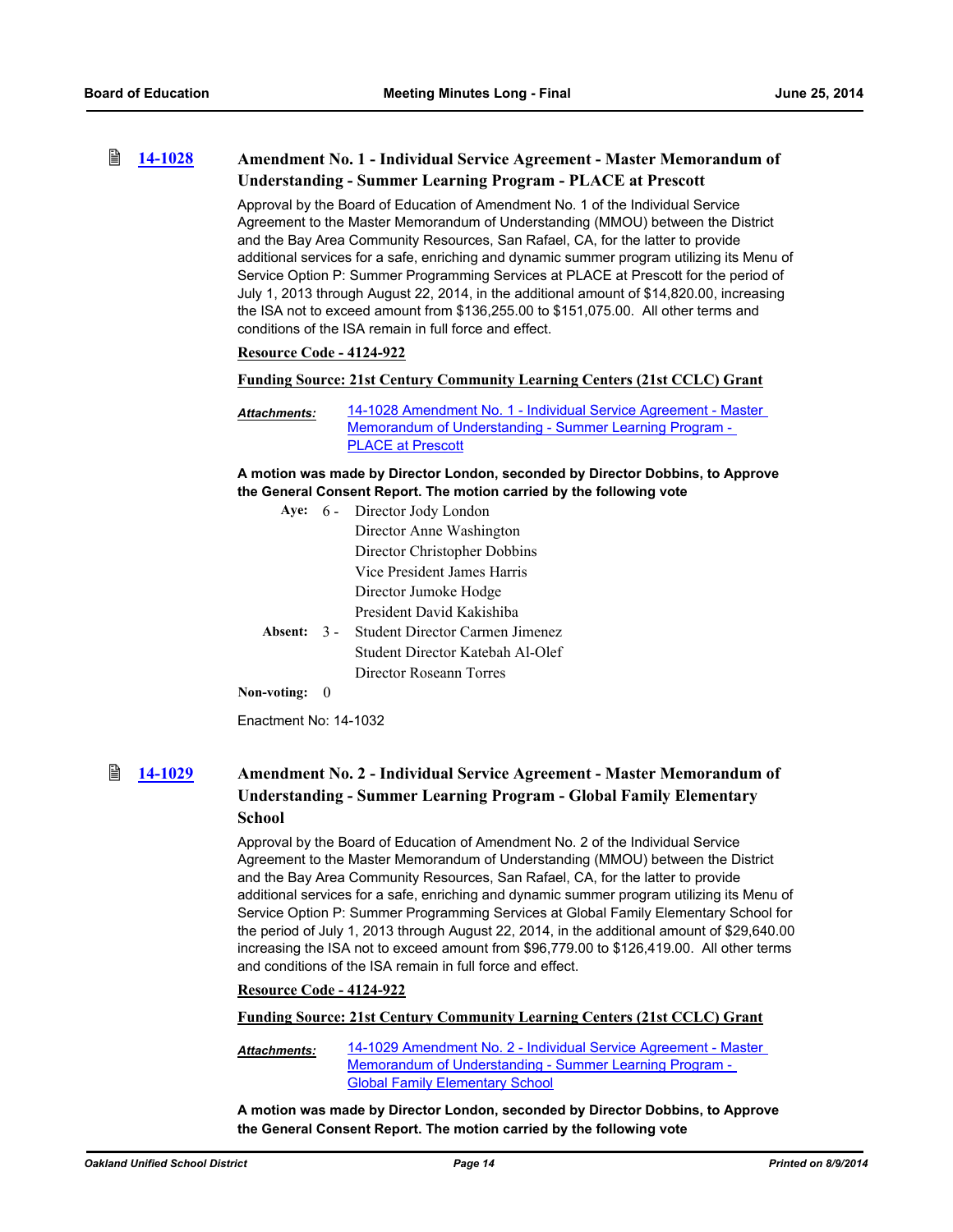### 14-1028 Amendment No. 1 - Individual Service Agreement - Master Memorandum of Understanding - Summer Learning Program - PLACE at Prescott

Approval by the Board of Education of Amendment No. 1 of the Individual Service Agreement to the Master Memorandum of Understanding (MMOU) between the District and the Bay Area Community Resources, San Rafael, CA, for the latter to provide additional services for a safe, enriching and dynamic summer program utilizing its Menu of Service Option P: Summer Programming Services at PLACE at Prescott for the period of July 1, 2013 through August 22, 2014, in the additional amount of $14,820.00, increasing the ISA not to exceed amount from $136,255.00 to $151,075.00. All other terms and conditions of the ISA remain in full force and effect.

**Resource Code - 4124-922**

**Funding Source: 21st Century Community Learning Centers (21st CCLC) Grant**

***Attachments:*** 14-1028 Amendment No. 1 - Individual Service Agreement - Master Memorandum of Understanding - Summer Learning Program - PLACE at Prescott

**A motion was made by Director London, seconded by Director Dobbins, to Approve the General Consent Report. The motion carried by the following vote**

**Aye:** 6 - Director Jody London, Director Anne Washington, Director Christopher Dobbins, Vice President James Harris, Director Jumoke Hodge, President David Kakishiba

**Absent:** 3 - Student Director Carmen Jimenez, Student Director Katebah Al-Olef, Director Roseann Torres

**Non-voting:** 0

Enactment No: 14-1032

### 14-1029 Amendment No. 2 - Individual Service Agreement - Master Memorandum of Understanding - Summer Learning Program - Global Family Elementary School

Approval by the Board of Education of Amendment No. 2 of the Individual Service Agreement to the Master Memorandum of Understanding (MMOU) between the District and the Bay Area Community Resources, San Rafael, CA, for the latter to provide additional services for a safe, enriching and dynamic summer program utilizing its Menu of Service Option P: Summer Programming Services at Global Family Elementary School for the period of July 1, 2013 through August 22, 2014, in the additional amount of $29,640.00 increasing the ISA not to exceed amount from $96,779.00 to $126,419.00. All other terms and conditions of the ISA remain in full force and effect.

**Resource Code - 4124-922**

**Funding Source: 21st Century Community Learning Centers (21st CCLC) Grant**

***Attachments:*** 14-1029 Amendment No. 2 - Individual Service Agreement - Master Memorandum of Understanding - Summer Learning Program - Global Family Elementary School

**A motion was made by Director London, seconded by Director Dobbins, to Approve the General Consent Report. The motion carried by the following vote**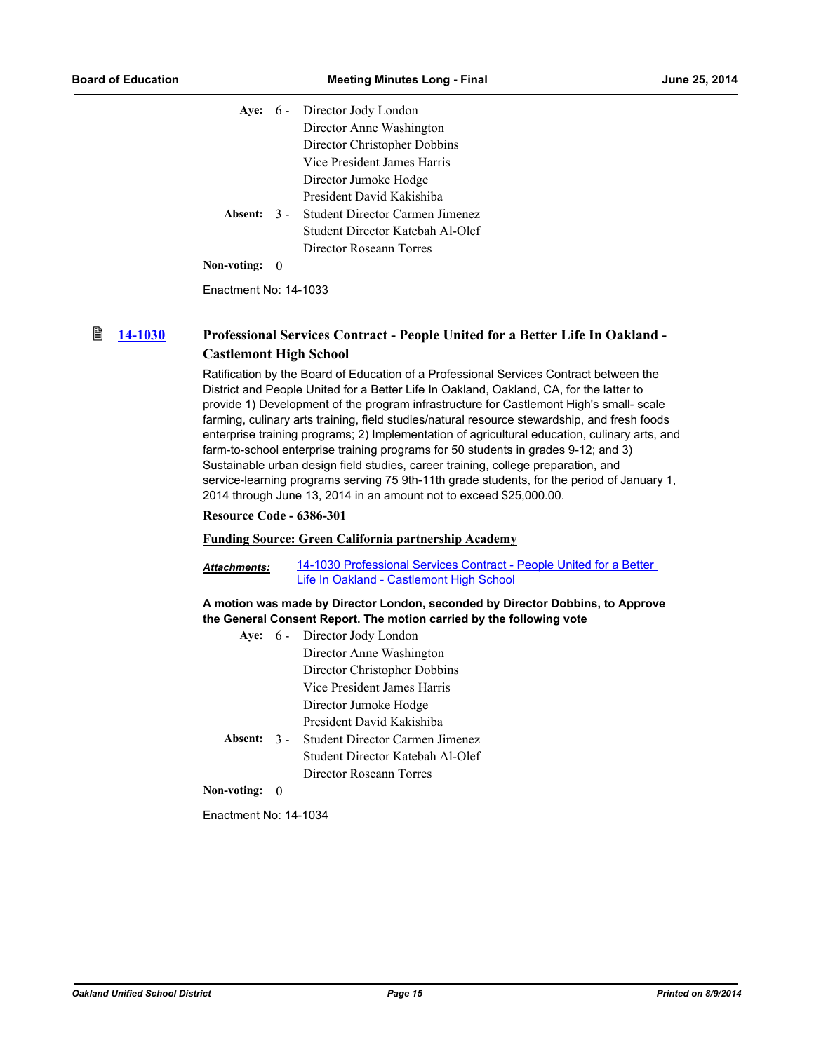Aye: 6 - Director Jody London
Director Anne Washington
Director Christopher Dobbins
Vice President James Harris
Director Jumoke Hodge
President David Kakishiba

Absent: 3 - Student Director Carmen Jimenez
Student Director Katebah Al-Olef
Director Roseann Torres

Non-voting: 0

Enactment No: 14-1033

### 14-1030 Professional Services Contract - People United for a Better Life In Oakland - Castlemont High School

Ratification by the Board of Education of a Professional Services Contract between the District and People United for a Better Life In Oakland, Oakland, CA, for the latter to provide 1) Development of the program infrastructure for Castlemont High's small- scale farming, culinary arts training, field studies/natural resource stewardship, and fresh foods enterprise training programs; 2) Implementation of agricultural education, culinary arts, and farm-to-school enterprise training programs for 50 students in grades 9-12; and 3) Sustainable urban design field studies, career training, college preparation, and service-learning programs serving 75 9th-11th grade students, for the period of January 1, 2014 through June 13, 2014 in an amount not to exceed $25,000.00.

**Resource Code - 6386-301**

**Funding Source: Green California partnership Academy**

***Attachments:*** 14-1030 Professional Services Contract - People United for a Better Life In Oakland - Castlemont High School

**A motion was made by Director London, seconded by Director Dobbins, to Approve the General Consent Report. The motion carried by the following vote**

Aye: 6 - Director Jody London
Director Anne Washington
Director Christopher Dobbins
Vice President James Harris
Director Jumoke Hodge
President David Kakishiba

Absent: 3 - Student Director Carmen Jimenez
Student Director Katebah Al-Olef
Director Roseann Torres

Non-voting: 0

Enactment No: 14-1034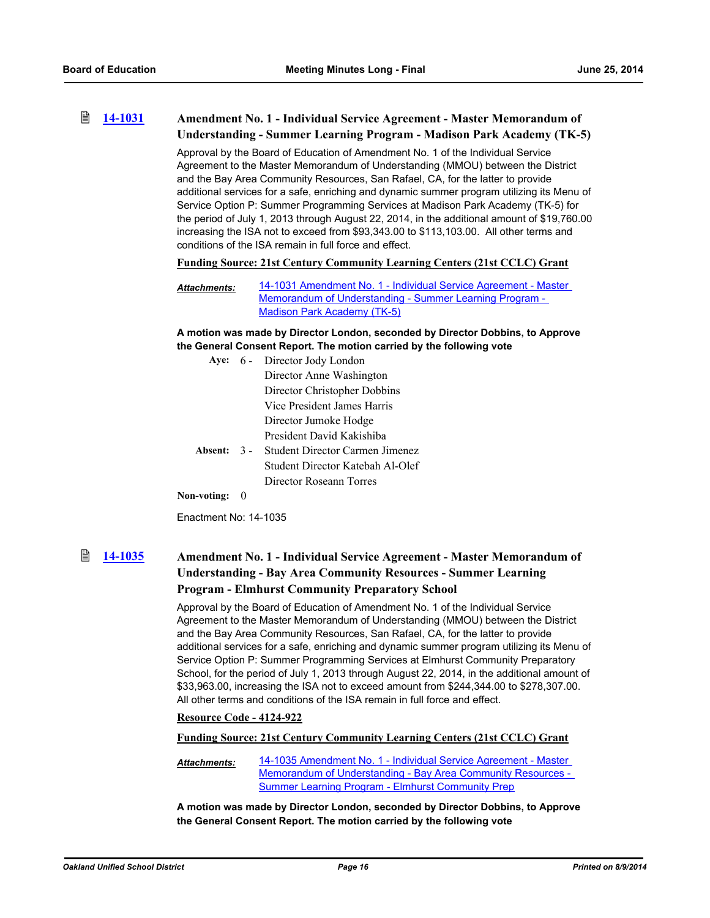### 14-1031 Amendment No. 1 - Individual Service Agreement - Master Memorandum of Understanding - Summer Learning Program - Madison Park Academy (TK-5)

Approval by the Board of Education of Amendment No. 1 of the Individual Service Agreement to the Master Memorandum of Understanding (MMOU) between the District and the Bay Area Community Resources, San Rafael, CA, for the latter to provide additional services for a safe, enriching and dynamic summer program utilizing its Menu of Service Option P: Summer Programming Services at Madison Park Academy (TK-5) for the period of July 1, 2013 through August 22, 2014, in the additional amount of $19,760.00 increasing the ISA not to exceed from $93,343.00 to $113,103.00. All other terms and conditions of the ISA remain in full force and effect.

**Funding Source: 21st Century Community Learning Centers (21st CCLC) Grant**

***Attachments:*** 14-1031 Amendment No. 1 - Individual Service Agreement - Master Memorandum of Understanding - Summer Learning Program - Madison Park Academy (TK-5)

**A motion was made by Director London, seconded by Director Dobbins, to Approve the General Consent Report. The motion carried by the following vote**

**Aye:** 6 - Director Jody London
Director Anne Washington
Director Christopher Dobbins
Vice President James Harris
Director Jumoke Hodge
President David Kakishiba

**Absent:** 3 - Student Director Carmen Jimenez
Student Director Katebah Al-Olef
Director Roseann Torres

**Non-voting:** 0

Enactment No: 14-1035

### 14-1035 Amendment No. 1 - Individual Service Agreement - Master Memorandum of Understanding - Bay Area Community Resources - Summer Learning Program - Elmhurst Community Preparatory School

Approval by the Board of Education of Amendment No. 1 of the Individual Service Agreement to the Master Memorandum of Understanding (MMOU) between the District and the Bay Area Community Resources, San Rafael, CA, for the latter to provide additional services for a safe, enriching and dynamic summer program utilizing its Menu of Service Option P: Summer Programming Services at Elmhurst Community Preparatory School, for the period of July 1, 2013 through August 22, 2014, in the additional amount of $33,963.00, increasing the ISA not to exceed amount from $244,344.00 to $278,307.00. All other terms and conditions of the ISA remain in full force and effect.

**Resource Code - 4124-922**

**Funding Source: 21st Century Community Learning Centers (21st CCLC) Grant**

***Attachments:*** 14-1035 Amendment No. 1 - Individual Service Agreement - Master Memorandum of Understanding - Bay Area Community Resources - Summer Learning Program - Elmhurst Community Prep

**A motion was made by Director London, seconded by Director Dobbins, to Approve the General Consent Report. The motion carried by the following vote**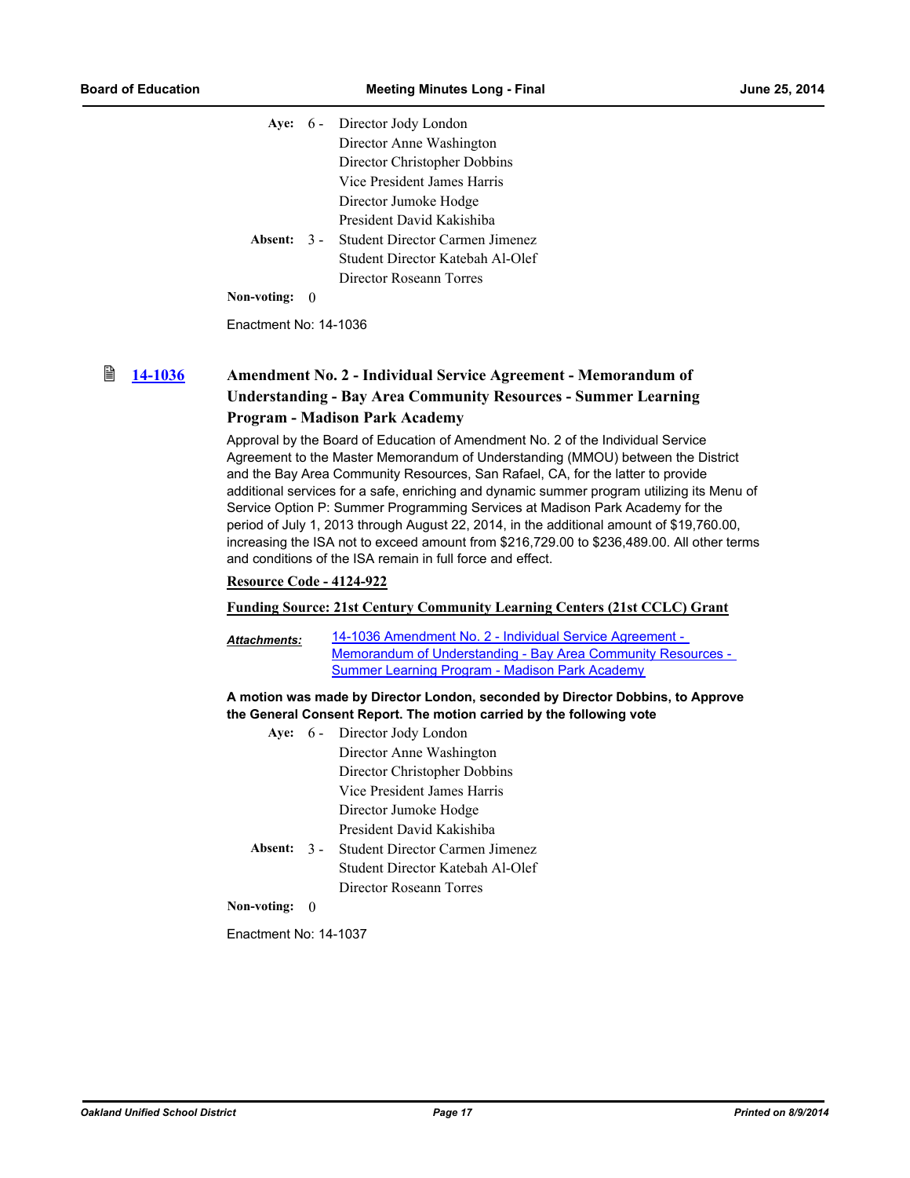| | | |
|---|---|---|
| **Aye:** | 6 - | Director Jody London |
| | | Director Anne Washington |
| | | Director Christopher Dobbins |
| | | Vice President James Harris |
| | | Director Jumoke Hodge |
| | | President David Kakishiba |
| **Absent:** | 3 - | Student Director Carmen Jimenez |
| | | Student Director Katebah Al-Olef |
| | | Director Roseann Torres |
| **Non-voting:** | 0 | |

Enactment No: 14-1036

## 14-1036 Amendment No. 2 - Individual Service Agreement - Memorandum of Understanding - Bay Area Community Resources - Summer Learning Program - Madison Park Academy

Approval by the Board of Education of Amendment No. 2 of the Individual Service Agreement to the Master Memorandum of Understanding (MMOU) between the District and the Bay Area Community Resources, San Rafael, CA, for the latter to provide additional services for a safe, enriching and dynamic summer program utilizing its Menu of Service Option P: Summer Programming Services at Madison Park Academy for the period of July 1, 2013 through August 22, 2014, in the additional amount of $19,760.00, increasing the ISA not to exceed amount from $216,729.00 to $236,489.00. All other terms and conditions of the ISA remain in full force and effect.

**Resource Code - 4124-922**

**Funding Source: 21st Century Community Learning Centers (21st CCLC) Grant**

***Attachments:*** 14-1036 Amendment No. 2 - Individual Service Agreement - Memorandum of Understanding - Bay Area Community Resources - Summer Learning Program - Madison Park Academy

**A motion was made by Director London, seconded by Director Dobbins, to Approve the General Consent Report. The motion carried by the following vote**

| | | |
|---|---|---|
| **Aye:** | 6 - | Director Jody London |
| | | Director Anne Washington |
| | | Director Christopher Dobbins |
| | | Vice President James Harris |
| | | Director Jumoke Hodge |
| | | President David Kakishiba |
| **Absent:** | 3 - | Student Director Carmen Jimenez |
| | | Student Director Katebah Al-Olef |
| | | Director Roseann Torres |
| **Non-voting:** | 0 | |

Enactment No: 14-1037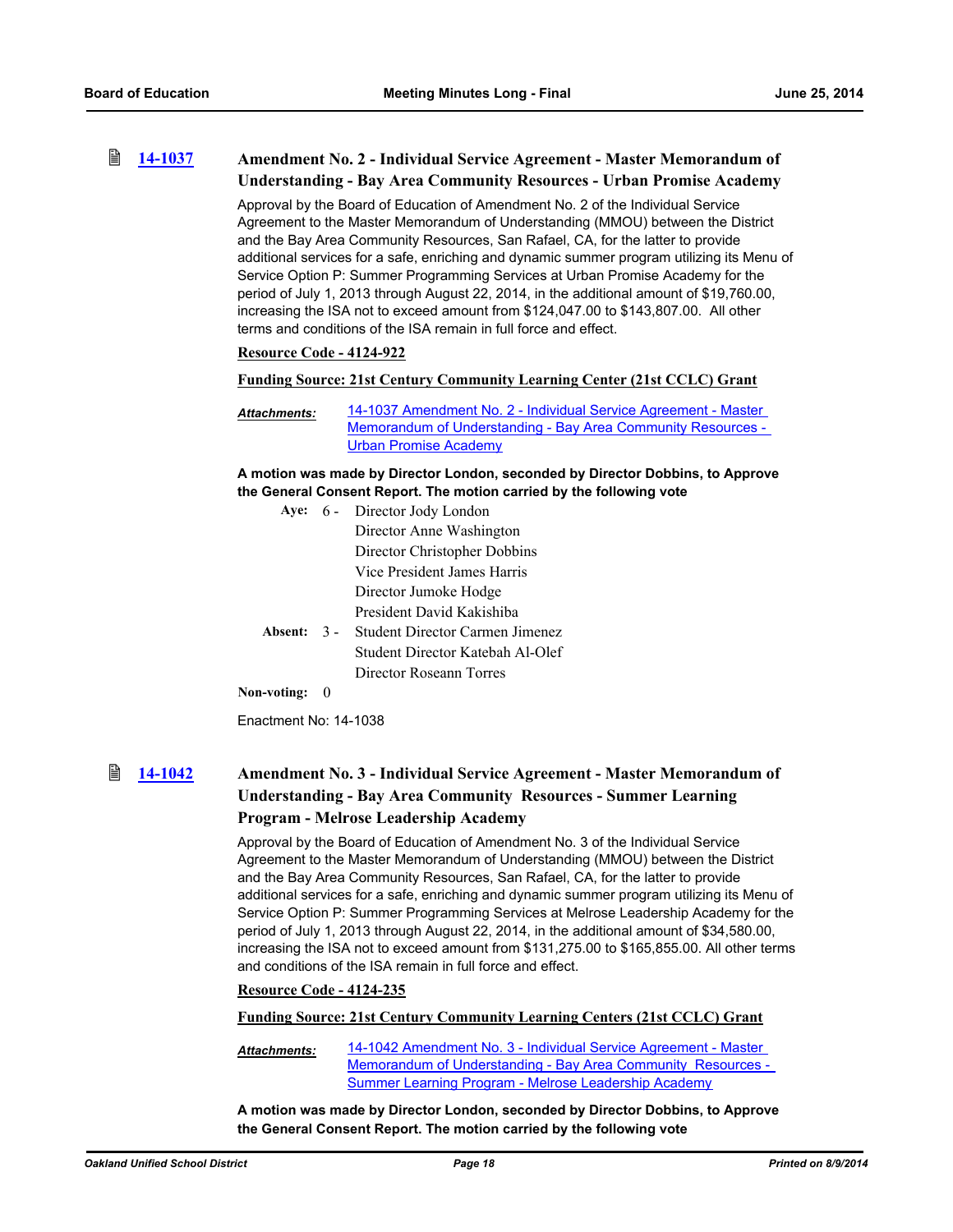### 14-1037 Amendment No. 2 - Individual Service Agreement - Master Memorandum of Understanding - Bay Area Community Resources - Urban Promise Academy

Approval by the Board of Education of Amendment No. 2 of the Individual Service Agreement to the Master Memorandum of Understanding (MMOU) between the District and the Bay Area Community Resources, San Rafael, CA, for the latter to provide additional services for a safe, enriching and dynamic summer program utilizing its Menu of Service Option P: Summer Programming Services at Urban Promise Academy for the period of July 1, 2013 through August 22, 2014, in the additional amount of $19,760.00, increasing the ISA not to exceed amount from $124,047.00 to $143,807.00. All other terms and conditions of the ISA remain in full force and effect.

**Resource Code - 4124-922**

**Funding Source: 21st Century Community Learning Center (21st CCLC) Grant**

***Attachments:*** 14-1037 Amendment No. 2 - Individual Service Agreement - Master Memorandum of Understanding - Bay Area Community Resources - Urban Promise Academy

**A motion was made by Director London, seconded by Director Dobbins, to Approve the General Consent Report. The motion carried by the following vote**

**Aye:** 6 - Director Jody London, Director Anne Washington, Director Christopher Dobbins, Vice President James Harris, Director Jumoke Hodge, President David Kakishiba

**Absent:** 3 - Student Director Carmen Jimenez, Student Director Katebah Al-Olef, Director Roseann Torres

**Non-voting:** 0

Enactment No: 14-1038

### 14-1042 Amendment No. 3 - Individual Service Agreement - Master Memorandum of Understanding - Bay Area Community Resources - Summer Learning Program - Melrose Leadership Academy

Approval by the Board of Education of Amendment No. 3 of the Individual Service Agreement to the Master Memorandum of Understanding (MMOU) between the District and the Bay Area Community Resources, San Rafael, CA, for the latter to provide additional services for a safe, enriching and dynamic summer program utilizing its Menu of Service Option P: Summer Programming Services at Melrose Leadership Academy for the period of July 1, 2013 through August 22, 2014, in the additional amount of $34,580.00, increasing the ISA not to exceed amount from $131,275.00 to $165,855.00. All other terms and conditions of the ISA remain in full force and effect.

**Resource Code - 4124-235**

**Funding Source: 21st Century Community Learning Centers (21st CCLC) Grant**

***Attachments:*** 14-1042 Amendment No. 3 - Individual Service Agreement - Master Memorandum of Understanding - Bay Area Community Resources - Summer Learning Program - Melrose Leadership Academy

**A motion was made by Director London, seconded by Director Dobbins, to Approve the General Consent Report. The motion carried by the following vote**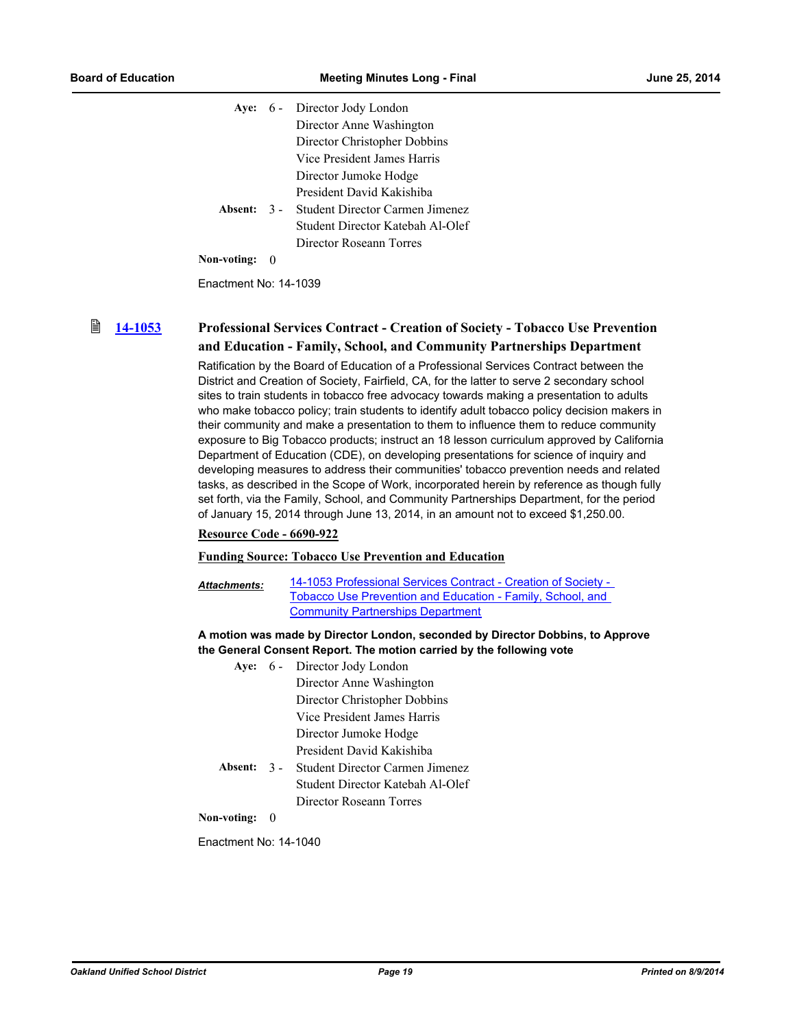| | | |
|---|---|---|
| **Aye:** | 6 - | Director Jody London |
| | | Director Anne Washington |
| | | Director Christopher Dobbins |
| | | Vice President James Harris |
| | | Director Jumoke Hodge |
| | | President David Kakishiba |
| **Absent:** | 3 - | Student Director Carmen Jimenez |
| | | Student Director Katebah Al-Olef |
| | | Director Roseann Torres |
| **Non-voting:** | 0 | |

Enactment No: 14-1039

## 14-1053 Professional Services Contract - Creation of Society - Tobacco Use Prevention and Education - Family, School, and Community Partnerships Department

Ratification by the Board of Education of a Professional Services Contract between the District and Creation of Society, Fairfield, CA, for the latter to serve 2 secondary school sites to train students in tobacco free advocacy towards making a presentation to adults who make tobacco policy; train students to identify adult tobacco policy decision makers in their community and make a presentation to them to influence them to reduce community exposure to Big Tobacco products; instruct an 18 lesson curriculum approved by California Department of Education (CDE), on developing presentations for science of inquiry and developing measures to address their communities' tobacco prevention needs and related tasks, as described in the Scope of Work, incorporated herein by reference as though fully set forth, via the Family, School, and Community Partnerships Department, for the period of January 15, 2014 through June 13, 2014, in an amount not to exceed $1,250.00.

**Resource Code - 6690-922**

**Funding Source: Tobacco Use Prevention and Education**

***Attachments:*** 14-1053 Professional Services Contract - Creation of Society - Tobacco Use Prevention and Education - Family, School, and Community Partnerships Department

**A motion was made by Director London, seconded by Director Dobbins, to Approve the General Consent Report. The motion carried by the following vote**

| | | |
|---|---|---|
| **Aye:** | 6 - | Director Jody London |
| | | Director Anne Washington |
| | | Director Christopher Dobbins |
| | | Vice President James Harris |
| | | Director Jumoke Hodge |
| | | President David Kakishiba |
| **Absent:** | 3 - | Student Director Carmen Jimenez |
| | | Student Director Katebah Al-Olef |
| | | Director Roseann Torres |
| **Non-voting:** | 0 | |

Enactment No: 14-1040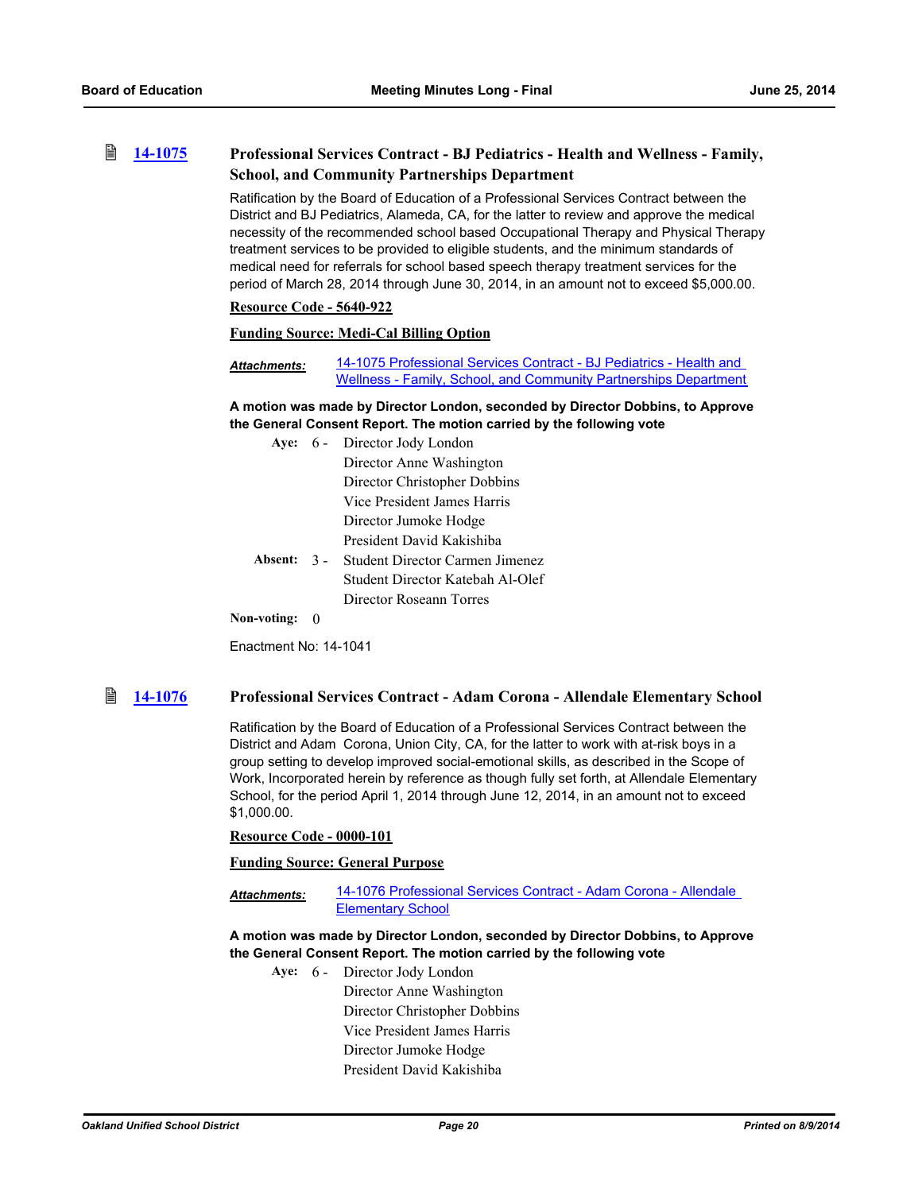### 14-1075 Professional Services Contract - BJ Pediatrics - Health and Wellness - Family, School, and Community Partnerships Department

Ratification by the Board of Education of a Professional Services Contract between the District and BJ Pediatrics, Alameda, CA, for the latter to review and approve the medical necessity of the recommended school based Occupational Therapy and Physical Therapy treatment services to be provided to eligible students, and the minimum standards of medical need for referrals for school based speech therapy treatment services for the period of March 28, 2014 through June 30, 2014, in an amount not to exceed $5,000.00.

**Resource Code - 5640-922**

**Funding Source: Medi-Cal Billing Option**

***Attachments:*** 14-1075 Professional Services Contract - BJ Pediatrics - Health and Wellness - Family, School, and Community Partnerships Department

**A motion was made by Director London, seconded by Director Dobbins, to Approve the General Consent Report. The motion carried by the following vote**

**Aye:** 6 - Director Jody London
Director Anne Washington
Director Christopher Dobbins
Vice President James Harris
Director Jumoke Hodge
President David Kakishiba

**Absent:** 3 - Student Director Carmen Jimenez
Student Director Katebah Al-Olef
Director Roseann Torres

**Non-voting:** 0

Enactment No: 14-1041

### 14-1076 Professional Services Contract - Adam Corona - Allendale Elementary School

Ratification by the Board of Education of a Professional Services Contract between the District and Adam Corona, Union City, CA, for the latter to work with at-risk boys in a group setting to develop improved social-emotional skills, as described in the Scope of Work, Incorporated herein by reference as though fully set forth, at Allendale Elementary School, for the period April 1, 2014 through June 12, 2014, in an amount not to exceed $1,000.00.

**Resource Code - 0000-101**

**Funding Source: General Purpose**

***Attachments:*** 14-1076 Professional Services Contract - Adam Corona - Allendale Elementary School

**A motion was made by Director London, seconded by Director Dobbins, to Approve the General Consent Report. The motion carried by the following vote**

**Aye:** 6 - Director Jody London
Director Anne Washington
Director Christopher Dobbins
Vice President James Harris
Director Jumoke Hodge
President David Kakishiba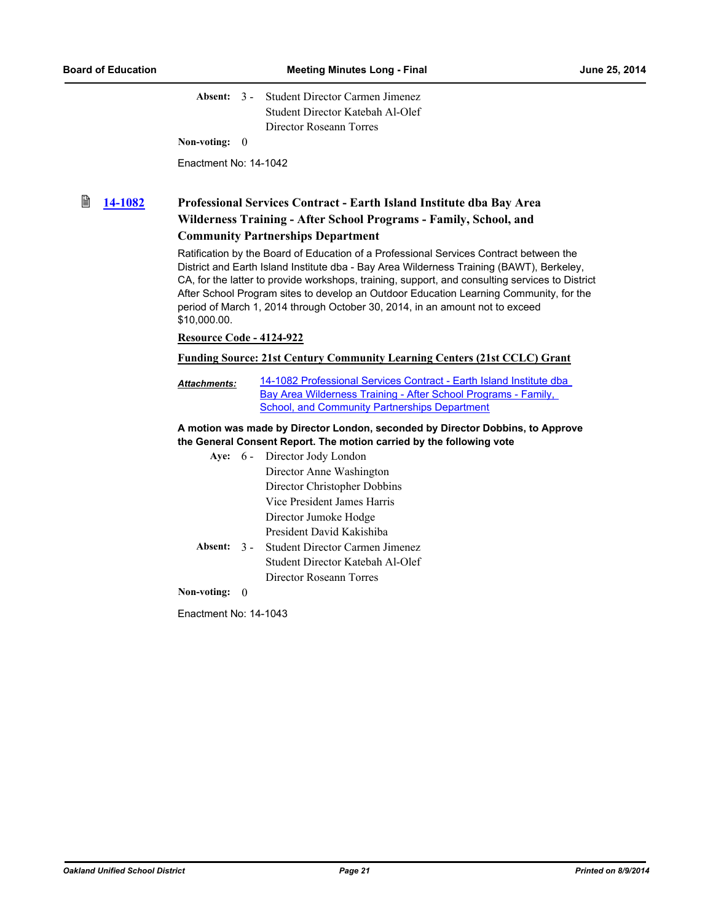**Absent:** 3 - Student Director Carmen Jimenez
Student Director Katebah Al-Olef
Director Roseann Torres

**Non-voting:** 0

Enactment No: 14-1042

### 14-1082 Professional Services Contract - Earth Island Institute dba Bay Area Wilderness Training - After School Programs - Family, School, and Community Partnerships Department

Ratification by the Board of Education of a Professional Services Contract between the District and Earth Island Institute dba - Bay Area Wilderness Training (BAWT), Berkeley, CA, for the latter to provide workshops, training, support, and consulting services to District After School Program sites to develop an Outdoor Education Learning Community, for the period of March 1, 2014 through October 30, 2014, in an amount not to exceed $10,000.00.

**Resource Code - 4124-922**

**Funding Source: 21st Century Community Learning Centers (21st CCLC) Grant**

***Attachments:*** 14-1082 Professional Services Contract - Earth Island Institute dba Bay Area Wilderness Training - After School Programs - Family, School, and Community Partnerships Department

**A motion was made by Director London, seconded by Director Dobbins, to Approve the General Consent Report. The motion carried by the following vote**

**Aye:** 6 - Director Jody London
Director Anne Washington
Director Christopher Dobbins
Vice President James Harris
Director Jumoke Hodge
President David Kakishiba

**Absent:** 3 - Student Director Carmen Jimenez
Student Director Katebah Al-Olef
Director Roseann Torres

**Non-voting:** 0

Enactment No: 14-1043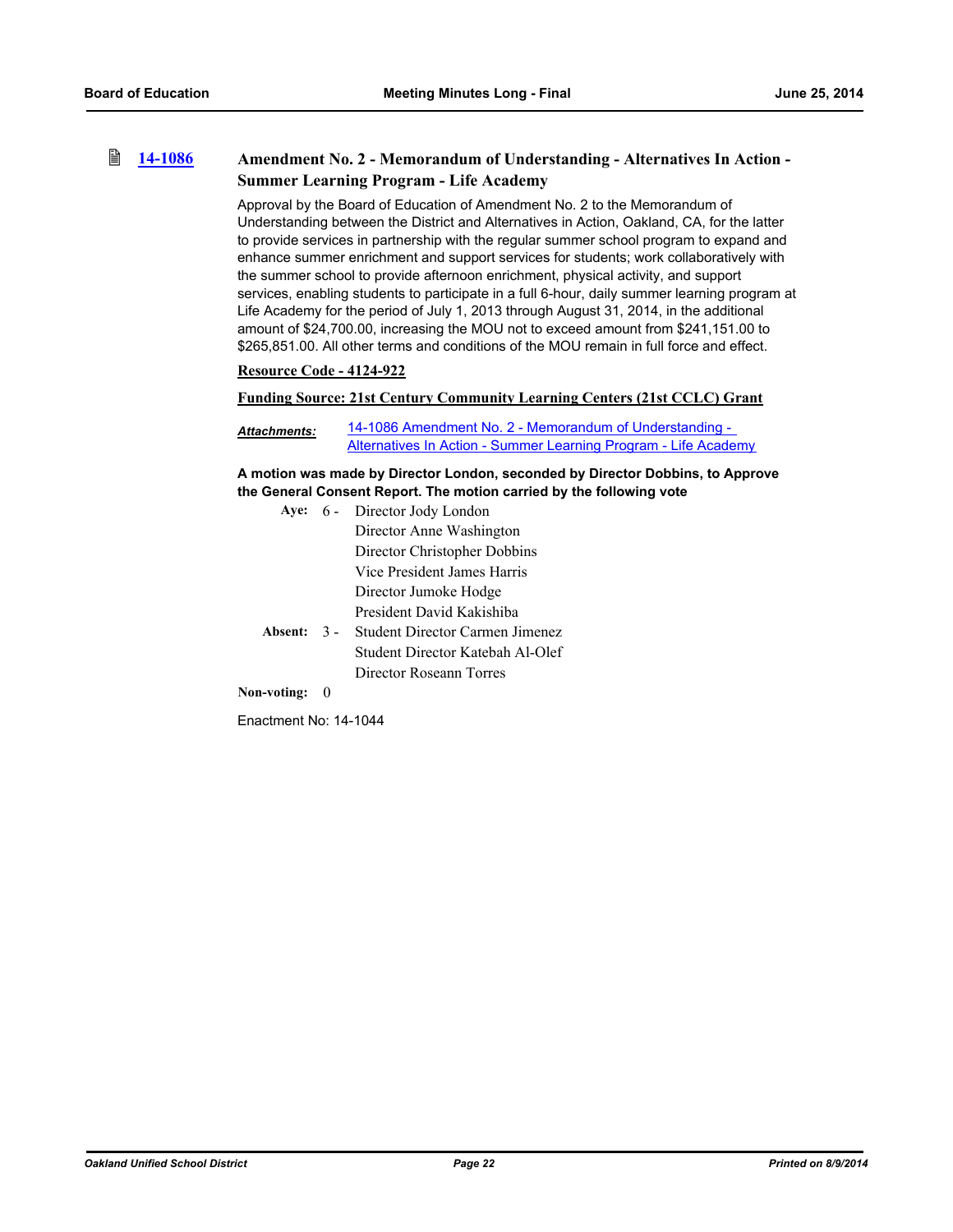### 14-1086 Amendment No. 2 - Memorandum of Understanding - Alternatives In Action - Summer Learning Program - Life Academy

Approval by the Board of Education of Amendment No. 2 to the Memorandum of Understanding between the District and Alternatives in Action, Oakland, CA, for the latter to provide services in partnership with the regular summer school program to expand and enhance summer enrichment and support services for students; work collaboratively with the summer school to provide afternoon enrichment, physical activity, and support services, enabling students to participate in a full 6-hour, daily summer learning program at Life Academy for the period of July 1, 2013 through August 31, 2014, in the additional amount of $24,700.00, increasing the MOU not to exceed amount from $241,151.00 to $265,851.00. All other terms and conditions of the MOU remain in full force and effect.

**Resource Code - 4124-922**

**Funding Source: 21st Century Community Learning Centers (21st CCLC) Grant**

***Attachments:*** 14-1086 Amendment No. 2 - Memorandum of Understanding - Alternatives In Action - Summer Learning Program - Life Academy

**A motion was made by Director London, seconded by Director Dobbins, to Approve the General Consent Report. The motion carried by the following vote**

**Aye:** 6 - Director Jody London
Director Anne Washington
Director Christopher Dobbins
Vice President James Harris
Director Jumoke Hodge
President David Kakishiba

**Absent:** 3 - Student Director Carmen Jimenez
Student Director Katebah Al-Olef
Director Roseann Torres

**Non-voting:** 0

Enactment No: 14-1044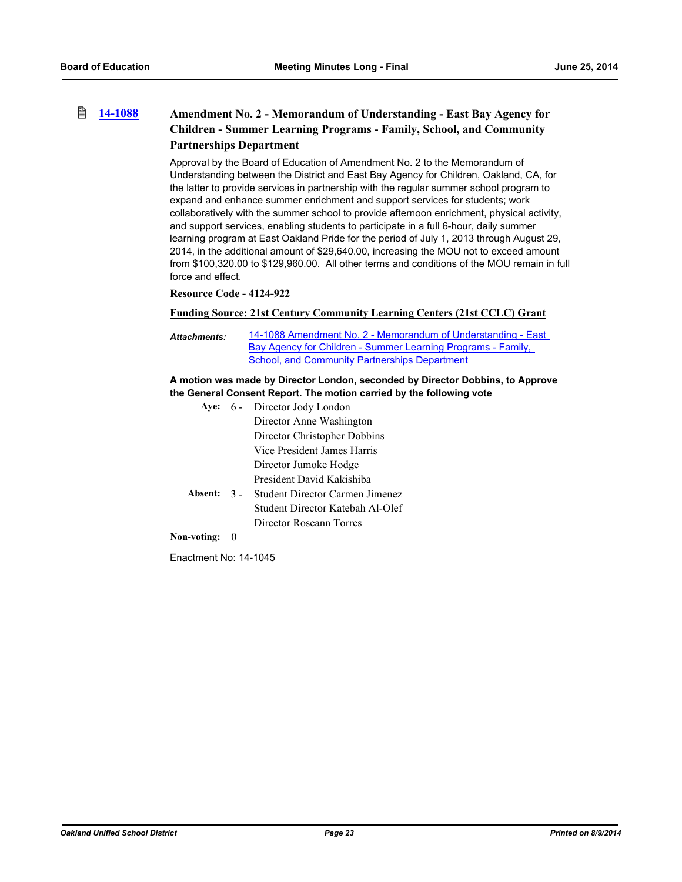### 14-1088 Amendment No. 2 - Memorandum of Understanding - East Bay Agency for Children - Summer Learning Programs - Family, School, and Community Partnerships Department

Approval by the Board of Education of Amendment No. 2 to the Memorandum of Understanding between the District and East Bay Agency for Children, Oakland, CA, for the latter to provide services in partnership with the regular summer school program to expand and enhance summer enrichment and support services for students; work collaboratively with the summer school to provide afternoon enrichment, physical activity, and support services, enabling students to participate in a full 6-hour, daily summer learning program at East Oakland Pride for the period of July 1, 2013 through August 29, 2014, in the additional amount of $29,640.00, increasing the MOU not to exceed amount from $100,320.00 to $129,960.00. All other terms and conditions of the MOU remain in full force and effect.

**Resource Code - 4124-922**

**Funding Source: 21st Century Community Learning Centers (21st CCLC) Grant**

***Attachments:*** 14-1088 Amendment No. 2 - Memorandum of Understanding - East Bay Agency for Children - Summer Learning Programs - Family, School, and Community Partnerships Department

**A motion was made by Director London, seconded by Director Dobbins, to Approve the General Consent Report. The motion carried by the following vote**

**Aye:** 6 - Director Jody London
Director Anne Washington
Director Christopher Dobbins
Vice President James Harris
Director Jumoke Hodge
President David Kakishiba

**Absent:** 3 - Student Director Carmen Jimenez
Student Director Katebah Al-Olef
Director Roseann Torres

**Non-voting:** 0

Enactment No: 14-1045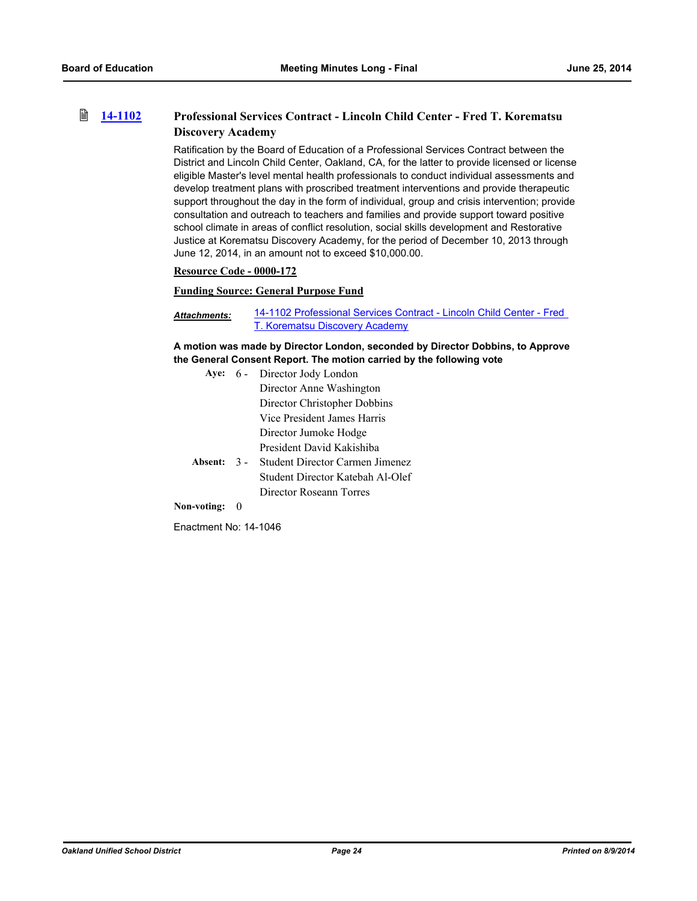### 14-1102 Professional Services Contract - Lincoln Child Center - Fred T. Korematsu Discovery Academy

Ratification by the Board of Education of a Professional Services Contract between the District and Lincoln Child Center, Oakland, CA, for the latter to provide licensed or license eligible Master's level mental health professionals to conduct individual assessments and develop treatment plans with proscribed treatment interventions and provide therapeutic support throughout the day in the form of individual, group and crisis intervention; provide consultation and outreach to teachers and families and provide support toward positive school climate in areas of conflict resolution, social skills development and Restorative Justice at Korematsu Discovery Academy, for the period of December 10, 2013 through June 12, 2014, in an amount not to exceed $10,000.00.

**Resource Code - 0000-172**

**Funding Source: General Purpose Fund**

***Attachments:*** 14-1102 Professional Services Contract - Lincoln Child Center - Fred T. Korematsu Discovery Academy

**A motion was made by Director London, seconded by Director Dobbins, to Approve the General Consent Report. The motion carried by the following vote**

**Aye:** 6 - Director Jody London
Director Anne Washington
Director Christopher Dobbins
Vice President James Harris
Director Jumoke Hodge
President David Kakishiba

**Absent:** 3 - Student Director Carmen Jimenez
Student Director Katebah Al-Olef
Director Roseann Torres

**Non-voting:** 0

Enactment No: 14-1046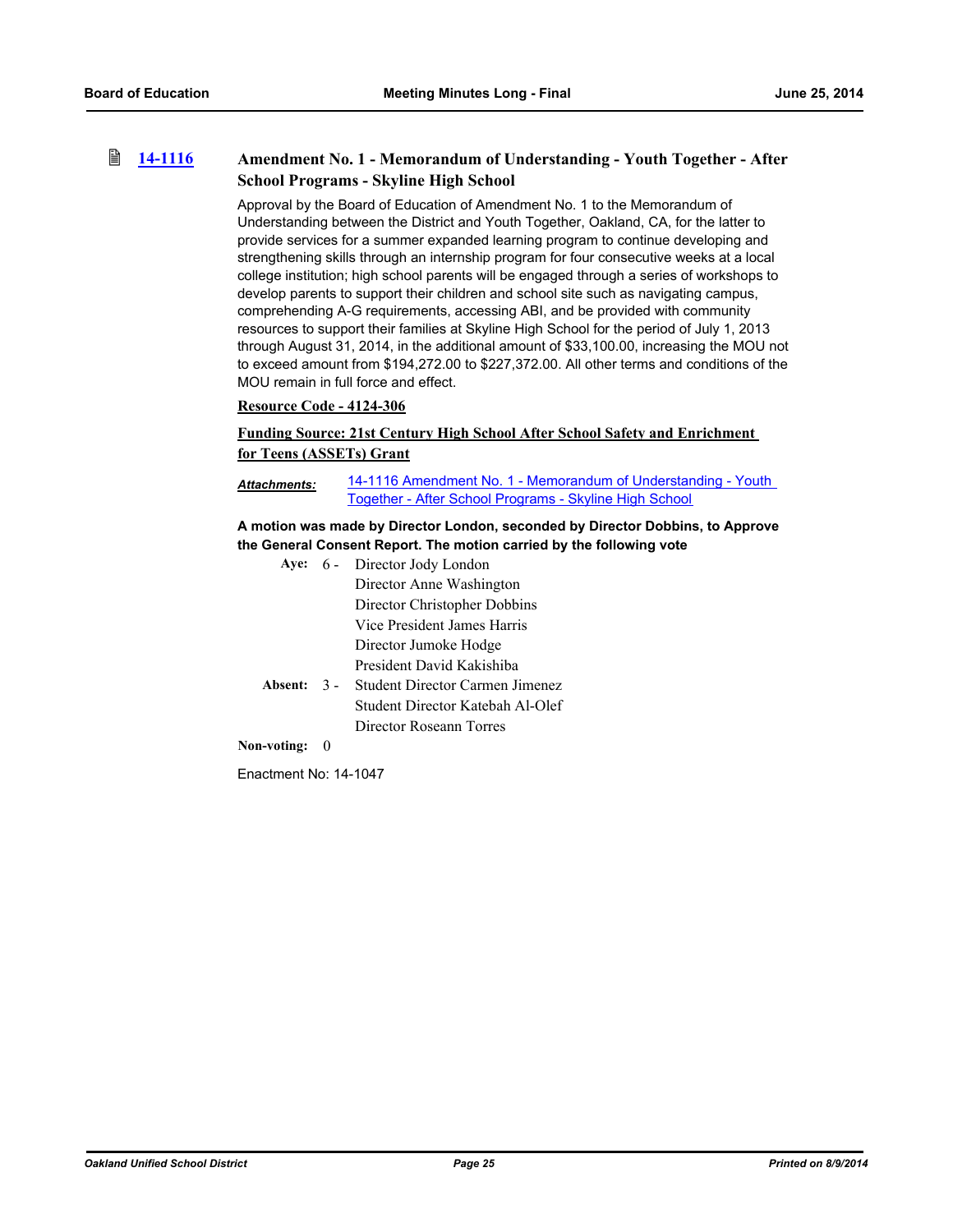### 14-1116 Amendment No. 1 - Memorandum of Understanding - Youth Together - After School Programs - Skyline High School

Approval by the Board of Education of Amendment No. 1 to the Memorandum of Understanding between the District and Youth Together, Oakland, CA, for the latter to provide services for a summer expanded learning program to continue developing and strengthening skills through an internship program for four consecutive weeks at a local college institution; high school parents will be engaged through a series of workshops to develop parents to support their children and school site such as navigating campus, comprehending A-G requirements, accessing ABI, and be provided with community resources to support their families at Skyline High School for the period of July 1, 2013 through August 31, 2014, in the additional amount of $33,100.00, increasing the MOU not to exceed amount from $194,272.00 to $227,372.00. All other terms and conditions of the MOU remain in full force and effect.

**Resource Code - 4124-306**

**Funding Source: 21st Century High School After School Safety and Enrichment for Teens (ASSETs) Grant**

***Attachments:*** 14-1116 Amendment No. 1 - Memorandum of Understanding - Youth Together - After School Programs - Skyline High School

**A motion was made by Director London, seconded by Director Dobbins, to Approve the General Consent Report. The motion carried by the following vote**

**Aye:** 6 - Director Jody London
Director Anne Washington
Director Christopher Dobbins
Vice President James Harris
Director Jumoke Hodge
President David Kakishiba

**Absent:** 3 - Student Director Carmen Jimenez
Student Director Katebah Al-Olef
Director Roseann Torres

**Non-voting:** 0

Enactment No: 14-1047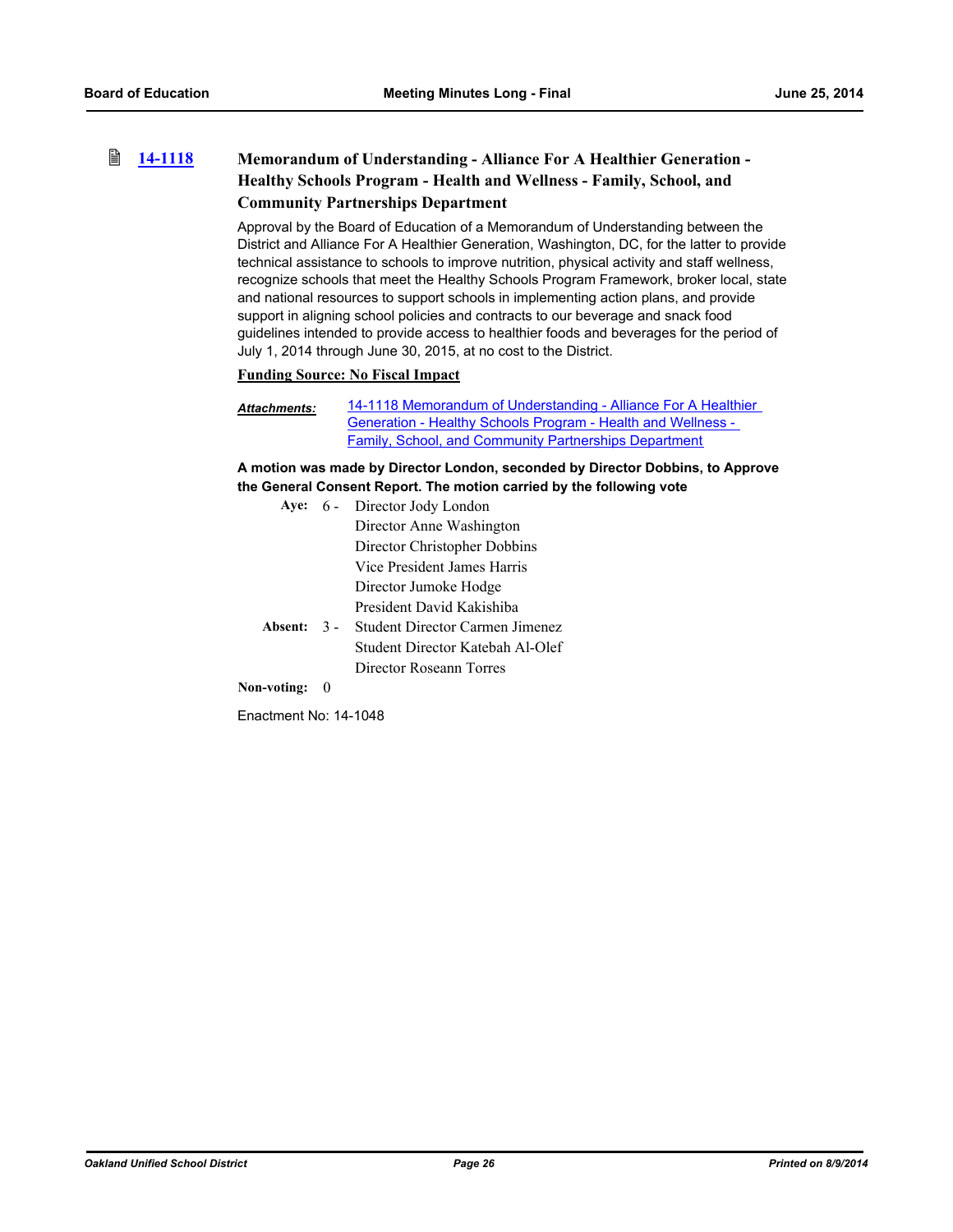### 14-1118 Memorandum of Understanding - Alliance For A Healthier Generation - Healthy Schools Program - Health and Wellness - Family, School, and Community Partnerships Department

Approval by the Board of Education of a Memorandum of Understanding between the District and Alliance For A Healthier Generation, Washington, DC, for the latter to provide technical assistance to schools to improve nutrition, physical activity and staff wellness, recognize schools that meet the Healthy Schools Program Framework, broker local, state and national resources to support schools in implementing action plans, and provide support in aligning school policies and contracts to our beverage and snack food guidelines intended to provide access to healthier foods and beverages for the period of July 1, 2014 through June 30, 2015, at no cost to the District.

**Funding Source: No Fiscal Impact**

***Attachments:*** 14-1118 Memorandum of Understanding - Alliance For A Healthier Generation - Healthy Schools Program - Health and Wellness - Family, School, and Community Partnerships Department

**A motion was made by Director London, seconded by Director Dobbins, to Approve the General Consent Report. The motion carried by the following vote**

**Aye:** 6 - Director Jody London
Director Anne Washington
Director Christopher Dobbins
Vice President James Harris
Director Jumoke Hodge
President David Kakishiba

**Absent:** 3 - Student Director Carmen Jimenez
Student Director Katebah Al-Olef
Director Roseann Torres

**Non-voting:** 0

Enactment No: 14-1048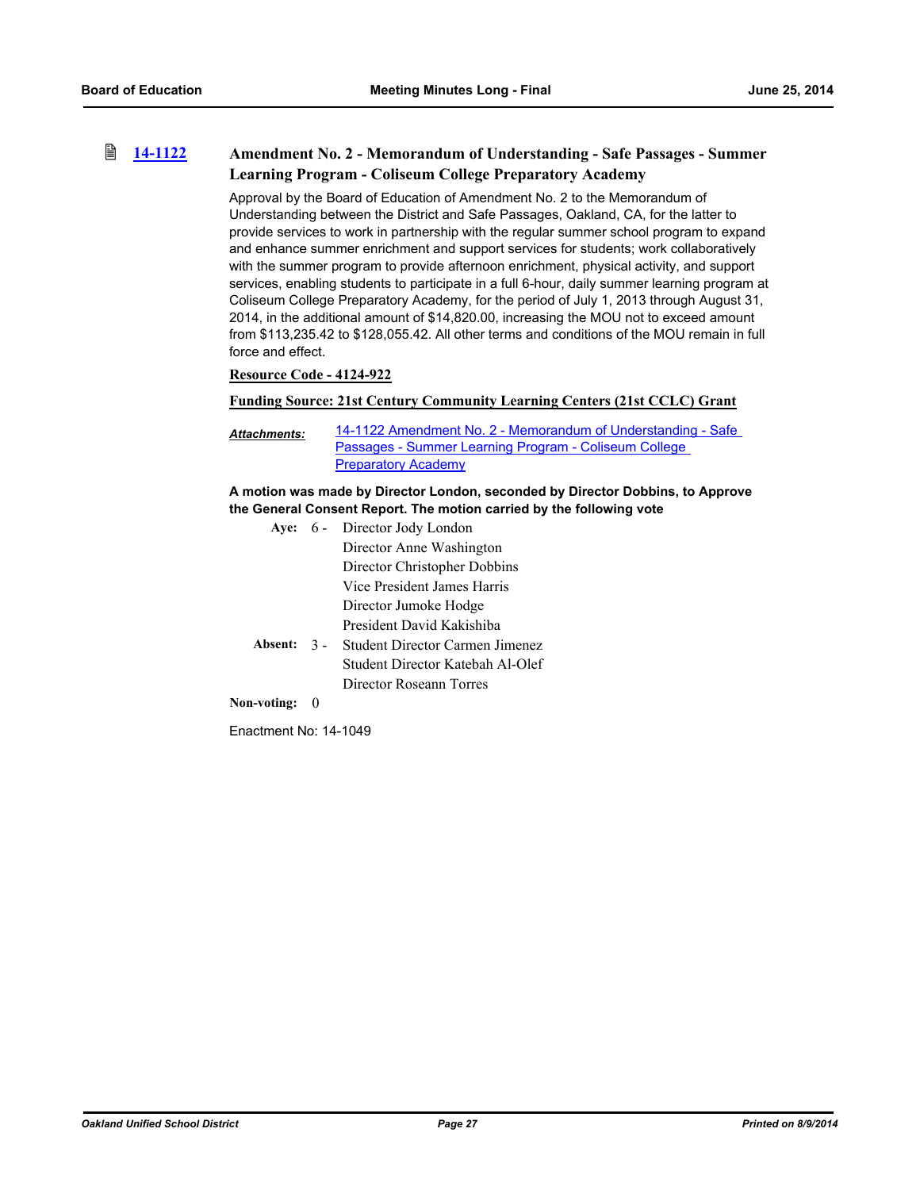### 14-1122 Amendment No. 2 - Memorandum of Understanding - Safe Passages - Summer Learning Program - Coliseum College Preparatory Academy

Approval by the Board of Education of Amendment No. 2 to the Memorandum of Understanding between the District and Safe Passages, Oakland, CA, for the latter to provide services to work in partnership with the regular summer school program to expand and enhance summer enrichment and support services for students; work collaboratively with the summer program to provide afternoon enrichment, physical activity, and support services, enabling students to participate in a full 6-hour, daily summer learning program at Coliseum College Preparatory Academy, for the period of July 1, 2013 through August 31, 2014, in the additional amount of $14,820.00, increasing the MOU not to exceed amount from $113,235.42 to $128,055.42. All other terms and conditions of the MOU remain in full force and effect.

**Resource Code - 4124-922**

**Funding Source: 21st Century Community Learning Centers (21st CCLC) Grant**

***Attachments:*** 14-1122 Amendment No. 2 - Memorandum of Understanding - Safe Passages - Summer Learning Program - Coliseum College Preparatory Academy

**A motion was made by Director London, seconded by Director Dobbins, to Approve the General Consent Report. The motion carried by the following vote**

**Aye:** 6 - Director Jody London
Director Anne Washington
Director Christopher Dobbins
Vice President James Harris
Director Jumoke Hodge
President David Kakishiba

**Absent:** 3 - Student Director Carmen Jimenez
Student Director Katebah Al-Olef
Director Roseann Torres

**Non-voting:** 0

Enactment No: 14-1049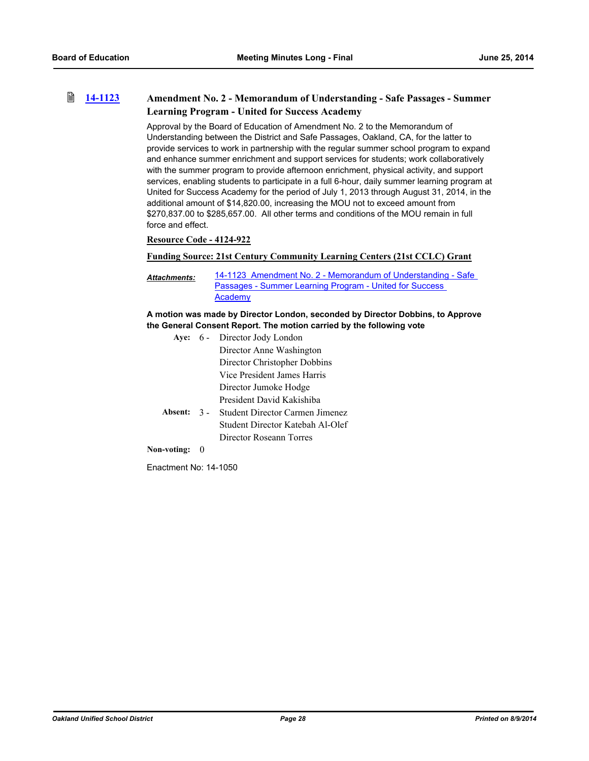### 14-1123 Amendment No. 2 - Memorandum of Understanding - Safe Passages - Summer Learning Program - United for Success Academy

Approval by the Board of Education of Amendment No. 2 to the Memorandum of Understanding between the District and Safe Passages, Oakland, CA, for the latter to provide services to work in partnership with the regular summer school program to expand and enhance summer enrichment and support services for students; work collaboratively with the summer program to provide afternoon enrichment, physical activity, and support services, enabling students to participate in a full 6-hour, daily summer learning program at United for Success Academy for the period of July 1, 2013 through August 31, 2014, in the additional amount of $14,820.00, increasing the MOU not to exceed amount from $270,837.00 to $285,657.00. All other terms and conditions of the MOU remain in full force and effect.

**Resource Code - 4124-922**

**Funding Source: 21st Century Community Learning Centers (21st CCLC) Grant**

***Attachments:*** 14-1123 Amendment No. 2 - Memorandum of Understanding - Safe Passages - Summer Learning Program - United for Success Academy

**A motion was made by Director London, seconded by Director Dobbins, to Approve the General Consent Report. The motion carried by the following vote**

**Aye:** 6 - Director Jody London, Director Anne Washington, Director Christopher Dobbins, Vice President James Harris, Director Jumoke Hodge, President David Kakishiba

**Absent:** 3 - Student Director Carmen Jimenez, Student Director Katebah Al-Olef, Director Roseann Torres

**Non-voting:** 0

Enactment No: 14-1050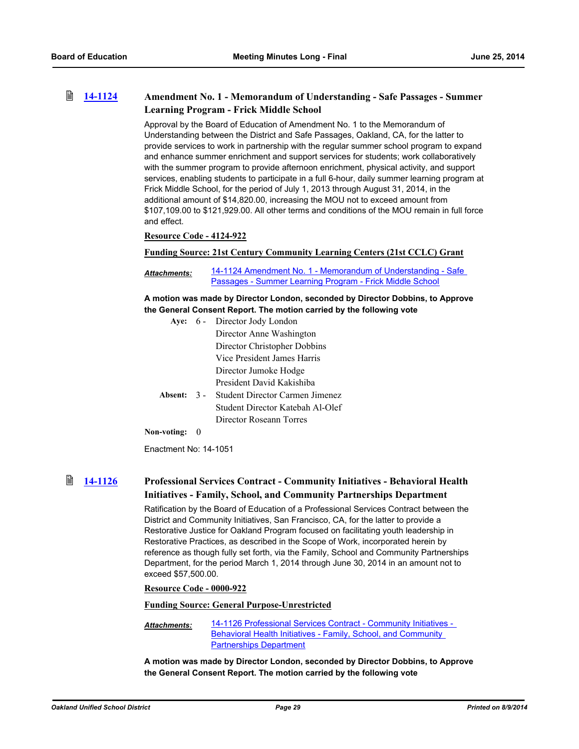### 14-1124 Amendment No. 1 - Memorandum of Understanding - Safe Passages - Summer Learning Program - Frick Middle School

Approval by the Board of Education of Amendment No. 1 to the Memorandum of Understanding between the District and Safe Passages, Oakland, CA, for the latter to provide services to work in partnership with the regular summer school program to expand and enhance summer enrichment and support services for students; work collaboratively with the summer program to provide afternoon enrichment, physical activity, and support services, enabling students to participate in a full 6-hour, daily summer learning program at Frick Middle School, for the period of July 1, 2013 through August 31, 2014, in the additional amount of $14,820.00, increasing the MOU not to exceed amount from $107,109.00 to $121,929.00. All other terms and conditions of the MOU remain in full force and effect.

**Resource Code - 4124-922**

**Funding Source: 21st Century Community Learning Centers (21st CCLC) Grant**

***Attachments:*** 14-1124 Amendment No. 1 - Memorandum of Understanding - Safe Passages - Summer Learning Program - Frick Middle School

**A motion was made by Director London, seconded by Director Dobbins, to Approve the General Consent Report. The motion carried by the following vote**

**Aye:** 6 - Director Jody London, Director Anne Washington, Director Christopher Dobbins, Vice President James Harris, Director Jumoke Hodge, President David Kakishiba

**Absent:** 3 - Student Director Carmen Jimenez, Student Director Katebah Al-Olef, Director Roseann Torres

**Non-voting:** 0

Enactment No: 14-1051

### 14-1126 Professional Services Contract - Community Initiatives - Behavioral Health Initiatives - Family, School, and Community Partnerships Department

Ratification by the Board of Education of a Professional Services Contract between the District and Community Initiatives, San Francisco, CA, for the latter to provide a Restorative Justice for Oakland Program focused on facilitating youth leadership in Restorative Practices, as described in the Scope of Work, incorporated herein by reference as though fully set forth, via the Family, School and Community Partnerships Department, for the period March 1, 2014 through June 30, 2014 in an amount not to exceed $57,500.00.

**Resource Code - 0000-922**

**Funding Source: General Purpose-Unrestricted**

***Attachments:*** 14-1126 Professional Services Contract - Community Initiatives - Behavioral Health Initiatives - Family, School, and Community Partnerships Department

**A motion was made by Director London, seconded by Director Dobbins, to Approve the General Consent Report. The motion carried by the following vote**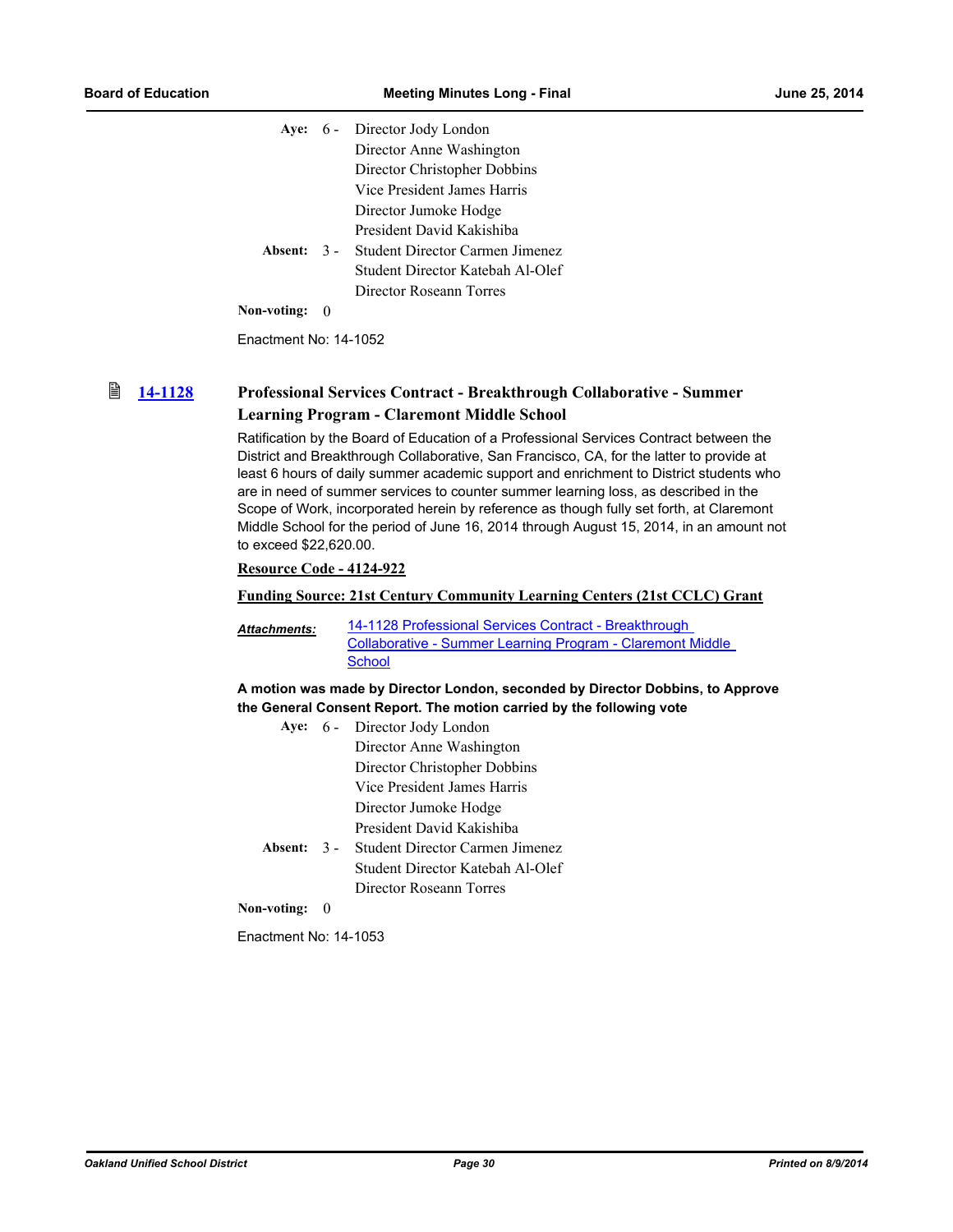Aye: 6 - Director Jody London
Director Anne Washington
Director Christopher Dobbins
Vice President James Harris
Director Jumoke Hodge
President David Kakishiba

Absent: 3 - Student Director Carmen Jimenez
Student Director Katebah Al-Olef
Director Roseann Torres

Non-voting: 0

Enactment No: 14-1052

### 14-1128 Professional Services Contract - Breakthrough Collaborative - Summer Learning Program - Claremont Middle School

Ratification by the Board of Education of a Professional Services Contract between the District and Breakthrough Collaborative, San Francisco, CA, for the latter to provide at least 6 hours of daily summer academic support and enrichment to District students who are in need of summer services to counter summer learning loss, as described in the Scope of Work, incorporated herein by reference as though fully set forth, at Claremont Middle School for the period of June 16, 2014 through August 15, 2014, in an amount not to exceed $22,620.00.

**Resource Code - 4124-922**

**Funding Source: 21st Century Community Learning Centers (21st CCLC) Grant**

***Attachments:*** 14-1128 Professional Services Contract - Breakthrough Collaborative - Summer Learning Program - Claremont Middle School

**A motion was made by Director London, seconded by Director Dobbins, to Approve the General Consent Report. The motion carried by the following vote**

Aye: 6 - Director Jody London
Director Anne Washington
Director Christopher Dobbins
Vice President James Harris
Director Jumoke Hodge
President David Kakishiba

Absent: 3 - Student Director Carmen Jimenez
Student Director Katebah Al-Olef
Director Roseann Torres

Non-voting: 0

Enactment No: 14-1053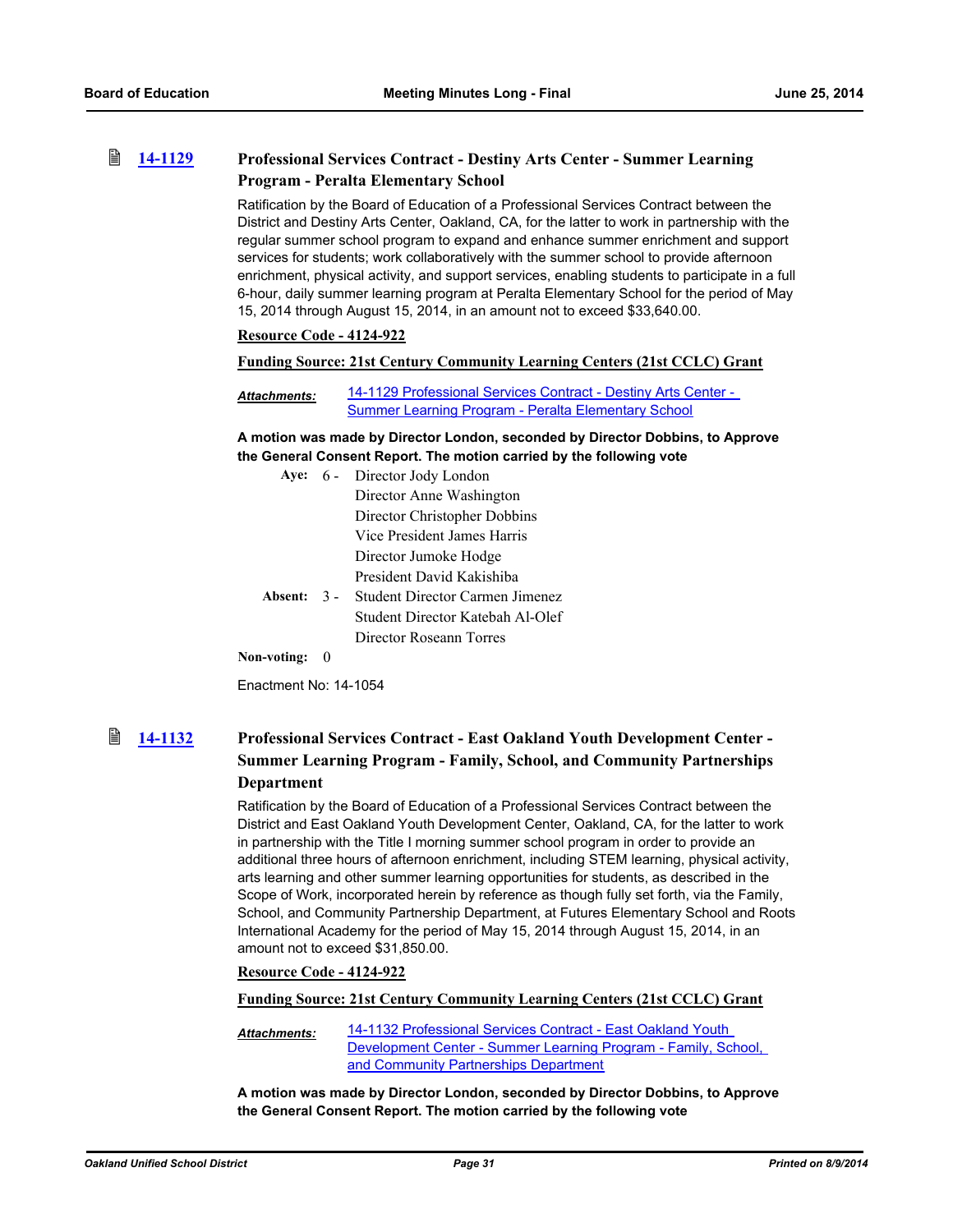### 14-1129 Professional Services Contract - Destiny Arts Center - Summer Learning Program - Peralta Elementary School

Ratification by the Board of Education of a Professional Services Contract between the District and Destiny Arts Center, Oakland, CA, for the latter to work in partnership with the regular summer school program to expand and enhance summer enrichment and support services for students; work collaboratively with the summer school to provide afternoon enrichment, physical activity, and support services, enabling students to participate in a full 6-hour, daily summer learning program at Peralta Elementary School for the period of May 15, 2014 through August 15, 2014, in an amount not to exceed $33,640.00.

**Resource Code - 4124-922**

**Funding Source: 21st Century Community Learning Centers (21st CCLC) Grant**

***Attachments:*** 14-1129 Professional Services Contract - Destiny Arts Center - Summer Learning Program - Peralta Elementary School

**A motion was made by Director London, seconded by Director Dobbins, to Approve the General Consent Report. The motion carried by the following vote**

**Aye:** 6 - Director Jody London, Director Anne Washington, Director Christopher Dobbins, Vice President James Harris, Director Jumoke Hodge, President David Kakishiba

**Absent:** 3 - Student Director Carmen Jimenez, Student Director Katebah Al-Olef, Director Roseann Torres

**Non-voting:** 0

Enactment No: 14-1054

### 14-1132 Professional Services Contract - East Oakland Youth Development Center - Summer Learning Program - Family, School, and Community Partnerships Department

Ratification by the Board of Education of a Professional Services Contract between the District and East Oakland Youth Development Center, Oakland, CA, for the latter to work in partnership with the Title I morning summer school program in order to provide an additional three hours of afternoon enrichment, including STEM learning, physical activity, arts learning and other summer learning opportunities for students, as described in the Scope of Work, incorporated herein by reference as though fully set forth, via the Family, School, and Community Partnership Department, at Futures Elementary School and Roots International Academy for the period of May 15, 2014 through August 15, 2014, in an amount not to exceed $31,850.00.

**Resource Code - 4124-922**

**Funding Source: 21st Century Community Learning Centers (21st CCLC) Grant**

***Attachments:*** 14-1132 Professional Services Contract - East Oakland Youth Development Center - Summer Learning Program - Family, School, and Community Partnerships Department

**A motion was made by Director London, seconded by Director Dobbins, to Approve the General Consent Report. The motion carried by the following vote**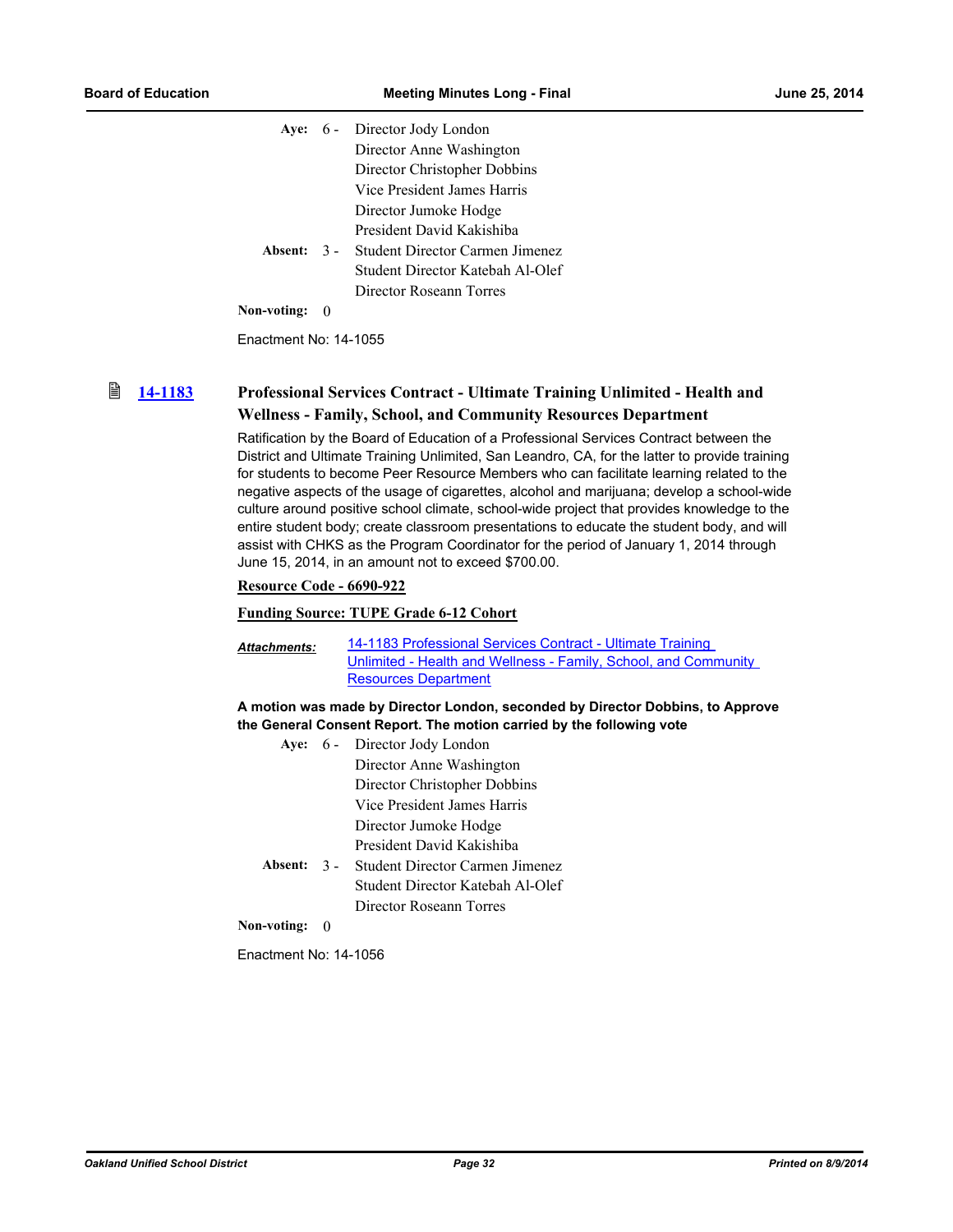| | | |
|---|---|---|
| **Aye:** | 6 - | Director Jody London |
| | | Director Anne Washington |
| | | Director Christopher Dobbins |
| | | Vice President James Harris |
| | | Director Jumoke Hodge |
| | | President David Kakishiba |
| **Absent:** | 3 - | Student Director Carmen Jimenez |
| | | Student Director Katebah Al-Olef |
| | | Director Roseann Torres |
| **Non-voting:** | 0 | |

Enactment No: 14-1055

### 14-1183 Professional Services Contract - Ultimate Training Unlimited - Health and Wellness - Family, School, and Community Resources Department

Ratification by the Board of Education of a Professional Services Contract between the District and Ultimate Training Unlimited, San Leandro, CA, for the latter to provide training for students to become Peer Resource Members who can facilitate learning related to the negative aspects of the usage of cigarettes, alcohol and marijuana; develop a school-wide culture around positive school climate, school-wide project that provides knowledge to the entire student body; create classroom presentations to educate the student body, and will assist with CHKS as the Program Coordinator for the period of January 1, 2014 through June 15, 2014, in an amount not to exceed $700.00.

**Resource Code - 6690-922**

**Funding Source: TUPE Grade 6-12 Cohort**

***Attachments:*** 14-1183 Professional Services Contract - Ultimate Training Unlimited - Health and Wellness - Family, School, and Community Resources Department

**A motion was made by Director London, seconded by Director Dobbins, to Approve the General Consent Report. The motion carried by the following vote**

| | | |
|---|---|---|
| **Aye:** | 6 - | Director Jody London |
| | | Director Anne Washington |
| | | Director Christopher Dobbins |
| | | Vice President James Harris |
| | | Director Jumoke Hodge |
| | | President David Kakishiba |
| **Absent:** | 3 - | Student Director Carmen Jimenez |
| | | Student Director Katebah Al-Olef |
| | | Director Roseann Torres |
| **Non-voting:** | 0 | |

Enactment No: 14-1056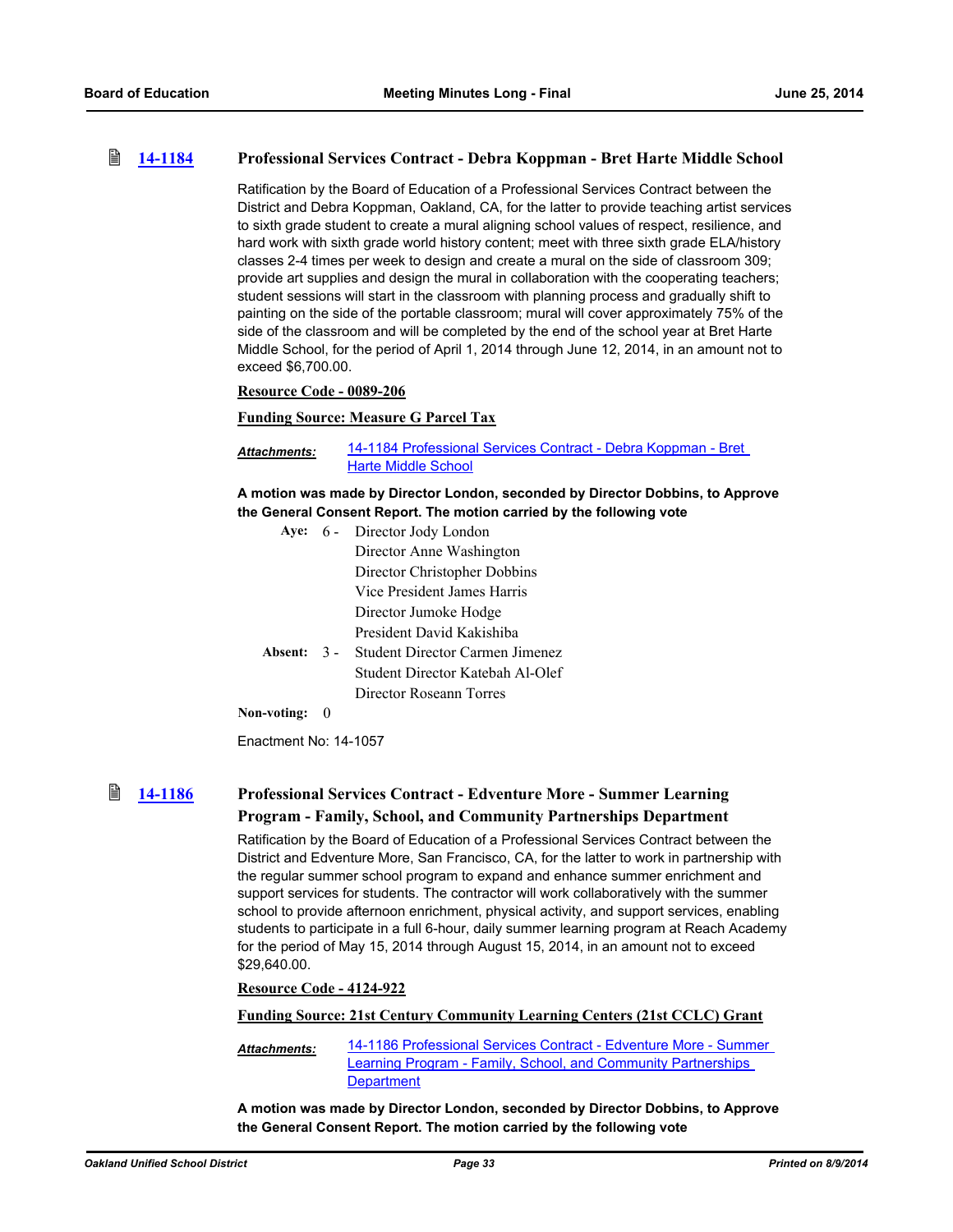### [14-1184](#) Professional Services Contract - Debra Koppman - Bret Harte Middle School

Ratification by the Board of Education of a Professional Services Contract between the District and Debra Koppman, Oakland, CA, for the latter to provide teaching artist services to sixth grade student to create a mural aligning school values of respect, resilience, and hard work with sixth grade world history content; meet with three sixth grade ELA/history classes 2-4 times per week to design and create a mural on the side of classroom 309; provide art supplies and design the mural in collaboration with the cooperating teachers; student sessions will start in the classroom with planning process and gradually shift to painting on the side of the portable classroom; mural will cover approximately 75% of the side of the classroom and will be completed by the end of the school year at Bret Harte Middle School, for the period of April 1, 2014 through June 12, 2014, in an amount not to exceed $6,700.00.

**Resource Code - 0089-206**

**Funding Source: Measure G Parcel Tax**

***Attachments:*** [14-1184 Professional Services Contract - Debra Koppman - Bret Harte Middle School](#)

**A motion was made by Director London, seconded by Director Dobbins, to Approve the General Consent Report. The motion carried by the following vote**

**Aye:** 6 - Director Jody London
Director Anne Washington
Director Christopher Dobbins
Vice President James Harris
Director Jumoke Hodge
President David Kakishiba

**Absent:** 3 - Student Director Carmen Jimenez
Student Director Katebah Al-Olef
Director Roseann Torres

**Non-voting:** 0

Enactment No: 14-1057

### [14-1186](#) Professional Services Contract - Edventure More - Summer Learning Program - Family, School, and Community Partnerships Department

Ratification by the Board of Education of a Professional Services Contract between the District and Edventure More, San Francisco, CA, for the latter to work in partnership with the regular summer school program to expand and enhance summer enrichment and support services for students. The contractor will work collaboratively with the summer school to provide afternoon enrichment, physical activity, and support services, enabling students to participate in a full 6-hour, daily summer learning program at Reach Academy for the period of May 15, 2014 through August 15, 2014, in an amount not to exceed $29,640.00.

**Resource Code - 4124-922**

**Funding Source: 21st Century Community Learning Centers (21st CCLC) Grant**

***Attachments:*** [14-1186 Professional Services Contract - Edventure More - Summer Learning Program - Family, School, and Community Partnerships Department](#)

**A motion was made by Director London, seconded by Director Dobbins, to Approve the General Consent Report. The motion carried by the following vote**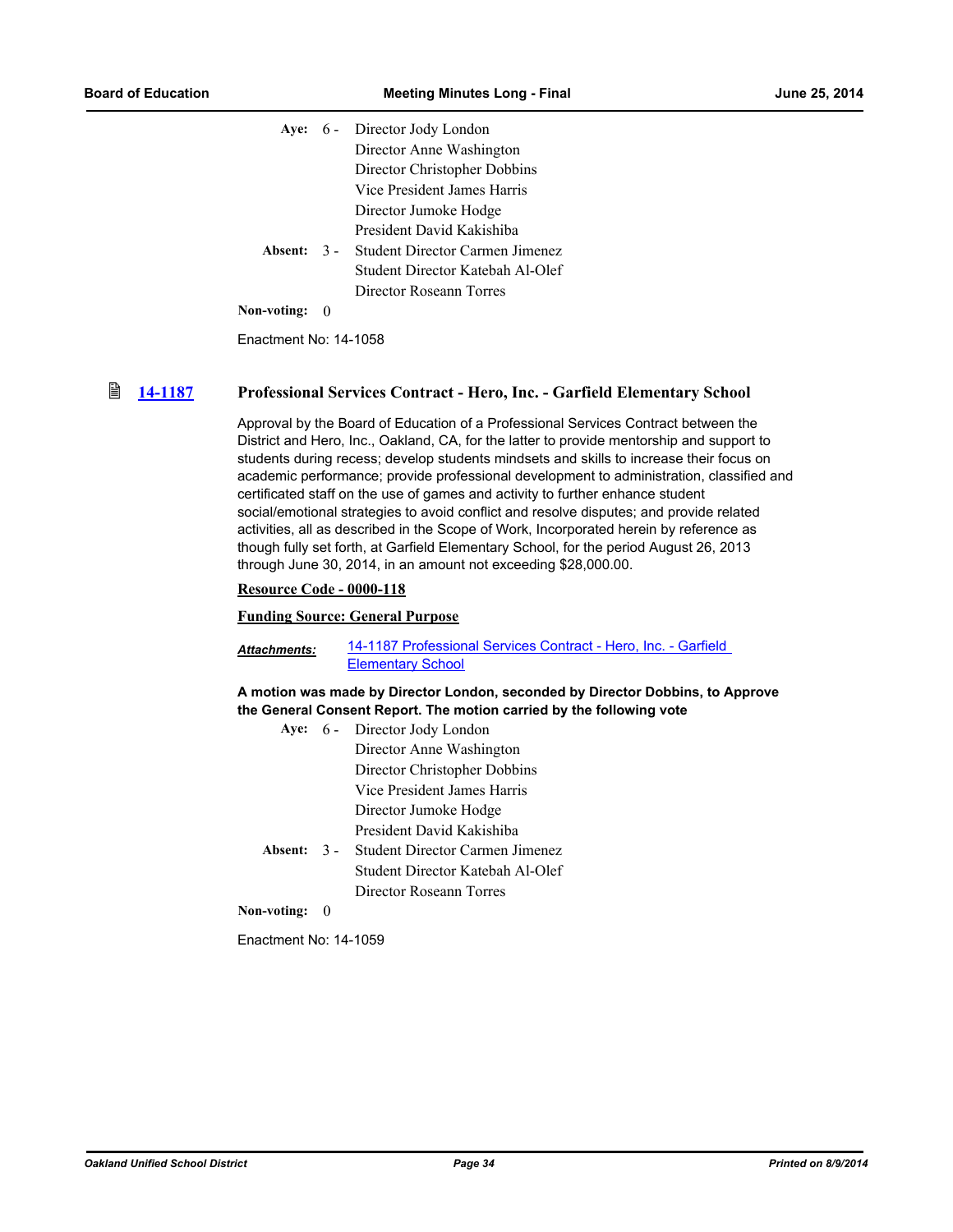| | | |
|---|---|---|
| **Aye:** | 6 - | Director Jody London |
| | | Director Anne Washington |
| | | Director Christopher Dobbins |
| | | Vice President James Harris |
| | | Director Jumoke Hodge |
| | | President David Kakishiba |
| **Absent:** | 3 - | Student Director Carmen Jimenez |
| | | Student Director Katebah Al-Olef |
| | | Director Roseann Torres |
| **Non-voting:** | 0 | |

Enactment No: 14-1058

### 14-1187 Professional Services Contract - Hero, Inc. - Garfield Elementary School

Approval by the Board of Education of a Professional Services Contract between the District and Hero, Inc., Oakland, CA, for the latter to provide mentorship and support to students during recess; develop students mindsets and skills to increase their focus on academic performance; provide professional development to administration, classified and certificated staff on the use of games and activity to further enhance student social/emotional strategies to avoid conflict and resolve disputes; and provide related activities, all as described in the Scope of Work, Incorporated herein by reference as though fully set forth, at Garfield Elementary School, for the period August 26, 2013 through June 30, 2014, in an amount not exceeding $28,000.00.

**Resource Code - 0000-118**

**Funding Source: General Purpose**

***Attachments:*** 14-1187 Professional Services Contract - Hero, Inc. - Garfield Elementary School

**A motion was made by Director London, seconded by Director Dobbins, to Approve the General Consent Report. The motion carried by the following vote**

| | | |
|---|---|---|
| **Aye:** | 6 - | Director Jody London |
| | | Director Anne Washington |
| | | Director Christopher Dobbins |
| | | Vice President James Harris |
| | | Director Jumoke Hodge |
| | | President David Kakishiba |
| **Absent:** | 3 - | Student Director Carmen Jimenez |
| | | Student Director Katebah Al-Olef |
| | | Director Roseann Torres |
| **Non-voting:** | 0 | |

Enactment No: 14-1059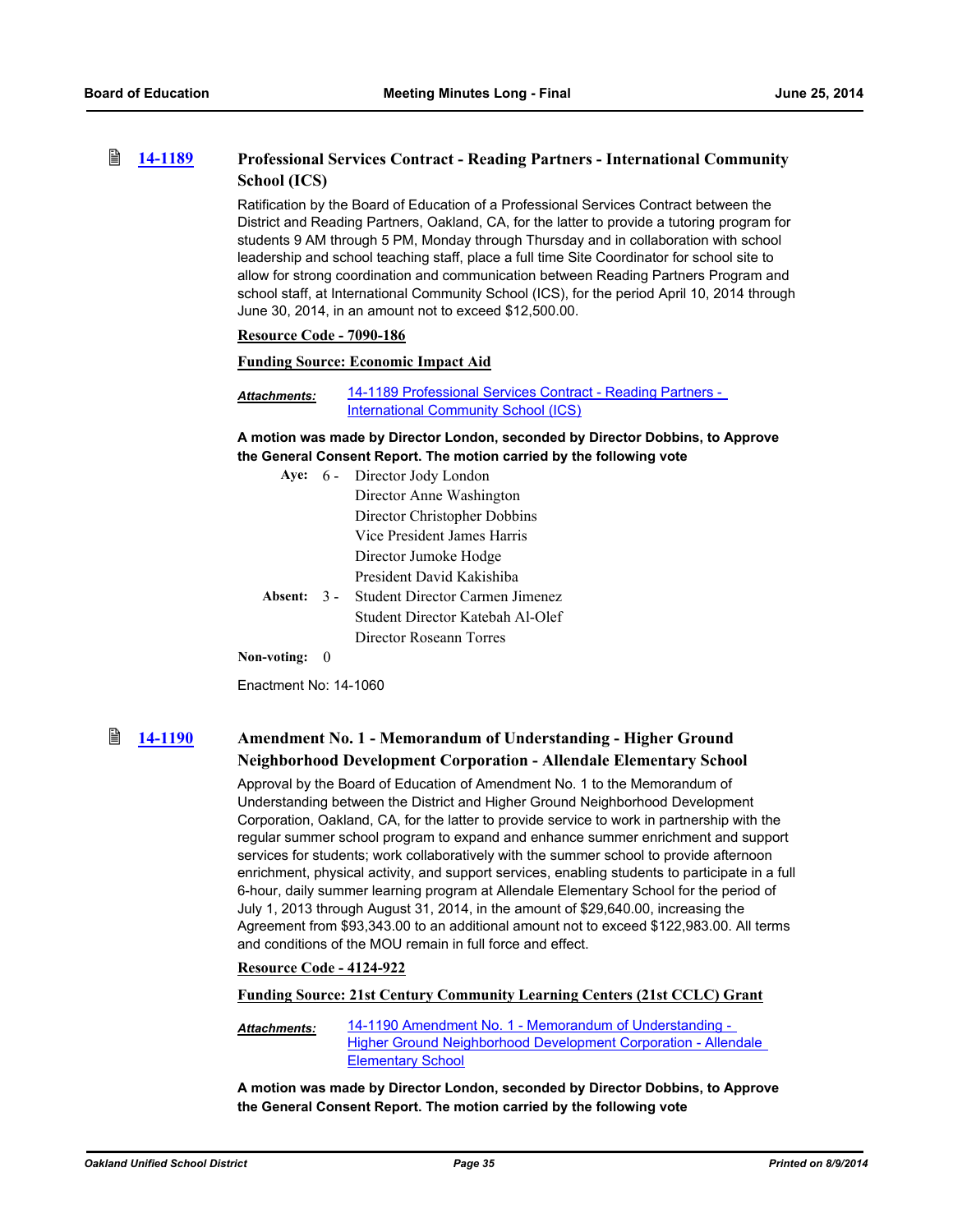### 14-1189 Professional Services Contract - Reading Partners - International Community School (ICS)

Ratification by the Board of Education of a Professional Services Contract between the District and Reading Partners, Oakland, CA, for the latter to provide a tutoring program for students 9 AM through 5 PM, Monday through Thursday and in collaboration with school leadership and school teaching staff, place a full time Site Coordinator for school site to allow for strong coordination and communication between Reading Partners Program and school staff, at International Community School (ICS), for the period April 10, 2014 through June 30, 2014, in an amount not to exceed $12,500.00.

**Resource Code - 7090-186**

**Funding Source: Economic Impact Aid**

***Attachments:*** 14-1189 Professional Services Contract - Reading Partners - International Community School (ICS)

**A motion was made by Director London, seconded by Director Dobbins, to Approve the General Consent Report. The motion carried by the following vote**

**Aye:** 6 - Director Jody London
Director Anne Washington
Director Christopher Dobbins
Vice President James Harris
Director Jumoke Hodge
President David Kakishiba

**Absent:** 3 - Student Director Carmen Jimenez
Student Director Katebah Al-Olef
Director Roseann Torres

**Non-voting:** 0

Enactment No: 14-1060

### 14-1190 Amendment No. 1 - Memorandum of Understanding - Higher Ground Neighborhood Development Corporation - Allendale Elementary School

Approval by the Board of Education of Amendment No. 1 to the Memorandum of Understanding between the District and Higher Ground Neighborhood Development Corporation, Oakland, CA, for the latter to provide service to work in partnership with the regular summer school program to expand and enhance summer enrichment and support services for students; work collaboratively with the summer school to provide afternoon enrichment, physical activity, and support services, enabling students to participate in a full 6-hour, daily summer learning program at Allendale Elementary School for the period of July 1, 2013 through August 31, 2014, in the amount of $29,640.00, increasing the Agreement from $93,343.00 to an additional amount not to exceed $122,983.00. All terms and conditions of the MOU remain in full force and effect.

**Resource Code - 4124-922**

**Funding Source: 21st Century Community Learning Centers (21st CCLC) Grant**

***Attachments:*** 14-1190 Amendment No. 1 - Memorandum of Understanding - Higher Ground Neighborhood Development Corporation - Allendale Elementary School

**A motion was made by Director London, seconded by Director Dobbins, to Approve the General Consent Report. The motion carried by the following vote**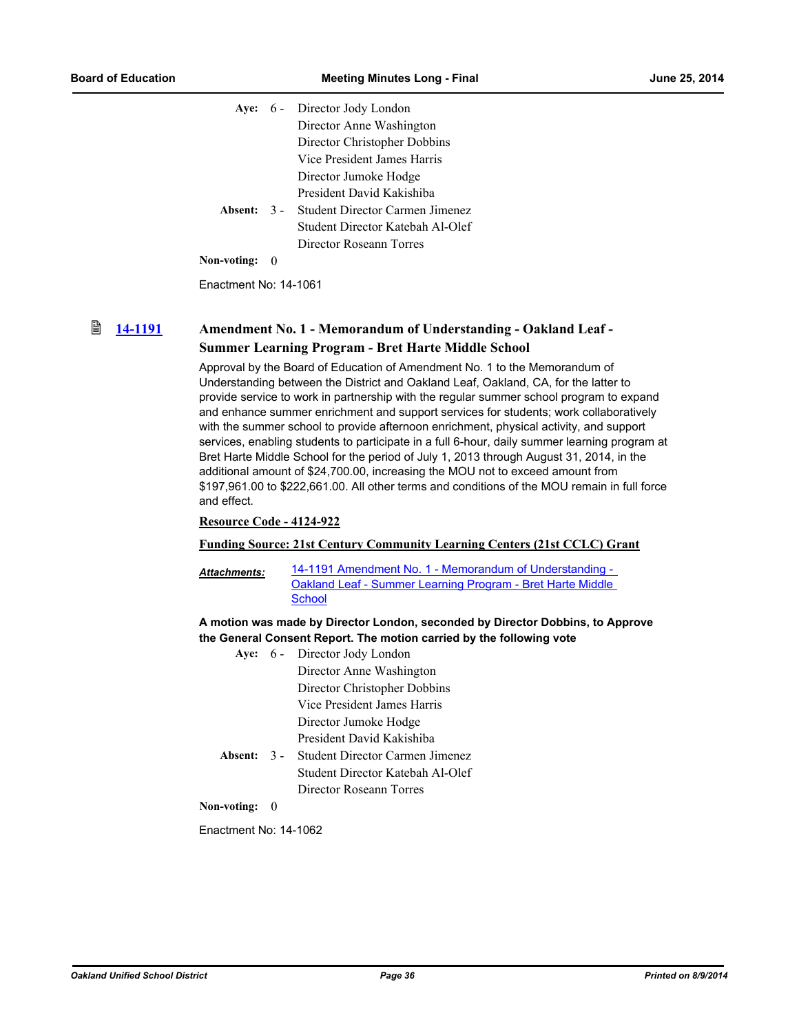| | | |
|---|---|---|
| **Aye:** | 6 - | Director Jody London |
| | | Director Anne Washington |
| | | Director Christopher Dobbins |
| | | Vice President James Harris |
| | | Director Jumoke Hodge |
| | | President David Kakishiba |
| **Absent:** | 3 - | Student Director Carmen Jimenez |
| | | Student Director Katebah Al-Olef |
| | | Director Roseann Torres |
| **Non-voting:** | 0 | |

Enactment No: 14-1061

### 14-1191 Amendment No. 1 - Memorandum of Understanding - Oakland Leaf - Summer Learning Program - Bret Harte Middle School

Approval by the Board of Education of Amendment No. 1 to the Memorandum of Understanding between the District and Oakland Leaf, Oakland, CA, for the latter to provide service to work in partnership with the regular summer school program to expand and enhance summer enrichment and support services for students; work collaboratively with the summer school to provide afternoon enrichment, physical activity, and support services, enabling students to participate in a full 6-hour, daily summer learning program at Bret Harte Middle School for the period of July 1, 2013 through August 31, 2014, in the additional amount of $24,700.00, increasing the MOU not to exceed amount from $197,961.00 to $222,661.00. All other terms and conditions of the MOU remain in full force and effect.

**Resource Code - 4124-922**

**Funding Source: 21st Century Community Learning Centers (21st CCLC) Grant**

***Attachments:*** 14-1191 Amendment No. 1 - Memorandum of Understanding - Oakland Leaf - Summer Learning Program - Bret Harte Middle School

**A motion was made by Director London, seconded by Director Dobbins, to Approve the General Consent Report. The motion carried by the following vote**

| | | |
|---|---|---|
| **Aye:** | 6 - | Director Jody London |
| | | Director Anne Washington |
| | | Director Christopher Dobbins |
| | | Vice President James Harris |
| | | Director Jumoke Hodge |
| | | President David Kakishiba |
| **Absent:** | 3 - | Student Director Carmen Jimenez |
| | | Student Director Katebah Al-Olef |
| | | Director Roseann Torres |
| **Non-voting:** | 0 | |

Enactment No: 14-1062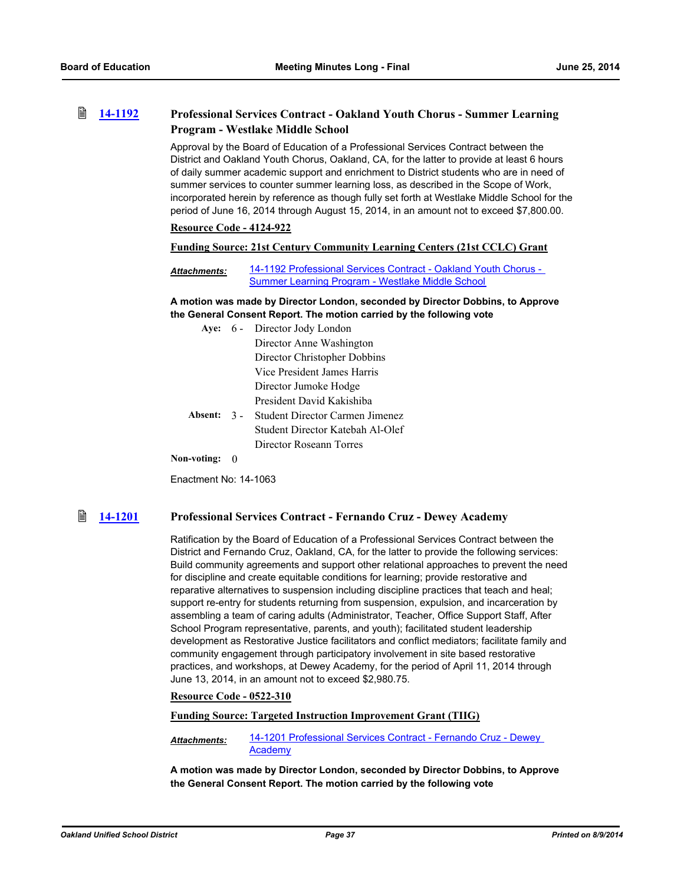### 14-1192 Professional Services Contract - Oakland Youth Chorus - Summer Learning Program - Westlake Middle School

Approval by the Board of Education of a Professional Services Contract between the District and Oakland Youth Chorus, Oakland, CA, for the latter to provide at least 6 hours of daily summer academic support and enrichment to District students who are in need of summer services to counter summer learning loss, as described in the Scope of Work, incorporated herein by reference as though fully set forth at Westlake Middle School for the period of June 16, 2014 through August 15, 2014, in an amount not to exceed $7,800.00.

**Resource Code - 4124-922**

**Funding Source: 21st Century Community Learning Centers (21st CCLC) Grant**

***Attachments:*** 14-1192 Professional Services Contract - Oakland Youth Chorus - Summer Learning Program - Westlake Middle School

**A motion was made by Director London, seconded by Director Dobbins, to Approve the General Consent Report. The motion carried by the following vote**

**Aye:** 6 - Director Jody London
Director Anne Washington
Director Christopher Dobbins
Vice President James Harris
Director Jumoke Hodge
President David Kakishiba

**Absent:** 3 - Student Director Carmen Jimenez
Student Director Katebah Al-Olef
Director Roseann Torres

**Non-voting:** 0

Enactment No: 14-1063

### 14-1201 Professional Services Contract - Fernando Cruz - Dewey Academy

Ratification by the Board of Education of a Professional Services Contract between the District and Fernando Cruz, Oakland, CA, for the latter to provide the following services: Build community agreements and support other relational approaches to prevent the need for discipline and create equitable conditions for learning; provide restorative and reparative alternatives to suspension including discipline practices that teach and heal; support re-entry for students returning from suspension, expulsion, and incarceration by assembling a team of caring adults (Administrator, Teacher, Office Support Staff, After School Program representative, parents, and youth); facilitated student leadership development as Restorative Justice facilitators and conflict mediators; facilitate family and community engagement through participatory involvement in site based restorative practices, and workshops, at Dewey Academy, for the period of April 11, 2014 through June 13, 2014, in an amount not to exceed $2,980.75.

**Resource Code - 0522-310**

**Funding Source: Targeted Instruction Improvement Grant (TIIG)**

***Attachments:*** 14-1201 Professional Services Contract - Fernando Cruz - Dewey Academy

**A motion was made by Director London, seconded by Director Dobbins, to Approve the General Consent Report. The motion carried by the following vote**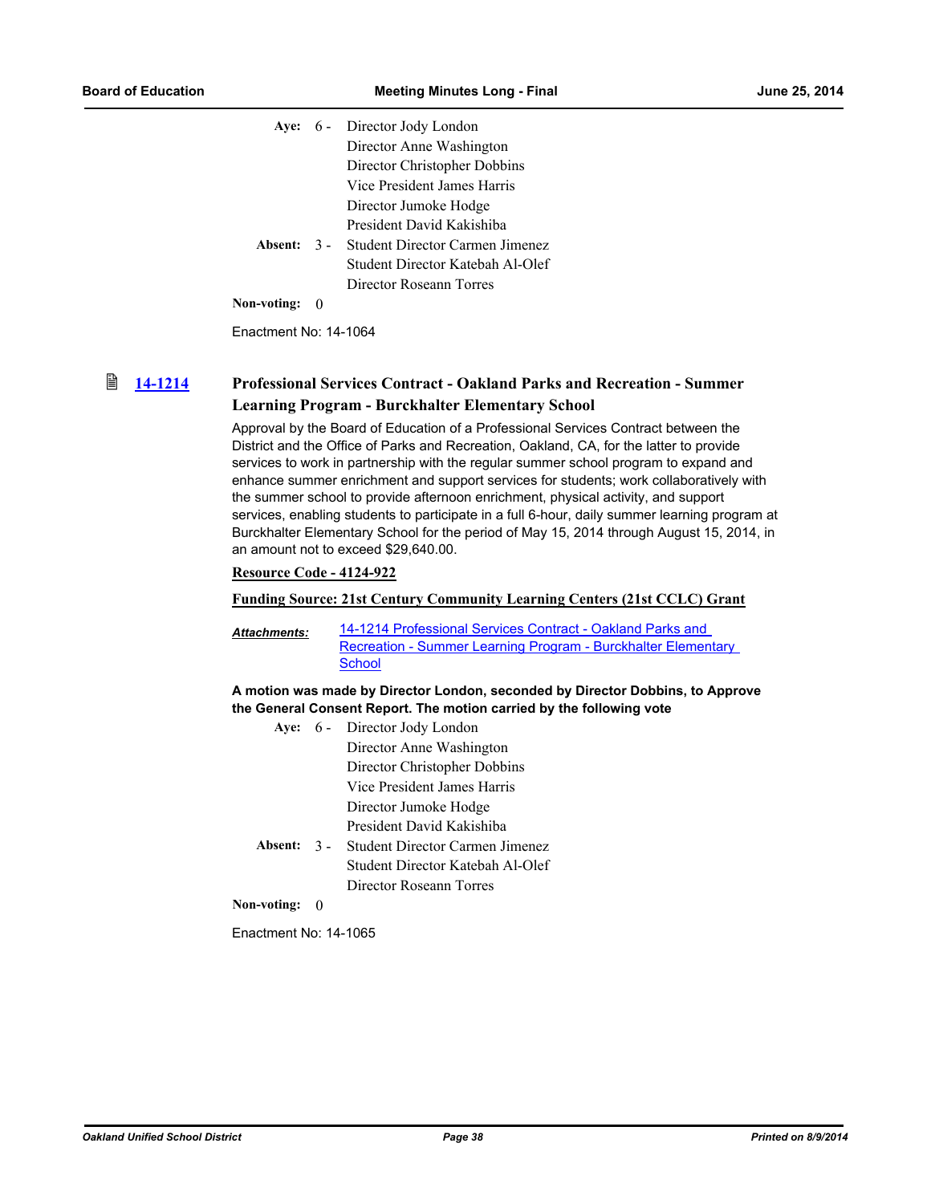**Aye:** 6 - Director Jody London
Director Anne Washington
Director Christopher Dobbins
Vice President James Harris
Director Jumoke Hodge
President David Kakishiba

**Absent:** 3 - Student Director Carmen Jimenez
Student Director Katebah Al-Olef
Director Roseann Torres

**Non-voting:** 0

Enactment No: 14-1064

### 14-1214 Professional Services Contract - Oakland Parks and Recreation - Summer Learning Program - Burckhalter Elementary School

Approval by the Board of Education of a Professional Services Contract between the District and the Office of Parks and Recreation, Oakland, CA, for the latter to provide services to work in partnership with the regular summer school program to expand and enhance summer enrichment and support services for students; work collaboratively with the summer school to provide afternoon enrichment, physical activity, and support services, enabling students to participate in a full 6-hour, daily summer learning program at Burckhalter Elementary School for the period of May 15, 2014 through August 15, 2014, in an amount not to exceed $29,640.00.

**Resource Code - 4124-922**

**Funding Source: 21st Century Community Learning Centers (21st CCLC) Grant**

***Attachments:*** 14-1214 Professional Services Contract - Oakland Parks and Recreation - Summer Learning Program - Burckhalter Elementary School

**A motion was made by Director London, seconded by Director Dobbins, to Approve the General Consent Report. The motion carried by the following vote**

**Aye:** 6 - Director Jody London
Director Anne Washington
Director Christopher Dobbins
Vice President James Harris
Director Jumoke Hodge
President David Kakishiba

**Absent:** 3 - Student Director Carmen Jimenez
Student Director Katebah Al-Olef
Director Roseann Torres

**Non-voting:** 0

Enactment No: 14-1065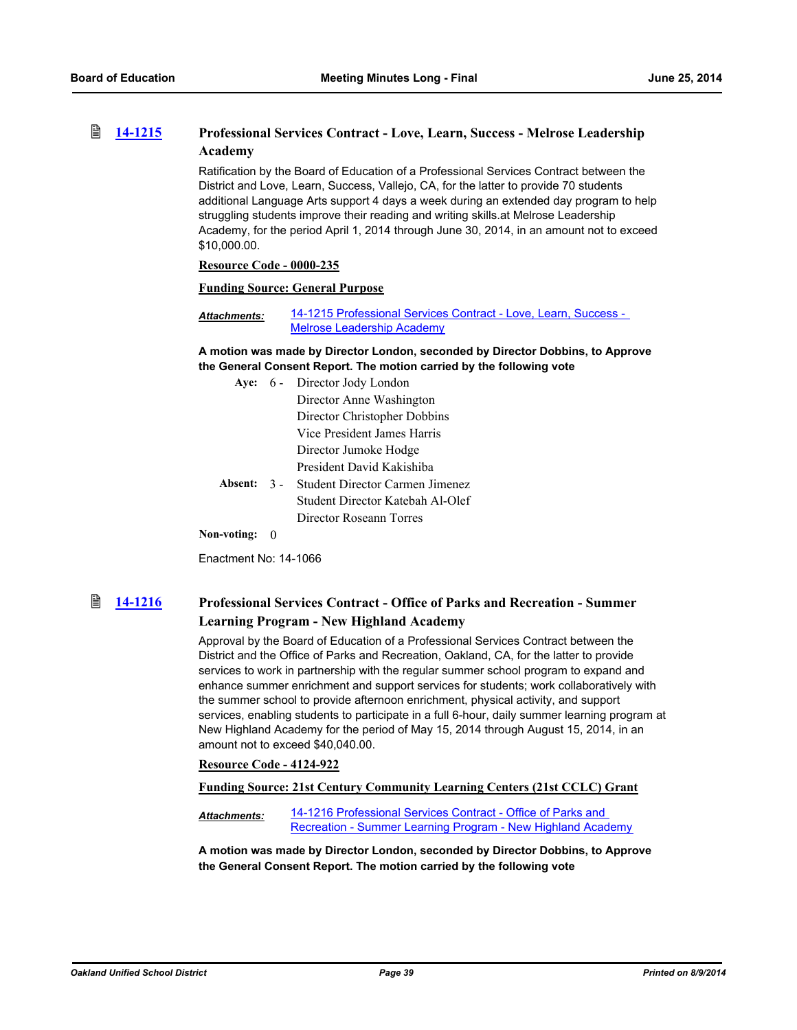## 14-1215 Professional Services Contract - Love, Learn, Success - Melrose Leadership Academy

Ratification by the Board of Education of a Professional Services Contract between the District and Love, Learn, Success, Vallejo, CA, for the latter to provide 70 students additional Language Arts support 4 days a week during an extended day program to help struggling students improve their reading and writing skills.at Melrose Leadership Academy, for the period April 1, 2014 through June 30, 2014, in an amount not to exceed $10,000.00.

**Resource Code - 0000-235**

**Funding Source: General Purpose**

***Attachments:*** 14-1215 Professional Services Contract - Love, Learn, Success - Melrose Leadership Academy

**A motion was made by Director London, seconded by Director Dobbins, to Approve the General Consent Report. The motion carried by the following vote**

**Aye:** 6 - Director Jody London
Director Anne Washington
Director Christopher Dobbins
Vice President James Harris
Director Jumoke Hodge
President David Kakishiba

**Absent:** 3 - Student Director Carmen Jimenez
Student Director Katebah Al-Olef
Director Roseann Torres

**Non-voting:** 0

Enactment No: 14-1066

## 14-1216 Professional Services Contract - Office of Parks and Recreation - Summer Learning Program - New Highland Academy

Approval by the Board of Education of a Professional Services Contract between the District and the Office of Parks and Recreation, Oakland, CA, for the latter to provide services to work in partnership with the regular summer school program to expand and enhance summer enrichment and support services for students; work collaboratively with the summer school to provide afternoon enrichment, physical activity, and support services, enabling students to participate in a full 6-hour, daily summer learning program at New Highland Academy for the period of May 15, 2014 through August 15, 2014, in an amount not to exceed $40,040.00.

**Resource Code - 4124-922**

**Funding Source: 21st Century Community Learning Centers (21st CCLC) Grant**

***Attachments:*** 14-1216 Professional Services Contract - Office of Parks and Recreation - Summer Learning Program - New Highland Academy

**A motion was made by Director London, seconded by Director Dobbins, to Approve the General Consent Report. The motion carried by the following vote**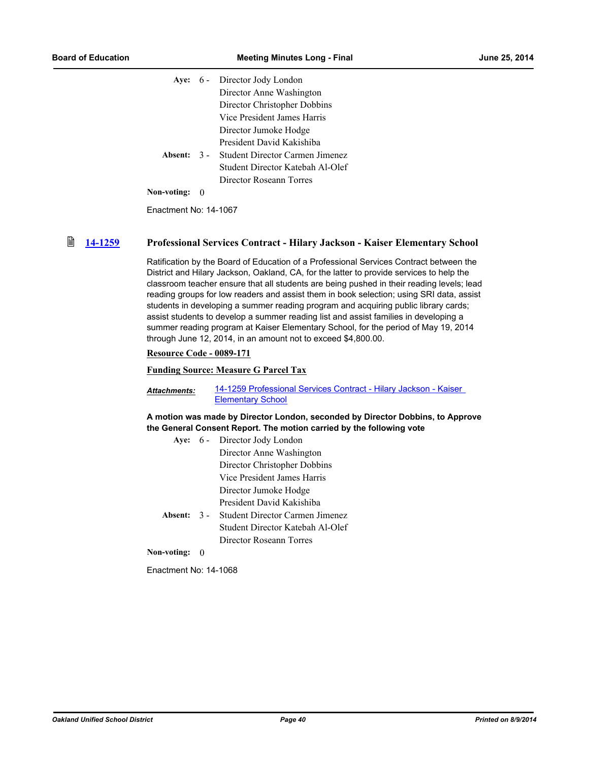| | | |
|---|---|---|
| **Aye:** | 6 - | Director Jody London |
| | | Director Anne Washington |
| | | Director Christopher Dobbins |
| | | Vice President James Harris |
| | | Director Jumoke Hodge |
| | | President David Kakishiba |
| **Absent:** | 3 - | Student Director Carmen Jimenez |
| | | Student Director Katebah Al-Olef |
| | | Director Roseann Torres |
| **Non-voting:** | 0 | |

Enactment No: 14-1067

### 14-1259 Professional Services Contract - Hilary Jackson - Kaiser Elementary School

Ratification by the Board of Education of a Professional Services Contract between the District and Hilary Jackson, Oakland, CA, for the latter to provide services to help the classroom teacher ensure that all students are being pushed in their reading levels; lead reading groups for low readers and assist them in book selection; using SRI data, assist students in developing a summer reading program and acquiring public library cards; assist students to develop a summer reading list and assist families in developing a summer reading program at Kaiser Elementary School, for the period of May 19, 2014 through June 12, 2014, in an amount not to exceed $4,800.00.

**Resource Code - 0089-171**

**Funding Source: Measure G Parcel Tax**

***Attachments:*** 14-1259 Professional Services Contract - Hilary Jackson - Kaiser Elementary School

**A motion was made by Director London, seconded by Director Dobbins, to Approve the General Consent Report. The motion carried by the following vote**

| | | |
|---|---|---|
| **Aye:** | 6 - | Director Jody London |
| | | Director Anne Washington |
| | | Director Christopher Dobbins |
| | | Vice President James Harris |
| | | Director Jumoke Hodge |
| | | President David Kakishiba |
| **Absent:** | 3 - | Student Director Carmen Jimenez |
| | | Student Director Katebah Al-Olef |
| | | Director Roseann Torres |
| **Non-voting:** | 0 | |

Enactment No: 14-1068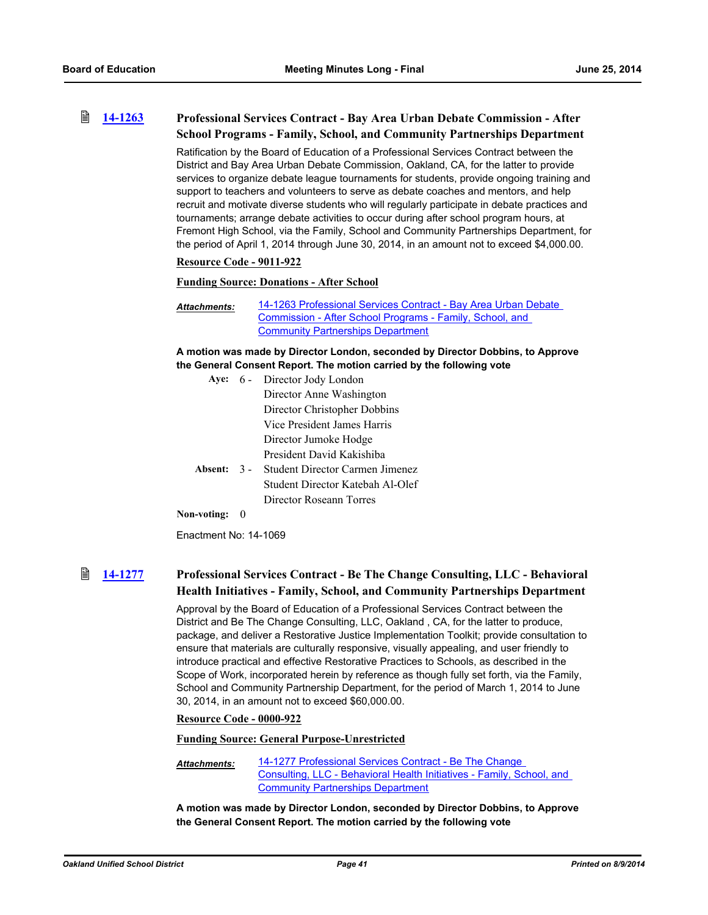### 14-1263 Professional Services Contract - Bay Area Urban Debate Commission - After School Programs - Family, School, and Community Partnerships Department

Ratification by the Board of Education of a Professional Services Contract between the District and Bay Area Urban Debate Commission, Oakland, CA, for the latter to provide services to organize debate league tournaments for students, provide ongoing training and support to teachers and volunteers to serve as debate coaches and mentors, and help recruit and motivate diverse students who will regularly participate in debate practices and tournaments; arrange debate activities to occur during after school program hours, at Fremont High School, via the Family, School and Community Partnerships Department, for the period of April 1, 2014 through June 30, 2014, in an amount not to exceed $4,000.00.

**Resource Code - 9011-922**

**Funding Source: Donations - After School**

***Attachments:*** 14-1263 Professional Services Contract - Bay Area Urban Debate Commission - After School Programs - Family, School, and Community Partnerships Department

**A motion was made by Director London, seconded by Director Dobbins, to Approve the General Consent Report. The motion carried by the following vote**

**Aye:** 6 - Director Jody London
Director Anne Washington
Director Christopher Dobbins
Vice President James Harris
Director Jumoke Hodge
President David Kakishiba

**Absent:** 3 - Student Director Carmen Jimenez
Student Director Katebah Al-Olef
Director Roseann Torres

**Non-voting:** 0

Enactment No: 14-1069

### 14-1277 Professional Services Contract - Be The Change Consulting, LLC - Behavioral Health Initiatives - Family, School, and Community Partnerships Department

Approval by the Board of Education of a Professional Services Contract between the District and Be The Change Consulting, LLC, Oakland , CA, for the latter to produce, package, and deliver a Restorative Justice Implementation Toolkit; provide consultation to ensure that materials are culturally responsive, visually appealing, and user friendly to introduce practical and effective Restorative Practices to Schools, as described in the Scope of Work, incorporated herein by reference as though fully set forth, via the Family, School and Community Partnership Department, for the period of March 1, 2014 to June 30, 2014, in an amount not to exceed $60,000.00.

**Resource Code - 0000-922**

**Funding Source: General Purpose-Unrestricted**

***Attachments:*** 14-1277 Professional Services Contract - Be The Change Consulting, LLC - Behavioral Health Initiatives - Family, School, and Community Partnerships Department

**A motion was made by Director London, seconded by Director Dobbins, to Approve the General Consent Report. The motion carried by the following vote**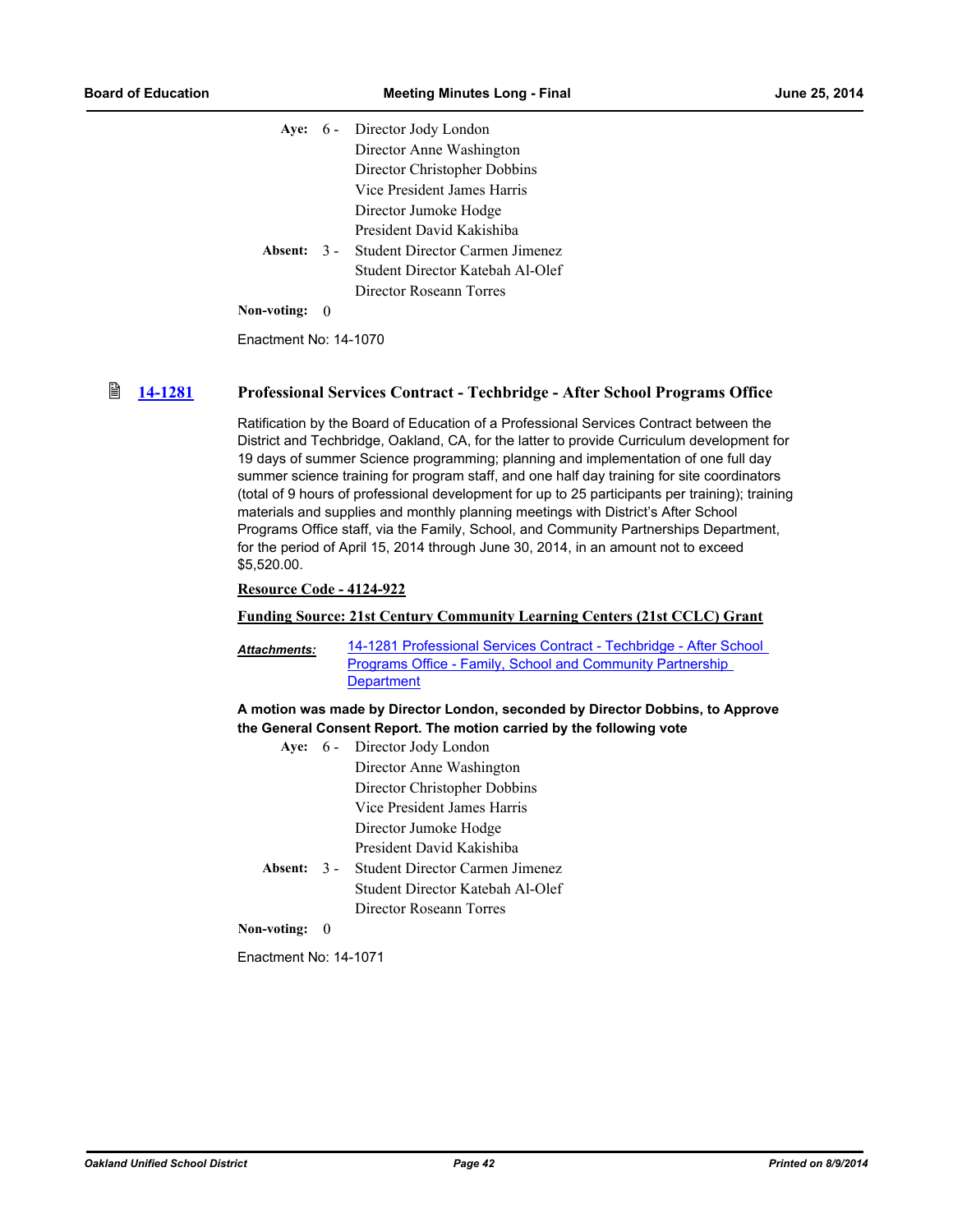| | | |
|---|---|---|
| **Aye:** | 6 - | Director Jody London |
| | | Director Anne Washington |
| | | Director Christopher Dobbins |
| | | Vice President James Harris |
| | | Director Jumoke Hodge |
| | | President David Kakishiba |
| **Absent:** | 3 - | Student Director Carmen Jimenez |
| | | Student Director Katebah Al-Olef |
| | | Director Roseann Torres |
| **Non-voting:** | 0 | |

Enactment No: 14-1070

### [14-1281] Professional Services Contract - Techbridge - After School Programs Office

Ratification by the Board of Education of a Professional Services Contract between the District and Techbridge, Oakland, CA, for the latter to provide Curriculum development for 19 days of summer Science programming; planning and implementation of one full day summer science training for program staff, and one half day training for site coordinators (total of 9 hours of professional development for up to 25 participants per training); training materials and supplies and monthly planning meetings with District's After School Programs Office staff, via the Family, School, and Community Partnerships Department, for the period of April 15, 2014 through June 30, 2014, in an amount not to exceed $5,520.00.

**Resource Code - 4124-922**

**Funding Source: 21st Century Community Learning Centers (21st CCLC) Grant**

***Attachments:*** 14-1281 Professional Services Contract - Techbridge - After School Programs Office - Family, School and Community Partnership Department

**A motion was made by Director London, seconded by Director Dobbins, to Approve the General Consent Report. The motion carried by the following vote**

| | | |
|---|---|---|
| **Aye:** | 6 - | Director Jody London |
| | | Director Anne Washington |
| | | Director Christopher Dobbins |
| | | Vice President James Harris |
| | | Director Jumoke Hodge |
| | | President David Kakishiba |
| **Absent:** | 3 - | Student Director Carmen Jimenez |
| | | Student Director Katebah Al-Olef |
| | | Director Roseann Torres |
| **Non-voting:** | 0 | |

Enactment No: 14-1071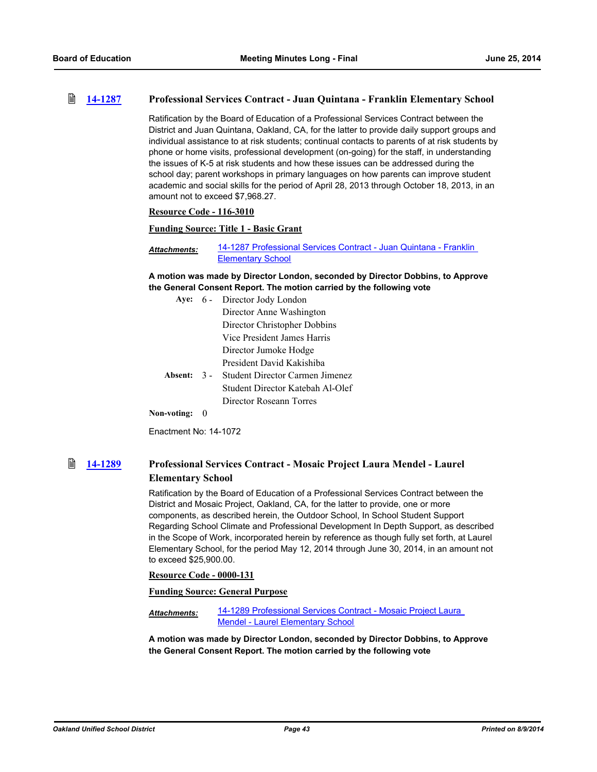## 14-1287 Professional Services Contract - Juan Quintana - Franklin Elementary School

Ratification by the Board of Education of a Professional Services Contract between the District and Juan Quintana, Oakland, CA, for the latter to provide daily support groups and individual assistance to at risk students; continual contacts to parents of at risk students by phone or home visits, professional development (on-going) for the staff, in understanding the issues of K-5 at risk students and how these issues can be addressed during the school day; parent workshops in primary languages on how parents can improve student academic and social skills for the period of April 28, 2013 through October 18, 2013, in an amount not to exceed $7,968.27.

**Resource Code - 116-3010**

**Funding Source: Title 1 - Basic Grant**

***Attachments:*** 14-1287 Professional Services Contract - Juan Quintana - Franklin Elementary School

**A motion was made by Director London, seconded by Director Dobbins, to Approve the General Consent Report. The motion carried by the following vote**

**Aye:** 6 - Director Jody London
Director Anne Washington
Director Christopher Dobbins
Vice President James Harris
Director Jumoke Hodge
President David Kakishiba

**Absent:** 3 - Student Director Carmen Jimenez
Student Director Katebah Al-Olef
Director Roseann Torres

**Non-voting:** 0

Enactment No: 14-1072

## 14-1289 Professional Services Contract - Mosaic Project Laura Mendel - Laurel Elementary School

Ratification by the Board of Education of a Professional Services Contract between the District and Mosaic Project, Oakland, CA, for the latter to provide, one or more components, as described herein, the Outdoor School, In School Student Support Regarding School Climate and Professional Development In Depth Support, as described in the Scope of Work, incorporated herein by reference as though fully set forth, at Laurel Elementary School, for the period May 12, 2014 through June 30, 2014, in an amount not to exceed $25,900.00.

**Resource Code - 0000-131**

**Funding Source: General Purpose**

***Attachments:*** 14-1289 Professional Services Contract - Mosaic Project Laura Mendel - Laurel Elementary School

**A motion was made by Director London, seconded by Director Dobbins, to Approve the General Consent Report. The motion carried by the following vote**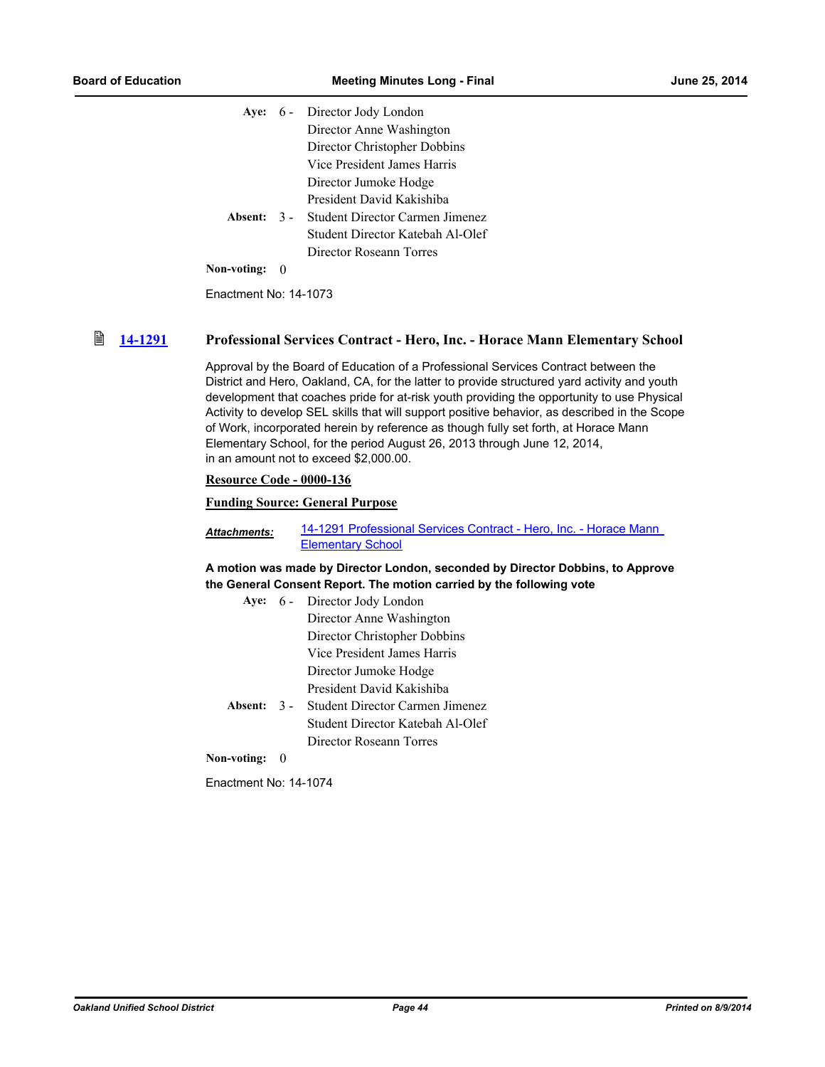**Aye:** 6 - Director Jody London
Director Anne Washington
Director Christopher Dobbins
Vice President James Harris
Director Jumoke Hodge
President David Kakishiba

**Absent:** 3 - Student Director Carmen Jimenez
Student Director Katebah Al-Olef
Director Roseann Torres

**Non-voting:** 0

Enactment No: 14-1073

### 14-1291 Professional Services Contract - Hero, Inc. - Horace Mann Elementary School

Approval by the Board of Education of a Professional Services Contract between the District and Hero, Oakland, CA, for the latter to provide structured yard activity and youth development that coaches pride for at-risk youth providing the opportunity to use Physical Activity to develop SEL skills that will support positive behavior, as described in the Scope of Work, incorporated herein by reference as though fully set forth, at Horace Mann Elementary School, for the period August 26, 2013 through June 12, 2014, in an amount not to exceed $2,000.00.

**Resource Code - 0000-136**

**Funding Source: General Purpose**

***Attachments:*** 14-1291 Professional Services Contract - Hero, Inc. - Horace Mann Elementary School

**A motion was made by Director London, seconded by Director Dobbins, to Approve the General Consent Report. The motion carried by the following vote**

**Aye:** 6 - Director Jody London
Director Anne Washington
Director Christopher Dobbins
Vice President James Harris
Director Jumoke Hodge
President David Kakishiba

**Absent:** 3 - Student Director Carmen Jimenez
Student Director Katebah Al-Olef
Director Roseann Torres

**Non-voting:** 0

Enactment No: 14-1074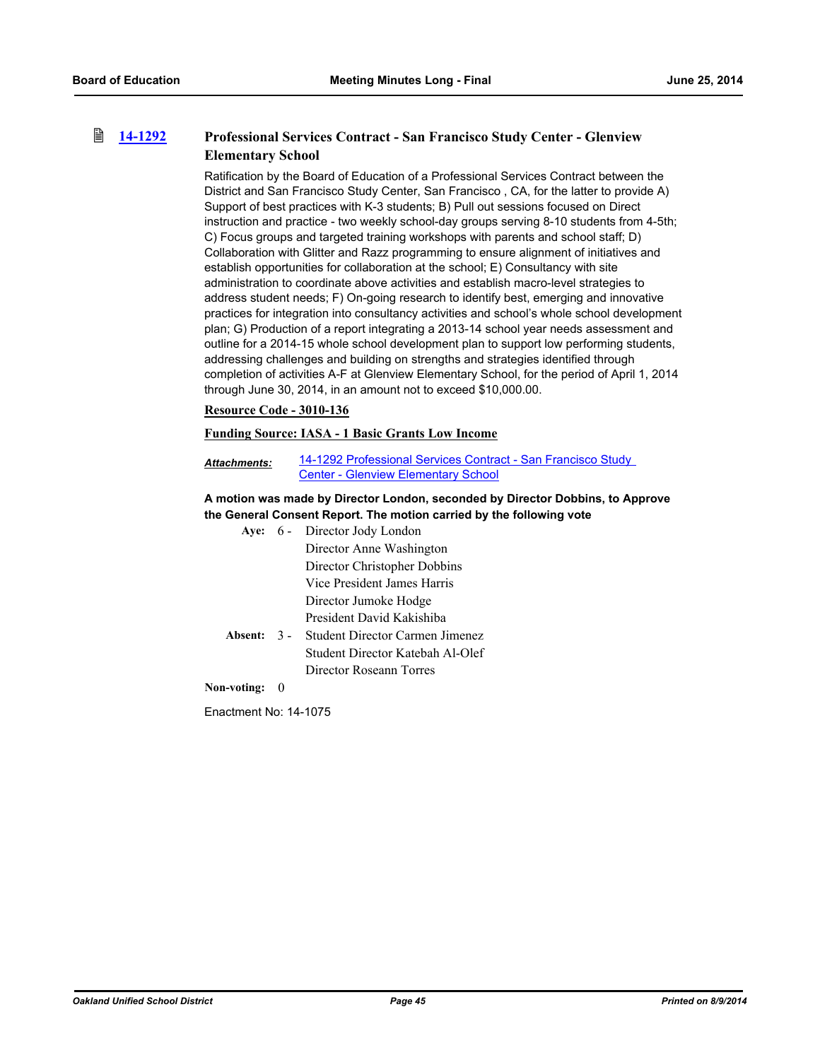### 14-1292 Professional Services Contract - San Francisco Study Center - Glenview Elementary School

Ratification by the Board of Education of a Professional Services Contract between the District and San Francisco Study Center, San Francisco , CA, for the latter to provide A) Support of best practices with K-3 students; B) Pull out sessions focused on Direct instruction and practice - two weekly school-day groups serving 8-10 students from 4-5th; C) Focus groups and targeted training workshops with parents and school staff; D) Collaboration with Glitter and Razz programming to ensure alignment of initiatives and establish opportunities for collaboration at the school; E) Consultancy with site administration to coordinate above activities and establish macro-level strategies to address student needs; F) On-going research to identify best, emerging and innovative practices for integration into consultancy activities and school's whole school development plan; G) Production of a report integrating a 2013-14 school year needs assessment and outline for a 2014-15 whole school development plan to support low performing students, addressing challenges and building on strengths and strategies identified through completion of activities A-F at Glenview Elementary School, for the period of April 1, 2014 through June 30, 2014, in an amount not to exceed $10,000.00.

**Resource Code - 3010-136**

**Funding Source: IASA - 1 Basic Grants Low Income**

***Attachments:*** 14-1292 Professional Services Contract - San Francisco Study Center - Glenview Elementary School

**A motion was made by Director London, seconded by Director Dobbins, to Approve the General Consent Report. The motion carried by the following vote**

**Aye:** 6 - Director Jody London
Director Anne Washington
Director Christopher Dobbins
Vice President James Harris
Director Jumoke Hodge
President David Kakishiba

**Absent:** 3 - Student Director Carmen Jimenez
Student Director Katebah Al-Olef
Director Roseann Torres

**Non-voting:** 0

Enactment No: 14-1075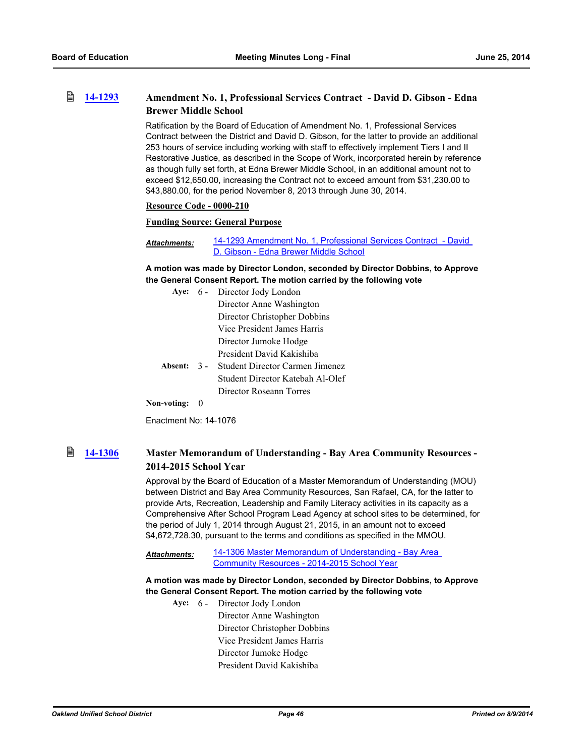### 14-1293 Amendment No. 1, Professional Services Contract - David D. Gibson - Edna Brewer Middle School

Ratification by the Board of Education of Amendment No. 1, Professional Services Contract between the District and David D. Gibson, for the latter to provide an additional 253 hours of service including working with staff to effectively implement Tiers I and II Restorative Justice, as described in the Scope of Work, incorporated herein by reference as though fully set forth, at Edna Brewer Middle School, in an additional amount not to exceed $12,650.00, increasing the Contract not to exceed amount from $31,230.00 to $43,880.00, for the period November 8, 2013 through June 30, 2014.

**Resource Code - 0000-210**

**Funding Source: General Purpose**

***Attachments:*** 14-1293 Amendment No. 1, Professional Services Contract - David D. Gibson - Edna Brewer Middle School

**A motion was made by Director London, seconded by Director Dobbins, to Approve the General Consent Report. The motion carried by the following vote**

**Aye:** 6 - Director Jody London
Director Anne Washington
Director Christopher Dobbins
Vice President James Harris
Director Jumoke Hodge
President David Kakishiba

**Absent:** 3 - Student Director Carmen Jimenez
Student Director Katebah Al-Olef
Director Roseann Torres

**Non-voting:** 0

Enactment No: 14-1076

### 14-1306 Master Memorandum of Understanding - Bay Area Community Resources - 2014-2015 School Year

Approval by the Board of Education of a Master Memorandum of Understanding (MOU) between District and Bay Area Community Resources, San Rafael, CA, for the latter to provide Arts, Recreation, Leadership and Family Literacy activities in its capacity as a Comprehensive After School Program Lead Agency at school sites to be determined, for the period of July 1, 2014 through August 21, 2015, in an amount not to exceed $4,672,728.30, pursuant to the terms and conditions as specified in the MMOU.

***Attachments:*** 14-1306 Master Memorandum of Understanding - Bay Area Community Resources - 2014-2015 School Year

**A motion was made by Director London, seconded by Director Dobbins, to Approve the General Consent Report. The motion carried by the following vote**

**Aye:** 6 - Director Jody London
Director Anne Washington
Director Christopher Dobbins
Vice President James Harris
Director Jumoke Hodge
President David Kakishiba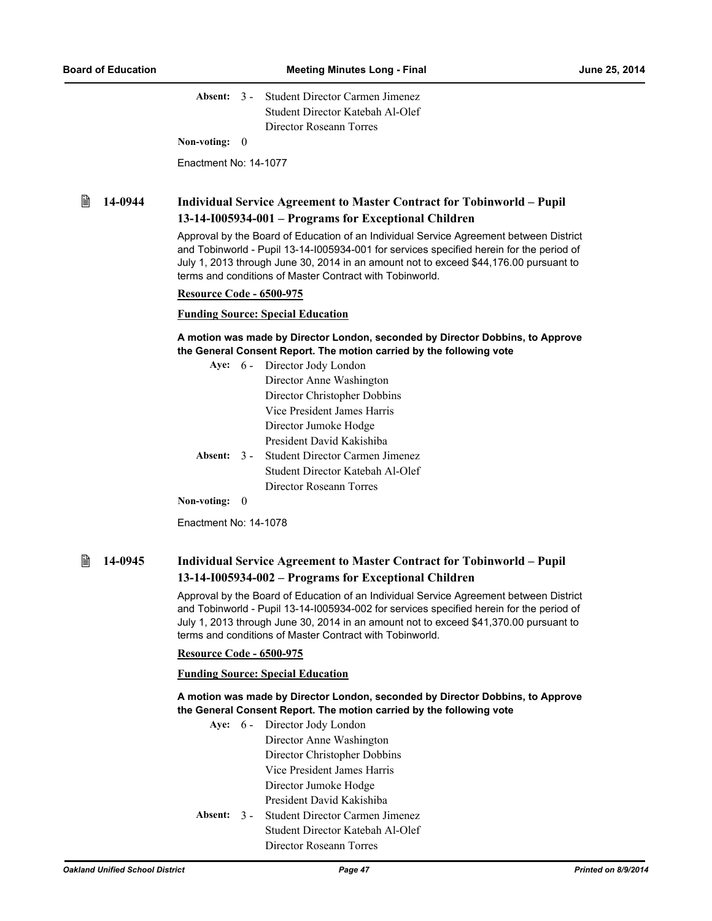**Absent:** 3 - Student Director Carmen Jimenez
Student Director Katebah Al-Olef
Director Roseann Torres

**Non-voting:** 0

Enactment No: 14-1077

### 14-0944 Individual Service Agreement to Master Contract for Tobinworld – Pupil 13-14-I005934-001 – Programs for Exceptional Children

Approval by the Board of Education of an Individual Service Agreement between District and Tobinworld - Pupil 13-14-I005934-001 for services specified herein for the period of July 1, 2013 through June 30, 2014 in an amount not to exceed $44,176.00 pursuant to terms and conditions of Master Contract with Tobinworld.

**Resource Code - 6500-975**

**Funding Source: Special Education**

**A motion was made by Director London, seconded by Director Dobbins, to Approve the General Consent Report. The motion carried by the following vote**

**Aye:** 6 - Director Jody London
Director Anne Washington
Director Christopher Dobbins
Vice President James Harris
Director Jumoke Hodge
President David Kakishiba

**Absent:** 3 - Student Director Carmen Jimenez
Student Director Katebah Al-Olef
Director Roseann Torres

**Non-voting:** 0

Enactment No: 14-1078

### 14-0945 Individual Service Agreement to Master Contract for Tobinworld – Pupil 13-14-I005934-002 – Programs for Exceptional Children

Approval by the Board of Education of an Individual Service Agreement between District and Tobinworld - Pupil 13-14-I005934-002 for services specified herein for the period of July 1, 2013 through June 30, 2014 in an amount not to exceed $41,370.00 pursuant to terms and conditions of Master Contract with Tobinworld.

**Resource Code - 6500-975**

**Funding Source: Special Education**

**A motion was made by Director London, seconded by Director Dobbins, to Approve the General Consent Report. The motion carried by the following vote**

**Aye:** 6 - Director Jody London
Director Anne Washington
Director Christopher Dobbins
Vice President James Harris
Director Jumoke Hodge
President David Kakishiba

**Absent:** 3 - Student Director Carmen Jimenez
Student Director Katebah Al-Olef
Director Roseann Torres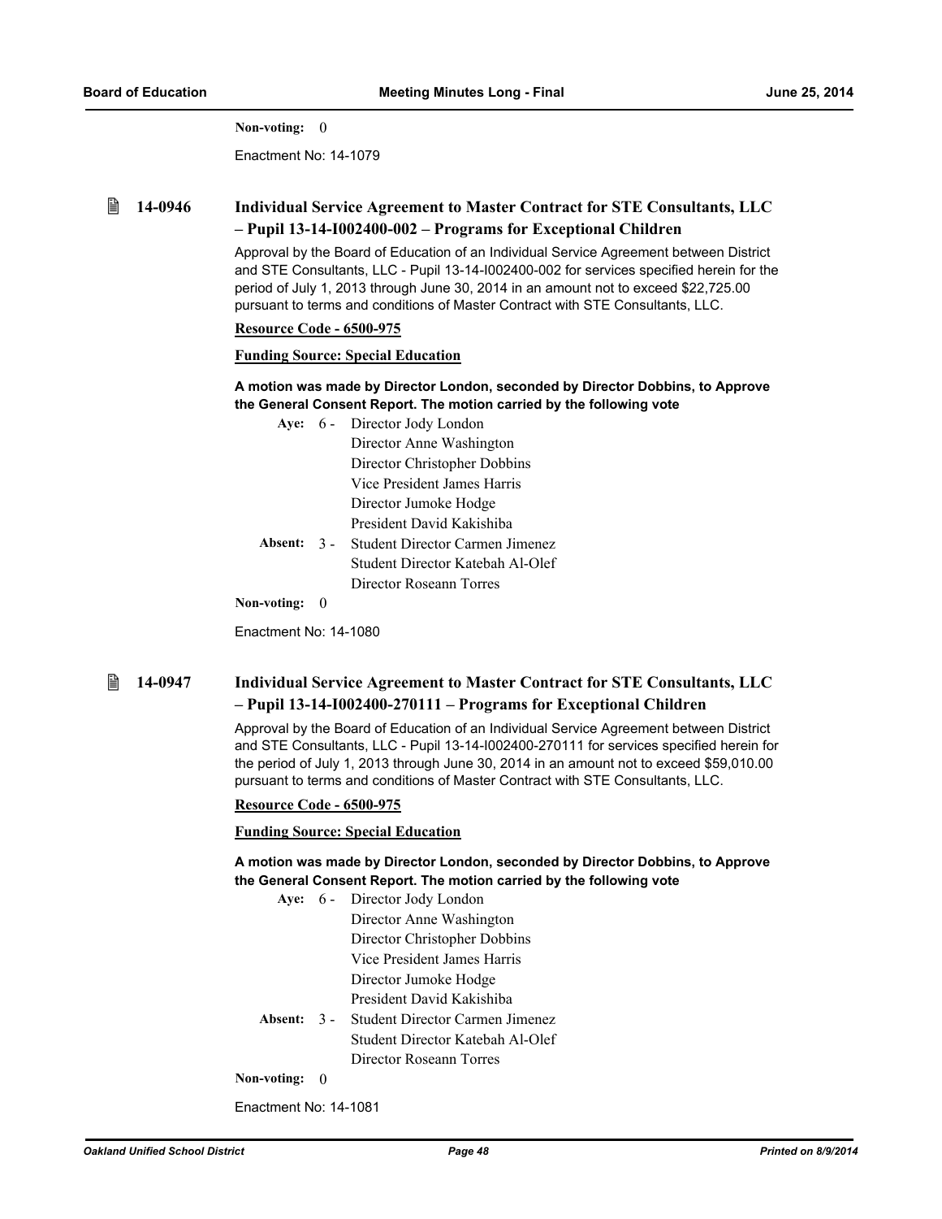**Non-voting:** 0

Enactment No: 14-1079

### 14-0946 Individual Service Agreement to Master Contract for STE Consultants, LLC – Pupil 13-14-I002400-002 – Programs for Exceptional Children

Approval by the Board of Education of an Individual Service Agreement between District and STE Consultants, LLC - Pupil 13-14-I002400-002 for services specified herein for the period of July 1, 2013 through June 30, 2014 in an amount not to exceed $22,725.00 pursuant to terms and conditions of Master Contract with STE Consultants, LLC.

**Resource Code - 6500-975**

**Funding Source: Special Education**

**A motion was made by Director London, seconded by Director Dobbins, to Approve the General Consent Report. The motion carried by the following vote**

**Aye:** 6 - Director Jody London
Director Anne Washington
Director Christopher Dobbins
Vice President James Harris
Director Jumoke Hodge
President David Kakishiba

**Absent:** 3 - Student Director Carmen Jimenez
Student Director Katebah Al-Olef
Director Roseann Torres

**Non-voting:** 0

Enactment No: 14-1080

### 14-0947 Individual Service Agreement to Master Contract for STE Consultants, LLC – Pupil 13-14-I002400-270111 – Programs for Exceptional Children

Approval by the Board of Education of an Individual Service Agreement between District and STE Consultants, LLC - Pupil 13-14-I002400-270111 for services specified herein for the period of July 1, 2013 through June 30, 2014 in an amount not to exceed $59,010.00 pursuant to terms and conditions of Master Contract with STE Consultants, LLC.

**Resource Code - 6500-975**

**Funding Source: Special Education**

**A motion was made by Director London, seconded by Director Dobbins, to Approve the General Consent Report. The motion carried by the following vote**

**Aye:** 6 - Director Jody London
Director Anne Washington
Director Christopher Dobbins
Vice President James Harris
Director Jumoke Hodge
President David Kakishiba

**Absent:** 3 - Student Director Carmen Jimenez
Student Director Katebah Al-Olef
Director Roseann Torres

**Non-voting:** 0

Enactment No: 14-1081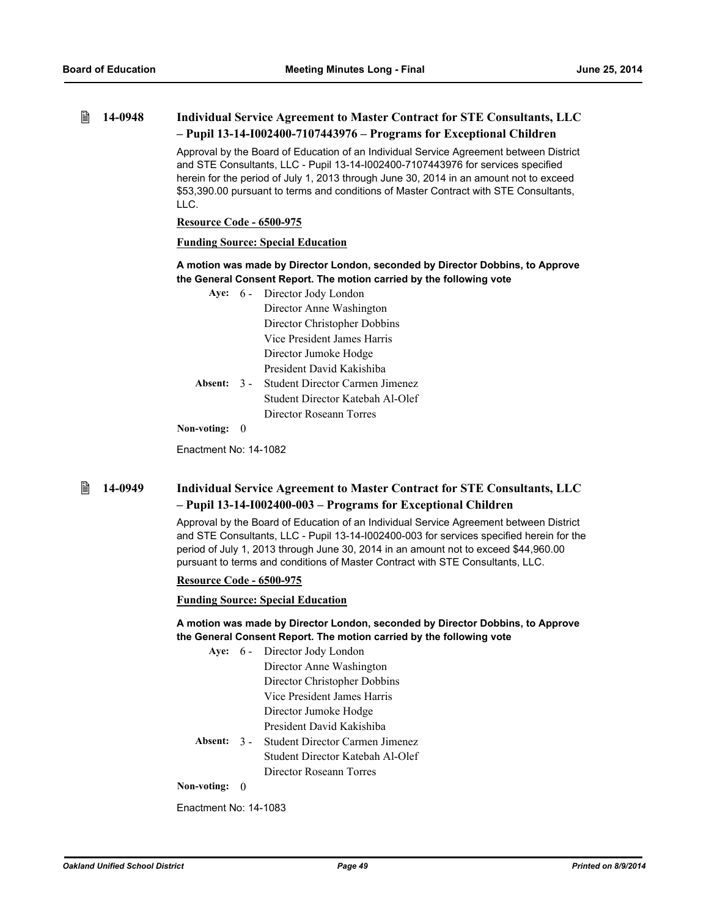### 14-0948 Individual Service Agreement to Master Contract for STE Consultants, LLC – Pupil 13-14-I002400-7107443976 – Programs for Exceptional Children

Approval by the Board of Education of an Individual Service Agreement between District and STE Consultants, LLC - Pupil 13-14-I002400-7107443976 for services specified herein for the period of July 1, 2013 through June 30, 2014 in an amount not to exceed $53,390.00 pursuant to terms and conditions of Master Contract with STE Consultants, LLC.

**Resource Code - 6500-975**

**Funding Source: Special Education**

**A motion was made by Director London, seconded by Director Dobbins, to Approve the General Consent Report. The motion carried by the following vote**

**Aye:** 6 - Director Jody London
Director Anne Washington
Director Christopher Dobbins
Vice President James Harris
Director Jumoke Hodge
President David Kakishiba

**Absent:** 3 - Student Director Carmen Jimenez
Student Director Katebah Al-Olef
Director Roseann Torres

**Non-voting:** 0

Enactment No: 14-1082

### 14-0949 Individual Service Agreement to Master Contract for STE Consultants, LLC – Pupil 13-14-I002400-003 – Programs for Exceptional Children

Approval by the Board of Education of an Individual Service Agreement between District and STE Consultants, LLC - Pupil 13-14-I002400-003 for services specified herein for the period of July 1, 2013 through June 30, 2014 in an amount not to exceed $44,960.00 pursuant to terms and conditions of Master Contract with STE Consultants, LLC.

**Resource Code - 6500-975**

**Funding Source: Special Education**

**A motion was made by Director London, seconded by Director Dobbins, to Approve the General Consent Report. The motion carried by the following vote**

**Aye:** 6 - Director Jody London
Director Anne Washington
Director Christopher Dobbins
Vice President James Harris
Director Jumoke Hodge
President David Kakishiba

**Absent:** 3 - Student Director Carmen Jimenez
Student Director Katebah Al-Olef
Director Roseann Torres

**Non-voting:** 0

Enactment No: 14-1083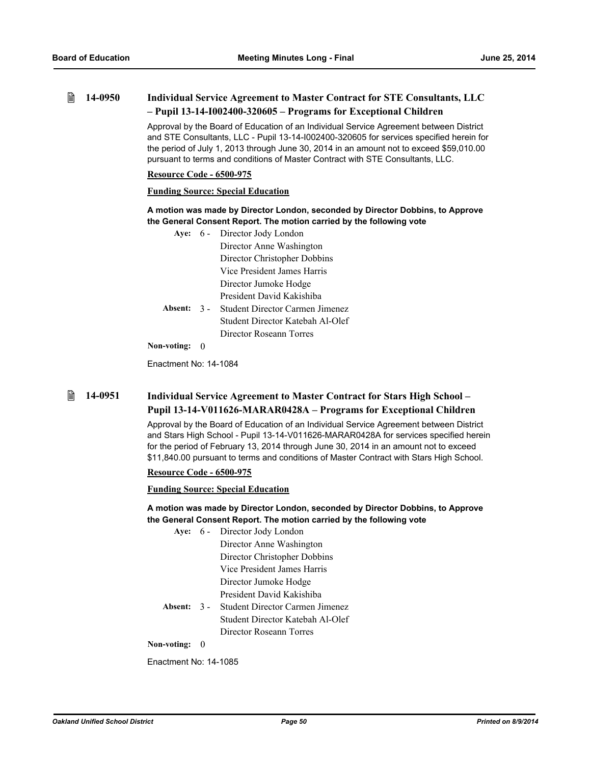## 14-0950 Individual Service Agreement to Master Contract for STE Consultants, LLC – Pupil 13-14-I002400-320605 – Programs for Exceptional Children

Approval by the Board of Education of an Individual Service Agreement between District and STE Consultants, LLC - Pupil 13-14-I002400-320605 for services specified herein for the period of July 1, 2013 through June 30, 2014 in an amount not to exceed $59,010.00 pursuant to terms and conditions of Master Contract with STE Consultants, LLC.

**Resource Code - 6500-975**

**Funding Source: Special Education**

**A motion was made by Director London, seconded by Director Dobbins, to Approve the General Consent Report. The motion carried by the following vote**

**Aye:** 6 - Director Jody London
Director Anne Washington
Director Christopher Dobbins
Vice President James Harris
Director Jumoke Hodge
President David Kakishiba

**Absent:** 3 - Student Director Carmen Jimenez
Student Director Katebah Al-Olef
Director Roseann Torres

**Non-voting:** 0

Enactment No: 14-1084

## 14-0951 Individual Service Agreement to Master Contract for Stars High School – Pupil 13-14-V011626-MARAR0428A – Programs for Exceptional Children

Approval by the Board of Education of an Individual Service Agreement between District and Stars High School - Pupil 13-14-V011626-MARAR0428A for services specified herein for the period of February 13, 2014 through June 30, 2014 in an amount not to exceed $11,840.00 pursuant to terms and conditions of Master Contract with Stars High School.

**Resource Code - 6500-975**

**Funding Source: Special Education**

**A motion was made by Director London, seconded by Director Dobbins, to Approve the General Consent Report. The motion carried by the following vote**

**Aye:** 6 - Director Jody London
Director Anne Washington
Director Christopher Dobbins
Vice President James Harris
Director Jumoke Hodge
President David Kakishiba

**Absent:** 3 - Student Director Carmen Jimenez
Student Director Katebah Al-Olef
Director Roseann Torres

**Non-voting:** 0

Enactment No: 14-1085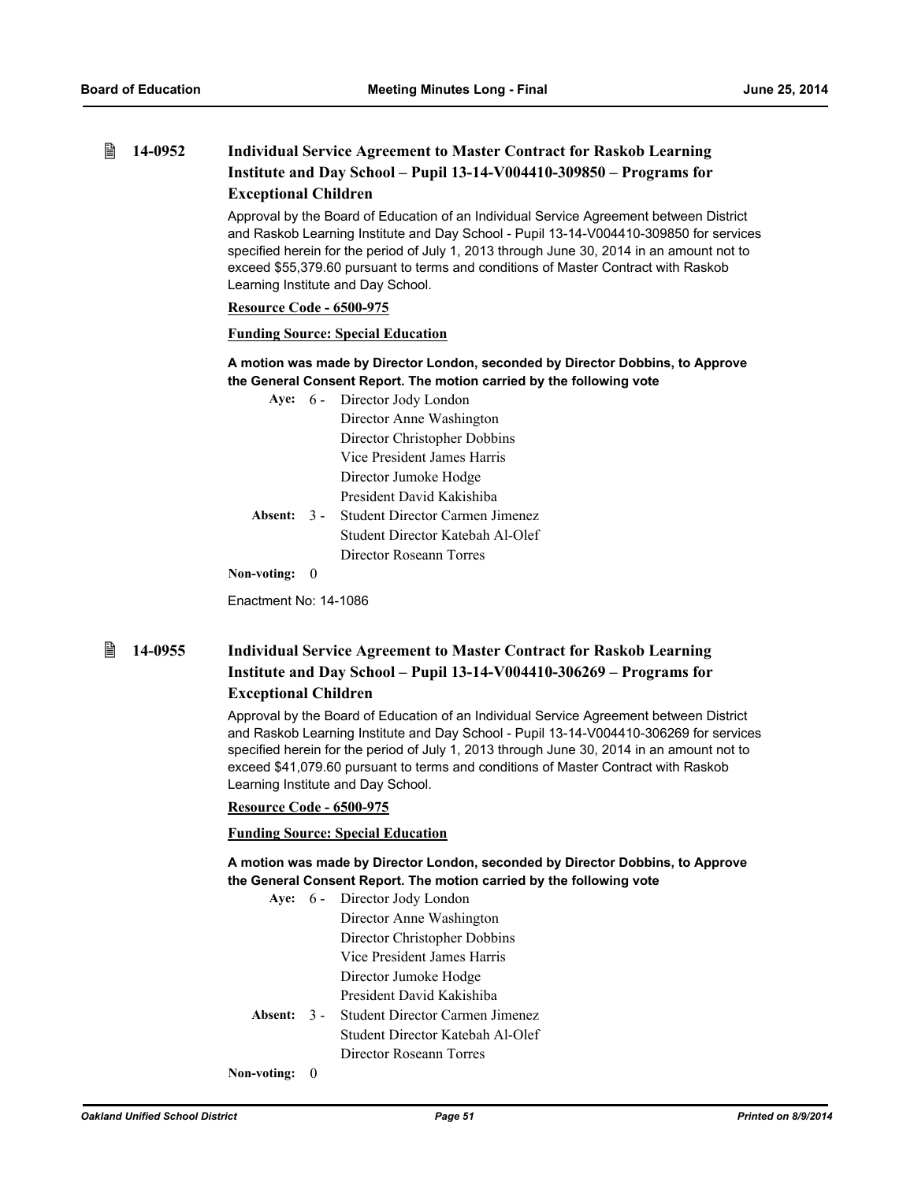### 14-0952 Individual Service Agreement to Master Contract for Raskob Learning Institute and Day School – Pupil 13-14-V004410-309850 – Programs for Exceptional Children

Approval by the Board of Education of an Individual Service Agreement between District and Raskob Learning Institute and Day School - Pupil 13-14-V004410-309850 for services specified herein for the period of July 1, 2013 through June 30, 2014 in an amount not to exceed $55,379.60 pursuant to terms and conditions of Master Contract with Raskob Learning Institute and Day School.

**Resource Code - 6500-975**

**Funding Source: Special Education**

**A motion was made by Director London, seconded by Director Dobbins, to Approve the General Consent Report. The motion carried by the following vote**

**Aye:** 6 - Director Jody London
Director Anne Washington
Director Christopher Dobbins
Vice President James Harris
Director Jumoke Hodge
President David Kakishiba

**Absent:** 3 - Student Director Carmen Jimenez
Student Director Katebah Al-Olef
Director Roseann Torres

**Non-voting:** 0

Enactment No: 14-1086

### 14-0955 Individual Service Agreement to Master Contract for Raskob Learning Institute and Day School – Pupil 13-14-V004410-306269 – Programs for Exceptional Children

Approval by the Board of Education of an Individual Service Agreement between District and Raskob Learning Institute and Day School - Pupil 13-14-V004410-306269 for services specified herein for the period of July 1, 2013 through June 30, 2014 in an amount not to exceed $41,079.60 pursuant to terms and conditions of Master Contract with Raskob Learning Institute and Day School.

**Resource Code - 6500-975**

**Funding Source: Special Education**

**A motion was made by Director London, seconded by Director Dobbins, to Approve the General Consent Report. The motion carried by the following vote**

**Aye:** 6 - Director Jody London
Director Anne Washington
Director Christopher Dobbins
Vice President James Harris
Director Jumoke Hodge
President David Kakishiba

**Absent:** 3 - Student Director Carmen Jimenez
Student Director Katebah Al-Olef
Director Roseann Torres

**Non-voting:** 0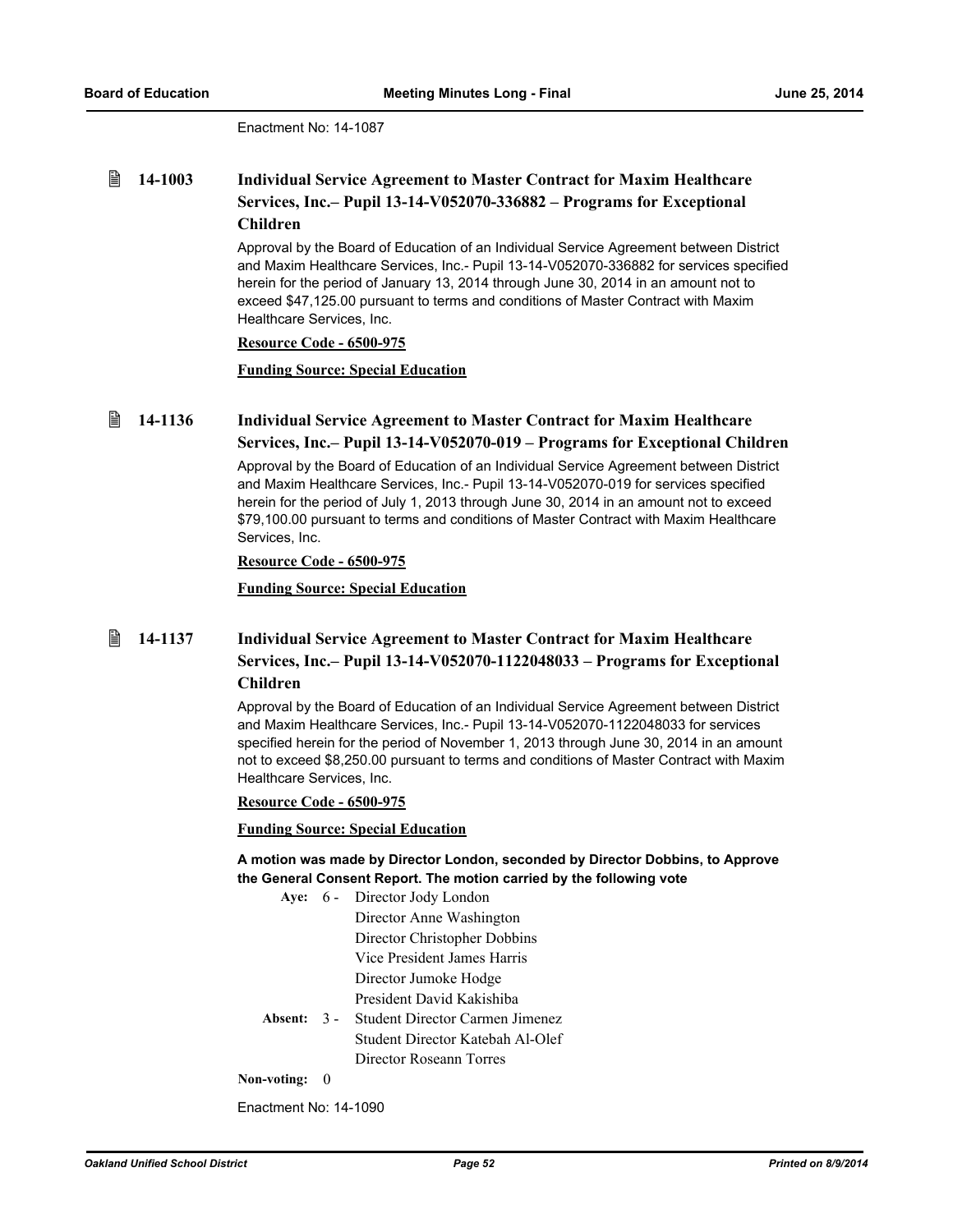Enactment No: 14-1087

### 14-1003 Individual Service Agreement to Master Contract for Maxim Healthcare Services, Inc.– Pupil 13-14-V052070-336882 – Programs for Exceptional Children

Approval by the Board of Education of an Individual Service Agreement between District and Maxim Healthcare Services, Inc.- Pupil 13-14-V052070-336882 for services specified herein for the period of January 13, 2014 through June 30, 2014 in an amount not to exceed $47,125.00 pursuant to terms and conditions of Master Contract with Maxim Healthcare Services, Inc.

**Resource Code - 6500-975**

**Funding Source: Special Education**

### 14-1136 Individual Service Agreement to Master Contract for Maxim Healthcare Services, Inc.– Pupil 13-14-V052070-019 – Programs for Exceptional Children

Approval by the Board of Education of an Individual Service Agreement between District and Maxim Healthcare Services, Inc.- Pupil 13-14-V052070-019 for services specified herein for the period of July 1, 2013 through June 30, 2014 in an amount not to exceed $79,100.00 pursuant to terms and conditions of Master Contract with Maxim Healthcare Services, Inc.

**Resource Code - 6500-975**

**Funding Source: Special Education**

### 14-1137 Individual Service Agreement to Master Contract for Maxim Healthcare Services, Inc.– Pupil 13-14-V052070-1122048033 – Programs for Exceptional Children

Approval by the Board of Education of an Individual Service Agreement between District and Maxim Healthcare Services, Inc.- Pupil 13-14-V052070-1122048033 for services specified herein for the period of November 1, 2013 through June 30, 2014 in an amount not to exceed $8,250.00 pursuant to terms and conditions of Master Contract with Maxim Healthcare Services, Inc.

**Resource Code - 6500-975**

**Funding Source: Special Education**

**A motion was made by Director London, seconded by Director Dobbins, to Approve the General Consent Report. The motion carried by the following vote**

**Aye:** 6 - Director Jody London
Director Anne Washington
Director Christopher Dobbins
Vice President James Harris
Director Jumoke Hodge
President David Kakishiba

**Absent:** 3 - Student Director Carmen Jimenez
Student Director Katebah Al-Olef
Director Roseann Torres

**Non-voting:** 0

Enactment No: 14-1090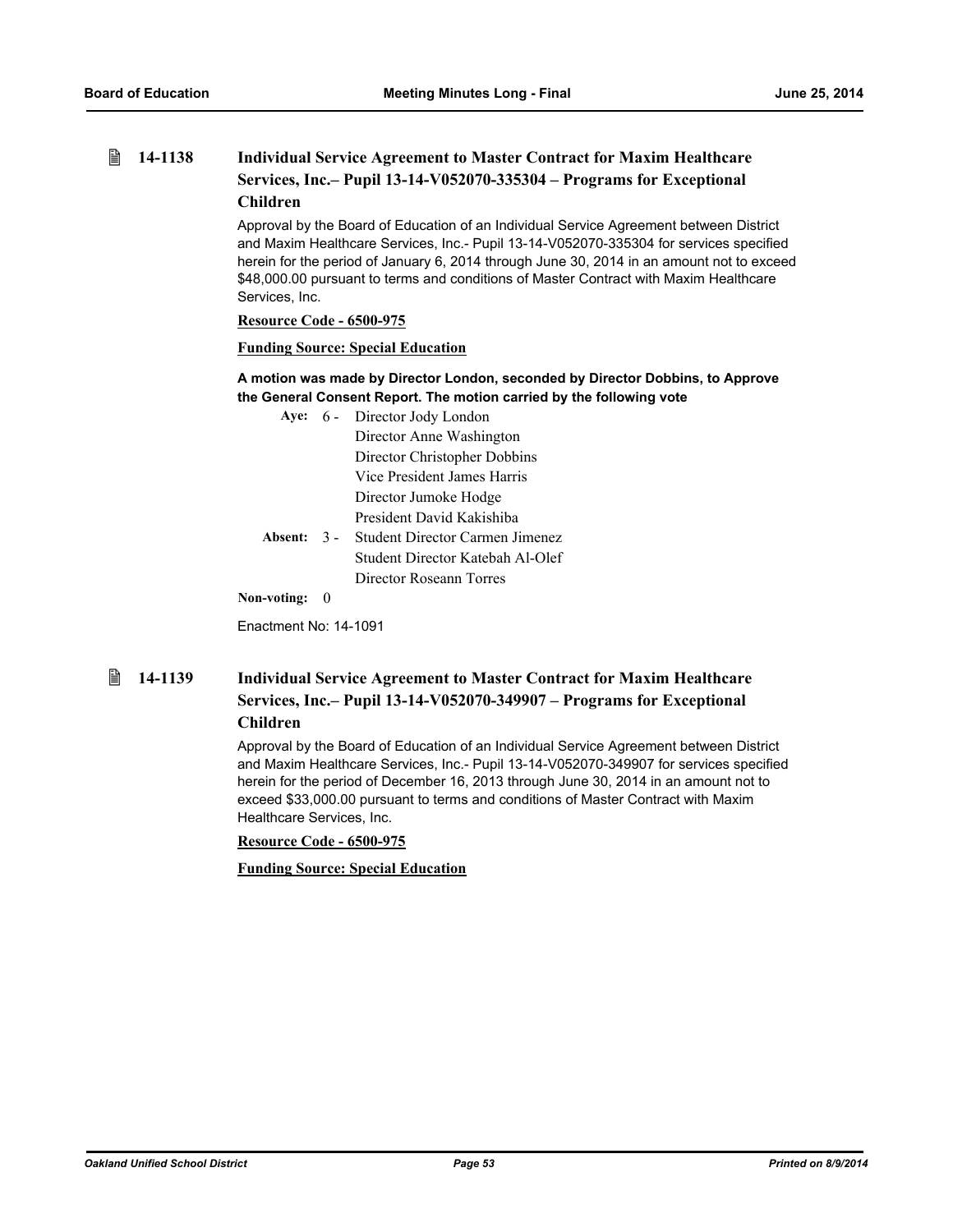### 14-1138 Individual Service Agreement to Master Contract for Maxim Healthcare Services, Inc.– Pupil 13-14-V052070-335304 – Programs for Exceptional Children

Approval by the Board of Education of an Individual Service Agreement between District and Maxim Healthcare Services, Inc.- Pupil 13-14-V052070-335304 for services specified herein for the period of January 6, 2014 through June 30, 2014 in an amount not to exceed $48,000.00 pursuant to terms and conditions of Master Contract with Maxim Healthcare Services, Inc.

**Resource Code - 6500-975**

**Funding Source: Special Education**

**A motion was made by Director London, seconded by Director Dobbins, to Approve the General Consent Report. The motion carried by the following vote**

**Aye:** 6 - Director Jody London
Director Anne Washington
Director Christopher Dobbins
Vice President James Harris
Director Jumoke Hodge
President David Kakishiba

**Absent:** 3 - Student Director Carmen Jimenez
Student Director Katebah Al-Olef
Director Roseann Torres

**Non-voting:** 0

Enactment No: 14-1091

### 14-1139 Individual Service Agreement to Master Contract for Maxim Healthcare Services, Inc.– Pupil 13-14-V052070-349907 – Programs for Exceptional Children

Approval by the Board of Education of an Individual Service Agreement between District and Maxim Healthcare Services, Inc.- Pupil 13-14-V052070-349907 for services specified herein for the period of December 16, 2013 through June 30, 2014 in an amount not to exceed $33,000.00 pursuant to terms and conditions of Master Contract with Maxim Healthcare Services, Inc.

**Resource Code - 6500-975**

**Funding Source: Special Education**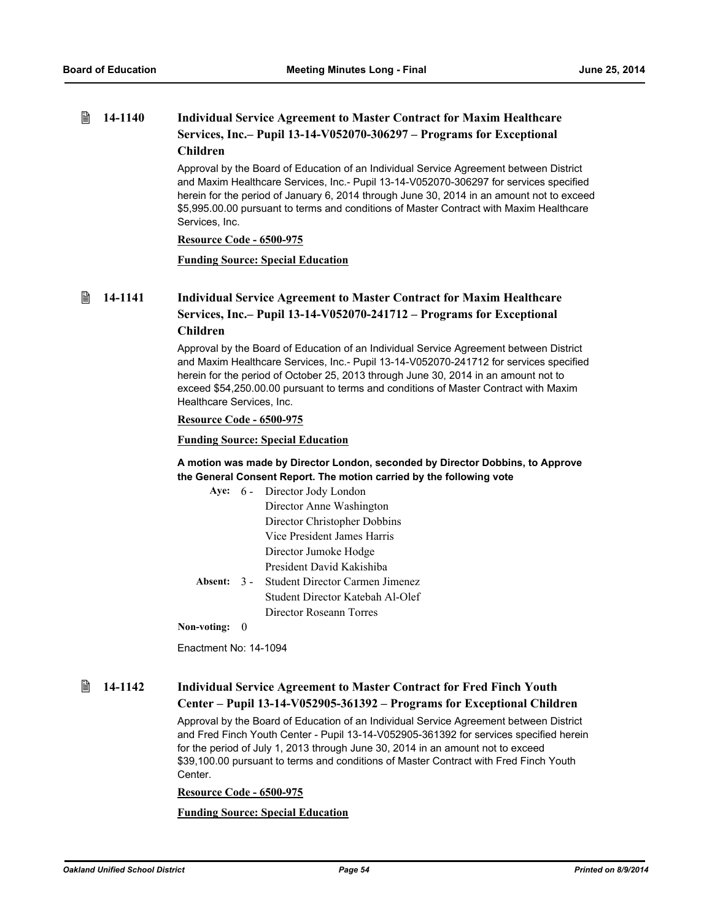### 14-1140 Individual Service Agreement to Master Contract for Maxim Healthcare Services, Inc.– Pupil 13-14-V052070-306297 – Programs for Exceptional Children

Approval by the Board of Education of an Individual Service Agreement between District and Maxim Healthcare Services, Inc.- Pupil 13-14-V052070-306297 for services specified herein for the period of January 6, 2014 through June 30, 2014 in an amount not to exceed $5,995.00.00 pursuant to terms and conditions of Master Contract with Maxim Healthcare Services, Inc.

**Resource Code - 6500-975**

**Funding Source: Special Education**

### 14-1141 Individual Service Agreement to Master Contract for Maxim Healthcare Services, Inc.– Pupil 13-14-V052070-241712 – Programs for Exceptional Children

Approval by the Board of Education of an Individual Service Agreement between District and Maxim Healthcare Services, Inc.- Pupil 13-14-V052070-241712 for services specified herein for the period of October 25, 2013 through June 30, 2014 in an amount not to exceed $54,250.00.00 pursuant to terms and conditions of Master Contract with Maxim Healthcare Services, Inc.

**Resource Code - 6500-975**

**Funding Source: Special Education**

**A motion was made by Director London, seconded by Director Dobbins, to Approve the General Consent Report. The motion carried by the following vote**

**Aye:** 6 - Director Jody London
Director Anne Washington
Director Christopher Dobbins
Vice President James Harris
Director Jumoke Hodge
President David Kakishiba

**Absent:** 3 - Student Director Carmen Jimenez
Student Director Katebah Al-Olef
Director Roseann Torres

**Non-voting:** 0

Enactment No: 14-1094

### 14-1142 Individual Service Agreement to Master Contract for Fred Finch Youth Center – Pupil 13-14-V052905-361392 – Programs for Exceptional Children

Approval by the Board of Education of an Individual Service Agreement between District and Fred Finch Youth Center - Pupil 13-14-V052905-361392 for services specified herein for the period of July 1, 2013 through June 30, 2014 in an amount not to exceed $39,100.00 pursuant to terms and conditions of Master Contract with Fred Finch Youth Center.

**Resource Code - 6500-975**

**Funding Source: Special Education**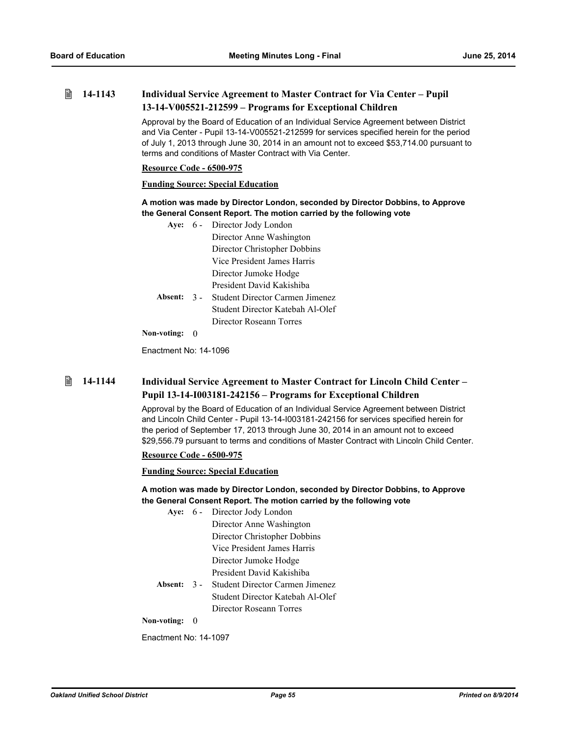## 14-1143 Individual Service Agreement to Master Contract for Via Center – Pupil 13-14-V005521-212599 – Programs for Exceptional Children

Approval by the Board of Education of an Individual Service Agreement between District and Via Center - Pupil 13-14-V005521-212599 for services specified herein for the period of July 1, 2013 through June 30, 2014 in an amount not to exceed $53,714.00 pursuant to terms and conditions of Master Contract with Via Center.

**Resource Code - 6500-975**

**Funding Source: Special Education**

**A motion was made by Director London, seconded by Director Dobbins, to Approve the General Consent Report. The motion carried by the following vote**

**Aye:** 6 - Director Jody London
Director Anne Washington
Director Christopher Dobbins
Vice President James Harris
Director Jumoke Hodge
President David Kakishiba

**Absent:** 3 - Student Director Carmen Jimenez
Student Director Katebah Al-Olef
Director Roseann Torres

**Non-voting:** 0

Enactment No: 14-1096

## 14-1144 Individual Service Agreement to Master Contract for Lincoln Child Center – Pupil 13-14-I003181-242156 – Programs for Exceptional Children

Approval by the Board of Education of an Individual Service Agreement between District and Lincoln Child Center - Pupil 13-14-I003181-242156 for services specified herein for the period of September 17, 2013 through June 30, 2014 in an amount not to exceed $29,556.79 pursuant to terms and conditions of Master Contract with Lincoln Child Center.

**Resource Code - 6500-975**

**Funding Source: Special Education**

**A motion was made by Director London, seconded by Director Dobbins, to Approve the General Consent Report. The motion carried by the following vote**

**Aye:** 6 - Director Jody London
Director Anne Washington
Director Christopher Dobbins
Vice President James Harris
Director Jumoke Hodge
President David Kakishiba

**Absent:** 3 - Student Director Carmen Jimenez
Student Director Katebah Al-Olef
Director Roseann Torres

**Non-voting:** 0

Enactment No: 14-1097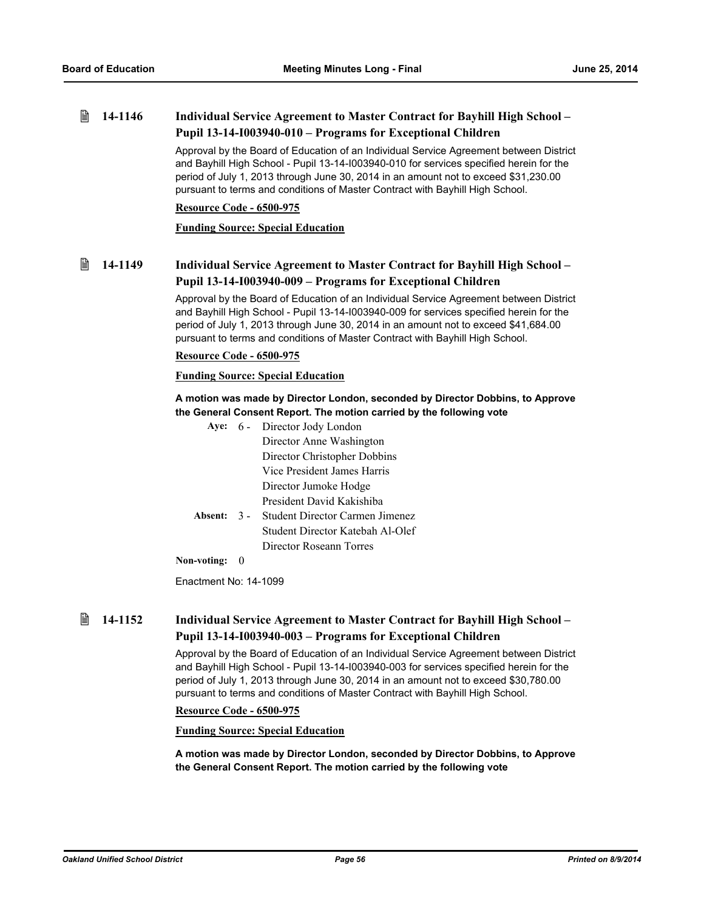### 14-1146 Individual Service Agreement to Master Contract for Bayhill High School – Pupil 13-14-I003940-010 – Programs for Exceptional Children

Approval by the Board of Education of an Individual Service Agreement between District and Bayhill High School - Pupil 13-14-I003940-010 for services specified herein for the period of July 1, 2013 through June 30, 2014 in an amount not to exceed $31,230.00 pursuant to terms and conditions of Master Contract with Bayhill High School.

**Resource Code - 6500-975**

**Funding Source: Special Education**

### 14-1149 Individual Service Agreement to Master Contract for Bayhill High School – Pupil 13-14-I003940-009 – Programs for Exceptional Children

Approval by the Board of Education of an Individual Service Agreement between District and Bayhill High School - Pupil 13-14-I003940-009 for services specified herein for the period of July 1, 2013 through June 30, 2014 in an amount not to exceed $41,684.00 pursuant to terms and conditions of Master Contract with Bayhill High School.

**Resource Code - 6500-975**

**Funding Source: Special Education**

**A motion was made by Director London, seconded by Director Dobbins, to Approve the General Consent Report. The motion carried by the following vote**

**Aye:** 6 - Director Jody London
Director Anne Washington
Director Christopher Dobbins
Vice President James Harris
Director Jumoke Hodge
President David Kakishiba

**Absent:** 3 - Student Director Carmen Jimenez
Student Director Katebah Al-Olef
Director Roseann Torres

**Non-voting:** 0

Enactment No: 14-1099

### 14-1152 Individual Service Agreement to Master Contract for Bayhill High School – Pupil 13-14-I003940-003 – Programs for Exceptional Children

Approval by the Board of Education of an Individual Service Agreement between District and Bayhill High School - Pupil 13-14-I003940-003 for services specified herein for the period of July 1, 2013 through June 30, 2014 in an amount not to exceed $30,780.00 pursuant to terms and conditions of Master Contract with Bayhill High School.

**Resource Code - 6500-975**

**Funding Source: Special Education**

**A motion was made by Director London, seconded by Director Dobbins, to Approve the General Consent Report. The motion carried by the following vote**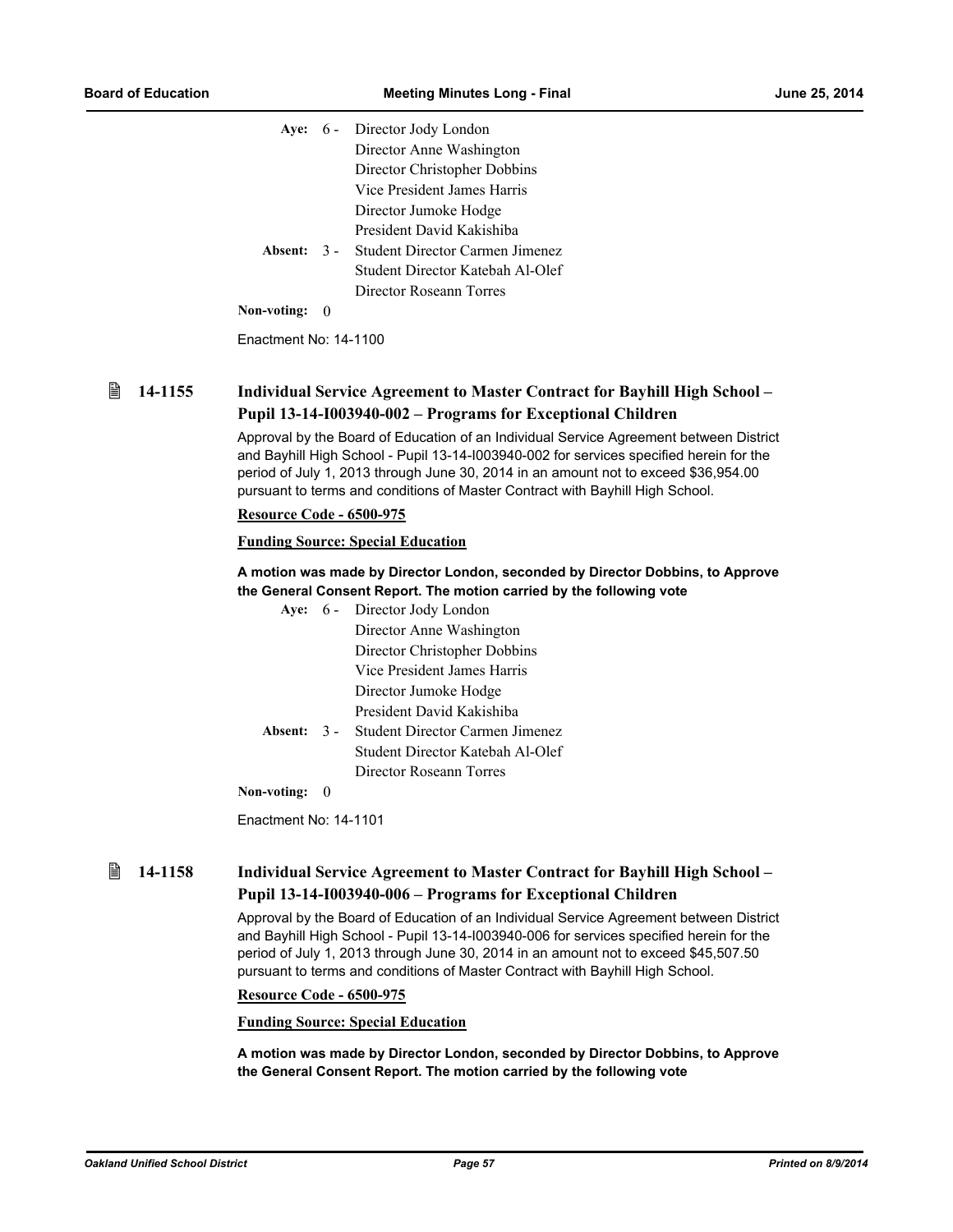Aye: 6 - Director Jody London
Director Anne Washington
Director Christopher Dobbins
Vice President James Harris
Director Jumoke Hodge
President David Kakishiba

Absent: 3 - Student Director Carmen Jimenez
Student Director Katebah Al-Olef
Director Roseann Torres

Non-voting: 0

Enactment No: 14-1100

### 14-1155 Individual Service Agreement to Master Contract for Bayhill High School – Pupil 13-14-I003940-002 – Programs for Exceptional Children

Approval by the Board of Education of an Individual Service Agreement between District and Bayhill High School - Pupil 13-14-I003940-002 for services specified herein for the period of July 1, 2013 through June 30, 2014 in an amount not to exceed $36,954.00 pursuant to terms and conditions of Master Contract with Bayhill High School.

**Resource Code - 6500-975**

**Funding Source: Special Education**

**A motion was made by Director London, seconded by Director Dobbins, to Approve the General Consent Report. The motion carried by the following vote**

Aye: 6 - Director Jody London
Director Anne Washington
Director Christopher Dobbins
Vice President James Harris
Director Jumoke Hodge
President David Kakishiba

Absent: 3 - Student Director Carmen Jimenez
Student Director Katebah Al-Olef
Director Roseann Torres

Non-voting: 0

Enactment No: 14-1101

### 14-1158 Individual Service Agreement to Master Contract for Bayhill High School – Pupil 13-14-I003940-006 – Programs for Exceptional Children

Approval by the Board of Education of an Individual Service Agreement between District and Bayhill High School - Pupil 13-14-I003940-006 for services specified herein for the period of July 1, 2013 through June 30, 2014 in an amount not to exceed $45,507.50 pursuant to terms and conditions of Master Contract with Bayhill High School.

**Resource Code - 6500-975**

**Funding Source: Special Education**

**A motion was made by Director London, seconded by Director Dobbins, to Approve the General Consent Report. The motion carried by the following vote**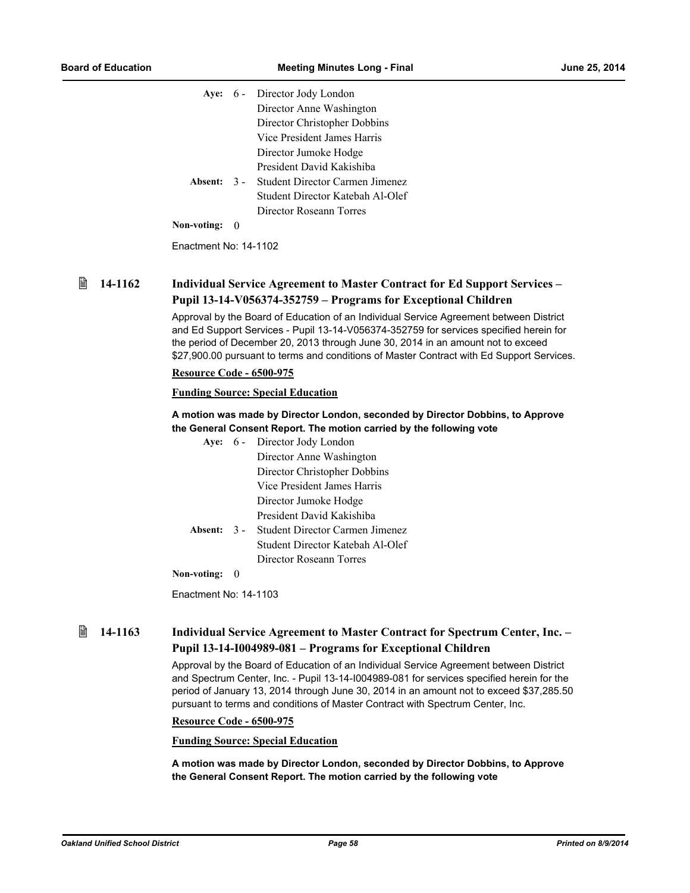**Aye:** 6 - Director Jody London
Director Anne Washington
Director Christopher Dobbins
Vice President James Harris
Director Jumoke Hodge
President David Kakishiba

**Absent:** 3 - Student Director Carmen Jimenez
Student Director Katebah Al-Olef
Director Roseann Torres

**Non-voting:** 0

Enactment No: 14-1102

### 14-1162 Individual Service Agreement to Master Contract for Ed Support Services – Pupil 13-14-V056374-352759 – Programs for Exceptional Children

Approval by the Board of Education of an Individual Service Agreement between District and Ed Support Services - Pupil 13-14-V056374-352759 for services specified herein for the period of December 20, 2013 through June 30, 2014 in an amount not to exceed $27,900.00 pursuant to terms and conditions of Master Contract with Ed Support Services.

**Resource Code - 6500-975**

**Funding Source: Special Education**

**A motion was made by Director London, seconded by Director Dobbins, to Approve the General Consent Report. The motion carried by the following vote**

**Aye:** 6 - Director Jody London
Director Anne Washington
Director Christopher Dobbins
Vice President James Harris
Director Jumoke Hodge
President David Kakishiba

**Absent:** 3 - Student Director Carmen Jimenez
Student Director Katebah Al-Olef
Director Roseann Torres

**Non-voting:** 0

Enactment No: 14-1103

### 14-1163 Individual Service Agreement to Master Contract for Spectrum Center, Inc. – Pupil 13-14-I004989-081 – Programs for Exceptional Children

Approval by the Board of Education of an Individual Service Agreement between District and Spectrum Center, Inc. - Pupil 13-14-I004989-081 for services specified herein for the period of January 13, 2014 through June 30, 2014 in an amount not to exceed $37,285.50 pursuant to terms and conditions of Master Contract with Spectrum Center, Inc.

**Resource Code - 6500-975**

**Funding Source: Special Education**

**A motion was made by Director London, seconded by Director Dobbins, to Approve the General Consent Report. The motion carried by the following vote**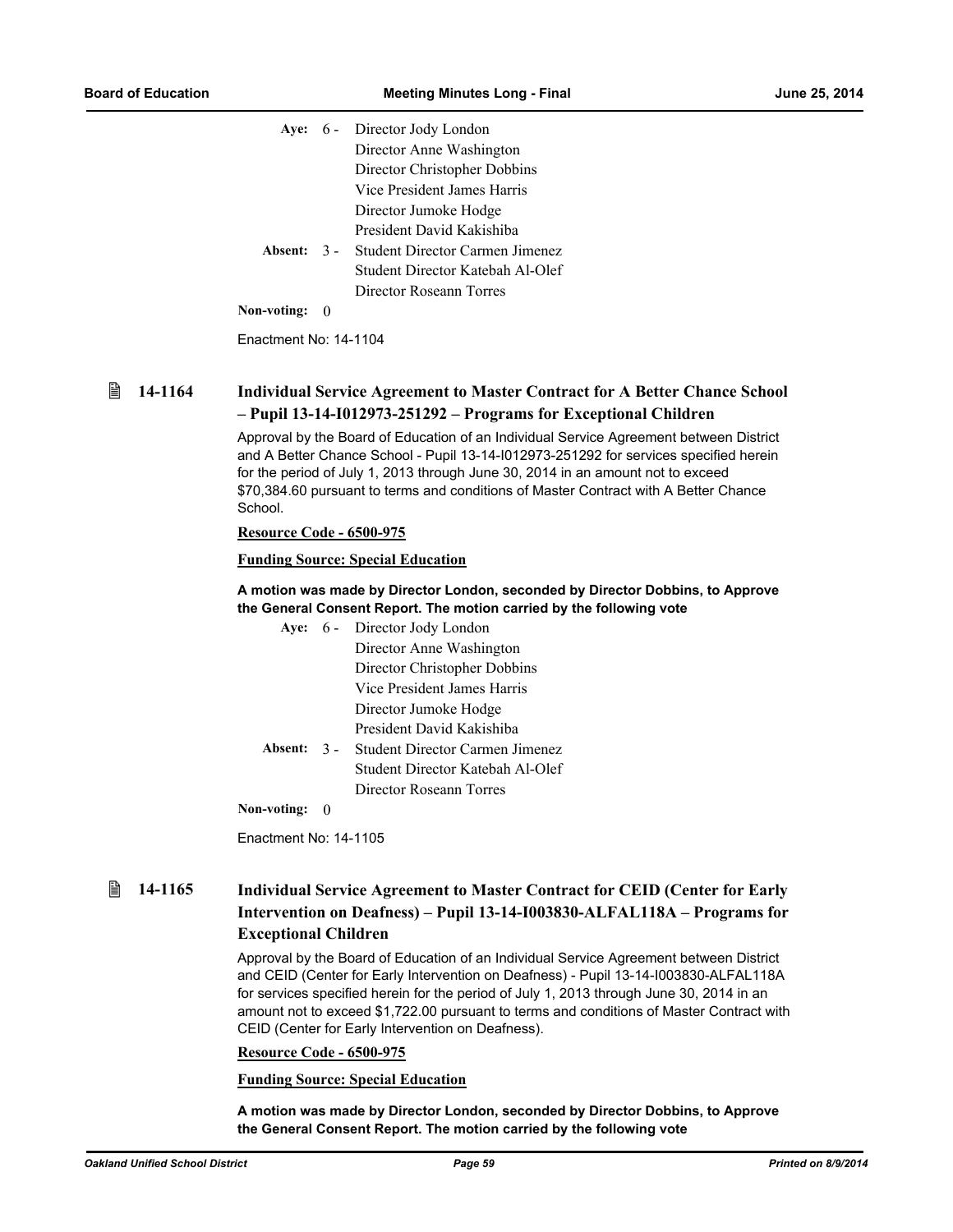| | | |
|---|---|---|
| **Aye:** | 6 - | Director Jody London |
| | | Director Anne Washington |
| | | Director Christopher Dobbins |
| | | Vice President James Harris |
| | | Director Jumoke Hodge |
| | | President David Kakishiba |
| **Absent:** | 3 - | Student Director Carmen Jimenez |
| | | Student Director Katebah Al-Olef |
| | | Director Roseann Torres |
| **Non-voting:** | 0 | |

Enactment No: 14-1104

## 14-1164 Individual Service Agreement to Master Contract for A Better Chance School – Pupil 13-14-I012973-251292 – Programs for Exceptional Children

Approval by the Board of Education of an Individual Service Agreement between District and A Better Chance School - Pupil 13-14-I012973-251292 for services specified herein for the period of July 1, 2013 through June 30, 2014 in an amount not to exceed $70,384.60 pursuant to terms and conditions of Master Contract with A Better Chance School.

**Resource Code - 6500-975**

**Funding Source: Special Education**

**A motion was made by Director London, seconded by Director Dobbins, to Approve the General Consent Report. The motion carried by the following vote**

| | | |
|---|---|---|
| **Aye:** | 6 - | Director Jody London |
| | | Director Anne Washington |
| | | Director Christopher Dobbins |
| | | Vice President James Harris |
| | | Director Jumoke Hodge |
| | | President David Kakishiba |
| **Absent:** | 3 - | Student Director Carmen Jimenez |
| | | Student Director Katebah Al-Olef |
| | | Director Roseann Torres |
| **Non-voting:** | 0 | |

Enactment No: 14-1105

## 14-1165 Individual Service Agreement to Master Contract for CEID (Center for Early Intervention on Deafness) – Pupil 13-14-I003830-ALFAL118A – Programs for Exceptional Children

Approval by the Board of Education of an Individual Service Agreement between District and CEID (Center for Early Intervention on Deafness) - Pupil 13-14-I003830-ALFAL118A for services specified herein for the period of July 1, 2013 through June 30, 2014 in an amount not to exceed $1,722.00 pursuant to terms and conditions of Master Contract with CEID (Center for Early Intervention on Deafness).

**Resource Code - 6500-975**

**Funding Source: Special Education**

**A motion was made by Director London, seconded by Director Dobbins, to Approve the General Consent Report. The motion carried by the following vote**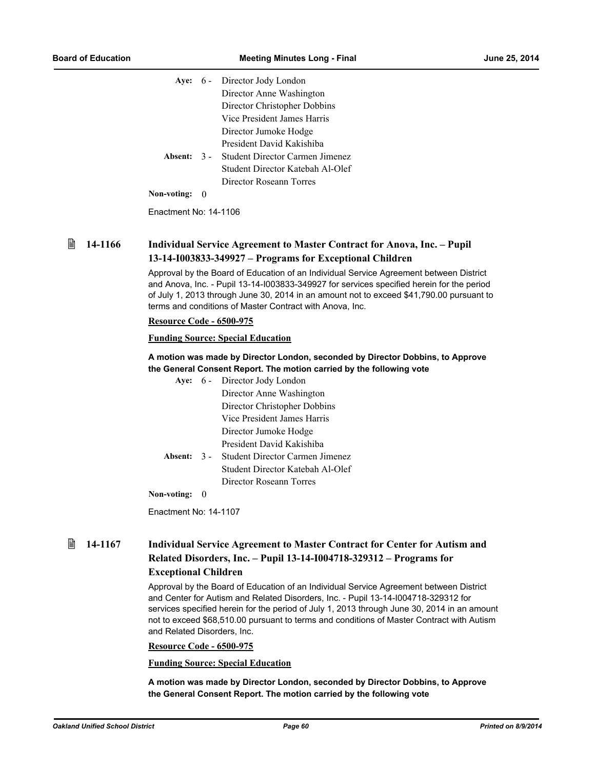| | | |
|---|---|---|
| **Aye:** | 6 - | Director Jody London |
| | | Director Anne Washington |
| | | Director Christopher Dobbins |
| | | Vice President James Harris |
| | | Director Jumoke Hodge |
| | | President David Kakishiba |
| **Absent:** | 3 - | Student Director Carmen Jimenez |
| | | Student Director Katebah Al-Olef |
| | | Director Roseann Torres |
| **Non-voting:** | 0 | |

Enactment No: 14-1106

### 14-1166 Individual Service Agreement to Master Contract for Anova, Inc. – Pupil 13-14-I003833-349927 – Programs for Exceptional Children

Approval by the Board of Education of an Individual Service Agreement between District and Anova, Inc. - Pupil 13-14-I003833-349927 for services specified herein for the period of July 1, 2013 through June 30, 2014 in an amount not to exceed $41,790.00 pursuant to terms and conditions of Master Contract with Anova, Inc.

**Resource Code - 6500-975**

**Funding Source: Special Education**

**A motion was made by Director London, seconded by Director Dobbins, to Approve the General Consent Report. The motion carried by the following vote**

| | | |
|---|---|---|
| **Aye:** | 6 - | Director Jody London |
| | | Director Anne Washington |
| | | Director Christopher Dobbins |
| | | Vice President James Harris |
| | | Director Jumoke Hodge |
| | | President David Kakishiba |
| **Absent:** | 3 - | Student Director Carmen Jimenez |
| | | Student Director Katebah Al-Olef |
| | | Director Roseann Torres |
| **Non-voting:** | 0 | |

Enactment No: 14-1107

### 14-1167 Individual Service Agreement to Master Contract for Center for Autism and Related Disorders, Inc. – Pupil 13-14-I004718-329312 – Programs for Exceptional Children

Approval by the Board of Education of an Individual Service Agreement between District and Center for Autism and Related Disorders, Inc. - Pupil 13-14-I004718-329312 for services specified herein for the period of July 1, 2013 through June 30, 2014 in an amount not to exceed $68,510.00 pursuant to terms and conditions of Master Contract with Autism and Related Disorders, Inc.

**Resource Code - 6500-975**

**Funding Source: Special Education**

**A motion was made by Director London, seconded by Director Dobbins, to Approve the General Consent Report. The motion carried by the following vote**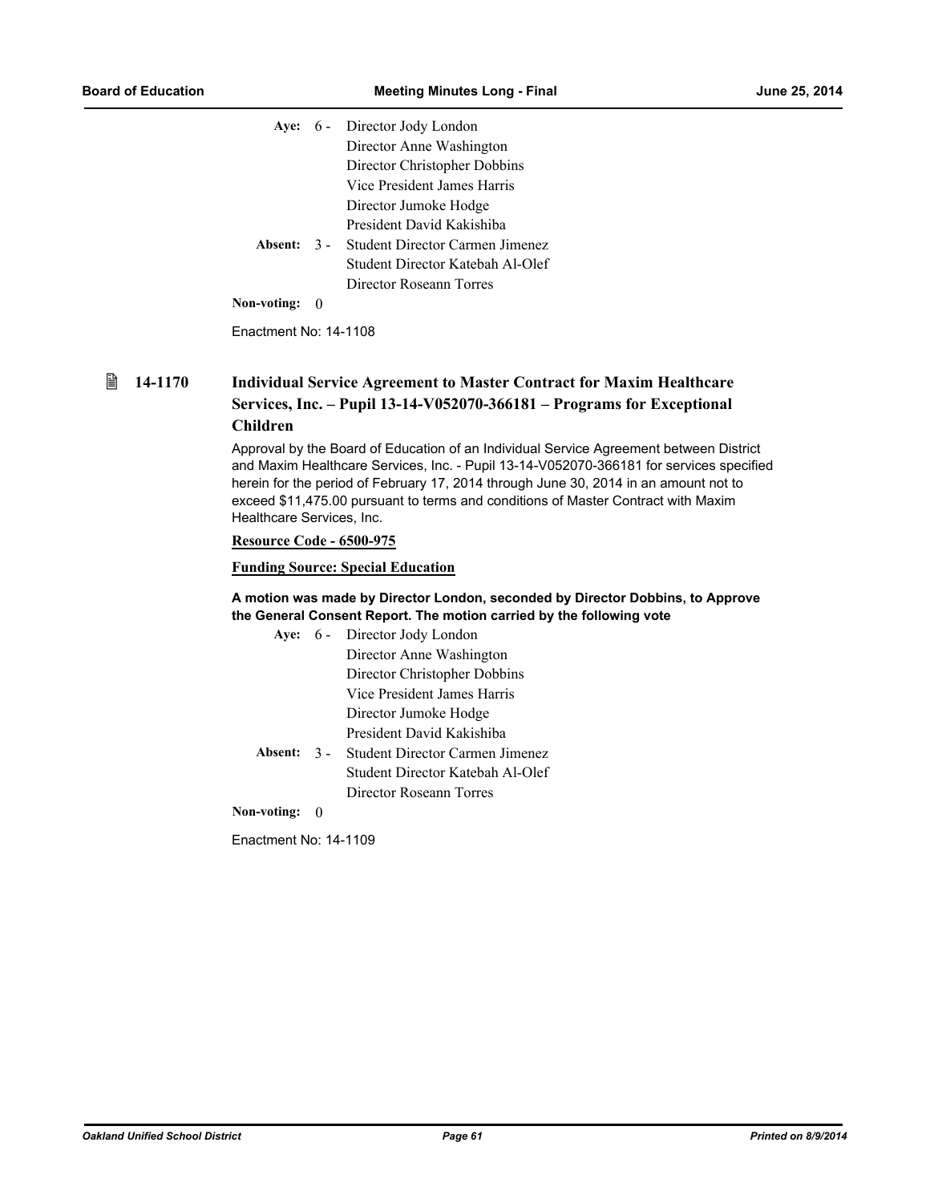**Aye:** 6 - Director Jody London
Director Anne Washington
Director Christopher Dobbins
Vice President James Harris
Director Jumoke Hodge
President David Kakishiba

**Absent:** 3 - Student Director Carmen Jimenez
Student Director Katebah Al-Olef
Director Roseann Torres

**Non-voting:** 0

Enactment No: 14-1108

### 14-1170 Individual Service Agreement to Master Contract for Maxim Healthcare Services, Inc. – Pupil 13-14-V052070-366181 – Programs for Exceptional Children

Approval by the Board of Education of an Individual Service Agreement between District and Maxim Healthcare Services, Inc. - Pupil 13-14-V052070-366181 for services specified herein for the period of February 17, 2014 through June 30, 2014 in an amount not to exceed $11,475.00 pursuant to terms and conditions of Master Contract with Maxim Healthcare Services, Inc.

**Resource Code - 6500-975**

**Funding Source: Special Education**

**A motion was made by Director London, seconded by Director Dobbins, to Approve the General Consent Report. The motion carried by the following vote**

**Aye:** 6 - Director Jody London
Director Anne Washington
Director Christopher Dobbins
Vice President James Harris
Director Jumoke Hodge
President David Kakishiba

**Absent:** 3 - Student Director Carmen Jimenez
Student Director Katebah Al-Olef
Director Roseann Torres

**Non-voting:** 0

Enactment No: 14-1109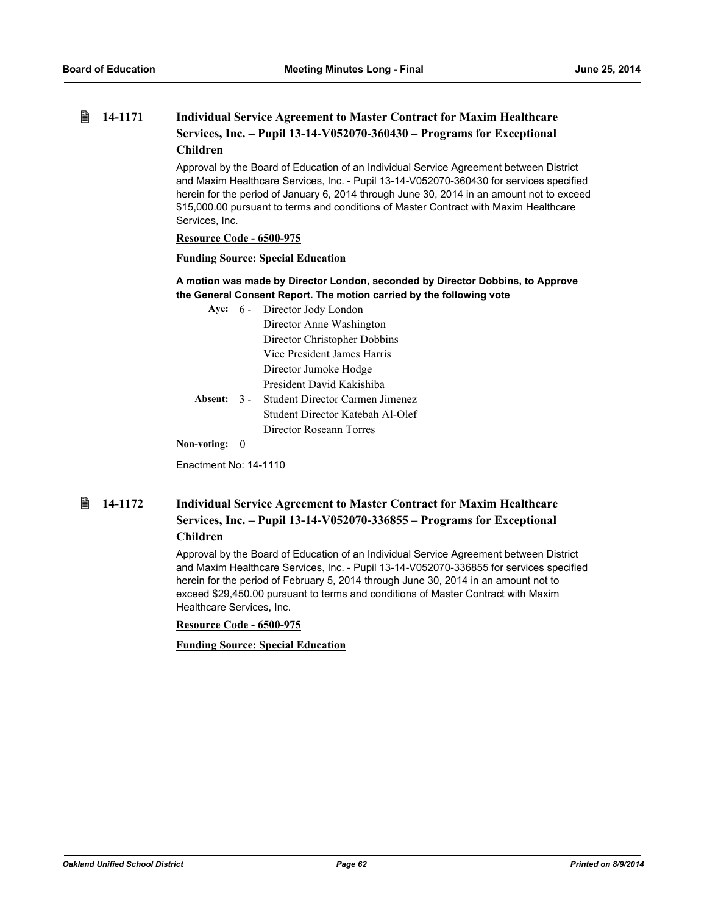### 14-1171 Individual Service Agreement to Master Contract for Maxim Healthcare Services, Inc. – Pupil 13-14-V052070-360430 – Programs for Exceptional Children

Approval by the Board of Education of an Individual Service Agreement between District and Maxim Healthcare Services, Inc. - Pupil 13-14-V052070-360430 for services specified herein for the period of January 6, 2014 through June 30, 2014 in an amount not to exceed $15,000.00 pursuant to terms and conditions of Master Contract with Maxim Healthcare Services, Inc.

**Resource Code - 6500-975**

**Funding Source: Special Education**

**A motion was made by Director London, seconded by Director Dobbins, to Approve the General Consent Report. The motion carried by the following vote**

**Aye:** 6 - Director Jody London
Director Anne Washington
Director Christopher Dobbins
Vice President James Harris
Director Jumoke Hodge
President David Kakishiba

**Absent:** 3 - Student Director Carmen Jimenez
Student Director Katebah Al-Olef
Director Roseann Torres

**Non-voting:** 0

Enactment No: 14-1110

### 14-1172 Individual Service Agreement to Master Contract for Maxim Healthcare Services, Inc. – Pupil 13-14-V052070-336855 – Programs for Exceptional Children

Approval by the Board of Education of an Individual Service Agreement between District and Maxim Healthcare Services, Inc. - Pupil 13-14-V052070-336855 for services specified herein for the period of February 5, 2014 through June 30, 2014 in an amount not to exceed $29,450.00 pursuant to terms and conditions of Master Contract with Maxim Healthcare Services, Inc.

**Resource Code - 6500-975**

**Funding Source: Special Education**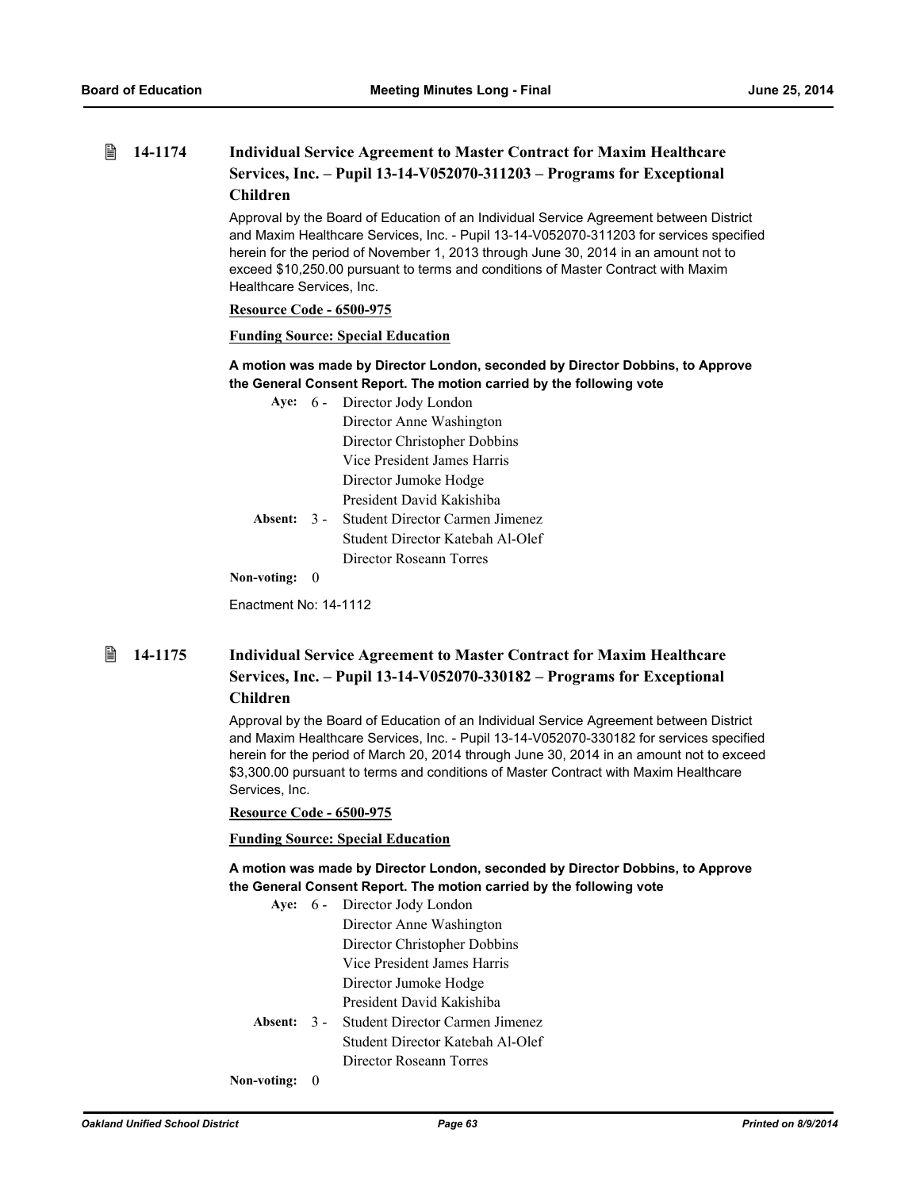### 14-1174 Individual Service Agreement to Master Contract for Maxim Healthcare Services, Inc. – Pupil 13-14-V052070-311203 – Programs for Exceptional Children

Approval by the Board of Education of an Individual Service Agreement between District and Maxim Healthcare Services, Inc. - Pupil 13-14-V052070-311203 for services specified herein for the period of November 1, 2013 through June 30, 2014 in an amount not to exceed $10,250.00 pursuant to terms and conditions of Master Contract with Maxim Healthcare Services, Inc.

**Resource Code - 6500-975**

**Funding Source: Special Education**

**A motion was made by Director London, seconded by Director Dobbins, to Approve the General Consent Report. The motion carried by the following vote**

**Aye:** 6 - Director Jody London
Director Anne Washington
Director Christopher Dobbins
Vice President James Harris
Director Jumoke Hodge
President David Kakishiba

**Absent:** 3 - Student Director Carmen Jimenez
Student Director Katebah Al-Olef
Director Roseann Torres

**Non-voting:** 0

Enactment No: 14-1112

### 14-1175 Individual Service Agreement to Master Contract for Maxim Healthcare Services, Inc. – Pupil 13-14-V052070-330182 – Programs for Exceptional Children

Approval by the Board of Education of an Individual Service Agreement between District and Maxim Healthcare Services, Inc. - Pupil 13-14-V052070-330182 for services specified herein for the period of March 20, 2014 through June 30, 2014 in an amount not to exceed $3,300.00 pursuant to terms and conditions of Master Contract with Maxim Healthcare Services, Inc.

**Resource Code - 6500-975**

**Funding Source: Special Education**

**A motion was made by Director London, seconded by Director Dobbins, to Approve the General Consent Report. The motion carried by the following vote**

**Aye:** 6 - Director Jody London
Director Anne Washington
Director Christopher Dobbins
Vice President James Harris
Director Jumoke Hodge
President David Kakishiba

**Absent:** 3 - Student Director Carmen Jimenez
Student Director Katebah Al-Olef
Director Roseann Torres

**Non-voting:** 0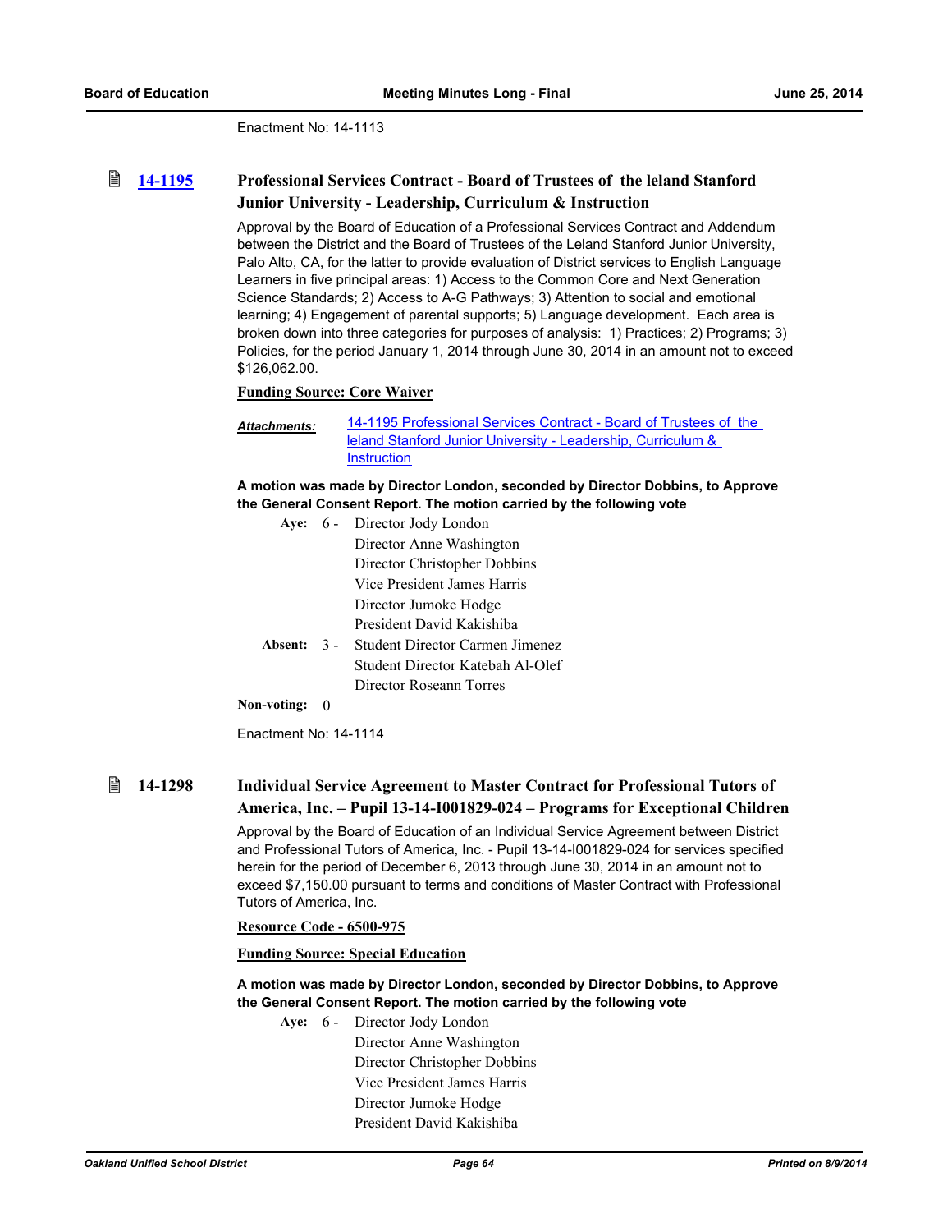Enactment No: 14-1113

### 14-1195 Professional Services Contract - Board of Trustees of the leland Stanford Junior University - Leadership, Curriculum & Instruction

Approval by the Board of Education of a Professional Services Contract and Addendum between the District and the Board of Trustees of the Leland Stanford Junior University, Palo Alto, CA, for the latter to provide evaluation of District services to English Language Learners in five principal areas: 1) Access to the Common Core and Next Generation Science Standards; 2) Access to A-G Pathways; 3) Attention to social and emotional learning; 4) Engagement of parental supports; 5) Language development. Each area is broken down into three categories for purposes of analysis: 1) Practices; 2) Programs; 3) Policies, for the period January 1, 2014 through June 30, 2014 in an amount not to exceed $126,062.00.

**Funding Source: Core Waiver**

***Attachments:*** 14-1195 Professional Services Contract - Board of Trustees of the leland Stanford Junior University - Leadership, Curriculum & Instruction

**A motion was made by Director London, seconded by Director Dobbins, to Approve the General Consent Report. The motion carried by the following vote**

**Aye:** 6 - Director Jody London
Director Anne Washington
Director Christopher Dobbins
Vice President James Harris
Director Jumoke Hodge
President David Kakishiba

**Absent:** 3 - Student Director Carmen Jimenez
Student Director Katebah Al-Olef
Director Roseann Torres

**Non-voting:** 0

Enactment No: 14-1114

### 14-1298 Individual Service Agreement to Master Contract for Professional Tutors of America, Inc. – Pupil 13-14-I001829-024 – Programs for Exceptional Children

Approval by the Board of Education of an Individual Service Agreement between District and Professional Tutors of America, Inc. - Pupil 13-14-I001829-024 for services specified herein for the period of December 6, 2013 through June 30, 2014 in an amount not to exceed $7,150.00 pursuant to terms and conditions of Master Contract with Professional Tutors of America, Inc.

**Resource Code - 6500-975**

**Funding Source: Special Education**

**A motion was made by Director London, seconded by Director Dobbins, to Approve the General Consent Report. The motion carried by the following vote**

**Aye:** 6 - Director Jody London
Director Anne Washington
Director Christopher Dobbins
Vice President James Harris
Director Jumoke Hodge
President David Kakishiba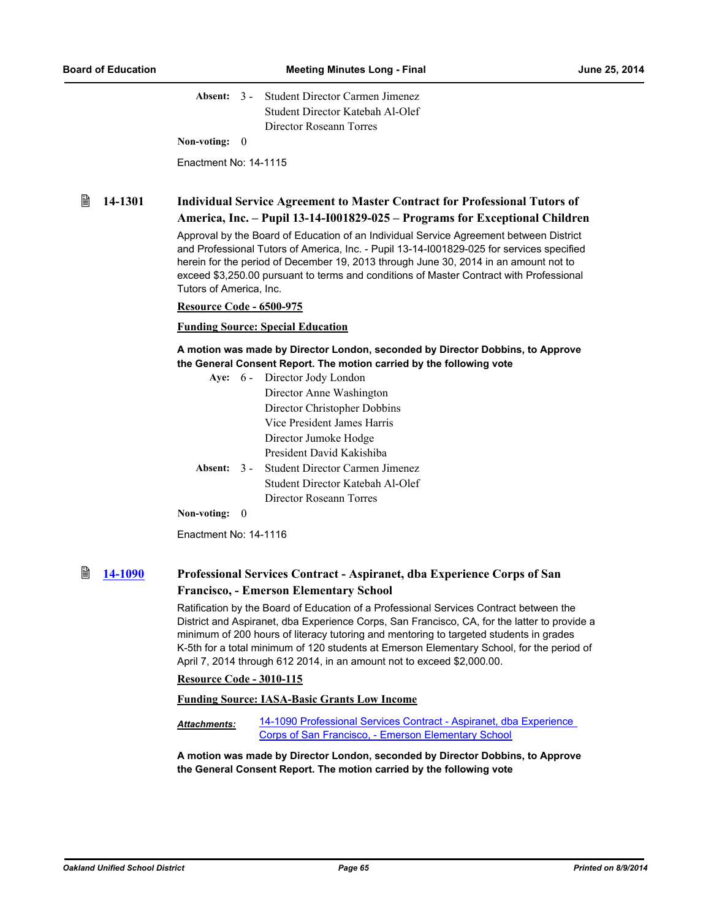**Absent:** 3 - Student Director Carmen Jimenez
Student Director Katebah Al-Olef
Director Roseann Torres

**Non-voting:** 0

Enactment No: 14-1115

### 14-1301 Individual Service Agreement to Master Contract for Professional Tutors of America, Inc. – Pupil 13-14-I001829-025 – Programs for Exceptional Children

Approval by the Board of Education of an Individual Service Agreement between District and Professional Tutors of America, Inc. - Pupil 13-14-I001829-025 for services specified herein for the period of December 19, 2013 through June 30, 2014 in an amount not to exceed $3,250.00 pursuant to terms and conditions of Master Contract with Professional Tutors of America, Inc.

**Resource Code - 6500-975**

**Funding Source: Special Education**

**A motion was made by Director London, seconded by Director Dobbins, to Approve the General Consent Report. The motion carried by the following vote**

**Aye:** 6 - Director Jody London
Director Anne Washington
Director Christopher Dobbins
Vice President James Harris
Director Jumoke Hodge
President David Kakishiba

**Absent:** 3 - Student Director Carmen Jimenez
Student Director Katebah Al-Olef
Director Roseann Torres

**Non-voting:** 0

Enactment No: 14-1116

### 14-1090 Professional Services Contract - Aspiranet, dba Experience Corps of San Francisco, - Emerson Elementary School

Ratification by the Board of Education of a Professional Services Contract between the District and Aspiranet, dba Experience Corps, San Francisco, CA, for the latter to provide a minimum of 200 hours of literacy tutoring and mentoring to targeted students in grades K-5th for a total minimum of 120 students at Emerson Elementary School, for the period of April 7, 2014 through 612 2014, in an amount not to exceed $2,000.00.

**Resource Code - 3010-115**

**Funding Source: IASA-Basic Grants Low Income**

***Attachments:*** 14-1090 Professional Services Contract - Aspiranet, dba Experience Corps of San Francisco, - Emerson Elementary School

**A motion was made by Director London, seconded by Director Dobbins, to Approve the General Consent Report. The motion carried by the following vote**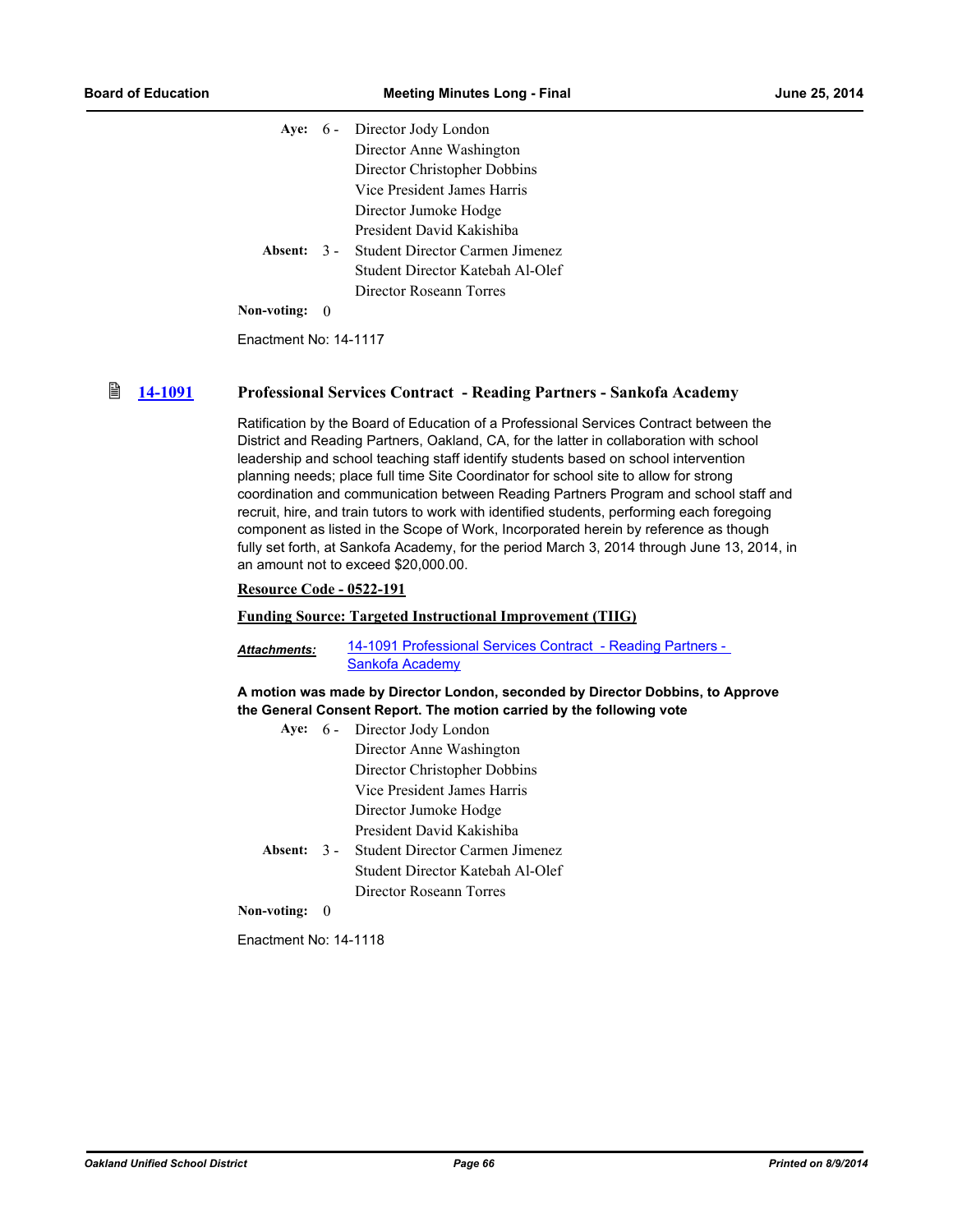Aye: 6 - Director Jody London
Director Anne Washington
Director Christopher Dobbins
Vice President James Harris
Director Jumoke Hodge
President David Kakishiba

Absent: 3 - Student Director Carmen Jimenez
Student Director Katebah Al-Olef
Director Roseann Torres

Non-voting: 0

Enactment No: 14-1117

### 14-1091 Professional Services Contract - Reading Partners - Sankofa Academy

Ratification by the Board of Education of a Professional Services Contract between the District and Reading Partners, Oakland, CA, for the latter in collaboration with school leadership and school teaching staff identify students based on school intervention planning needs; place full time Site Coordinator for school site to allow for strong coordination and communication between Reading Partners Program and school staff and recruit, hire, and train tutors to work with identified students, performing each foregoing component as listed in the Scope of Work, Incorporated herein by reference as though fully set forth, at Sankofa Academy, for the period March 3, 2014 through June 13, 2014, in an amount not to exceed $20,000.00.

**Resource Code - 0522-191**

**Funding Source: Targeted Instructional Improvement (TIIG)**

***Attachments:*** 14-1091 Professional Services Contract - Reading Partners - Sankofa Academy

**A motion was made by Director London, seconded by Director Dobbins, to Approve the General Consent Report. The motion carried by the following vote**

Aye: 6 - Director Jody London
Director Anne Washington
Director Christopher Dobbins
Vice President James Harris
Director Jumoke Hodge
President David Kakishiba

Absent: 3 - Student Director Carmen Jimenez
Student Director Katebah Al-Olef
Director Roseann Torres

Non-voting: 0

Enactment No: 14-1118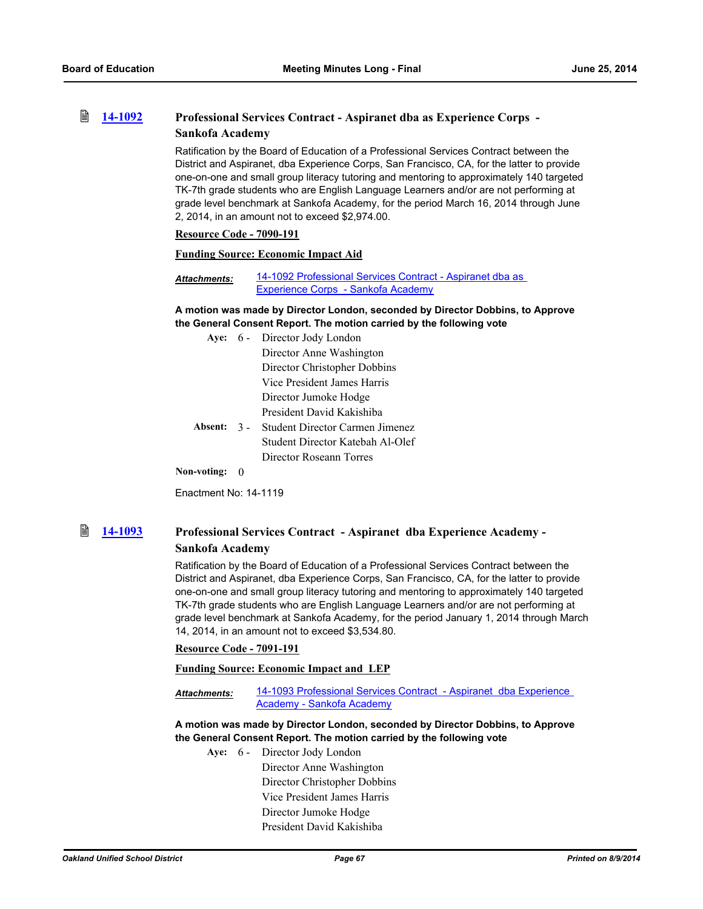### 14-1092 Professional Services Contract - Aspiranet dba as Experience Corps - Sankofa Academy

Ratification by the Board of Education of a Professional Services Contract between the District and Aspiranet, dba Experience Corps, San Francisco, CA, for the latter to provide one-on-one and small group literacy tutoring and mentoring to approximately 140 targeted TK-7th grade students who are English Language Learners and/or are not performing at grade level benchmark at Sankofa Academy, for the period March 16, 2014 through June 2, 2014, in an amount not to exceed $2,974.00.

**Resource Code - 7090-191**

**Funding Source: Economic Impact Aid**

***Attachments:*** 14-1092 Professional Services Contract - Aspiranet dba as Experience Corps - Sankofa Academy

**A motion was made by Director London, seconded by Director Dobbins, to Approve the General Consent Report. The motion carried by the following vote**

**Aye:** 6 - Director Jody London
Director Anne Washington
Director Christopher Dobbins
Vice President James Harris
Director Jumoke Hodge
President David Kakishiba

**Absent:** 3 - Student Director Carmen Jimenez
Student Director Katebah Al-Olef
Director Roseann Torres

**Non-voting:** 0

Enactment No: 14-1119

### 14-1093 Professional Services Contract - Aspiranet dba Experience Academy - Sankofa Academy

Ratification by the Board of Education of a Professional Services Contract between the District and Aspiranet, dba Experience Corps, San Francisco, CA, for the latter to provide one-on-one and small group literacy tutoring and mentoring to approximately 140 targeted TK-7th grade students who are English Language Learners and/or are not performing at grade level benchmark at Sankofa Academy, for the period January 1, 2014 through March 14, 2014, in an amount not to exceed $3,534.80.

**Resource Code - 7091-191**

**Funding Source: Economic Impact and LEP**

***Attachments:*** 14-1093 Professional Services Contract - Aspiranet dba Experience Academy - Sankofa Academy

**A motion was made by Director London, seconded by Director Dobbins, to Approve the General Consent Report. The motion carried by the following vote**

**Aye:** 6 - Director Jody London
Director Anne Washington
Director Christopher Dobbins
Vice President James Harris
Director Jumoke Hodge
President David Kakishiba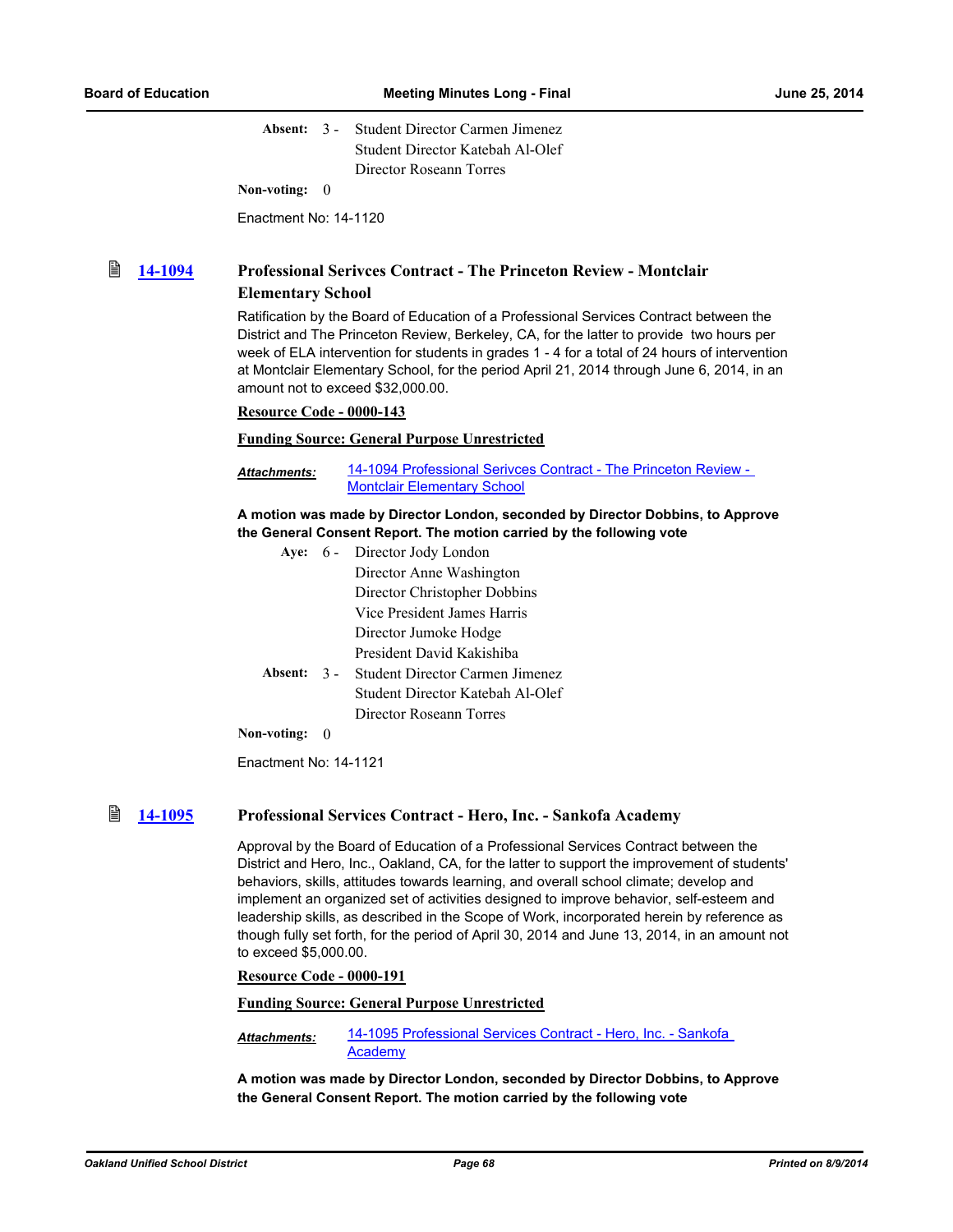**Absent:** 3 - Student Director Carmen Jimenez
Student Director Katebah Al-Olef
Director Roseann Torres

**Non-voting:** 0

Enactment No: 14-1120

## 14-1094 Professional Serivces Contract - The Princeton Review - Montclair Elementary School

Ratification by the Board of Education of a Professional Services Contract between the District and The Princeton Review, Berkeley, CA, for the latter to provide two hours per week of ELA intervention for students in grades 1 - 4 for a total of 24 hours of intervention at Montclair Elementary School, for the period April 21, 2014 through June 6, 2014, in an amount not to exceed $32,000.00.

**Resource Code - 0000-143**

**Funding Source: General Purpose Unrestricted**

***Attachments:*** 14-1094 Professional Serivces Contract - The Princeton Review - Montclair Elementary School

**A motion was made by Director London, seconded by Director Dobbins, to Approve the General Consent Report. The motion carried by the following vote**

**Aye:** 6 - Director Jody London
Director Anne Washington
Director Christopher Dobbins
Vice President James Harris
Director Jumoke Hodge
President David Kakishiba

**Absent:** 3 - Student Director Carmen Jimenez
Student Director Katebah Al-Olef
Director Roseann Torres

**Non-voting:** 0

Enactment No: 14-1121

## 14-1095 Professional Services Contract - Hero, Inc. - Sankofa Academy

Approval by the Board of Education of a Professional Services Contract between the District and Hero, Inc., Oakland, CA, for the latter to support the improvement of students' behaviors, skills, attitudes towards learning, and overall school climate; develop and implement an organized set of activities designed to improve behavior, self-esteem and leadership skills, as described in the Scope of Work, incorporated herein by reference as though fully set forth, for the period of April 30, 2014 and June 13, 2014, in an amount not to exceed $5,000.00.

**Resource Code - 0000-191**

**Funding Source: General Purpose Unrestricted**

***Attachments:*** 14-1095 Professional Services Contract - Hero, Inc. - Sankofa Academy

**A motion was made by Director London, seconded by Director Dobbins, to Approve the General Consent Report. The motion carried by the following vote**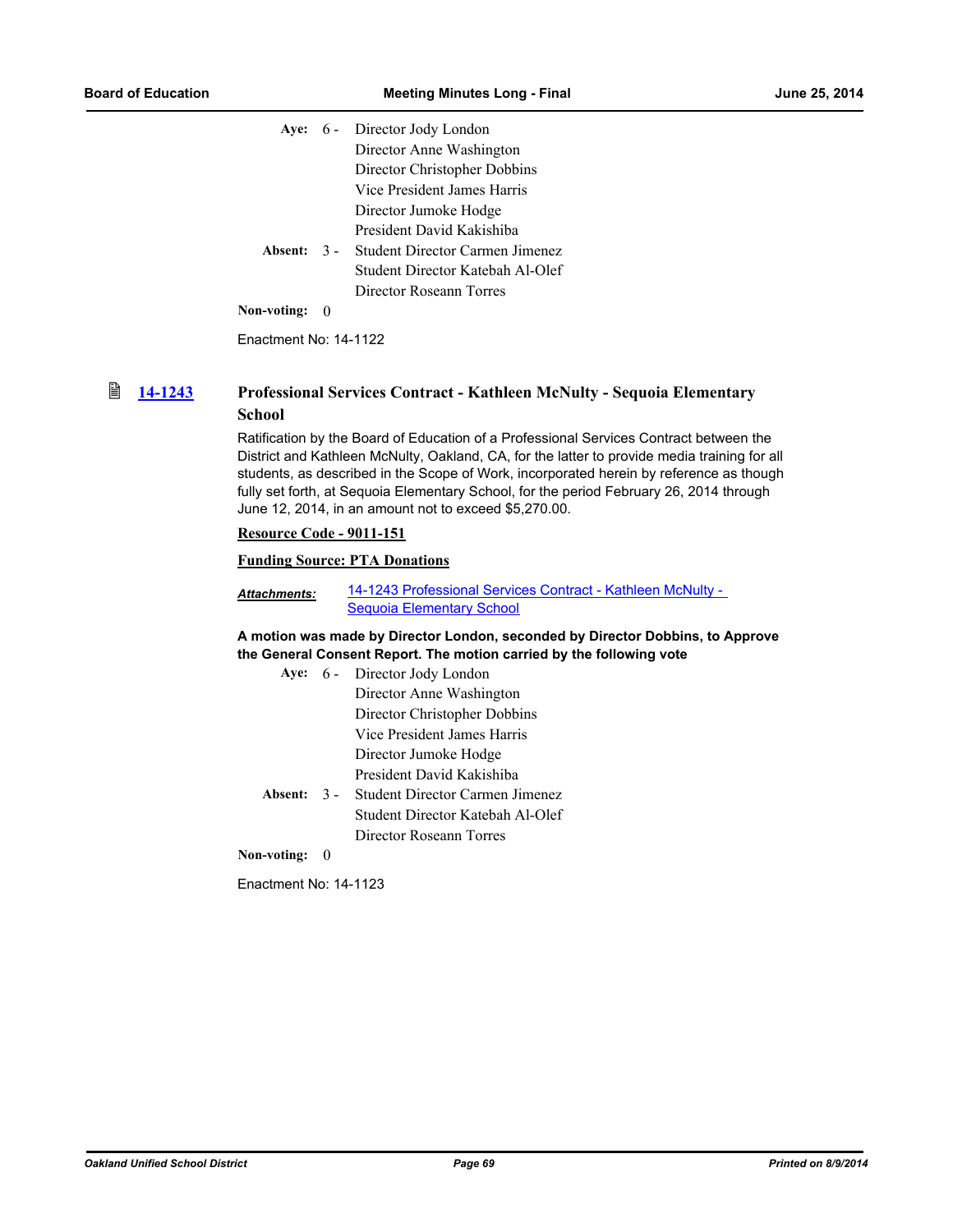**Aye:** 6 - Director Jody London
Director Anne Washington
Director Christopher Dobbins
Vice President James Harris
Director Jumoke Hodge
President David Kakishiba

**Absent:** 3 - Student Director Carmen Jimenez
Student Director Katebah Al-Olef
Director Roseann Torres

**Non-voting:** 0

Enactment No: 14-1122

### 14-1243 Professional Services Contract - Kathleen McNulty - Sequoia Elementary School

Ratification by the Board of Education of a Professional Services Contract between the District and Kathleen McNulty, Oakland, CA, for the latter to provide media training for all students, as described in the Scope of Work, incorporated herein by reference as though fully set forth, at Sequoia Elementary School, for the period February 26, 2014 through June 12, 2014, in an amount not to exceed $5,270.00.

**Resource Code - 9011-151**

**Funding Source: PTA Donations**

***Attachments:*** 14-1243 Professional Services Contract - Kathleen McNulty - Sequoia Elementary School

**A motion was made by Director London, seconded by Director Dobbins, to Approve the General Consent Report. The motion carried by the following vote**

**Aye:** 6 - Director Jody London
Director Anne Washington
Director Christopher Dobbins
Vice President James Harris
Director Jumoke Hodge
President David Kakishiba

**Absent:** 3 - Student Director Carmen Jimenez
Student Director Katebah Al-Olef
Director Roseann Torres

**Non-voting:** 0

Enactment No: 14-1123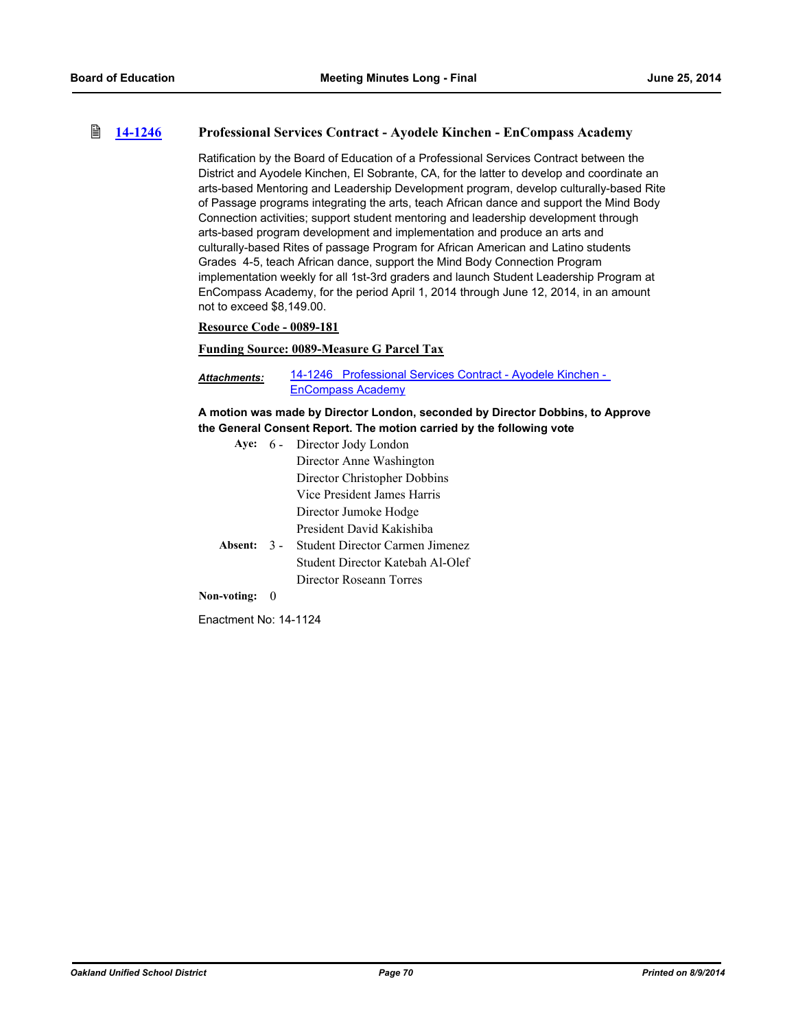### 14-1246 Professional Services Contract - Ayodele Kinchen - EnCompass Academy

Ratification by the Board of Education of a Professional Services Contract between the District and Ayodele Kinchen, El Sobrante, CA, for the latter to develop and coordinate an arts-based Mentoring and Leadership Development program, develop culturally-based Rite of Passage programs integrating the arts, teach African dance and support the Mind Body Connection activities; support student mentoring and leadership development through arts-based program development and implementation and produce an arts and culturally-based Rites of passage Program for African American and Latino students Grades 4-5, teach African dance, support the Mind Body Connection Program implementation weekly for all 1st-3rd graders and launch Student Leadership Program at EnCompass Academy, for the period April 1, 2014 through June 12, 2014, in an amount not to exceed $8,149.00.

**Resource Code - 0089-181**

**Funding Source: 0089-Measure G Parcel Tax**

***Attachments:*** 14-1246 Professional Services Contract - Ayodele Kinchen - EnCompass Academy

**A motion was made by Director London, seconded by Director Dobbins, to Approve the General Consent Report. The motion carried by the following vote**

**Aye:** 6 - Director Jody London
Director Anne Washington
Director Christopher Dobbins
Vice President James Harris
Director Jumoke Hodge
President David Kakishiba

**Absent:** 3 - Student Director Carmen Jimenez
Student Director Katebah Al-Olef
Director Roseann Torres

**Non-voting:** 0

Enactment No: 14-1124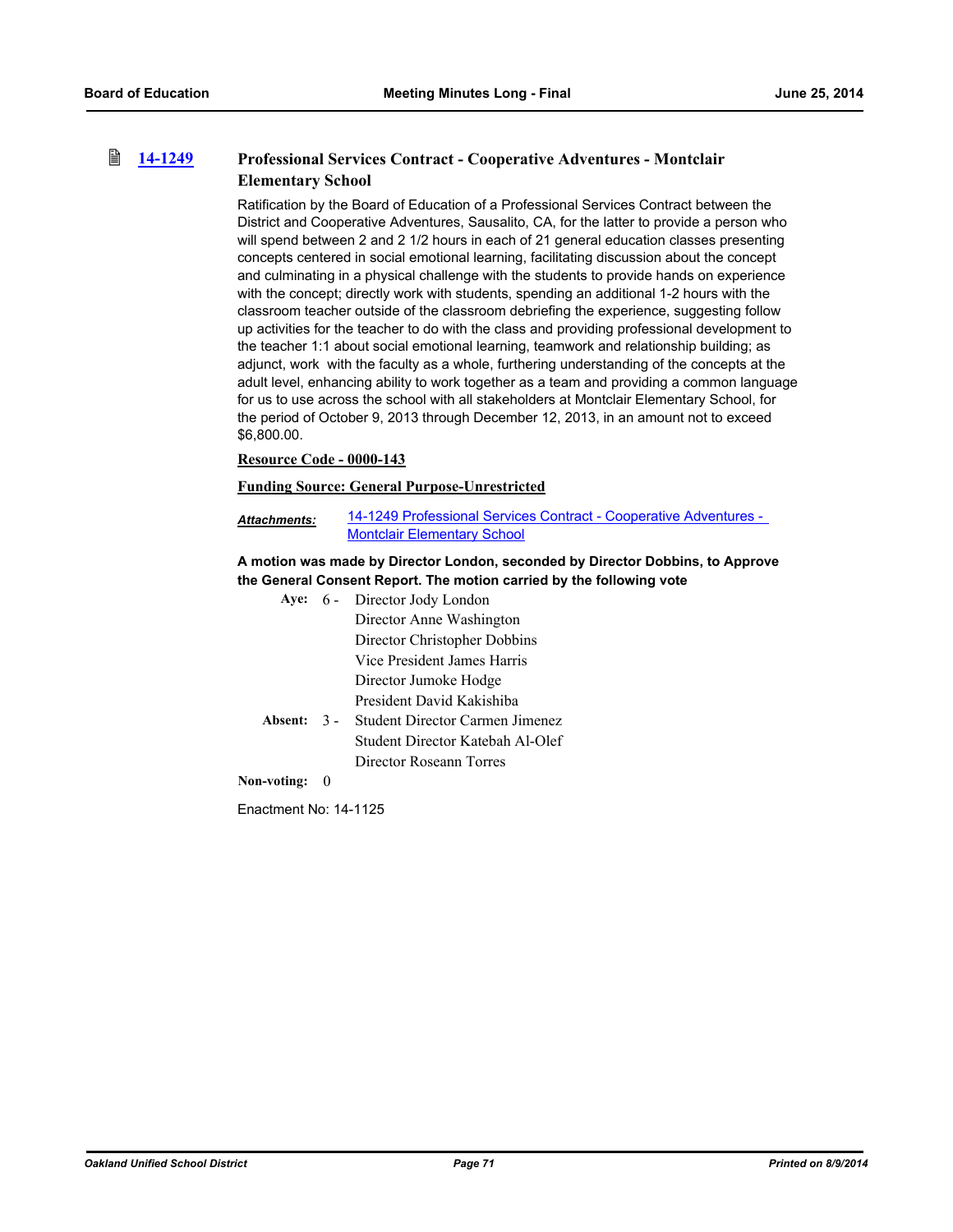**14-1249** **Professional Services Contract - Cooperative Adventures - Montclair Elementary School**

Ratification by the Board of Education of a Professional Services Contract between the District and Cooperative Adventures, Sausalito, CA, for the latter to provide a person who will spend between 2 and 2 1/2 hours in each of 21 general education classes presenting concepts centered in social emotional learning, facilitating discussion about the concept and culminating in a physical challenge with the students to provide hands on experience with the concept; directly work with students, spending an additional 1-2 hours with the classroom teacher outside of the classroom debriefing the experience, suggesting follow up activities for the teacher to do with the class and providing professional development to the teacher 1:1 about social emotional learning, teamwork and relationship building; as adjunct, work with the faculty as a whole, furthering understanding of the concepts at the adult level, enhancing ability to work together as a team and providing a common language for us to use across the school with all stakeholders at Montclair Elementary School, for the period of October 9, 2013 through December 12, 2013, in an amount not to exceed $6,800.00.

**Resource Code - 0000-143**

**Funding Source: General Purpose-Unrestricted**

***Attachments:*** 14-1249 Professional Services Contract - Cooperative Adventures - Montclair Elementary School

**A motion was made by Director London, seconded by Director Dobbins, to Approve the General Consent Report. The motion carried by the following vote**

**Aye:** 6 - Director Jody London
Director Anne Washington
Director Christopher Dobbins
Vice President James Harris
Director Jumoke Hodge
President David Kakishiba

**Absent:** 3 - Student Director Carmen Jimenez
Student Director Katebah Al-Olef
Director Roseann Torres

**Non-voting:** 0

Enactment No: 14-1125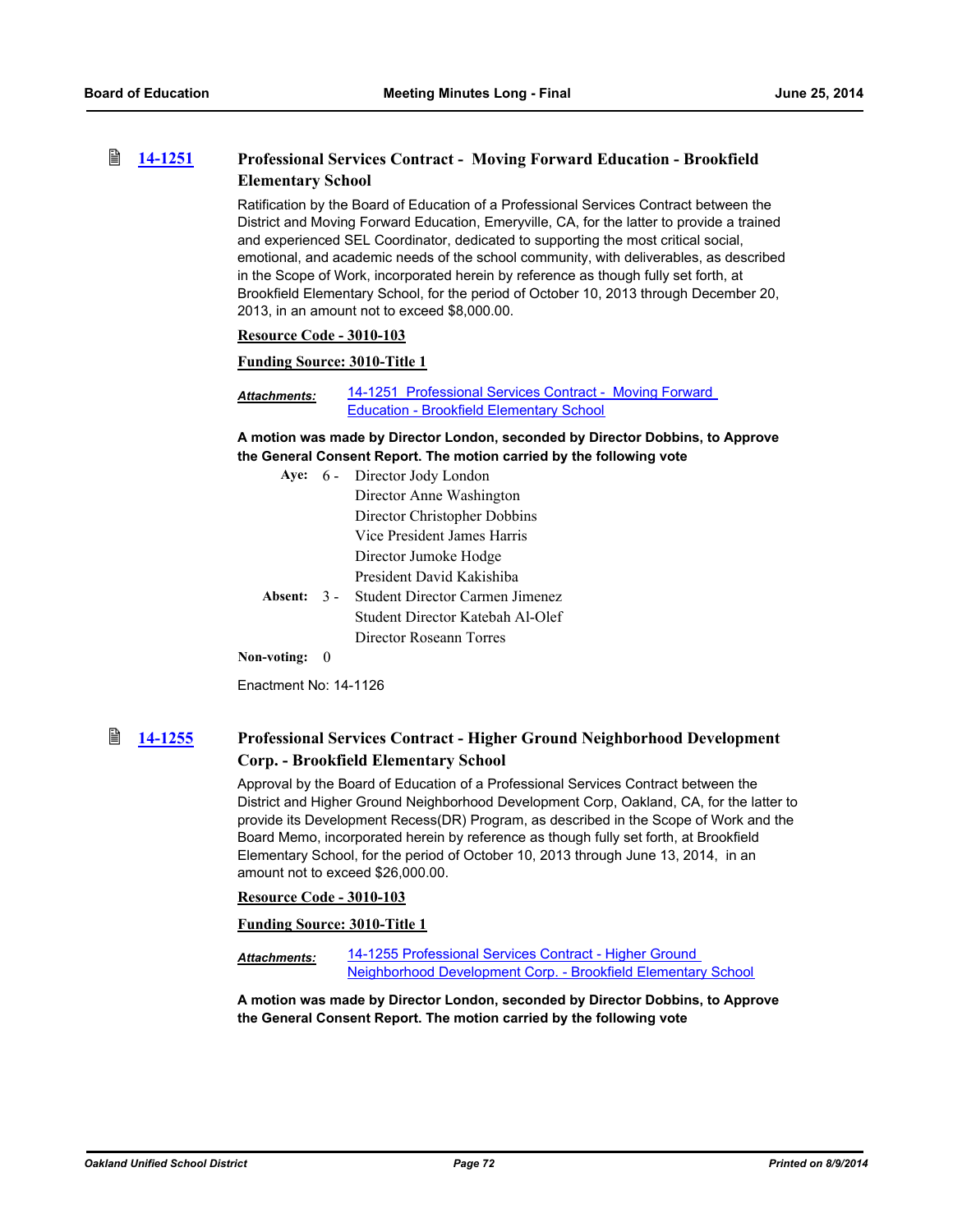### 14-1251 Professional Services Contract - Moving Forward Education - Brookfield Elementary School

Ratification by the Board of Education of a Professional Services Contract between the District and Moving Forward Education, Emeryville, CA, for the latter to provide a trained and experienced SEL Coordinator, dedicated to supporting the most critical social, emotional, and academic needs of the school community, with deliverables, as described in the Scope of Work, incorporated herein by reference as though fully set forth, at Brookfield Elementary School, for the period of October 10, 2013 through December 20, 2013, in an amount not to exceed $8,000.00.

**Resource Code - 3010-103**

**Funding Source: 3010-Title 1**

***Attachments:*** 14-1251 Professional Services Contract - Moving Forward Education - Brookfield Elementary School

**A motion was made by Director London, seconded by Director Dobbins, to Approve the General Consent Report. The motion carried by the following vote**

**Aye:** 6 - Director Jody London, Director Anne Washington, Director Christopher Dobbins, Vice President James Harris, Director Jumoke Hodge, President David Kakishiba

**Absent:** 3 - Student Director Carmen Jimenez, Student Director Katebah Al-Olef, Director Roseann Torres

**Non-voting:** 0

Enactment No: 14-1126

### 14-1255 Professional Services Contract - Higher Ground Neighborhood Development Corp. - Brookfield Elementary School

Approval by the Board of Education of a Professional Services Contract between the District and Higher Ground Neighborhood Development Corp, Oakland, CA, for the latter to provide its Development Recess(DR) Program, as described in the Scope of Work and the Board Memo, incorporated herein by reference as though fully set forth, at Brookfield Elementary School, for the period of October 10, 2013 through June 13, 2014, in an amount not to exceed $26,000.00.

**Resource Code - 3010-103**

**Funding Source: 3010-Title 1**

***Attachments:*** 14-1255 Professional Services Contract - Higher Ground Neighborhood Development Corp. - Brookfield Elementary School

**A motion was made by Director London, seconded by Director Dobbins, to Approve the General Consent Report. The motion carried by the following vote**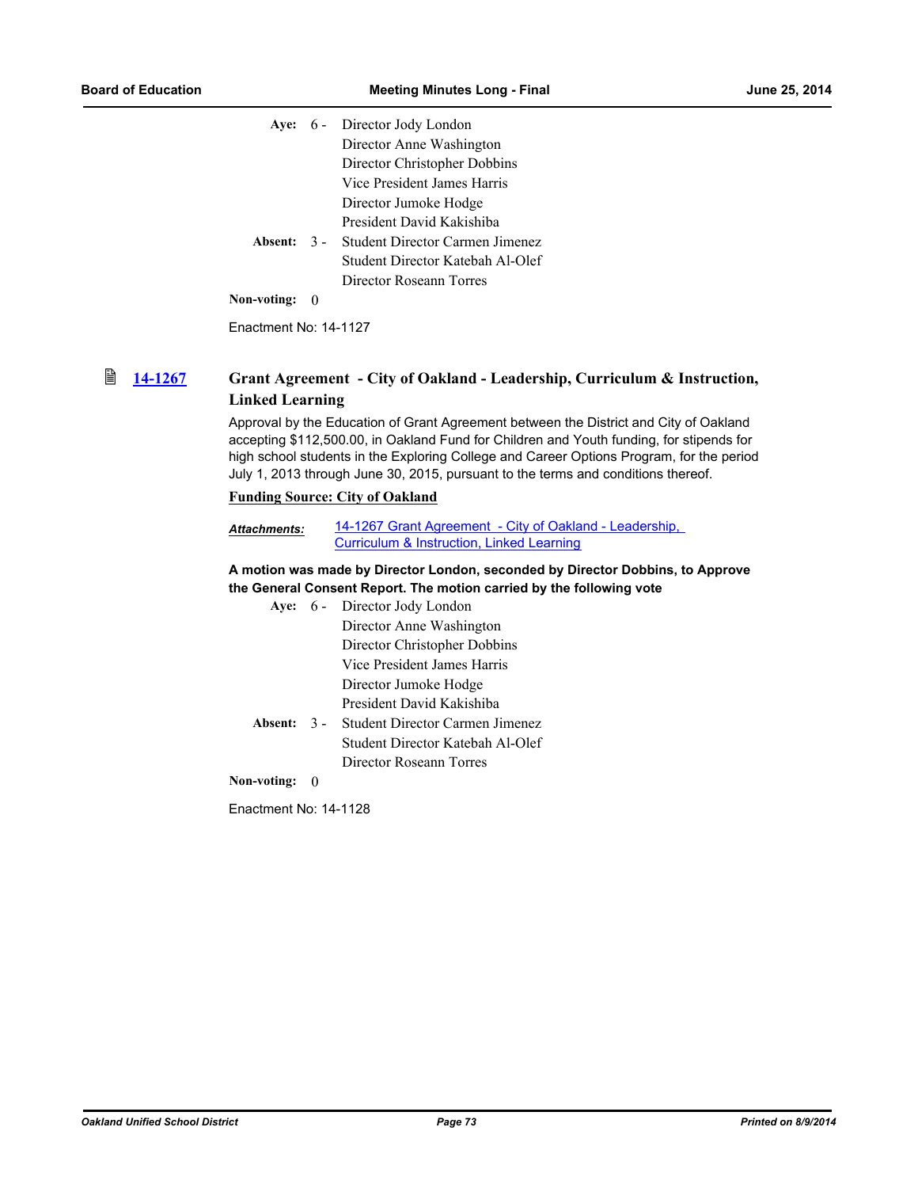Aye: 6 - Director Jody London
Director Anne Washington
Director Christopher Dobbins
Vice President James Harris
Director Jumoke Hodge
President David Kakishiba

Absent: 3 - Student Director Carmen Jimenez
Student Director Katebah Al-Olef
Director Roseann Torres

Non-voting: 0

Enactment No: 14-1127

### 14-1267 Grant Agreement - City of Oakland - Leadership, Curriculum & Instruction, Linked Learning

Approval by the Education of Grant Agreement between the District and City of Oakland accepting $112,500.00, in Oakland Fund for Children and Youth funding, for stipends for high school students in the Exploring College and Career Options Program, for the period July 1, 2013 through June 30, 2015, pursuant to the terms and conditions thereof.

**Funding Source: City of Oakland**

***Attachments:*** 14-1267 Grant Agreement - City of Oakland - Leadership, Curriculum & Instruction, Linked Learning

**A motion was made by Director London, seconded by Director Dobbins, to Approve the General Consent Report. The motion carried by the following vote**

Aye: 6 - Director Jody London
Director Anne Washington
Director Christopher Dobbins
Vice President James Harris
Director Jumoke Hodge
President David Kakishiba

Absent: 3 - Student Director Carmen Jimenez
Student Director Katebah Al-Olef
Director Roseann Torres

Non-voting: 0

Enactment No: 14-1128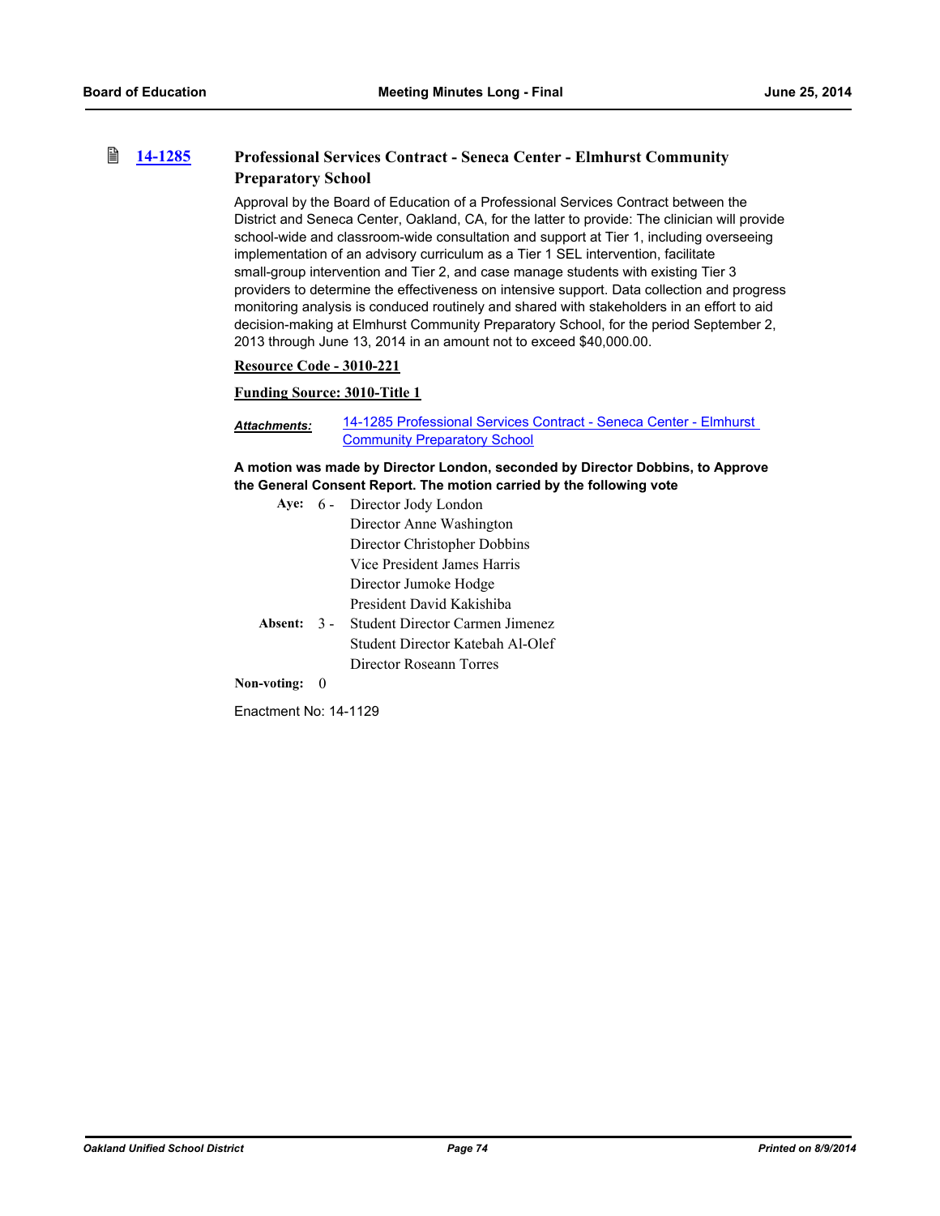### 14-1285 Professional Services Contract - Seneca Center - Elmhurst Community Preparatory School

Approval by the Board of Education of a Professional Services Contract between the District and Seneca Center, Oakland, CA, for the latter to provide: The clinician will provide school-wide and classroom-wide consultation and support at Tier 1, including overseeing implementation of an advisory curriculum as a Tier 1 SEL intervention, facilitate small-group intervention and Tier 2, and case manage students with existing Tier 3 providers to determine the effectiveness on intensive support. Data collection and progress monitoring analysis is conduced routinely and shared with stakeholders in an effort to aid decision-making at Elmhurst Community Preparatory School, for the period September 2, 2013 through June 13, 2014 in an amount not to exceed $40,000.00.

**Resource Code - 3010-221**

**Funding Source: 3010-Title 1**

***Attachments:*** 14-1285 Professional Services Contract - Seneca Center - Elmhurst Community Preparatory School

**A motion was made by Director London, seconded by Director Dobbins, to Approve the General Consent Report. The motion carried by the following vote**

**Aye:** 6 - Director Jody London
Director Anne Washington
Director Christopher Dobbins
Vice President James Harris
Director Jumoke Hodge
President David Kakishiba

**Absent:** 3 - Student Director Carmen Jimenez
Student Director Katebah Al-Olef
Director Roseann Torres

**Non-voting:** 0

Enactment No: 14-1129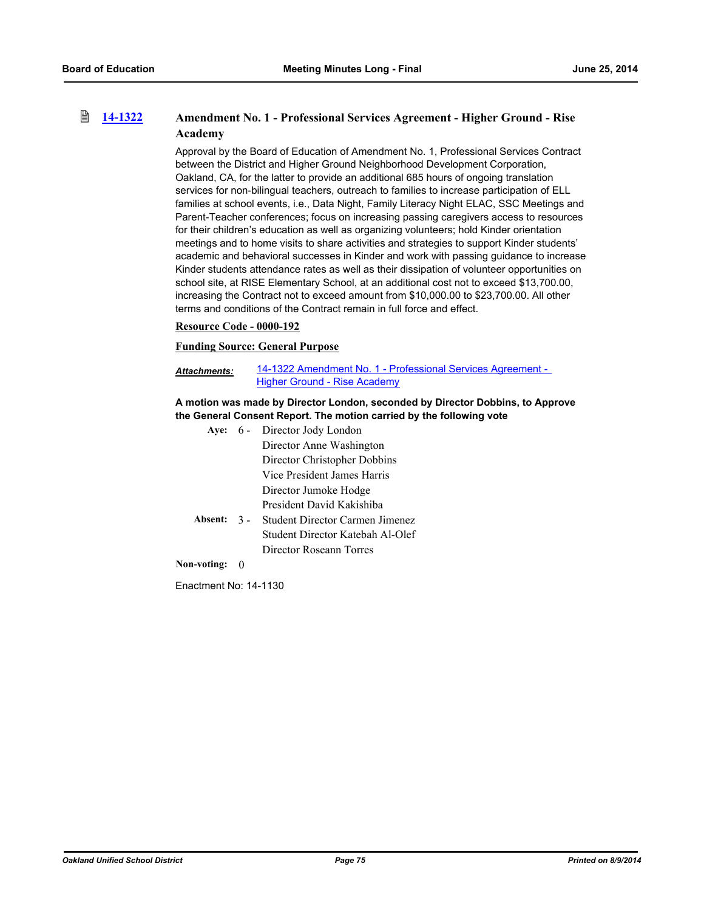## 14-1322 Amendment No. 1 - Professional Services Agreement - Higher Ground - Rise Academy

Approval by the Board of Education of Amendment No. 1, Professional Services Contract between the District and Higher Ground Neighborhood Development Corporation, Oakland, CA, for the latter to provide an additional 685 hours of ongoing translation services for non-bilingual teachers, outreach to families to increase participation of ELL families at school events, i.e., Data Night, Family Literacy Night ELAC, SSC Meetings and Parent-Teacher conferences; focus on increasing passing caregivers access to resources for their children's education as well as organizing volunteers; hold Kinder orientation meetings and to home visits to share activities and strategies to support Kinder students' academic and behavioral successes in Kinder and work with passing guidance to increase Kinder students attendance rates as well as their dissipation of volunteer opportunities on school site, at RISE Elementary School, at an additional cost not to exceed $13,700.00, increasing the Contract not to exceed amount from $10,000.00 to $23,700.00. All other terms and conditions of the Contract remain in full force and effect.

**Resource Code - 0000-192**

**Funding Source: General Purpose**

***Attachments:*** 14-1322 Amendment No. 1 - Professional Services Agreement - Higher Ground - Rise Academy

**A motion was made by Director London, seconded by Director Dobbins, to Approve the General Consent Report. The motion carried by the following vote**

**Aye:** 6 - Director Jody London
Director Anne Washington
Director Christopher Dobbins
Vice President James Harris
Director Jumoke Hodge
President David Kakishiba

**Absent:** 3 - Student Director Carmen Jimenez
Student Director Katebah Al-Olef
Director Roseann Torres

**Non-voting:** 0

Enactment No: 14-1130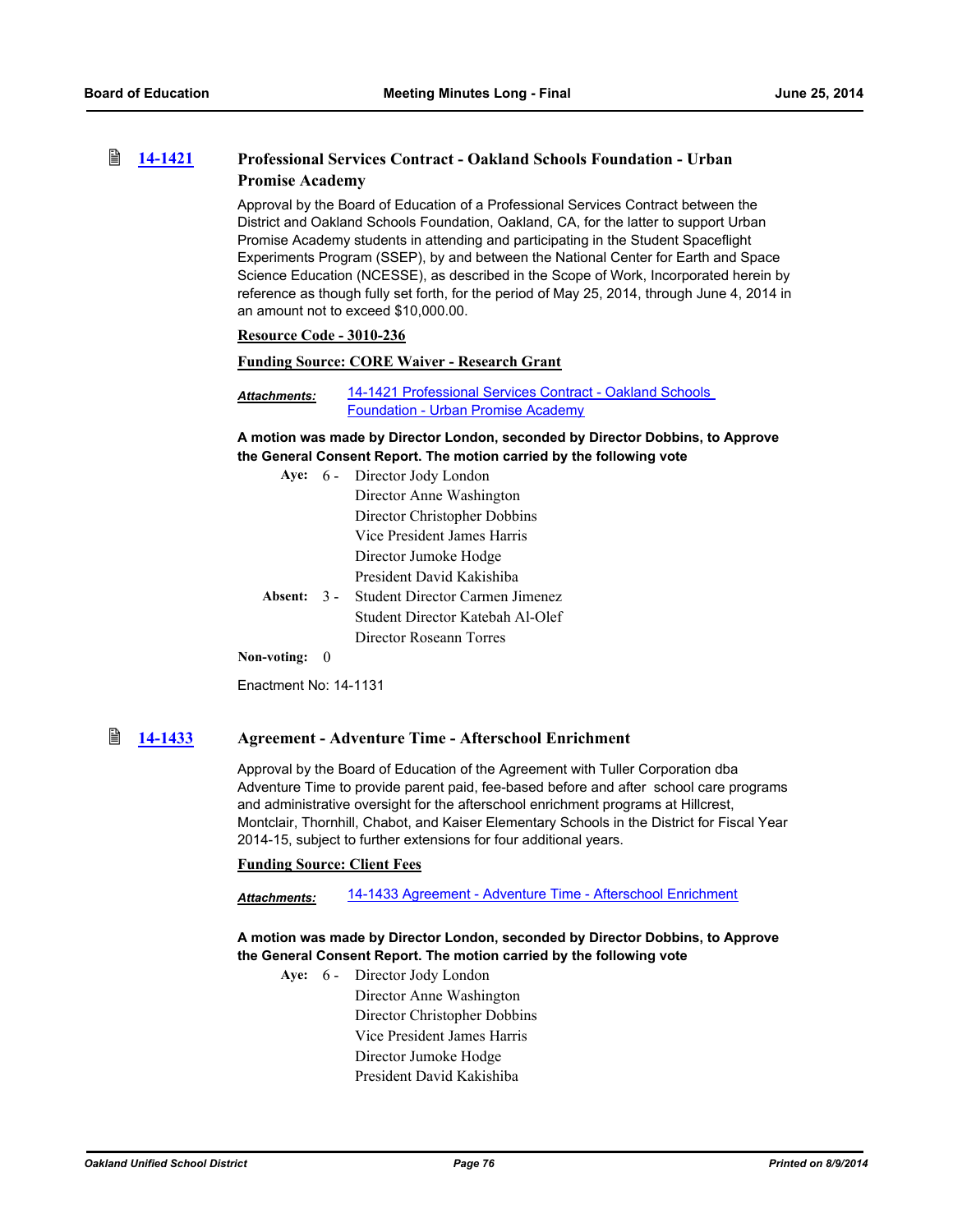### 14-1421 Professional Services Contract - Oakland Schools Foundation - Urban Promise Academy

Approval by the Board of Education of a Professional Services Contract between the District and Oakland Schools Foundation, Oakland, CA, for the latter to support Urban Promise Academy students in attending and participating in the Student Spaceflight Experiments Program (SSEP), by and between the National Center for Earth and Space Science Education (NCESSE), as described in the Scope of Work, Incorporated herein by reference as though fully set forth, for the period of May 25, 2014, through June 4, 2014 in an amount not to exceed $10,000.00.

**Resource Code - 3010-236**

**Funding Source: CORE Waiver - Research Grant**

***Attachments:*** 14-1421 Professional Services Contract - Oakland Schools Foundation - Urban Promise Academy

**A motion was made by Director London, seconded by Director Dobbins, to Approve the General Consent Report. The motion carried by the following vote**

**Aye:** 6 - Director Jody London
Director Anne Washington
Director Christopher Dobbins
Vice President James Harris
Director Jumoke Hodge
President David Kakishiba

**Absent:** 3 - Student Director Carmen Jimenez
Student Director Katebah Al-Olef
Director Roseann Torres

**Non-voting:** 0

Enactment No: 14-1131

### 14-1433 Agreement - Adventure Time - Afterschool Enrichment

Approval by the Board of Education of the Agreement with Tuller Corporation dba Adventure Time to provide parent paid, fee-based before and after school care programs and administrative oversight for the afterschool enrichment programs at Hillcrest, Montclair, Thornhill, Chabot, and Kaiser Elementary Schools in the District for Fiscal Year 2014-15, subject to further extensions for four additional years.

**Funding Source: Client Fees**

***Attachments:*** 14-1433 Agreement - Adventure Time - Afterschool Enrichment

**A motion was made by Director London, seconded by Director Dobbins, to Approve the General Consent Report. The motion carried by the following vote**

**Aye:** 6 - Director Jody London
Director Anne Washington
Director Christopher Dobbins
Vice President James Harris
Director Jumoke Hodge
President David Kakishiba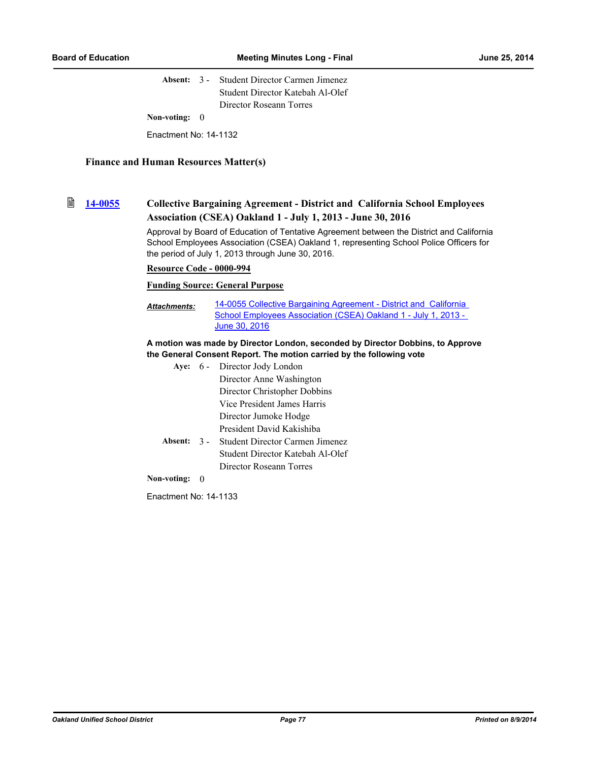Absent: 3 - Student Director Carmen Jimenez
Student Director Katebah Al-Olef
Director Roseann Torres

Non-voting: 0

Enactment No: 14-1132

## Finance and Human Resources Matter(s)

### 14-0055 Collective Bargaining Agreement - District and California School Employees Association (CSEA) Oakland 1 - July 1, 2013 - June 30, 2016

Approval by Board of Education of Tentative Agreement between the District and California School Employees Association (CSEA) Oakland 1, representing School Police Officers for the period of July 1, 2013 through June 30, 2016.

**Resource Code - 0000-994**

**Funding Source: General Purpose**

***Attachments:*** 14-0055 Collective Bargaining Agreement - District and California School Employees Association (CSEA) Oakland 1 - July 1, 2013 - June 30, 2016

**A motion was made by Director London, seconded by Director Dobbins, to Approve the General Consent Report. The motion carried by the following vote**

Aye: 6 - Director Jody London
Director Anne Washington
Director Christopher Dobbins
Vice President James Harris
Director Jumoke Hodge
President David Kakishiba

Absent: 3 - Student Director Carmen Jimenez
Student Director Katebah Al-Olef
Director Roseann Torres

Non-voting: 0

Enactment No: 14-1133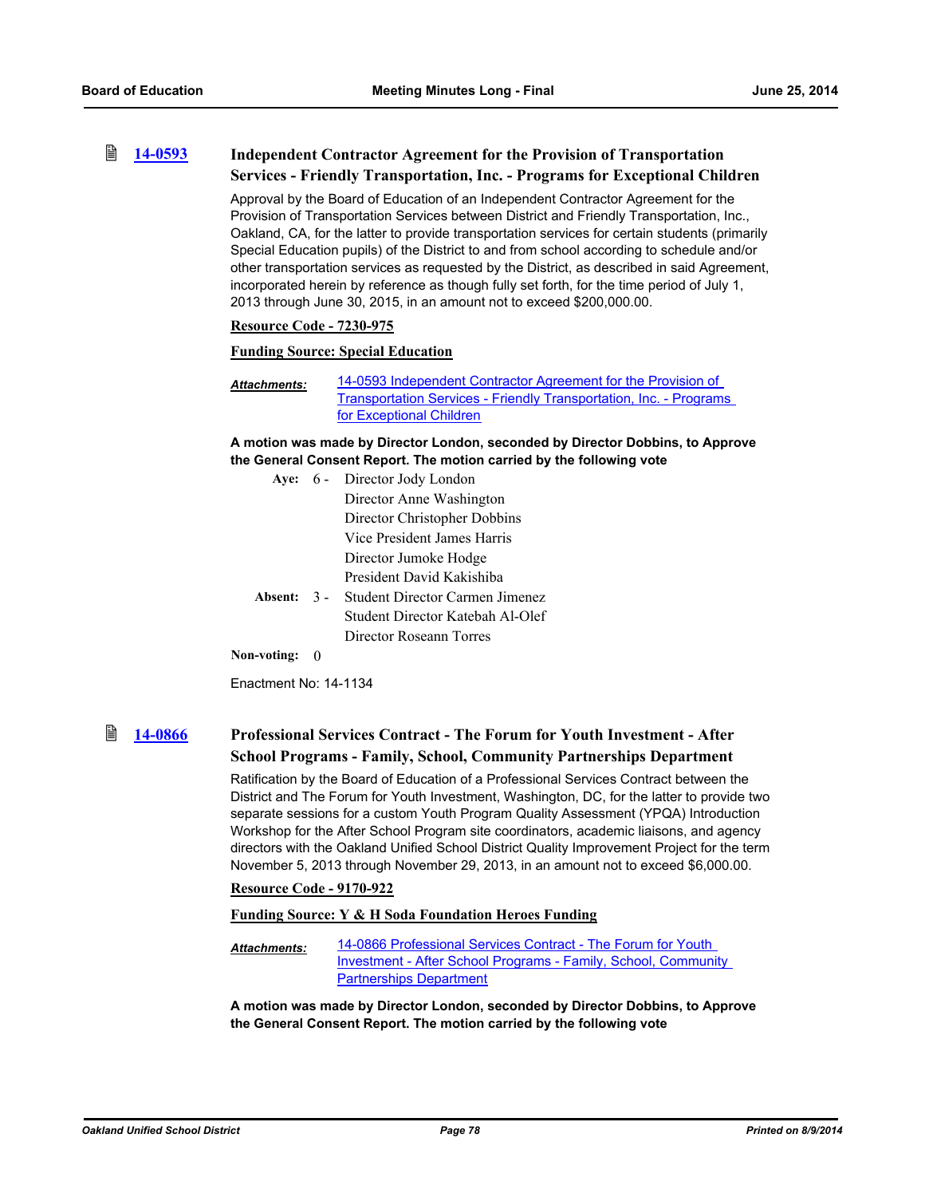### [14-0593](#) Independent Contractor Agreement for the Provision of Transportation Services - Friendly Transportation, Inc. - Programs for Exceptional Children

Approval by the Board of Education of an Independent Contractor Agreement for the Provision of Transportation Services between District and Friendly Transportation, Inc., Oakland, CA, for the latter to provide transportation services for certain students (primarily Special Education pupils) of the District to and from school according to schedule and/or other transportation services as requested by the District, as described in said Agreement, incorporated herein by reference as though fully set forth, for the time period of July 1, 2013 through June 30, 2015, in an amount not to exceed $200,000.00.

**Resource Code - 7230-975**

**Funding Source: Special Education**

***Attachments:*** [14-0593 Independent Contractor Agreement for the Provision of Transportation Services - Friendly Transportation, Inc. - Programs for Exceptional Children](#)

**A motion was made by Director London, seconded by Director Dobbins, to Approve the General Consent Report. The motion carried by the following vote**

**Aye:** 6 - Director Jody London, Director Anne Washington, Director Christopher Dobbins, Vice President James Harris, Director Jumoke Hodge, President David Kakishiba

**Absent:** 3 - Student Director Carmen Jimenez, Student Director Katebah Al-Olef, Director Roseann Torres

**Non-voting:** 0

Enactment No: 14-1134

### [14-0866](#) Professional Services Contract - The Forum for Youth Investment - After School Programs - Family, School, Community Partnerships Department

Ratification by the Board of Education of a Professional Services Contract between the District and The Forum for Youth Investment, Washington, DC, for the latter to provide two separate sessions for a custom Youth Program Quality Assessment (YPQA) Introduction Workshop for the After School Program site coordinators, academic liaisons, and agency directors with the Oakland Unified School District Quality Improvement Project for the term November 5, 2013 through November 29, 2013, in an amount not to exceed $6,000.00.

**Resource Code - 9170-922**

**Funding Source: Y & H Soda Foundation Heroes Funding**

***Attachments:*** [14-0866 Professional Services Contract - The Forum for Youth Investment - After School Programs - Family, School, Community Partnerships Department](#)

**A motion was made by Director London, seconded by Director Dobbins, to Approve the General Consent Report. The motion carried by the following vote**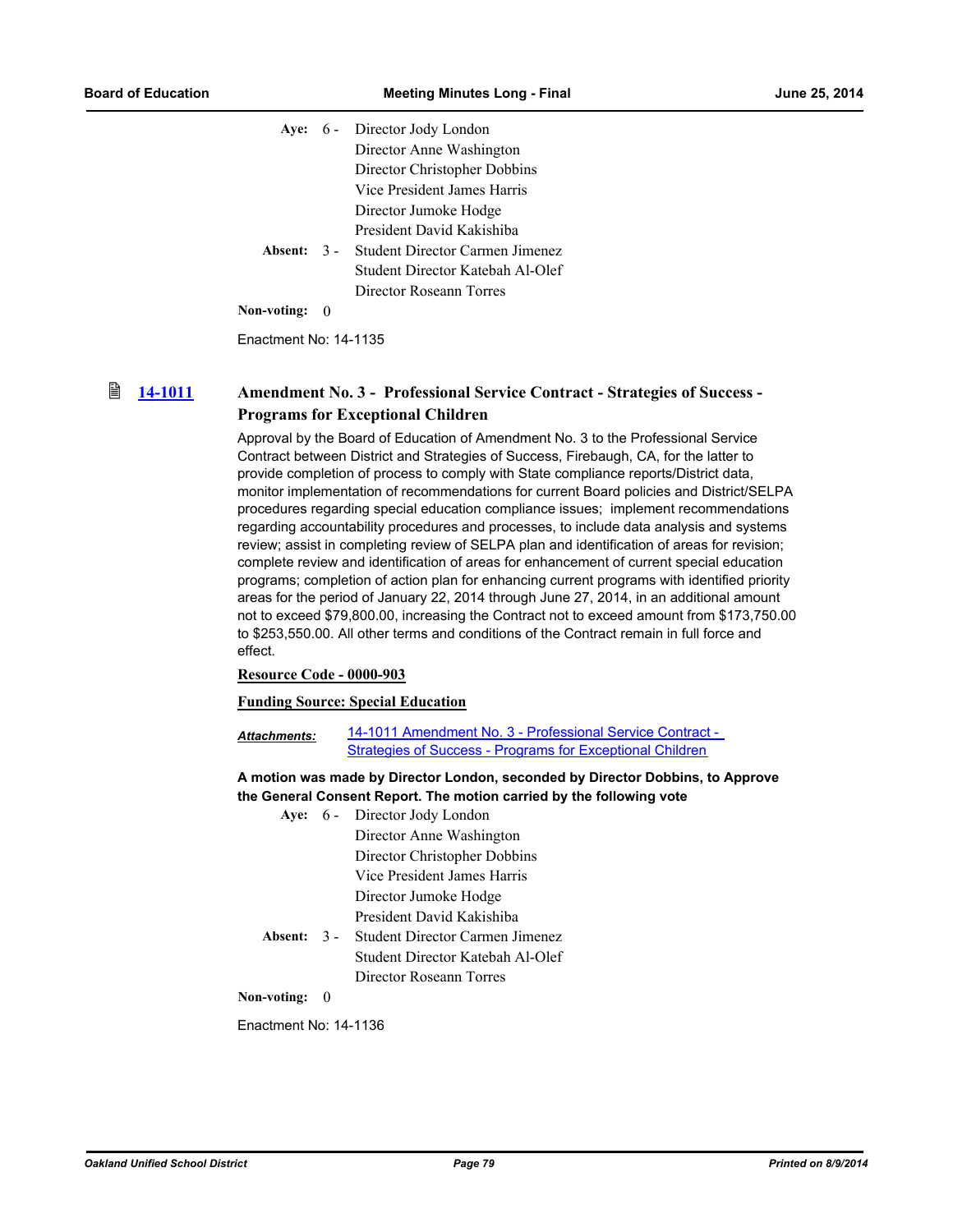| | | |
|---|---|---|
| **Aye:** | 6 - | Director Jody London |
| | | Director Anne Washington |
| | | Director Christopher Dobbins |
| | | Vice President James Harris |
| | | Director Jumoke Hodge |
| | | President David Kakishiba |
| **Absent:** | 3 - | Student Director Carmen Jimenez |
| | | Student Director Katebah Al-Olef |
| | | Director Roseann Torres |
| **Non-voting:** | 0 | |

Enactment No: 14-1135

### 14-1011 Amendment No. 3 - Professional Service Contract - Strategies of Success - Programs for Exceptional Children

Approval by the Board of Education of Amendment No. 3 to the Professional Service Contract between District and Strategies of Success, Firebaugh, CA, for the latter to provide completion of process to comply with State compliance reports/District data, monitor implementation of recommendations for current Board policies and District/SELPA procedures regarding special education compliance issues; implement recommendations regarding accountability procedures and processes, to include data analysis and systems review; assist in completing review of SELPA plan and identification of areas for revision; complete review and identification of areas for enhancement of current special education programs; completion of action plan for enhancing current programs with identified priority areas for the period of January 22, 2014 through June 27, 2014, in an additional amount not to exceed $79,800.00, increasing the Contract not to exceed amount from $173,750.00 to $253,550.00. All other terms and conditions of the Contract remain in full force and effect.

**Resource Code - 0000-903**

**Funding Source: Special Education**

***Attachments:*** 14-1011 Amendment No. 3 - Professional Service Contract - Strategies of Success - Programs for Exceptional Children

**A motion was made by Director London, seconded by Director Dobbins, to Approve the General Consent Report. The motion carried by the following vote**

| | | |
|---|---|---|
| **Aye:** | 6 - | Director Jody London |
| | | Director Anne Washington |
| | | Director Christopher Dobbins |
| | | Vice President James Harris |
| | | Director Jumoke Hodge |
| | | President David Kakishiba |
| **Absent:** | 3 - | Student Director Carmen Jimenez |
| | | Student Director Katebah Al-Olef |
| | | Director Roseann Torres |
| **Non-voting:** | 0 | |

Enactment No: 14-1136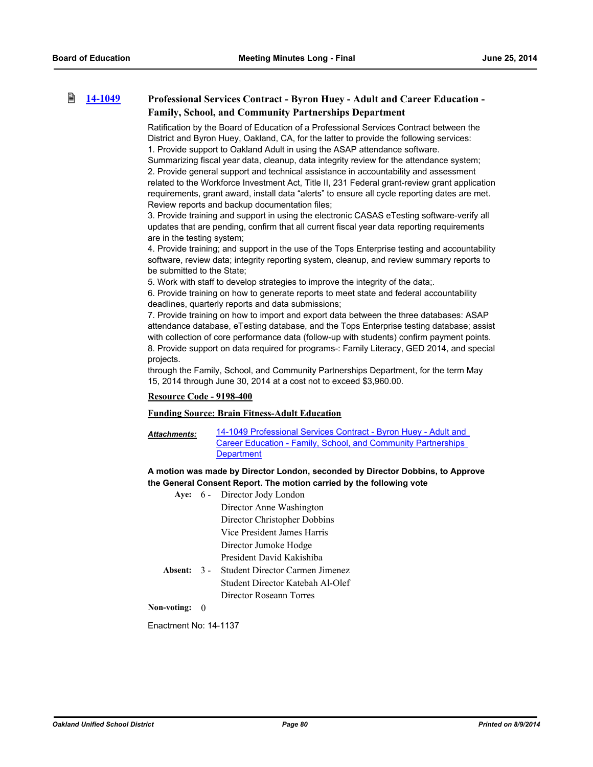### 14-1049 Professional Services Contract - Byron Huey - Adult and Career Education - Family, School, and Community Partnerships Department

Ratification by the Board of Education of a Professional Services Contract between the District and Byron Huey, Oakland, CA, for the latter to provide the following services:
1. Provide support to Oakland Adult in using the ASAP attendance software. Summarizing fiscal year data, cleanup, data integrity review for the attendance system;
2. Provide general support and technical assistance in accountability and assessment related to the Workforce Investment Act, Title II, 231 Federal grant-review grant application requirements, grant award, install data "alerts" to ensure all cycle reporting dates are met. Review reports and backup documentation files;
3. Provide training and support in using the electronic CASAS eTesting software-verify all updates that are pending, confirm that all current fiscal year data reporting requirements are in the testing system;
4. Provide training; and support in the use of the Tops Enterprise testing and accountability software, review data; integrity reporting system, cleanup, and review summary reports to be submitted to the State;
5. Work with staff to develop strategies to improve the integrity of the data;.
6. Provide training on how to generate reports to meet state and federal accountability deadlines, quarterly reports and data submissions;
7. Provide training on how to import and export data between the three databases: ASAP attendance database, eTesting database, and the Tops Enterprise testing database; assist with collection of core performance data (follow-up with students) confirm payment points.
8. Provide support on data required for programs-: Family Literacy, GED 2014, and special projects.

through the Family, School, and Community Partnerships Department, for the term May 15, 2014 through June 30, 2014 at a cost not to exceed $3,960.00.

**Resource Code - 9198-400**

**Funding Source: Brain Fitness-Adult Education**

***Attachments:*** 14-1049 Professional Services Contract - Byron Huey - Adult and Career Education - Family, School, and Community Partnerships Department

**A motion was made by Director London, seconded by Director Dobbins, to Approve the General Consent Report. The motion carried by the following vote**

**Aye:** 6 - Director Jody London
Director Anne Washington
Director Christopher Dobbins
Vice President James Harris
Director Jumoke Hodge
President David Kakishiba

**Absent:** 3 - Student Director Carmen Jimenez
Student Director Katebah Al-Olef
Director Roseann Torres

**Non-voting:** 0

Enactment No: 14-1137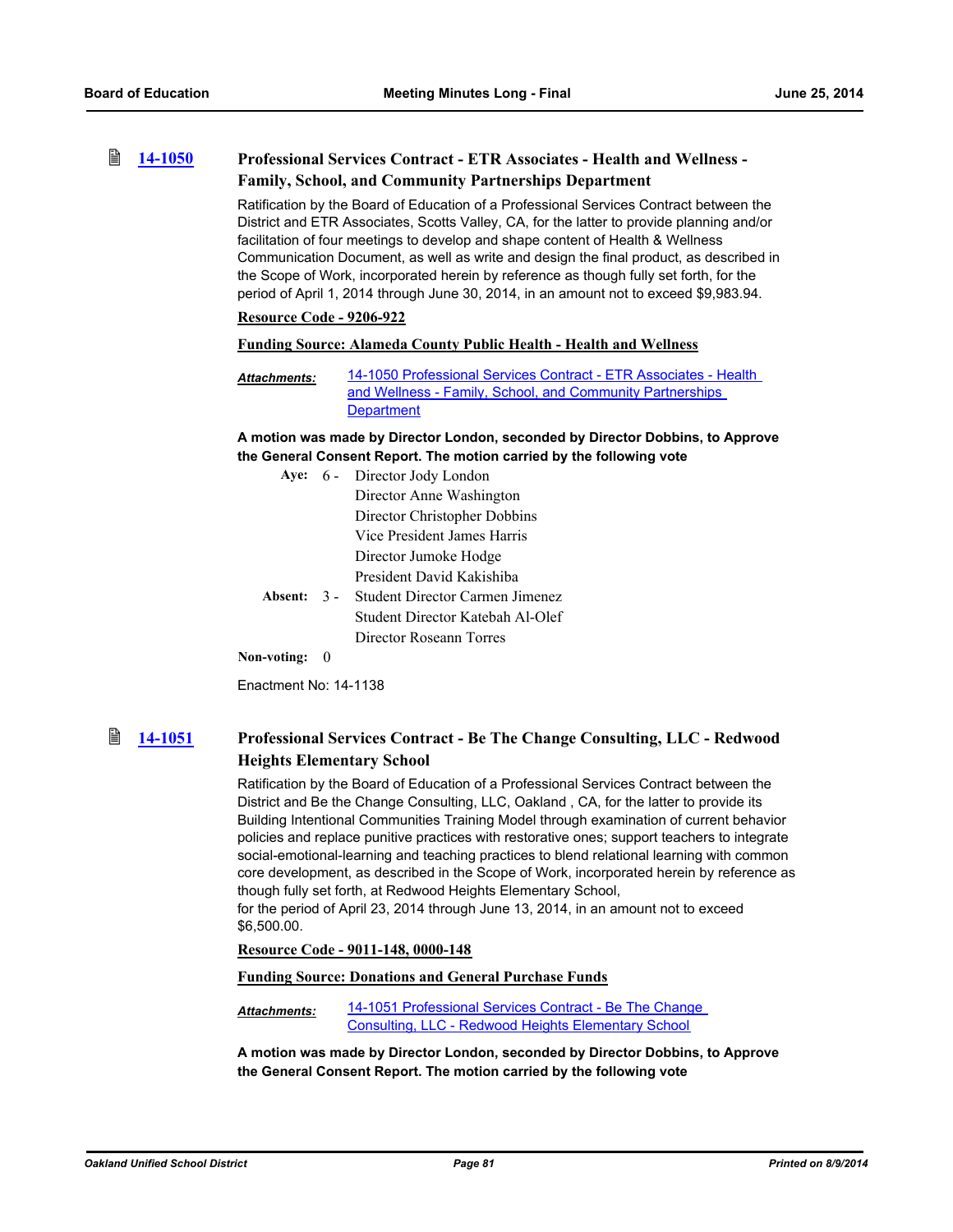## 14-1050 Professional Services Contract - ETR Associates - Health and Wellness - Family, School, and Community Partnerships Department

Ratification by the Board of Education of a Professional Services Contract between the District and ETR Associates, Scotts Valley, CA, for the latter to provide planning and/or facilitation of four meetings to develop and shape content of Health & Wellness Communication Document, as well as write and design the final product, as described in the Scope of Work, incorporated herein by reference as though fully set forth, for the period of April 1, 2014 through June 30, 2014, in an amount not to exceed $9,983.94.

**Resource Code - 9206-922**

**Funding Source: Alameda County Public Health - Health and Wellness**

***Attachments:*** 14-1050 Professional Services Contract - ETR Associates - Health and Wellness - Family, School, and Community Partnerships Department

**A motion was made by Director London, seconded by Director Dobbins, to Approve the General Consent Report. The motion carried by the following vote**

**Aye:** 6 - Director Jody London, Director Anne Washington, Director Christopher Dobbins, Vice President James Harris, Director Jumoke Hodge, President David Kakishiba

**Absent:** 3 - Student Director Carmen Jimenez, Student Director Katebah Al-Olef, Director Roseann Torres

**Non-voting:** 0

Enactment No: 14-1138

## 14-1051 Professional Services Contract - Be The Change Consulting, LLC - Redwood Heights Elementary School

Ratification by the Board of Education of a Professional Services Contract between the District and Be the Change Consulting, LLC, Oakland , CA, for the latter to provide its Building Intentional Communities Training Model through examination of current behavior policies and replace punitive practices with restorative ones; support teachers to integrate social-emotional-learning and teaching practices to blend relational learning with common core development, as described in the Scope of Work, incorporated herein by reference as though fully set forth, at Redwood Heights Elementary School,
for the period of April 23, 2014 through June 13, 2014, in an amount not to exceed $6,500.00.

**Resource Code - 9011-148, 0000-148**

**Funding Source: Donations and General Purchase Funds**

***Attachments:*** 14-1051 Professional Services Contract - Be The Change Consulting, LLC - Redwood Heights Elementary School

**A motion was made by Director London, seconded by Director Dobbins, to Approve the General Consent Report. The motion carried by the following vote**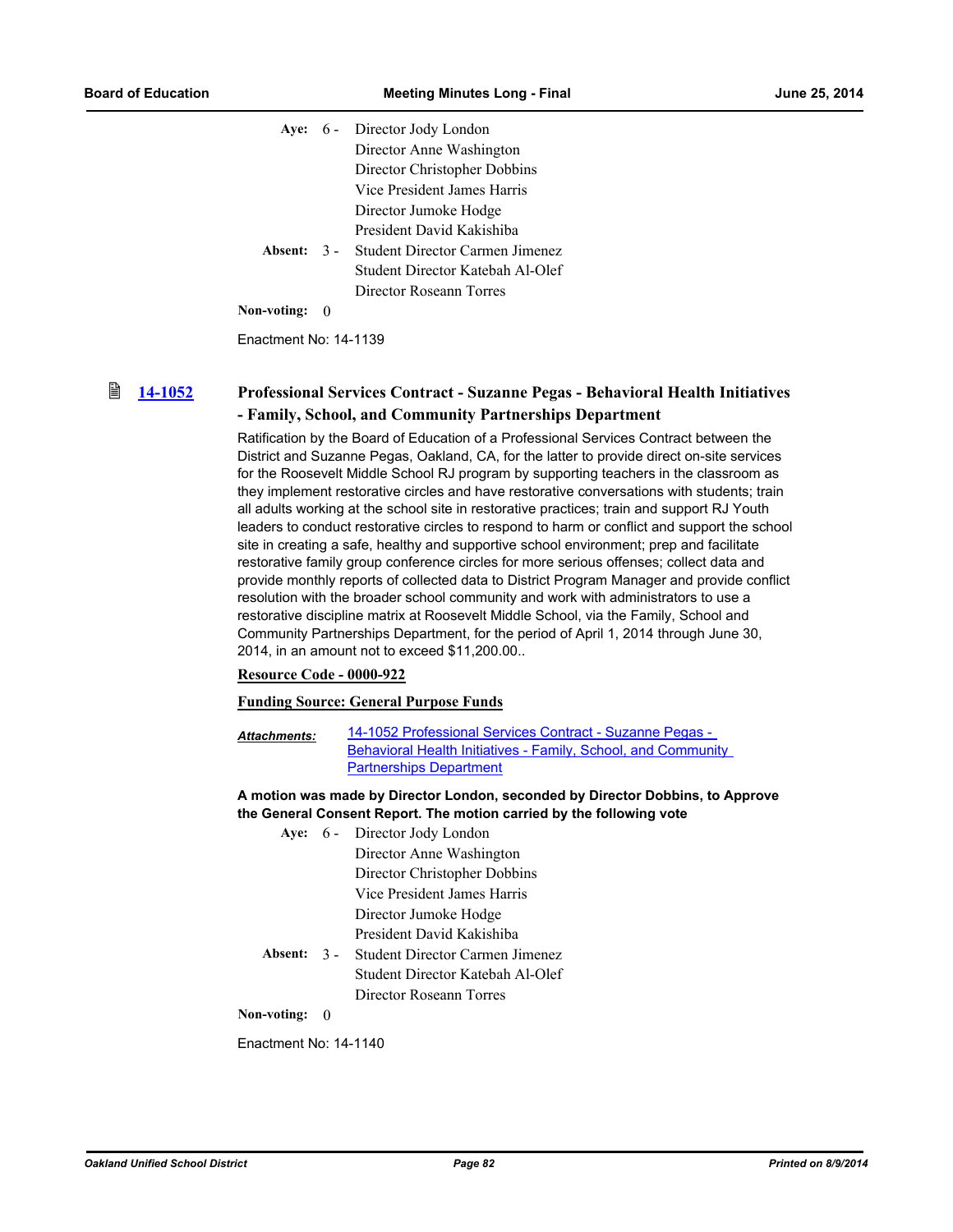| | | |
|---|---|---|
| **Aye:** | 6 - | Director Jody London |
| | | Director Anne Washington |
| | | Director Christopher Dobbins |
| | | Vice President James Harris |
| | | Director Jumoke Hodge |
| | | President David Kakishiba |
| **Absent:** | 3 - | Student Director Carmen Jimenez |
| | | Student Director Katebah Al-Olef |
| | | Director Roseann Torres |
| **Non-voting:** | 0 | |

Enactment No: 14-1139

### 14-1052 Professional Services Contract - Suzanne Pegas - Behavioral Health Initiatives - Family, School, and Community Partnerships Department

Ratification by the Board of Education of a Professional Services Contract between the District and Suzanne Pegas, Oakland, CA, for the latter to provide direct on-site services for the Roosevelt Middle School RJ program by supporting teachers in the classroom as they implement restorative circles and have restorative conversations with students; train all adults working at the school site in restorative practices; train and support RJ Youth leaders to conduct restorative circles to respond to harm or conflict and support the school site in creating a safe, healthy and supportive school environment; prep and facilitate restorative family group conference circles for more serious offenses; collect data and provide monthly reports of collected data to District Program Manager and provide conflict resolution with the broader school community and work with administrators to use a restorative discipline matrix at Roosevelt Middle School, via the Family, School and Community Partnerships Department, for the period of April 1, 2014 through June 30, 2014, in an amount not to exceed $11,200.00..

**Resource Code - 0000-922**

**Funding Source: General Purpose Funds**

***Attachments:*** 14-1052 Professional Services Contract - Suzanne Pegas - Behavioral Health Initiatives - Family, School, and Community Partnerships Department

**A motion was made by Director London, seconded by Director Dobbins, to Approve the General Consent Report. The motion carried by the following vote**

| | | |
|---|---|---|
| **Aye:** | 6 - | Director Jody London |
| | | Director Anne Washington |
| | | Director Christopher Dobbins |
| | | Vice President James Harris |
| | | Director Jumoke Hodge |
| | | President David Kakishiba |
| **Absent:** | 3 - | Student Director Carmen Jimenez |
| | | Student Director Katebah Al-Olef |
| | | Director Roseann Torres |
| **Non-voting:** | 0 | |

Enactment No: 14-1140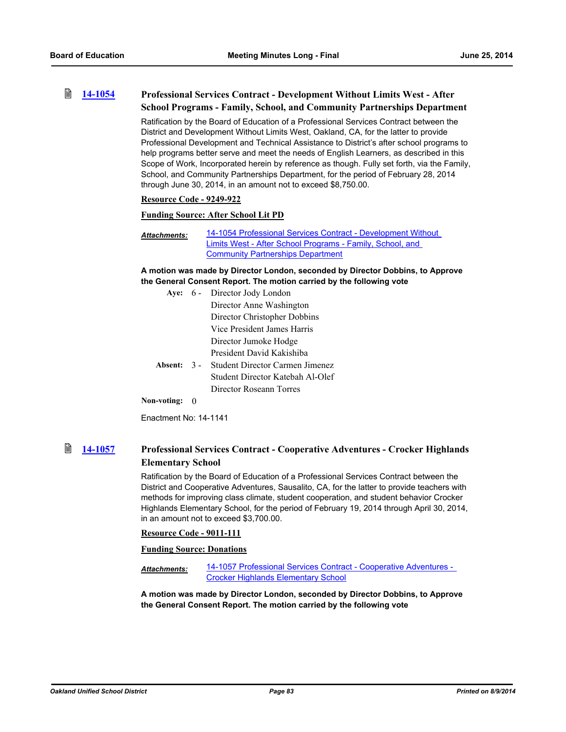### 14-1054 Professional Services Contract - Development Without Limits West - After School Programs - Family, School, and Community Partnerships Department

Ratification by the Board of Education of a Professional Services Contract between the District and Development Without Limits West, Oakland, CA, for the latter to provide Professional Development and Technical Assistance to District's after school programs to help programs better serve and meet the needs of English Learners, as described in this Scope of Work, Incorporated herein by reference as though. Fully set forth, via the Family, School, and Community Partnerships Department, for the period of February 28, 2014 through June 30, 2014, in an amount not to exceed $8,750.00.

**Resource Code - 9249-922**

**Funding Source: After School Lit PD**

***Attachments:*** 14-1054 Professional Services Contract - Development Without Limits West - After School Programs - Family, School, and Community Partnerships Department

**A motion was made by Director London, seconded by Director Dobbins, to Approve the General Consent Report. The motion carried by the following vote**

**Aye:** 6 - Director Jody London
Director Anne Washington
Director Christopher Dobbins
Vice President James Harris
Director Jumoke Hodge
President David Kakishiba

**Absent:** 3 - Student Director Carmen Jimenez
Student Director Katebah Al-Olef
Director Roseann Torres

**Non-voting:** 0

Enactment No: 14-1141

### 14-1057 Professional Services Contract - Cooperative Adventures - Crocker Highlands Elementary School

Ratification by the Board of Education of a Professional Services Contract between the District and Cooperative Adventures, Sausalito, CA, for the latter to provide teachers with methods for improving class climate, student cooperation, and student behavior Crocker Highlands Elementary School, for the period of February 19, 2014 through April 30, 2014, in an amount not to exceed $3,700.00.

**Resource Code - 9011-111**

**Funding Source: Donations**

***Attachments:*** 14-1057 Professional Services Contract - Cooperative Adventures - Crocker Highlands Elementary School

**A motion was made by Director London, seconded by Director Dobbins, to Approve the General Consent Report. The motion carried by the following vote**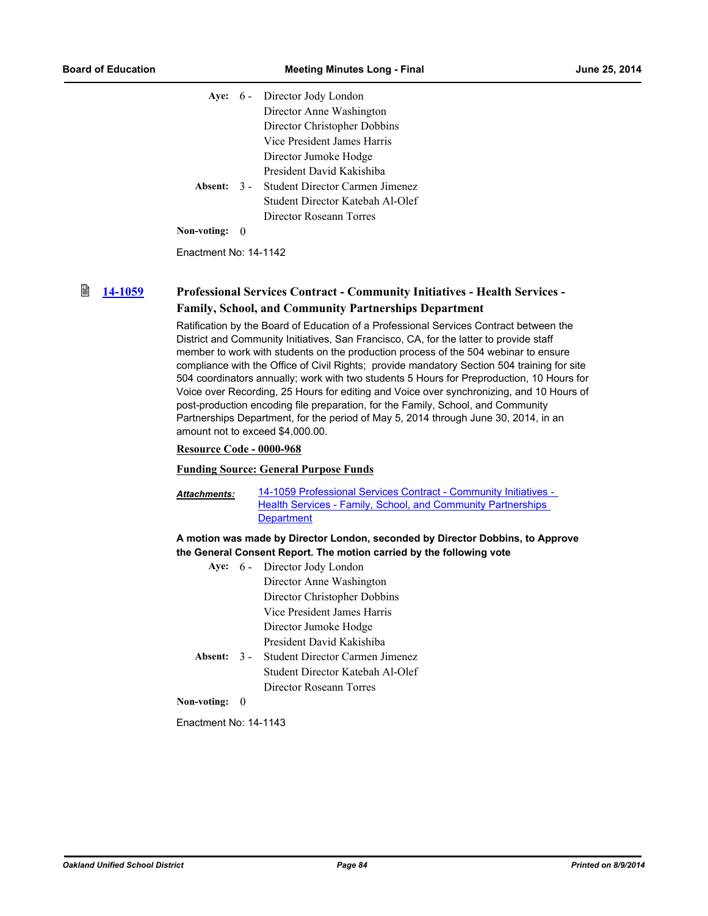| | | |
|---|---|---|
| **Aye:** | 6 - | Director Jody London |
| | | Director Anne Washington |
| | | Director Christopher Dobbins |
| | | Vice President James Harris |
| | | Director Jumoke Hodge |
| | | President David Kakishiba |
| **Absent:** | 3 - | Student Director Carmen Jimenez |
| | | Student Director Katebah Al-Olef |
| | | Director Roseann Torres |
| **Non-voting:** | 0 | |

Enactment No: 14-1142

### 14-1059 Professional Services Contract - Community Initiatives - Health Services - Family, School, and Community Partnerships Department

Ratification by the Board of Education of a Professional Services Contract between the District and Community Initiatives, San Francisco, CA, for the latter to provide staff member to work with students on the production process of the 504 webinar to ensure compliance with the Office of Civil Rights; provide mandatory Section 504 training for site 504 coordinators annually; work with two students 5 Hours for Preproduction, 10 Hours for Voice over Recording, 25 Hours for editing and Voice over synchronizing, and 10 Hours of post-production encoding file preparation, for the Family, School, and Community Partnerships Department, for the period of May 5, 2014 through June 30, 2014, in an amount not to exceed $4,000.00.

**Resource Code - 0000-968**

**Funding Source: General Purpose Funds**

***Attachments:*** 14-1059 Professional Services Contract - Community Initiatives - Health Services - Family, School, and Community Partnerships Department

**A motion was made by Director London, seconded by Director Dobbins, to Approve the General Consent Report. The motion carried by the following vote**

| | | |
|---|---|---|
| **Aye:** | 6 - | Director Jody London |
| | | Director Anne Washington |
| | | Director Christopher Dobbins |
| | | Vice President James Harris |
| | | Director Jumoke Hodge |
| | | President David Kakishiba |
| **Absent:** | 3 - | Student Director Carmen Jimenez |
| | | Student Director Katebah Al-Olef |
| | | Director Roseann Torres |
| **Non-voting:** | 0 | |

Enactment No: 14-1143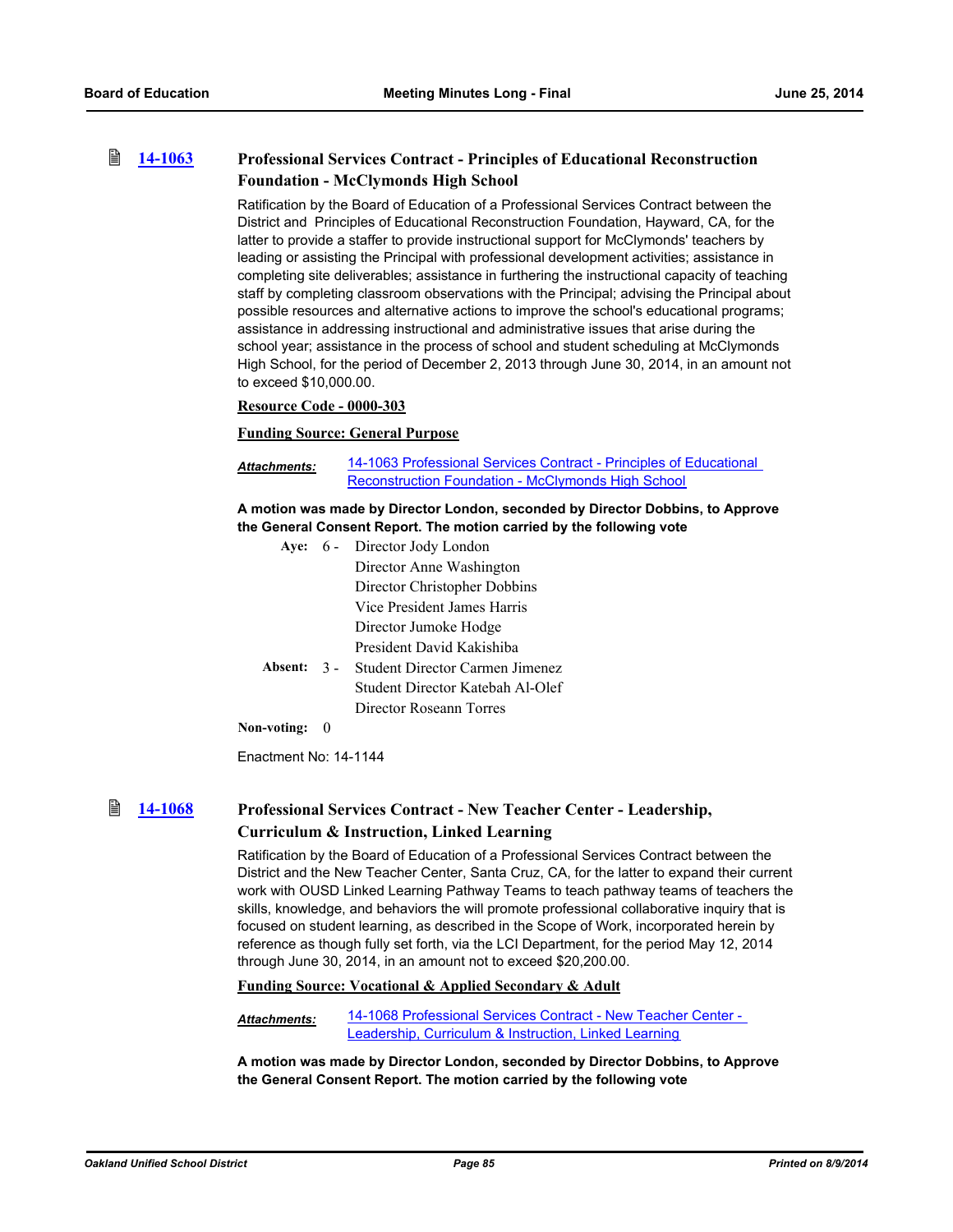### 14-1063 Professional Services Contract - Principles of Educational Reconstruction Foundation - McClymonds High School

Ratification by the Board of Education of a Professional Services Contract between the District and Principles of Educational Reconstruction Foundation, Hayward, CA, for the latter to provide a staffer to provide instructional support for McClymonds' teachers by leading or assisting the Principal with professional development activities; assistance in completing site deliverables; assistance in furthering the instructional capacity of teaching staff by completing classroom observations with the Principal; advising the Principal about possible resources and alternative actions to improve the school's educational programs; assistance in addressing instructional and administrative issues that arise during the school year; assistance in the process of school and student scheduling at McClymonds High School, for the period of December 2, 2013 through June 30, 2014, in an amount not to exceed $10,000.00.

**Resource Code - 0000-303**

**Funding Source: General Purpose**

***Attachments:*** 14-1063 Professional Services Contract - Principles of Educational Reconstruction Foundation - McClymonds High School

**A motion was made by Director London, seconded by Director Dobbins, to Approve the General Consent Report. The motion carried by the following vote**

**Aye:** 6 - Director Jody London, Director Anne Washington, Director Christopher Dobbins, Vice President James Harris, Director Jumoke Hodge, President David Kakishiba

**Absent:** 3 - Student Director Carmen Jimenez, Student Director Katebah Al-Olef, Director Roseann Torres

**Non-voting:** 0

Enactment No: 14-1144

### 14-1068 Professional Services Contract - New Teacher Center - Leadership, Curriculum & Instruction, Linked Learning

Ratification by the Board of Education of a Professional Services Contract between the District and the New Teacher Center, Santa Cruz, CA, for the latter to expand their current work with OUSD Linked Learning Pathway Teams to teach pathway teams of teachers the skills, knowledge, and behaviors the will promote professional collaborative inquiry that is focused on student learning, as described in the Scope of Work, incorporated herein by reference as though fully set forth, via the LCI Department, for the period May 12, 2014 through June 30, 2014, in an amount not to exceed $20,200.00.

**Funding Source: Vocational & Applied Secondary & Adult**

***Attachments:*** 14-1068 Professional Services Contract - New Teacher Center - Leadership, Curriculum & Instruction, Linked Learning

**A motion was made by Director London, seconded by Director Dobbins, to Approve the General Consent Report. The motion carried by the following vote**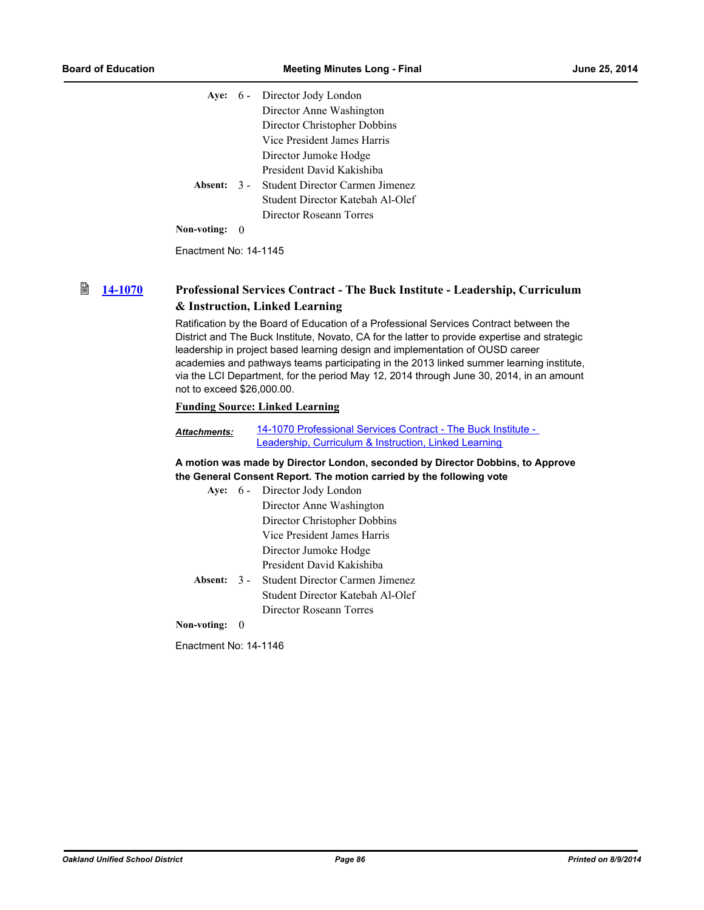| | | |
|---|---|---|
| **Aye:** | 6 - | Director Jody London |
| | | Director Anne Washington |
| | | Director Christopher Dobbins |
| | | Vice President James Harris |
| | | Director Jumoke Hodge |
| | | President David Kakishiba |
| **Absent:** | 3 - | Student Director Carmen Jimenez |
| | | Student Director Katebah Al-Olef |
| | | Director Roseann Torres |
| **Non-voting:** | 0 | |

Enactment No: 14-1145

### 14-1070 Professional Services Contract - The Buck Institute - Leadership, Curriculum & Instruction, Linked Learning

Ratification by the Board of Education of a Professional Services Contract between the District and The Buck Institute, Novato, CA for the latter to provide expertise and strategic leadership in project based learning design and implementation of OUSD career academies and pathways teams participating in the 2013 linked summer learning institute, via the LCI Department, for the period May 12, 2014 through June 30, 2014, in an amount not to exceed $26,000.00.

**Funding Source: Linked Learning**

***Attachments:*** 14-1070 Professional Services Contract - The Buck Institute - Leadership, Curriculum & Instruction, Linked Learning

**A motion was made by Director London, seconded by Director Dobbins, to Approve the General Consent Report. The motion carried by the following vote**

| | | |
|---|---|---|
| **Aye:** | 6 - | Director Jody London |
| | | Director Anne Washington |
| | | Director Christopher Dobbins |
| | | Vice President James Harris |
| | | Director Jumoke Hodge |
| | | President David Kakishiba |
| **Absent:** | 3 - | Student Director Carmen Jimenez |
| | | Student Director Katebah Al-Olef |
| | | Director Roseann Torres |
| **Non-voting:** | 0 | |

Enactment No: 14-1146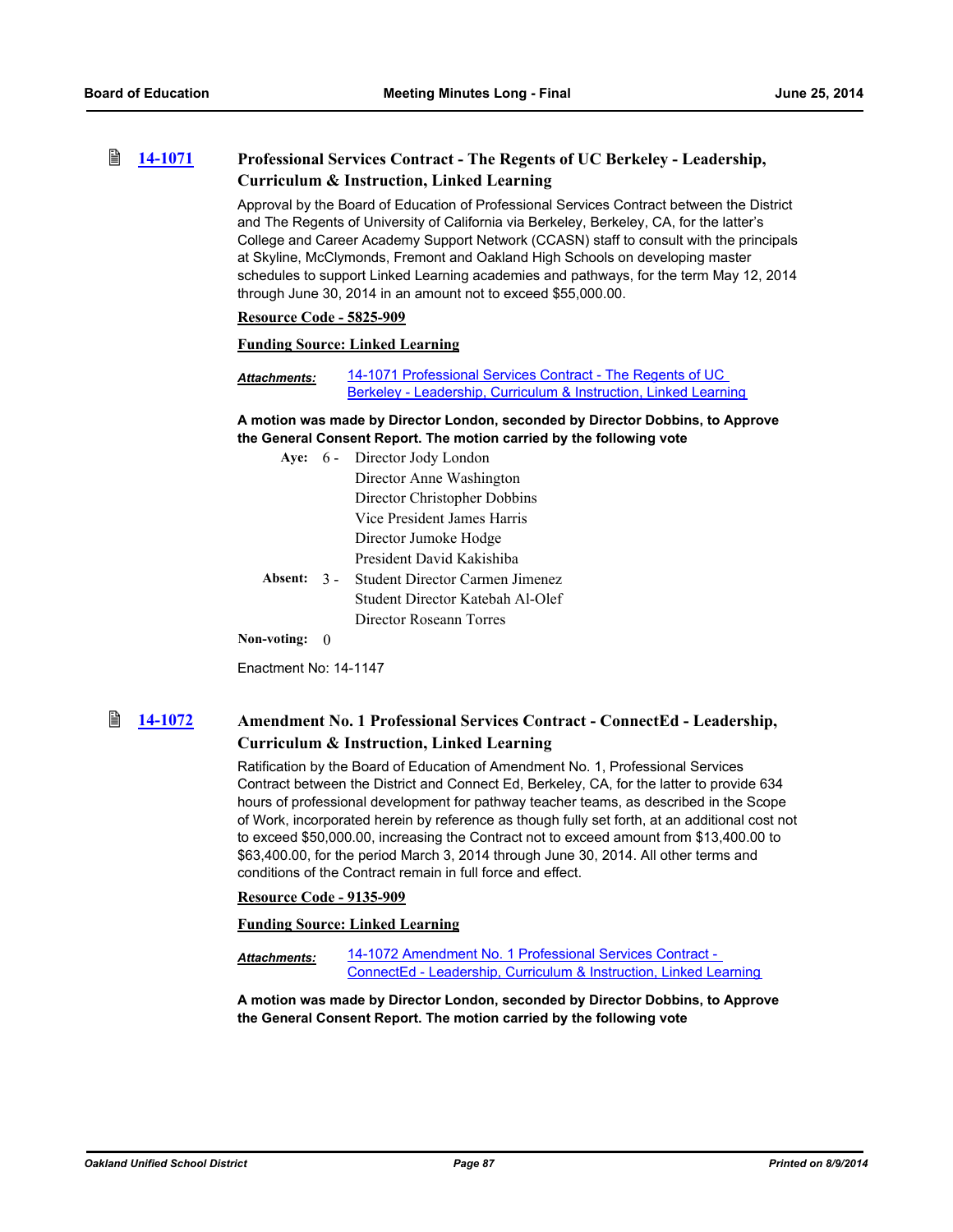### 14-1071 Professional Services Contract - The Regents of UC Berkeley - Leadership, Curriculum & Instruction, Linked Learning

Approval by the Board of Education of Professional Services Contract between the District and The Regents of University of California via Berkeley, Berkeley, CA, for the latter's College and Career Academy Support Network (CCASN) staff to consult with the principals at Skyline, McClymonds, Fremont and Oakland High Schools on developing master schedules to support Linked Learning academies and pathways, for the term May 12, 2014 through June 30, 2014 in an amount not to exceed $55,000.00.

**Resource Code - 5825-909**

**Funding Source: Linked Learning**

***Attachments:*** 14-1071 Professional Services Contract - The Regents of UC Berkeley - Leadership, Curriculum & Instruction, Linked Learning

**A motion was made by Director London, seconded by Director Dobbins, to Approve the General Consent Report. The motion carried by the following vote**

**Aye:** 6 - Director Jody London
Director Anne Washington
Director Christopher Dobbins
Vice President James Harris
Director Jumoke Hodge
President David Kakishiba

**Absent:** 3 - Student Director Carmen Jimenez
Student Director Katebah Al-Olef
Director Roseann Torres

**Non-voting:** 0

Enactment No: 14-1147

### 14-1072 Amendment No. 1 Professional Services Contract - ConnectEd - Leadership, Curriculum & Instruction, Linked Learning

Ratification by the Board of Education of Amendment No. 1, Professional Services Contract between the District and Connect Ed, Berkeley, CA, for the latter to provide 634 hours of professional development for pathway teacher teams, as described in the Scope of Work, incorporated herein by reference as though fully set forth, at an additional cost not to exceed $50,000.00, increasing the Contract not to exceed amount from $13,400.00 to $63,400.00, for the period March 3, 2014 through June 30, 2014. All other terms and conditions of the Contract remain in full force and effect.

**Resource Code - 9135-909**

**Funding Source: Linked Learning**

***Attachments:*** 14-1072 Amendment No. 1 Professional Services Contract - ConnectEd - Leadership, Curriculum & Instruction, Linked Learning

**A motion was made by Director London, seconded by Director Dobbins, to Approve the General Consent Report. The motion carried by the following vote**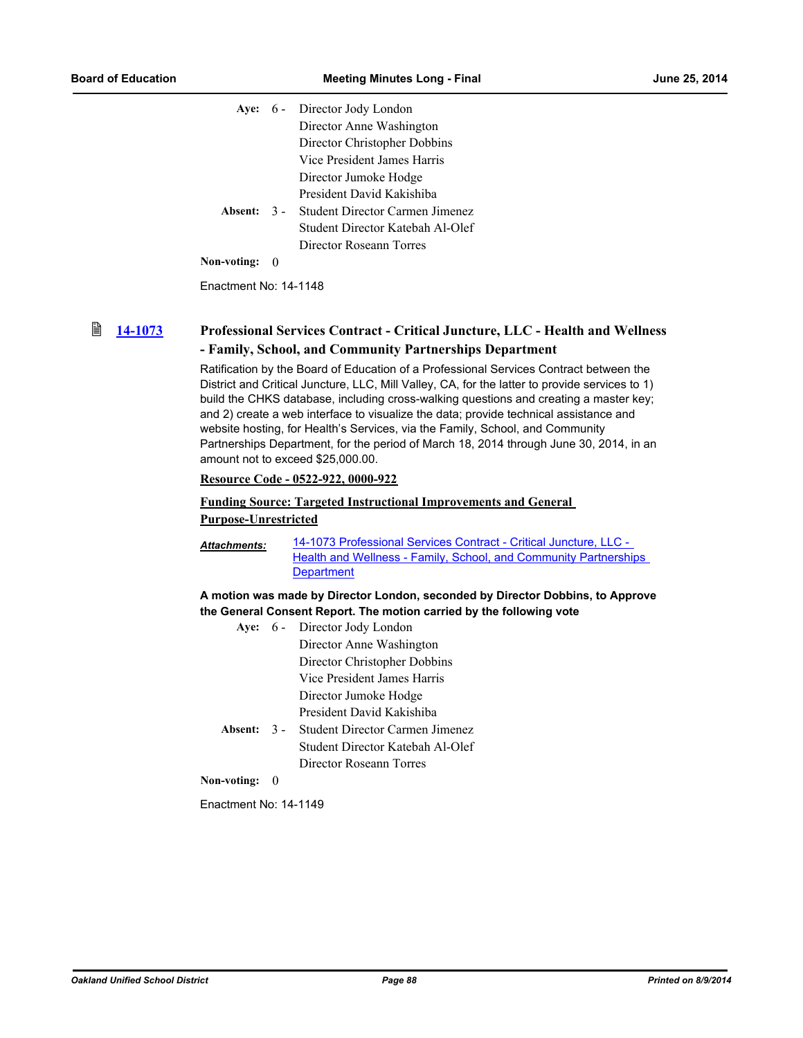Aye: 6 - Director Jody London
Director Anne Washington
Director Christopher Dobbins
Vice President James Harris
Director Jumoke Hodge
President David Kakishiba

Absent: 3 - Student Director Carmen Jimenez
Student Director Katebah Al-Olef
Director Roseann Torres

Non-voting: 0

Enactment No: 14-1148

### 14-1073 Professional Services Contract - Critical Juncture, LLC - Health and Wellness - Family, School, and Community Partnerships Department

Ratification by the Board of Education of a Professional Services Contract between the District and Critical Juncture, LLC, Mill Valley, CA, for the latter to provide services to 1) build the CHKS database, including cross-walking questions and creating a master key; and 2) create a web interface to visualize the data; provide technical assistance and website hosting, for Health's Services, via the Family, School, and Community Partnerships Department, for the period of March 18, 2014 through June 30, 2014, in an amount not to exceed $25,000.00.

**Resource Code - 0522-922, 0000-922**

**Funding Source: Targeted Instructional Improvements and General Purpose-Unrestricted**

***Attachments:*** 14-1073 Professional Services Contract - Critical Juncture, LLC - Health and Wellness - Family, School, and Community Partnerships Department

**A motion was made by Director London, seconded by Director Dobbins, to Approve the General Consent Report. The motion carried by the following vote**

Aye: 6 - Director Jody London
Director Anne Washington
Director Christopher Dobbins
Vice President James Harris
Director Jumoke Hodge
President David Kakishiba

Absent: 3 - Student Director Carmen Jimenez
Student Director Katebah Al-Olef
Director Roseann Torres

Non-voting: 0

Enactment No: 14-1149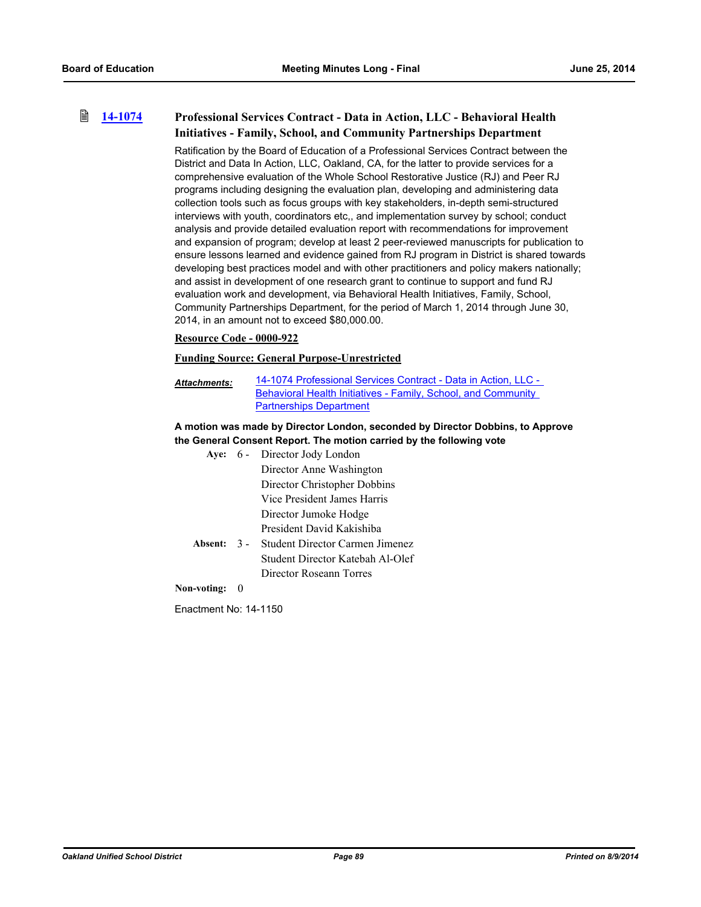### 14-1074 Professional Services Contract - Data in Action, LLC - Behavioral Health Initiatives - Family, School, and Community Partnerships Department

Ratification by the Board of Education of a Professional Services Contract between the District and Data In Action, LLC, Oakland, CA, for the latter to provide services for a comprehensive evaluation of the Whole School Restorative Justice (RJ) and Peer RJ programs including designing the evaluation plan, developing and administering data collection tools such as focus groups with key stakeholders, in-depth semi-structured interviews with youth, coordinators etc,, and implementation survey by school; conduct analysis and provide detailed evaluation report with recommendations for improvement and expansion of program; develop at least 2 peer-reviewed manuscripts for publication to ensure lessons learned and evidence gained from RJ program in District is shared towards developing best practices model and with other practitioners and policy makers nationally; and assist in development of one research grant to continue to support and fund RJ evaluation work and development, via Behavioral Health Initiatives, Family, School, Community Partnerships Department, for the period of March 1, 2014 through June 30, 2014, in an amount not to exceed $80,000.00.

**Resource Code - 0000-922**

**Funding Source: General Purpose-Unrestricted**

***Attachments:*** 14-1074 Professional Services Contract - Data in Action, LLC - Behavioral Health Initiatives - Family, School, and Community Partnerships Department

**A motion was made by Director London, seconded by Director Dobbins, to Approve the General Consent Report. The motion carried by the following vote**

**Aye:** 6 - Director Jody London, Director Anne Washington, Director Christopher Dobbins, Vice President James Harris, Director Jumoke Hodge, President David Kakishiba

**Absent:** 3 - Student Director Carmen Jimenez, Student Director Katebah Al-Olef, Director Roseann Torres

**Non-voting:** 0

Enactment No: 14-1150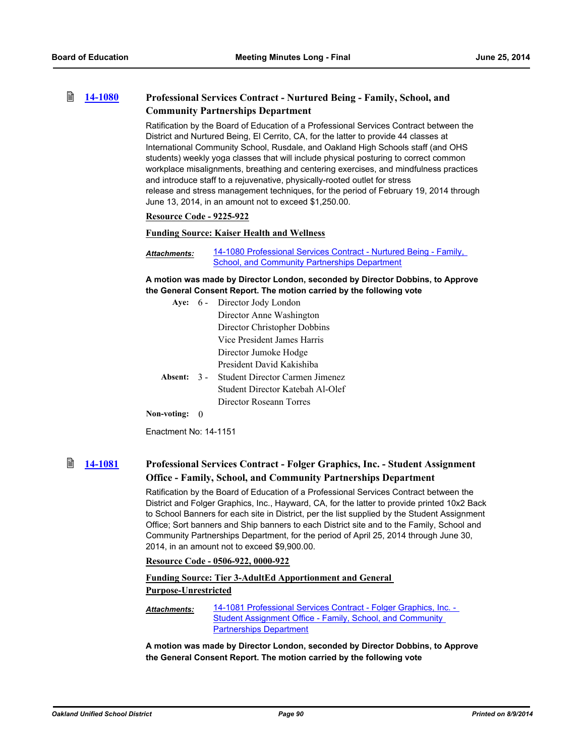### 14-1080 Professional Services Contract - Nurtured Being - Family, School, and Community Partnerships Department

Ratification by the Board of Education of a Professional Services Contract between the District and Nurtured Being, El Cerrito, CA, for the latter to provide 44 classes at International Community School, Rusdale, and Oakland High Schools staff (and OHS students) weekly yoga classes that will include physical posturing to correct common workplace misalignments, breathing and centering exercises, and mindfulness practices and introduce staff to a rejuvenative, physically-rooted outlet for stress release and stress management techniques, for the period of February 19, 2014 through June 13, 2014, in an amount not to exceed $1,250.00.

**Resource Code - 9225-922**

**Funding Source: Kaiser Health and Wellness**

***Attachments:*** 14-1080 Professional Services Contract - Nurtured Being - Family, School, and Community Partnerships Department

**A motion was made by Director London, seconded by Director Dobbins, to Approve the General Consent Report. The motion carried by the following vote**

**Aye:** 6 - Director Jody London
Director Anne Washington
Director Christopher Dobbins
Vice President James Harris
Director Jumoke Hodge
President David Kakishiba

**Absent:** 3 - Student Director Carmen Jimenez
Student Director Katebah Al-Olef
Director Roseann Torres

**Non-voting:** 0

Enactment No: 14-1151

### 14-1081 Professional Services Contract - Folger Graphics, Inc. - Student Assignment Office - Family, School, and Community Partnerships Department

Ratification by the Board of Education of a Professional Services Contract between the District and Folger Graphics, Inc., Hayward, CA, for the latter to provide printed 10x2 Back to School Banners for each site in District, per the list supplied by the Student Assignment Office; Sort banners and Ship banners to each District site and to the Family, School and Community Partnerships Department, for the period of April 25, 2014 through June 30, 2014, in an amount not to exceed $9,900.00.

**Resource Code - 0506-922, 0000-922**

**Funding Source: Tier 3-AdultEd Apportionment and General Purpose-Unrestricted**

***Attachments:*** 14-1081 Professional Services Contract - Folger Graphics, Inc. - Student Assignment Office - Family, School, and Community Partnerships Department

**A motion was made by Director London, seconded by Director Dobbins, to Approve the General Consent Report. The motion carried by the following vote**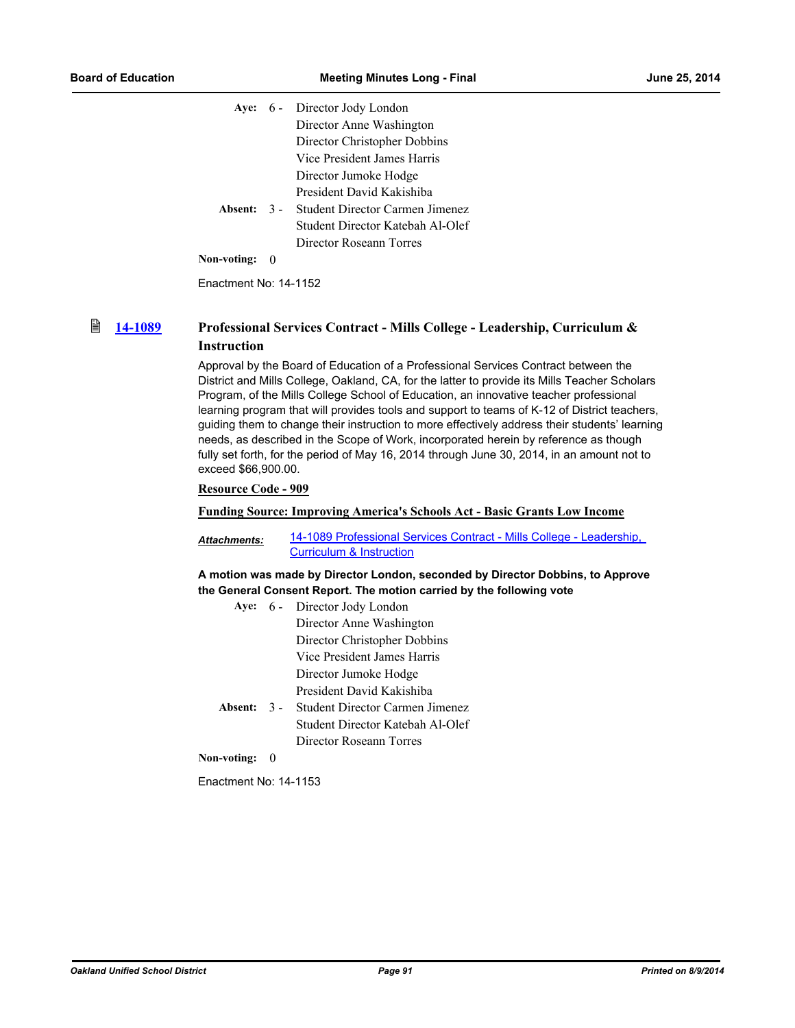**Aye:** 6 - Director Jody London
Director Anne Washington
Director Christopher Dobbins
Vice President James Harris
Director Jumoke Hodge
President David Kakishiba

**Absent:** 3 - Student Director Carmen Jimenez
Student Director Katebah Al-Olef
Director Roseann Torres

**Non-voting:** 0

Enactment No: 14-1152

## 14-1089 Professional Services Contract - Mills College - Leadership, Curriculum & Instruction

Approval by the Board of Education of a Professional Services Contract between the District and Mills College, Oakland, CA, for the latter to provide its Mills Teacher Scholars Program, of the Mills College School of Education, an innovative teacher professional learning program that will provides tools and support to teams of K-12 of District teachers, guiding them to change their instruction to more effectively address their students' learning needs, as described in the Scope of Work, incorporated herein by reference as though fully set forth, for the period of May 16, 2014 through June 30, 2014, in an amount not to exceed $66,900.00.

**Resource Code - 909**

**Funding Source: Improving America's Schools Act - Basic Grants Low Income**

***Attachments:*** 14-1089 Professional Services Contract - Mills College - Leadership, Curriculum & Instruction

**A motion was made by Director London, seconded by Director Dobbins, to Approve the General Consent Report. The motion carried by the following vote**

**Aye:** 6 - Director Jody London
Director Anne Washington
Director Christopher Dobbins
Vice President James Harris
Director Jumoke Hodge
President David Kakishiba

**Absent:** 3 - Student Director Carmen Jimenez
Student Director Katebah Al-Olef
Director Roseann Torres

**Non-voting:** 0

Enactment No: 14-1153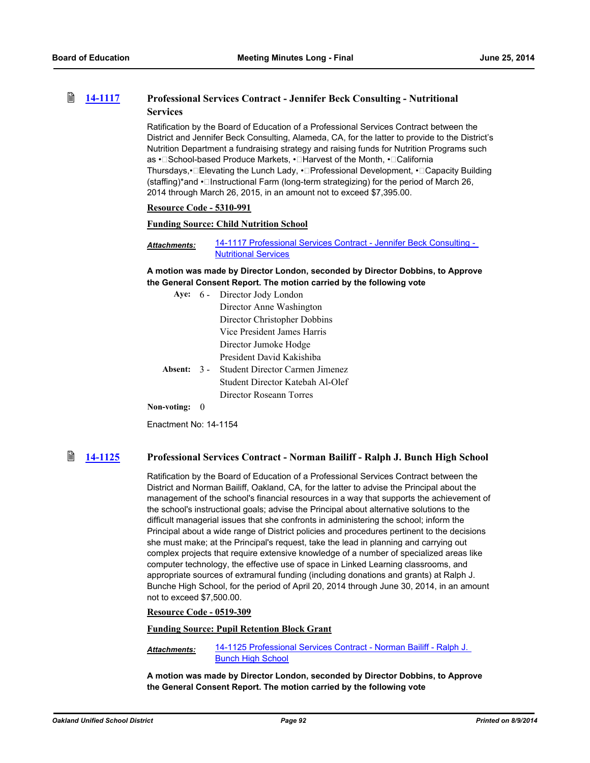### [14-1117](#) Professional Services Contract - Jennifer Beck Consulting - Nutritional Services

Ratification by the Board of Education of a Professional Services Contract between the District and Jennifer Beck Consulting, Alameda, CA, for the latter to provide to the District's Nutrition Department a fundraising strategy and raising funds for Nutrition Programs such as • School-based Produce Markets, • Harvest of the Month, • California Thursdays,• Elevating the Lunch Lady, • Professional Development, • Capacity Building (staffing)*and • Instructional Farm (long-term strategizing) for the period of March 26, 2014 through March 26, 2015, in an amount not to exceed $7,395.00.

**Resource Code - 5310-991**

**Funding Source: Child Nutrition School**

***Attachments:*** [14-1117 Professional Services Contract - Jennifer Beck Consulting - Nutritional Services](#)

**A motion was made by Director London, seconded by Director Dobbins, to Approve the General Consent Report. The motion carried by the following vote**

**Aye:** 6 - Director Jody London
Director Anne Washington
Director Christopher Dobbins
Vice President James Harris
Director Jumoke Hodge
President David Kakishiba

**Absent:** 3 - Student Director Carmen Jimenez
Student Director Katebah Al-Olef
Director Roseann Torres

**Non-voting:** 0

Enactment No: 14-1154

### [14-1125](#) Professional Services Contract - Norman Bailiff - Ralph J. Bunch High School

Ratification by the Board of Education of a Professional Services Contract between the District and Norman Bailiff, Oakland, CA, for the latter to advise the Principal about the management of the school's financial resources in a way that supports the achievement of the school's instructional goals; advise the Principal about alternative solutions to the difficult managerial issues that she confronts in administering the school; inform the Principal about a wide range of District policies and procedures pertinent to the decisions she must make; at the Principal's request, take the lead in planning and carrying out complex projects that require extensive knowledge of a number of specialized areas like computer technology, the effective use of space in Linked Learning classrooms, and appropriate sources of extramural funding (including donations and grants) at Ralph J. Bunche High School, for the period of April 20, 2014 through June 30, 2014, in an amount not to exceed $7,500.00.

**Resource Code - 0519-309**

**Funding Source: Pupil Retention Block Grant**

***Attachments:*** [14-1125 Professional Services Contract - Norman Bailiff - Ralph J. Bunch High School](#)

**A motion was made by Director London, seconded by Director Dobbins, to Approve the General Consent Report. The motion carried by the following vote**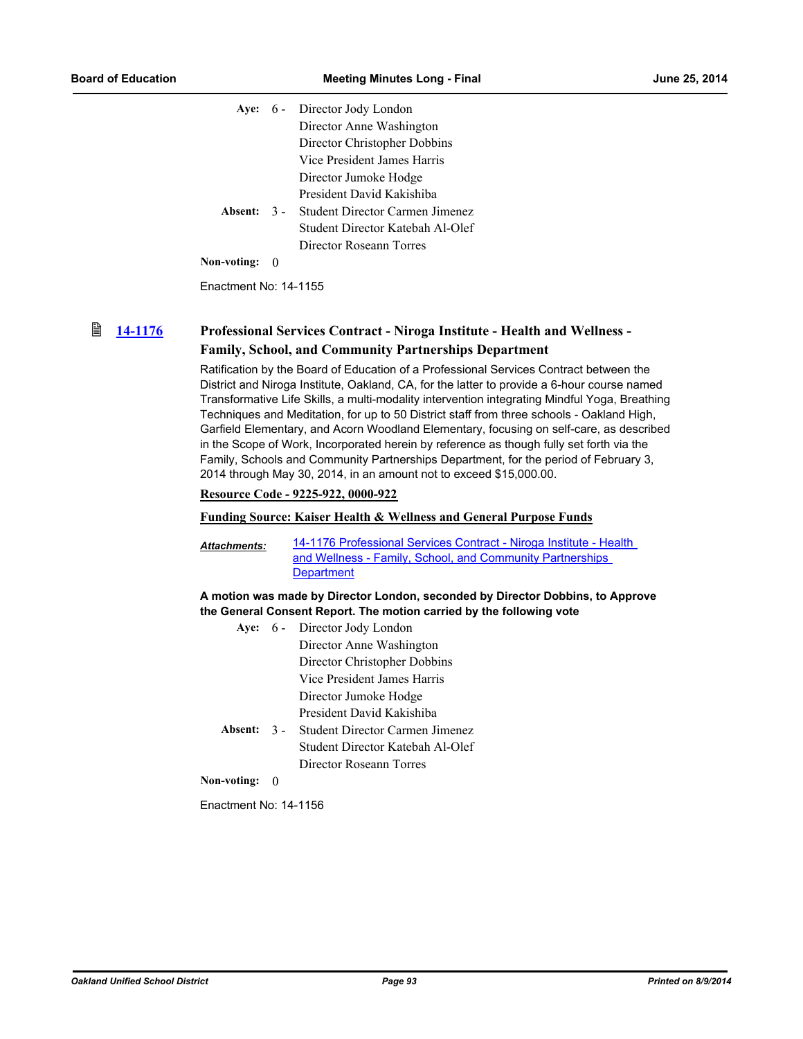| | | |
|---|---|---|
| **Aye:** | 6 - | Director Jody London |
| | | Director Anne Washington |
| | | Director Christopher Dobbins |
| | | Vice President James Harris |
| | | Director Jumoke Hodge |
| | | President David Kakishiba |
| **Absent:** | 3 - | Student Director Carmen Jimenez |
| | | Student Director Katebah Al-Olef |
| | | Director Roseann Torres |
| **Non-voting:** | 0 | |

Enactment No: 14-1155

### 14-1176 Professional Services Contract - Niroga Institute - Health and Wellness - Family, School, and Community Partnerships Department

Ratification by the Board of Education of a Professional Services Contract between the District and Niroga Institute, Oakland, CA, for the latter to provide a 6-hour course named Transformative Life Skills, a multi-modality intervention integrating Mindful Yoga, Breathing Techniques and Meditation, for up to 50 District staff from three schools - Oakland High, Garfield Elementary, and Acorn Woodland Elementary, focusing on self-care, as described in the Scope of Work, Incorporated herein by reference as though fully set forth via the Family, Schools and Community Partnerships Department, for the period of February 3, 2014 through May 30, 2014, in an amount not to exceed $15,000.00.

**Resource Code - 9225-922, 0000-922**

**Funding Source: Kaiser Health & Wellness and General Purpose Funds**

***Attachments:*** 14-1176 Professional Services Contract - Niroga Institute - Health and Wellness - Family, School, and Community Partnerships Department

**A motion was made by Director London, seconded by Director Dobbins, to Approve the General Consent Report. The motion carried by the following vote**

| | | |
|---|---|---|
| **Aye:** | 6 - | Director Jody London |
| | | Director Anne Washington |
| | | Director Christopher Dobbins |
| | | Vice President James Harris |
| | | Director Jumoke Hodge |
| | | President David Kakishiba |
| **Absent:** | 3 - | Student Director Carmen Jimenez |
| | | Student Director Katebah Al-Olef |
| | | Director Roseann Torres |
| **Non-voting:** | 0 | |

Enactment No: 14-1156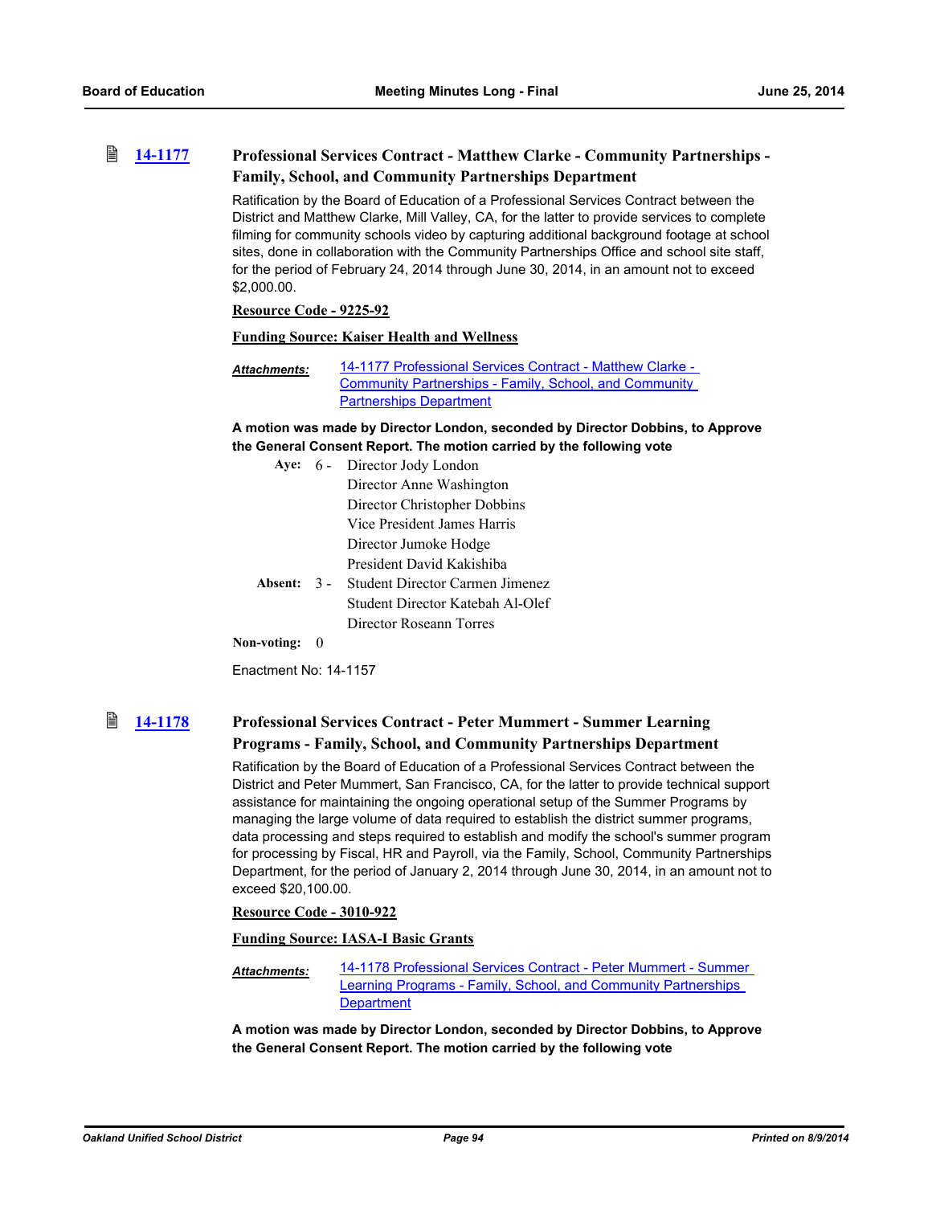### 14-1177 Professional Services Contract - Matthew Clarke - Community Partnerships - Family, School, and Community Partnerships Department

Ratification by the Board of Education of a Professional Services Contract between the District and Matthew Clarke, Mill Valley, CA, for the latter to provide services to complete filming for community schools video by capturing additional background footage at school sites, done in collaboration with the Community Partnerships Office and school site staff, for the period of February 24, 2014 through June 30, 2014, in an amount not to exceed $2,000.00.

**Resource Code - 9225-92**

**Funding Source: Kaiser Health and Wellness**

***Attachments:*** 14-1177 Professional Services Contract - Matthew Clarke - Community Partnerships - Family, School, and Community Partnerships Department

**A motion was made by Director London, seconded by Director Dobbins, to Approve the General Consent Report. The motion carried by the following vote**

**Aye:** 6 - Director Jody London
Director Anne Washington
Director Christopher Dobbins
Vice President James Harris
Director Jumoke Hodge
President David Kakishiba

**Absent:** 3 - Student Director Carmen Jimenez
Student Director Katebah Al-Olef
Director Roseann Torres

**Non-voting:** 0

Enactment No: 14-1157

### 14-1178 Professional Services Contract - Peter Mummert - Summer Learning Programs - Family, School, and Community Partnerships Department

Ratification by the Board of Education of a Professional Services Contract between the District and Peter Mummert, San Francisco, CA, for the latter to provide technical support assistance for maintaining the ongoing operational setup of the Summer Programs by managing the large volume of data required to establish the district summer programs, data processing and steps required to establish and modify the school's summer program for processing by Fiscal, HR and Payroll, via the Family, School, Community Partnerships Department, for the period of January 2, 2014 through June 30, 2014, in an amount not to exceed $20,100.00.

**Resource Code - 3010-922**

**Funding Source: IASA-I Basic Grants**

***Attachments:*** 14-1178 Professional Services Contract - Peter Mummert - Summer Learning Programs - Family, School, and Community Partnerships Department

**A motion was made by Director London, seconded by Director Dobbins, to Approve the General Consent Report. The motion carried by the following vote**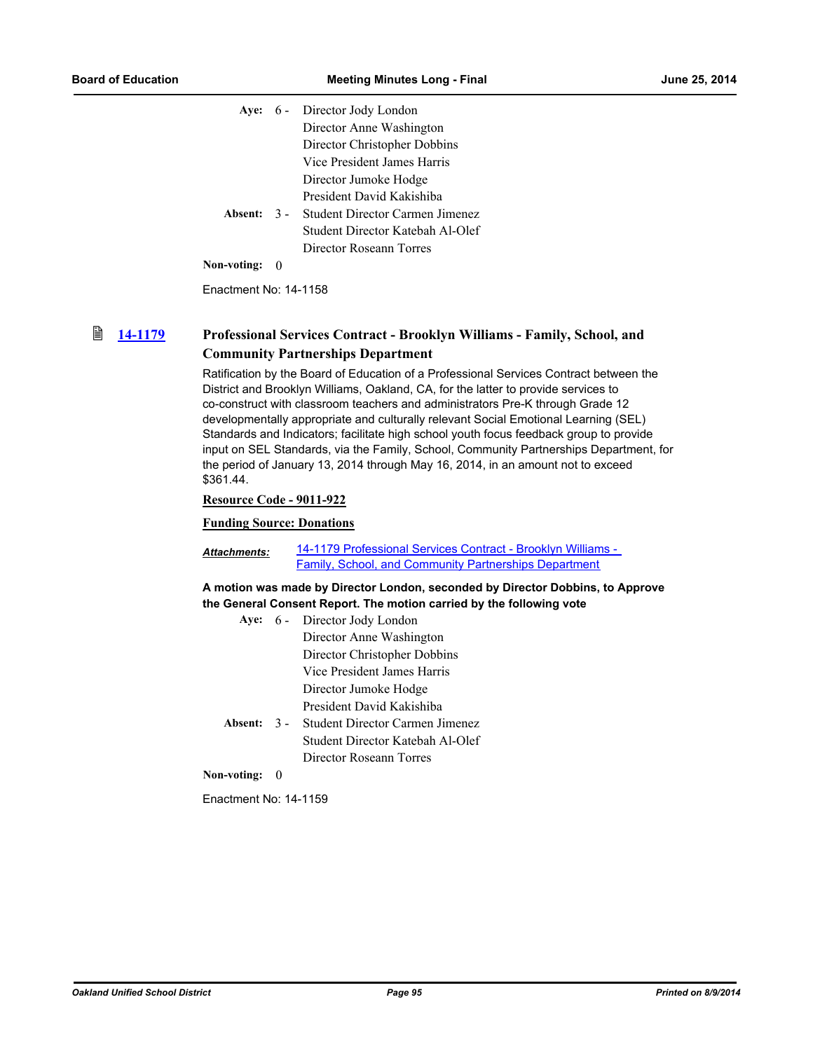| | | |
|---|---|---|
| **Aye:** | 6 - | Director Jody London |
| | | Director Anne Washington |
| | | Director Christopher Dobbins |
| | | Vice President James Harris |
| | | Director Jumoke Hodge |
| | | President David Kakishiba |
| **Absent:** | 3 - | Student Director Carmen Jimenez |
| | | Student Director Katebah Al-Olef |
| | | Director Roseann Torres |
| **Non-voting:** | 0 | |

Enactment No: 14-1158

## 14-1179 Professional Services Contract - Brooklyn Williams - Family, School, and Community Partnerships Department

Ratification by the Board of Education of a Professional Services Contract between the District and Brooklyn Williams, Oakland, CA, for the latter to provide services to co-construct with classroom teachers and administrators Pre-K through Grade 12 developmentally appropriate and culturally relevant Social Emotional Learning (SEL) Standards and Indicators; facilitate high school youth focus feedback group to provide input on SEL Standards, via the Family, School, Community Partnerships Department, for the period of January 13, 2014 through May 16, 2014, in an amount not to exceed $361.44.

**Resource Code - 9011-922**

**Funding Source: Donations**

***Attachments:*** 14-1179 Professional Services Contract - Brooklyn Williams - Family, School, and Community Partnerships Department

**A motion was made by Director London, seconded by Director Dobbins, to Approve the General Consent Report. The motion carried by the following vote**

| | | |
|---|---|---|
| **Aye:** | 6 - | Director Jody London |
| | | Director Anne Washington |
| | | Director Christopher Dobbins |
| | | Vice President James Harris |
| | | Director Jumoke Hodge |
| | | President David Kakishiba |
| **Absent:** | 3 - | Student Director Carmen Jimenez |
| | | Student Director Katebah Al-Olef |
| | | Director Roseann Torres |
| **Non-voting:** | 0 | |

Enactment No: 14-1159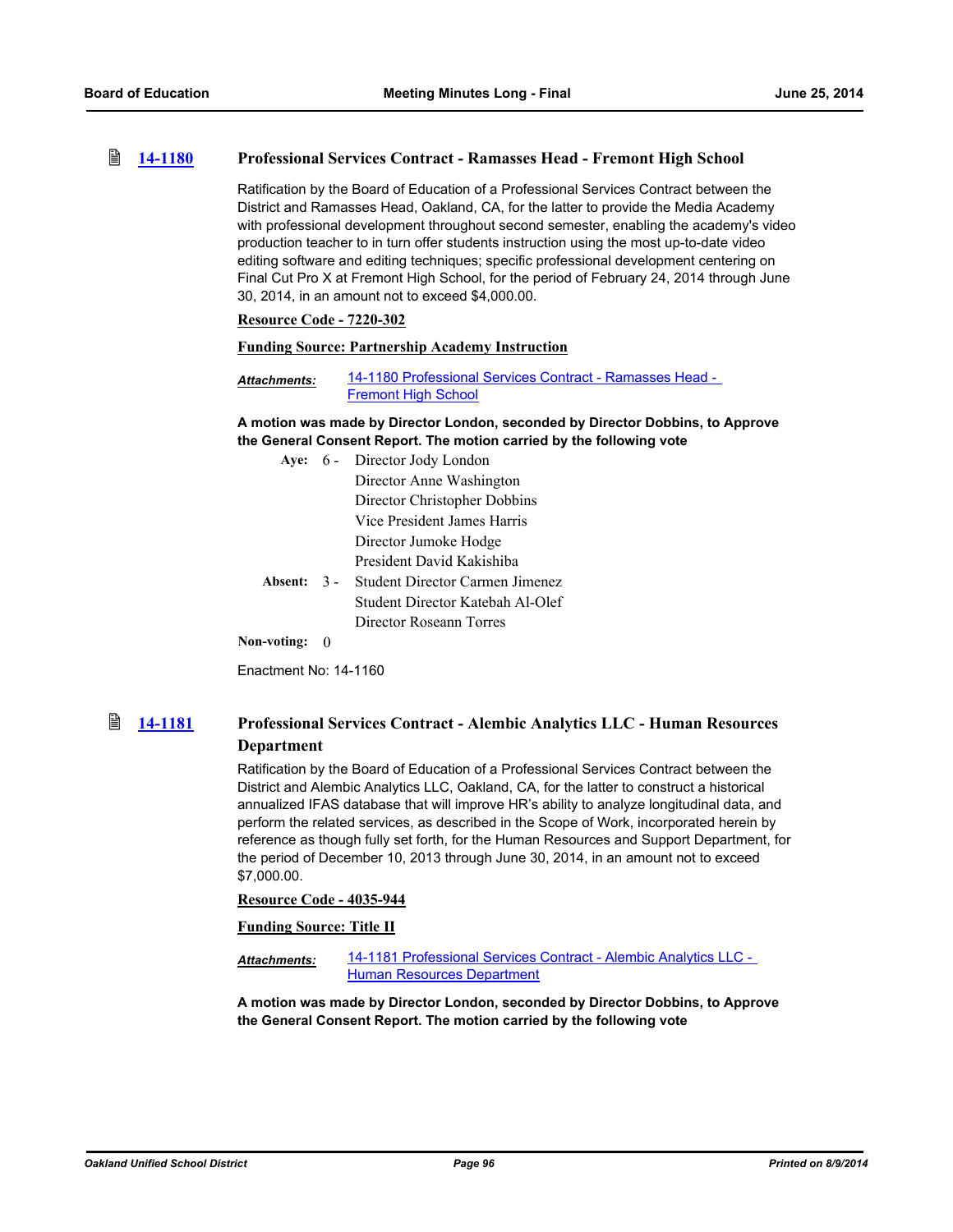### 14-1180 Professional Services Contract - Ramasses Head - Fremont High School

Ratification by the Board of Education of a Professional Services Contract between the District and Ramasses Head, Oakland, CA, for the latter to provide the Media Academy with professional development throughout second semester, enabling the academy's video production teacher to in turn offer students instruction using the most up-to-date video editing software and editing techniques; specific professional development centering on Final Cut Pro X at Fremont High School, for the period of February 24, 2014 through June 30, 2014, in an amount not to exceed $4,000.00.

**Resource Code - 7220-302**

**Funding Source: Partnership Academy Instruction**

*Attachments:* 14-1180 Professional Services Contract - Ramasses Head - Fremont High School

**A motion was made by Director London, seconded by Director Dobbins, to Approve the General Consent Report. The motion carried by the following vote**

**Aye:** 6 - Director Jody London
Director Anne Washington
Director Christopher Dobbins
Vice President James Harris
Director Jumoke Hodge
President David Kakishiba

**Absent:** 3 - Student Director Carmen Jimenez
Student Director Katebah Al-Olef
Director Roseann Torres

**Non-voting:** 0

Enactment No: 14-1160

### 14-1181 Professional Services Contract - Alembic Analytics LLC - Human Resources Department

Ratification by the Board of Education of a Professional Services Contract between the District and Alembic Analytics LLC, Oakland, CA, for the latter to construct a historical annualized IFAS database that will improve HR's ability to analyze longitudinal data, and perform the related services, as described in the Scope of Work, incorporated herein by reference as though fully set forth, for the Human Resources and Support Department, for the period of December 10, 2013 through June 30, 2014, in an amount not to exceed $7,000.00.

**Resource Code - 4035-944**

**Funding Source: Title II**

*Attachments:* 14-1181 Professional Services Contract - Alembic Analytics LLC - Human Resources Department

**A motion was made by Director London, seconded by Director Dobbins, to Approve the General Consent Report. The motion carried by the following vote**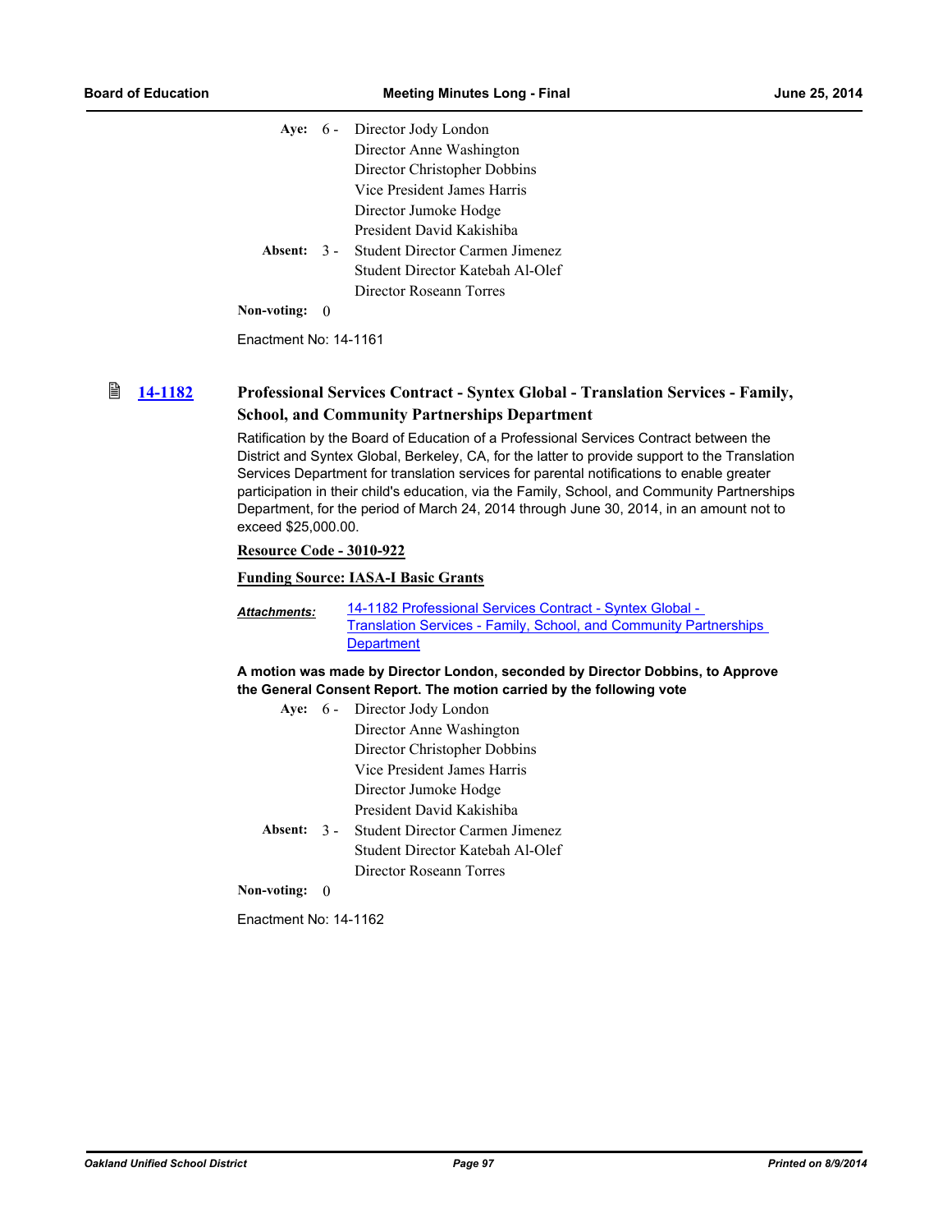|  |  |  |
|---|---|---|
| **Aye:** | 6 - | Director Jody London |
|  |  | Director Anne Washington |
|  |  | Director Christopher Dobbins |
|  |  | Vice President James Harris |
|  |  | Director Jumoke Hodge |
|  |  | President David Kakishiba |
| **Absent:** | 3 - | Student Director Carmen Jimenez |
|  |  | Student Director Katebah Al-Olef |
|  |  | Director Roseann Torres |
| **Non-voting:** | 0 |  |

Enactment No: 14-1161

## 14-1182 Professional Services Contract - Syntex Global - Translation Services - Family, School, and Community Partnerships Department

Ratification by the Board of Education of a Professional Services Contract between the District and Syntex Global, Berkeley, CA, for the latter to provide support to the Translation Services Department for translation services for parental notifications to enable greater participation in their child's education, via the Family, School, and Community Partnerships Department, for the period of March 24, 2014 through June 30, 2014, in an amount not to exceed $25,000.00.

**Resource Code - 3010-922**

**Funding Source: IASA-I Basic Grants**

***Attachments:*** 14-1182 Professional Services Contract - Syntex Global - Translation Services - Family, School, and Community Partnerships Department

**A motion was made by Director London, seconded by Director Dobbins, to Approve the General Consent Report. The motion carried by the following vote**

|  |  |  |
|---|---|---|
| **Aye:** | 6 - | Director Jody London |
|  |  | Director Anne Washington |
|  |  | Director Christopher Dobbins |
|  |  | Vice President James Harris |
|  |  | Director Jumoke Hodge |
|  |  | President David Kakishiba |
| **Absent:** | 3 - | Student Director Carmen Jimenez |
|  |  | Student Director Katebah Al-Olef |
|  |  | Director Roseann Torres |
| **Non-voting:** | 0 |  |

Enactment No: 14-1162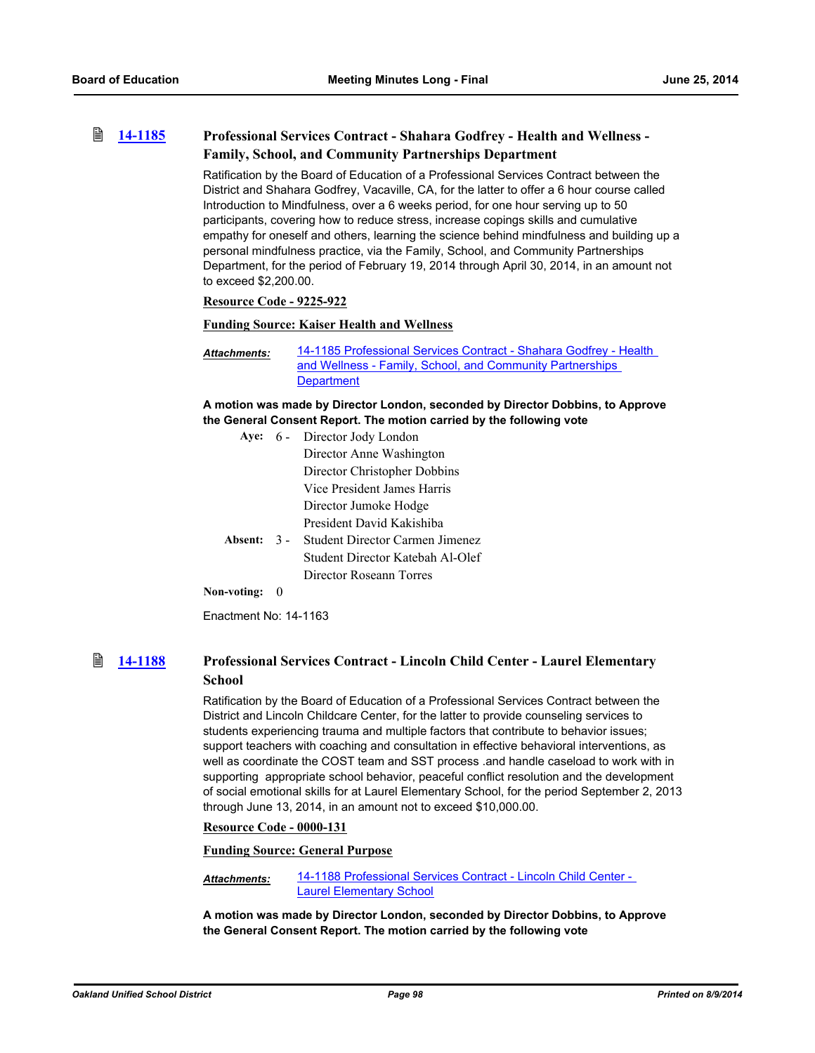## 14-1185 Professional Services Contract - Shahara Godfrey - Health and Wellness - Family, School, and Community Partnerships Department

Ratification by the Board of Education of a Professional Services Contract between the District and Shahara Godfrey, Vacaville, CA, for the latter to offer a 6 hour course called Introduction to Mindfulness, over a 6 weeks period, for one hour serving up to 50 participants, covering how to reduce stress, increase copings skills and cumulative empathy for oneself and others, learning the science behind mindfulness and building up a personal mindfulness practice, via the Family, School, and Community Partnerships Department, for the period of February 19, 2014 through April 30, 2014, in an amount not to exceed $2,200.00.

**Resource Code - 9225-922**

**Funding Source: Kaiser Health and Wellness**

***Attachments:*** 14-1185 Professional Services Contract - Shahara Godfrey - Health and Wellness - Family, School, and Community Partnerships Department

**A motion was made by Director London, seconded by Director Dobbins, to Approve the General Consent Report. The motion carried by the following vote**

**Aye:** 6 - Director Jody London
Director Anne Washington
Director Christopher Dobbins
Vice President James Harris
Director Jumoke Hodge
President David Kakishiba

**Absent:** 3 - Student Director Carmen Jimenez
Student Director Katebah Al-Olef
Director Roseann Torres

**Non-voting:** 0

Enactment No: 14-1163

## 14-1188 Professional Services Contract - Lincoln Child Center - Laurel Elementary School

Ratification by the Board of Education of a Professional Services Contract between the District and Lincoln Childcare Center, for the latter to provide counseling services to students experiencing trauma and multiple factors that contribute to behavior issues; support teachers with coaching and consultation in effective behavioral interventions, as well as coordinate the COST team and SST process .and handle caseload to work with in supporting appropriate school behavior, peaceful conflict resolution and the development of social emotional skills for at Laurel Elementary School, for the period September 2, 2013 through June 13, 2014, in an amount not to exceed $10,000.00.

**Resource Code - 0000-131**

**Funding Source: General Purpose**

***Attachments:*** 14-1188 Professional Services Contract - Lincoln Child Center - Laurel Elementary School

**A motion was made by Director London, seconded by Director Dobbins, to Approve the General Consent Report. The motion carried by the following vote**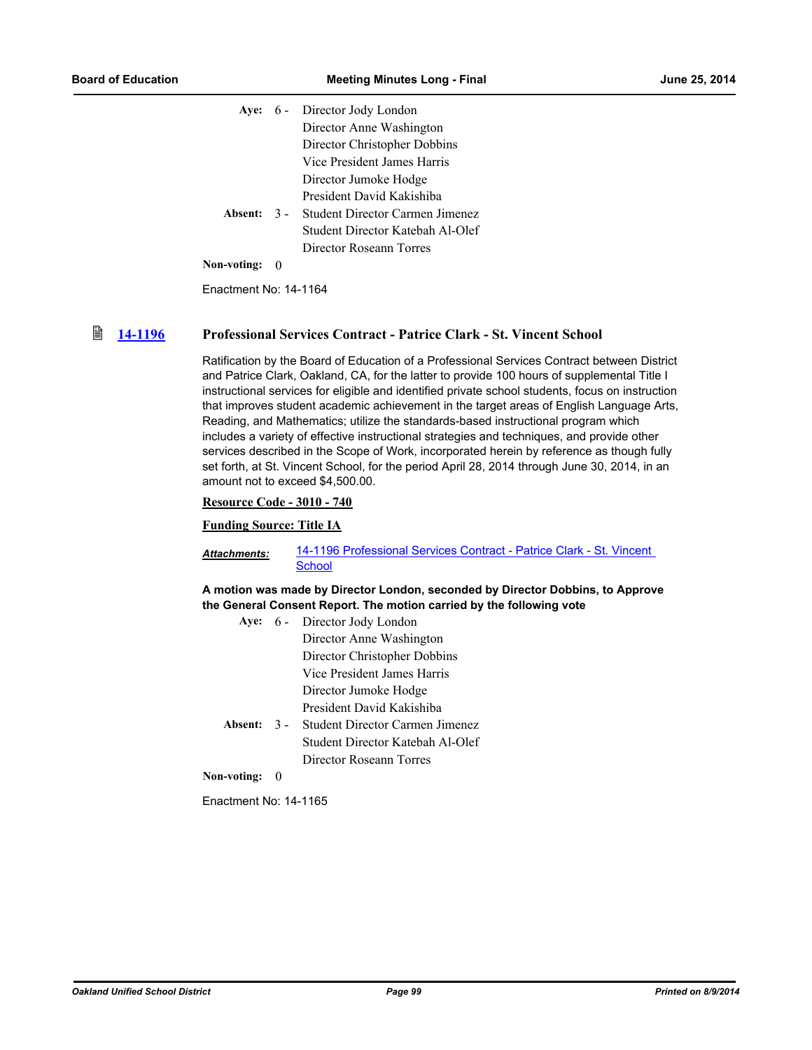Aye: 6 - Director Jody London
Director Anne Washington
Director Christopher Dobbins
Vice President James Harris
Director Jumoke Hodge
President David Kakishiba

Absent: 3 - Student Director Carmen Jimenez
Student Director Katebah Al-Olef
Director Roseann Torres

Non-voting: 0

Enactment No: 14-1164

### 14-1196 Professional Services Contract - Patrice Clark - St. Vincent School

Ratification by the Board of Education of a Professional Services Contract between District and Patrice Clark, Oakland, CA, for the latter to provide 100 hours of supplemental Title I instructional services for eligible and identified private school students, focus on instruction that improves student academic achievement in the target areas of English Language Arts, Reading, and Mathematics; utilize the standards-based instructional program which includes a variety of effective instructional strategies and techniques, and provide other services described in the Scope of Work, incorporated herein by reference as though fully set forth, at St. Vincent School, for the period April 28, 2014 through June 30, 2014, in an amount not to exceed $4,500.00.

**Resource Code - 3010 - 740**

**Funding Source: Title IA**

***Attachments:*** 14-1196 Professional Services Contract - Patrice Clark - St. Vincent School

**A motion was made by Director London, seconded by Director Dobbins, to Approve the General Consent Report. The motion carried by the following vote**

Aye: 6 - Director Jody London
Director Anne Washington
Director Christopher Dobbins
Vice President James Harris
Director Jumoke Hodge
President David Kakishiba

Absent: 3 - Student Director Carmen Jimenez
Student Director Katebah Al-Olef
Director Roseann Torres

Non-voting: 0

Enactment No: 14-1165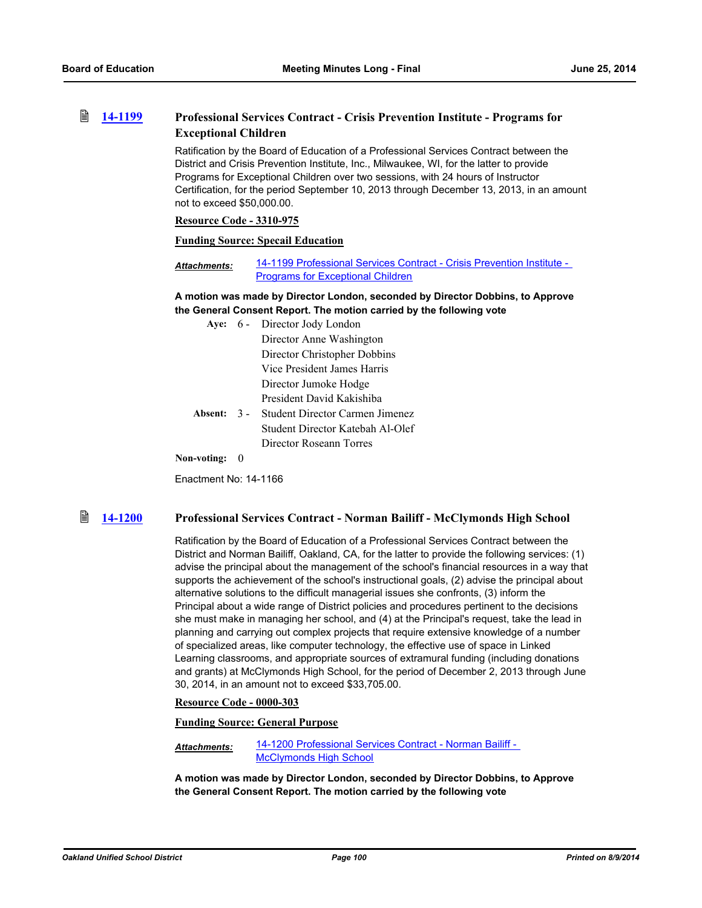## 14-1199 Professional Services Contract - Crisis Prevention Institute - Programs for Exceptional Children

Ratification by the Board of Education of a Professional Services Contract between the District and Crisis Prevention Institute, Inc., Milwaukee, WI, for the latter to provide Programs for Exceptional Children over two sessions, with 24 hours of Instructor Certification, for the period September 10, 2013 through December 13, 2013, in an amount not to exceed $50,000.00.

**Resource Code - 3310-975**

**Funding Source: Specail Education**

***Attachments:*** 14-1199 Professional Services Contract - Crisis Prevention Institute - Programs for Exceptional Children

**A motion was made by Director London, seconded by Director Dobbins, to Approve the General Consent Report. The motion carried by the following vote**

**Aye:** 6 - Director Jody London
Director Anne Washington
Director Christopher Dobbins
Vice President James Harris
Director Jumoke Hodge
President David Kakishiba

**Absent:** 3 - Student Director Carmen Jimenez
Student Director Katebah Al-Olef
Director Roseann Torres

**Non-voting:** 0

Enactment No: 14-1166

## 14-1200 Professional Services Contract - Norman Bailiff - McClymonds High School

Ratification by the Board of Education of a Professional Services Contract between the District and Norman Bailiff, Oakland, CA, for the latter to provide the following services: (1) advise the principal about the management of the school's financial resources in a way that supports the achievement of the school's instructional goals, (2) advise the principal about alternative solutions to the difficult managerial issues she confronts, (3) inform the Principal about a wide range of District policies and procedures pertinent to the decisions she must make in managing her school, and (4) at the Principal's request, take the lead in planning and carrying out complex projects that require extensive knowledge of a number of specialized areas, like computer technology, the effective use of space in Linked Learning classrooms, and appropriate sources of extramural funding (including donations and grants) at McClymonds High School, for the period of December 2, 2013 through June 30, 2014, in an amount not to exceed $33,705.00.

**Resource Code - 0000-303**

**Funding Source: General Purpose**

***Attachments:*** 14-1200 Professional Services Contract - Norman Bailiff - McClymonds High School

**A motion was made by Director London, seconded by Director Dobbins, to Approve the General Consent Report. The motion carried by the following vote**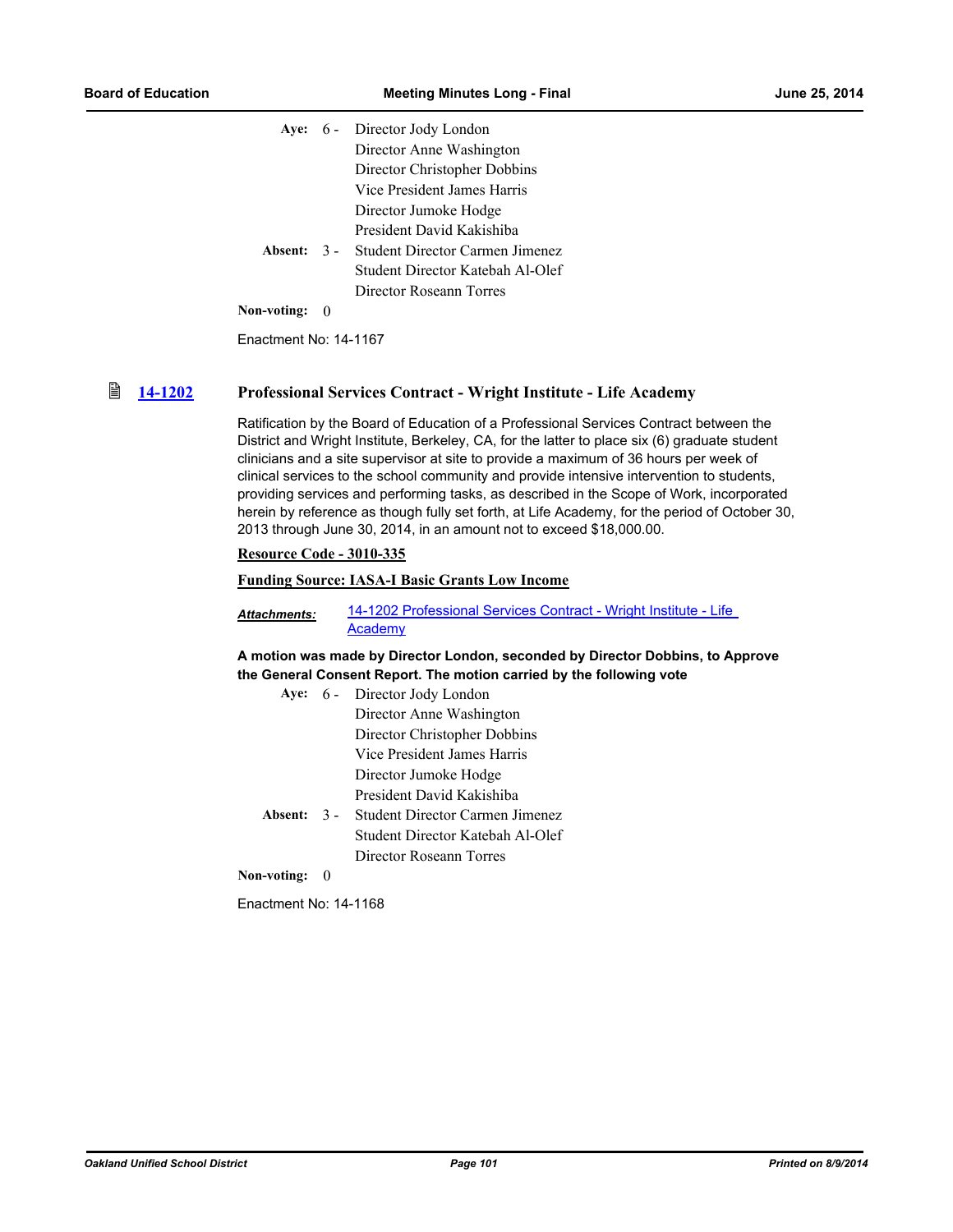| | | |
|---|---|---|
| **Aye:** | 6 - | Director Jody London |
| | | Director Anne Washington |
| | | Director Christopher Dobbins |
| | | Vice President James Harris |
| | | Director Jumoke Hodge |
| | | President David Kakishiba |
| **Absent:** | 3 - | Student Director Carmen Jimenez |
| | | Student Director Katebah Al-Olef |
| | | Director Roseann Torres |
| **Non-voting:** | 0 | |

Enactment No: 14-1167

## 14-1202 Professional Services Contract - Wright Institute - Life Academy

Ratification by the Board of Education of a Professional Services Contract between the District and Wright Institute, Berkeley, CA, for the latter to place six (6) graduate student clinicians and a site supervisor at site to provide a maximum of 36 hours per week of clinical services to the school community and provide intensive intervention to students, providing services and performing tasks, as described in the Scope of Work, incorporated herein by reference as though fully set forth, at Life Academy, for the period of October 30, 2013 through June 30, 2014, in an amount not to exceed $18,000.00.

**Resource Code - 3010-335**

**Funding Source: IASA-I Basic Grants Low Income**

***Attachments:*** 14-1202 Professional Services Contract - Wright Institute - Life Academy

**A motion was made by Director London, seconded by Director Dobbins, to Approve the General Consent Report. The motion carried by the following vote**

| | | |
|---|---|---|
| **Aye:** | 6 - | Director Jody London |
| | | Director Anne Washington |
| | | Director Christopher Dobbins |
| | | Vice President James Harris |
| | | Director Jumoke Hodge |
| | | President David Kakishiba |
| **Absent:** | 3 - | Student Director Carmen Jimenez |
| | | Student Director Katebah Al-Olef |
| | | Director Roseann Torres |
| **Non-voting:** | 0 | |

Enactment No: 14-1168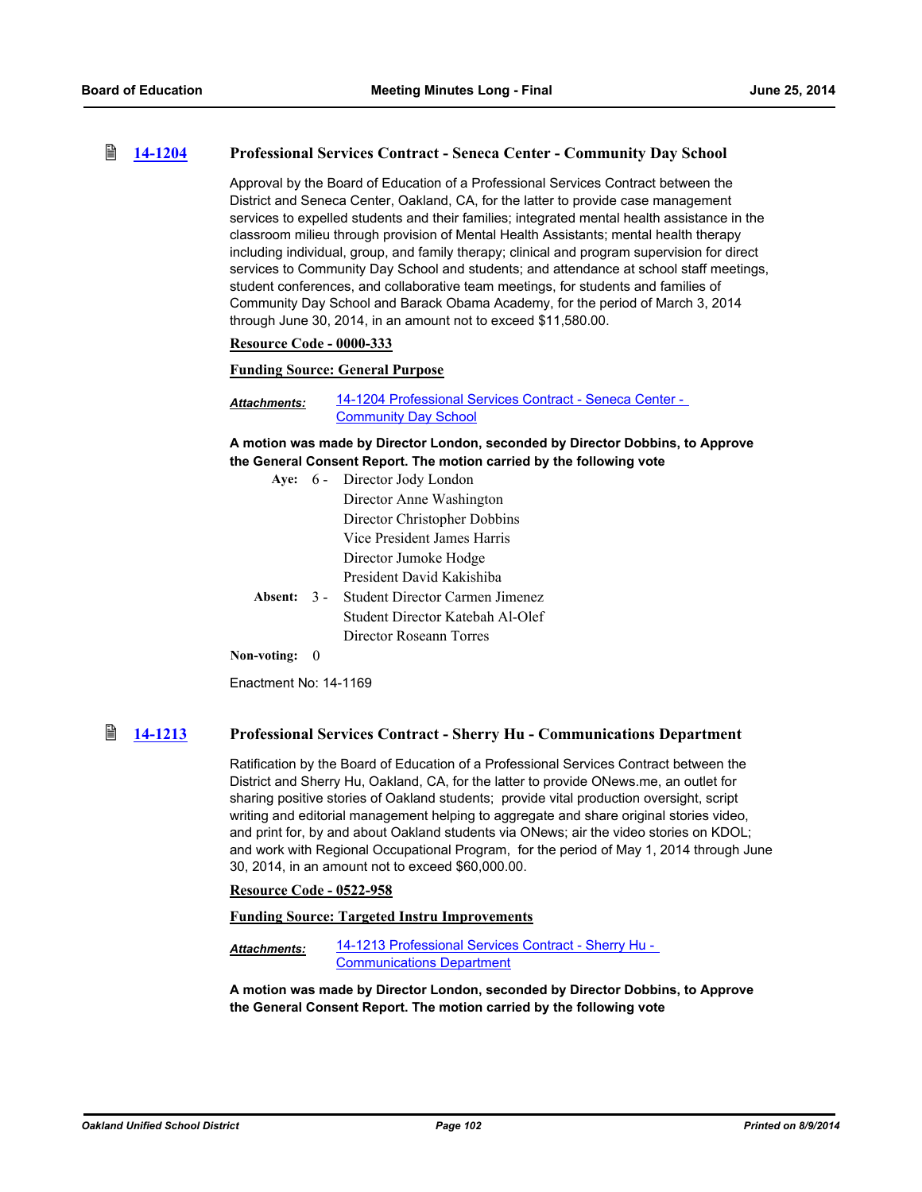### 14-1204 Professional Services Contract - Seneca Center - Community Day School

Approval by the Board of Education of a Professional Services Contract between the District and Seneca Center, Oakland, CA, for the latter to provide case management services to expelled students and their families; integrated mental health assistance in the classroom milieu through provision of Mental Health Assistants; mental health therapy including individual, group, and family therapy; clinical and program supervision for direct services to Community Day School and students; and attendance at school staff meetings, student conferences, and collaborative team meetings, for students and families of Community Day School and Barack Obama Academy, for the period of March 3, 2014 through June 30, 2014, in an amount not to exceed $11,580.00.

**Resource Code - 0000-333**

**Funding Source: General Purpose**

***Attachments:*** 14-1204 Professional Services Contract - Seneca Center - Community Day School

**A motion was made by Director London, seconded by Director Dobbins, to Approve the General Consent Report. The motion carried by the following vote**

**Aye:** 6 - Director Jody London
Director Anne Washington
Director Christopher Dobbins
Vice President James Harris
Director Jumoke Hodge
President David Kakishiba

**Absent:** 3 - Student Director Carmen Jimenez
Student Director Katebah Al-Olef
Director Roseann Torres

**Non-voting:** 0

Enactment No: 14-1169

### 14-1213 Professional Services Contract - Sherry Hu - Communications Department

Ratification by the Board of Education of a Professional Services Contract between the District and Sherry Hu, Oakland, CA, for the latter to provide ONews.me, an outlet for sharing positive stories of Oakland students; provide vital production oversight, script writing and editorial management helping to aggregate and share original stories video, and print for, by and about Oakland students via ONews; air the video stories on KDOL; and work with Regional Occupational Program, for the period of May 1, 2014 through June 30, 2014, in an amount not to exceed $60,000.00.

**Resource Code - 0522-958**

**Funding Source: Targeted Instru Improvements**

***Attachments:*** 14-1213 Professional Services Contract - Sherry Hu - Communications Department

**A motion was made by Director London, seconded by Director Dobbins, to Approve the General Consent Report. The motion carried by the following vote**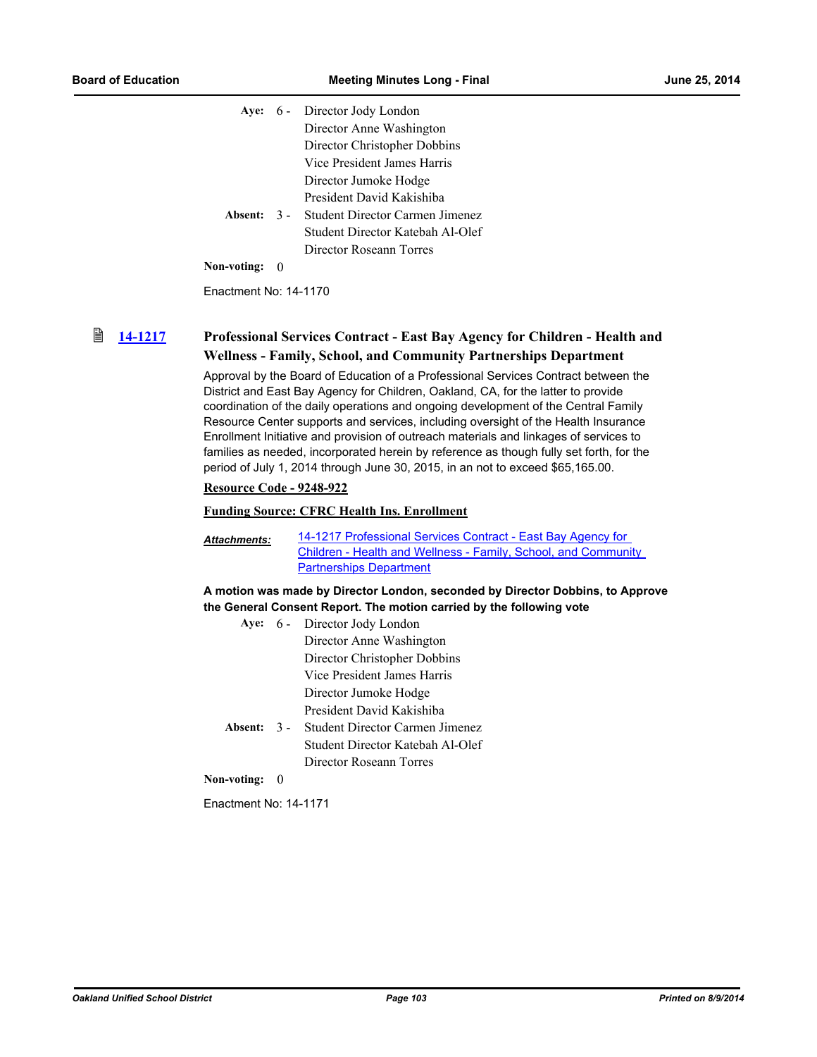Aye: 6 - Director Jody London
Director Anne Washington
Director Christopher Dobbins
Vice President James Harris
Director Jumoke Hodge
President David Kakishiba

Absent: 3 - Student Director Carmen Jimenez
Student Director Katebah Al-Olef
Director Roseann Torres

Non-voting: 0

Enactment No: 14-1170

## 14-1217 Professional Services Contract - East Bay Agency for Children - Health and Wellness - Family, School, and Community Partnerships Department

Approval by the Board of Education of a Professional Services Contract between the District and East Bay Agency for Children, Oakland, CA, for the latter to provide coordination of the daily operations and ongoing development of the Central Family Resource Center supports and services, including oversight of the Health Insurance Enrollment Initiative and provision of outreach materials and linkages of services to families as needed, incorporated herein by reference as though fully set forth, for the period of July 1, 2014 through June 30, 2015, in an not to exceed $65,165.00.

**Resource Code - 9248-922**

**Funding Source: CFRC Health Ins. Enrollment**

***Attachments:*** 14-1217 Professional Services Contract - East Bay Agency for Children - Health and Wellness - Family, School, and Community Partnerships Department

**A motion was made by Director London, seconded by Director Dobbins, to Approve the General Consent Report. The motion carried by the following vote**

Aye: 6 - Director Jody London
Director Anne Washington
Director Christopher Dobbins
Vice President James Harris
Director Jumoke Hodge
President David Kakishiba

Absent: 3 - Student Director Carmen Jimenez
Student Director Katebah Al-Olef
Director Roseann Torres

Non-voting: 0

Enactment No: 14-1171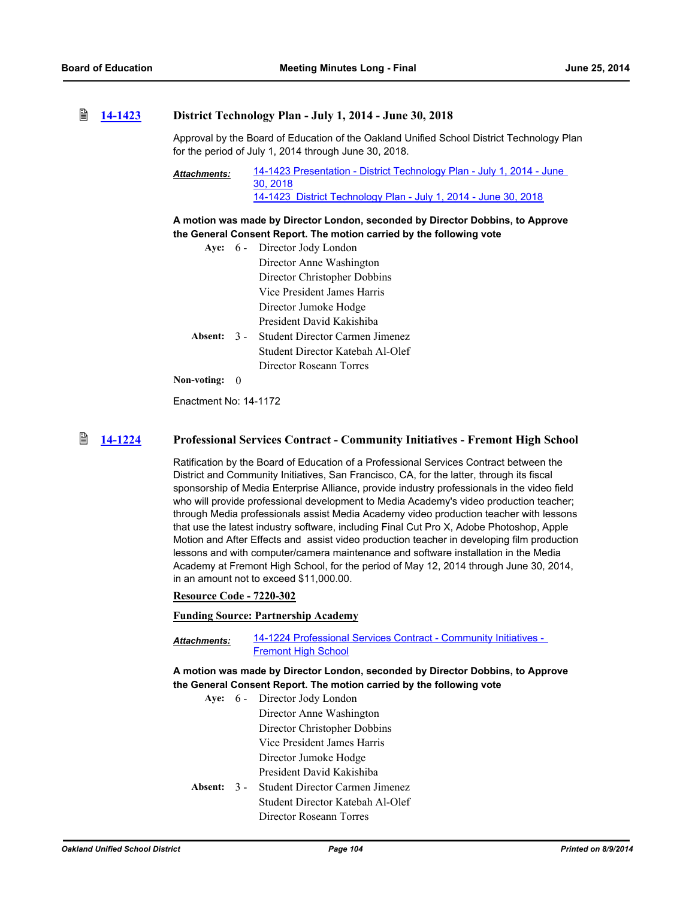### 14-1423 District Technology Plan - July 1, 2014 - June 30, 2018

Approval by the Board of Education of the Oakland Unified School District Technology Plan for the period of July 1, 2014 through June 30, 2018.

***Attachments:*** 14-1423 Presentation - District Technology Plan - July 1, 2014 - June 30, 2018
14-1423 District Technology Plan - July 1, 2014 - June 30, 2018

**A motion was made by Director London, seconded by Director Dobbins, to Approve the General Consent Report. The motion carried by the following vote**

**Aye:** 6 - Director Jody London
Director Anne Washington
Director Christopher Dobbins
Vice President James Harris
Director Jumoke Hodge
President David Kakishiba

**Absent:** 3 - Student Director Carmen Jimenez
Student Director Katebah Al-Olef
Director Roseann Torres

**Non-voting:** 0

Enactment No: 14-1172

### 14-1224 Professional Services Contract - Community Initiatives - Fremont High School

Ratification by the Board of Education of a Professional Services Contract between the District and Community Initiatives, San Francisco, CA, for the latter, through its fiscal sponsorship of Media Enterprise Alliance, provide industry professionals in the video field who will provide professional development to Media Academy's video production teacher; through Media professionals assist Media Academy video production teacher with lessons that use the latest industry software, including Final Cut Pro X, Adobe Photoshop, Apple Motion and After Effects and assist video production teacher in developing film production lessons and with computer/camera maintenance and software installation in the Media Academy at Fremont High School, for the period of May 12, 2014 through June 30, 2014, in an amount not to exceed $11,000.00.

**Resource Code - 7220-302**

**Funding Source: Partnership Academy**

***Attachments:*** 14-1224 Professional Services Contract - Community Initiatives - Fremont High School

**A motion was made by Director London, seconded by Director Dobbins, to Approve the General Consent Report. The motion carried by the following vote**

**Aye:** 6 - Director Jody London
Director Anne Washington
Director Christopher Dobbins
Vice President James Harris
Director Jumoke Hodge
President David Kakishiba

**Absent:** 3 - Student Director Carmen Jimenez
Student Director Katebah Al-Olef
Director Roseann Torres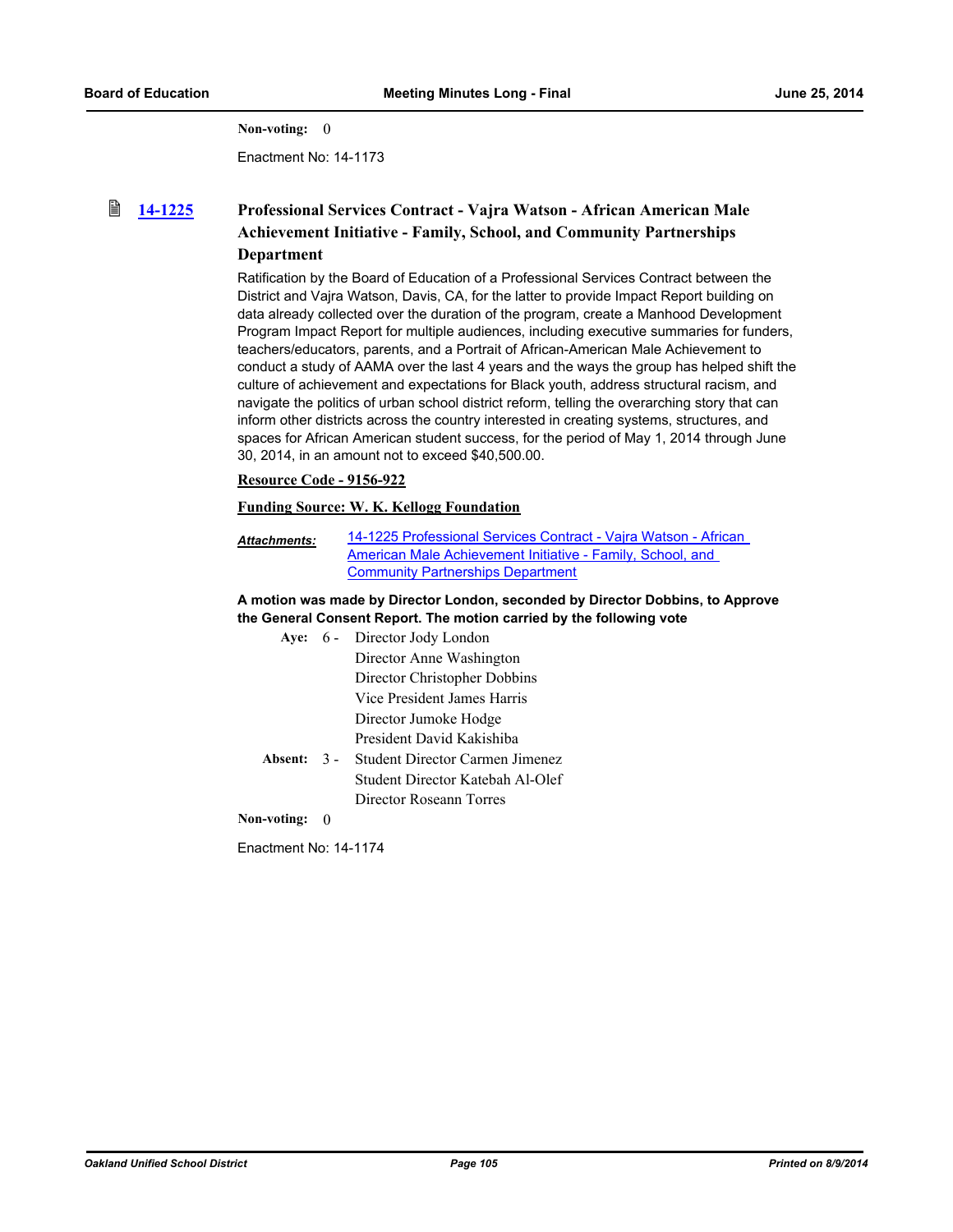**Non-voting:** 0

Enactment No: 14-1173

### 14-1225 Professional Services Contract - Vajra Watson - African American Male Achievement Initiative - Family, School, and Community Partnerships Department

Ratification by the Board of Education of a Professional Services Contract between the District and Vajra Watson, Davis, CA, for the latter to provide Impact Report building on data already collected over the duration of the program, create a Manhood Development Program Impact Report for multiple audiences, including executive summaries for funders, teachers/educators, parents, and a Portrait of African-American Male Achievement to conduct a study of AAMA over the last 4 years and the ways the group has helped shift the culture of achievement and expectations for Black youth, address structural racism, and navigate the politics of urban school district reform, telling the overarching story that can inform other districts across the country interested in creating systems, structures, and spaces for African American student success, for the period of May 1, 2014 through June 30, 2014, in an amount not to exceed $40,500.00.

**Resource Code - 9156-922**

**Funding Source: W. K. Kellogg Foundation**

***Attachments:*** 14-1225 Professional Services Contract - Vajra Watson - African American Male Achievement Initiative - Family, School, and Community Partnerships Department

**A motion was made by Director London, seconded by Director Dobbins, to Approve the General Consent Report. The motion carried by the following vote**

**Aye:** 6 - Director Jody London
Director Anne Washington
Director Christopher Dobbins
Vice President James Harris
Director Jumoke Hodge
President David Kakishiba

**Absent:** 3 - Student Director Carmen Jimenez
Student Director Katebah Al-Olef
Director Roseann Torres

**Non-voting:** 0

Enactment No: 14-1174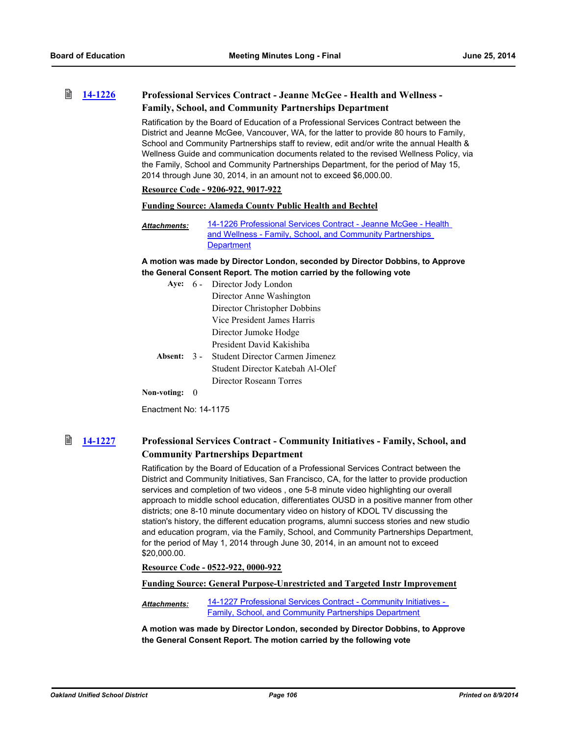### 14-1226 Professional Services Contract - Jeanne McGee - Health and Wellness - Family, School, and Community Partnerships Department

Ratification by the Board of Education of a Professional Services Contract between the District and Jeanne McGee, Vancouver, WA, for the latter to provide 80 hours to Family, School and Community Partnerships staff to review, edit and/or write the annual Health & Wellness Guide and communication documents related to the revised Wellness Policy, via the Family, School and Community Partnerships Department, for the period of May 15, 2014 through June 30, 2014, in an amount not to exceed $6,000.00.

**Resource Code - 9206-922, 9017-922**

**Funding Source: Alameda County Public Health and Bechtel**

***Attachments:*** 14-1226 Professional Services Contract - Jeanne McGee - Health and Wellness - Family, School, and Community Partnerships Department

**A motion was made by Director London, seconded by Director Dobbins, to Approve the General Consent Report. The motion carried by the following vote**

**Aye:** 6 - Director Jody London
Director Anne Washington
Director Christopher Dobbins
Vice President James Harris
Director Jumoke Hodge
President David Kakishiba

**Absent:** 3 - Student Director Carmen Jimenez
Student Director Katebah Al-Olef
Director Roseann Torres

**Non-voting:** 0

Enactment No: 14-1175

### 14-1227 Professional Services Contract - Community Initiatives - Family, School, and Community Partnerships Department

Ratification by the Board of Education of a Professional Services Contract between the District and Community Initiatives, San Francisco, CA, for the latter to provide production services and completion of two videos , one 5-8 minute video highlighting our overall approach to middle school education, differentiates OUSD in a positive manner from other districts; one 8-10 minute documentary video on history of KDOL TV discussing the station's history, the different education programs, alumni success stories and new studio and education program, via the Family, School, and Community Partnerships Department, for the period of May 1, 2014 through June 30, 2014, in an amount not to exceed $20,000.00.

**Resource Code - 0522-922, 0000-922**

**Funding Source: General Purpose-Unrestricted and Targeted Instr Improvement**

***Attachments:*** 14-1227 Professional Services Contract - Community Initiatives - Family, School, and Community Partnerships Department

**A motion was made by Director London, seconded by Director Dobbins, to Approve the General Consent Report. The motion carried by the following vote**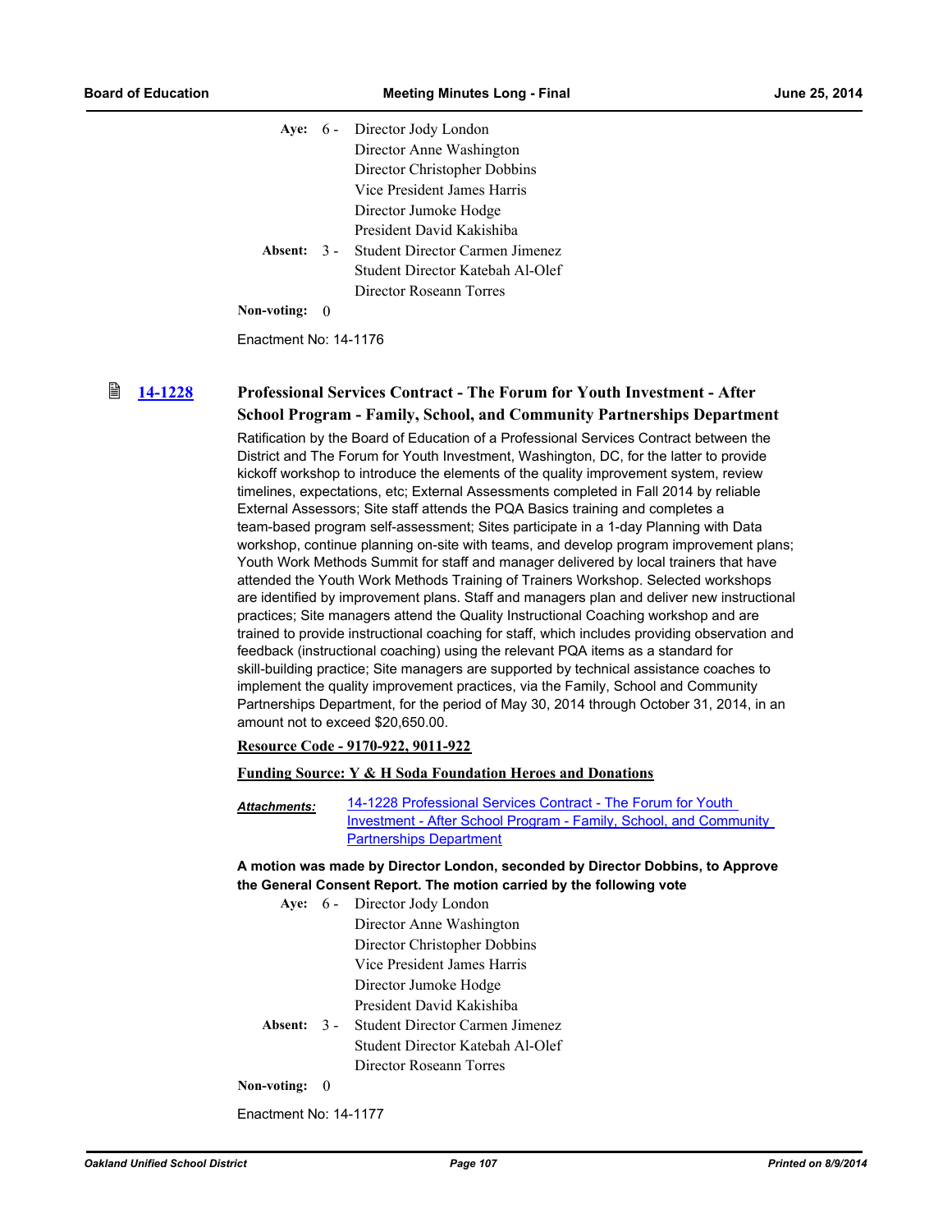| | | |
|---|---|---|
| **Aye:** | 6 - | Director Jody London |
| | | Director Anne Washington |
| | | Director Christopher Dobbins |
| | | Vice President James Harris |
| | | Director Jumoke Hodge |
| | | President David Kakishiba |
| **Absent:** | 3 - | Student Director Carmen Jimenez |
| | | Student Director Katebah Al-Olef |
| | | Director Roseann Torres |
| **Non-voting:** | 0 | |

Enactment No: 14-1176

## 14-1228 Professional Services Contract - The Forum for Youth Investment - After School Program - Family, School, and Community Partnerships Department

Ratification by the Board of Education of a Professional Services Contract between the District and The Forum for Youth Investment, Washington, DC, for the latter to provide kickoff workshop to introduce the elements of the quality improvement system, review timelines, expectations, etc; External Assessments completed in Fall 2014 by reliable External Assessors; Site staff attends the PQA Basics training and completes a team-based program self-assessment; Sites participate in a 1-day Planning with Data workshop, continue planning on-site with teams, and develop program improvement plans; Youth Work Methods Summit for staff and manager delivered by local trainers that have attended the Youth Work Methods Training of Trainers Workshop. Selected workshops are identified by improvement plans. Staff and managers plan and deliver new instructional practices; Site managers attend the Quality Instructional Coaching workshop and are trained to provide instructional coaching for staff, which includes providing observation and feedback (instructional coaching) using the relevant PQA items as a standard for skill-building practice; Site managers are supported by technical assistance coaches to implement the quality improvement practices, via the Family, School and Community Partnerships Department, for the period of May 30, 2014 through October 31, 2014, in an amount not to exceed $20,650.00.

**Resource Code - 9170-922, 9011-922**

**Funding Source: Y & H Soda Foundation Heroes and Donations**

***Attachments:*** 14-1228 Professional Services Contract - The Forum for Youth Investment - After School Program - Family, School, and Community Partnerships Department

**A motion was made by Director London, seconded by Director Dobbins, to Approve the General Consent Report. The motion carried by the following vote**

| | | |
|---|---|---|
| **Aye:** | 6 - | Director Jody London |
| | | Director Anne Washington |
| | | Director Christopher Dobbins |
| | | Vice President James Harris |
| | | Director Jumoke Hodge |
| | | President David Kakishiba |
| **Absent:** | 3 - | Student Director Carmen Jimenez |
| | | Student Director Katebah Al-Olef |
| | | Director Roseann Torres |
| **Non-voting:** | 0 | |

Enactment No: 14-1177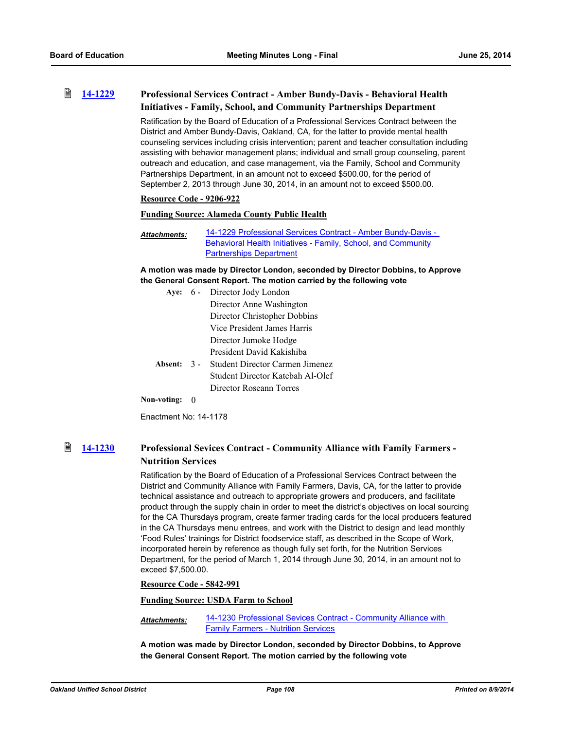### 14-1229 Professional Services Contract - Amber Bundy-Davis - Behavioral Health Initiatives - Family, School, and Community Partnerships Department

Ratification by the Board of Education of a Professional Services Contract between the District and Amber Bundy-Davis, Oakland, CA, for the latter to provide mental health counseling services including crisis intervention; parent and teacher consultation including assisting with behavior management plans; individual and small group counseling, parent outreach and education, and case management, via the Family, School and Community Partnerships Department, in an amount not to exceed $500.00, for the period of September 2, 2013 through June 30, 2014, in an amount not to exceed $500.00.

**Resource Code - 9206-922**

**Funding Source: Alameda County Public Health**

***Attachments:*** 14-1229 Professional Services Contract - Amber Bundy-Davis - Behavioral Health Initiatives - Family, School, and Community Partnerships Department

**A motion was made by Director London, seconded by Director Dobbins, to Approve the General Consent Report. The motion carried by the following vote**

**Aye:** 6 - Director Jody London
Director Anne Washington
Director Christopher Dobbins
Vice President James Harris
Director Jumoke Hodge
President David Kakishiba

**Absent:** 3 - Student Director Carmen Jimenez
Student Director Katebah Al-Olef
Director Roseann Torres

**Non-voting:** 0

Enactment No: 14-1178

### 14-1230 Professional Sevices Contract - Community Alliance with Family Farmers - Nutrition Services

Ratification by the Board of Education of a Professional Services Contract between the District and Community Alliance with Family Farmers, Davis, CA, for the latter to provide technical assistance and outreach to appropriate growers and producers, and facilitate product through the supply chain in order to meet the district's objectives on local sourcing for the CA Thursdays program, create farmer trading cards for the local producers featured in the CA Thursdays menu entrees, and work with the District to design and lead monthly 'Food Rules' trainings for District foodservice staff, as described in the Scope of Work, incorporated herein by reference as though fully set forth, for the Nutrition Services Department, for the period of March 1, 2014 through June 30, 2014, in an amount not to exceed $7,500.00.

**Resource Code - 5842-991**

**Funding Source: USDA Farm to School**

***Attachments:*** 14-1230 Professional Sevices Contract - Community Alliance with Family Farmers - Nutrition Services

**A motion was made by Director London, seconded by Director Dobbins, to Approve the General Consent Report. The motion carried by the following vote**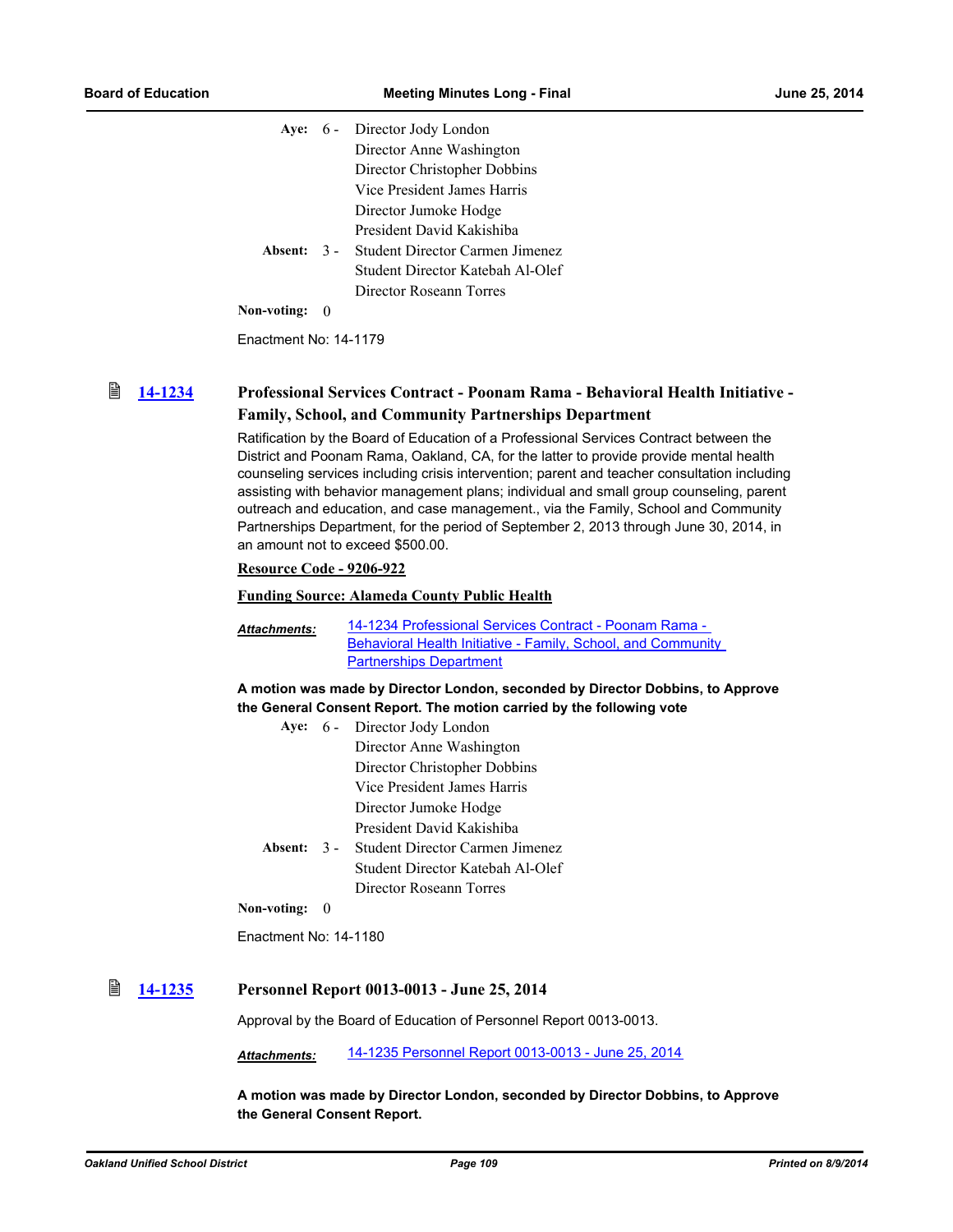Aye: 6 - Director Jody London
Director Anne Washington
Director Christopher Dobbins
Vice President James Harris
Director Jumoke Hodge
President David Kakishiba

Absent: 3 - Student Director Carmen Jimenez
Student Director Katebah Al-Olef
Director Roseann Torres

Non-voting: 0

Enactment No: 14-1179

## 14-1234 Professional Services Contract - Poonam Rama - Behavioral Health Initiative - Family, School, and Community Partnerships Department

Ratification by the Board of Education of a Professional Services Contract between the District and Poonam Rama, Oakland, CA, for the latter to provide provide mental health counseling services including crisis intervention; parent and teacher consultation including assisting with behavior management plans; individual and small group counseling, parent outreach and education, and case management., via the Family, School and Community Partnerships Department, for the period of September 2, 2013 through June 30, 2014, in an amount not to exceed $500.00.

**Resource Code - 9206-922**

**Funding Source: Alameda County Public Health**

***Attachments:*** 14-1234 Professional Services Contract - Poonam Rama - Behavioral Health Initiative - Family, School, and Community Partnerships Department

**A motion was made by Director London, seconded by Director Dobbins, to Approve the General Consent Report. The motion carried by the following vote**

Aye: 6 - Director Jody London
Director Anne Washington
Director Christopher Dobbins
Vice President James Harris
Director Jumoke Hodge
President David Kakishiba

Absent: 3 - Student Director Carmen Jimenez
Student Director Katebah Al-Olef
Director Roseann Torres

Non-voting: 0

Enactment No: 14-1180

## 14-1235 Personnel Report 0013-0013 - June 25, 2014

Approval by the Board of Education of Personnel Report 0013-0013.

***Attachments:*** 14-1235 Personnel Report 0013-0013 - June 25, 2014

**A motion was made by Director London, seconded by Director Dobbins, to Approve the General Consent Report.**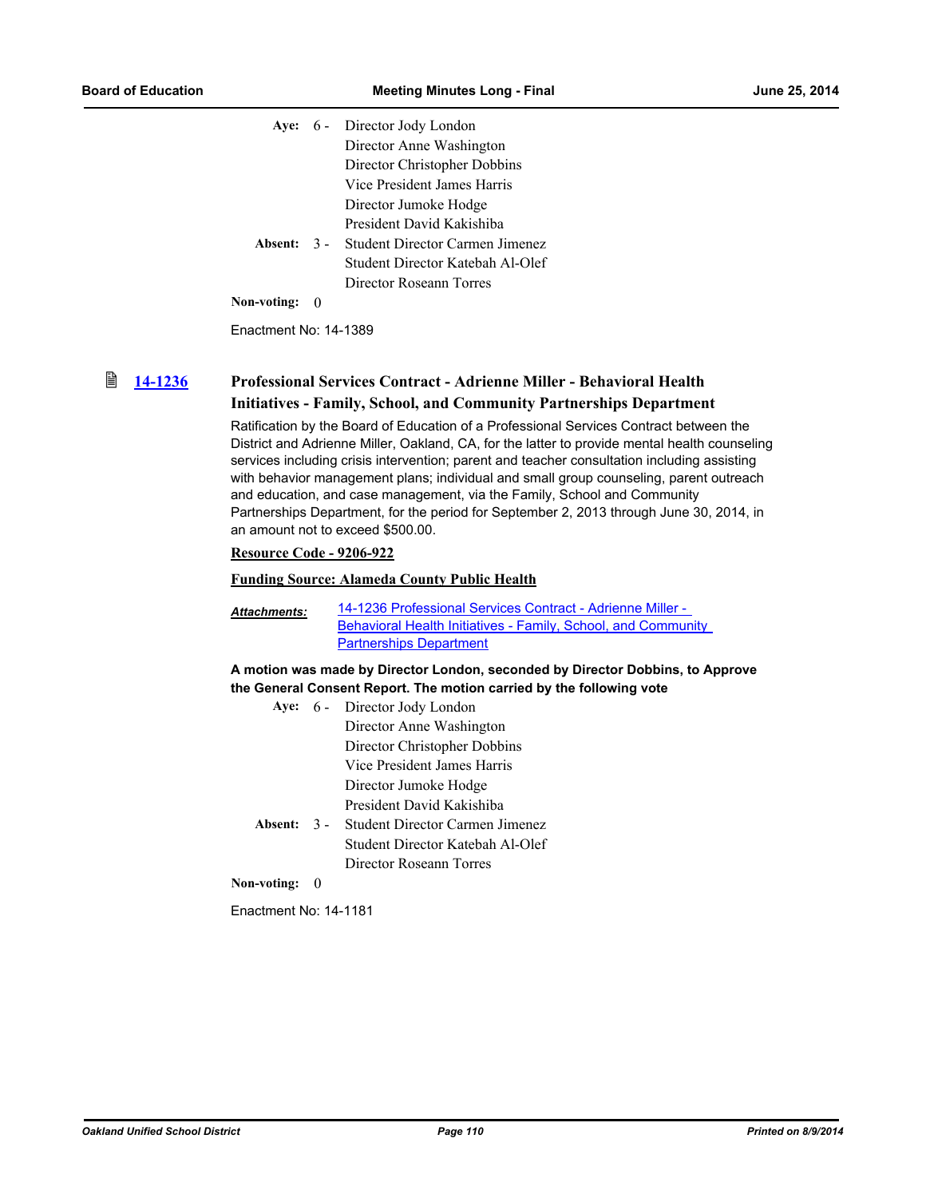| | | |
|---|---|---|
| **Aye:** | 6 - | Director Jody London |
| | | Director Anne Washington |
| | | Director Christopher Dobbins |
| | | Vice President James Harris |
| | | Director Jumoke Hodge |
| | | President David Kakishiba |
| **Absent:** | 3 - | Student Director Carmen Jimenez |
| | | Student Director Katebah Al-Olef |
| | | Director Roseann Torres |
| **Non-voting:** | 0 | |

Enactment No: 14-1389

### 14-1236 Professional Services Contract - Adrienne Miller - Behavioral Health Initiatives - Family, School, and Community Partnerships Department

Ratification by the Board of Education of a Professional Services Contract between the District and Adrienne Miller, Oakland, CA, for the latter to provide mental health counseling services including crisis intervention; parent and teacher consultation including assisting with behavior management plans; individual and small group counseling, parent outreach and education, and case management, via the Family, School and Community Partnerships Department, for the period for September 2, 2013 through June 30, 2014, in an amount not to exceed $500.00.

**Resource Code - 9206-922**

**Funding Source: Alameda County Public Health**

***Attachments:*** 14-1236 Professional Services Contract - Adrienne Miller - Behavioral Health Initiatives - Family, School, and Community Partnerships Department

**A motion was made by Director London, seconded by Director Dobbins, to Approve the General Consent Report. The motion carried by the following vote**

| | | |
|---|---|---|
| **Aye:** | 6 - | Director Jody London |
| | | Director Anne Washington |
| | | Director Christopher Dobbins |
| | | Vice President James Harris |
| | | Director Jumoke Hodge |
| | | President David Kakishiba |
| **Absent:** | 3 - | Student Director Carmen Jimenez |
| | | Student Director Katebah Al-Olef |
| | | Director Roseann Torres |
| **Non-voting:** | 0 | |

Enactment No: 14-1181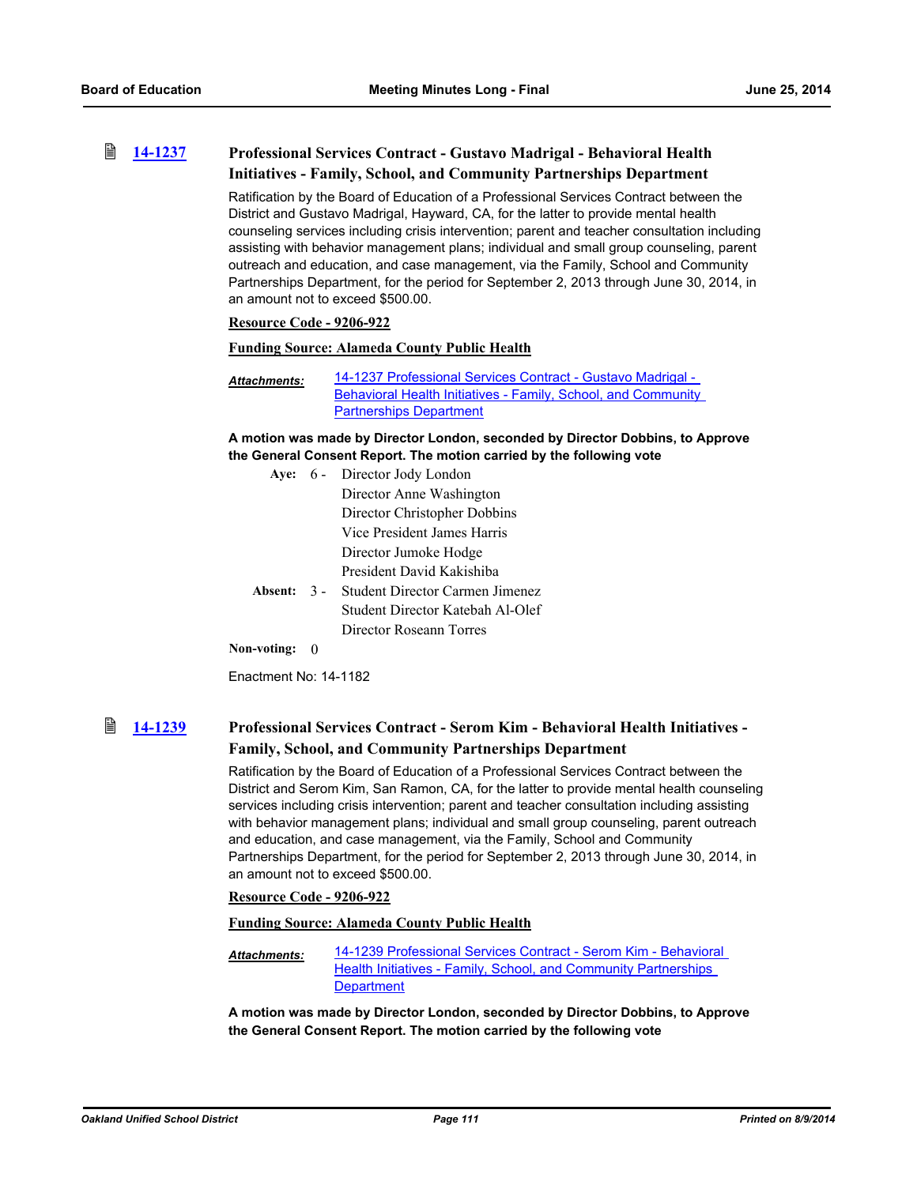## 14-1237 Professional Services Contract - Gustavo Madrigal - Behavioral Health Initiatives - Family, School, and Community Partnerships Department

Ratification by the Board of Education of a Professional Services Contract between the District and Gustavo Madrigal, Hayward, CA, for the latter to provide mental health counseling services including crisis intervention; parent and teacher consultation including assisting with behavior management plans; individual and small group counseling, parent outreach and education, and case management, via the Family, School and Community Partnerships Department, for the period for September 2, 2013 through June 30, 2014, in an amount not to exceed $500.00.

**Resource Code - 9206-922**

**Funding Source: Alameda County Public Health**

***Attachments:*** 14-1237 Professional Services Contract - Gustavo Madrigal - Behavioral Health Initiatives - Family, School, and Community Partnerships Department

**A motion was made by Director London, seconded by Director Dobbins, to Approve the General Consent Report. The motion carried by the following vote**

**Aye:** 6 - Director Jody London
Director Anne Washington
Director Christopher Dobbins
Vice President James Harris
Director Jumoke Hodge
President David Kakishiba

**Absent:** 3 - Student Director Carmen Jimenez
Student Director Katebah Al-Olef
Director Roseann Torres

**Non-voting:** 0

Enactment No: 14-1182

## 14-1239 Professional Services Contract - Serom Kim - Behavioral Health Initiatives - Family, School, and Community Partnerships Department

Ratification by the Board of Education of a Professional Services Contract between the District and Serom Kim, San Ramon, CA, for the latter to provide mental health counseling services including crisis intervention; parent and teacher consultation including assisting with behavior management plans; individual and small group counseling, parent outreach and education, and case management, via the Family, School and Community Partnerships Department, for the period for September 2, 2013 through June 30, 2014, in an amount not to exceed $500.00.

**Resource Code - 9206-922**

**Funding Source: Alameda County Public Health**

***Attachments:*** 14-1239 Professional Services Contract - Serom Kim - Behavioral Health Initiatives - Family, School, and Community Partnerships Department

**A motion was made by Director London, seconded by Director Dobbins, to Approve the General Consent Report. The motion carried by the following vote**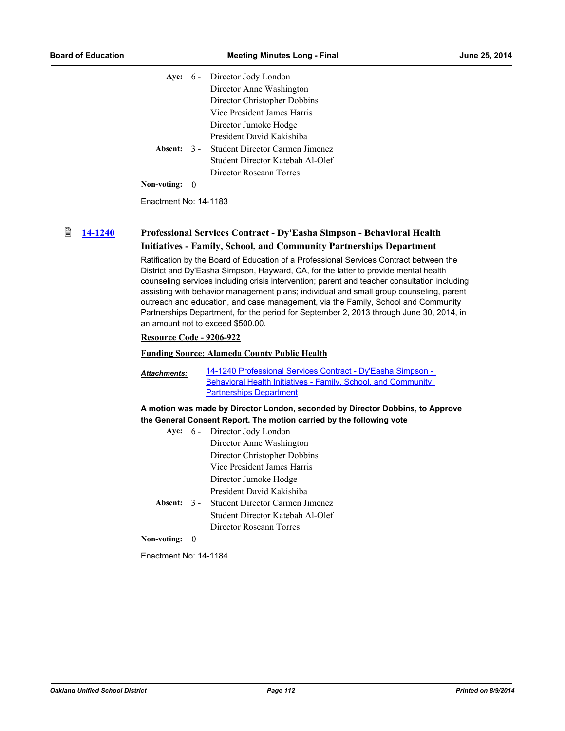| | | |
|---|---|---|
| **Aye:** | 6 - | Director Jody London |
| | | Director Anne Washington |
| | | Director Christopher Dobbins |
| | | Vice President James Harris |
| | | Director Jumoke Hodge |
| | | President David Kakishiba |
| **Absent:** | 3 - | Student Director Carmen Jimenez |
| | | Student Director Katebah Al-Olef |
| | | Director Roseann Torres |
| **Non-voting:** | 0 | |

Enactment No: 14-1183

### 14-1240 Professional Services Contract - Dy'Easha Simpson - Behavioral Health Initiatives - Family, School, and Community Partnerships Department

Ratification by the Board of Education of a Professional Services Contract between the District and Dy'Easha Simpson, Hayward, CA, for the latter to provide mental health counseling services including crisis intervention; parent and teacher consultation including assisting with behavior management plans; individual and small group counseling, parent outreach and education, and case management, via the Family, School and Community Partnerships Department, for the period for September 2, 2013 through June 30, 2014, in an amount not to exceed $500.00.

**Resource Code - 9206-922**

**Funding Source: Alameda County Public Health**

***Attachments:*** 14-1240 Professional Services Contract - Dy'Easha Simpson - Behavioral Health Initiatives - Family, School, and Community Partnerships Department

**A motion was made by Director London, seconded by Director Dobbins, to Approve the General Consent Report. The motion carried by the following vote**

| | | |
|---|---|---|
| **Aye:** | 6 - | Director Jody London |
| | | Director Anne Washington |
| | | Director Christopher Dobbins |
| | | Vice President James Harris |
| | | Director Jumoke Hodge |
| | | President David Kakishiba |
| **Absent:** | 3 - | Student Director Carmen Jimenez |
| | | Student Director Katebah Al-Olef |
| | | Director Roseann Torres |
| **Non-voting:** | 0 | |

Enactment No: 14-1184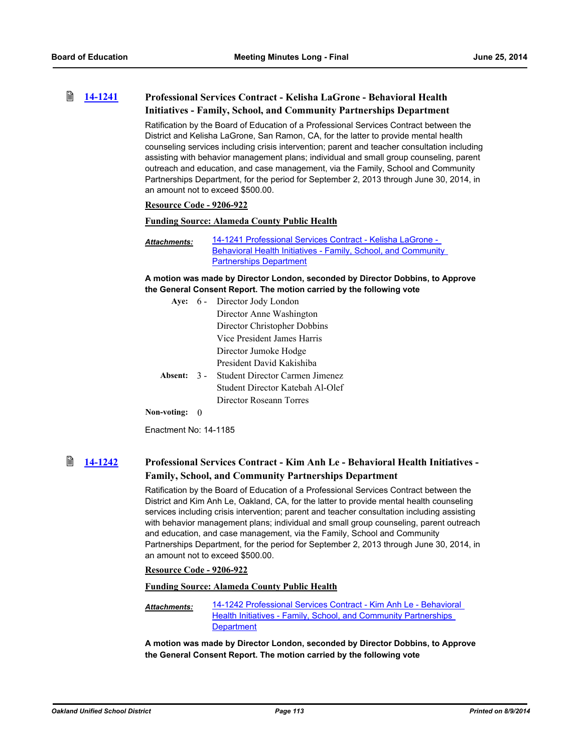### 14-1241 Professional Services Contract - Kelisha LaGrone - Behavioral Health Initiatives - Family, School, and Community Partnerships Department

Ratification by the Board of Education of a Professional Services Contract between the District and Kelisha LaGrone, San Ramon, CA, for the latter to provide mental health counseling services including crisis intervention; parent and teacher consultation including assisting with behavior management plans; individual and small group counseling, parent outreach and education, and case management, via the Family, School and Community Partnerships Department, for the period for September 2, 2013 through June 30, 2014, in an amount not to exceed $500.00.

**Resource Code - 9206-922**

**Funding Source: Alameda County Public Health**

***Attachments:*** 14-1241 Professional Services Contract - Kelisha LaGrone - Behavioral Health Initiatives - Family, School, and Community Partnerships Department

**A motion was made by Director London, seconded by Director Dobbins, to Approve the General Consent Report. The motion carried by the following vote**

**Aye:** 6 - Director Jody London
Director Anne Washington
Director Christopher Dobbins
Vice President James Harris
Director Jumoke Hodge
President David Kakishiba

**Absent:** 3 - Student Director Carmen Jimenez
Student Director Katebah Al-Olef
Director Roseann Torres

**Non-voting:** 0

Enactment No: 14-1185

### 14-1242 Professional Services Contract - Kim Anh Le - Behavioral Health Initiatives - Family, School, and Community Partnerships Department

Ratification by the Board of Education of a Professional Services Contract between the District and Kim Anh Le, Oakland, CA, for the latter to provide mental health counseling services including crisis intervention; parent and teacher consultation including assisting with behavior management plans; individual and small group counseling, parent outreach and education, and case management, via the Family, School and Community Partnerships Department, for the period for September 2, 2013 through June 30, 2014, in an amount not to exceed $500.00.

**Resource Code - 9206-922**

**Funding Source: Alameda County Public Health**

***Attachments:*** 14-1242 Professional Services Contract - Kim Anh Le - Behavioral Health Initiatives - Family, School, and Community Partnerships Department

**A motion was made by Director London, seconded by Director Dobbins, to Approve the General Consent Report. The motion carried by the following vote**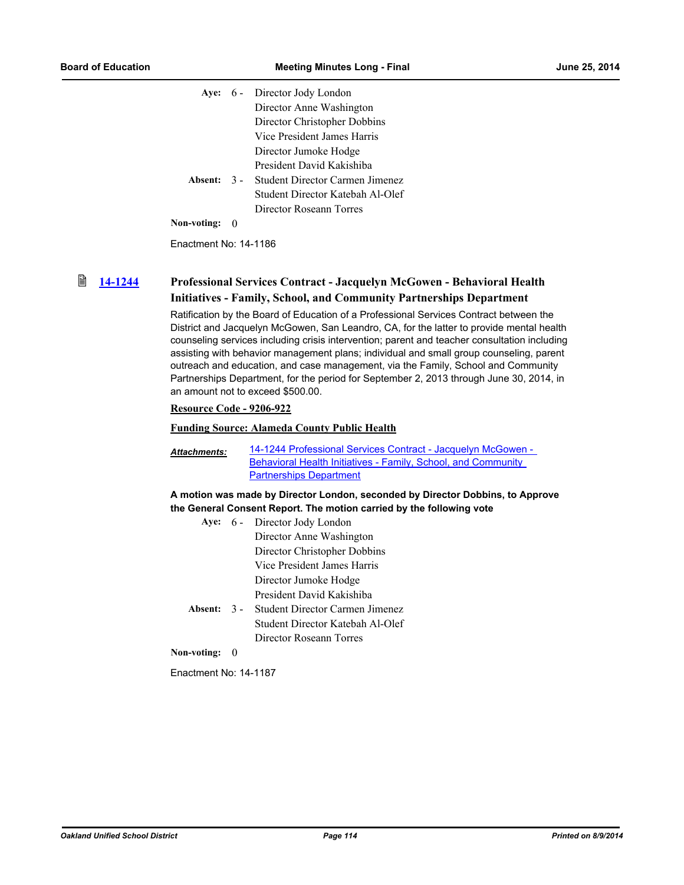Aye: 6 - Director Jody London
Director Anne Washington
Director Christopher Dobbins
Vice President James Harris
Director Jumoke Hodge
President David Kakishiba

Absent: 3 - Student Director Carmen Jimenez
Student Director Katebah Al-Olef
Director Roseann Torres

Non-voting: 0

Enactment No: 14-1186

### 14-1244 Professional Services Contract - Jacquelyn McGowen - Behavioral Health Initiatives - Family, School, and Community Partnerships Department

Ratification by the Board of Education of a Professional Services Contract between the District and Jacquelyn McGowen, San Leandro, CA, for the latter to provide mental health counseling services including crisis intervention; parent and teacher consultation including assisting with behavior management plans; individual and small group counseling, parent outreach and education, and case management, via the Family, School and Community Partnerships Department, for the period for September 2, 2013 through June 30, 2014, in an amount not to exceed $500.00.

**Resource Code - 9206-922**

**Funding Source: Alameda County Public Health**

***Attachments:*** 14-1244 Professional Services Contract - Jacquelyn McGowen - Behavioral Health Initiatives - Family, School, and Community Partnerships Department

**A motion was made by Director London, seconded by Director Dobbins, to Approve the General Consent Report. The motion carried by the following vote**

Aye: 6 - Director Jody London
Director Anne Washington
Director Christopher Dobbins
Vice President James Harris
Director Jumoke Hodge
President David Kakishiba

Absent: 3 - Student Director Carmen Jimenez
Student Director Katebah Al-Olef
Director Roseann Torres

Non-voting: 0

Enactment No: 14-1187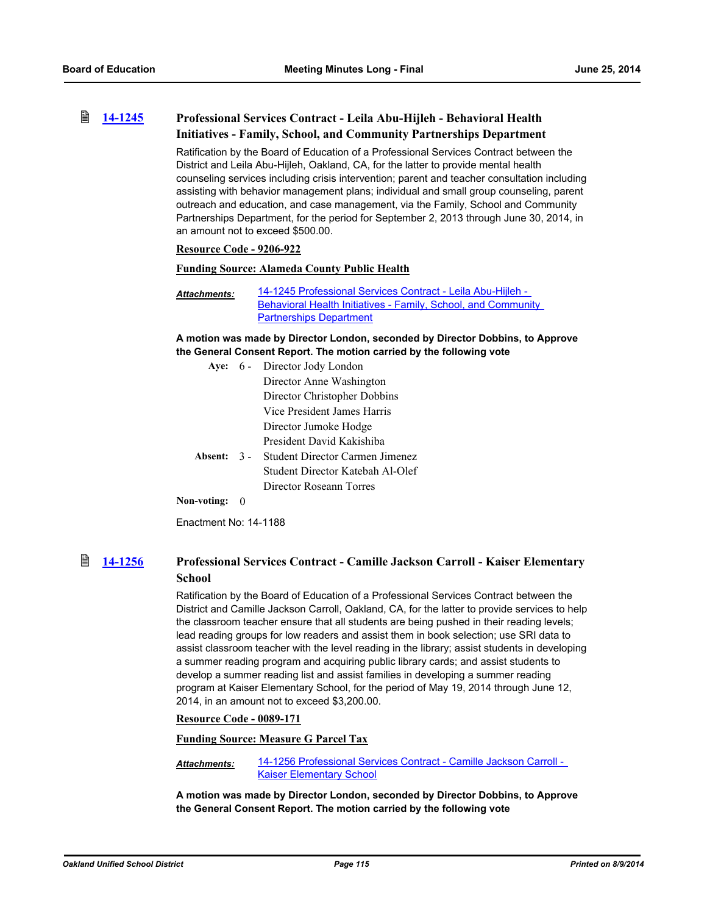### 14-1245 Professional Services Contract - Leila Abu-Hijleh - Behavioral Health Initiatives - Family, School, and Community Partnerships Department

Ratification by the Board of Education of a Professional Services Contract between the District and Leila Abu-Hijleh, Oakland, CA, for the latter to provide mental health counseling services including crisis intervention; parent and teacher consultation including assisting with behavior management plans; individual and small group counseling, parent outreach and education, and case management, via the Family, School and Community Partnerships Department, for the period for September 2, 2013 through June 30, 2014, in an amount not to exceed $500.00.

**Resource Code - 9206-922**

**Funding Source: Alameda County Public Health**

***Attachments:*** 14-1245 Professional Services Contract - Leila Abu-Hijleh - Behavioral Health Initiatives - Family, School, and Community Partnerships Department

**A motion was made by Director London, seconded by Director Dobbins, to Approve the General Consent Report. The motion carried by the following vote**

**Aye:** 6 - Director Jody London
Director Anne Washington
Director Christopher Dobbins
Vice President James Harris
Director Jumoke Hodge
President David Kakishiba

**Absent:** 3 - Student Director Carmen Jimenez
Student Director Katebah Al-Olef
Director Roseann Torres

**Non-voting:** 0

Enactment No: 14-1188

### 14-1256 Professional Services Contract - Camille Jackson Carroll - Kaiser Elementary School

Ratification by the Board of Education of a Professional Services Contract between the District and Camille Jackson Carroll, Oakland, CA, for the latter to provide services to help the classroom teacher ensure that all students are being pushed in their reading levels; lead reading groups for low readers and assist them in book selection; use SRI data to assist classroom teacher with the level reading in the library; assist students in developing a summer reading program and acquiring public library cards; and assist students to develop a summer reading list and assist families in developing a summer reading program at Kaiser Elementary School, for the period of May 19, 2014 through June 12, 2014, in an amount not to exceed $3,200.00.

**Resource Code - 0089-171**

**Funding Source: Measure G Parcel Tax**

***Attachments:*** 14-1256 Professional Services Contract - Camille Jackson Carroll - Kaiser Elementary School

**A motion was made by Director London, seconded by Director Dobbins, to Approve the General Consent Report. The motion carried by the following vote**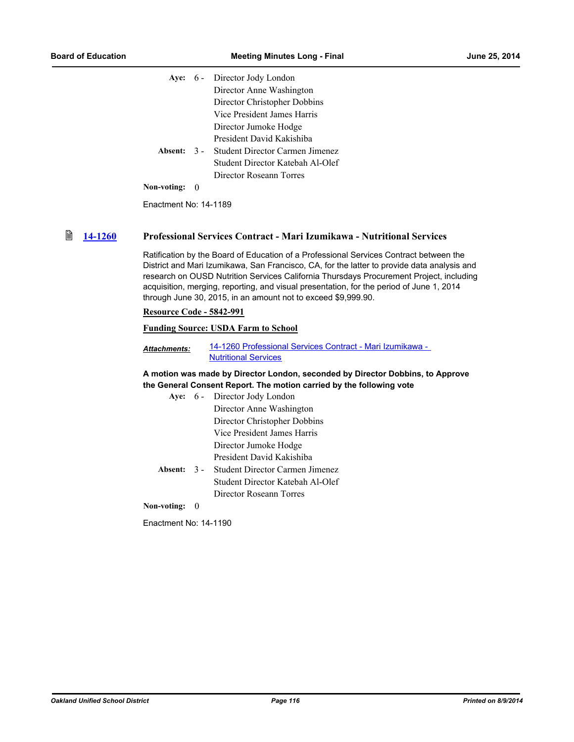| | | |
|---|---|---|
| **Aye:** | 6 - | Director Jody London |
| | | Director Anne Washington |
| | | Director Christopher Dobbins |
| | | Vice President James Harris |
| | | Director Jumoke Hodge |
| | | President David Kakishiba |
| **Absent:** | 3 - | Student Director Carmen Jimenez |
| | | Student Director Katebah Al-Olef |
| | | Director Roseann Torres |
| **Non-voting:** | 0 | |

Enactment No: 14-1189

### [14-1260] Professional Services Contract - Mari Izumikawa - Nutritional Services

Ratification by the Board of Education of a Professional Services Contract between the District and Mari Izumikawa, San Francisco, CA, for the latter to provide data analysis and research on OUSD Nutrition Services California Thursdays Procurement Project, including acquisition, merging, reporting, and visual presentation, for the period of June 1, 2014 through June 30, 2015, in an amount not to exceed $9,999.90.

**Resource Code - 5842-991**

**Funding Source: USDA Farm to School**

***Attachments:*** 14-1260 Professional Services Contract - Mari Izumikawa - Nutritional Services

**A motion was made by Director London, seconded by Director Dobbins, to Approve the General Consent Report. The motion carried by the following vote**

| | | |
|---|---|---|
| **Aye:** | 6 - | Director Jody London |
| | | Director Anne Washington |
| | | Director Christopher Dobbins |
| | | Vice President James Harris |
| | | Director Jumoke Hodge |
| | | President David Kakishiba |
| **Absent:** | 3 - | Student Director Carmen Jimenez |
| | | Student Director Katebah Al-Olef |
| | | Director Roseann Torres |
| **Non-voting:** | 0 | |

Enactment No: 14-1190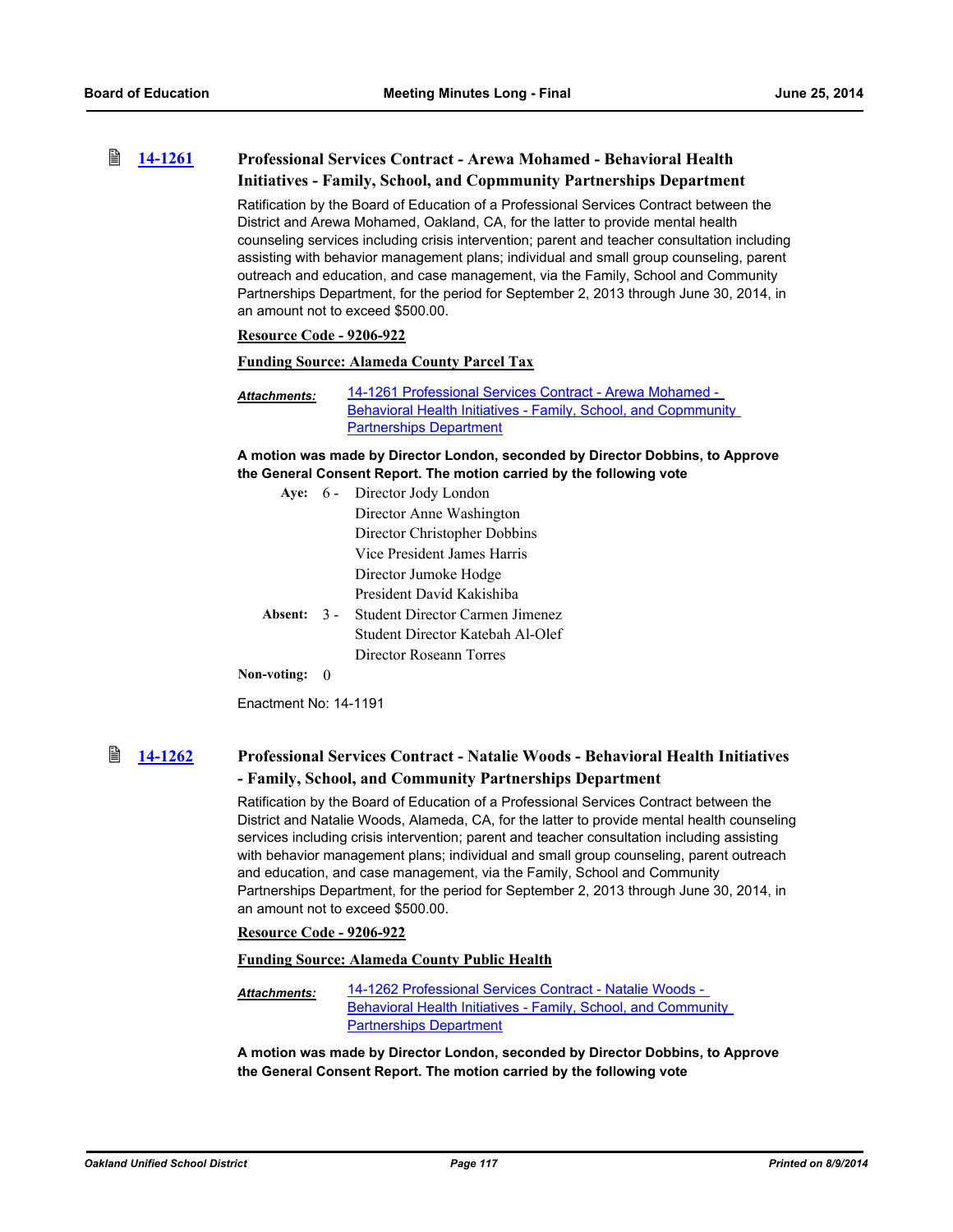### 14-1261 Professional Services Contract - Arewa Mohamed - Behavioral Health Initiatives - Family, School, and Copmmunity Partnerships Department

Ratification by the Board of Education of a Professional Services Contract between the District and Arewa Mohamed, Oakland, CA, for the latter to provide mental health counseling services including crisis intervention; parent and teacher consultation including assisting with behavior management plans; individual and small group counseling, parent outreach and education, and case management, via the Family, School and Community Partnerships Department, for the period for September 2, 2013 through June 30, 2014, in an amount not to exceed $500.00.

**Resource Code - 9206-922**

**Funding Source: Alameda County Parcel Tax**

*Attachments:* 14-1261 Professional Services Contract - Arewa Mohamed - Behavioral Health Initiatives - Family, School, and Copmmunity Partnerships Department

**A motion was made by Director London, seconded by Director Dobbins, to Approve the General Consent Report. The motion carried by the following vote**

**Aye:** 6 - Director Jody London
Director Anne Washington
Director Christopher Dobbins
Vice President James Harris
Director Jumoke Hodge
President David Kakishiba

**Absent:** 3 - Student Director Carmen Jimenez
Student Director Katebah Al-Olef
Director Roseann Torres

**Non-voting:** 0

Enactment No: 14-1191

### 14-1262 Professional Services Contract - Natalie Woods - Behavioral Health Initiatives - Family, School, and Community Partnerships Department

Ratification by the Board of Education of a Professional Services Contract between the District and Natalie Woods, Alameda, CA, for the latter to provide mental health counseling services including crisis intervention; parent and teacher consultation including assisting with behavior management plans; individual and small group counseling, parent outreach and education, and case management, via the Family, School and Community Partnerships Department, for the period for September 2, 2013 through June 30, 2014, in an amount not to exceed $500.00.

**Resource Code - 9206-922**

**Funding Source: Alameda County Public Health**

*Attachments:* 14-1262 Professional Services Contract - Natalie Woods - Behavioral Health Initiatives - Family, School, and Community Partnerships Department

**A motion was made by Director London, seconded by Director Dobbins, to Approve the General Consent Report. The motion carried by the following vote**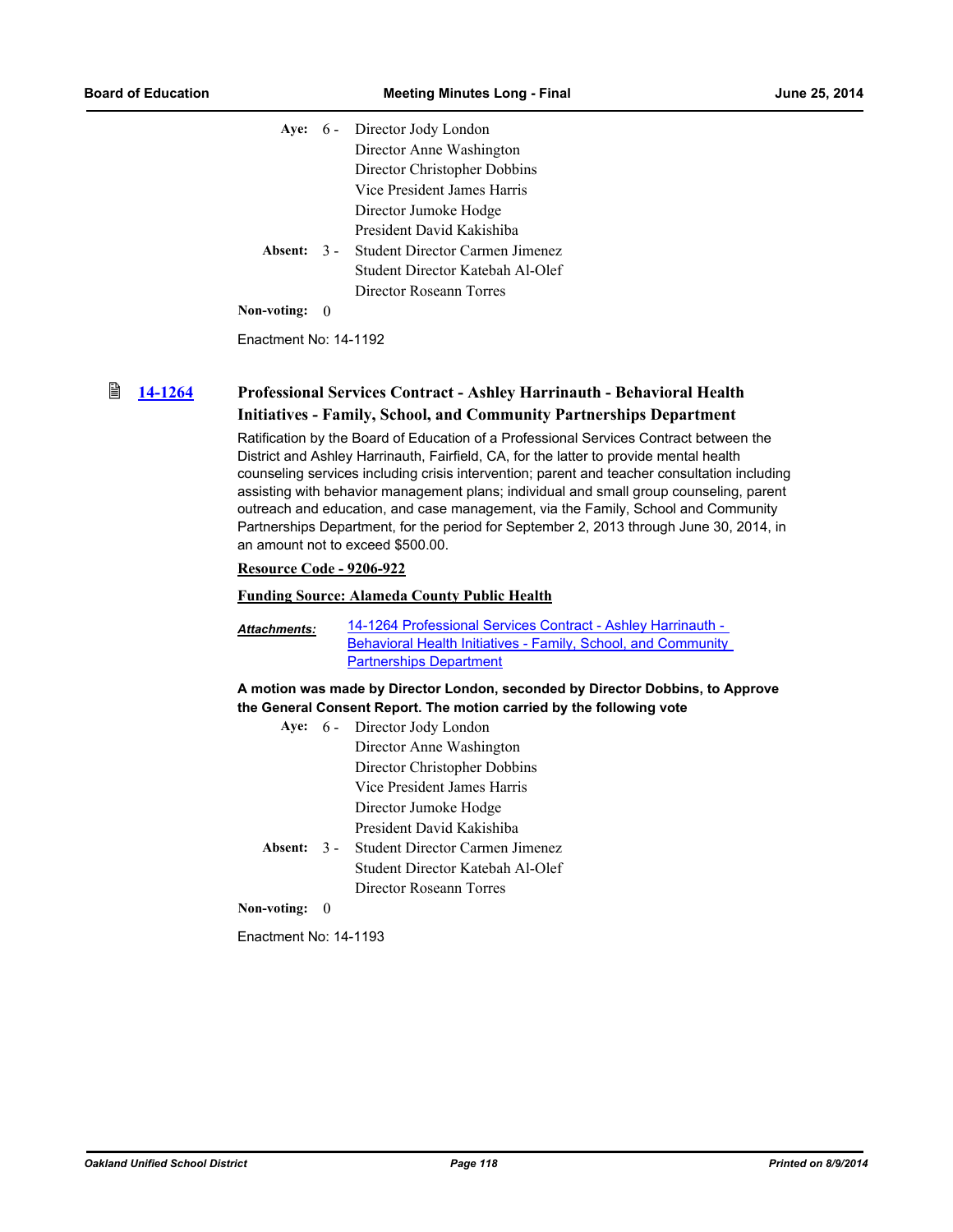| | | |
|---|---|---|
| **Aye:** | 6 - | Director Jody London |
| | | Director Anne Washington |
| | | Director Christopher Dobbins |
| | | Vice President James Harris |
| | | Director Jumoke Hodge |
| | | President David Kakishiba |
| **Absent:** | 3 - | Student Director Carmen Jimenez |
| | | Student Director Katebah Al-Olef |
| | | Director Roseann Torres |
| **Non-voting:** | 0 | |

Enactment No: 14-1192

## 14-1264 Professional Services Contract - Ashley Harrinauth - Behavioral Health Initiatives - Family, School, and Community Partnerships Department

Ratification by the Board of Education of a Professional Services Contract between the District and Ashley Harrinauth, Fairfield, CA, for the latter to provide mental health counseling services including crisis intervention; parent and teacher consultation including assisting with behavior management plans; individual and small group counseling, parent outreach and education, and case management, via the Family, School and Community Partnerships Department, for the period for September 2, 2013 through June 30, 2014, in an amount not to exceed $500.00.

**Resource Code - 9206-922**

**Funding Source: Alameda County Public Health**

***Attachments:*** 14-1264 Professional Services Contract - Ashley Harrinauth - Behavioral Health Initiatives - Family, School, and Community Partnerships Department

**A motion was made by Director London, seconded by Director Dobbins, to Approve the General Consent Report. The motion carried by the following vote**

| | | |
|---|---|---|
| **Aye:** | 6 - | Director Jody London |
| | | Director Anne Washington |
| | | Director Christopher Dobbins |
| | | Vice President James Harris |
| | | Director Jumoke Hodge |
| | | President David Kakishiba |
| **Absent:** | 3 - | Student Director Carmen Jimenez |
| | | Student Director Katebah Al-Olef |
| | | Director Roseann Torres |
| **Non-voting:** | 0 | |

Enactment No: 14-1193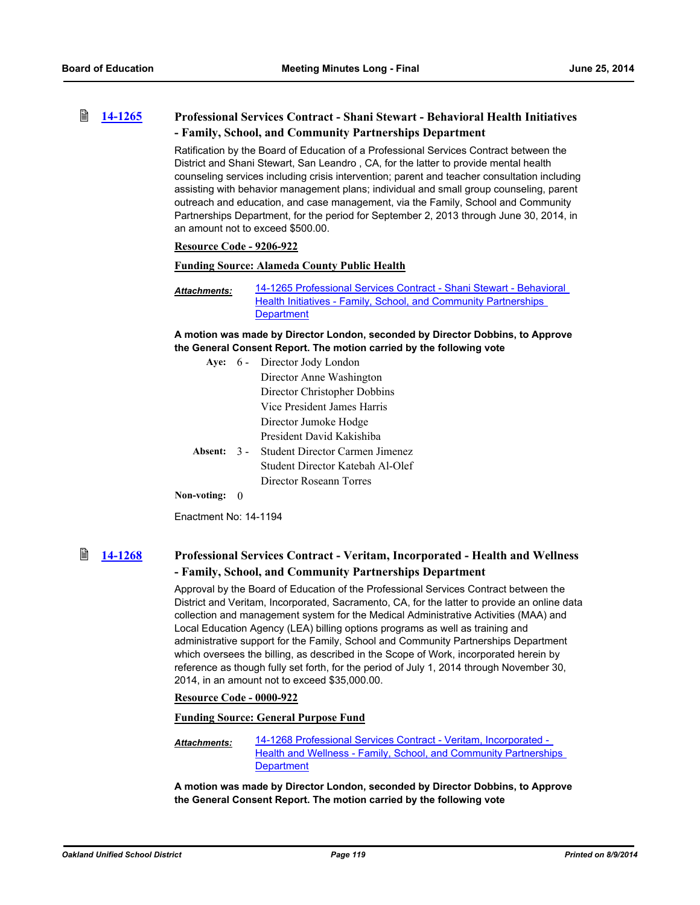### 14-1265 Professional Services Contract - Shani Stewart - Behavioral Health Initiatives - Family, School, and Community Partnerships Department

Ratification by the Board of Education of a Professional Services Contract between the District and Shani Stewart, San Leandro , CA, for the latter to provide mental health counseling services including crisis intervention; parent and teacher consultation including assisting with behavior management plans; individual and small group counseling, parent outreach and education, and case management, via the Family, School and Community Partnerships Department, for the period for September 2, 2013 through June 30, 2014, in an amount not to exceed $500.00.

**Resource Code - 9206-922**

**Funding Source: Alameda County Public Health**

***Attachments:*** 14-1265 Professional Services Contract - Shani Stewart - Behavioral Health Initiatives - Family, School, and Community Partnerships Department

**A motion was made by Director London, seconded by Director Dobbins, to Approve the General Consent Report. The motion carried by the following vote**

**Aye:** 6 - Director Jody London
Director Anne Washington
Director Christopher Dobbins
Vice President James Harris
Director Jumoke Hodge
President David Kakishiba

**Absent:** 3 - Student Director Carmen Jimenez
Student Director Katebah Al-Olef
Director Roseann Torres

**Non-voting:** 0

Enactment No: 14-1194

### 14-1268 Professional Services Contract - Veritam, Incorporated - Health and Wellness - Family, School, and Community Partnerships Department

Approval by the Board of Education of the Professional Services Contract between the District and Veritam, Incorporated, Sacramento, CA, for the latter to provide an online data collection and management system for the Medical Administrative Activities (MAA) and Local Education Agency (LEA) billing options programs as well as training and administrative support for the Family, School and Community Partnerships Department which oversees the billing, as described in the Scope of Work, incorporated herein by reference as though fully set forth, for the period of July 1, 2014 through November 30, 2014, in an amount not to exceed $35,000.00.

**Resource Code - 0000-922**

**Funding Source: General Purpose Fund**

***Attachments:*** 14-1268 Professional Services Contract - Veritam, Incorporated - Health and Wellness - Family, School, and Community Partnerships Department

**A motion was made by Director London, seconded by Director Dobbins, to Approve the General Consent Report. The motion carried by the following vote**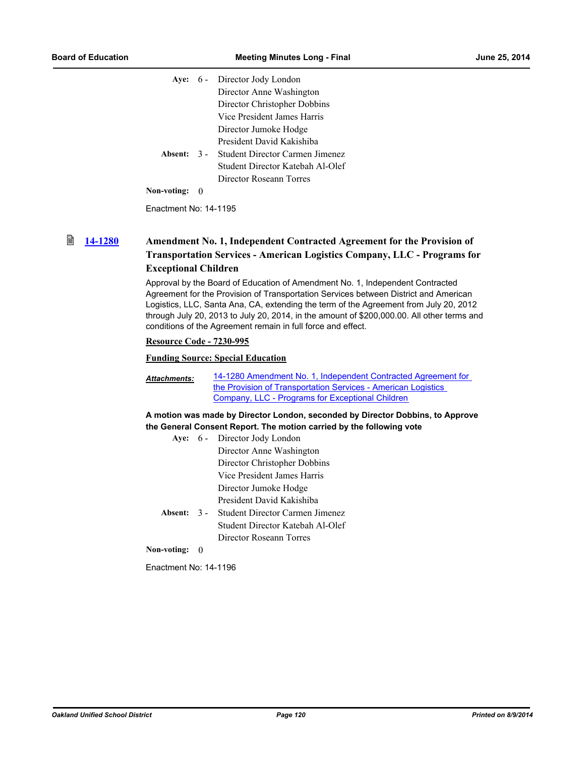**Aye:** 6 - Director Jody London
Director Anne Washington
Director Christopher Dobbins
Vice President James Harris
Director Jumoke Hodge
President David Kakishiba

**Absent:** 3 - Student Director Carmen Jimenez
Student Director Katebah Al-Olef
Director Roseann Torres

**Non-voting:** 0

Enactment No: 14-1195

### 14-1280 Amendment No. 1, Independent Contracted Agreement for the Provision of Transportation Services - American Logistics Company, LLC - Programs for Exceptional Children

Approval by the Board of Education of Amendment No. 1, Independent Contracted Agreement for the Provision of Transportation Services between District and American Logistics, LLC, Santa Ana, CA, extending the term of the Agreement from July 20, 2012 through July 20, 2013 to July 20, 2014, in the amount of $200,000.00. All other terms and conditions of the Agreement remain in full force and effect.

**Resource Code - 7230-995**

**Funding Source: Special Education**

***Attachments:*** 14-1280 Amendment No. 1, Independent Contracted Agreement for the Provision of Transportation Services - American Logistics Company, LLC - Programs for Exceptional Children

**A motion was made by Director London, seconded by Director Dobbins, to Approve the General Consent Report. The motion carried by the following vote**

**Aye:** 6 - Director Jody London
Director Anne Washington
Director Christopher Dobbins
Vice President James Harris
Director Jumoke Hodge
President David Kakishiba

**Absent:** 3 - Student Director Carmen Jimenez
Student Director Katebah Al-Olef
Director Roseann Torres

**Non-voting:** 0

Enactment No: 14-1196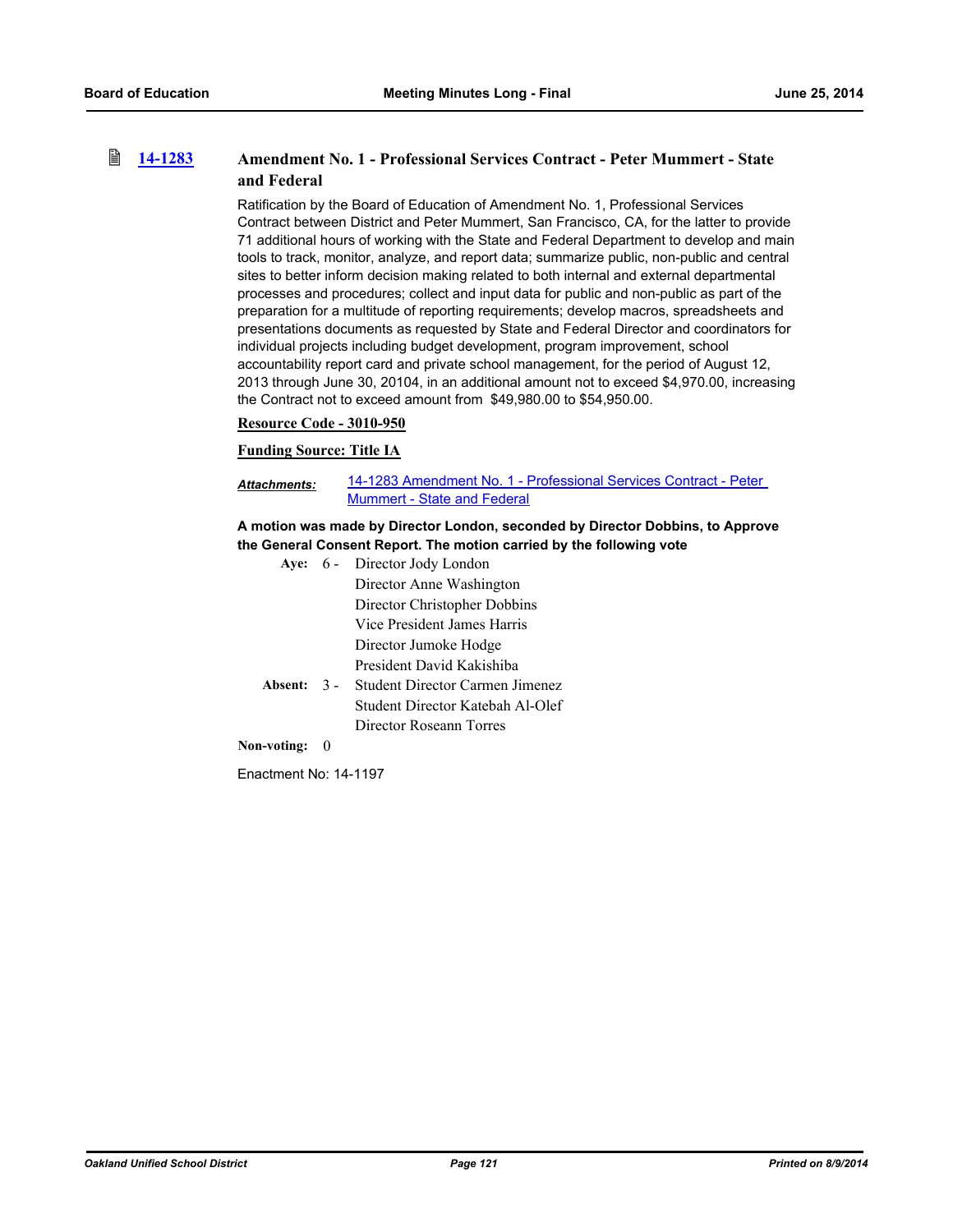## 14-1283 Amendment No. 1 - Professional Services Contract - Peter Mummert - State and Federal

Ratification by the Board of Education of Amendment No. 1, Professional Services Contract between District and Peter Mummert, San Francisco, CA, for the latter to provide 71 additional hours of working with the State and Federal Department to develop and main tools to track, monitor, analyze, and report data; summarize public, non-public and central sites to better inform decision making related to both internal and external departmental processes and procedures; collect and input data for public and non-public as part of the preparation for a multitude of reporting requirements; develop macros, spreadsheets and presentations documents as requested by State and Federal Director and coordinators for individual projects including budget development, program improvement, school accountability report card and private school management, for the period of August 12, 2013 through June 30, 20104, in an additional amount not to exceed $4,970.00, increasing the Contract not to exceed amount from $49,980.00 to $54,950.00.

**Resource Code - 3010-950**

**Funding Source: Title IA**

***Attachments:*** 14-1283 Amendment No. 1 - Professional Services Contract - Peter Mummert - State and Federal

**A motion was made by Director London, seconded by Director Dobbins, to Approve the General Consent Report. The motion carried by the following vote**

**Aye:** 6 - Director Jody London
Director Anne Washington
Director Christopher Dobbins
Vice President James Harris
Director Jumoke Hodge
President David Kakishiba

**Absent:** 3 - Student Director Carmen Jimenez
Student Director Katebah Al-Olef
Director Roseann Torres

**Non-voting:** 0

Enactment No: 14-1197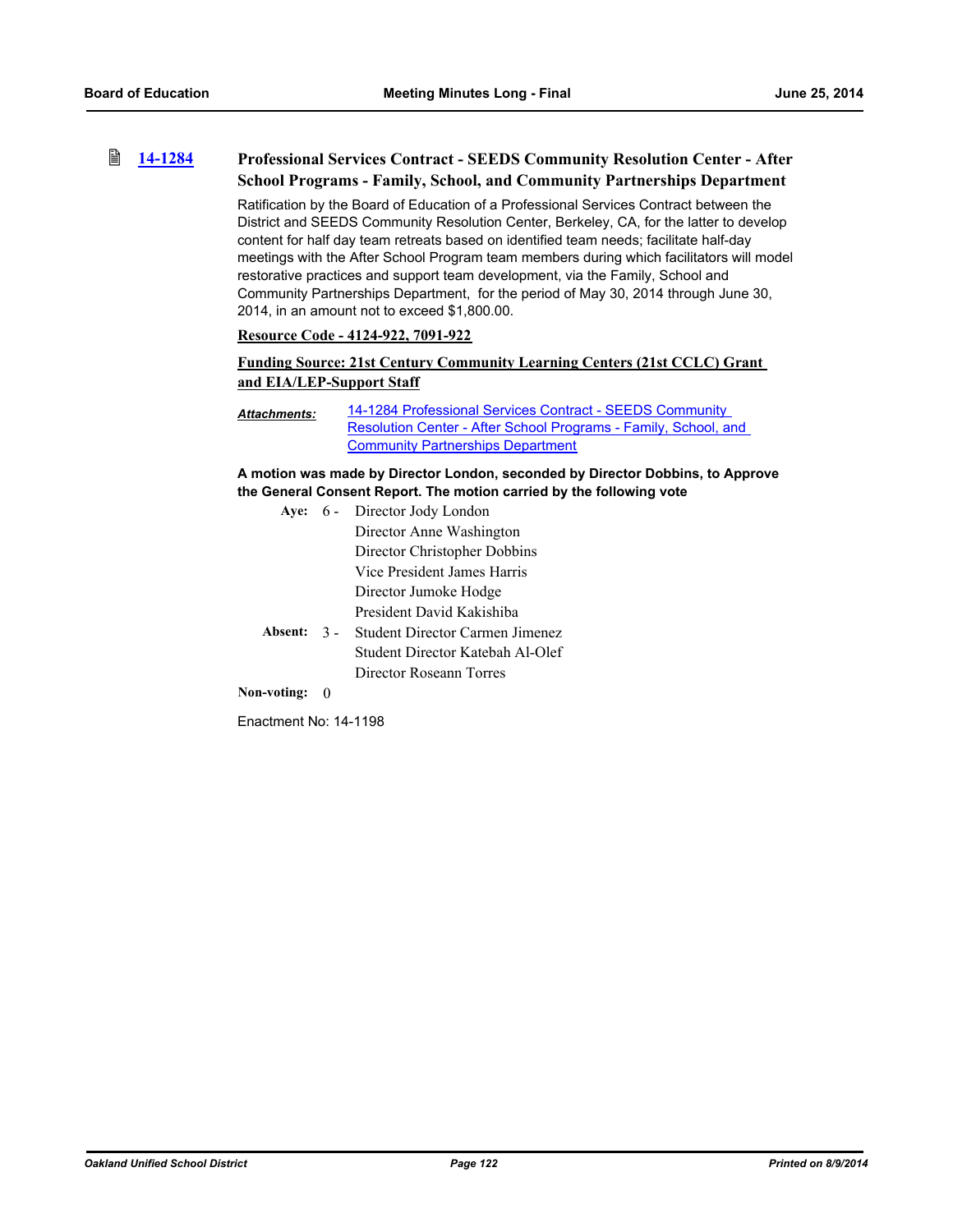### 14-1284 Professional Services Contract - SEEDS Community Resolution Center - After School Programs - Family, School, and Community Partnerships Department

Ratification by the Board of Education of a Professional Services Contract between the District and SEEDS Community Resolution Center, Berkeley, CA, for the latter to develop content for half day team retreats based on identified team needs; facilitate half-day meetings with the After School Program team members during which facilitators will model restorative practices and support team development, via the Family, School and Community Partnerships Department, for the period of May 30, 2014 through June 30, 2014, in an amount not to exceed $1,800.00.

**Resource Code - 4124-922, 7091-922**

**Funding Source: 21st Century Community Learning Centers (21st CCLC) Grant and EIA/LEP-Support Staff**

***Attachments:*** 14-1284 Professional Services Contract - SEEDS Community Resolution Center - After School Programs - Family, School, and Community Partnerships Department

**A motion was made by Director London, seconded by Director Dobbins, to Approve the General Consent Report. The motion carried by the following vote**

**Aye:** 6 - Director Jody London
Director Anne Washington
Director Christopher Dobbins
Vice President James Harris
Director Jumoke Hodge
President David Kakishiba

**Absent:** 3 - Student Director Carmen Jimenez
Student Director Katebah Al-Olef
Director Roseann Torres

**Non-voting:** 0

Enactment No: 14-1198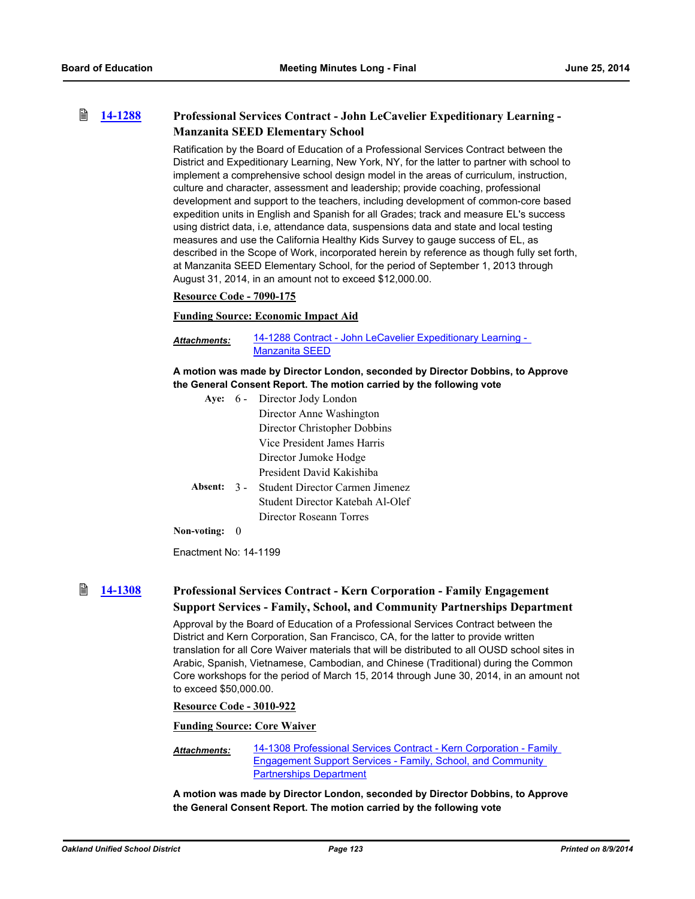### 14-1288 Professional Services Contract - John LeCavelier Expeditionary Learning - Manzanita SEED Elementary School

Ratification by the Board of Education of a Professional Services Contract between the District and Expeditionary Learning, New York, NY, for the latter to partner with school to implement a comprehensive school design model in the areas of curriculum, instruction, culture and character, assessment and leadership; provide coaching, professional development and support to the teachers, including development of common-core based expedition units in English and Spanish for all Grades; track and measure EL's success using district data, i.e, attendance data, suspensions data and state and local testing measures and use the California Healthy Kids Survey to gauge success of EL, as described in the Scope of Work, incorporated herein by reference as though fully set forth, at Manzanita SEED Elementary School, for the period of September 1, 2013 through August 31, 2014, in an amount not to exceed $12,000.00.

**Resource Code - 7090-175**

**Funding Source: Economic Impact Aid**

***Attachments:*** 14-1288 Contract - John LeCavelier Expeditionary Learning - Manzanita SEED

**A motion was made by Director London, seconded by Director Dobbins, to Approve the General Consent Report. The motion carried by the following vote**

**Aye:** 6 - Director Jody London, Director Anne Washington, Director Christopher Dobbins, Vice President James Harris, Director Jumoke Hodge, President David Kakishiba

**Absent:** 3 - Student Director Carmen Jimenez, Student Director Katebah Al-Olef, Director Roseann Torres

**Non-voting:** 0

Enactment No: 14-1199

### 14-1308 Professional Services Contract - Kern Corporation - Family Engagement Support Services - Family, School, and Community Partnerships Department

Approval by the Board of Education of a Professional Services Contract between the District and Kern Corporation, San Francisco, CA, for the latter to provide written translation for all Core Waiver materials that will be distributed to all OUSD school sites in Arabic, Spanish, Vietnamese, Cambodian, and Chinese (Traditional) during the Common Core workshops for the period of March 15, 2014 through June 30, 2014, in an amount not to exceed $50,000.00.

**Resource Code - 3010-922**

**Funding Source: Core Waiver**

***Attachments:*** 14-1308 Professional Services Contract - Kern Corporation - Family Engagement Support Services - Family, School, and Community Partnerships Department

**A motion was made by Director London, seconded by Director Dobbins, to Approve the General Consent Report. The motion carried by the following vote**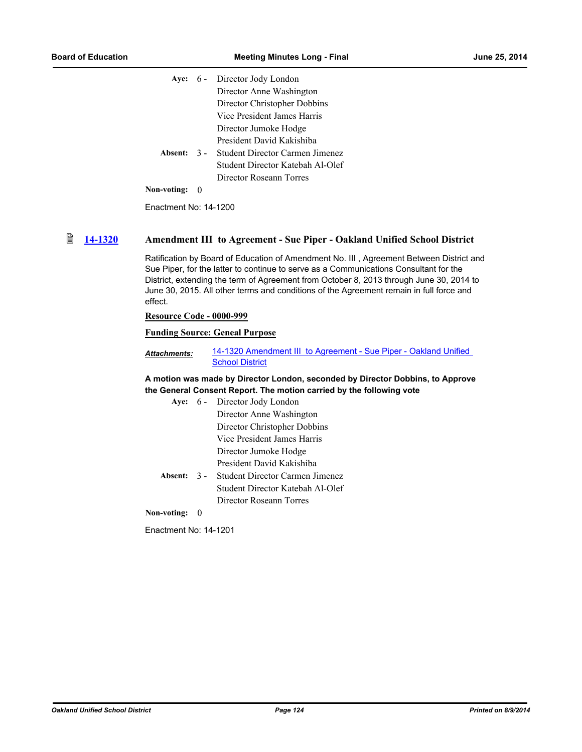Aye: 6 - Director Jody London
Director Anne Washington
Director Christopher Dobbins
Vice President James Harris
Director Jumoke Hodge
President David Kakishiba

Absent: 3 - Student Director Carmen Jimenez
Student Director Katebah Al-Olef
Director Roseann Torres

Non-voting: 0

Enactment No: 14-1200

### 14-1320 Amendment III to Agreement - Sue Piper - Oakland Unified School District

Ratification by Board of Education of Amendment No. III , Agreement Between District and Sue Piper, for the latter to continue to serve as a Communications Consultant for the District, extending the term of Agreement from October 8, 2013 through June 30, 2014 to June 30, 2015. All other terms and conditions of the Agreement remain in full force and effect.

**Resource Code - 0000-999**

**Funding Source: Geneal Purpose**

***Attachments:*** 14-1320 Amendment III to Agreement - Sue Piper - Oakland Unified School District

**A motion was made by Director London, seconded by Director Dobbins, to Approve the General Consent Report. The motion carried by the following vote**

Aye: 6 - Director Jody London
Director Anne Washington
Director Christopher Dobbins
Vice President James Harris
Director Jumoke Hodge
President David Kakishiba

Absent: 3 - Student Director Carmen Jimenez
Student Director Katebah Al-Olef
Director Roseann Torres

Non-voting: 0

Enactment No: 14-1201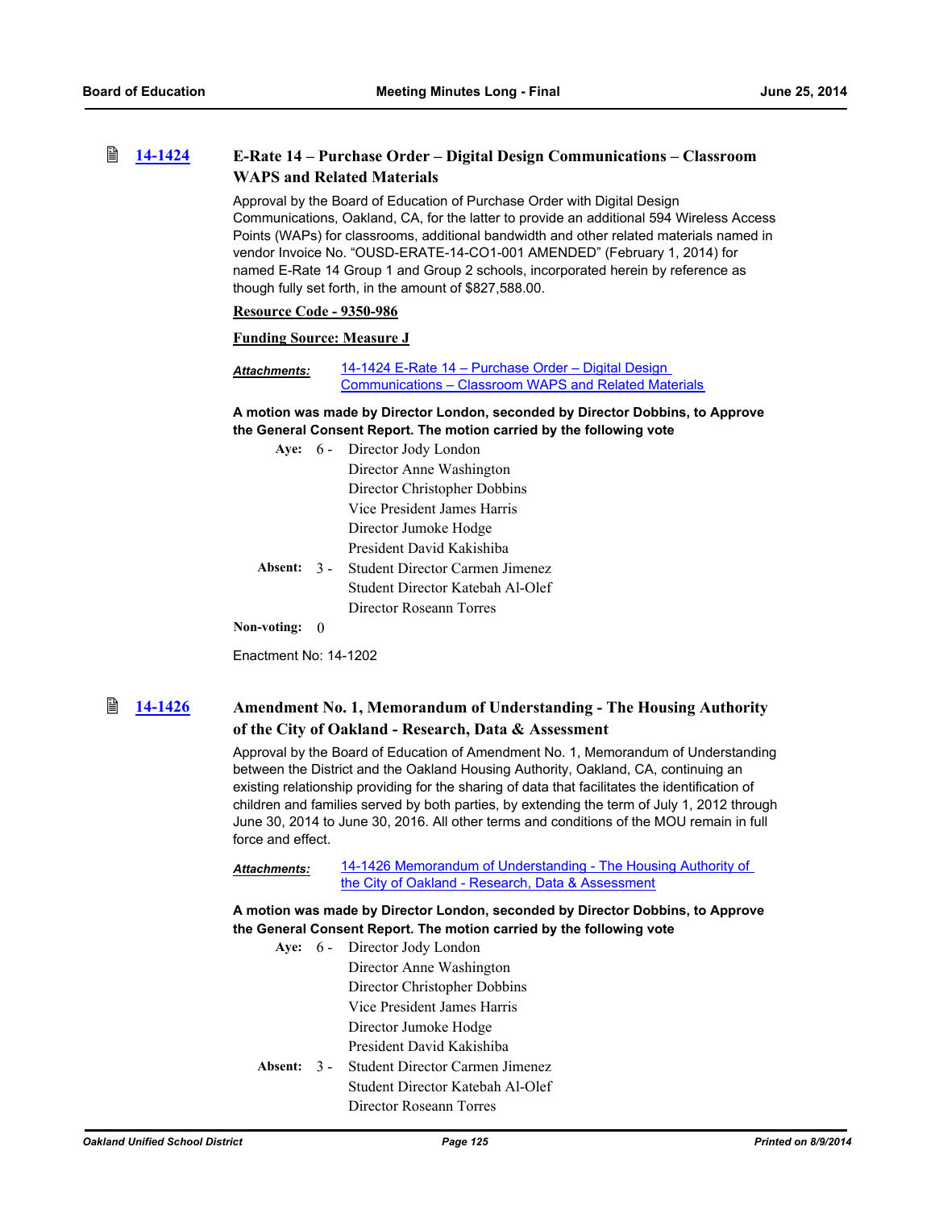### 14-1424 E-Rate 14 – Purchase Order – Digital Design Communications – Classroom WAPS and Related Materials

Approval by the Board of Education of Purchase Order with Digital Design Communications, Oakland, CA, for the latter to provide an additional 594 Wireless Access Points (WAPs) for classrooms, additional bandwidth and other related materials named in vendor Invoice No. "OUSD-ERATE-14-CO1-001 AMENDED" (February 1, 2014) for named E-Rate 14 Group 1 and Group 2 schools, incorporated herein by reference as though fully set forth, in the amount of $827,588.00.

**Resource Code - 9350-986**

**Funding Source: Measure J**

***Attachments:*** 14-1424 E-Rate 14 – Purchase Order – Digital Design Communications – Classroom WAPS and Related Materials

**A motion was made by Director London, seconded by Director Dobbins, to Approve the General Consent Report. The motion carried by the following vote**

**Aye:** 6 - Director Jody London
Director Anne Washington
Director Christopher Dobbins
Vice President James Harris
Director Jumoke Hodge
President David Kakishiba

**Absent:** 3 - Student Director Carmen Jimenez
Student Director Katebah Al-Olef
Director Roseann Torres

**Non-voting:** 0

Enactment No: 14-1202

### 14-1426 Amendment No. 1, Memorandum of Understanding - The Housing Authority of the City of Oakland - Research, Data & Assessment

Approval by the Board of Education of Amendment No. 1, Memorandum of Understanding between the District and the Oakland Housing Authority, Oakland, CA, continuing an existing relationship providing for the sharing of data that facilitates the identification of children and families served by both parties, by extending the term of July 1, 2012 through June 30, 2014 to June 30, 2016. All other terms and conditions of the MOU remain in full force and effect.

***Attachments:*** 14-1426 Memorandum of Understanding - The Housing Authority of the City of Oakland - Research, Data & Assessment

**A motion was made by Director London, seconded by Director Dobbins, to Approve the General Consent Report. The motion carried by the following vote**

**Aye:** 6 - Director Jody London
Director Anne Washington
Director Christopher Dobbins
Vice President James Harris
Director Jumoke Hodge
President David Kakishiba

**Absent:** 3 - Student Director Carmen Jimenez
Student Director Katebah Al-Olef
Director Roseann Torres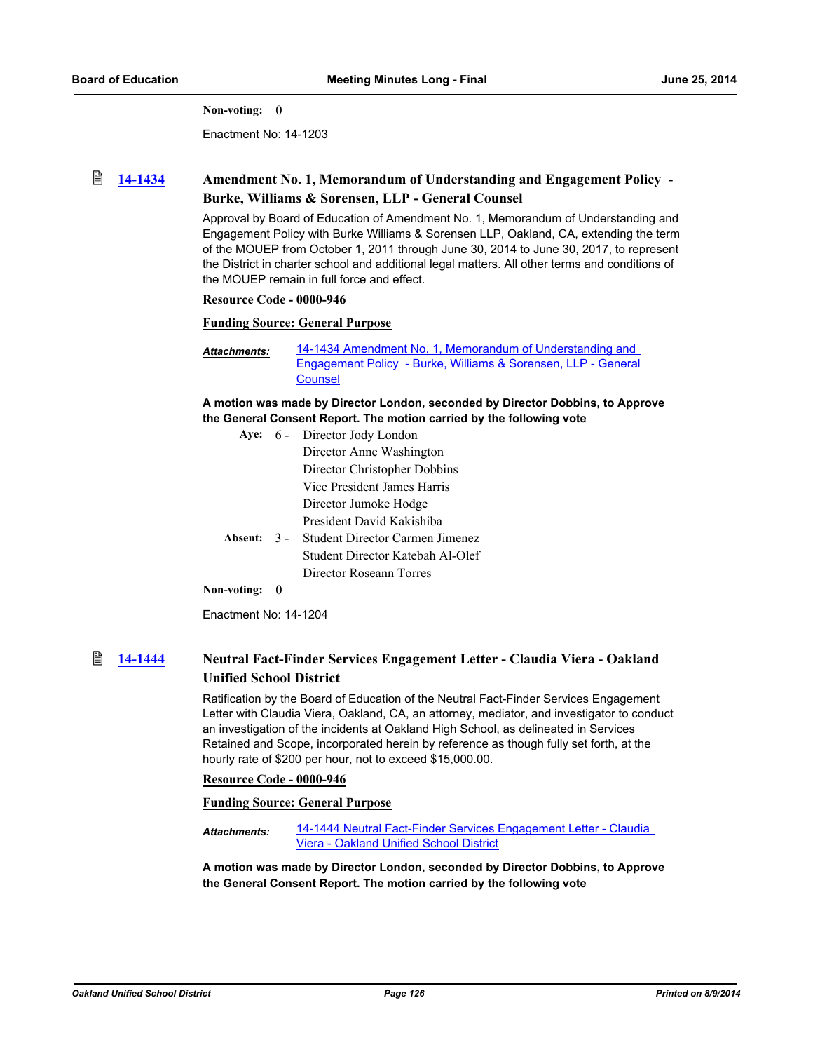**Non-voting:** 0

Enactment No: 14-1203

### 14-1434 Amendment No. 1, Memorandum of Understanding and Engagement Policy - Burke, Williams & Sorensen, LLP - General Counsel

Approval by Board of Education of Amendment No. 1, Memorandum of Understanding and Engagement Policy with Burke Williams & Sorensen LLP, Oakland, CA, extending the term of the MOUEP from October 1, 2011 through June 30, 2014 to June 30, 2017, to represent the District in charter school and additional legal matters. All other terms and conditions of the MOUEP remain in full force and effect.

**Resource Code - 0000-946**

**Funding Source: General Purpose**

***Attachments:*** 14-1434 Amendment No. 1, Memorandum of Understanding and Engagement Policy - Burke, Williams & Sorensen, LLP - General Counsel

**A motion was made by Director London, seconded by Director Dobbins, to Approve the General Consent Report. The motion carried by the following vote**

**Aye:** 6 - Director Jody London
Director Anne Washington
Director Christopher Dobbins
Vice President James Harris
Director Jumoke Hodge
President David Kakishiba

**Absent:** 3 - Student Director Carmen Jimenez
Student Director Katebah Al-Olef
Director Roseann Torres

**Non-voting:** 0

Enactment No: 14-1204

### 14-1444 Neutral Fact-Finder Services Engagement Letter - Claudia Viera - Oakland Unified School District

Ratification by the Board of Education of the Neutral Fact-Finder Services Engagement Letter with Claudia Viera, Oakland, CA, an attorney, mediator, and investigator to conduct an investigation of the incidents at Oakland High School, as delineated in Services Retained and Scope, incorporated herein by reference as though fully set forth, at the hourly rate of $200 per hour, not to exceed $15,000.00.

**Resource Code - 0000-946**

**Funding Source: General Purpose**

***Attachments:*** 14-1444 Neutral Fact-Finder Services Engagement Letter - Claudia Viera - Oakland Unified School District

**A motion was made by Director London, seconded by Director Dobbins, to Approve the General Consent Report. The motion carried by the following vote**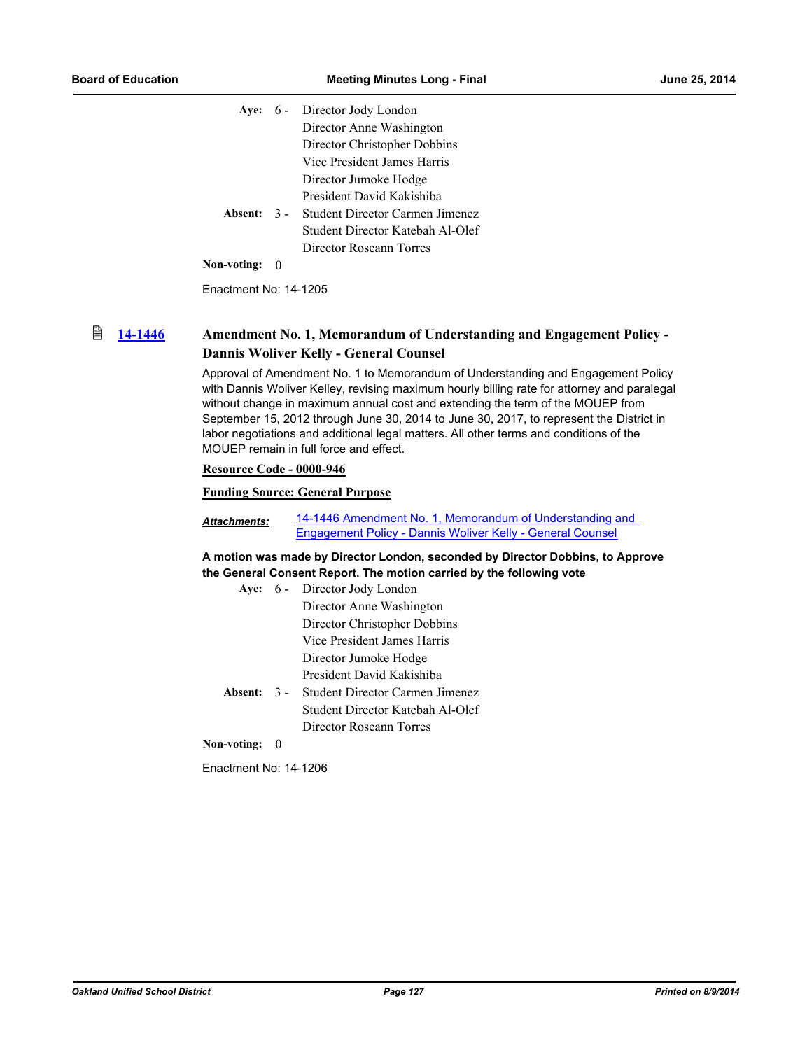**Aye:** 6 - Director Jody London
Director Anne Washington
Director Christopher Dobbins
Vice President James Harris
Director Jumoke Hodge
President David Kakishiba

**Absent:** 3 - Student Director Carmen Jimenez
Student Director Katebah Al-Olef
Director Roseann Torres

**Non-voting:** 0

Enactment No: 14-1205

### 14-1446 Amendment No. 1, Memorandum of Understanding and Engagement Policy - Dannis Woliver Kelly - General Counsel

Approval of Amendment No. 1 to Memorandum of Understanding and Engagement Policy with Dannis Woliver Kelley, revising maximum hourly billing rate for attorney and paralegal without change in maximum annual cost and extending the term of the MOUEP from September 15, 2012 through June 30, 2014 to June 30, 2017, to represent the District in labor negotiations and additional legal matters. All other terms and conditions of the MOUEP remain in full force and effect.

**Resource Code - 0000-946**

**Funding Source: General Purpose**

***Attachments:*** 14-1446 Amendment No. 1, Memorandum of Understanding and Engagement Policy - Dannis Woliver Kelly - General Counsel

**A motion was made by Director London, seconded by Director Dobbins, to Approve the General Consent Report. The motion carried by the following vote**

**Aye:** 6 - Director Jody London
Director Anne Washington
Director Christopher Dobbins
Vice President James Harris
Director Jumoke Hodge
President David Kakishiba

**Absent:** 3 - Student Director Carmen Jimenez
Student Director Katebah Al-Olef
Director Roseann Torres

**Non-voting:** 0

Enactment No: 14-1206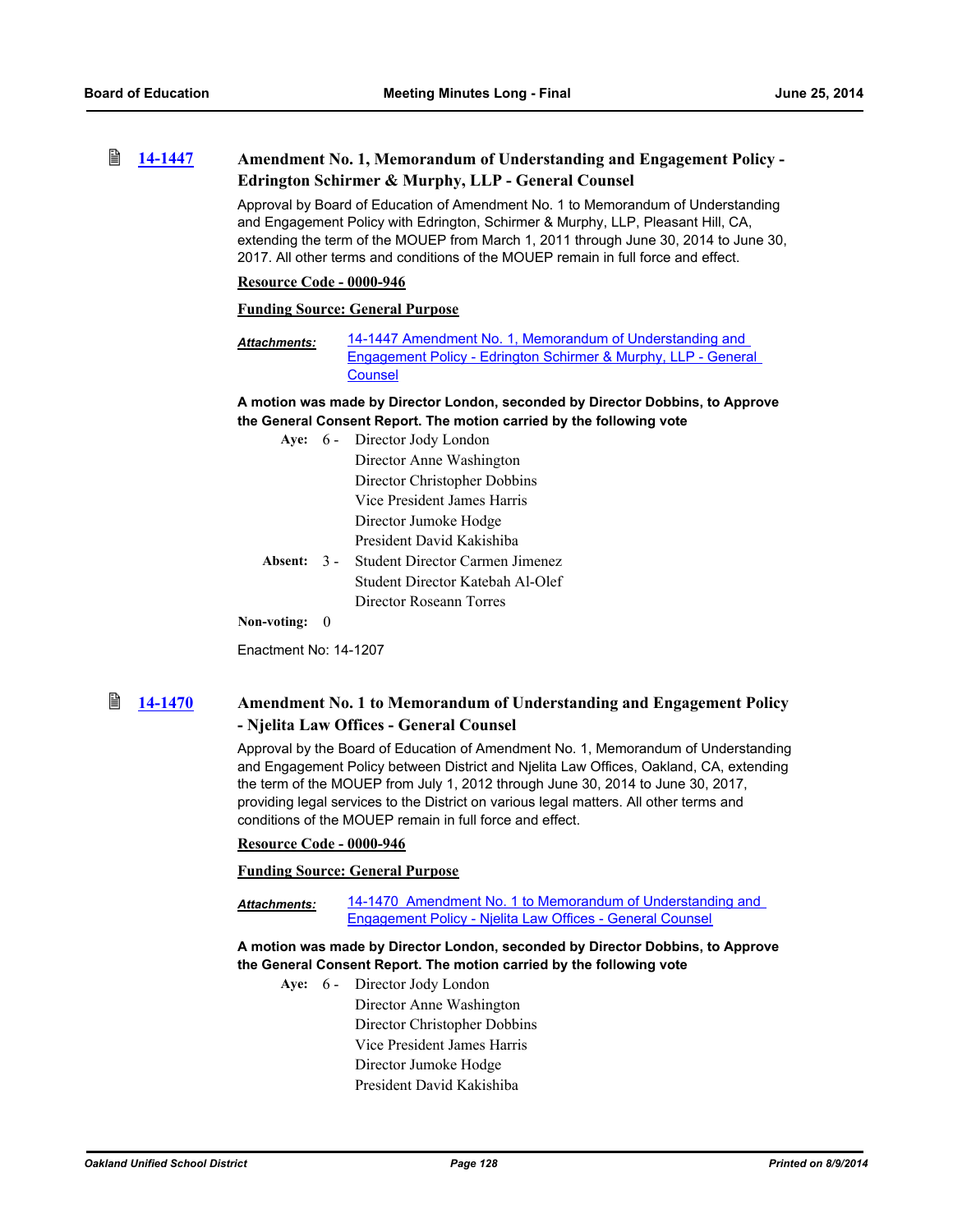### 14-1447 Amendment No. 1, Memorandum of Understanding and Engagement Policy - Edrington Schirmer & Murphy, LLP - General Counsel

Approval by Board of Education of Amendment No. 1 to Memorandum of Understanding and Engagement Policy with Edrington, Schirmer & Murphy, LLP, Pleasant Hill, CA, extending the term of the MOUEP from March 1, 2011 through June 30, 2014 to June 30, 2017. All other terms and conditions of the MOUEP remain in full force and effect.

**Resource Code - 0000-946**

**Funding Source: General Purpose**

***Attachments:*** 14-1447 Amendment No. 1, Memorandum of Understanding and Engagement Policy - Edrington Schirmer & Murphy, LLP - General Counsel

**A motion was made by Director London, seconded by Director Dobbins, to Approve the General Consent Report. The motion carried by the following vote**

**Aye:** 6 - Director Jody London
Director Anne Washington
Director Christopher Dobbins
Vice President James Harris
Director Jumoke Hodge
President David Kakishiba

**Absent:** 3 - Student Director Carmen Jimenez
Student Director Katebah Al-Olef
Director Roseann Torres

**Non-voting:** 0

Enactment No: 14-1207

### 14-1470 Amendment No. 1 to Memorandum of Understanding and Engagement Policy - Njelita Law Offices - General Counsel

Approval by the Board of Education of Amendment No. 1, Memorandum of Understanding and Engagement Policy between District and Njelita Law Offices, Oakland, CA, extending the term of the MOUEP from July 1, 2012 through June 30, 2014 to June 30, 2017, providing legal services to the District on various legal matters. All other terms and conditions of the MOUEP remain in full force and effect.

**Resource Code - 0000-946**

**Funding Source: General Purpose**

***Attachments:*** 14-1470 Amendment No. 1 to Memorandum of Understanding and Engagement Policy - Njelita Law Offices - General Counsel

**A motion was made by Director London, seconded by Director Dobbins, to Approve the General Consent Report. The motion carried by the following vote**

**Aye:** 6 - Director Jody London
Director Anne Washington
Director Christopher Dobbins
Vice President James Harris
Director Jumoke Hodge
President David Kakishiba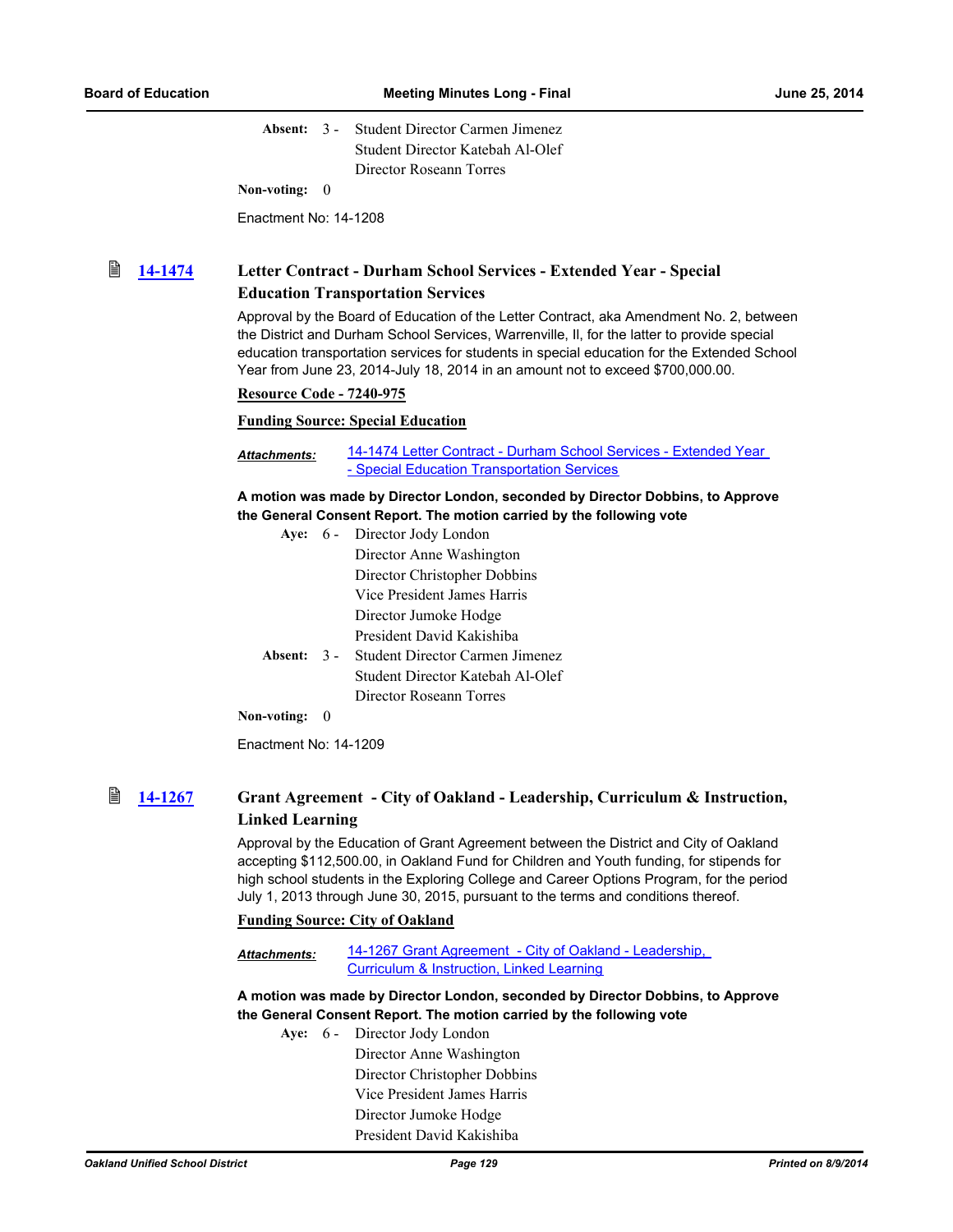Absent: 3 - Student Director Carmen Jimenez
Student Director Katebah Al-Olef
Director Roseann Torres

Non-voting: 0

Enactment No: 14-1208

### [14-1474](14-1474) Letter Contract - Durham School Services - Extended Year - Special Education Transportation Services

Approval by the Board of Education of the Letter Contract, aka Amendment No. 2, between the District and Durham School Services, Warrenville, Il, for the latter to provide special education transportation services for students in special education for the Extended School Year from June 23, 2014-July 18, 2014 in an amount not to exceed $700,000.00.

**Resource Code - 7240-975**

**Funding Source: Special Education**

*Attachments:* 14-1474 Letter Contract - Durham School Services - Extended Year - Special Education Transportation Services

**A motion was made by Director London, seconded by Director Dobbins, to Approve the General Consent Report. The motion carried by the following vote**

Aye: 6 - Director Jody London
Director Anne Washington
Director Christopher Dobbins
Vice President James Harris
Director Jumoke Hodge
President David Kakishiba

Absent: 3 - Student Director Carmen Jimenez
Student Director Katebah Al-Olef
Director Roseann Torres

Non-voting: 0

Enactment No: 14-1209

### [14-1267](14-1267) Grant Agreement - City of Oakland - Leadership, Curriculum & Instruction, Linked Learning

Approval by the Education of Grant Agreement between the District and City of Oakland accepting $112,500.00, in Oakland Fund for Children and Youth funding, for stipends for high school students in the Exploring College and Career Options Program, for the period July 1, 2013 through June 30, 2015, pursuant to the terms and conditions thereof.

**Funding Source: City of Oakland**

*Attachments:* 14-1267 Grant Agreement - City of Oakland - Leadership, Curriculum & Instruction, Linked Learning

**A motion was made by Director London, seconded by Director Dobbins, to Approve the General Consent Report. The motion carried by the following vote**

Aye: 6 - Director Jody London
Director Anne Washington
Director Christopher Dobbins
Vice President James Harris
Director Jumoke Hodge
President David Kakishiba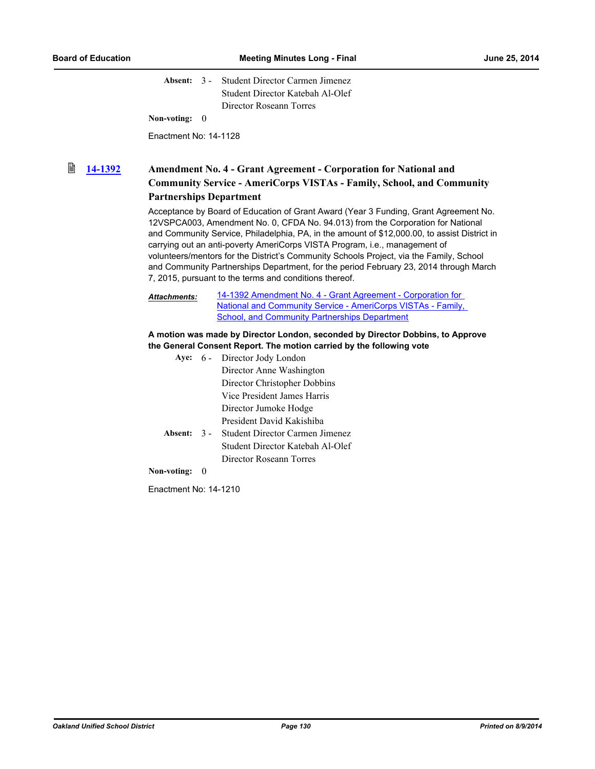Absent: 3 - Student Director Carmen Jimenez
Student Director Katebah Al-Olef
Director Roseann Torres

Non-voting: 0

Enactment No: 14-1128

### 14-1392 Amendment No. 4 - Grant Agreement - Corporation for National and Community Service - AmeriCorps VISTAs - Family, School, and Community Partnerships Department

Acceptance by Board of Education of Grant Award (Year 3 Funding, Grant Agreement No. 12VSPCA003, Amendment No. 0, CFDA No. 94.013) from the Corporation for National and Community Service, Philadelphia, PA, in the amount of $12,000.00, to assist District in carrying out an anti-poverty AmeriCorps VISTA Program, i.e., management of volunteers/mentors for the District's Community Schools Project, via the Family, School and Community Partnerships Department, for the period February 23, 2014 through March 7, 2015, pursuant to the terms and conditions thereof.

***Attachments:*** 14-1392 Amendment No. 4 - Grant Agreement - Corporation for National and Community Service - AmeriCorps VISTAs - Family, School, and Community Partnerships Department

**A motion was made by Director London, seconded by Director Dobbins, to Approve the General Consent Report. The motion carried by the following vote**

Aye: 6 - Director Jody London
Director Anne Washington
Director Christopher Dobbins
Vice President James Harris
Director Jumoke Hodge
President David Kakishiba

Absent: 3 - Student Director Carmen Jimenez
Student Director Katebah Al-Olef
Director Roseann Torres

Non-voting: 0

Enactment No: 14-1210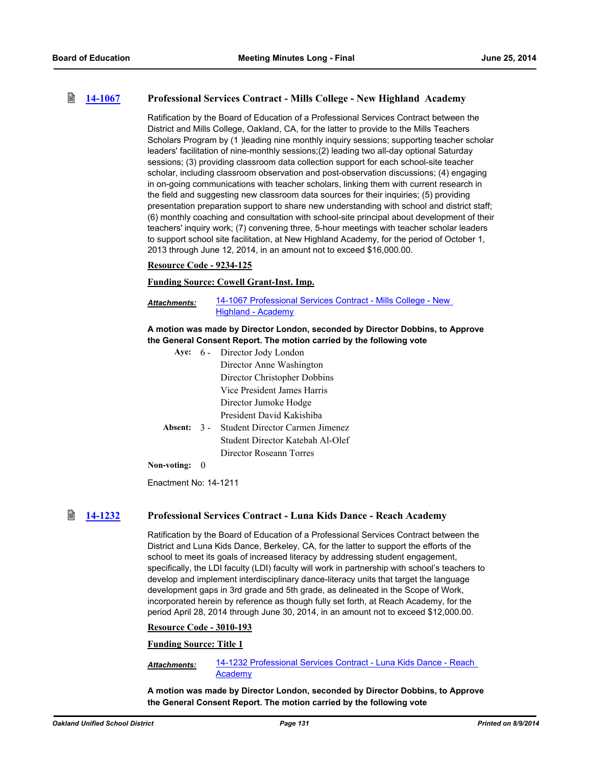### 14-1067 Professional Services Contract - Mills College - New Highland Academy

Ratification by the Board of Education of a Professional Services Contract between the District and Mills College, Oakland, CA, for the latter to provide to the Mills Teachers Scholars Program by (1 )leading nine monthly inquiry sessions; supporting teacher scholar leaders' facilitation of nine-monthly sessions;(2) leading two all-day optional Saturday sessions; (3) providing classroom data collection support for each school-site teacher scholar, including classroom observation and post-observation discussions; (4) engaging in on-going communications with teacher scholars, linking them with current research in the field and suggesting new classroom data sources for their inquiries; (5) providing presentation preparation support to share new understanding with school and district staff; (6) monthly coaching and consultation with school-site principal about development of their teachers' inquiry work; (7) convening three, 5-hour meetings with teacher scholar leaders to support school site facilitation, at New Highland Academy, for the period of October 1, 2013 through June 12, 2014, in an amount not to exceed $16,000.00.

**Resource Code - 9234-125**

**Funding Source: Cowell Grant-Inst. Imp.**

*Attachments:* 14-1067 Professional Services Contract - Mills College - New Highland - Academy

**A motion was made by Director London, seconded by Director Dobbins, to Approve the General Consent Report. The motion carried by the following vote**

**Aye:** 6 - Director Jody London, Director Anne Washington, Director Christopher Dobbins, Vice President James Harris, Director Jumoke Hodge, President David Kakishiba

**Absent:** 3 - Student Director Carmen Jimenez, Student Director Katebah Al-Olef, Director Roseann Torres

**Non-voting:** 0

Enactment No: 14-1211

### 14-1232 Professional Services Contract - Luna Kids Dance - Reach Academy

Ratification by the Board of Education of a Professional Services Contract between the District and Luna Kids Dance, Berkeley, CA, for the latter to support the efforts of the school to meet its goals of increased literacy by addressing student engagement, specifically, the LDI faculty (LDI) faculty will work in partnership with school's teachers to develop and implement interdisciplinary dance-literacy units that target the language development gaps in 3rd grade and 5th grade, as delineated in the Scope of Work, incorporated herein by reference as though fully set forth, at Reach Academy, for the period April 28, 2014 through June 30, 2014, in an amount not to exceed $12,000.00.

**Resource Code - 3010-193**

**Funding Source: Title 1**

*Attachments:* 14-1232 Professional Services Contract - Luna Kids Dance - Reach Academy

**A motion was made by Director London, seconded by Director Dobbins, to Approve the General Consent Report. The motion carried by the following vote**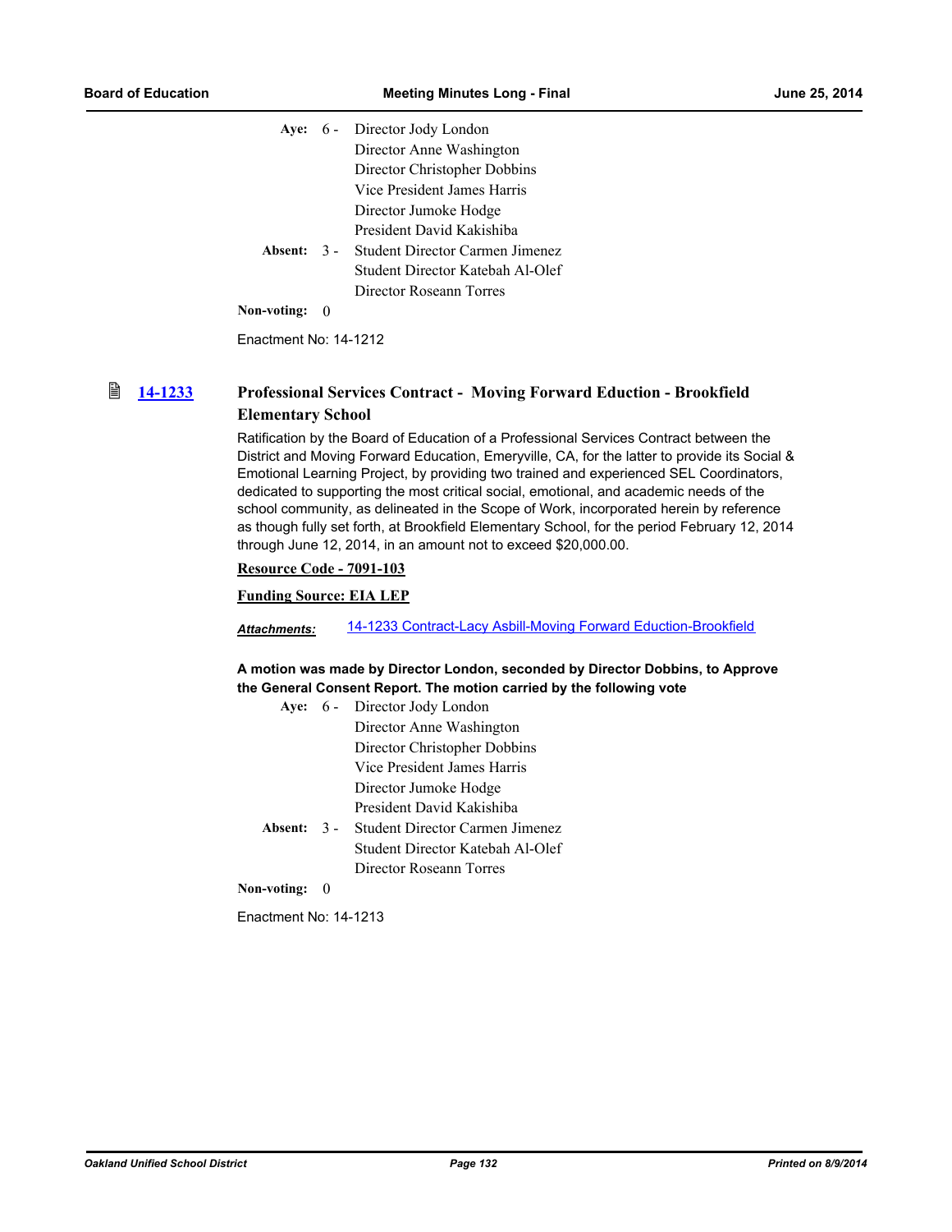| | | |
|---|---|---|
| **Aye:** | 6 - | Director Jody London |
| | | Director Anne Washington |
| | | Director Christopher Dobbins |
| | | Vice President James Harris |
| | | Director Jumoke Hodge |
| | | President David Kakishiba |
| **Absent:** | 3 - | Student Director Carmen Jimenez |
| | | Student Director Katebah Al-Olef |
| | | Director Roseann Torres |
| **Non-voting:** | 0 | |

Enactment No: 14-1212

### 14-1233 Professional Services Contract - Moving Forward Eduction - Brookfield Elementary School

Ratification by the Board of Education of a Professional Services Contract between the District and Moving Forward Education, Emeryville, CA, for the latter to provide its Social & Emotional Learning Project, by providing two trained and experienced SEL Coordinators, dedicated to supporting the most critical social, emotional, and academic needs of the school community, as delineated in the Scope of Work, incorporated herein by reference as though fully set forth, at Brookfield Elementary School, for the period February 12, 2014 through June 12, 2014, in an amount not to exceed $20,000.00.

**Resource Code - 7091-103**

**Funding Source: EIA LEP**

***Attachments:*** 14-1233 Contract-Lacy Asbill-Moving Forward Eduction-Brookfield

**A motion was made by Director London, seconded by Director Dobbins, to Approve the General Consent Report. The motion carried by the following vote**

| | | |
|---|---|---|
| **Aye:** | 6 - | Director Jody London |
| | | Director Anne Washington |
| | | Director Christopher Dobbins |
| | | Vice President James Harris |
| | | Director Jumoke Hodge |
| | | President David Kakishiba |
| **Absent:** | 3 - | Student Director Carmen Jimenez |
| | | Student Director Katebah Al-Olef |
| | | Director Roseann Torres |
| **Non-voting:** | 0 | |

Enactment No: 14-1213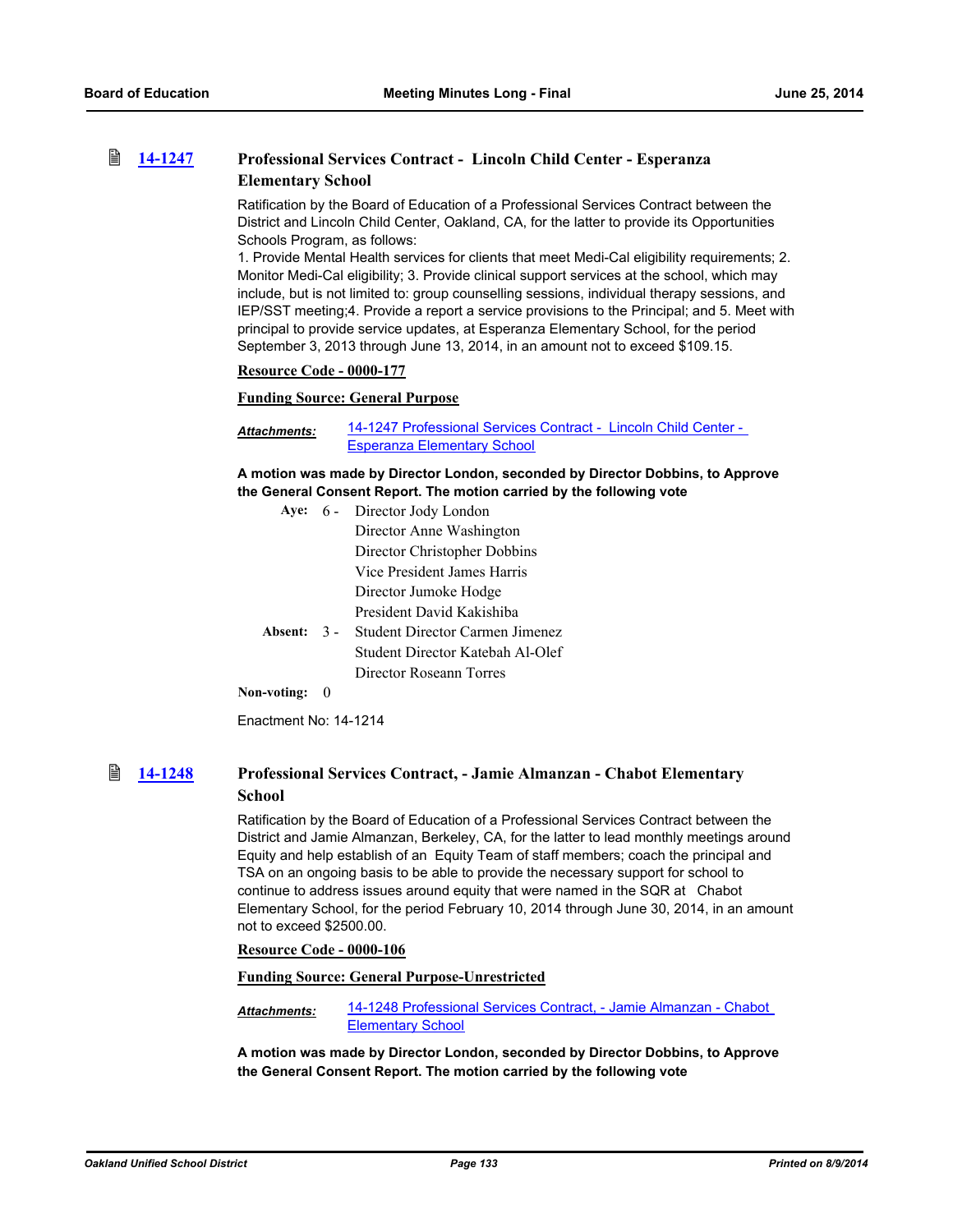### 14-1247 Professional Services Contract - Lincoln Child Center - Esperanza Elementary School

Ratification by the Board of Education of a Professional Services Contract between the District and Lincoln Child Center, Oakland, CA, for the latter to provide its Opportunities Schools Program, as follows:
1. Provide Mental Health services for clients that meet Medi-Cal eligibility requirements; 2. Monitor Medi-Cal eligibility; 3. Provide clinical support services at the school, which may include, but is not limited to: group counselling sessions, individual therapy sessions, and IEP/SST meeting;4. Provide a report a service provisions to the Principal; and 5. Meet with principal to provide service updates, at Esperanza Elementary School, for the period September 3, 2013 through June 13, 2014, in an amount not to exceed $109.15.

**Resource Code - 0000-177**

**Funding Source: General Purpose**

***Attachments:*** 14-1247 Professional Services Contract - Lincoln Child Center - Esperanza Elementary School

**A motion was made by Director London, seconded by Director Dobbins, to Approve the General Consent Report. The motion carried by the following vote**

**Aye:** 6 - Director Jody London
Director Anne Washington
Director Christopher Dobbins
Vice President James Harris
Director Jumoke Hodge
President David Kakishiba

**Absent:** 3 - Student Director Carmen Jimenez
Student Director Katebah Al-Olef
Director Roseann Torres

**Non-voting:** 0

Enactment No: 14-1214

### 14-1248 Professional Services Contract, - Jamie Almanzan - Chabot Elementary School

Ratification by the Board of Education of a Professional Services Contract between the District and Jamie Almanzan, Berkeley, CA, for the latter to lead monthly meetings around Equity and help establish of an Equity Team of staff members; coach the principal and TSA on an ongoing basis to be able to provide the necessary support for school to continue to address issues around equity that were named in the SQR at Chabot Elementary School, for the period February 10, 2014 through June 30, 2014, in an amount not to exceed $2500.00.

**Resource Code - 0000-106**

**Funding Source: General Purpose-Unrestricted**

***Attachments:*** 14-1248 Professional Services Contract, - Jamie Almanzan - Chabot Elementary School

**A motion was made by Director London, seconded by Director Dobbins, to Approve the General Consent Report. The motion carried by the following vote**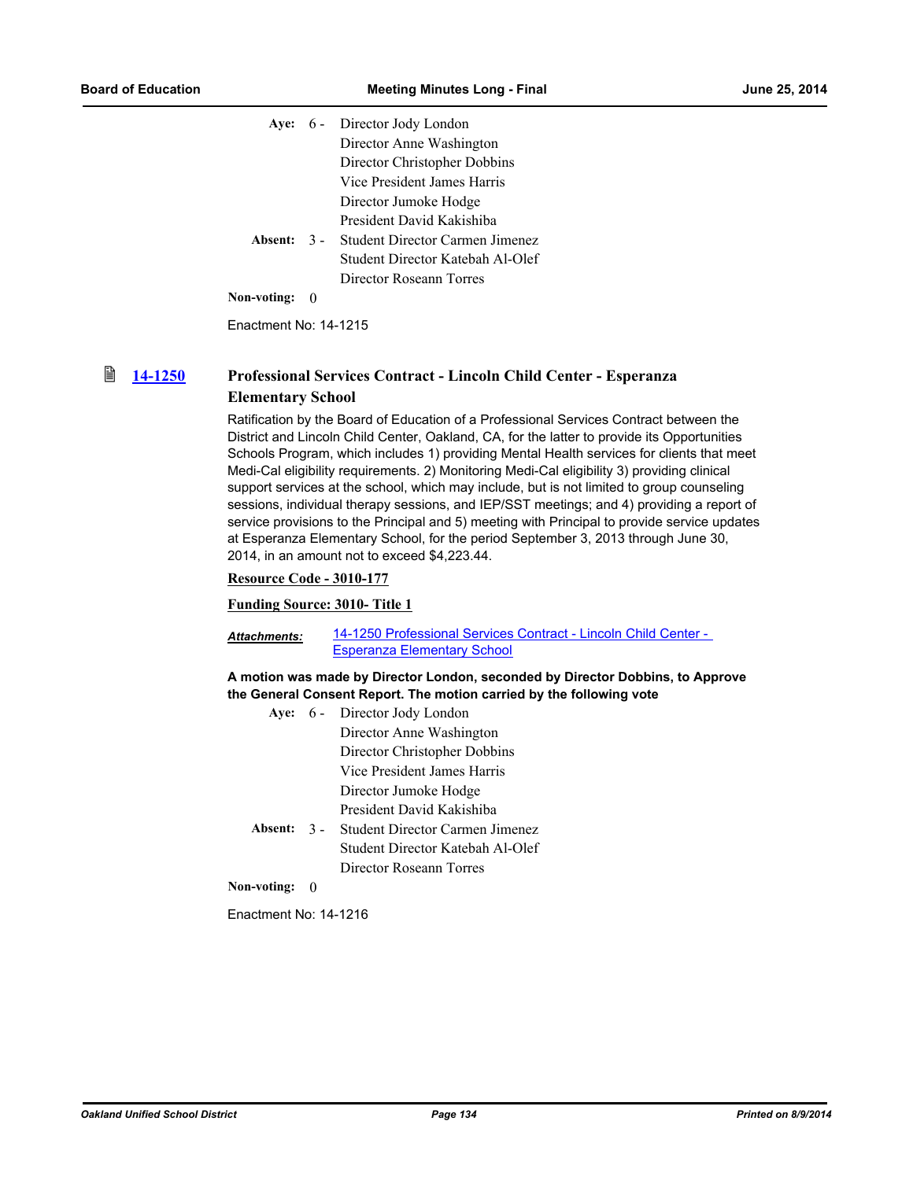| | | |
|---|---|---|
| **Aye:** | 6 - | Director Jody London |
| | | Director Anne Washington |
| | | Director Christopher Dobbins |
| | | Vice President James Harris |
| | | Director Jumoke Hodge |
| | | President David Kakishiba |
| **Absent:** | 3 - | Student Director Carmen Jimenez |
| | | Student Director Katebah Al-Olef |
| | | Director Roseann Torres |
| **Non-voting:** | 0 | |

Enactment No: 14-1215

### 14-1250 Professional Services Contract - Lincoln Child Center - Esperanza Elementary School

Ratification by the Board of Education of a Professional Services Contract between the District and Lincoln Child Center, Oakland, CA, for the latter to provide its Opportunities Schools Program, which includes 1) providing Mental Health services for clients that meet Medi-Cal eligibility requirements. 2) Monitoring Medi-Cal eligibility 3) providing clinical support services at the school, which may include, but is not limited to group counseling sessions, individual therapy sessions, and IEP/SST meetings; and 4) providing a report of service provisions to the Principal and 5) meeting with Principal to provide service updates at Esperanza Elementary School, for the period September 3, 2013 through June 30, 2014, in an amount not to exceed $4,223.44.

**Resource Code - 3010-177**

**Funding Source: 3010- Title 1**

***Attachments:*** 14-1250 Professional Services Contract - Lincoln Child Center - Esperanza Elementary School

**A motion was made by Director London, seconded by Director Dobbins, to Approve the General Consent Report. The motion carried by the following vote**

| | | |
|---|---|---|
| **Aye:** | 6 - | Director Jody London |
| | | Director Anne Washington |
| | | Director Christopher Dobbins |
| | | Vice President James Harris |
| | | Director Jumoke Hodge |
| | | President David Kakishiba |
| **Absent:** | 3 - | Student Director Carmen Jimenez |
| | | Student Director Katebah Al-Olef |
| | | Director Roseann Torres |
| **Non-voting:** | 0 | |

Enactment No: 14-1216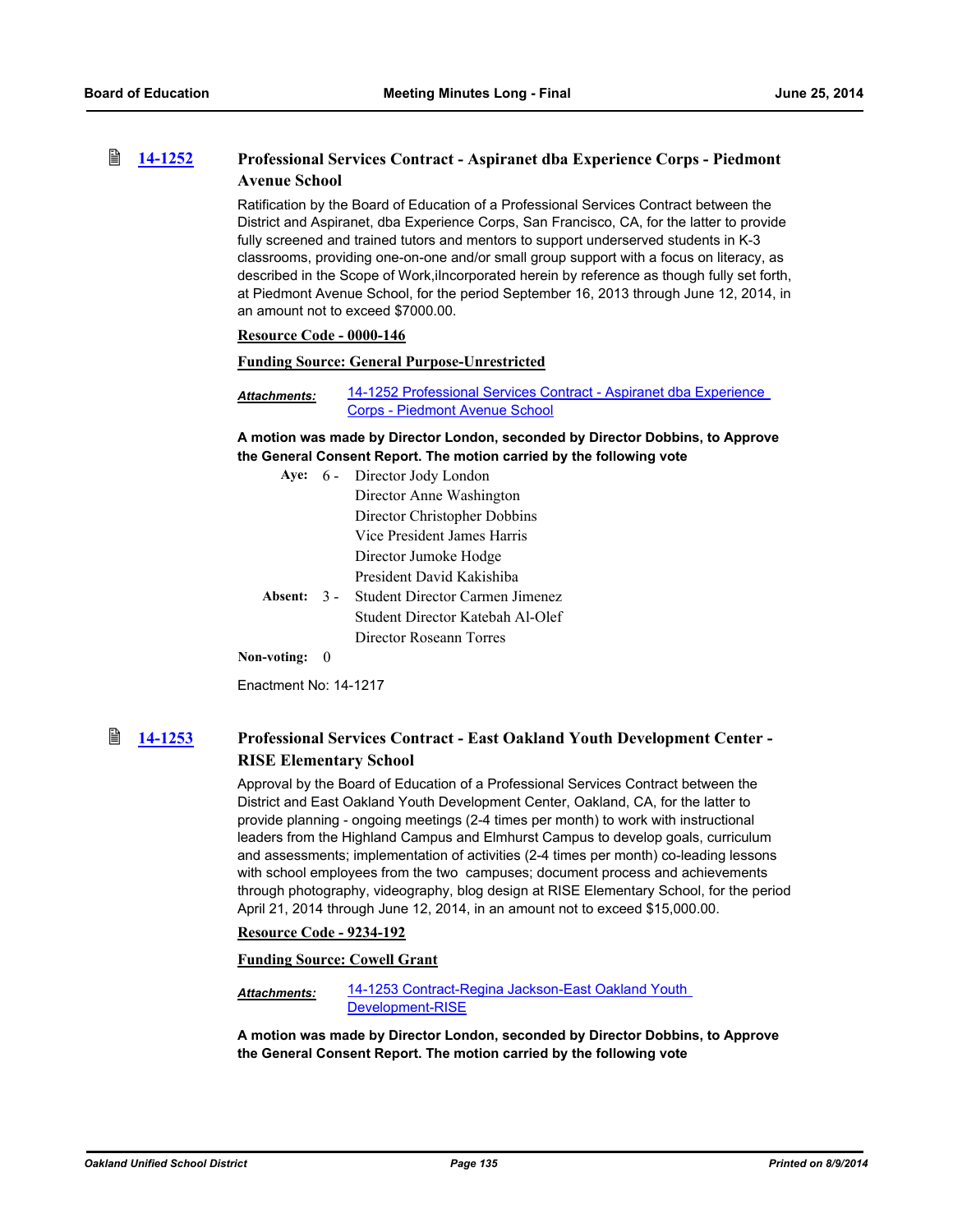### 14-1252 Professional Services Contract - Aspiranet dba Experience Corps - Piedmont Avenue School

Ratification by the Board of Education of a Professional Services Contract between the District and Aspiranet, dba Experience Corps, San Francisco, CA, for the latter to provide fully screened and trained tutors and mentors to support underserved students in K-3 classrooms, providing one-on-one and/or small group support with a focus on literacy, as described in the Scope of Work,iIncorporated herein by reference as though fully set forth, at Piedmont Avenue School, for the period September 16, 2013 through June 12, 2014, in an amount not to exceed $7000.00.

**Resource Code - 0000-146**

**Funding Source: General Purpose-Unrestricted**

*Attachments:* 14-1252 Professional Services Contract - Aspiranet dba Experience Corps - Piedmont Avenue School

**A motion was made by Director London, seconded by Director Dobbins, to Approve the General Consent Report. The motion carried by the following vote**

**Aye:** 6 - Director Jody London
Director Anne Washington
Director Christopher Dobbins
Vice President James Harris
Director Jumoke Hodge
President David Kakishiba

**Absent:** 3 - Student Director Carmen Jimenez
Student Director Katebah Al-Olef
Director Roseann Torres

**Non-voting:** 0

Enactment No: 14-1217

### 14-1253 Professional Services Contract - East Oakland Youth Development Center - RISE Elementary School

Approval by the Board of Education of a Professional Services Contract between the District and East Oakland Youth Development Center, Oakland, CA, for the latter to provide planning - ongoing meetings (2-4 times per month) to work with instructional leaders from the Highland Campus and Elmhurst Campus to develop goals, curriculum and assessments; implementation of activities (2-4 times per month) co-leading lessons with school employees from the two campuses; document process and achievements through photography, videography, blog design at RISE Elementary School, for the period April 21, 2014 through June 12, 2014, in an amount not to exceed $15,000.00.

**Resource Code - 9234-192**

**Funding Source: Cowell Grant**

*Attachments:* 14-1253 Contract-Regina Jackson-East Oakland Youth Development-RISE

**A motion was made by Director London, seconded by Director Dobbins, to Approve the General Consent Report. The motion carried by the following vote**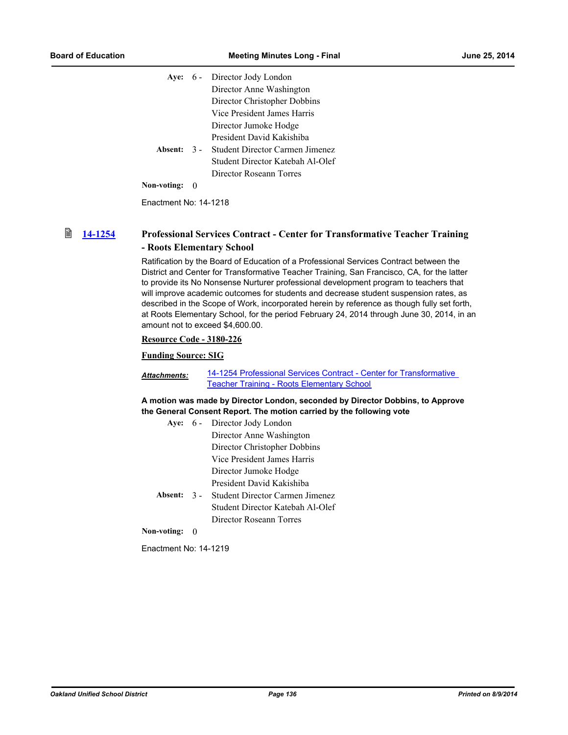**Aye:** 6 - Director Jody London
Director Anne Washington
Director Christopher Dobbins
Vice President James Harris
Director Jumoke Hodge
President David Kakishiba

**Absent:** 3 - Student Director Carmen Jimenez
Student Director Katebah Al-Olef
Director Roseann Torres

**Non-voting:** 0

Enactment No: 14-1218

### 14-1254 Professional Services Contract - Center for Transformative Teacher Training - Roots Elementary School

Ratification by the Board of Education of a Professional Services Contract between the District and Center for Transformative Teacher Training, San Francisco, CA, for the latter to provide its No Nonsense Nurturer professional development program to teachers that will improve academic outcomes for students and decrease student suspension rates, as described in the Scope of Work, incorporated herein by reference as though fully set forth, at Roots Elementary School, for the period February 24, 2014 through June 30, 2014, in an amount not to exceed $4,600.00.

**Resource Code - 3180-226**

**Funding Source: SIG**

***Attachments:*** 14-1254 Professional Services Contract - Center for Transformative Teacher Training - Roots Elementary School

**A motion was made by Director London, seconded by Director Dobbins, to Approve the General Consent Report. The motion carried by the following vote**

**Aye:** 6 - Director Jody London
Director Anne Washington
Director Christopher Dobbins
Vice President James Harris
Director Jumoke Hodge
President David Kakishiba

**Absent:** 3 - Student Director Carmen Jimenez
Student Director Katebah Al-Olef
Director Roseann Torres

**Non-voting:** 0

Enactment No: 14-1219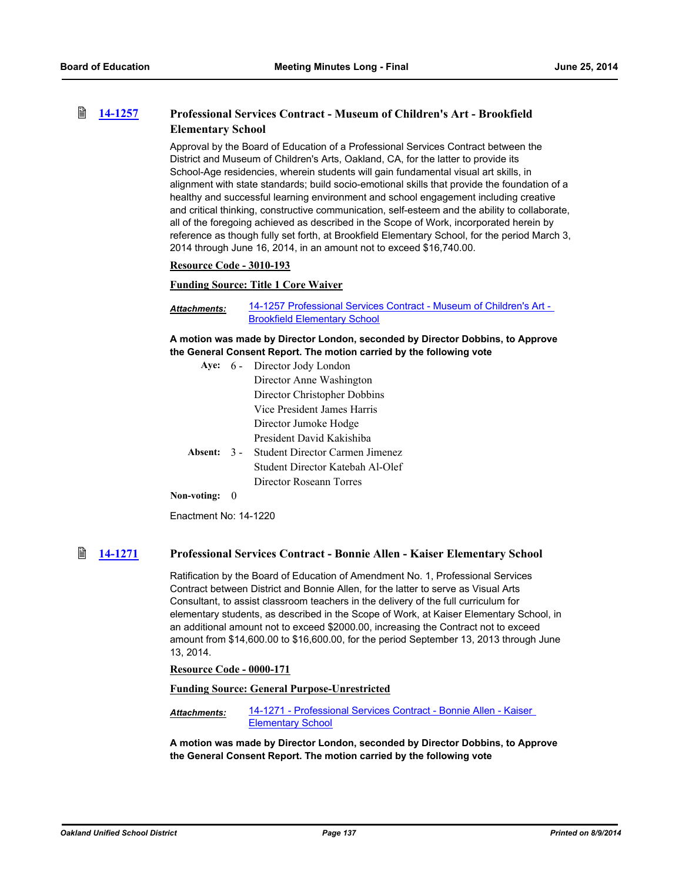### 14-1257 Professional Services Contract - Museum of Children's Art - Brookfield Elementary School

Approval by the Board of Education of a Professional Services Contract between the District and Museum of Children's Arts, Oakland, CA, for the latter to provide its School-Age residencies, wherein students will gain fundamental visual art skills, in alignment with state standards; build socio-emotional skills that provide the foundation of a healthy and successful learning environment and school engagement including creative and critical thinking, constructive communication, self-esteem and the ability to collaborate, all of the foregoing achieved as described in the Scope of Work, incorporated herein by reference as though fully set forth, at Brookfield Elementary School, for the period March 3, 2014 through June 16, 2014, in an amount not to exceed $16,740.00.

**Resource Code - 3010-193**

**Funding Source: Title 1 Core Waiver**

***Attachments:*** 14-1257 Professional Services Contract - Museum of Children's Art - Brookfield Elementary School

**A motion was made by Director London, seconded by Director Dobbins, to Approve the General Consent Report. The motion carried by the following vote**

**Aye:** 6 - Director Jody London, Director Anne Washington, Director Christopher Dobbins, Vice President James Harris, Director Jumoke Hodge, President David Kakishiba

**Absent:** 3 - Student Director Carmen Jimenez, Student Director Katebah Al-Olef, Director Roseann Torres

**Non-voting:** 0

Enactment No: 14-1220

### 14-1271 Professional Services Contract - Bonnie Allen - Kaiser Elementary School

Ratification by the Board of Education of Amendment No. 1, Professional Services Contract between District and Bonnie Allen, for the latter to serve as Visual Arts Consultant, to assist classroom teachers in the delivery of the full curriculum for elementary students, as described in the Scope of Work, at Kaiser Elementary School, in an additional amount not to exceed $2000.00, increasing the Contract not to exceed amount from $14,600.00 to $16,600.00, for the period September 13, 2013 through June 13, 2014.

**Resource Code - 0000-171**

**Funding Source: General Purpose-Unrestricted**

***Attachments:*** 14-1271 - Professional Services Contract - Bonnie Allen - Kaiser Elementary School

**A motion was made by Director London, seconded by Director Dobbins, to Approve the General Consent Report. The motion carried by the following vote**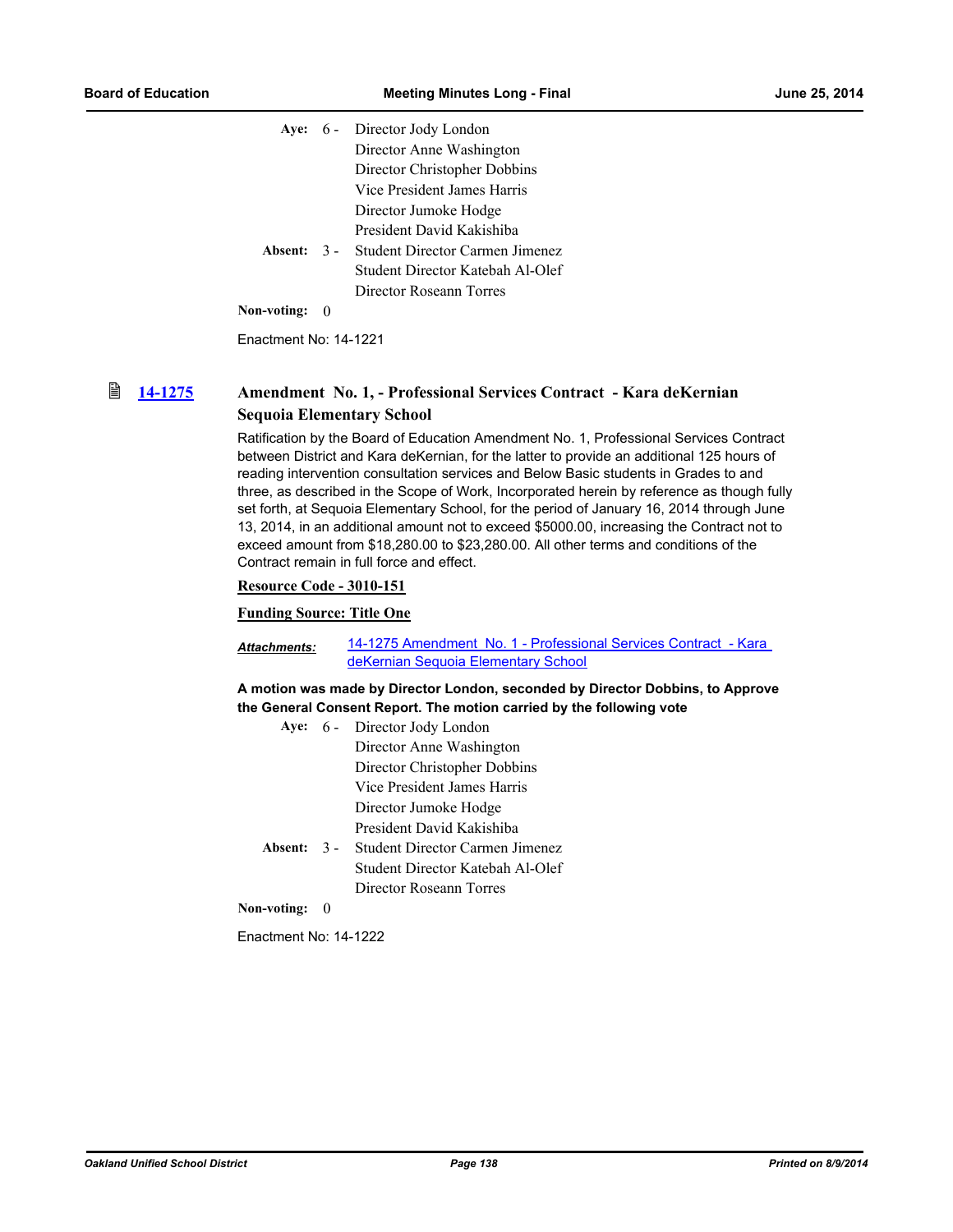Aye: 6 - Director Jody London
Director Anne Washington
Director Christopher Dobbins
Vice President James Harris
Director Jumoke Hodge
President David Kakishiba

Absent: 3 - Student Director Carmen Jimenez
Student Director Katebah Al-Olef
Director Roseann Torres

Non-voting: 0

Enactment No: 14-1221

### 14-1275 Amendment No. 1, - Professional Services Contract - Kara deKernian Sequoia Elementary School

Ratification by the Board of Education Amendment No. 1, Professional Services Contract between District and Kara deKernian, for the latter to provide an additional 125 hours of reading intervention consultation services and Below Basic students in Grades to and three, as described in the Scope of Work, Incorporated herein by reference as though fully set forth, at Sequoia Elementary School, for the period of January 16, 2014 through June 13, 2014, in an additional amount not to exceed $5000.00, increasing the Contract not to exceed amount from $18,280.00 to $23,280.00. All other terms and conditions of the Contract remain in full force and effect.

**Resource Code - 3010-151**

**Funding Source: Title One**

***Attachments:*** 14-1275 Amendment No. 1 - Professional Services Contract - Kara deKernian Sequoia Elementary School

**A motion was made by Director London, seconded by Director Dobbins, to Approve the General Consent Report. The motion carried by the following vote**

Aye: 6 - Director Jody London
Director Anne Washington
Director Christopher Dobbins
Vice President James Harris
Director Jumoke Hodge
President David Kakishiba

Absent: 3 - Student Director Carmen Jimenez
Student Director Katebah Al-Olef
Director Roseann Torres

Non-voting: 0

Enactment No: 14-1222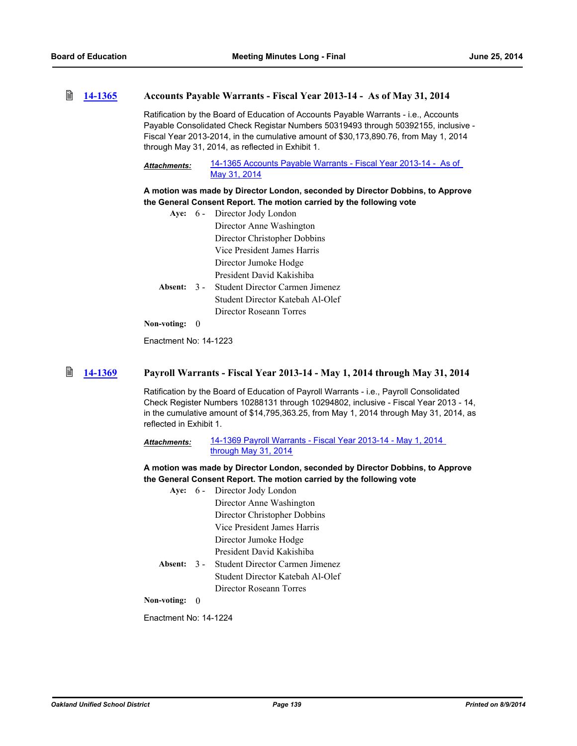### 14-1365 Accounts Payable Warrants - Fiscal Year 2013-14 - As of May 31, 2014

Ratification by the Board of Education of Accounts Payable Warrants - i.e., Accounts Payable Consolidated Check Registar Numbers 50319493 through 50392155, inclusive - Fiscal Year 2013-2014, in the cumulative amount of $30,173,890.76, from May 1, 2014 through May 31, 2014, as reflected in Exhibit 1.

***Attachments:*** 14-1365 Accounts Payable Warrants - Fiscal Year 2013-14 - As of May 31, 2014

**A motion was made by Director London, seconded by Director Dobbins, to Approve the General Consent Report. The motion carried by the following vote**

**Aye:** 6 - Director Jody London
Director Anne Washington
Director Christopher Dobbins
Vice President James Harris
Director Jumoke Hodge
President David Kakishiba

**Absent:** 3 - Student Director Carmen Jimenez
Student Director Katebah Al-Olef
Director Roseann Torres

**Non-voting:** 0

Enactment No: 14-1223

### 14-1369 Payroll Warrants - Fiscal Year 2013-14 - May 1, 2014 through May 31, 2014

Ratification by the Board of Education of Payroll Warrants - i.e., Payroll Consolidated Check Register Numbers 10288131 through 10294802, inclusive - Fiscal Year 2013 - 14, in the cumulative amount of $14,795,363.25, from May 1, 2014 through May 31, 2014, as reflected in Exhibit 1.

***Attachments:*** 14-1369 Payroll Warrants - Fiscal Year 2013-14 - May 1, 2014 through May 31, 2014

**A motion was made by Director London, seconded by Director Dobbins, to Approve the General Consent Report. The motion carried by the following vote**

**Aye:** 6 - Director Jody London
Director Anne Washington
Director Christopher Dobbins
Vice President James Harris
Director Jumoke Hodge
President David Kakishiba

**Absent:** 3 - Student Director Carmen Jimenez
Student Director Katebah Al-Olef
Director Roseann Torres

**Non-voting:** 0

Enactment No: 14-1224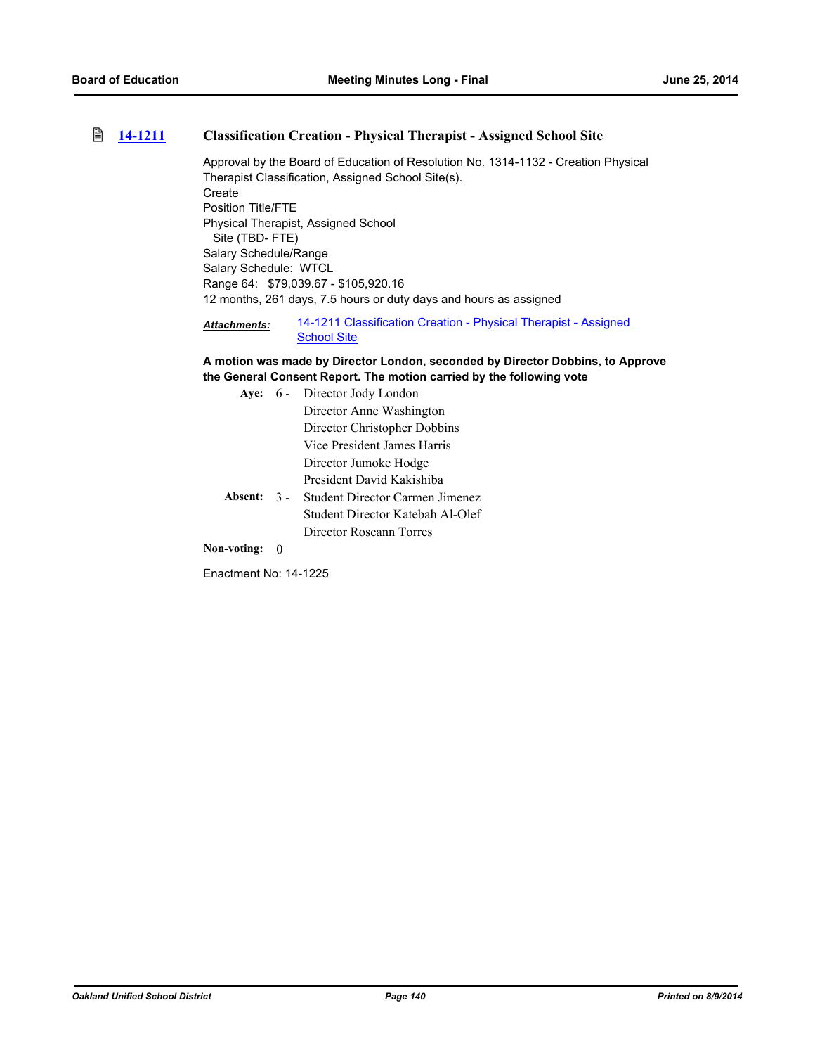### [14-1211](#) Classification Creation - Physical Therapist - Assigned School Site

Approval by the Board of Education of Resolution No. 1314-1132 - Creation Physical Therapist Classification, Assigned School Site(s).
Create
Position Title/FTE
Physical Therapist, Assigned School
  Site (TBD- FTE)
Salary Schedule/Range
Salary Schedule:  WTCL
Range 64:   $79,039.67 - $105,920.16
12 months, 261 days, 7.5 hours or duty days and hours as assigned

***Attachments:*** [14-1211 Classification Creation - Physical Therapist - Assigned School Site](#)

**A motion was made by Director London, seconded by Director Dobbins, to Approve the General Consent Report. The motion carried by the following vote**

**Aye:** 6 - Director Jody London
Director Anne Washington
Director Christopher Dobbins
Vice President James Harris
Director Jumoke Hodge
President David Kakishiba

**Absent:** 3 - Student Director Carmen Jimenez
Student Director Katebah Al-Olef
Director Roseann Torres

**Non-voting:** 0

Enactment No: 14-1225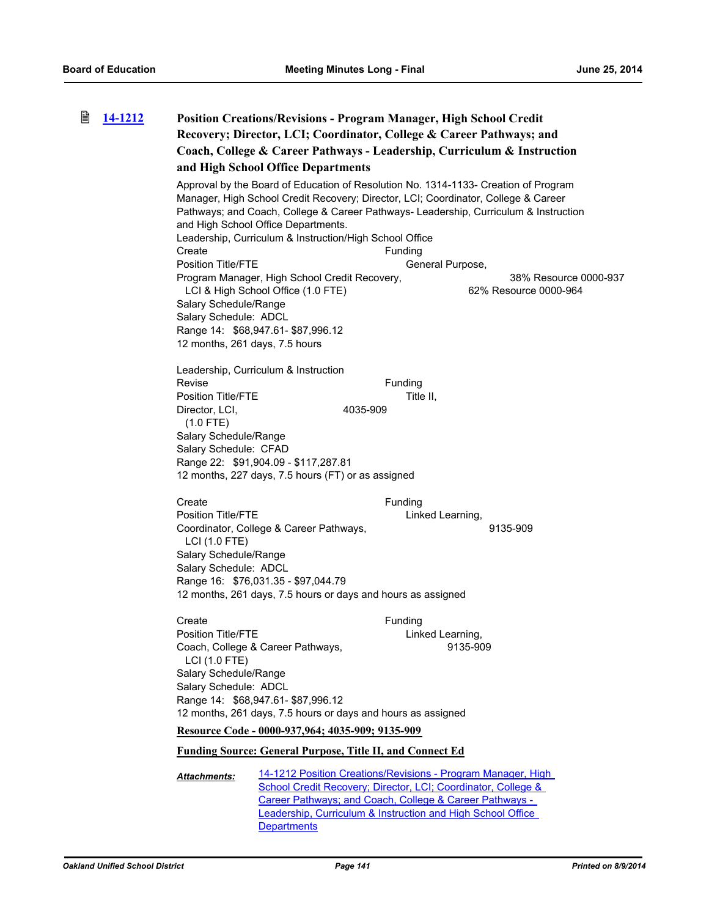### [14-1212](#) Position Creations/Revisions - Program Manager, High School Credit Recovery; Director, LCI; Coordinator, College & Career Pathways; and Coach, College & Career Pathways - Leadership, Curriculum & Instruction and High School Office Departments

Approval by the Board of Education of Resolution No. 1314-1133- Creation of Program Manager, High School Credit Recovery; Director, LCI; Coordinator, College & Career Pathways; and Coach, College & Career Pathways- Leadership, Curriculum & Instruction and High School Office Departments.

Leadership, Curriculum & Instruction/High School Office
Create
Position Title/FTE
Program Manager, High School Credit Recovery, LCI & High School Office (1.0 FTE)
Funding
General Purpose,
38% Resource 0000-937
62% Resource 0000-964
Salary Schedule/Range
Salary Schedule: ADCL
Range 14: $68,947.61- $87,996.12
12 months, 261 days, 7.5 hours

Leadership, Curriculum & Instruction
Revise
Position Title/FTE
Director, LCI, (1.0 FTE)
Funding
Title II,
4035-909
Salary Schedule/Range
Salary Schedule: CFAD
Range 22: $91,904.09 - $117,287.81
12 months, 227 days, 7.5 hours (FT) or as assigned

Create
Position Title/FTE
Coordinator, College & Career Pathways, LCI (1.0 FTE)
Funding
Linked Learning,
9135-909
Salary Schedule/Range
Salary Schedule: ADCL
Range 16: $76,031.35 - $97,044.79
12 months, 261 days, 7.5 hours or days and hours as assigned

Create
Position Title/FTE
Coach, College & Career Pathways, LCI (1.0 FTE)
Funding
Linked Learning,
9135-909
Salary Schedule/Range
Salary Schedule: ADCL
Range 14: $68,947.61- $87,996.12
12 months, 261 days, 7.5 hours or days and hours as assigned

**Resource Code - 0000-937,964; 4035-909; 9135-909**

**Funding Source: General Purpose, Title II, and Connect Ed**

***Attachments:*** [14-1212 Position Creations/Revisions - Program Manager, High School Credit Recovery; Director, LCI; Coordinator, College & Career Pathways; and Coach, College & Career Pathways - Leadership, Curriculum & Instruction and High School Office Departments](#)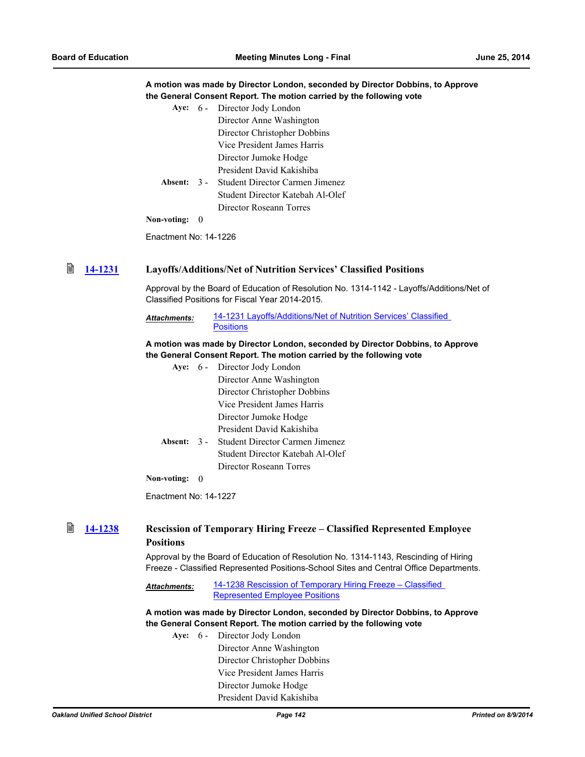**A motion was made by Director London, seconded by Director Dobbins, to Approve the General Consent Report. The motion carried by the following vote**

| | | |
|---|---|---|
| **Aye:** | 6 - | Director Jody London |
| | | Director Anne Washington |
| | | Director Christopher Dobbins |
| | | Vice President James Harris |
| | | Director Jumoke Hodge |
| | | President David Kakishiba |
| **Absent:** | 3 - | Student Director Carmen Jimenez |
| | | Student Director Katebah Al-Olef |
| | | Director Roseann Torres |
| **Non-voting:** | 0 | |

Enactment No: 14-1226

## 14-1231 Layoffs/Additions/Net of Nutrition Services' Classified Positions

Approval by the Board of Education of Resolution No. 1314-1142 - Layoffs/Additions/Net of Classified Positions for Fiscal Year 2014-2015.

***Attachments:*** 14-1231 Layoffs/Additions/Net of Nutrition Services' Classified Positions

**A motion was made by Director London, seconded by Director Dobbins, to Approve the General Consent Report. The motion carried by the following vote**

| | | |
|---|---|---|
| **Aye:** | 6 - | Director Jody London |
| | | Director Anne Washington |
| | | Director Christopher Dobbins |
| | | Vice President James Harris |
| | | Director Jumoke Hodge |
| | | President David Kakishiba |
| **Absent:** | 3 - | Student Director Carmen Jimenez |
| | | Student Director Katebah Al-Olef |
| | | Director Roseann Torres |
| **Non-voting:** | 0 | |

Enactment No: 14-1227

## 14-1238 Rescission of Temporary Hiring Freeze – Classified Represented Employee Positions

Approval by the Board of Education of Resolution No. 1314-1143, Rescinding of Hiring Freeze - Classified Represented Positions-School Sites and Central Office Departments.

***Attachments:*** 14-1238 Rescission of Temporary Hiring Freeze – Classified Represented Employee Positions

**A motion was made by Director London, seconded by Director Dobbins, to Approve the General Consent Report. The motion carried by the following vote**

| | | |
|---|---|---|
| **Aye:** | 6 - | Director Jody London |
| | | Director Anne Washington |
| | | Director Christopher Dobbins |
| | | Vice President James Harris |
| | | Director Jumoke Hodge |
| | | President David Kakishiba |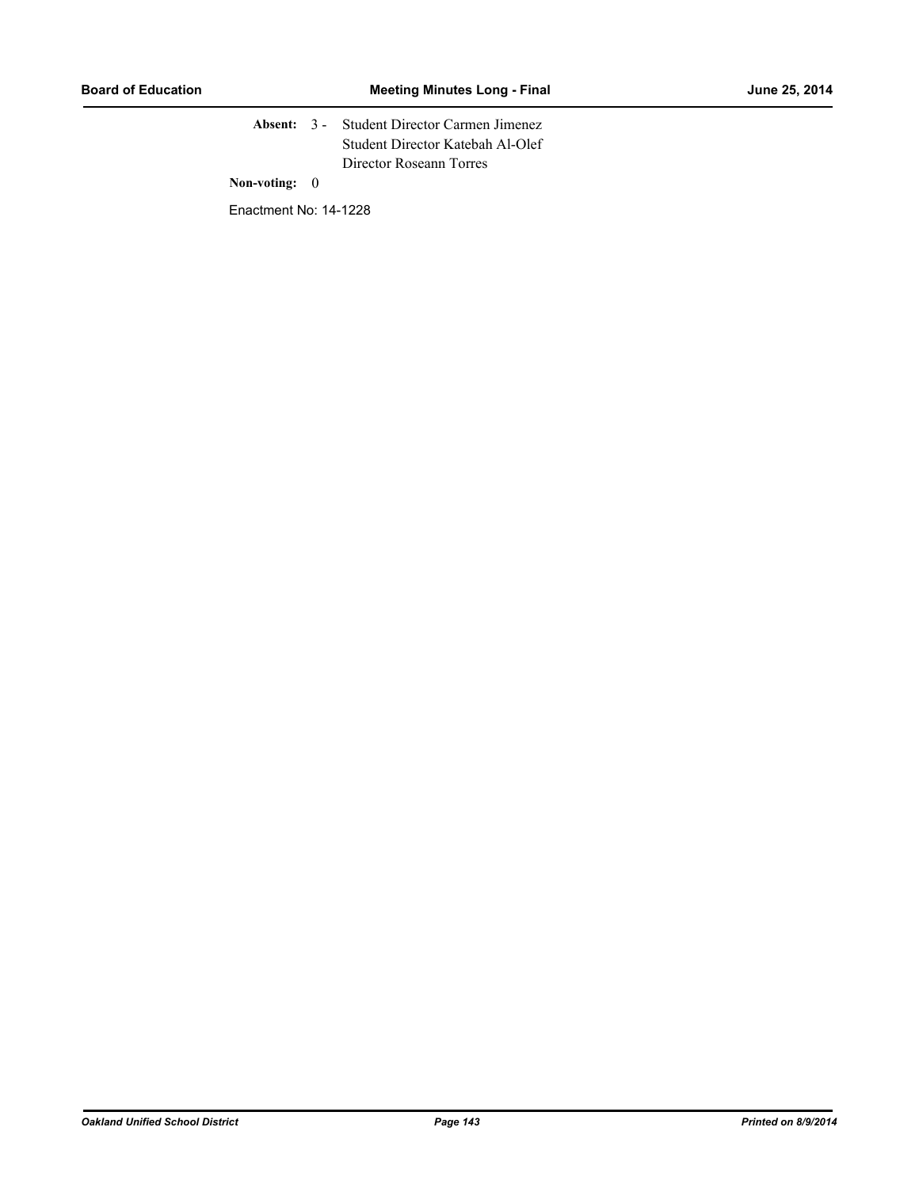**Absent:** 3 - Student Director Carmen Jimenez
Student Director Katebah Al-Olef
Director Roseann Torres

**Non-voting:** 0

Enactment No: 14-1228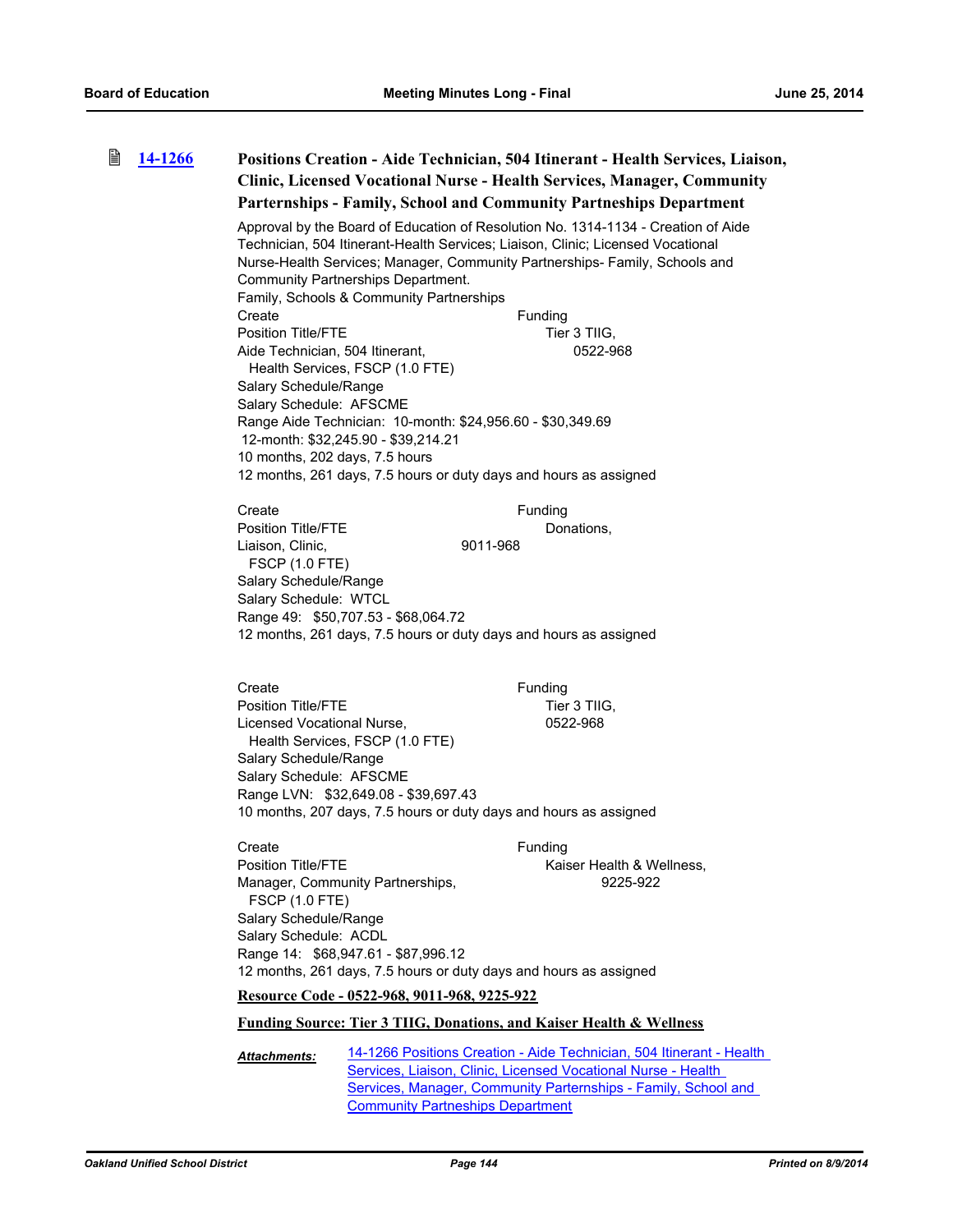### [14-1266](#) Positions Creation - Aide Technician, 504 Itinerant - Health Services, Liaison, Clinic, Licensed Vocational Nurse - Health Services, Manager, Community Parternships - Family, School and Community Partneships Department

Approval by the Board of Education of Resolution No. 1314-1134 - Creation of Aide Technician, 504 Itinerant-Health Services; Liaison, Clinic; Licensed Vocational Nurse-Health Services; Manager, Community Partnerships- Family, Schools and Community Partnerships Department.

Family, Schools & Community Partnerships

Create
Position Title/FTE
Aide Technician, 504 Itinerant, Health Services, FSCP (1.0 FTE)
Funding
Tier 3 TIIG, 0522-968
Salary Schedule/Range
Salary Schedule: AFSCME
Range Aide Technician: 10-month: $24,956.60 - $30,349.69
12-month: $32,245.90 - $39,214.21
10 months, 202 days, 7.5 hours
12 months, 261 days, 7.5 hours or duty days and hours as assigned

Create
Position Title/FTE
Liaison, Clinic, FSCP (1.0 FTE)
Funding
Donations, 9011-968
Salary Schedule/Range
Salary Schedule: WTCL
Range 49: $50,707.53 - $68,064.72
12 months, 261 days, 7.5 hours or duty days and hours as assigned

Create
Position Title/FTE
Licensed Vocational Nurse, Health Services, FSCP (1.0 FTE)
Funding
Tier 3 TIIG, 0522-968
Salary Schedule/Range
Salary Schedule: AFSCME
Range LVN: $32,649.08 - $39,697.43
10 months, 207 days, 7.5 hours or duty days and hours as assigned

Create
Position Title/FTE
Manager, Community Partnerships, FSCP (1.0 FTE)
Funding
Kaiser Health & Wellness, 9225-922
Salary Schedule/Range
Salary Schedule: ACDL
Range 14: $68,947.61 - $87,996.12
12 months, 261 days, 7.5 hours or duty days and hours as assigned

**Resource Code - 0522-968, 9011-968, 9225-922**

**Funding Source: Tier 3 TIIG, Donations, and Kaiser Health & Wellness**

***Attachments:*** [14-1266 Positions Creation - Aide Technician, 504 Itinerant - Health Services, Liaison, Clinic, Licensed Vocational Nurse - Health Services, Manager, Community Parternships - Family, School and Community Partneships Department](#)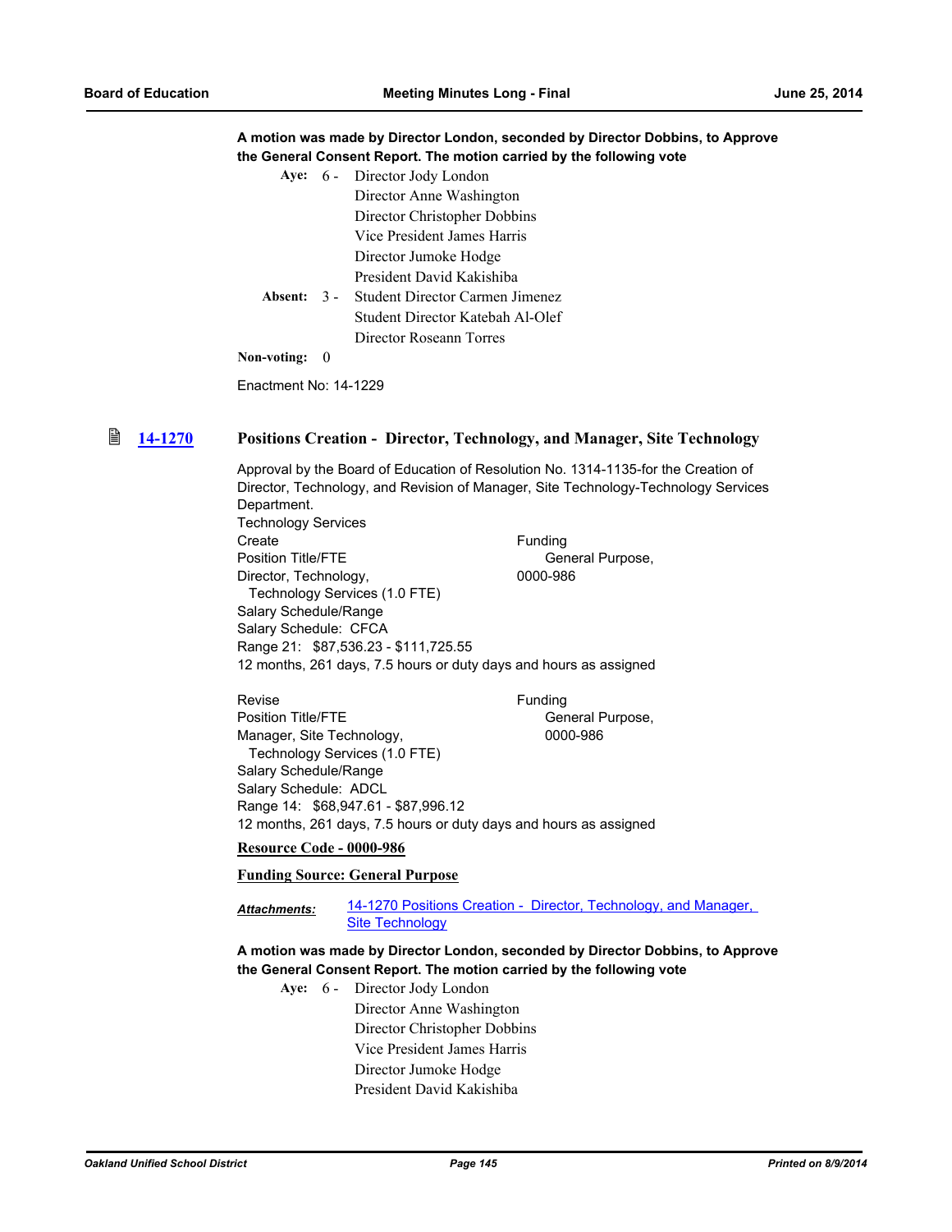**A motion was made by Director London, seconded by Director Dobbins, to Approve the General Consent Report. The motion carried by the following vote**

**Aye:** 6 - Director Jody London
Director Anne Washington
Director Christopher Dobbins
Vice President James Harris
Director Jumoke Hodge
President David Kakishiba

**Absent:** 3 - Student Director Carmen Jimenez
Student Director Katebah Al-Olef
Director Roseann Torres

**Non-voting:** 0

Enactment No: 14-1229

## 14-1270 Positions Creation - Director, Technology, and Manager, Site Technology

Approval by the Board of Education of Resolution No. 1314-1135-for the Creation of Director, Technology, and Revision of Manager, Site Technology-Technology Services Department.

Technology Services

Create
Position Title/FTE
Director, Technology,
Technology Services (1.0 FTE)
Salary Schedule/Range
Salary Schedule: CFCA
Range 21: $87,536.23 - $111,725.55
12 months, 261 days, 7.5 hours or duty days and hours as assigned

Funding
General Purpose,
0000-986

Revise
Position Title/FTE
Manager, Site Technology,
Technology Services (1.0 FTE)
Salary Schedule/Range
Salary Schedule: ADCL
Range 14: $68,947.61 - $87,996.12
12 months, 261 days, 7.5 hours or duty days and hours as assigned

Funding
General Purpose,
0000-986

**Resource Code - 0000-986**

**Funding Source: General Purpose**

***Attachments:*** 14-1270 Positions Creation - Director, Technology, and Manager, Site Technology

**A motion was made by Director London, seconded by Director Dobbins, to Approve the General Consent Report. The motion carried by the following vote**

**Aye:** 6 - Director Jody London
Director Anne Washington
Director Christopher Dobbins
Vice President James Harris
Director Jumoke Hodge
President David Kakishiba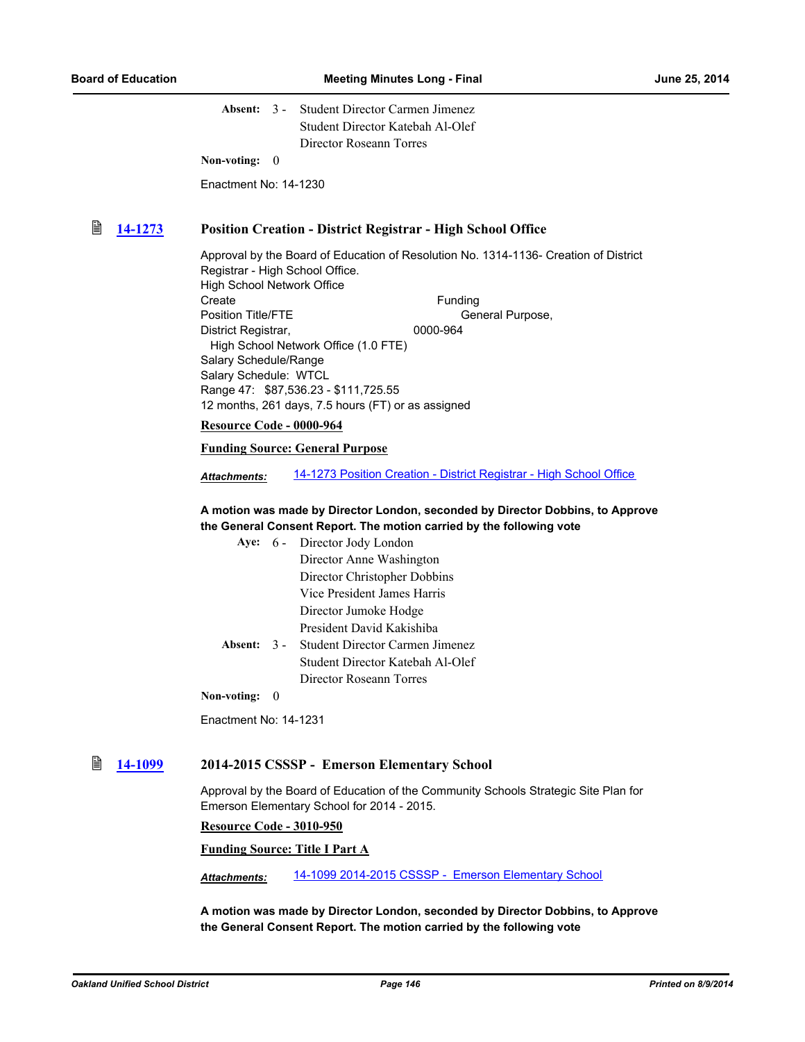**Absent:** 3 - Student Director Carmen Jimenez
Student Director Katebah Al-Olef
Director Roseann Torres

**Non-voting:** 0

Enactment No: 14-1230

## 14-1273 Position Creation - District Registrar - High School Office

Approval by the Board of Education of Resolution No. 1314-1136- Creation of District Registrar - High School Office.
High School Network Office
Create Funding
Position Title/FTE General Purpose,
District Registrar, 0000-964
High School Network Office (1.0 FTE)
Salary Schedule/Range
Salary Schedule: WTCL
Range 47: $87,536.23 - $111,725.55
12 months, 261 days, 7.5 hours (FT) or as assigned

**Resource Code - 0000-964**

**Funding Source: General Purpose**

***Attachments:*** 14-1273 Position Creation - District Registrar - High School Office

**A motion was made by Director London, seconded by Director Dobbins, to Approve the General Consent Report. The motion carried by the following vote**

**Aye:** 6 - Director Jody London
Director Anne Washington
Director Christopher Dobbins
Vice President James Harris
Director Jumoke Hodge
President David Kakishiba

**Absent:** 3 - Student Director Carmen Jimenez
Student Director Katebah Al-Olef
Director Roseann Torres

**Non-voting:** 0

Enactment No: 14-1231

## 14-1099 2014-2015 CSSSP - Emerson Elementary School

Approval by the Board of Education of the Community Schools Strategic Site Plan for Emerson Elementary School for 2014 - 2015.

**Resource Code - 3010-950**

**Funding Source: Title I Part A**

***Attachments:*** 14-1099 2014-2015 CSSSP - Emerson Elementary School

**A motion was made by Director London, seconded by Director Dobbins, to Approve the General Consent Report. The motion carried by the following vote**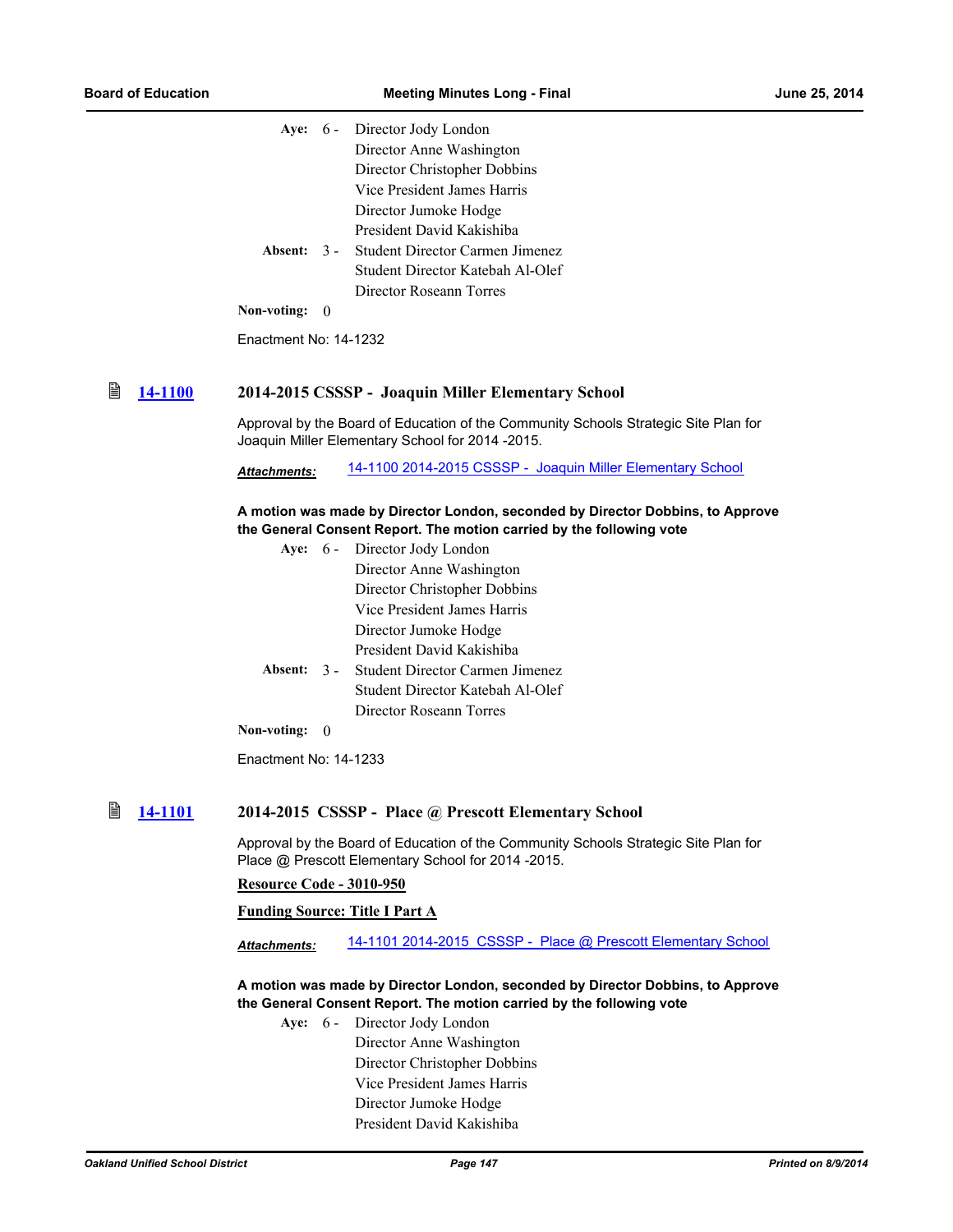Aye: 6 - Director Jody London
Director Anne Washington
Director Christopher Dobbins
Vice President James Harris
Director Jumoke Hodge
President David Kakishiba

Absent: 3 - Student Director Carmen Jimenez
Student Director Katebah Al-Olef
Director Roseann Torres

Non-voting: 0

Enactment No: 14-1232

### 14-1100 2014-2015 CSSSP - Joaquin Miller Elementary School

Approval by the Board of Education of the Community Schools Strategic Site Plan for Joaquin Miller Elementary School for 2014 -2015.

***Attachments:*** 14-1100 2014-2015 CSSSP - Joaquin Miller Elementary School

**A motion was made by Director London, seconded by Director Dobbins, to Approve the General Consent Report. The motion carried by the following vote**

Aye: 6 - Director Jody London
Director Anne Washington
Director Christopher Dobbins
Vice President James Harris
Director Jumoke Hodge
President David Kakishiba

Absent: 3 - Student Director Carmen Jimenez
Student Director Katebah Al-Olef
Director Roseann Torres

Non-voting: 0

Enactment No: 14-1233

### 14-1101 2014-2015 CSSSP - Place @ Prescott Elementary School

Approval by the Board of Education of the Community Schools Strategic Site Plan for Place @ Prescott Elementary School for 2014 -2015.

**Resource Code - 3010-950**

**Funding Source: Title I Part A**

***Attachments:*** 14-1101 2014-2015 CSSSP - Place @ Prescott Elementary School

**A motion was made by Director London, seconded by Director Dobbins, to Approve the General Consent Report. The motion carried by the following vote**

Aye: 6 - Director Jody London
Director Anne Washington
Director Christopher Dobbins
Vice President James Harris
Director Jumoke Hodge
President David Kakishiba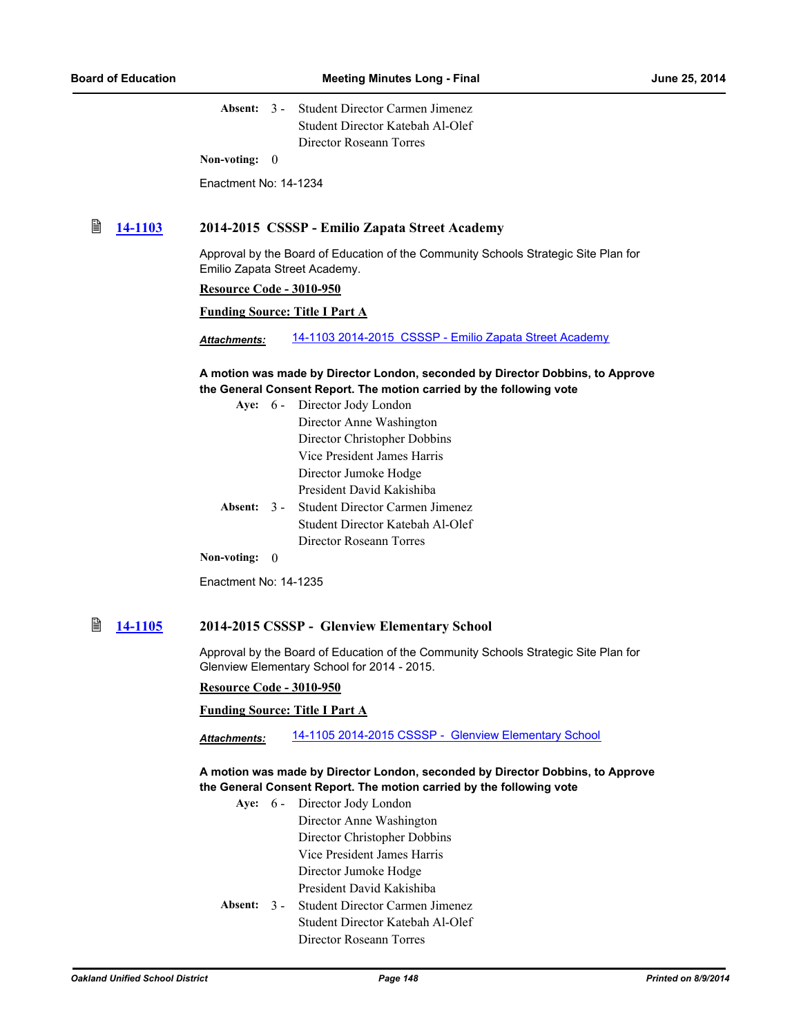**Absent:** 3 - Student Director Carmen Jimenez
Student Director Katebah Al-Olef
Director Roseann Torres

**Non-voting:** 0

Enactment No: 14-1234

## 14-1103 2014-2015 CSSSP - Emilio Zapata Street Academy

Approval by the Board of Education of the Community Schools Strategic Site Plan for Emilio Zapata Street Academy.

**Resource Code - 3010-950**

**Funding Source: Title I Part A**

***Attachments:*** 14-1103 2014-2015 CSSSP - Emilio Zapata Street Academy

**A motion was made by Director London, seconded by Director Dobbins, to Approve the General Consent Report. The motion carried by the following vote**

**Aye:** 6 - Director Jody London
Director Anne Washington
Director Christopher Dobbins
Vice President James Harris
Director Jumoke Hodge
President David Kakishiba

**Absent:** 3 - Student Director Carmen Jimenez
Student Director Katebah Al-Olef
Director Roseann Torres

**Non-voting:** 0

Enactment No: 14-1235

## 14-1105 2014-2015 CSSSP - Glenview Elementary School

Approval by the Board of Education of the Community Schools Strategic Site Plan for Glenview Elementary School for 2014 - 2015.

**Resource Code - 3010-950**

**Funding Source: Title I Part A**

***Attachments:*** 14-1105 2014-2015 CSSSP - Glenview Elementary School

**A motion was made by Director London, seconded by Director Dobbins, to Approve the General Consent Report. The motion carried by the following vote**

**Aye:** 6 - Director Jody London
Director Anne Washington
Director Christopher Dobbins
Vice President James Harris
Director Jumoke Hodge
President David Kakishiba

**Absent:** 3 - Student Director Carmen Jimenez
Student Director Katebah Al-Olef
Director Roseann Torres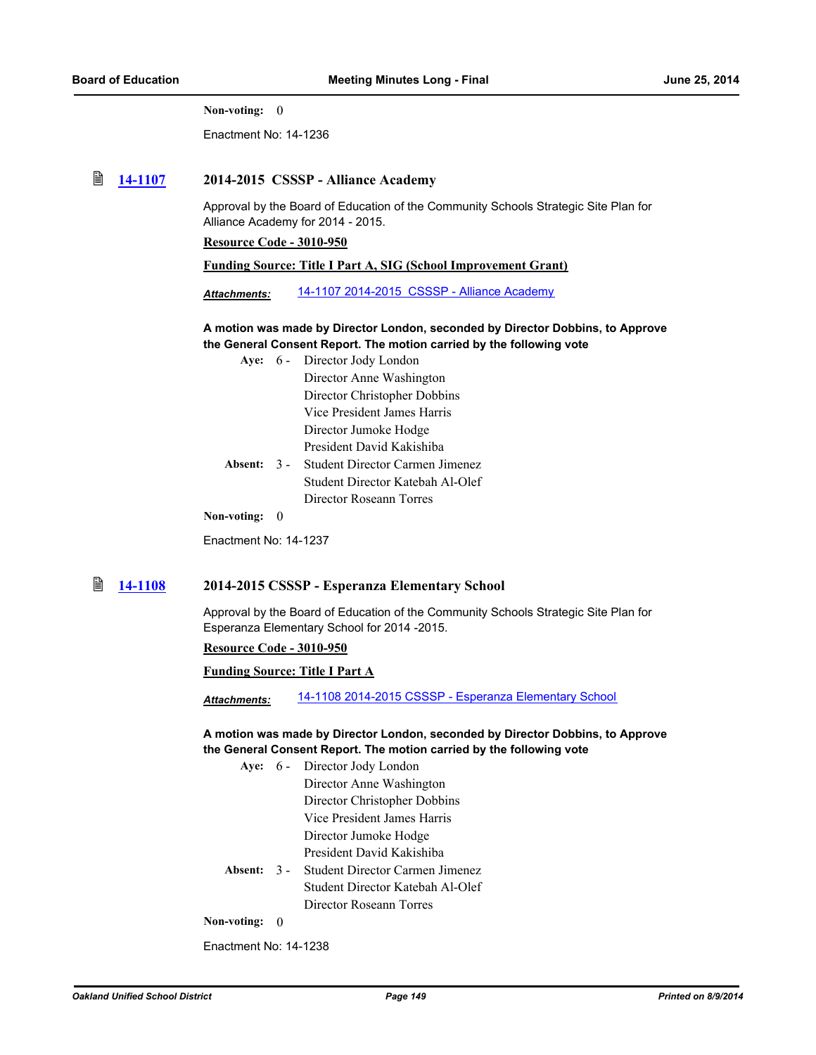**Non-voting:** 0

Enactment No: 14-1236

### 14-1107 2014-2015 CSSSP - Alliance Academy

Approval by the Board of Education of the Community Schools Strategic Site Plan for Alliance Academy for 2014 - 2015.

**Resource Code - 3010-950**

**Funding Source: Title I Part A, SIG (School Improvement Grant)**

***Attachments:*** 14-1107 2014-2015 CSSSP - Alliance Academy

**A motion was made by Director London, seconded by Director Dobbins, to Approve the General Consent Report. The motion carried by the following vote**

**Aye:** 6 - Director Jody London
Director Anne Washington
Director Christopher Dobbins
Vice President James Harris
Director Jumoke Hodge
President David Kakishiba

**Absent:** 3 - Student Director Carmen Jimenez
Student Director Katebah Al-Olef
Director Roseann Torres

**Non-voting:** 0

Enactment No: 14-1237

### 14-1108 2014-2015 CSSSP - Esperanza Elementary School

Approval by the Board of Education of the Community Schools Strategic Site Plan for Esperanza Elementary School for 2014 -2015.

**Resource Code - 3010-950**

**Funding Source: Title I Part A**

***Attachments:*** 14-1108 2014-2015 CSSSP - Esperanza Elementary School

**A motion was made by Director London, seconded by Director Dobbins, to Approve the General Consent Report. The motion carried by the following vote**

**Aye:** 6 - Director Jody London
Director Anne Washington
Director Christopher Dobbins
Vice President James Harris
Director Jumoke Hodge
President David Kakishiba

**Absent:** 3 - Student Director Carmen Jimenez
Student Director Katebah Al-Olef
Director Roseann Torres

**Non-voting:** 0

Enactment No: 14-1238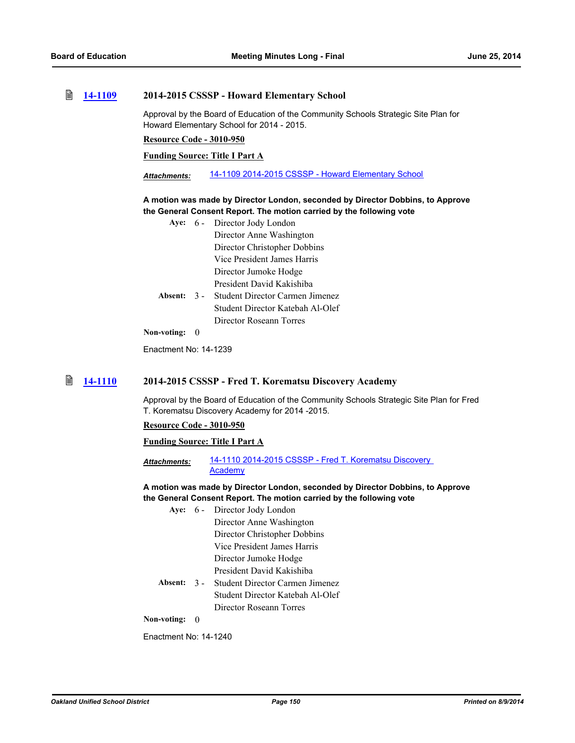### 14-1109 2014-2015 CSSSP - Howard Elementary School

Approval by the Board of Education of the Community Schools Strategic Site Plan for Howard Elementary School for 2014 - 2015.

**Resource Code - 3010-950**

**Funding Source: Title I Part A**

***Attachments:*** 14-1109 2014-2015 CSSSP - Howard Elementary School

**A motion was made by Director London, seconded by Director Dobbins, to Approve the General Consent Report. The motion carried by the following vote**

**Aye:** 6 - Director Jody London
Director Anne Washington
Director Christopher Dobbins
Vice President James Harris
Director Jumoke Hodge
President David Kakishiba

**Absent:** 3 - Student Director Carmen Jimenez
Student Director Katebah Al-Olef
Director Roseann Torres

**Non-voting:** 0

Enactment No: 14-1239

### 14-1110 2014-2015 CSSSP - Fred T. Korematsu Discovery Academy

Approval by the Board of Education of the Community Schools Strategic Site Plan for Fred T. Korematsu Discovery Academy for 2014 -2015.

**Resource Code - 3010-950**

**Funding Source: Title I Part A**

***Attachments:*** 14-1110 2014-2015 CSSSP - Fred T. Korematsu Discovery Academy

**A motion was made by Director London, seconded by Director Dobbins, to Approve the General Consent Report. The motion carried by the following vote**

**Aye:** 6 - Director Jody London
Director Anne Washington
Director Christopher Dobbins
Vice President James Harris
Director Jumoke Hodge
President David Kakishiba

**Absent:** 3 - Student Director Carmen Jimenez
Student Director Katebah Al-Olef
Director Roseann Torres

**Non-voting:** 0

Enactment No: 14-1240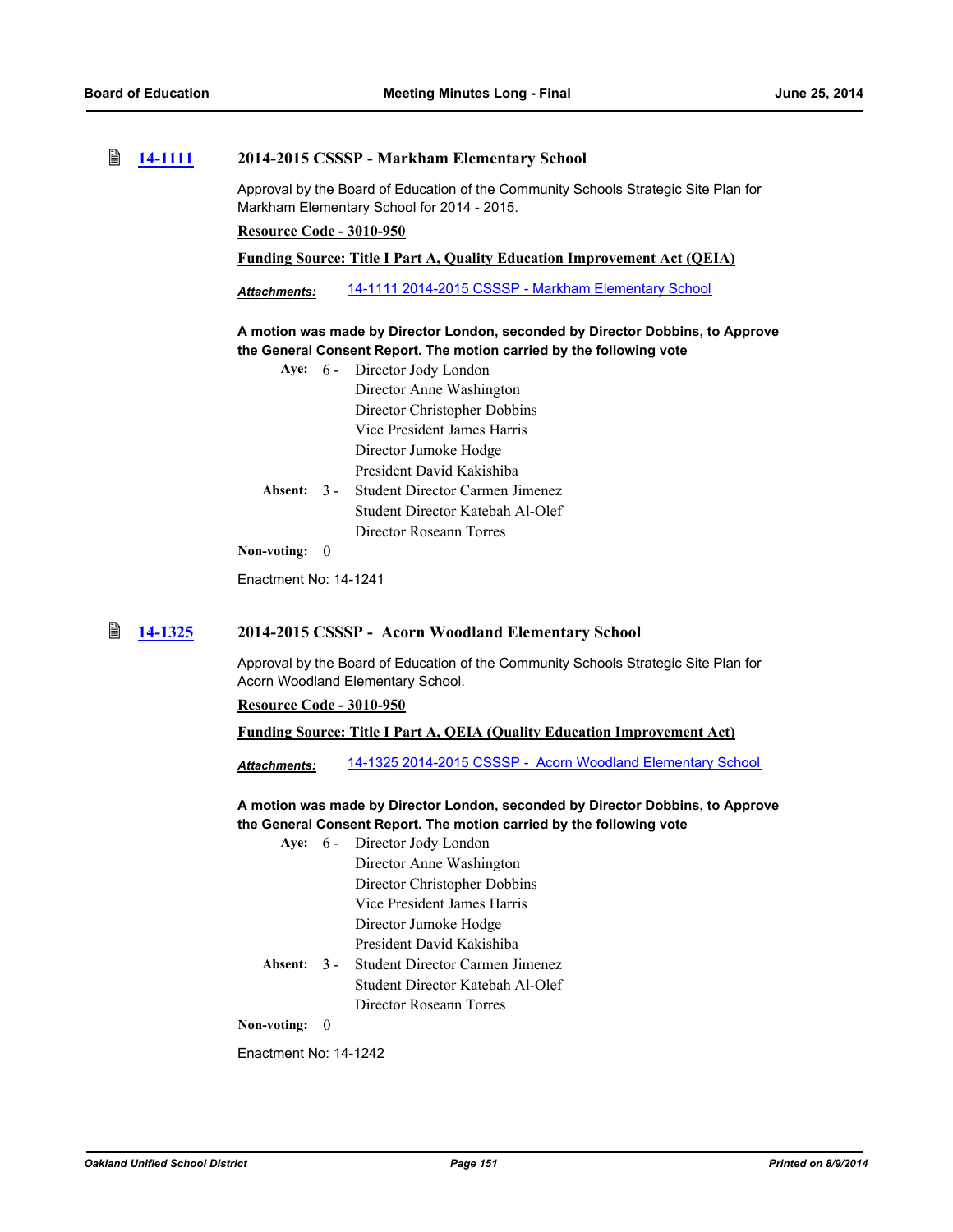### 14-1111 2014-2015 CSSSP - Markham Elementary School

Approval by the Board of Education of the Community Schools Strategic Site Plan for Markham Elementary School for 2014 - 2015.

**Resource Code - 3010-950**

**Funding Source: Title I Part A, Quality Education Improvement Act (QEIA)**

***Attachments:*** 14-1111 2014-2015 CSSSP - Markham Elementary School

**A motion was made by Director London, seconded by Director Dobbins, to Approve the General Consent Report. The motion carried by the following vote**

**Aye:** 6 - Director Jody London
Director Anne Washington
Director Christopher Dobbins
Vice President James Harris
Director Jumoke Hodge
President David Kakishiba

**Absent:** 3 - Student Director Carmen Jimenez
Student Director Katebah Al-Olef
Director Roseann Torres

**Non-voting:** 0

Enactment No: 14-1241

### 14-1325 2014-2015 CSSSP - Acorn Woodland Elementary School

Approval by the Board of Education of the Community Schools Strategic Site Plan for Acorn Woodland Elementary School.

**Resource Code - 3010-950**

**Funding Source: Title I Part A, QEIA (Quality Education Improvement Act)**

***Attachments:*** 14-1325 2014-2015 CSSSP - Acorn Woodland Elementary School

**A motion was made by Director London, seconded by Director Dobbins, to Approve the General Consent Report. The motion carried by the following vote**

**Aye:** 6 - Director Jody London
Director Anne Washington
Director Christopher Dobbins
Vice President James Harris
Director Jumoke Hodge
President David Kakishiba

**Absent:** 3 - Student Director Carmen Jimenez
Student Director Katebah Al-Olef
Director Roseann Torres

**Non-voting:** 0

Enactment No: 14-1242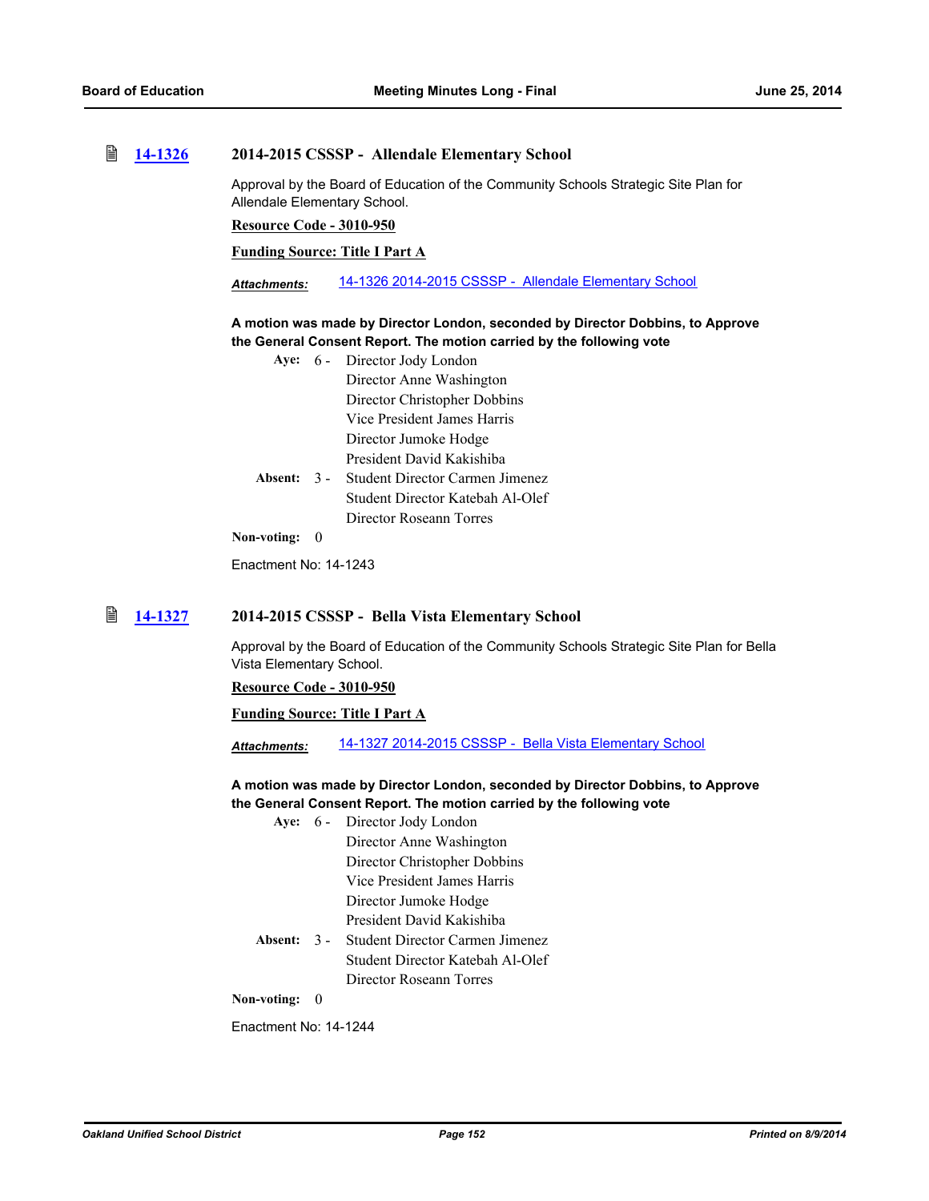## 14-1326 2014-2015 CSSSP - Allendale Elementary School

Approval by the Board of Education of the Community Schools Strategic Site Plan for Allendale Elementary School.

**Resource Code - 3010-950**

**Funding Source: Title I Part A**

***Attachments:*** 14-1326 2014-2015 CSSSP - Allendale Elementary School

**A motion was made by Director London, seconded by Director Dobbins, to Approve the General Consent Report. The motion carried by the following vote**

**Aye:** 6 - Director Jody London
Director Anne Washington
Director Christopher Dobbins
Vice President James Harris
Director Jumoke Hodge
President David Kakishiba

**Absent:** 3 - Student Director Carmen Jimenez
Student Director Katebah Al-Olef
Director Roseann Torres

**Non-voting:** 0

Enactment No: 14-1243

## 14-1327 2014-2015 CSSSP - Bella Vista Elementary School

Approval by the Board of Education of the Community Schools Strategic Site Plan for Bella Vista Elementary School.

**Resource Code - 3010-950**

**Funding Source: Title I Part A**

***Attachments:*** 14-1327 2014-2015 CSSSP - Bella Vista Elementary School

**A motion was made by Director London, seconded by Director Dobbins, to Approve the General Consent Report. The motion carried by the following vote**

**Aye:** 6 - Director Jody London
Director Anne Washington
Director Christopher Dobbins
Vice President James Harris
Director Jumoke Hodge
President David Kakishiba

**Absent:** 3 - Student Director Carmen Jimenez
Student Director Katebah Al-Olef
Director Roseann Torres

**Non-voting:** 0

Enactment No: 14-1244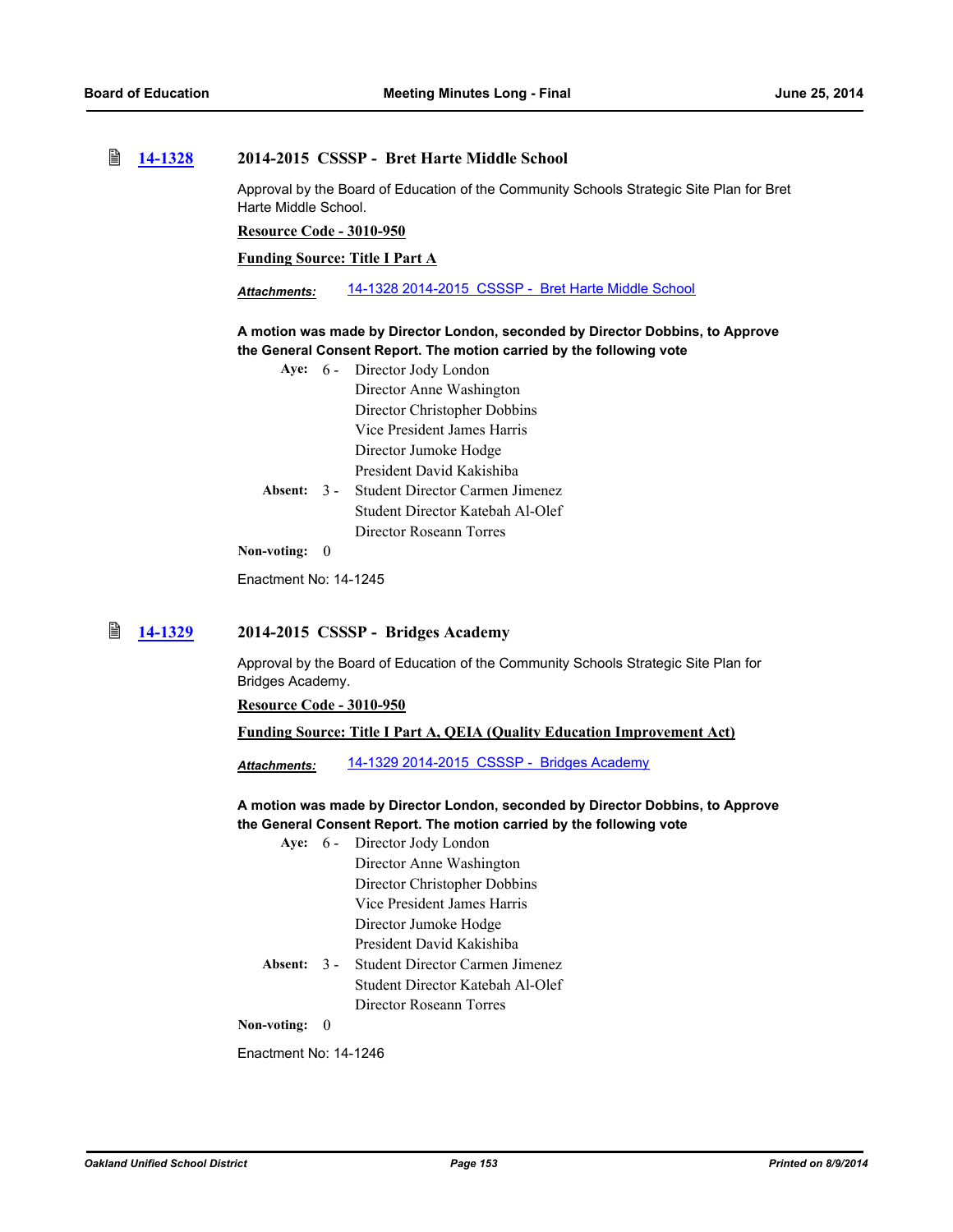## 14-1328 2014-2015 CSSSP - Bret Harte Middle School

Approval by the Board of Education of the Community Schools Strategic Site Plan for Bret Harte Middle School.

**Resource Code - 3010-950**

**Funding Source: Title I Part A**

***Attachments:*** 14-1328 2014-2015 CSSSP - Bret Harte Middle School

**A motion was made by Director London, seconded by Director Dobbins, to Approve the General Consent Report. The motion carried by the following vote**

**Aye:** 6 - Director Jody London
Director Anne Washington
Director Christopher Dobbins
Vice President James Harris
Director Jumoke Hodge
President David Kakishiba

**Absent:** 3 - Student Director Carmen Jimenez
Student Director Katebah Al-Olef
Director Roseann Torres

**Non-voting:** 0

Enactment No: 14-1245

## 14-1329 2014-2015 CSSSP - Bridges Academy

Approval by the Board of Education of the Community Schools Strategic Site Plan for Bridges Academy.

**Resource Code - 3010-950**

**Funding Source: Title I Part A, QEIA (Quality Education Improvement Act)**

***Attachments:*** 14-1329 2014-2015 CSSSP - Bridges Academy

**A motion was made by Director London, seconded by Director Dobbins, to Approve the General Consent Report. The motion carried by the following vote**

**Aye:** 6 - Director Jody London
Director Anne Washington
Director Christopher Dobbins
Vice President James Harris
Director Jumoke Hodge
President David Kakishiba

**Absent:** 3 - Student Director Carmen Jimenez
Student Director Katebah Al-Olef
Director Roseann Torres

**Non-voting:** 0

Enactment No: 14-1246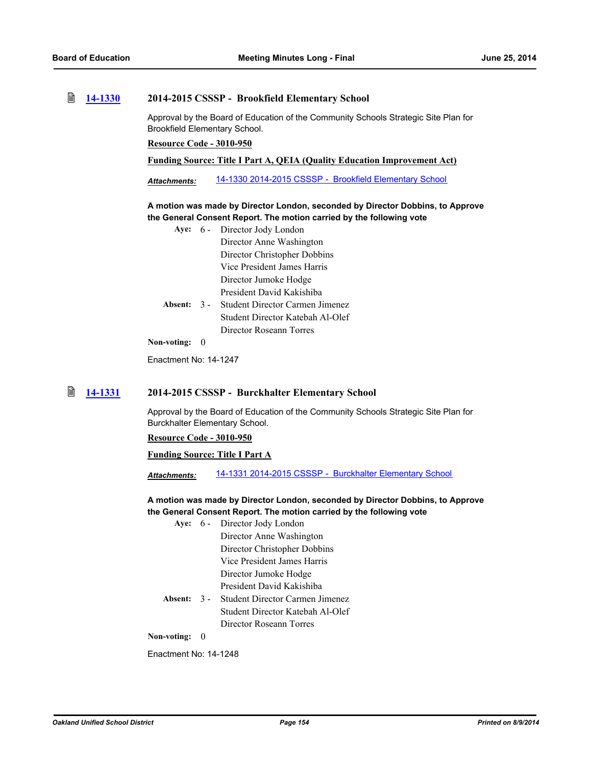### 14-1330 2014-2015 CSSSP - Brookfield Elementary School

Approval by the Board of Education of the Community Schools Strategic Site Plan for Brookfield Elementary School.

**Resource Code - 3010-950**

**Funding Source: Title I Part A, QEIA (Quality Education Improvement Act)**

***Attachments:*** 14-1330 2014-2015 CSSSP - Brookfield Elementary School

**A motion was made by Director London, seconded by Director Dobbins, to Approve the General Consent Report. The motion carried by the following vote**

**Aye:** 6 - Director Jody London
Director Anne Washington
Director Christopher Dobbins
Vice President James Harris
Director Jumoke Hodge
President David Kakishiba

**Absent:** 3 - Student Director Carmen Jimenez
Student Director Katebah Al-Olef
Director Roseann Torres

**Non-voting:** 0

Enactment No: 14-1247

### 14-1331 2014-2015 CSSSP - Burckhalter Elementary School

Approval by the Board of Education of the Community Schools Strategic Site Plan for Burckhalter Elementary School.

**Resource Code - 3010-950**

**Funding Source: Title I Part A**

***Attachments:*** 14-1331 2014-2015 CSSSP - Burckhalter Elementary School

**A motion was made by Director London, seconded by Director Dobbins, to Approve the General Consent Report. The motion carried by the following vote**

**Aye:** 6 - Director Jody London
Director Anne Washington
Director Christopher Dobbins
Vice President James Harris
Director Jumoke Hodge
President David Kakishiba

**Absent:** 3 - Student Director Carmen Jimenez
Student Director Katebah Al-Olef
Director Roseann Torres

**Non-voting:** 0

Enactment No: 14-1248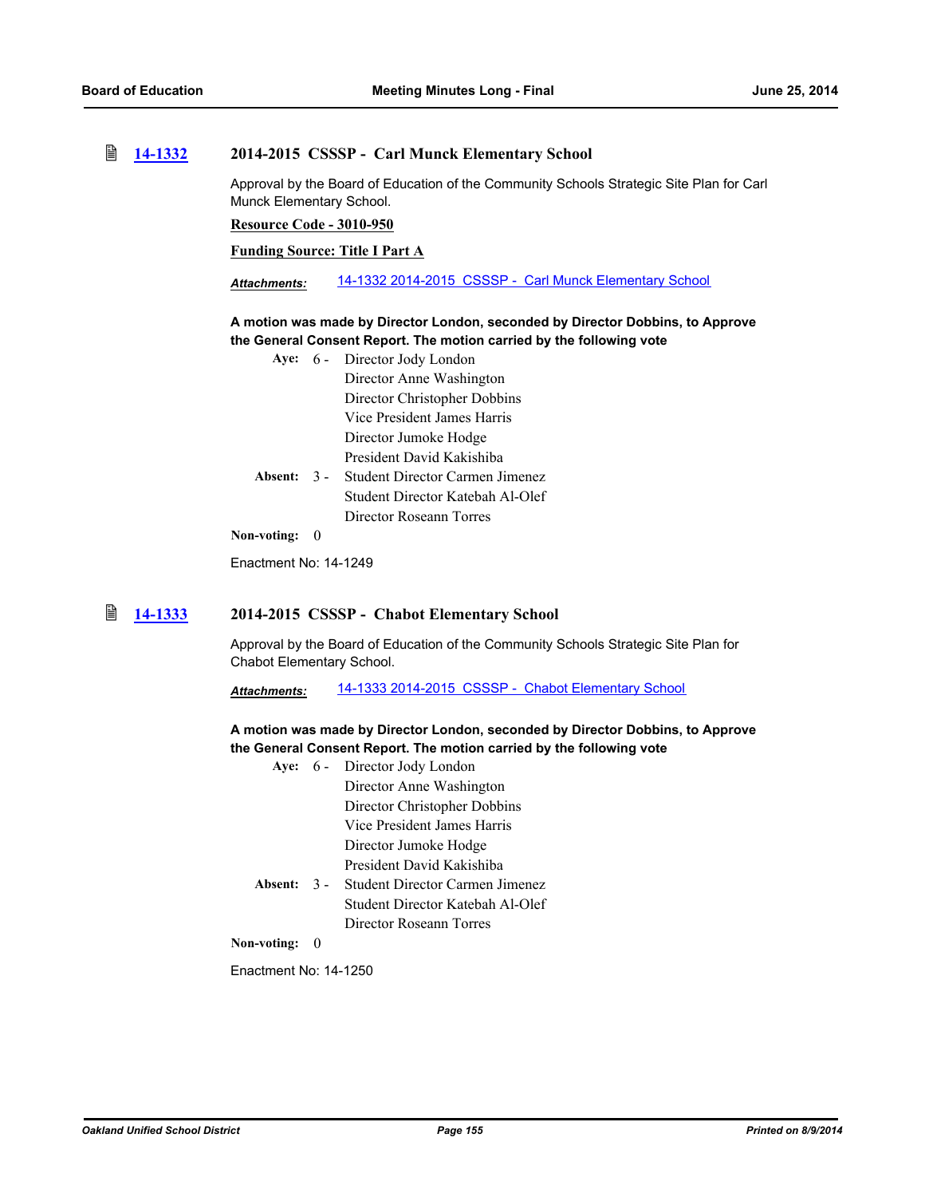### 14-1332 2014-2015 CSSSP - Carl Munck Elementary School

Approval by the Board of Education of the Community Schools Strategic Site Plan for Carl Munck Elementary School.

**Resource Code - 3010-950**

**Funding Source: Title I Part A**

***Attachments:*** 14-1332 2014-2015 CSSSP - Carl Munck Elementary School

**A motion was made by Director London, seconded by Director Dobbins, to Approve the General Consent Report. The motion carried by the following vote**

**Aye:** 6 - Director Jody London
Director Anne Washington
Director Christopher Dobbins
Vice President James Harris
Director Jumoke Hodge
President David Kakishiba

**Absent:** 3 - Student Director Carmen Jimenez
Student Director Katebah Al-Olef
Director Roseann Torres

**Non-voting:** 0

Enactment No: 14-1249

### 14-1333 2014-2015 CSSSP - Chabot Elementary School

Approval by the Board of Education of the Community Schools Strategic Site Plan for Chabot Elementary School.

***Attachments:*** 14-1333 2014-2015 CSSSP - Chabot Elementary School

**A motion was made by Director London, seconded by Director Dobbins, to Approve the General Consent Report. The motion carried by the following vote**

**Aye:** 6 - Director Jody London
Director Anne Washington
Director Christopher Dobbins
Vice President James Harris
Director Jumoke Hodge
President David Kakishiba

**Absent:** 3 - Student Director Carmen Jimenez
Student Director Katebah Al-Olef
Director Roseann Torres

**Non-voting:** 0

Enactment No: 14-1250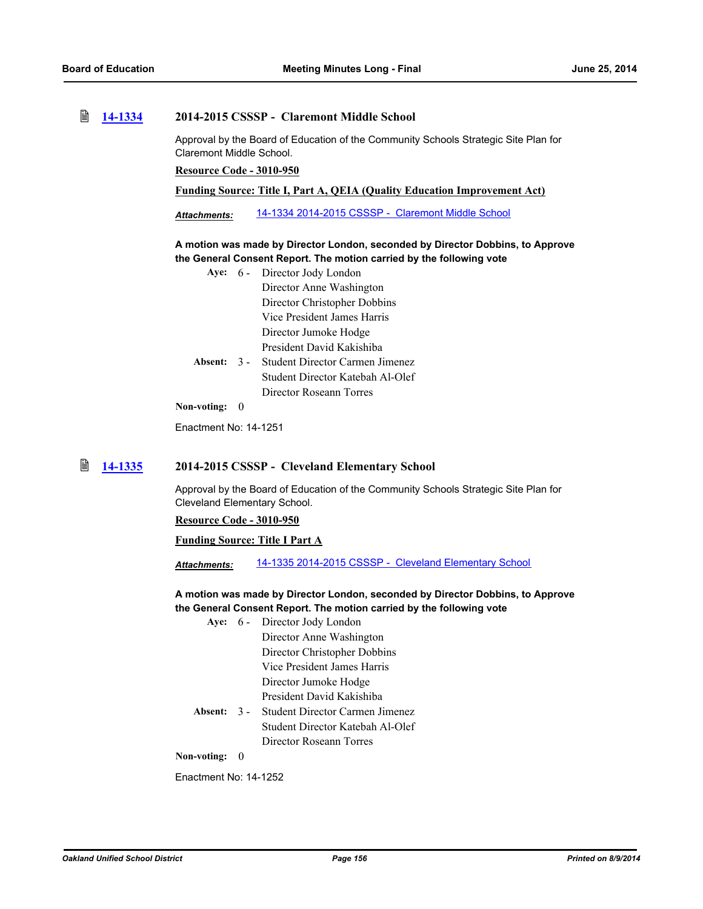## 14-1334 2014-2015 CSSSP - Claremont Middle School

Approval by the Board of Education of the Community Schools Strategic Site Plan for Claremont Middle School.

**Resource Code - 3010-950**

**Funding Source: Title I, Part A, QEIA (Quality Education Improvement Act)**

***Attachments:*** 14-1334 2014-2015 CSSSP - Claremont Middle School

**A motion was made by Director London, seconded by Director Dobbins, to Approve the General Consent Report. The motion carried by the following vote**

**Aye:** 6 - Director Jody London
Director Anne Washington
Director Christopher Dobbins
Vice President James Harris
Director Jumoke Hodge
President David Kakishiba

**Absent:** 3 - Student Director Carmen Jimenez
Student Director Katebah Al-Olef
Director Roseann Torres

**Non-voting:** 0

Enactment No: 14-1251

## 14-1335 2014-2015 CSSSP - Cleveland Elementary School

Approval by the Board of Education of the Community Schools Strategic Site Plan for Cleveland Elementary School.

**Resource Code - 3010-950**

**Funding Source: Title I Part A**

***Attachments:*** 14-1335 2014-2015 CSSSP - Cleveland Elementary School

**A motion was made by Director London, seconded by Director Dobbins, to Approve the General Consent Report. The motion carried by the following vote**

**Aye:** 6 - Director Jody London
Director Anne Washington
Director Christopher Dobbins
Vice President James Harris
Director Jumoke Hodge
President David Kakishiba

**Absent:** 3 - Student Director Carmen Jimenez
Student Director Katebah Al-Olef
Director Roseann Torres

**Non-voting:** 0

Enactment No: 14-1252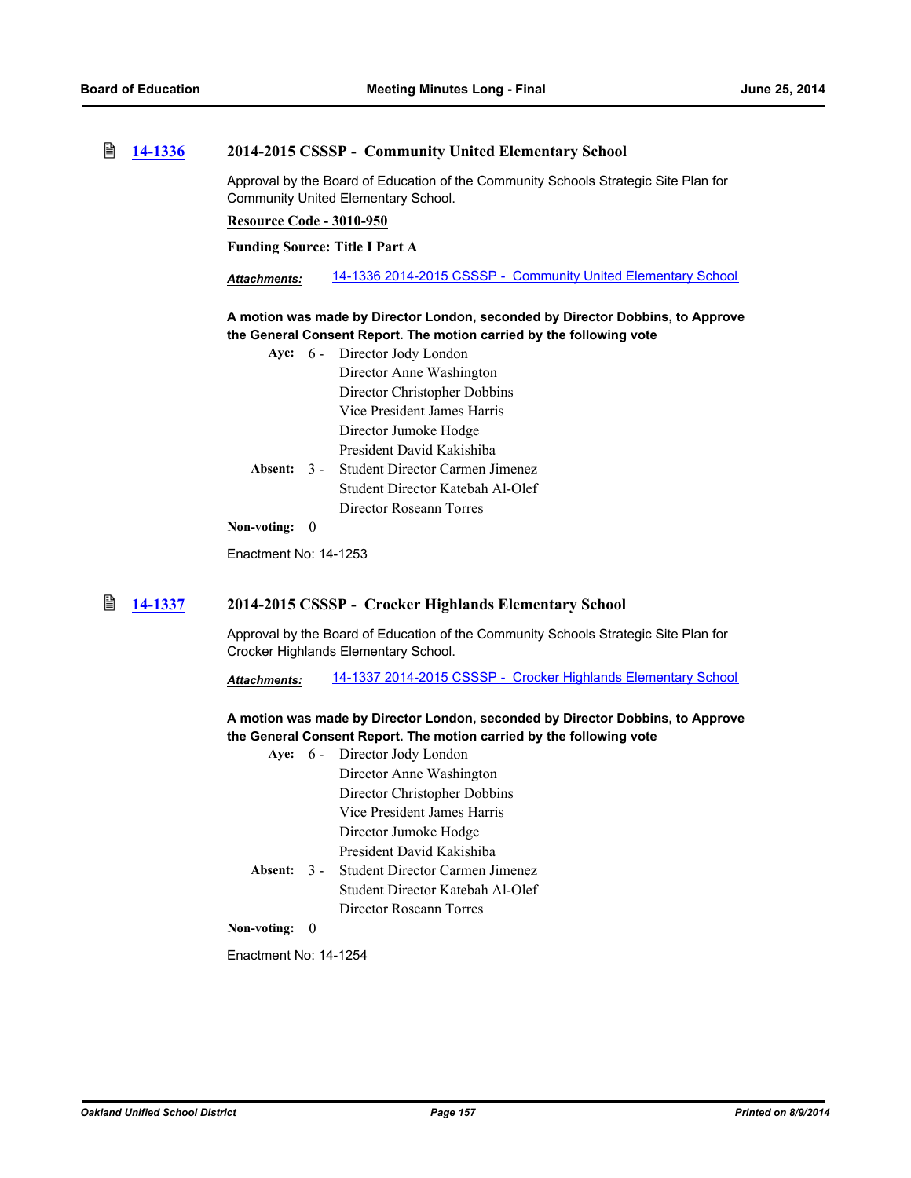### 14-1336 2014-2015 CSSSP - Community United Elementary School

Approval by the Board of Education of the Community Schools Strategic Site Plan for Community United Elementary School.

**Resource Code - 3010-950**

**Funding Source: Title I Part A**

***Attachments:*** 14-1336 2014-2015 CSSSP - Community United Elementary School

**A motion was made by Director London, seconded by Director Dobbins, to Approve the General Consent Report. The motion carried by the following vote**

**Aye:** 6 - Director Jody London
Director Anne Washington
Director Christopher Dobbins
Vice President James Harris
Director Jumoke Hodge
President David Kakishiba

**Absent:** 3 - Student Director Carmen Jimenez
Student Director Katebah Al-Olef
Director Roseann Torres

**Non-voting:** 0

Enactment No: 14-1253

### 14-1337 2014-2015 CSSSP - Crocker Highlands Elementary School

Approval by the Board of Education of the Community Schools Strategic Site Plan for Crocker Highlands Elementary School.

***Attachments:*** 14-1337 2014-2015 CSSSP - Crocker Highlands Elementary School

**A motion was made by Director London, seconded by Director Dobbins, to Approve the General Consent Report. The motion carried by the following vote**

**Aye:** 6 - Director Jody London
Director Anne Washington
Director Christopher Dobbins
Vice President James Harris
Director Jumoke Hodge
President David Kakishiba

**Absent:** 3 - Student Director Carmen Jimenez
Student Director Katebah Al-Olef
Director Roseann Torres

**Non-voting:** 0

Enactment No: 14-1254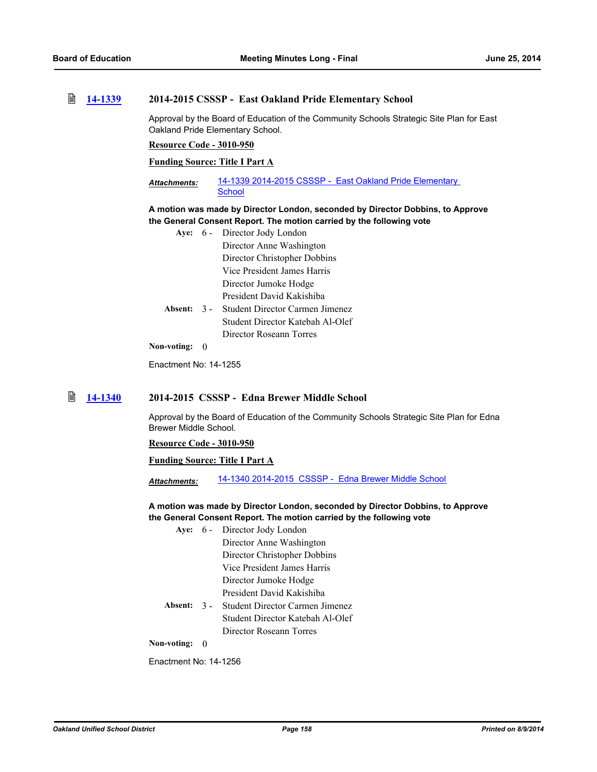### 14-1339 2014-2015 CSSSP - East Oakland Pride Elementary School

Approval by the Board of Education of the Community Schools Strategic Site Plan for East Oakland Pride Elementary School.

**Resource Code - 3010-950**

**Funding Source: Title I Part A**

***Attachments:*** 14-1339 2014-2015 CSSSP - East Oakland Pride Elementary School

**A motion was made by Director London, seconded by Director Dobbins, to Approve the General Consent Report. The motion carried by the following vote**

**Aye:** 6 - Director Jody London
Director Anne Washington
Director Christopher Dobbins
Vice President James Harris
Director Jumoke Hodge
President David Kakishiba

**Absent:** 3 - Student Director Carmen Jimenez
Student Director Katebah Al-Olef
Director Roseann Torres

**Non-voting:** 0

Enactment No: 14-1255

### 14-1340 2014-2015 CSSSP - Edna Brewer Middle School

Approval by the Board of Education of the Community Schools Strategic Site Plan for Edna Brewer Middle School.

**Resource Code - 3010-950**

**Funding Source: Title I Part A**

***Attachments:*** 14-1340 2014-2015 CSSSP - Edna Brewer Middle School

**A motion was made by Director London, seconded by Director Dobbins, to Approve the General Consent Report. The motion carried by the following vote**

**Aye:** 6 - Director Jody London
Director Anne Washington
Director Christopher Dobbins
Vice President James Harris
Director Jumoke Hodge
President David Kakishiba

**Absent:** 3 - Student Director Carmen Jimenez
Student Director Katebah Al-Olef
Director Roseann Torres

**Non-voting:** 0

Enactment No: 14-1256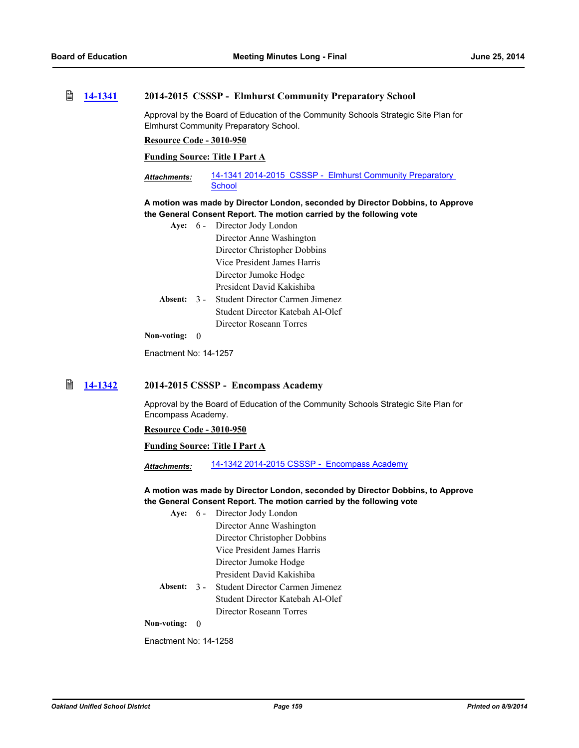### 14-1341 2014-2015 CSSSP - Elmhurst Community Preparatory School

Approval by the Board of Education of the Community Schools Strategic Site Plan for Elmhurst Community Preparatory School.

**Resource Code - 3010-950**

**Funding Source: Title I Part A**

***Attachments:*** 14-1341 2014-2015 CSSSP - Elmhurst Community Preparatory School

**A motion was made by Director London, seconded by Director Dobbins, to Approve the General Consent Report. The motion carried by the following vote**

Aye: 6 - Director Jody London
Director Anne Washington
Director Christopher Dobbins
Vice President James Harris
Director Jumoke Hodge
President David Kakishiba

Absent: 3 - Student Director Carmen Jimenez
Student Director Katebah Al-Olef
Director Roseann Torres

Non-voting: 0

Enactment No: 14-1257

### 14-1342 2014-2015 CSSSP - Encompass Academy

Approval by the Board of Education of the Community Schools Strategic Site Plan for Encompass Academy.

**Resource Code - 3010-950**

**Funding Source: Title I Part A**

***Attachments:*** 14-1342 2014-2015 CSSSP - Encompass Academy

**A motion was made by Director London, seconded by Director Dobbins, to Approve the General Consent Report. The motion carried by the following vote**

Aye: 6 - Director Jody London
Director Anne Washington
Director Christopher Dobbins
Vice President James Harris
Director Jumoke Hodge
President David Kakishiba

Absent: 3 - Student Director Carmen Jimenez
Student Director Katebah Al-Olef
Director Roseann Torres

Non-voting: 0

Enactment No: 14-1258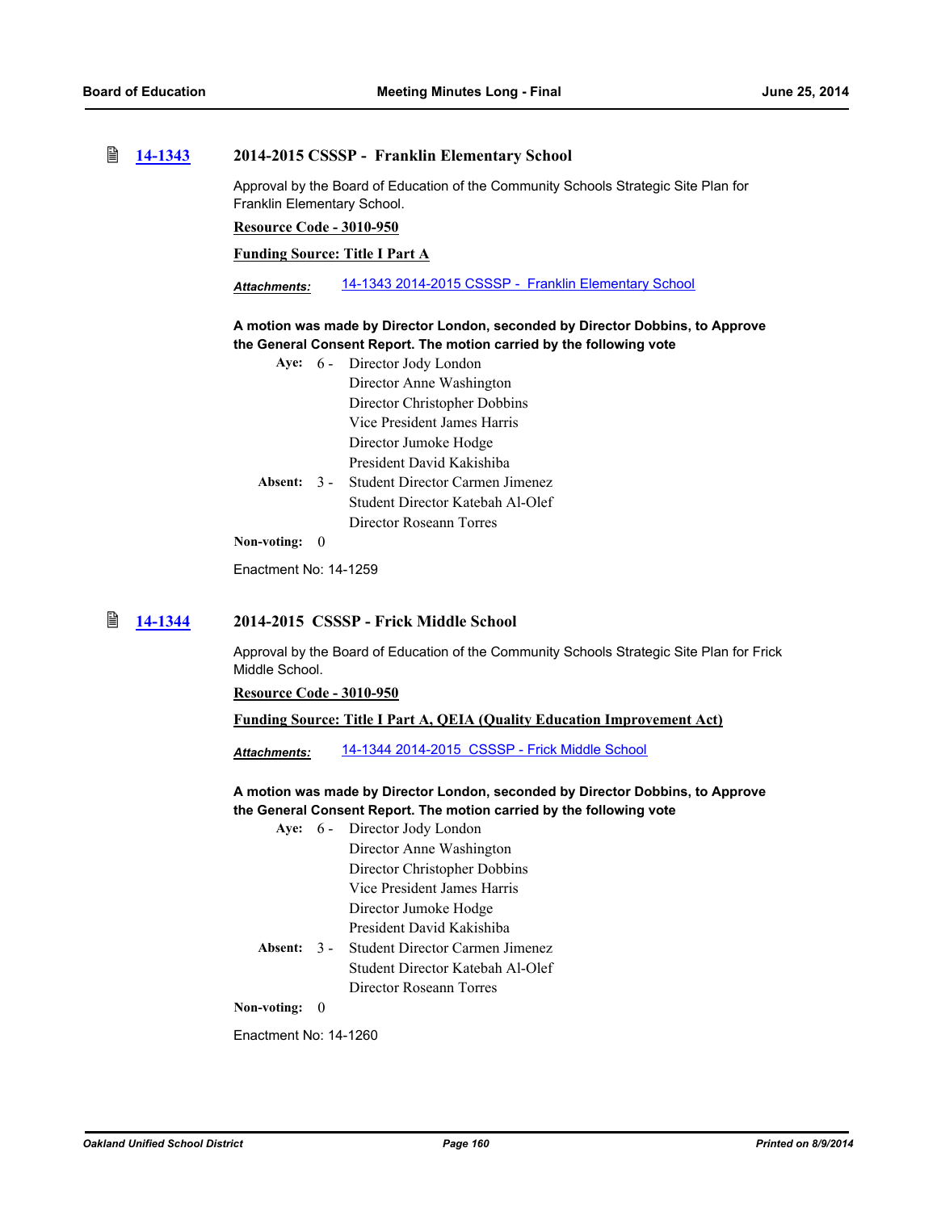### 14-1343 2014-2015 CSSSP - Franklin Elementary School

Approval by the Board of Education of the Community Schools Strategic Site Plan for Franklin Elementary School.

**Resource Code - 3010-950**

**Funding Source: Title I Part A**

***Attachments:*** 14-1343 2014-2015 CSSSP - Franklin Elementary School

**A motion was made by Director London, seconded by Director Dobbins, to Approve the General Consent Report. The motion carried by the following vote**

**Aye:** 6 - Director Jody London
Director Anne Washington
Director Christopher Dobbins
Vice President James Harris
Director Jumoke Hodge
President David Kakishiba

**Absent:** 3 - Student Director Carmen Jimenez
Student Director Katebah Al-Olef
Director Roseann Torres

**Non-voting:** 0

Enactment No: 14-1259

### 14-1344 2014-2015 CSSSP - Frick Middle School

Approval by the Board of Education of the Community Schools Strategic Site Plan for Frick Middle School.

**Resource Code - 3010-950**

**Funding Source: Title I Part A, QEIA (Quality Education Improvement Act)**

***Attachments:*** 14-1344 2014-2015 CSSSP - Frick Middle School

**A motion was made by Director London, seconded by Director Dobbins, to Approve the General Consent Report. The motion carried by the following vote**

**Aye:** 6 - Director Jody London
Director Anne Washington
Director Christopher Dobbins
Vice President James Harris
Director Jumoke Hodge
President David Kakishiba

**Absent:** 3 - Student Director Carmen Jimenez
Student Director Katebah Al-Olef
Director Roseann Torres

**Non-voting:** 0

Enactment No: 14-1260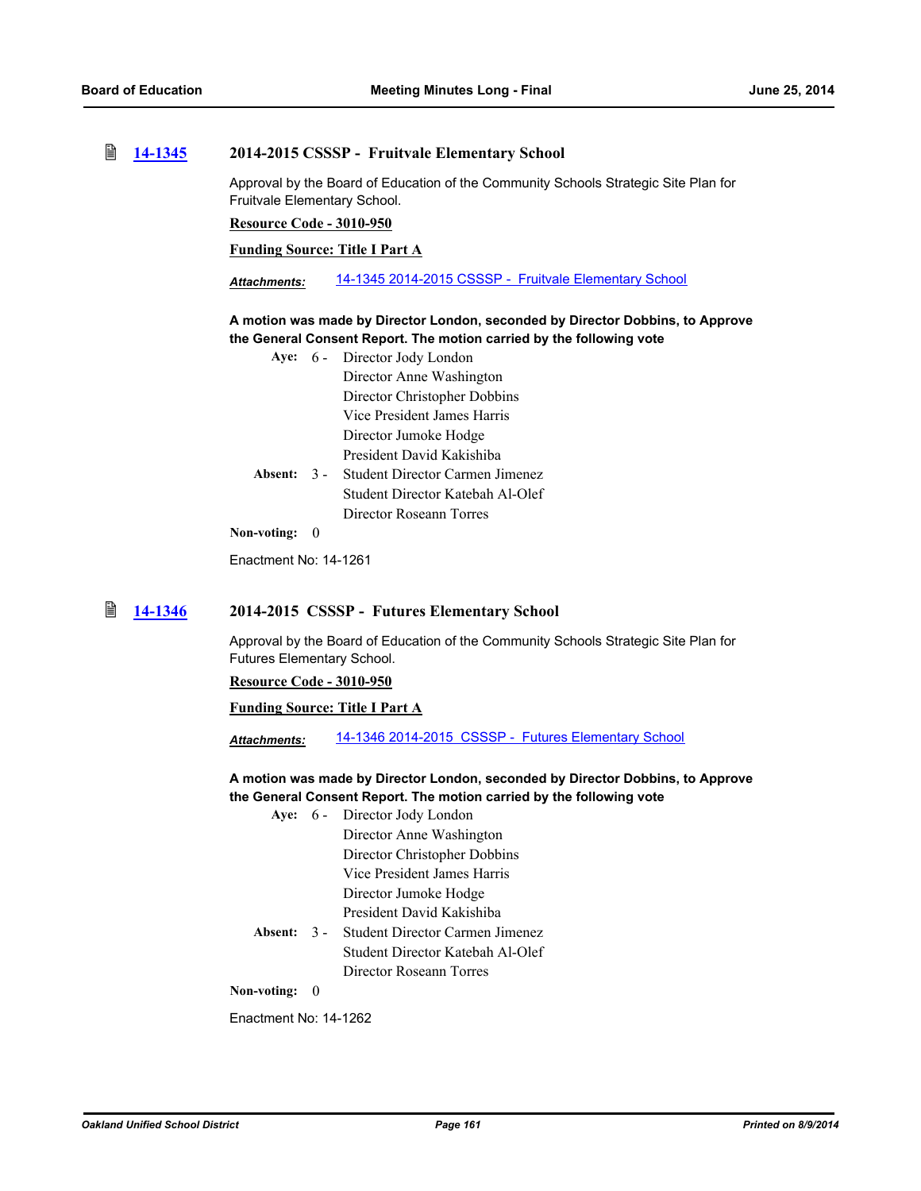### 14-1345 2014-2015 CSSSP - Fruitvale Elementary School

Approval by the Board of Education of the Community Schools Strategic Site Plan for Fruitvale Elementary School.

**Resource Code - 3010-950**

**Funding Source: Title I Part A**

***Attachments:*** 14-1345 2014-2015 CSSSP - Fruitvale Elementary School

**A motion was made by Director London, seconded by Director Dobbins, to Approve the General Consent Report. The motion carried by the following vote**

**Aye:** 6 - Director Jody London
Director Anne Washington
Director Christopher Dobbins
Vice President James Harris
Director Jumoke Hodge
President David Kakishiba

**Absent:** 3 - Student Director Carmen Jimenez
Student Director Katebah Al-Olef
Director Roseann Torres

**Non-voting:** 0

Enactment No: 14-1261

### 14-1346 2014-2015 CSSSP - Futures Elementary School

Approval by the Board of Education of the Community Schools Strategic Site Plan for Futures Elementary School.

**Resource Code - 3010-950**

**Funding Source: Title I Part A**

***Attachments:*** 14-1346 2014-2015 CSSSP - Futures Elementary School

**A motion was made by Director London, seconded by Director Dobbins, to Approve the General Consent Report. The motion carried by the following vote**

**Aye:** 6 - Director Jody London
Director Anne Washington
Director Christopher Dobbins
Vice President James Harris
Director Jumoke Hodge
President David Kakishiba

**Absent:** 3 - Student Director Carmen Jimenez
Student Director Katebah Al-Olef
Director Roseann Torres

**Non-voting:** 0

Enactment No: 14-1262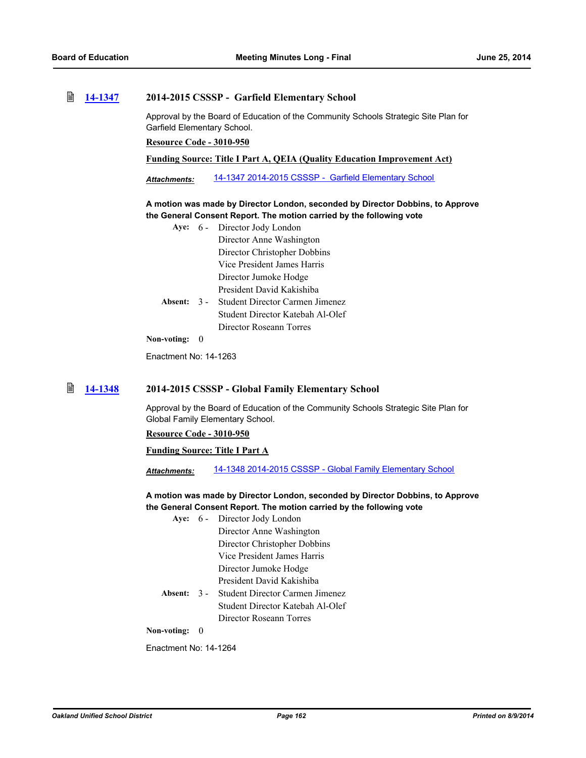## 14-1347 2014-2015 CSSSP - Garfield Elementary School

Approval by the Board of Education of the Community Schools Strategic Site Plan for Garfield Elementary School.

**Resource Code - 3010-950**

**Funding Source: Title I Part A, QEIA (Quality Education Improvement Act)**

***Attachments:*** 14-1347 2014-2015 CSSSP - Garfield Elementary School

**A motion was made by Director London, seconded by Director Dobbins, to Approve the General Consent Report. The motion carried by the following vote**

**Aye:** 6 - Director Jody London
Director Anne Washington
Director Christopher Dobbins
Vice President James Harris
Director Jumoke Hodge
President David Kakishiba

**Absent:** 3 - Student Director Carmen Jimenez
Student Director Katebah Al-Olef
Director Roseann Torres

**Non-voting:** 0

Enactment No: 14-1263

## 14-1348 2014-2015 CSSSP - Global Family Elementary School

Approval by the Board of Education of the Community Schools Strategic Site Plan for Global Family Elementary School.

**Resource Code - 3010-950**

**Funding Source: Title I Part A**

***Attachments:*** 14-1348 2014-2015 CSSSP - Global Family Elementary School

**A motion was made by Director London, seconded by Director Dobbins, to Approve the General Consent Report. The motion carried by the following vote**

**Aye:** 6 - Director Jody London
Director Anne Washington
Director Christopher Dobbins
Vice President James Harris
Director Jumoke Hodge
President David Kakishiba

**Absent:** 3 - Student Director Carmen Jimenez
Student Director Katebah Al-Olef
Director Roseann Torres

**Non-voting:** 0

Enactment No: 14-1264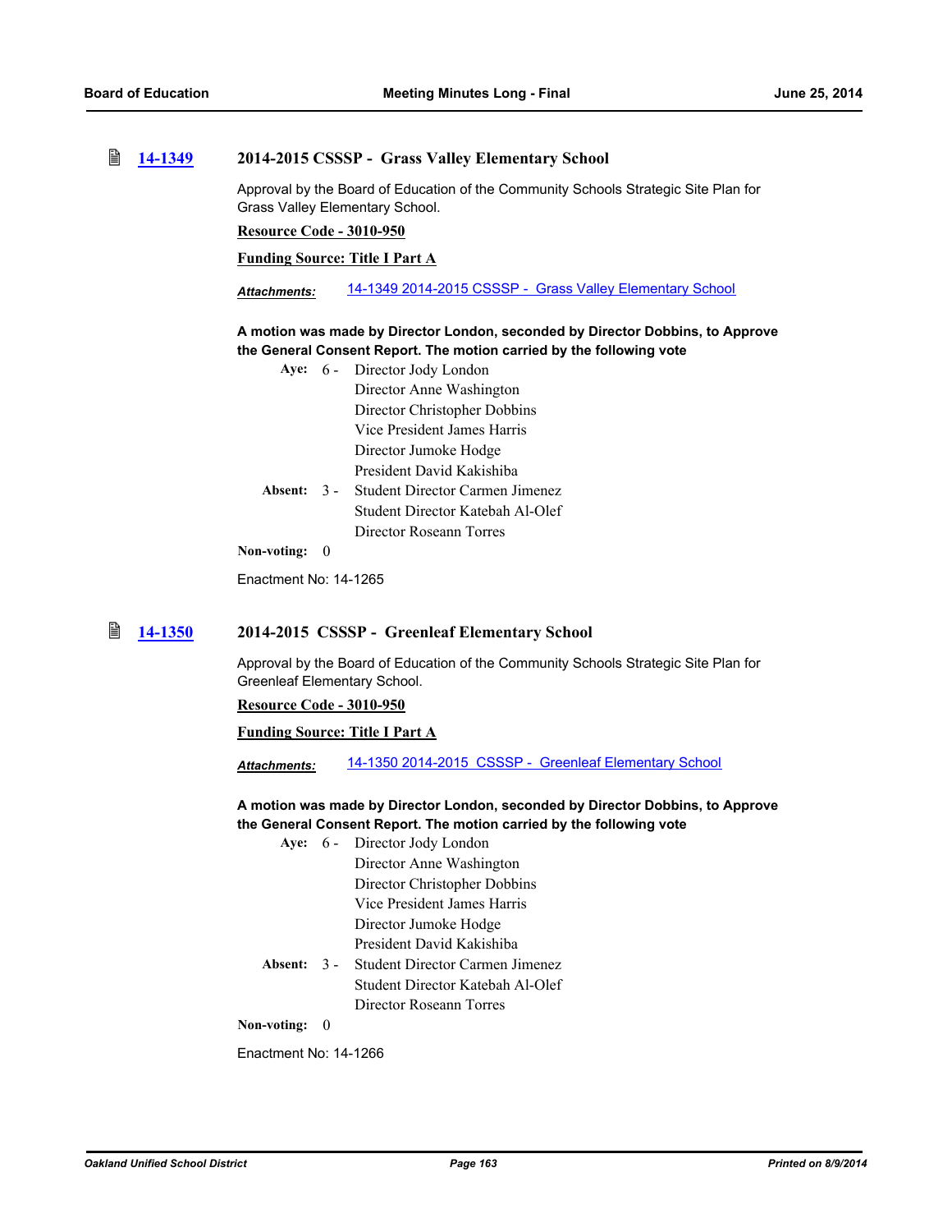## 14-1349 2014-2015 CSSSP - Grass Valley Elementary School

Approval by the Board of Education of the Community Schools Strategic Site Plan for Grass Valley Elementary School.

**Resource Code - 3010-950**

**Funding Source: Title I Part A**

***Attachments:*** 14-1349 2014-2015 CSSSP - Grass Valley Elementary School

**A motion was made by Director London, seconded by Director Dobbins, to Approve the General Consent Report. The motion carried by the following vote**

**Aye:** 6 - Director Jody London
Director Anne Washington
Director Christopher Dobbins
Vice President James Harris
Director Jumoke Hodge
President David Kakishiba

**Absent:** 3 - Student Director Carmen Jimenez
Student Director Katebah Al-Olef
Director Roseann Torres

**Non-voting:** 0

Enactment No: 14-1265

## 14-1350 2014-2015 CSSSP - Greenleaf Elementary School

Approval by the Board of Education of the Community Schools Strategic Site Plan for Greenleaf Elementary School.

**Resource Code - 3010-950**

**Funding Source: Title I Part A**

***Attachments:*** 14-1350 2014-2015 CSSSP - Greenleaf Elementary School

**A motion was made by Director London, seconded by Director Dobbins, to Approve the General Consent Report. The motion carried by the following vote**

**Aye:** 6 - Director Jody London
Director Anne Washington
Director Christopher Dobbins
Vice President James Harris
Director Jumoke Hodge
President David Kakishiba

**Absent:** 3 - Student Director Carmen Jimenez
Student Director Katebah Al-Olef
Director Roseann Torres

**Non-voting:** 0

Enactment No: 14-1266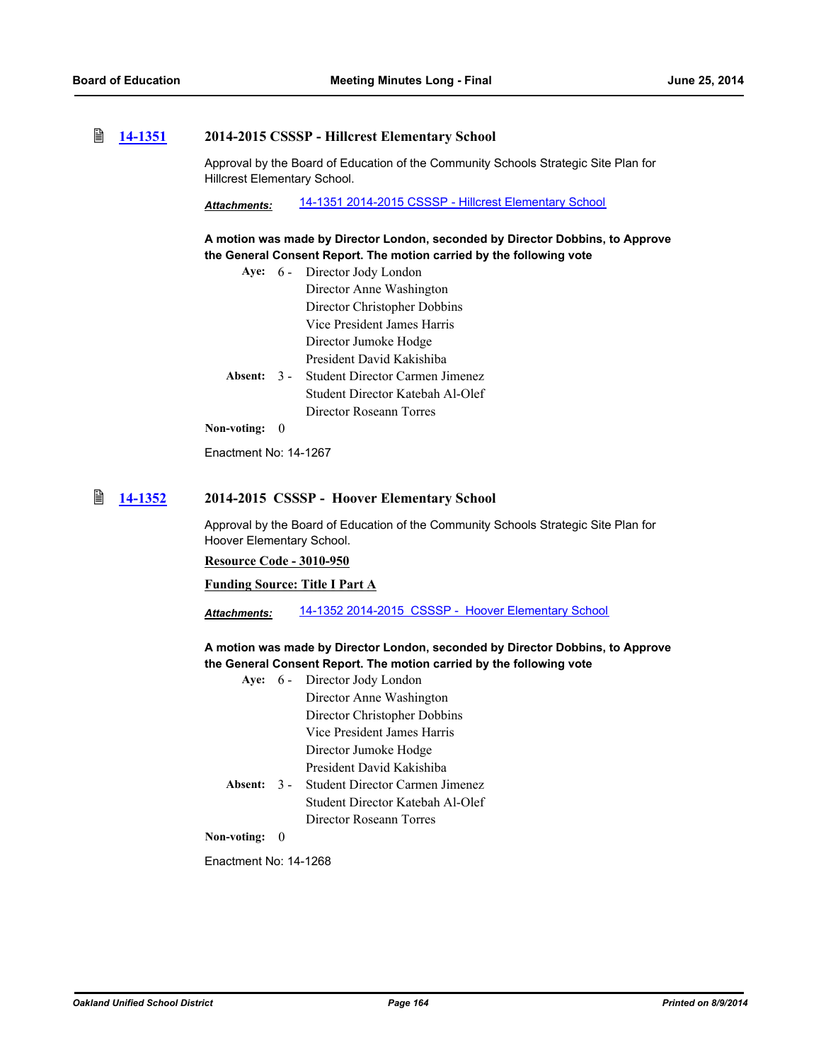### 14-1351 2014-2015 CSSSP - Hillcrest Elementary School

Approval by the Board of Education of the Community Schools Strategic Site Plan for Hillcrest Elementary School.

***Attachments:*** 14-1351 2014-2015 CSSSP - Hillcrest Elementary School

**A motion was made by Director London, seconded by Director Dobbins, to Approve the General Consent Report. The motion carried by the following vote**

**Aye:** 6 - Director Jody London
Director Anne Washington
Director Christopher Dobbins
Vice President James Harris
Director Jumoke Hodge
President David Kakishiba

**Absent:** 3 - Student Director Carmen Jimenez
Student Director Katebah Al-Olef
Director Roseann Torres

**Non-voting:** 0

Enactment No: 14-1267

### 14-1352 2014-2015 CSSSP - Hoover Elementary School

Approval by the Board of Education of the Community Schools Strategic Site Plan for Hoover Elementary School.

**Resource Code - 3010-950**

**Funding Source: Title I Part A**

***Attachments:*** 14-1352 2014-2015 CSSSP - Hoover Elementary School

**A motion was made by Director London, seconded by Director Dobbins, to Approve the General Consent Report. The motion carried by the following vote**

**Aye:** 6 - Director Jody London
Director Anne Washington
Director Christopher Dobbins
Vice President James Harris
Director Jumoke Hodge
President David Kakishiba

**Absent:** 3 - Student Director Carmen Jimenez
Student Director Katebah Al-Olef
Director Roseann Torres

**Non-voting:** 0

Enactment No: 14-1268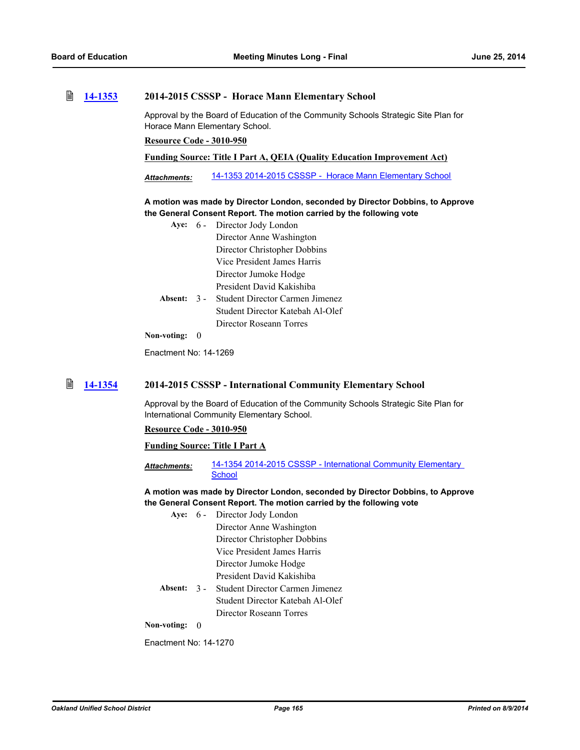## 14-1353 2014-2015 CSSSP - Horace Mann Elementary School

Approval by the Board of Education of the Community Schools Strategic Site Plan for Horace Mann Elementary School.

**Resource Code - 3010-950**

**Funding Source: Title I Part A, QEIA (Quality Education Improvement Act)**

*Attachments:* 14-1353 2014-2015 CSSSP - Horace Mann Elementary School

**A motion was made by Director London, seconded by Director Dobbins, to Approve the General Consent Report. The motion carried by the following vote**

**Aye:** 6 - Director Jody London
Director Anne Washington
Director Christopher Dobbins
Vice President James Harris
Director Jumoke Hodge
President David Kakishiba

**Absent:** 3 - Student Director Carmen Jimenez
Student Director Katebah Al-Olef
Director Roseann Torres

**Non-voting:** 0

Enactment No: 14-1269

## 14-1354 2014-2015 CSSSP - International Community Elementary School

Approval by the Board of Education of the Community Schools Strategic Site Plan for International Community Elementary School.

**Resource Code - 3010-950**

**Funding Source: Title I Part A**

*Attachments:* 14-1354 2014-2015 CSSSP - International Community Elementary School

**A motion was made by Director London, seconded by Director Dobbins, to Approve the General Consent Report. The motion carried by the following vote**

**Aye:** 6 - Director Jody London
Director Anne Washington
Director Christopher Dobbins
Vice President James Harris
Director Jumoke Hodge
President David Kakishiba

**Absent:** 3 - Student Director Carmen Jimenez
Student Director Katebah Al-Olef
Director Roseann Torres

**Non-voting:** 0

Enactment No: 14-1270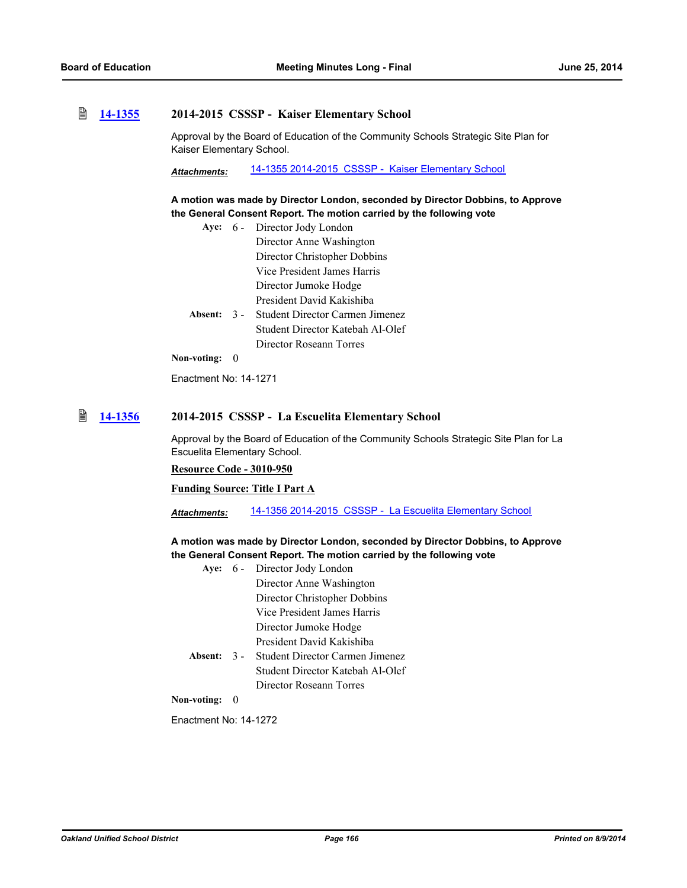### [14-1355](#) 2014-2015 CSSSP - Kaiser Elementary School

Approval by the Board of Education of the Community Schools Strategic Site Plan for Kaiser Elementary School.

***Attachments:*** [14-1355 2014-2015 CSSSP - Kaiser Elementary School](#)

**A motion was made by Director London, seconded by Director Dobbins, to Approve the General Consent Report. The motion carried by the following vote**

**Aye:** 6 - Director Jody London
Director Anne Washington
Director Christopher Dobbins
Vice President James Harris
Director Jumoke Hodge
President David Kakishiba

**Absent:** 3 - Student Director Carmen Jimenez
Student Director Katebah Al-Olef
Director Roseann Torres

**Non-voting:** 0

Enactment No: 14-1271

### [14-1356](#) 2014-2015 CSSSP - La Escuelita Elementary School

Approval by the Board of Education of the Community Schools Strategic Site Plan for La Escuelita Elementary School.

**Resource Code - 3010-950**

**Funding Source: Title I Part A**

***Attachments:*** [14-1356 2014-2015 CSSSP - La Escuelita Elementary School](#)

**A motion was made by Director London, seconded by Director Dobbins, to Approve the General Consent Report. The motion carried by the following vote**

**Aye:** 6 - Director Jody London
Director Anne Washington
Director Christopher Dobbins
Vice President James Harris
Director Jumoke Hodge
President David Kakishiba

**Absent:** 3 - Student Director Carmen Jimenez
Student Director Katebah Al-Olef
Director Roseann Torres

**Non-voting:** 0

Enactment No: 14-1272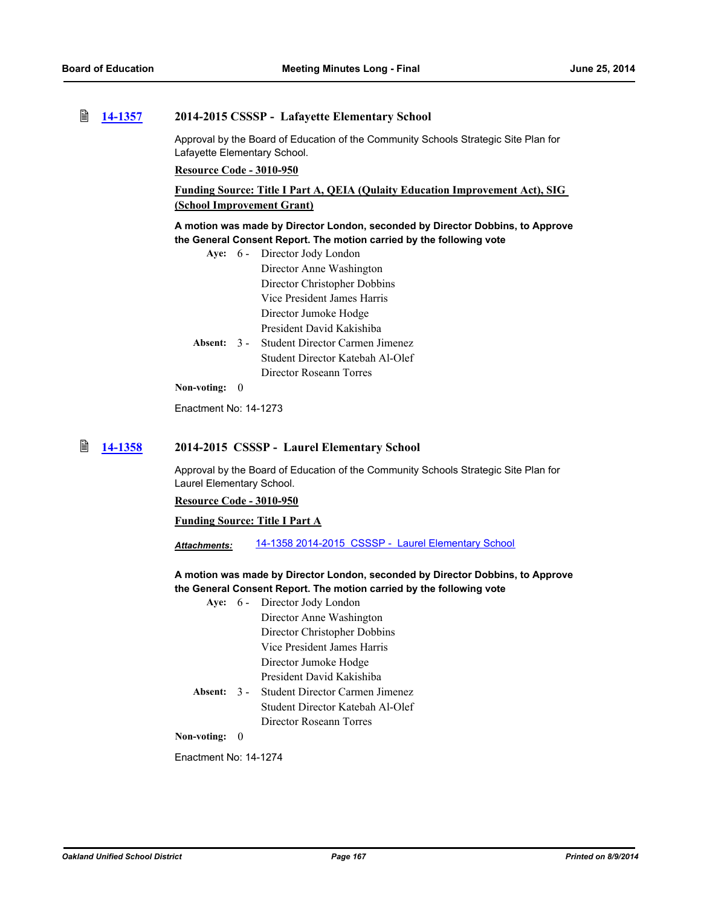## 14-1357 2014-2015 CSSSP - Lafayette Elementary School

Approval by the Board of Education of the Community Schools Strategic Site Plan for Lafayette Elementary School.

**Resource Code - 3010-950**

**Funding Source: Title I Part A, QEIA (Qulaity Education Improvement Act), SIG (School Improvement Grant)**

**A motion was made by Director London, seconded by Director Dobbins, to Approve the General Consent Report. The motion carried by the following vote**

**Aye:** 6 - Director Jody London
Director Anne Washington
Director Christopher Dobbins
Vice President James Harris
Director Jumoke Hodge
President David Kakishiba

**Absent:** 3 - Student Director Carmen Jimenez
Student Director Katebah Al-Olef
Director Roseann Torres

**Non-voting:** 0

Enactment No: 14-1273

## 14-1358 2014-2015 CSSSP - Laurel Elementary School

Approval by the Board of Education of the Community Schools Strategic Site Plan for Laurel Elementary School.

**Resource Code - 3010-950**

**Funding Source: Title I Part A**

***Attachments:*** 14-1358 2014-2015 CSSSP - Laurel Elementary School

**A motion was made by Director London, seconded by Director Dobbins, to Approve the General Consent Report. The motion carried by the following vote**

**Aye:** 6 - Director Jody London
Director Anne Washington
Director Christopher Dobbins
Vice President James Harris
Director Jumoke Hodge
President David Kakishiba

**Absent:** 3 - Student Director Carmen Jimenez
Student Director Katebah Al-Olef
Director Roseann Torres

**Non-voting:** 0

Enactment No: 14-1274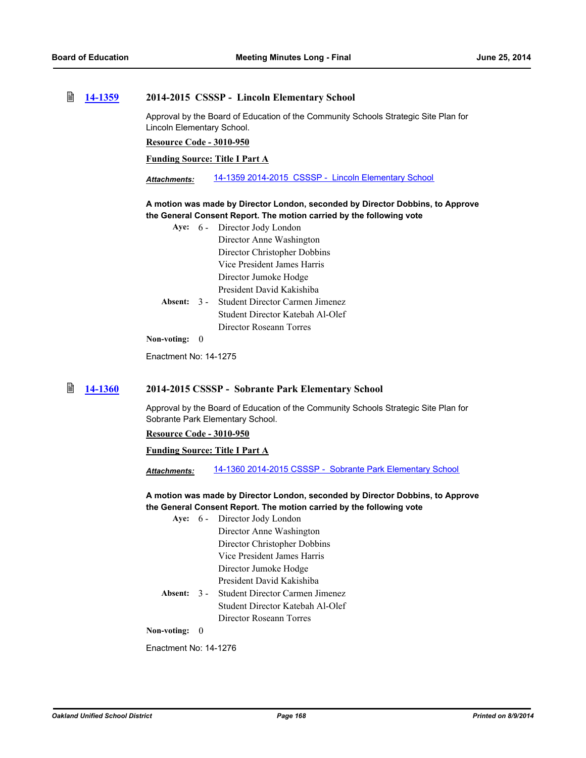### 14-1359 2014-2015 CSSSP - Lincoln Elementary School

Approval by the Board of Education of the Community Schools Strategic Site Plan for Lincoln Elementary School.

**Resource Code - 3010-950**

**Funding Source: Title I Part A**

***Attachments:*** 14-1359 2014-2015 CSSSP - Lincoln Elementary School

**A motion was made by Director London, seconded by Director Dobbins, to Approve the General Consent Report. The motion carried by the following vote**

**Aye:** 6 - Director Jody London
Director Anne Washington
Director Christopher Dobbins
Vice President James Harris
Director Jumoke Hodge
President David Kakishiba

**Absent:** 3 - Student Director Carmen Jimenez
Student Director Katebah Al-Olef
Director Roseann Torres

**Non-voting:** 0

Enactment No: 14-1275

### 14-1360 2014-2015 CSSSP - Sobrante Park Elementary School

Approval by the Board of Education of the Community Schools Strategic Site Plan for Sobrante Park Elementary School.

**Resource Code - 3010-950**

**Funding Source: Title I Part A**

***Attachments:*** 14-1360 2014-2015 CSSSP - Sobrante Park Elementary School

**A motion was made by Director London, seconded by Director Dobbins, to Approve the General Consent Report. The motion carried by the following vote**

**Aye:** 6 - Director Jody London
Director Anne Washington
Director Christopher Dobbins
Vice President James Harris
Director Jumoke Hodge
President David Kakishiba

**Absent:** 3 - Student Director Carmen Jimenez
Student Director Katebah Al-Olef
Director Roseann Torres

**Non-voting:** 0

Enactment No: 14-1276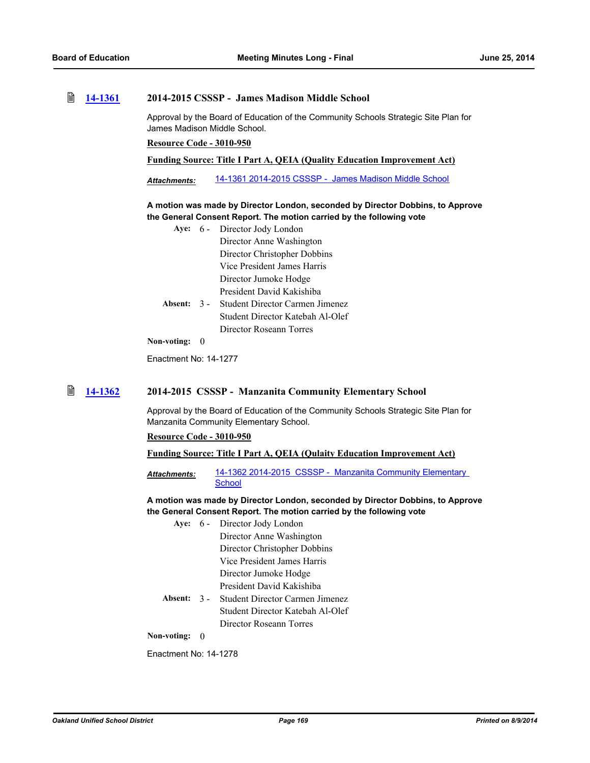### 14-1361 2014-2015 CSSSP - James Madison Middle School

Approval by the Board of Education of the Community Schools Strategic Site Plan for James Madison Middle School.

**Resource Code - 3010-950**

**Funding Source: Title I Part A, QEIA (Quality Education Improvement Act)**

***Attachments:*** 14-1361 2014-2015 CSSSP - James Madison Middle School

**A motion was made by Director London, seconded by Director Dobbins, to Approve the General Consent Report. The motion carried by the following vote**

**Aye:** 6 - Director Jody London
Director Anne Washington
Director Christopher Dobbins
Vice President James Harris
Director Jumoke Hodge
President David Kakishiba

**Absent:** 3 - Student Director Carmen Jimenez
Student Director Katebah Al-Olef
Director Roseann Torres

**Non-voting:** 0

Enactment No: 14-1277

### 14-1362 2014-2015 CSSSP - Manzanita Community Elementary School

Approval by the Board of Education of the Community Schools Strategic Site Plan for Manzanita Community Elementary School.

**Resource Code - 3010-950**

**Funding Source: Title I Part A, QEIA (Qulaity Education Improvement Act)**

***Attachments:*** 14-1362 2014-2015 CSSSP - Manzanita Community Elementary School

**A motion was made by Director London, seconded by Director Dobbins, to Approve the General Consent Report. The motion carried by the following vote**

**Aye:** 6 - Director Jody London
Director Anne Washington
Director Christopher Dobbins
Vice President James Harris
Director Jumoke Hodge
President David Kakishiba

**Absent:** 3 - Student Director Carmen Jimenez
Student Director Katebah Al-Olef
Director Roseann Torres

**Non-voting:** 0

Enactment No: 14-1278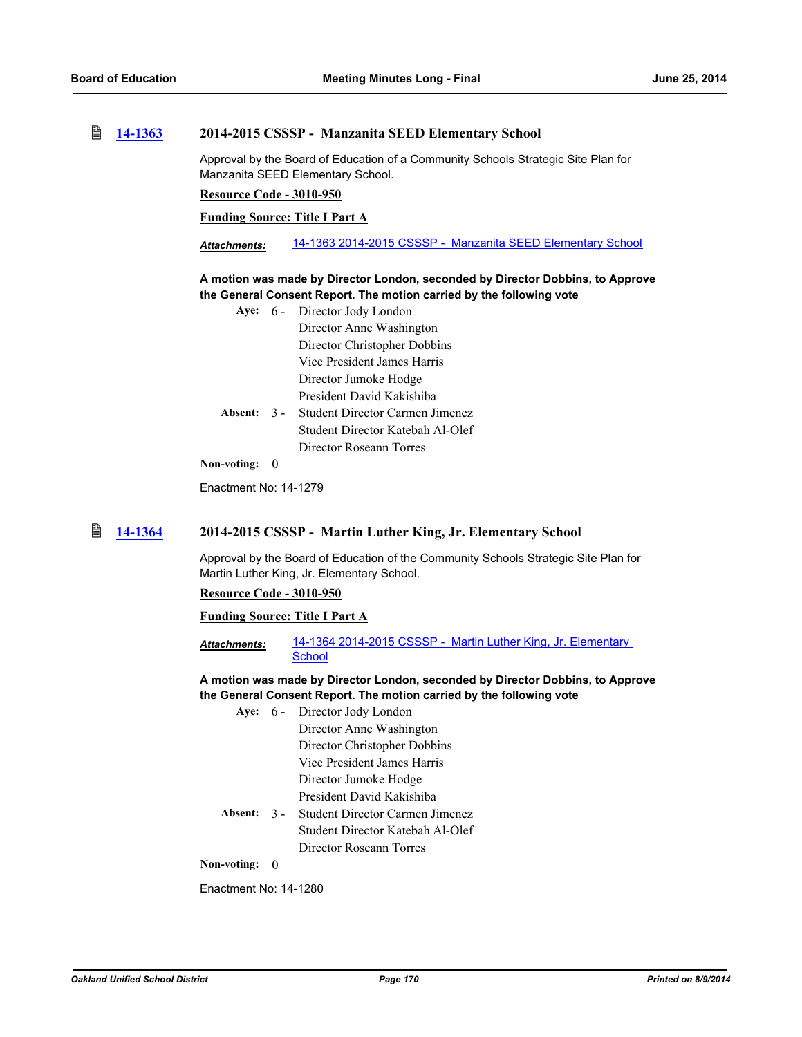### 14-1363 2014-2015 CSSSP - Manzanita SEED Elementary School

Approval by the Board of Education of a Community Schools Strategic Site Plan for Manzanita SEED Elementary School.

**Resource Code - 3010-950**

**Funding Source: Title I Part A**

***Attachments:*** 14-1363 2014-2015 CSSSP - Manzanita SEED Elementary School

**A motion was made by Director London, seconded by Director Dobbins, to Approve the General Consent Report. The motion carried by the following vote**

**Aye:** 6 - Director Jody London
Director Anne Washington
Director Christopher Dobbins
Vice President James Harris
Director Jumoke Hodge
President David Kakishiba

**Absent:** 3 - Student Director Carmen Jimenez
Student Director Katebah Al-Olef
Director Roseann Torres

**Non-voting:** 0

Enactment No: 14-1279

### 14-1364 2014-2015 CSSSP - Martin Luther King, Jr. Elementary School

Approval by the Board of Education of the Community Schools Strategic Site Plan for Martin Luther King, Jr. Elementary School.

**Resource Code - 3010-950**

**Funding Source: Title I Part A**

***Attachments:*** 14-1364 2014-2015 CSSSP - Martin Luther King, Jr. Elementary School

**A motion was made by Director London, seconded by Director Dobbins, to Approve the General Consent Report. The motion carried by the following vote**

**Aye:** 6 - Director Jody London
Director Anne Washington
Director Christopher Dobbins
Vice President James Harris
Director Jumoke Hodge
President David Kakishiba

**Absent:** 3 - Student Director Carmen Jimenez
Student Director Katebah Al-Olef
Director Roseann Torres

**Non-voting:** 0

Enactment No: 14-1280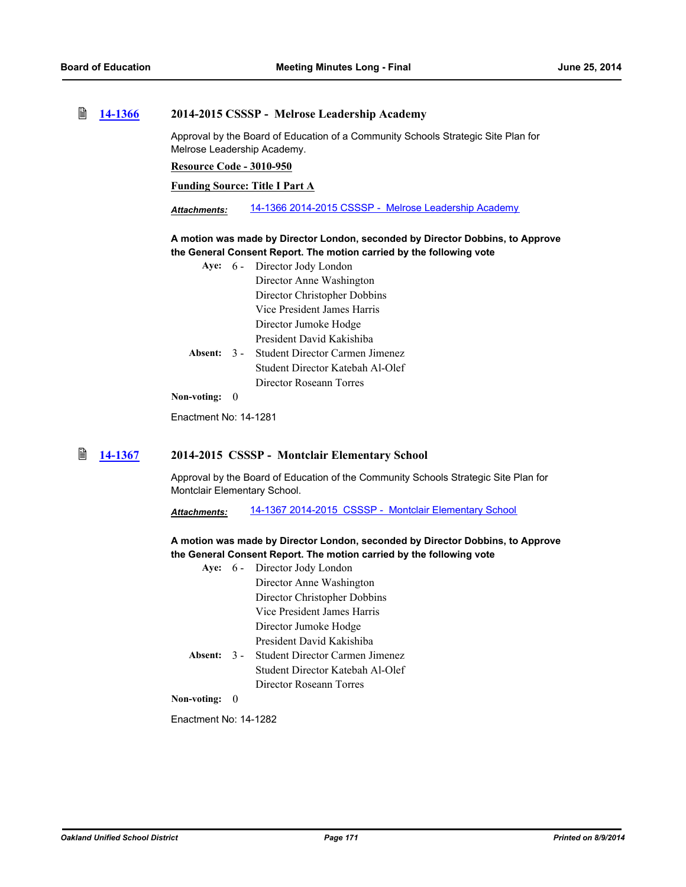### 14-1366 2014-2015 CSSSP - Melrose Leadership Academy

Approval by the Board of Education of a Community Schools Strategic Site Plan for Melrose Leadership Academy.

**Resource Code - 3010-950**

**Funding Source: Title I Part A**

***Attachments:*** 14-1366 2014-2015 CSSSP - Melrose Leadership Academy

**A motion was made by Director London, seconded by Director Dobbins, to Approve the General Consent Report. The motion carried by the following vote**

**Aye:** 6 - Director Jody London
Director Anne Washington
Director Christopher Dobbins
Vice President James Harris
Director Jumoke Hodge
President David Kakishiba

**Absent:** 3 - Student Director Carmen Jimenez
Student Director Katebah Al-Olef
Director Roseann Torres

**Non-voting:** 0

Enactment No: 14-1281

### 14-1367 2014-2015 CSSSP - Montclair Elementary School

Approval by the Board of Education of the Community Schools Strategic Site Plan for Montclair Elementary School.

***Attachments:*** 14-1367 2014-2015 CSSSP - Montclair Elementary School

**A motion was made by Director London, seconded by Director Dobbins, to Approve the General Consent Report. The motion carried by the following vote**

**Aye:** 6 - Director Jody London
Director Anne Washington
Director Christopher Dobbins
Vice President James Harris
Director Jumoke Hodge
President David Kakishiba

**Absent:** 3 - Student Director Carmen Jimenez
Student Director Katebah Al-Olef
Director Roseann Torres

**Non-voting:** 0

Enactment No: 14-1282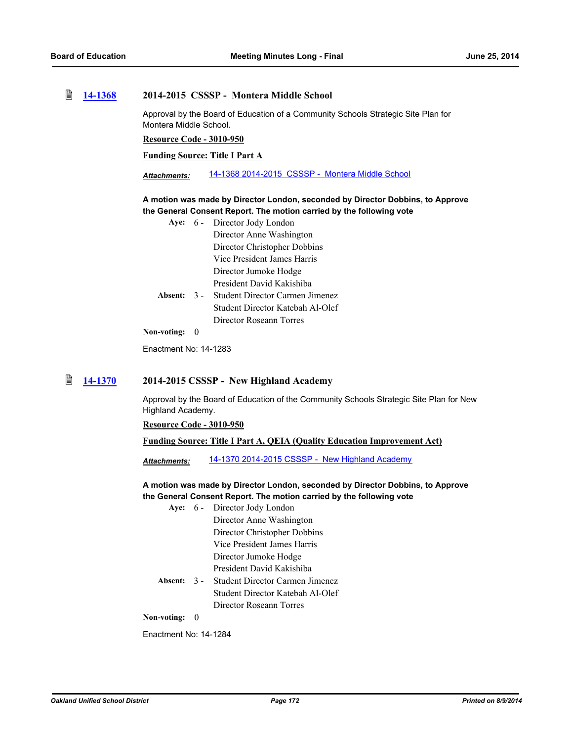### 14-1368 2014-2015 CSSSP - Montera Middle School

Approval by the Board of Education of a Community Schools Strategic Site Plan for Montera Middle School.

**Resource Code - 3010-950**

**Funding Source: Title I Part A**

*Attachments:* 14-1368 2014-2015 CSSSP - Montera Middle School

**A motion was made by Director London, seconded by Director Dobbins, to Approve the General Consent Report. The motion carried by the following vote**

**Aye:** 6 - Director Jody London
Director Anne Washington
Director Christopher Dobbins
Vice President James Harris
Director Jumoke Hodge
President David Kakishiba

**Absent:** 3 - Student Director Carmen Jimenez
Student Director Katebah Al-Olef
Director Roseann Torres

**Non-voting:** 0

Enactment No: 14-1283

### 14-1370 2014-2015 CSSSP - New Highland Academy

Approval by the Board of Education of the Community Schools Strategic Site Plan for New Highland Academy.

**Resource Code - 3010-950**

**Funding Source: Title I Part A, QEIA (Quality Education Improvement Act)**

*Attachments:* 14-1370 2014-2015 CSSSP - New Highland Academy

**A motion was made by Director London, seconded by Director Dobbins, to Approve the General Consent Report. The motion carried by the following vote**

**Aye:** 6 - Director Jody London
Director Anne Washington
Director Christopher Dobbins
Vice President James Harris
Director Jumoke Hodge
President David Kakishiba

**Absent:** 3 - Student Director Carmen Jimenez
Student Director Katebah Al-Olef
Director Roseann Torres

**Non-voting:** 0

Enactment No: 14-1284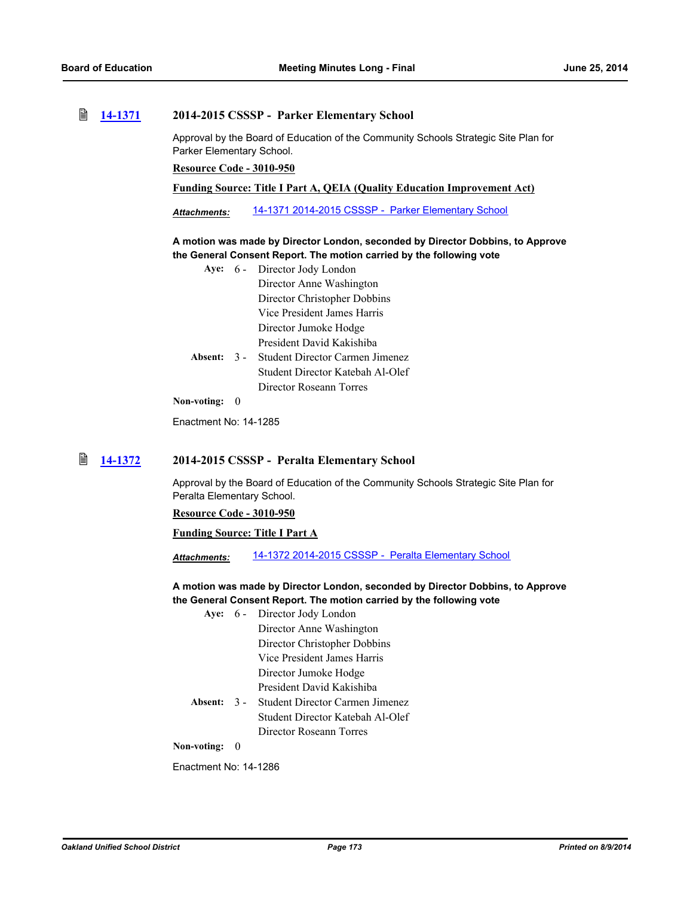### 14-1371 2014-2015 CSSSP - Parker Elementary School

Approval by the Board of Education of the Community Schools Strategic Site Plan for Parker Elementary School.

**Resource Code - 3010-950**

**Funding Source: Title I Part A, QEIA (Quality Education Improvement Act)**

***Attachments:*** 14-1371 2014-2015 CSSSP - Parker Elementary School

**A motion was made by Director London, seconded by Director Dobbins, to Approve the General Consent Report. The motion carried by the following vote**

**Aye:** 6 - Director Jody London
Director Anne Washington
Director Christopher Dobbins
Vice President James Harris
Director Jumoke Hodge
President David Kakishiba

**Absent:** 3 - Student Director Carmen Jimenez
Student Director Katebah Al-Olef
Director Roseann Torres

**Non-voting:** 0

Enactment No: 14-1285

### 14-1372 2014-2015 CSSSP - Peralta Elementary School

Approval by the Board of Education of the Community Schools Strategic Site Plan for Peralta Elementary School.

**Resource Code - 3010-950**

**Funding Source: Title I Part A**

***Attachments:*** 14-1372 2014-2015 CSSSP - Peralta Elementary School

**A motion was made by Director London, seconded by Director Dobbins, to Approve the General Consent Report. The motion carried by the following vote**

**Aye:** 6 - Director Jody London
Director Anne Washington
Director Christopher Dobbins
Vice President James Harris
Director Jumoke Hodge
President David Kakishiba

**Absent:** 3 - Student Director Carmen Jimenez
Student Director Katebah Al-Olef
Director Roseann Torres

**Non-voting:** 0

Enactment No: 14-1286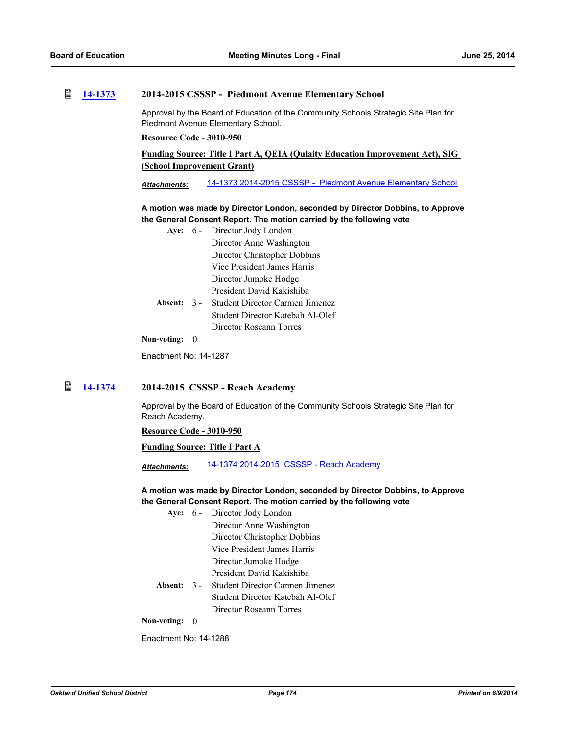### 14-1373 2014-2015 CSSSP - Piedmont Avenue Elementary School

Approval by the Board of Education of the Community Schools Strategic Site Plan for Piedmont Avenue Elementary School.

**Resource Code - 3010-950**

**Funding Source: Title I Part A, QEIA (Qulaity Education Improvement Act), SIG (School Improvement Grant)**

***Attachments:*** 14-1373 2014-2015 CSSSP - Piedmont Avenue Elementary School

**A motion was made by Director London, seconded by Director Dobbins, to Approve the General Consent Report. The motion carried by the following vote**

**Aye:** 6 - Director Jody London
Director Anne Washington
Director Christopher Dobbins
Vice President James Harris
Director Jumoke Hodge
President David Kakishiba

**Absent:** 3 - Student Director Carmen Jimenez
Student Director Katebah Al-Olef
Director Roseann Torres

**Non-voting:** 0

Enactment No: 14-1287

### 14-1374 2014-2015 CSSSP - Reach Academy

Approval by the Board of Education of the Community Schools Strategic Site Plan for Reach Academy.

**Resource Code - 3010-950**

**Funding Source: Title I Part A**

***Attachments:*** 14-1374 2014-2015 CSSSP - Reach Academy

**A motion was made by Director London, seconded by Director Dobbins, to Approve the General Consent Report. The motion carried by the following vote**

**Aye:** 6 - Director Jody London
Director Anne Washington
Director Christopher Dobbins
Vice President James Harris
Director Jumoke Hodge
President David Kakishiba

**Absent:** 3 - Student Director Carmen Jimenez
Student Director Katebah Al-Olef
Director Roseann Torres

**Non-voting:** 0

Enactment No: 14-1288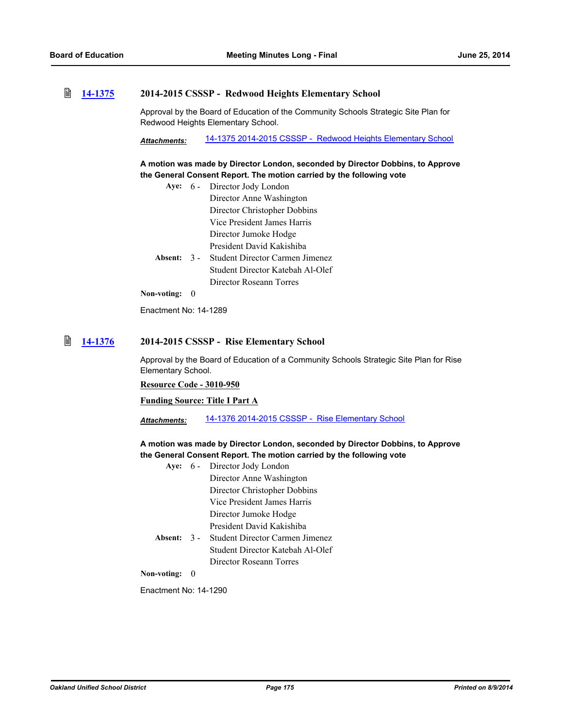### 14-1375 2014-2015 CSSSP - Redwood Heights Elementary School

Approval by the Board of Education of the Community Schools Strategic Site Plan for Redwood Heights Elementary School.

***Attachments:*** 14-1375 2014-2015 CSSSP - Redwood Heights Elementary School

**A motion was made by Director London, seconded by Director Dobbins, to Approve the General Consent Report. The motion carried by the following vote**

**Aye:** 6 - Director Jody London
Director Anne Washington
Director Christopher Dobbins
Vice President James Harris
Director Jumoke Hodge
President David Kakishiba

**Absent:** 3 - Student Director Carmen Jimenez
Student Director Katebah Al-Olef
Director Roseann Torres

**Non-voting:** 0

Enactment No: 14-1289

### 14-1376 2014-2015 CSSSP - Rise Elementary School

Approval by the Board of Education of a Community Schools Strategic Site Plan for Rise Elementary School.

**Resource Code - 3010-950**

**Funding Source: Title I Part A**

***Attachments:*** 14-1376 2014-2015 CSSSP - Rise Elementary School

**A motion was made by Director London, seconded by Director Dobbins, to Approve the General Consent Report. The motion carried by the following vote**

**Aye:** 6 - Director Jody London
Director Anne Washington
Director Christopher Dobbins
Vice President James Harris
Director Jumoke Hodge
President David Kakishiba

**Absent:** 3 - Student Director Carmen Jimenez
Student Director Katebah Al-Olef
Director Roseann Torres

**Non-voting:** 0

Enactment No: 14-1290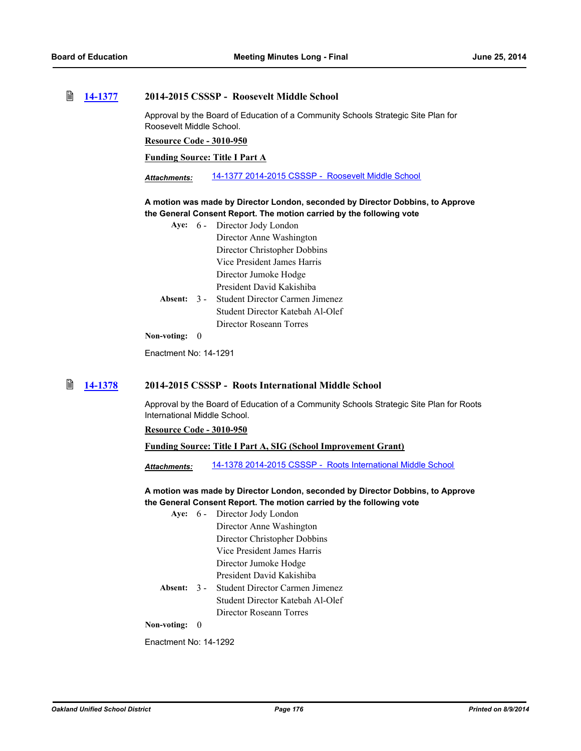### 14-1377 2014-2015 CSSSP - Roosevelt Middle School

Approval by the Board of Education of a Community Schools Strategic Site Plan for Roosevelt Middle School.

**Resource Code - 3010-950**

**Funding Source: Title I Part A**

***Attachments:*** 14-1377 2014-2015 CSSSP - Roosevelt Middle School

**A motion was made by Director London, seconded by Director Dobbins, to Approve the General Consent Report. The motion carried by the following vote**

**Aye:** 6 - Director Jody London
Director Anne Washington
Director Christopher Dobbins
Vice President James Harris
Director Jumoke Hodge
President David Kakishiba

**Absent:** 3 - Student Director Carmen Jimenez
Student Director Katebah Al-Olef
Director Roseann Torres

**Non-voting:** 0

Enactment No: 14-1291

### 14-1378 2014-2015 CSSSP - Roots International Middle School

Approval by the Board of Education of a Community Schools Strategic Site Plan for Roots International Middle School.

**Resource Code - 3010-950**

**Funding Source: Title I Part A, SIG (School Improvement Grant)**

***Attachments:*** 14-1378 2014-2015 CSSSP - Roots International Middle School

**A motion was made by Director London, seconded by Director Dobbins, to Approve the General Consent Report. The motion carried by the following vote**

**Aye:** 6 - Director Jody London
Director Anne Washington
Director Christopher Dobbins
Vice President James Harris
Director Jumoke Hodge
President David Kakishiba

**Absent:** 3 - Student Director Carmen Jimenez
Student Director Katebah Al-Olef
Director Roseann Torres

**Non-voting:** 0

Enactment No: 14-1292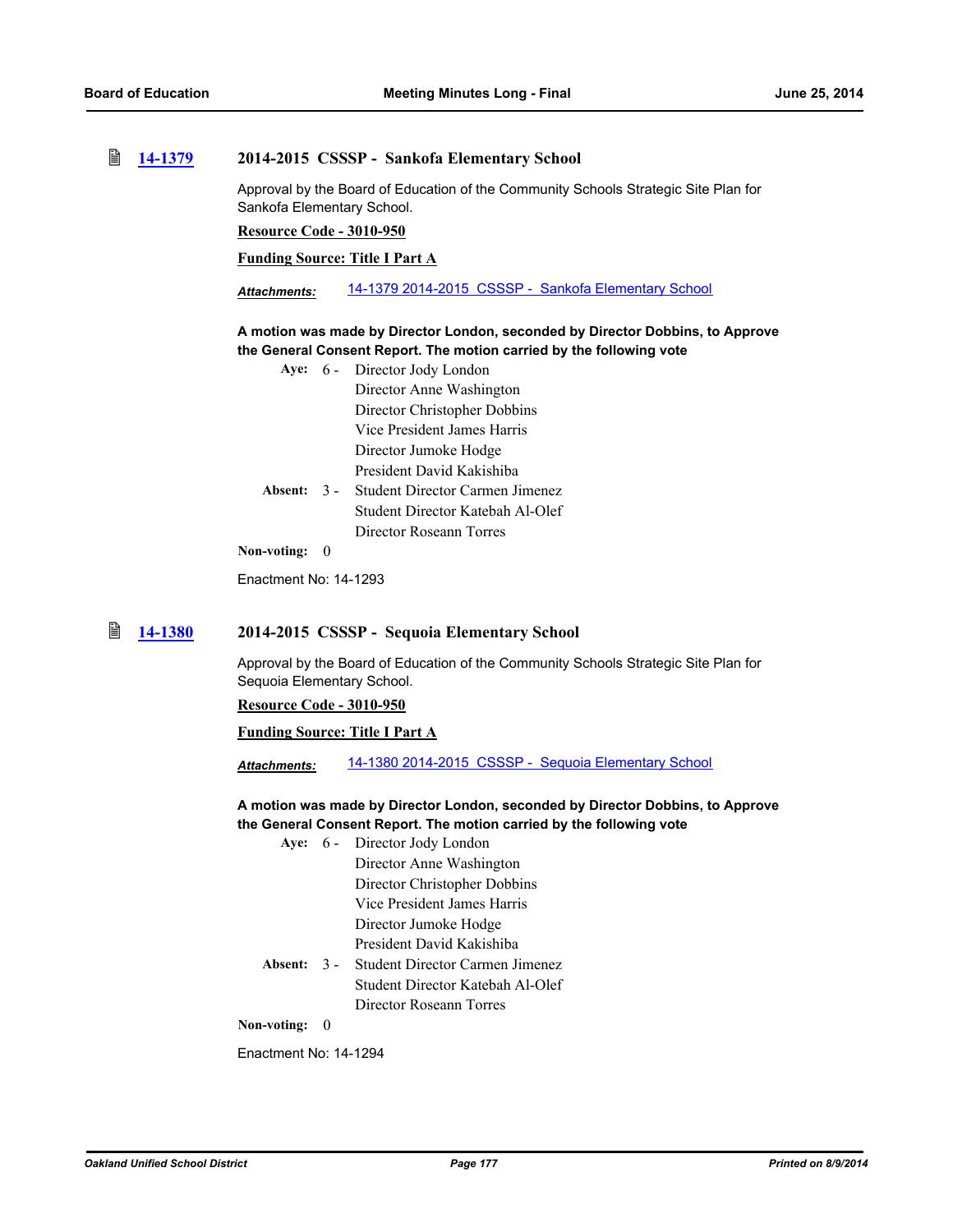### 14-1379 2014-2015 CSSSP - Sankofa Elementary School

Approval by the Board of Education of the Community Schools Strategic Site Plan for Sankofa Elementary School.

**Resource Code - 3010-950**

**Funding Source: Title I Part A**

***Attachments:*** 14-1379 2014-2015 CSSSP - Sankofa Elementary School

**A motion was made by Director London, seconded by Director Dobbins, to Approve the General Consent Report. The motion carried by the following vote**

**Aye:** 6 - Director Jody London
Director Anne Washington
Director Christopher Dobbins
Vice President James Harris
Director Jumoke Hodge
President David Kakishiba

**Absent:** 3 - Student Director Carmen Jimenez
Student Director Katebah Al-Olef
Director Roseann Torres

**Non-voting:** 0

Enactment No: 14-1293

### 14-1380 2014-2015 CSSSP - Sequoia Elementary School

Approval by the Board of Education of the Community Schools Strategic Site Plan for Sequoia Elementary School.

**Resource Code - 3010-950**

**Funding Source: Title I Part A**

***Attachments:*** 14-1380 2014-2015 CSSSP - Sequoia Elementary School

**A motion was made by Director London, seconded by Director Dobbins, to Approve the General Consent Report. The motion carried by the following vote**

**Aye:** 6 - Director Jody London
Director Anne Washington
Director Christopher Dobbins
Vice President James Harris
Director Jumoke Hodge
President David Kakishiba

**Absent:** 3 - Student Director Carmen Jimenez
Student Director Katebah Al-Olef
Director Roseann Torres

**Non-voting:** 0

Enactment No: 14-1294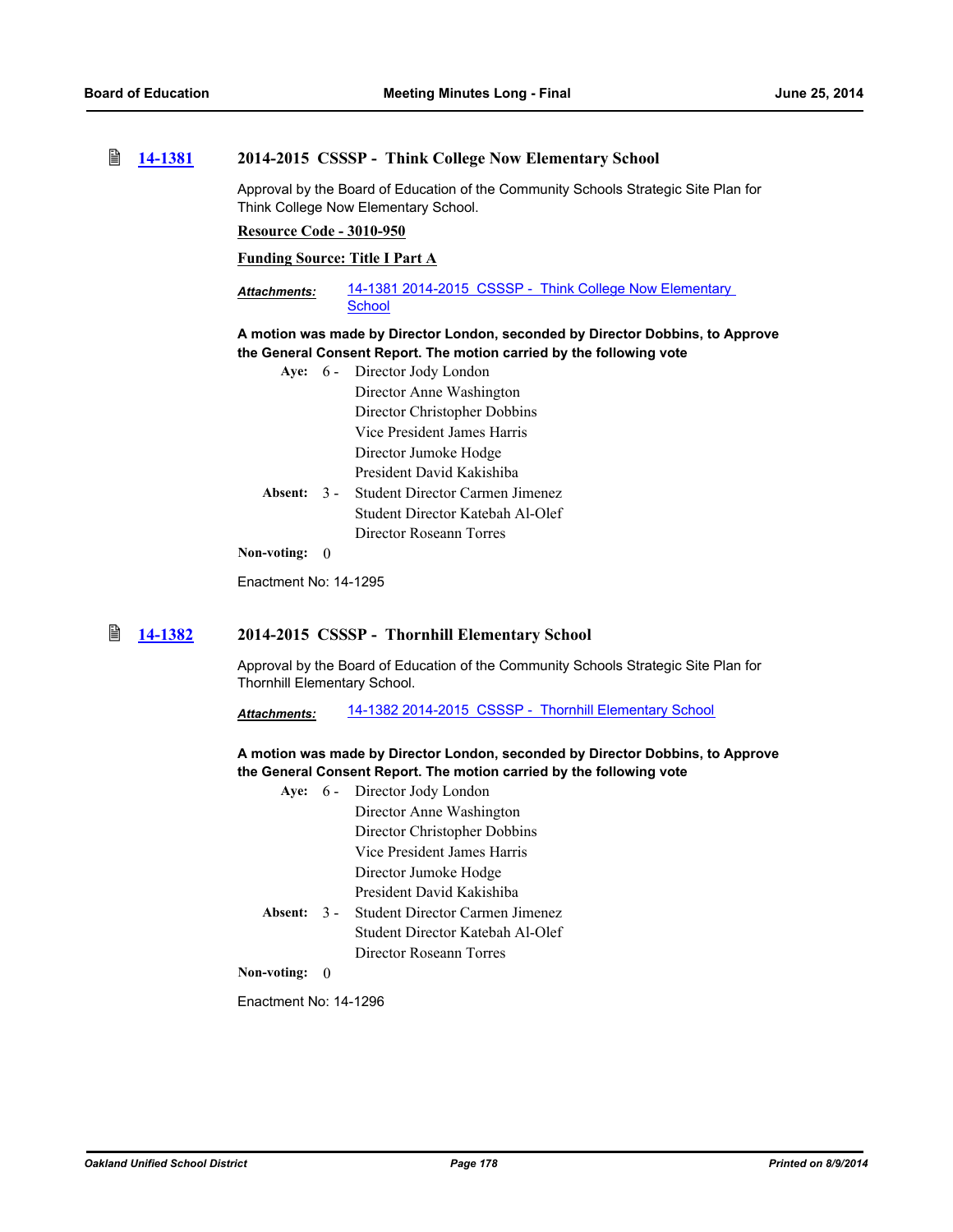### 14-1381 2014-2015 CSSSP - Think College Now Elementary School

Approval by the Board of Education of the Community Schools Strategic Site Plan for Think College Now Elementary School.

**Resource Code - 3010-950**

**Funding Source: Title I Part A**

***Attachments:*** 14-1381 2014-2015 CSSSP - Think College Now Elementary School

**A motion was made by Director London, seconded by Director Dobbins, to Approve the General Consent Report. The motion carried by the following vote**

**Aye:** 6 - Director Jody London
Director Anne Washington
Director Christopher Dobbins
Vice President James Harris
Director Jumoke Hodge
President David Kakishiba

**Absent:** 3 - Student Director Carmen Jimenez
Student Director Katebah Al-Olef
Director Roseann Torres

**Non-voting:** 0

Enactment No: 14-1295

### 14-1382 2014-2015 CSSSP - Thornhill Elementary School

Approval by the Board of Education of the Community Schools Strategic Site Plan for Thornhill Elementary School.

***Attachments:*** 14-1382 2014-2015 CSSSP - Thornhill Elementary School

**A motion was made by Director London, seconded by Director Dobbins, to Approve the General Consent Report. The motion carried by the following vote**

**Aye:** 6 - Director Jody London
Director Anne Washington
Director Christopher Dobbins
Vice President James Harris
Director Jumoke Hodge
President David Kakishiba

**Absent:** 3 - Student Director Carmen Jimenez
Student Director Katebah Al-Olef
Director Roseann Torres

**Non-voting:** 0

Enactment No: 14-1296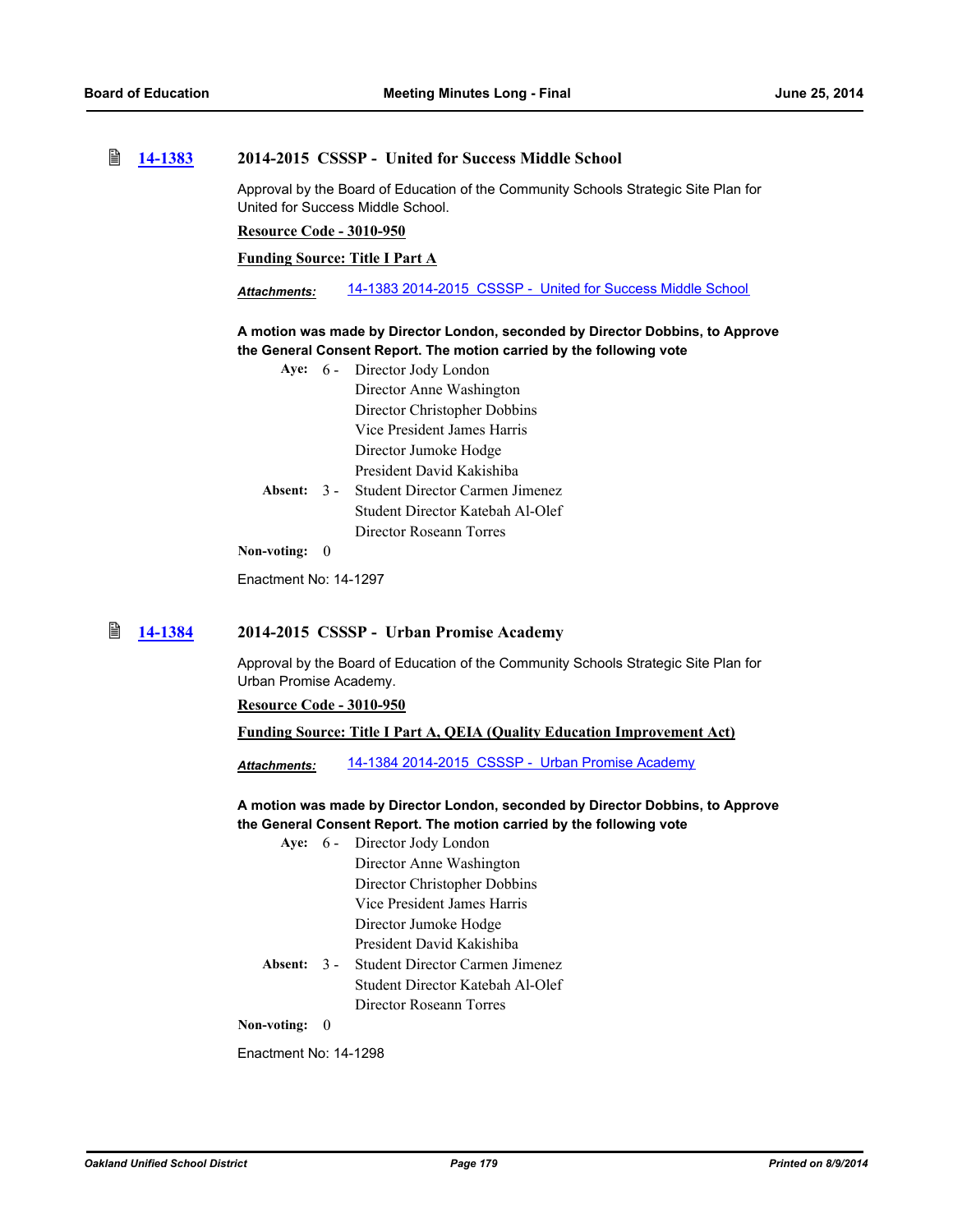### [14-1383](#) 2014-2015 CSSSP - United for Success Middle School

Approval by the Board of Education of the Community Schools Strategic Site Plan for United for Success Middle School.

**Resource Code - 3010-950**

**Funding Source: Title I Part A**

***Attachments:*** [14-1383 2014-2015 CSSSP - United for Success Middle School](#)

**A motion was made by Director London, seconded by Director Dobbins, to Approve the General Consent Report. The motion carried by the following vote**

**Aye:** 6 - Director Jody London
Director Anne Washington
Director Christopher Dobbins
Vice President James Harris
Director Jumoke Hodge
President David Kakishiba

**Absent:** 3 - Student Director Carmen Jimenez
Student Director Katebah Al-Olef
Director Roseann Torres

**Non-voting:** 0

Enactment No: 14-1297

### [14-1384](#) 2014-2015 CSSSP - Urban Promise Academy

Approval by the Board of Education of the Community Schools Strategic Site Plan for Urban Promise Academy.

**Resource Code - 3010-950**

**Funding Source: Title I Part A, QEIA (Quality Education Improvement Act)**

***Attachments:*** [14-1384 2014-2015 CSSSP - Urban Promise Academy](#)

**A motion was made by Director London, seconded by Director Dobbins, to Approve the General Consent Report. The motion carried by the following vote**

**Aye:** 6 - Director Jody London
Director Anne Washington
Director Christopher Dobbins
Vice President James Harris
Director Jumoke Hodge
President David Kakishiba

**Absent:** 3 - Student Director Carmen Jimenez
Student Director Katebah Al-Olef
Director Roseann Torres

**Non-voting:** 0

Enactment No: 14-1298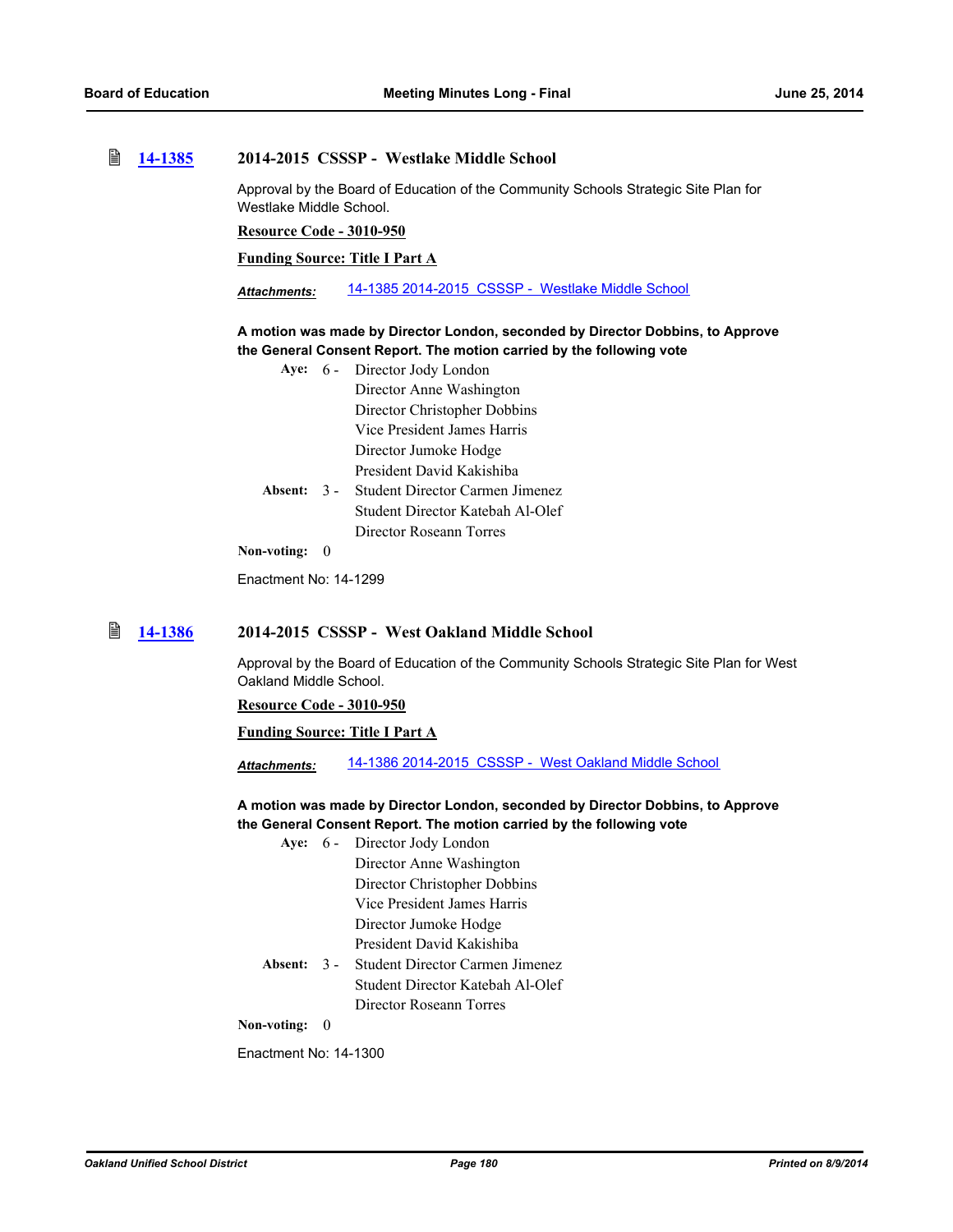### 14-1385 2014-2015 CSSSP - Westlake Middle School

Approval by the Board of Education of the Community Schools Strategic Site Plan for Westlake Middle School.

**Resource Code - 3010-950**

**Funding Source: Title I Part A**

***Attachments:*** 14-1385 2014-2015 CSSSP - Westlake Middle School

**A motion was made by Director London, seconded by Director Dobbins, to Approve the General Consent Report. The motion carried by the following vote**

**Aye:** 6 - Director Jody London
Director Anne Washington
Director Christopher Dobbins
Vice President James Harris
Director Jumoke Hodge
President David Kakishiba

**Absent:** 3 - Student Director Carmen Jimenez
Student Director Katebah Al-Olef
Director Roseann Torres

**Non-voting:** 0

Enactment No: 14-1299

### 14-1386 2014-2015 CSSSP - West Oakland Middle School

Approval by the Board of Education of the Community Schools Strategic Site Plan for West Oakland Middle School.

**Resource Code - 3010-950**

**Funding Source: Title I Part A**

***Attachments:*** 14-1386 2014-2015 CSSSP - West Oakland Middle School

**A motion was made by Director London, seconded by Director Dobbins, to Approve the General Consent Report. The motion carried by the following vote**

**Aye:** 6 - Director Jody London
Director Anne Washington
Director Christopher Dobbins
Vice President James Harris
Director Jumoke Hodge
President David Kakishiba

**Absent:** 3 - Student Director Carmen Jimenez
Student Director Katebah Al-Olef
Director Roseann Torres

**Non-voting:** 0

Enactment No: 14-1300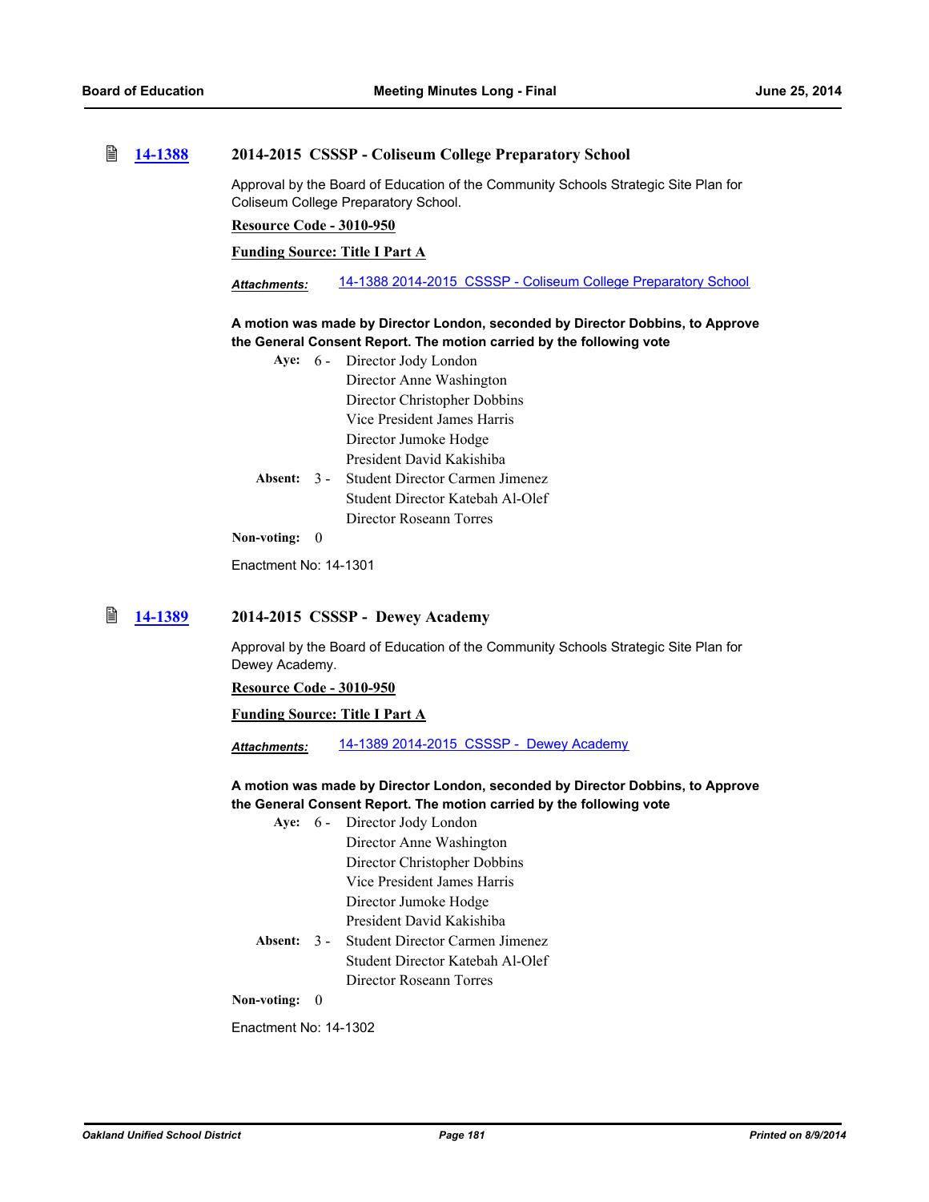### 14-1388 2014-2015 CSSSP - Coliseum College Preparatory School

Approval by the Board of Education of the Community Schools Strategic Site Plan for Coliseum College Preparatory School.

**Resource Code - 3010-950**

**Funding Source: Title I Part A**

***Attachments:*** 14-1388 2014-2015 CSSSP - Coliseum College Preparatory School

**A motion was made by Director London, seconded by Director Dobbins, to Approve the General Consent Report. The motion carried by the following vote**

**Aye:** 6 - Director Jody London
Director Anne Washington
Director Christopher Dobbins
Vice President James Harris
Director Jumoke Hodge
President David Kakishiba

**Absent:** 3 - Student Director Carmen Jimenez
Student Director Katebah Al-Olef
Director Roseann Torres

**Non-voting:** 0

Enactment No: 14-1301

### 14-1389 2014-2015 CSSSP - Dewey Academy

Approval by the Board of Education of the Community Schools Strategic Site Plan for Dewey Academy.

**Resource Code - 3010-950**

**Funding Source: Title I Part A**

***Attachments:*** 14-1389 2014-2015 CSSSP - Dewey Academy

**A motion was made by Director London, seconded by Director Dobbins, to Approve the General Consent Report. The motion carried by the following vote**

**Aye:** 6 - Director Jody London
Director Anne Washington
Director Christopher Dobbins
Vice President James Harris
Director Jumoke Hodge
President David Kakishiba

**Absent:** 3 - Student Director Carmen Jimenez
Student Director Katebah Al-Olef
Director Roseann Torres

**Non-voting:** 0

Enactment No: 14-1302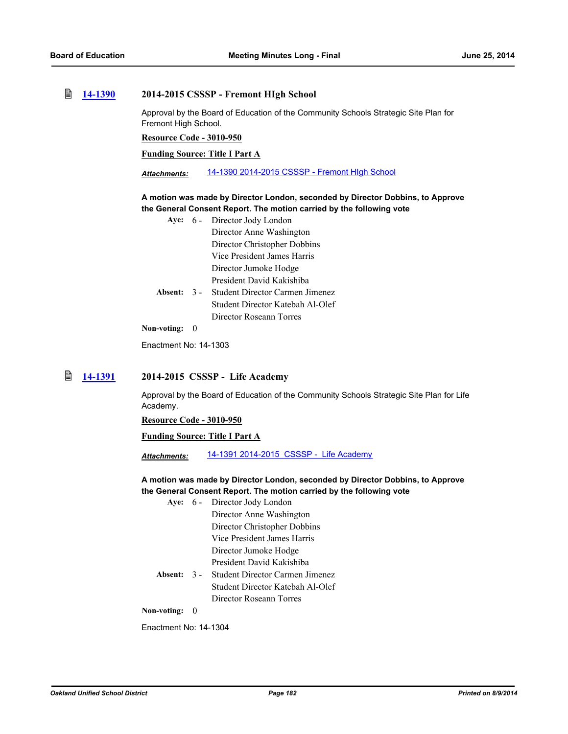## 14-1390 2014-2015 CSSSP - Fremont HIgh School

Approval by the Board of Education of the Community Schools Strategic Site Plan for Fremont High School.

**Resource Code - 3010-950**

**Funding Source: Title I Part A**

***Attachments:*** 14-1390 2014-2015 CSSSP - Fremont HIgh School

**A motion was made by Director London, seconded by Director Dobbins, to Approve the General Consent Report. The motion carried by the following vote**

**Aye:** 6 - Director Jody London
Director Anne Washington
Director Christopher Dobbins
Vice President James Harris
Director Jumoke Hodge
President David Kakishiba

**Absent:** 3 - Student Director Carmen Jimenez
Student Director Katebah Al-Olef
Director Roseann Torres

**Non-voting:** 0

Enactment No: 14-1303

## 14-1391 2014-2015 CSSSP - Life Academy

Approval by the Board of Education of the Community Schools Strategic Site Plan for Life Academy.

**Resource Code - 3010-950**

**Funding Source: Title I Part A**

***Attachments:*** 14-1391 2014-2015 CSSSP - Life Academy

**A motion was made by Director London, seconded by Director Dobbins, to Approve the General Consent Report. The motion carried by the following vote**

**Aye:** 6 - Director Jody London
Director Anne Washington
Director Christopher Dobbins
Vice President James Harris
Director Jumoke Hodge
President David Kakishiba

**Absent:** 3 - Student Director Carmen Jimenez
Student Director Katebah Al-Olef
Director Roseann Torres

**Non-voting:** 0

Enactment No: 14-1304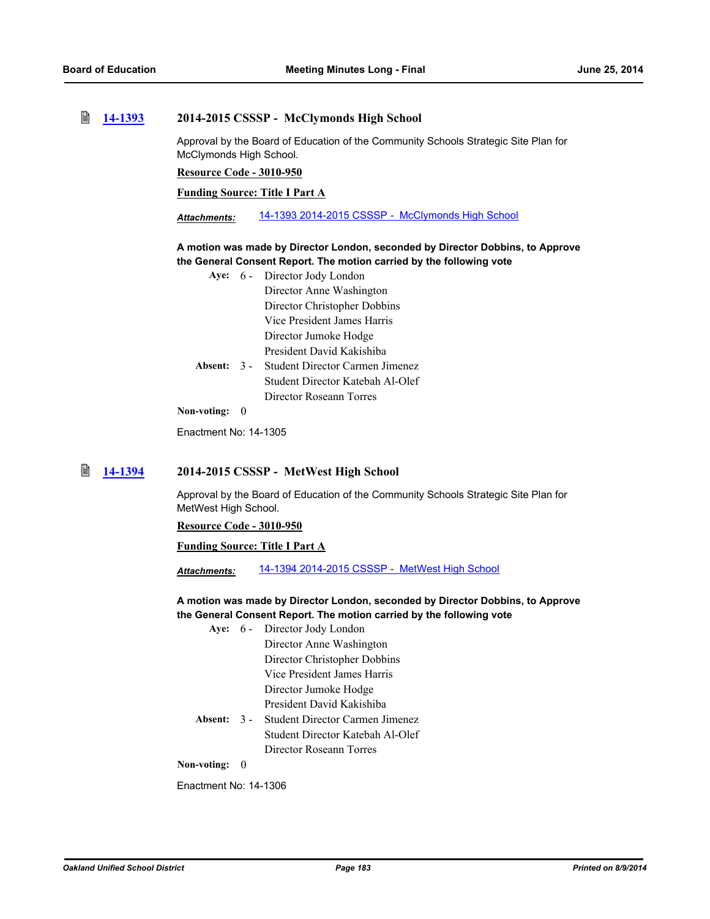### 14-1393 2014-2015 CSSSP - McClymonds High School

Approval by the Board of Education of the Community Schools Strategic Site Plan for McClymonds High School.

**Resource Code - 3010-950**

**Funding Source: Title I Part A**

***Attachments:*** 14-1393 2014-2015 CSSSP - McClymonds High School

**A motion was made by Director London, seconded by Director Dobbins, to Approve the General Consent Report. The motion carried by the following vote**

**Aye:** 6 - Director Jody London
Director Anne Washington
Director Christopher Dobbins
Vice President James Harris
Director Jumoke Hodge
President David Kakishiba

**Absent:** 3 - Student Director Carmen Jimenez
Student Director Katebah Al-Olef
Director Roseann Torres

**Non-voting:** 0

Enactment No: 14-1305

### 14-1394 2014-2015 CSSSP - MetWest High School

Approval by the Board of Education of the Community Schools Strategic Site Plan for MetWest High School.

**Resource Code - 3010-950**

**Funding Source: Title I Part A**

***Attachments:*** 14-1394 2014-2015 CSSSP - MetWest High School

**A motion was made by Director London, seconded by Director Dobbins, to Approve the General Consent Report. The motion carried by the following vote**

**Aye:** 6 - Director Jody London
Director Anne Washington
Director Christopher Dobbins
Vice President James Harris
Director Jumoke Hodge
President David Kakishiba

**Absent:** 3 - Student Director Carmen Jimenez
Student Director Katebah Al-Olef
Director Roseann Torres

**Non-voting:** 0

Enactment No: 14-1306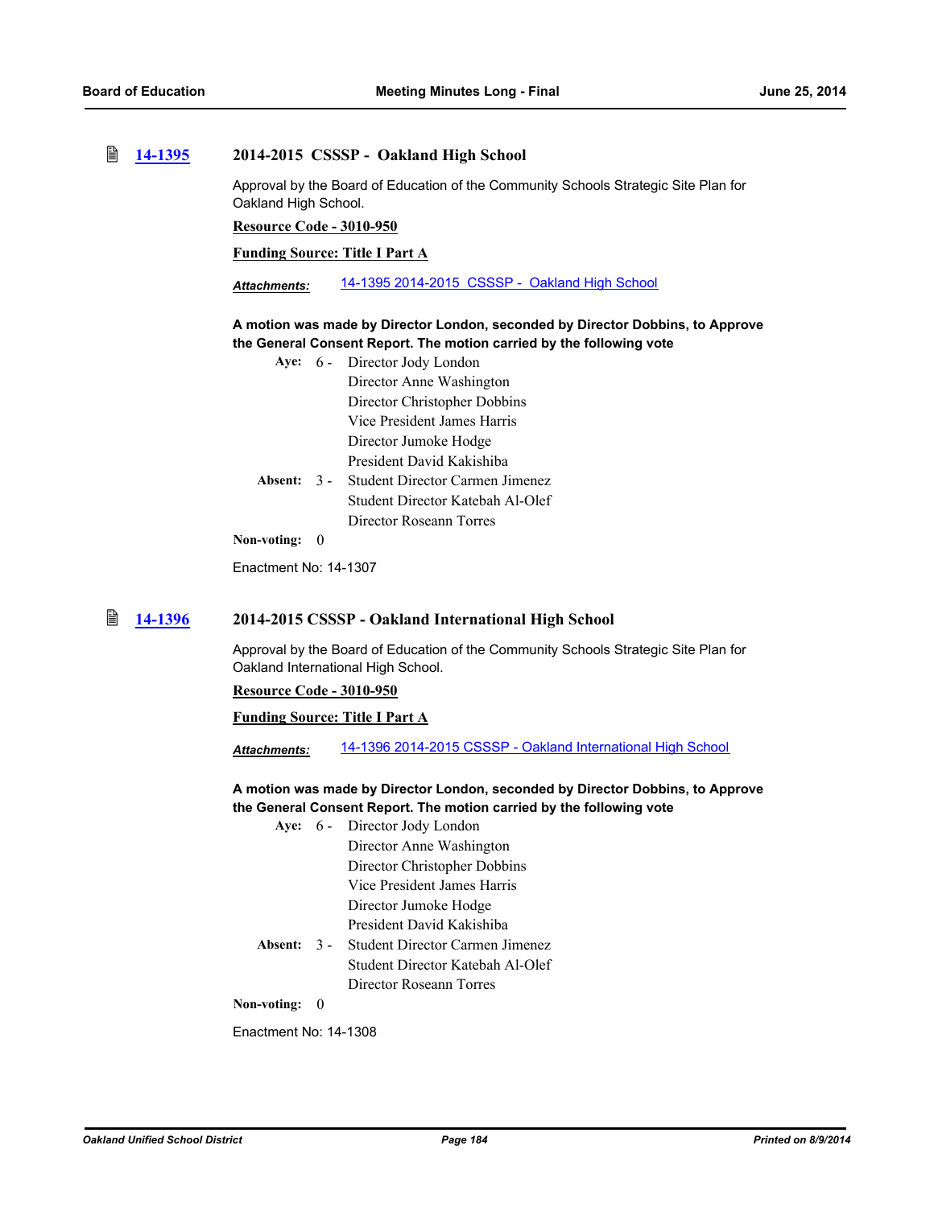### 14-1395 2014-2015 CSSSP - Oakland High School

Approval by the Board of Education of the Community Schools Strategic Site Plan for Oakland High School.

**Resource Code - 3010-950**

**Funding Source: Title I Part A**

*Attachments:* 14-1395 2014-2015 CSSSP - Oakland High School

**A motion was made by Director London, seconded by Director Dobbins, to Approve the General Consent Report. The motion carried by the following vote**

**Aye:** 6 - Director Jody London
Director Anne Washington
Director Christopher Dobbins
Vice President James Harris
Director Jumoke Hodge
President David Kakishiba

**Absent:** 3 - Student Director Carmen Jimenez
Student Director Katebah Al-Olef
Director Roseann Torres

**Non-voting:** 0

Enactment No: 14-1307

### 14-1396 2014-2015 CSSSP - Oakland International High School

Approval by the Board of Education of the Community Schools Strategic Site Plan for Oakland International High School.

**Resource Code - 3010-950**

**Funding Source: Title I Part A**

*Attachments:* 14-1396 2014-2015 CSSSP - Oakland International High School

**A motion was made by Director London, seconded by Director Dobbins, to Approve the General Consent Report. The motion carried by the following vote**

**Aye:** 6 - Director Jody London
Director Anne Washington
Director Christopher Dobbins
Vice President James Harris
Director Jumoke Hodge
President David Kakishiba

**Absent:** 3 - Student Director Carmen Jimenez
Student Director Katebah Al-Olef
Director Roseann Torres

**Non-voting:** 0

Enactment No: 14-1308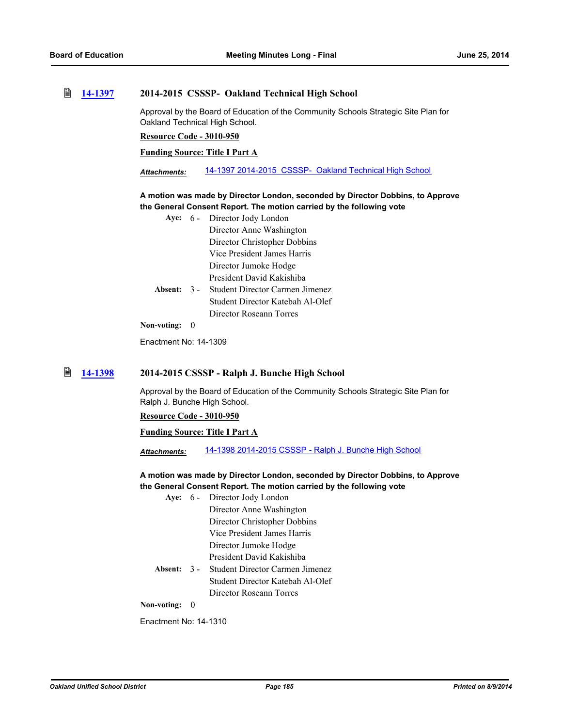### 14-1397 2014-2015 CSSSP- Oakland Technical High School

Approval by the Board of Education of the Community Schools Strategic Site Plan for Oakland Technical High School.

**Resource Code - 3010-950**

**Funding Source: Title I Part A**

***Attachments:*** 14-1397 2014-2015 CSSSP- Oakland Technical High School

**A motion was made by Director London, seconded by Director Dobbins, to Approve the General Consent Report. The motion carried by the following vote**

**Aye:** 6 - Director Jody London
Director Anne Washington
Director Christopher Dobbins
Vice President James Harris
Director Jumoke Hodge
President David Kakishiba

**Absent:** 3 - Student Director Carmen Jimenez
Student Director Katebah Al-Olef
Director Roseann Torres

**Non-voting:** 0

Enactment No: 14-1309

### 14-1398 2014-2015 CSSSP - Ralph J. Bunche High School

Approval by the Board of Education of the Community Schools Strategic Site Plan for Ralph J. Bunche High School.

**Resource Code - 3010-950**

**Funding Source: Title I Part A**

***Attachments:*** 14-1398 2014-2015 CSSSP - Ralph J. Bunche High School

**A motion was made by Director London, seconded by Director Dobbins, to Approve the General Consent Report. The motion carried by the following vote**

**Aye:** 6 - Director Jody London
Director Anne Washington
Director Christopher Dobbins
Vice President James Harris
Director Jumoke Hodge
President David Kakishiba

**Absent:** 3 - Student Director Carmen Jimenez
Student Director Katebah Al-Olef
Director Roseann Torres

**Non-voting:** 0

Enactment No: 14-1310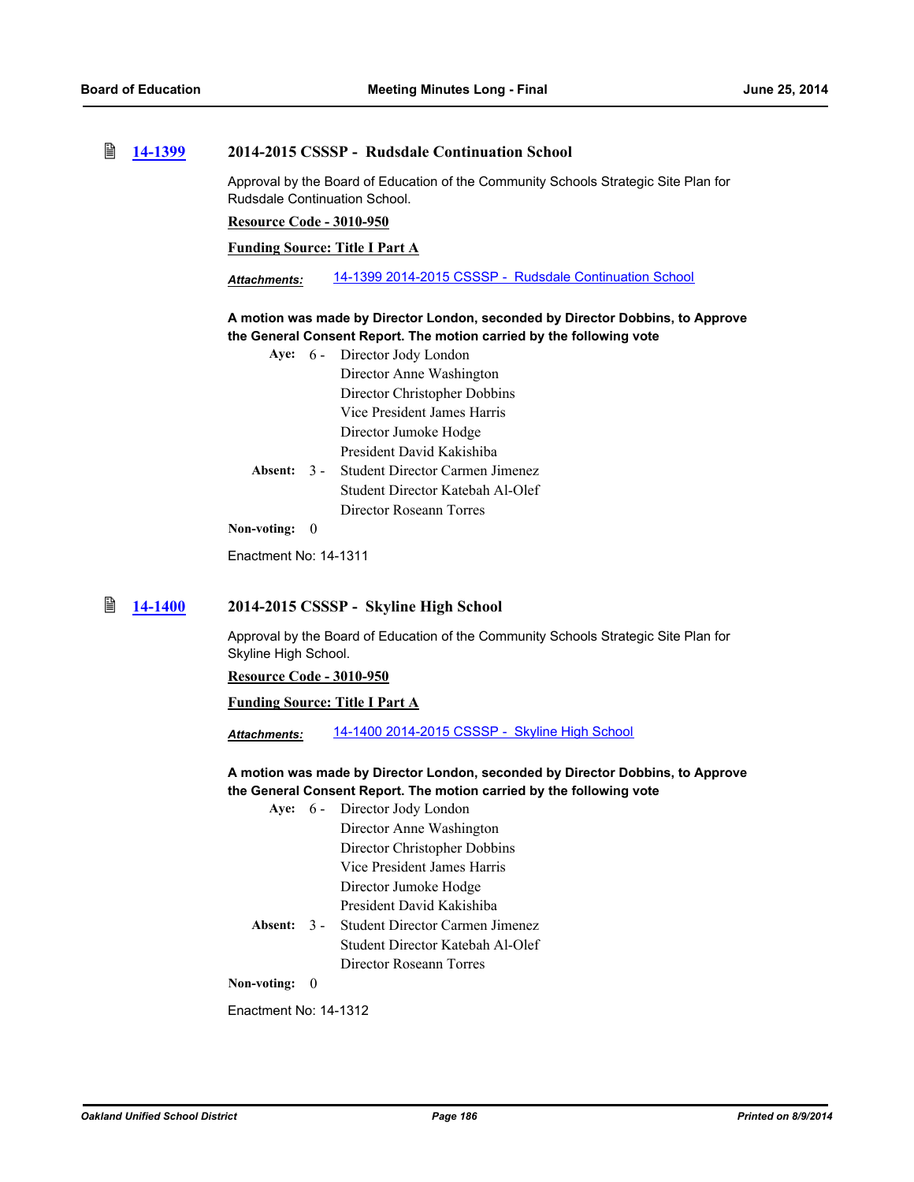### 14-1399 2014-2015 CSSSP - Rudsdale Continuation School

Approval by the Board of Education of the Community Schools Strategic Site Plan for Rudsdale Continuation School.

**Resource Code - 3010-950**

**Funding Source: Title I Part A**

***Attachments:*** 14-1399 2014-2015 CSSSP - Rudsdale Continuation School

**A motion was made by Director London, seconded by Director Dobbins, to Approve the General Consent Report. The motion carried by the following vote**

**Aye:** 6 - Director Jody London
Director Anne Washington
Director Christopher Dobbins
Vice President James Harris
Director Jumoke Hodge
President David Kakishiba

**Absent:** 3 - Student Director Carmen Jimenez
Student Director Katebah Al-Olef
Director Roseann Torres

**Non-voting:** 0

Enactment No: 14-1311

### 14-1400 2014-2015 CSSSP - Skyline High School

Approval by the Board of Education of the Community Schools Strategic Site Plan for Skyline High School.

**Resource Code - 3010-950**

**Funding Source: Title I Part A**

***Attachments:*** 14-1400 2014-2015 CSSSP - Skyline High School

**A motion was made by Director London, seconded by Director Dobbins, to Approve the General Consent Report. The motion carried by the following vote**

**Aye:** 6 - Director Jody London
Director Anne Washington
Director Christopher Dobbins
Vice President James Harris
Director Jumoke Hodge
President David Kakishiba

**Absent:** 3 - Student Director Carmen Jimenez
Student Director Katebah Al-Olef
Director Roseann Torres

**Non-voting:** 0

Enactment No: 14-1312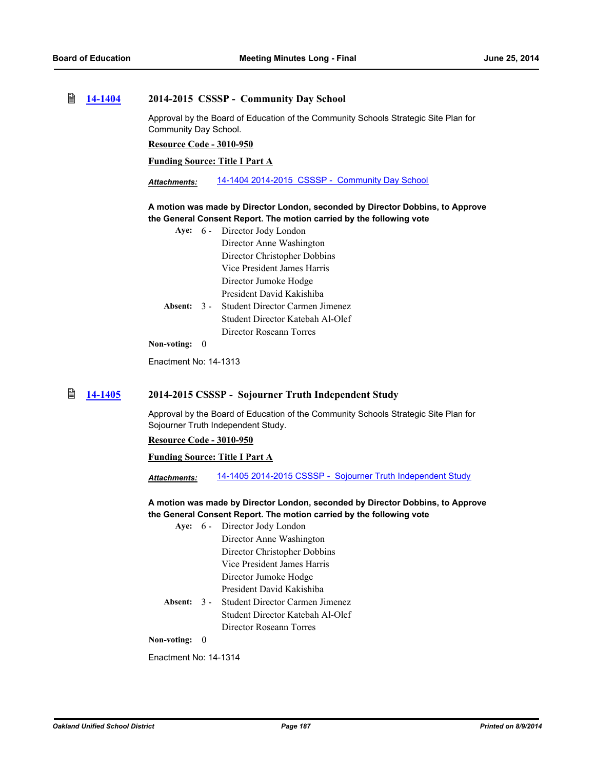### 14-1404 2014-2015 CSSSP - Community Day School

Approval by the Board of Education of the Community Schools Strategic Site Plan for Community Day School.

**Resource Code - 3010-950**

**Funding Source: Title I Part A**

***Attachments:*** 14-1404 2014-2015 CSSSP - Community Day School

**A motion was made by Director London, seconded by Director Dobbins, to Approve the General Consent Report. The motion carried by the following vote**

**Aye:** 6 - Director Jody London
Director Anne Washington
Director Christopher Dobbins
Vice President James Harris
Director Jumoke Hodge
President David Kakishiba

**Absent:** 3 - Student Director Carmen Jimenez
Student Director Katebah Al-Olef
Director Roseann Torres

**Non-voting:** 0

Enactment No: 14-1313

### 14-1405 2014-2015 CSSSP - Sojourner Truth Independent Study

Approval by the Board of Education of the Community Schools Strategic Site Plan for Sojourner Truth Independent Study.

**Resource Code - 3010-950**

**Funding Source: Title I Part A**

***Attachments:*** 14-1405 2014-2015 CSSSP - Sojourner Truth Independent Study

**A motion was made by Director London, seconded by Director Dobbins, to Approve the General Consent Report. The motion carried by the following vote**

**Aye:** 6 - Director Jody London
Director Anne Washington
Director Christopher Dobbins
Vice President James Harris
Director Jumoke Hodge
President David Kakishiba

**Absent:** 3 - Student Director Carmen Jimenez
Student Director Katebah Al-Olef
Director Roseann Torres

**Non-voting:** 0

Enactment No: 14-1314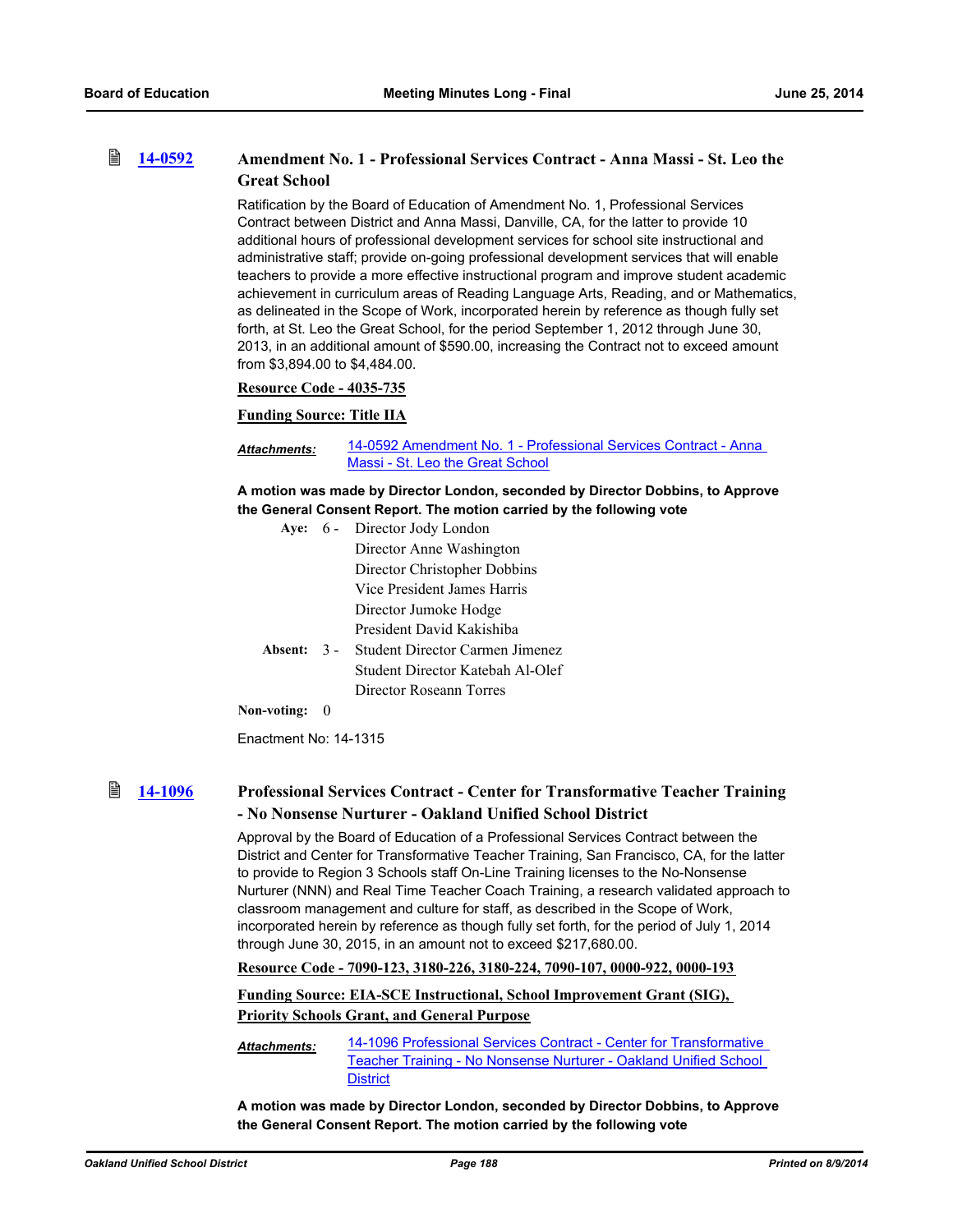## 14-0592 Amendment No. 1 - Professional Services Contract - Anna Massi - St. Leo the Great School

Ratification by the Board of Education of Amendment No. 1, Professional Services Contract between District and Anna Massi, Danville, CA, for the latter to provide 10 additional hours of professional development services for school site instructional and administrative staff; provide on-going professional development services that will enable teachers to provide a more effective instructional program and improve student academic achievement in curriculum areas of Reading Language Arts, Reading, and or Mathematics, as delineated in the Scope of Work, incorporated herein by reference as though fully set forth, at St. Leo the Great School, for the period September 1, 2012 through June 30, 2013, in an additional amount of $590.00, increasing the Contract not to exceed amount from $3,894.00 to $4,484.00.

**Resource Code - 4035-735**

**Funding Source: Title IIA**

*Attachments:* 14-0592 Amendment No. 1 - Professional Services Contract - Anna Massi - St. Leo the Great School

**A motion was made by Director London, seconded by Director Dobbins, to Approve the General Consent Report. The motion carried by the following vote**

**Aye:** 6 - Director Jody London, Director Anne Washington, Director Christopher Dobbins, Vice President James Harris, Director Jumoke Hodge, President David Kakishiba

**Absent:** 3 - Student Director Carmen Jimenez, Student Director Katebah Al-Olef, Director Roseann Torres

**Non-voting:** 0

Enactment No: 14-1315

## 14-1096 Professional Services Contract - Center for Transformative Teacher Training - No Nonsense Nurturer - Oakland Unified School District

Approval by the Board of Education of a Professional Services Contract between the District and Center for Transformative Teacher Training, San Francisco, CA, for the latter to provide to Region 3 Schools staff On-Line Training licenses to the No-Nonsense Nurturer (NNN) and Real Time Teacher Coach Training, a research validated approach to classroom management and culture for staff, as described in the Scope of Work, incorporated herein by reference as though fully set forth, for the period of July 1, 2014 through June 30, 2015, in an amount not to exceed $217,680.00.

**Resource Code - 7090-123, 3180-226, 3180-224, 7090-107, 0000-922, 0000-193**

**Funding Source: EIA-SCE Instructional, School Improvement Grant (SIG), Priority Schools Grant, and General Purpose**

*Attachments:* 14-1096 Professional Services Contract - Center for Transformative Teacher Training - No Nonsense Nurturer - Oakland Unified School District

**A motion was made by Director London, seconded by Director Dobbins, to Approve the General Consent Report. The motion carried by the following vote**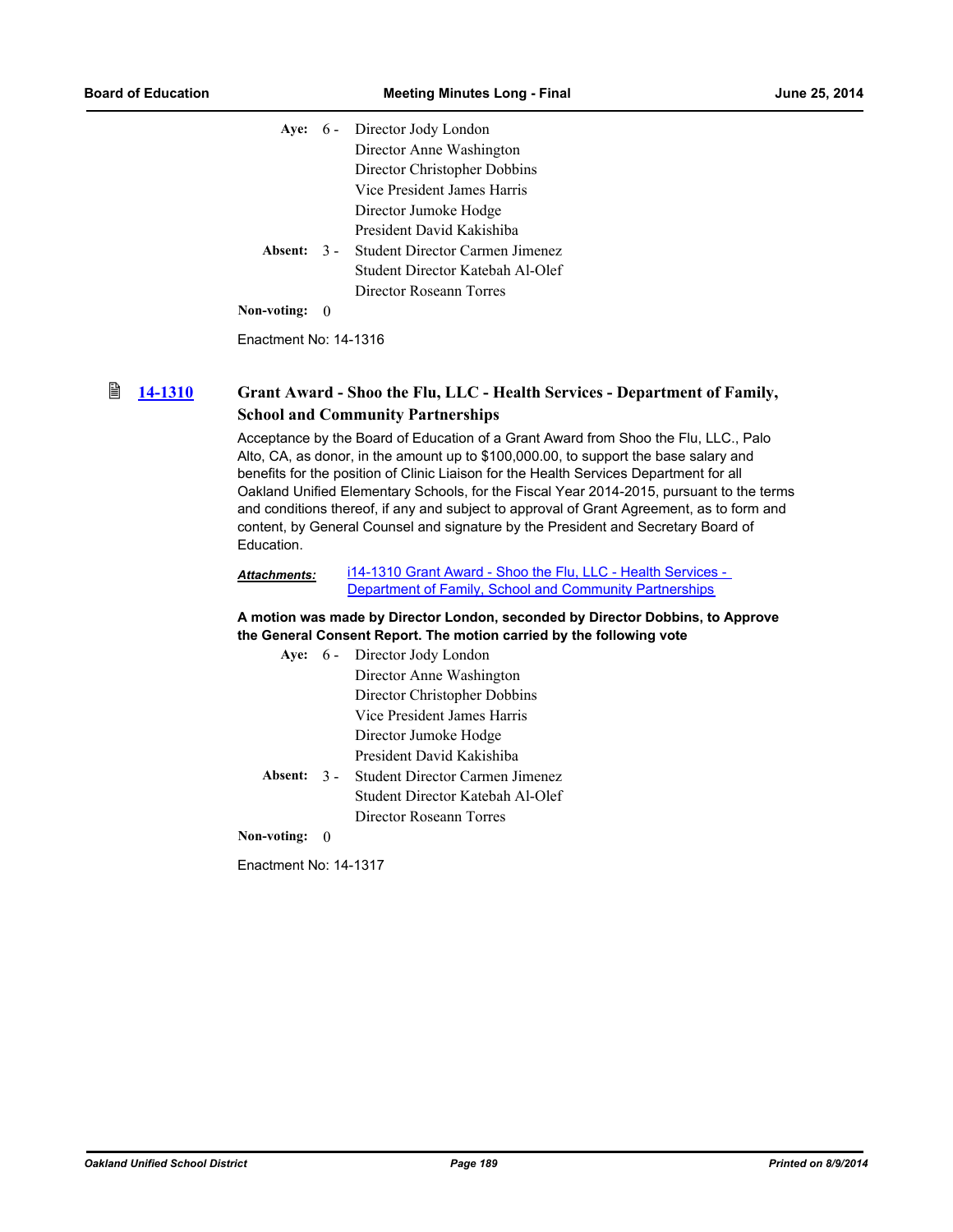Aye: 6 - Director Jody London
Director Anne Washington
Director Christopher Dobbins
Vice President James Harris
Director Jumoke Hodge
President David Kakishiba

Absent: 3 - Student Director Carmen Jimenez
Student Director Katebah Al-Olef
Director Roseann Torres

Non-voting: 0

Enactment No: 14-1316

### 14-1310 Grant Award - Shoo the Flu, LLC - Health Services - Department of Family, School and Community Partnerships

Acceptance by the Board of Education of a Grant Award from Shoo the Flu, LLC., Palo Alto, CA, as donor, in the amount up to $100,000.00, to support the base salary and benefits for the position of Clinic Liaison for the Health Services Department for all Oakland Unified Elementary Schools, for the Fiscal Year 2014-2015, pursuant to the terms and conditions thereof, if any and subject to approval of Grant Agreement, as to form and content, by General Counsel and signature by the President and Secretary Board of Education.

***Attachments:*** i14-1310 Grant Award - Shoo the Flu, LLC - Health Services - Department of Family, School and Community Partnerships

**A motion was made by Director London, seconded by Director Dobbins, to Approve the General Consent Report. The motion carried by the following vote**

Aye: 6 - Director Jody London
Director Anne Washington
Director Christopher Dobbins
Vice President James Harris
Director Jumoke Hodge
President David Kakishiba

Absent: 3 - Student Director Carmen Jimenez
Student Director Katebah Al-Olef
Director Roseann Torres

Non-voting: 0

Enactment No: 14-1317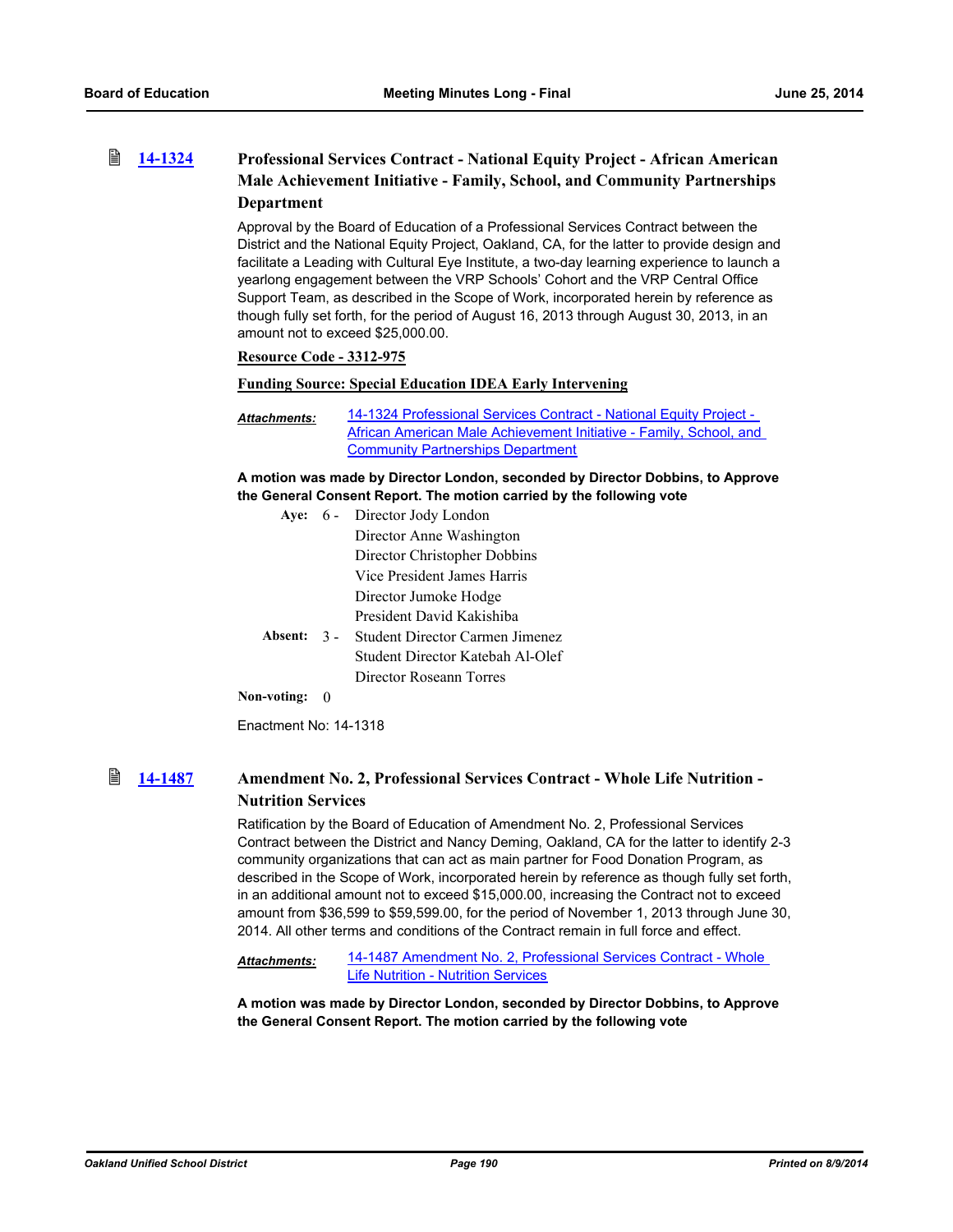### 14-1324 Professional Services Contract - National Equity Project - African American Male Achievement Initiative - Family, School, and Community Partnerships Department

Approval by the Board of Education of a Professional Services Contract between the District and the National Equity Project, Oakland, CA, for the latter to provide design and facilitate a Leading with Cultural Eye Institute, a two-day learning experience to launch a yearlong engagement between the VRP Schools' Cohort and the VRP Central Office Support Team, as described in the Scope of Work, incorporated herein by reference as though fully set forth, for the period of August 16, 2013 through August 30, 2013, in an amount not to exceed $25,000.00.

**Resource Code - 3312-975**

**Funding Source: Special Education IDEA Early Intervening**

***Attachments:*** 14-1324 Professional Services Contract - National Equity Project - African American Male Achievement Initiative - Family, School, and Community Partnerships Department

**A motion was made by Director London, seconded by Director Dobbins, to Approve the General Consent Report. The motion carried by the following vote**

**Aye:** 6 - Director Jody London
Director Anne Washington
Director Christopher Dobbins
Vice President James Harris
Director Jumoke Hodge
President David Kakishiba

**Absent:** 3 - Student Director Carmen Jimenez
Student Director Katebah Al-Olef
Director Roseann Torres

**Non-voting:** 0

Enactment No: 14-1318

### 14-1487 Amendment No. 2, Professional Services Contract - Whole Life Nutrition - Nutrition Services

Ratification by the Board of Education of Amendment No. 2, Professional Services Contract between the District and Nancy Deming, Oakland, CA for the latter to identify 2-3 community organizations that can act as main partner for Food Donation Program, as described in the Scope of Work, incorporated herein by reference as though fully set forth, in an additional amount not to exceed $15,000.00, increasing the Contract not to exceed amount from $36,599 to $59,599.00, for the period of November 1, 2013 through June 30, 2014. All other terms and conditions of the Contract remain in full force and effect.

***Attachments:*** 14-1487 Amendment No. 2, Professional Services Contract - Whole Life Nutrition - Nutrition Services

**A motion was made by Director London, seconded by Director Dobbins, to Approve the General Consent Report. The motion carried by the following vote**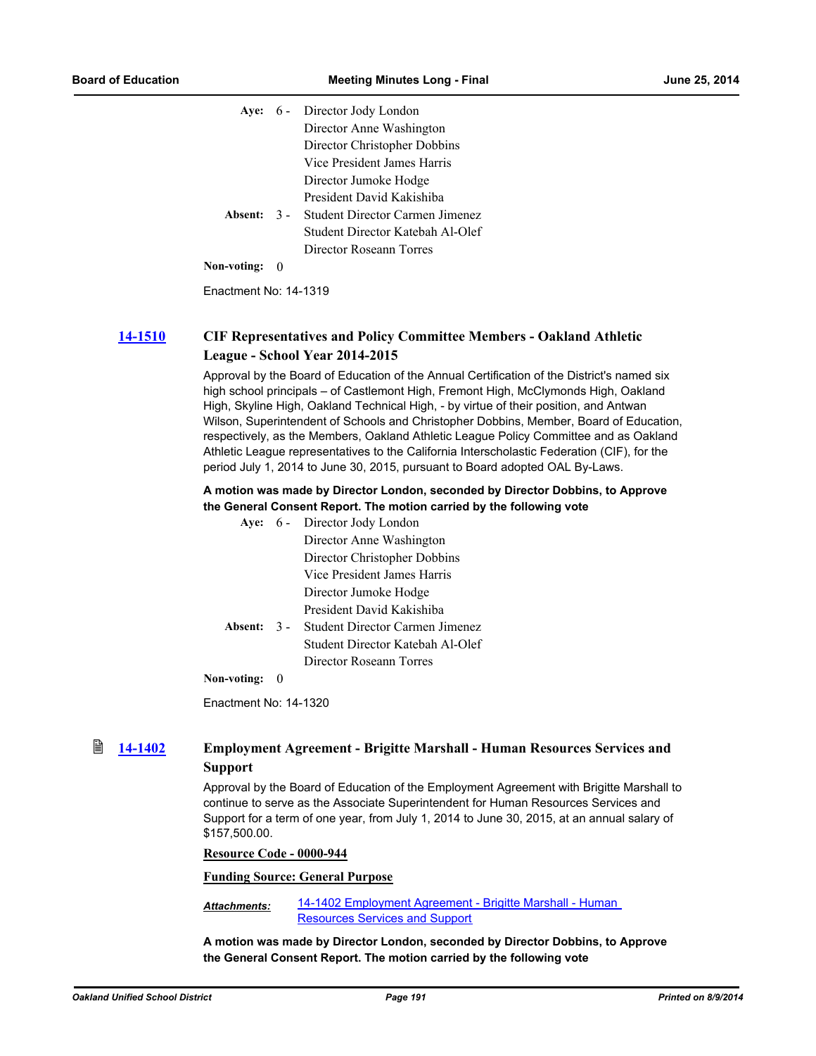| | | |
|---|---|---|
| **Aye:** | 6 - | Director Jody London |
| | | Director Anne Washington |
| | | Director Christopher Dobbins |
| | | Vice President James Harris |
| | | Director Jumoke Hodge |
| | | President David Kakishiba |
| **Absent:** | 3 - | Student Director Carmen Jimenez |
| | | Student Director Katebah Al-Olef |
| | | Director Roseann Torres |
| **Non-voting:** | 0 | |

Enactment No: 14-1319

### 14-1510 CIF Representatives and Policy Committee Members - Oakland Athletic League - School Year 2014-2015

Approval by the Board of Education of the Annual Certification of the District's named six high school principals – of Castlemont High, Fremont High, McClymonds High, Oakland High, Skyline High, Oakland Technical High, - by virtue of their position, and Antwan Wilson, Superintendent of Schools and Christopher Dobbins, Member, Board of Education, respectively, as the Members, Oakland Athletic League Policy Committee and as Oakland Athletic League representatives to the California Interscholastic Federation (CIF), for the period July 1, 2014 to June 30, 2015, pursuant to Board adopted OAL By-Laws.

**A motion was made by Director London, seconded by Director Dobbins, to Approve the General Consent Report. The motion carried by the following vote**

| | | |
|---|---|---|
| **Aye:** | 6 - | Director Jody London |
| | | Director Anne Washington |
| | | Director Christopher Dobbins |
| | | Vice President James Harris |
| | | Director Jumoke Hodge |
| | | President David Kakishiba |
| **Absent:** | 3 - | Student Director Carmen Jimenez |
| | | Student Director Katebah Al-Olef |
| | | Director Roseann Torres |
| **Non-voting:** | 0 | |

Enactment No: 14-1320

### 14-1402 Employment Agreement - Brigitte Marshall - Human Resources Services and Support

Approval by the Board of Education of the Employment Agreement with Brigitte Marshall to continue to serve as the Associate Superintendent for Human Resources Services and Support for a term of one year, from July 1, 2014 to June 30, 2015, at an annual salary of $157,500.00.

**Resource Code - 0000-944**

**Funding Source: General Purpose**

***Attachments:*** 14-1402 Employment Agreement - Brigitte Marshall - Human Resources Services and Support

**A motion was made by Director London, seconded by Director Dobbins, to Approve the General Consent Report. The motion carried by the following vote**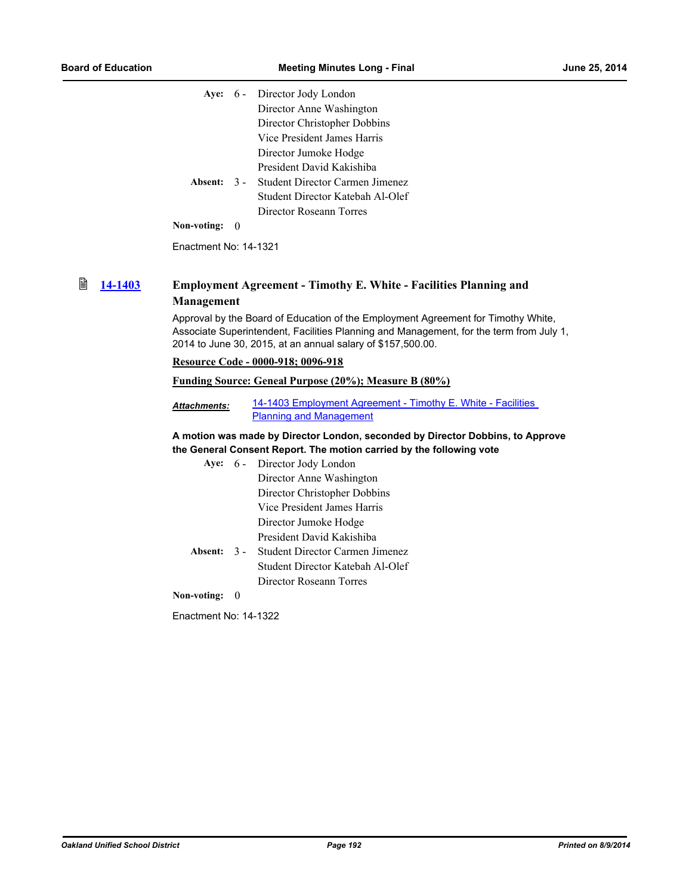Aye: 6 - Director Jody London
Director Anne Washington
Director Christopher Dobbins
Vice President James Harris
Director Jumoke Hodge
President David Kakishiba

Absent: 3 - Student Director Carmen Jimenez
Student Director Katebah Al-Olef
Director Roseann Torres

Non-voting: 0

Enactment No: 14-1321

**14-1403** **Employment Agreement - Timothy E. White - Facilities Planning and Management**

Approval by the Board of Education of the Employment Agreement for Timothy White, Associate Superintendent, Facilities Planning and Management, for the term from July 1, 2014 to June 30, 2015, at an annual salary of $157,500.00.

**Resource Code - 0000-918; 0096-918**

**Funding Source: Geneal Purpose (20%); Measure B (80%)**

***Attachments:*** 14-1403 Employment Agreement - Timothy E. White - Facilities Planning and Management

**A motion was made by Director London, seconded by Director Dobbins, to Approve the General Consent Report. The motion carried by the following vote**

Aye: 6 - Director Jody London
Director Anne Washington
Director Christopher Dobbins
Vice President James Harris
Director Jumoke Hodge
President David Kakishiba

Absent: 3 - Student Director Carmen Jimenez
Student Director Katebah Al-Olef
Director Roseann Torres

Non-voting: 0

Enactment No: 14-1322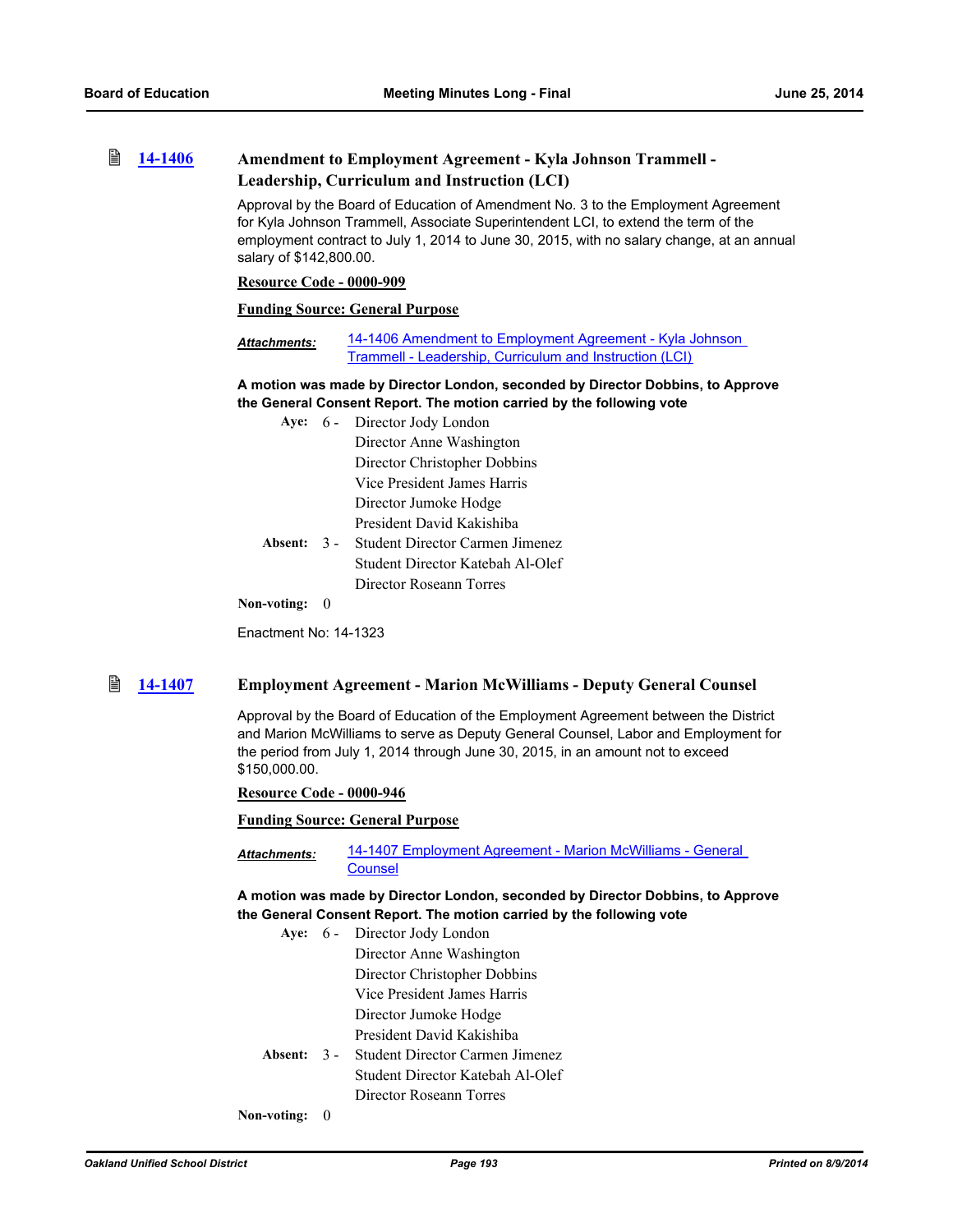### [14-1406](#) Amendment to Employment Agreement - Kyla Johnson Trammell - Leadership, Curriculum and Instruction (LCI)

Approval by the Board of Education of Amendment No. 3 to the Employment Agreement for Kyla Johnson Trammell, Associate Superintendent LCI, to extend the term of the employment contract to July 1, 2014 to June 30, 2015, with no salary change, at an annual salary of $142,800.00.

**Resource Code - 0000-909**

**Funding Source: General Purpose**

***Attachments:*** [14-1406 Amendment to Employment Agreement - Kyla Johnson Trammell - Leadership, Curriculum and Instruction (LCI)](#)

**A motion was made by Director London, seconded by Director Dobbins, to Approve the General Consent Report. The motion carried by the following vote**

**Aye:** 6 - Director Jody London
Director Anne Washington
Director Christopher Dobbins
Vice President James Harris
Director Jumoke Hodge
President David Kakishiba

**Absent:** 3 - Student Director Carmen Jimenez
Student Director Katebah Al-Olef
Director Roseann Torres

**Non-voting:** 0

Enactment No: 14-1323

### [14-1407](#) Employment Agreement - Marion McWilliams - Deputy General Counsel

Approval by the Board of Education of the Employment Agreement between the District and Marion McWilliams to serve as Deputy General Counsel, Labor and Employment for the period from July 1, 2014 through June 30, 2015, in an amount not to exceed $150,000.00.

**Resource Code - 0000-946**

**Funding Source: General Purpose**

***Attachments:*** [14-1407 Employment Agreement - Marion McWilliams - General Counsel](#)

**A motion was made by Director London, seconded by Director Dobbins, to Approve the General Consent Report. The motion carried by the following vote**

**Aye:** 6 - Director Jody London
Director Anne Washington
Director Christopher Dobbins
Vice President James Harris
Director Jumoke Hodge
President David Kakishiba

**Absent:** 3 - Student Director Carmen Jimenez
Student Director Katebah Al-Olef
Director Roseann Torres

**Non-voting:** 0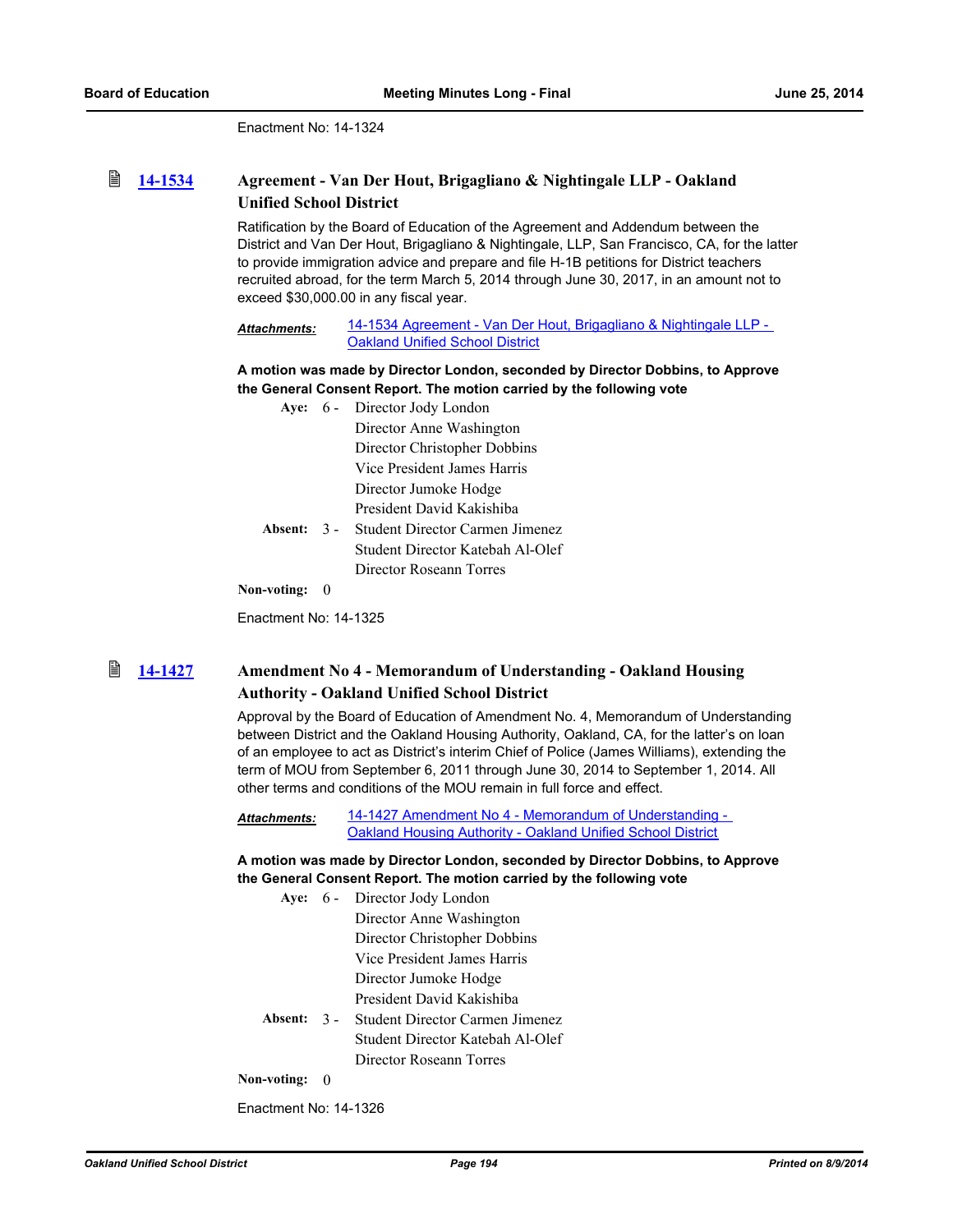Enactment No: 14-1324

## 14-1534 Agreement - Van Der Hout, Brigagliano & Nightingale LLP - Oakland Unified School District

Ratification by the Board of Education of the Agreement and Addendum between the District and Van Der Hout, Brigagliano & Nightingale, LLP, San Francisco, CA, for the latter to provide immigration advice and prepare and file H-1B petitions for District teachers recruited abroad, for the term March 5, 2014 through June 30, 2017, in an amount not to exceed $30,000.00 in any fiscal year.

***Attachments:*** 14-1534 Agreement - Van Der Hout, Brigagliano & Nightingale LLP - Oakland Unified School District

**A motion was made by Director London, seconded by Director Dobbins, to Approve the General Consent Report. The motion carried by the following vote**

**Aye:** 6 - Director Jody London
Director Anne Washington
Director Christopher Dobbins
Vice President James Harris
Director Jumoke Hodge
President David Kakishiba

**Absent:** 3 - Student Director Carmen Jimenez
Student Director Katebah Al-Olef
Director Roseann Torres

**Non-voting:** 0

Enactment No: 14-1325

## 14-1427 Amendment No 4 - Memorandum of Understanding - Oakland Housing Authority - Oakland Unified School District

Approval by the Board of Education of Amendment No. 4, Memorandum of Understanding between District and the Oakland Housing Authority, Oakland, CA, for the latter's on loan of an employee to act as District's interim Chief of Police (James Williams), extending the term of MOU from September 6, 2011 through June 30, 2014 to September 1, 2014. All other terms and conditions of the MOU remain in full force and effect.

***Attachments:*** 14-1427 Amendment No 4 - Memorandum of Understanding - Oakland Housing Authority - Oakland Unified School District

**A motion was made by Director London, seconded by Director Dobbins, to Approve the General Consent Report. The motion carried by the following vote**

**Aye:** 6 - Director Jody London
Director Anne Washington
Director Christopher Dobbins
Vice President James Harris
Director Jumoke Hodge
President David Kakishiba

**Absent:** 3 - Student Director Carmen Jimenez
Student Director Katebah Al-Olef
Director Roseann Torres

**Non-voting:** 0

Enactment No: 14-1326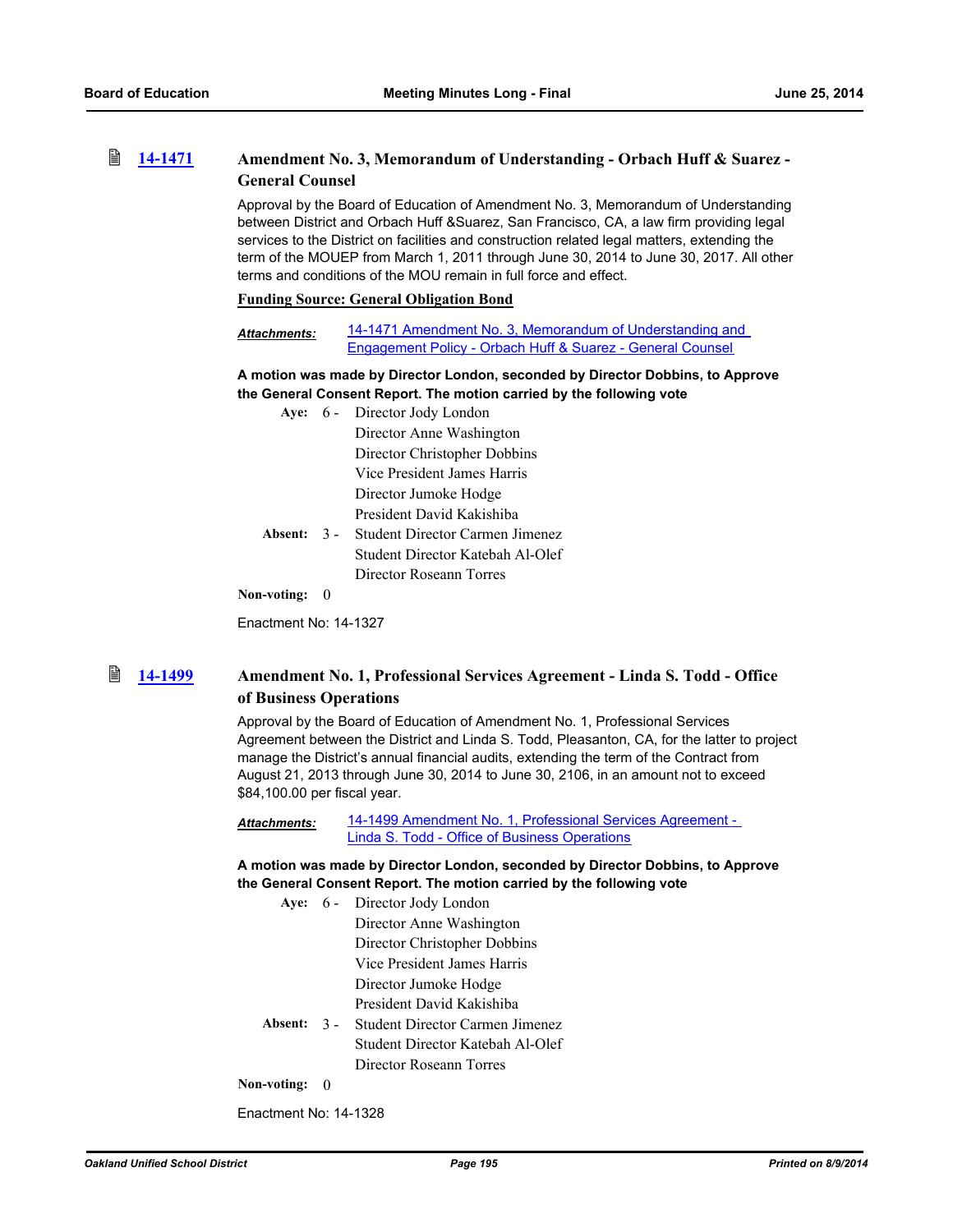### 14-1471 Amendment No. 3, Memorandum of Understanding - Orbach Huff & Suarez - General Counsel

Approval by the Board of Education of Amendment No. 3, Memorandum of Understanding between District and Orbach Huff &Suarez, San Francisco, CA, a law firm providing legal services to the District on facilities and construction related legal matters, extending the term of the MOUEP from March 1, 2011 through June 30, 2014 to June 30, 2017. All other terms and conditions of the MOU remain in full force and effect.

**Funding Source: General Obligation Bond**

*Attachments:* 14-1471 Amendment No. 3, Memorandum of Understanding and Engagement Policy - Orbach Huff & Suarez - General Counsel

**A motion was made by Director London, seconded by Director Dobbins, to Approve the General Consent Report. The motion carried by the following vote**

**Aye:** 6 - Director Jody London
Director Anne Washington
Director Christopher Dobbins
Vice President James Harris
Director Jumoke Hodge
President David Kakishiba

**Absent:** 3 - Student Director Carmen Jimenez
Student Director Katebah Al-Olef
Director Roseann Torres

**Non-voting:** 0

Enactment No: 14-1327

### 14-1499 Amendment No. 1, Professional Services Agreement - Linda S. Todd - Office of Business Operations

Approval by the Board of Education of Amendment No. 1, Professional Services Agreement between the District and Linda S. Todd, Pleasanton, CA, for the latter to project manage the District's annual financial audits, extending the term of the Contract from August 21, 2013 through June 30, 2014 to June 30, 2106, in an amount not to exceed $84,100.00 per fiscal year.

*Attachments:* 14-1499 Amendment No. 1, Professional Services Agreement - Linda S. Todd - Office of Business Operations

**A motion was made by Director London, seconded by Director Dobbins, to Approve the General Consent Report. The motion carried by the following vote**

**Aye:** 6 - Director Jody London
Director Anne Washington
Director Christopher Dobbins
Vice President James Harris
Director Jumoke Hodge
President David Kakishiba

**Absent:** 3 - Student Director Carmen Jimenez
Student Director Katebah Al-Olef
Director Roseann Torres

**Non-voting:** 0

Enactment No: 14-1328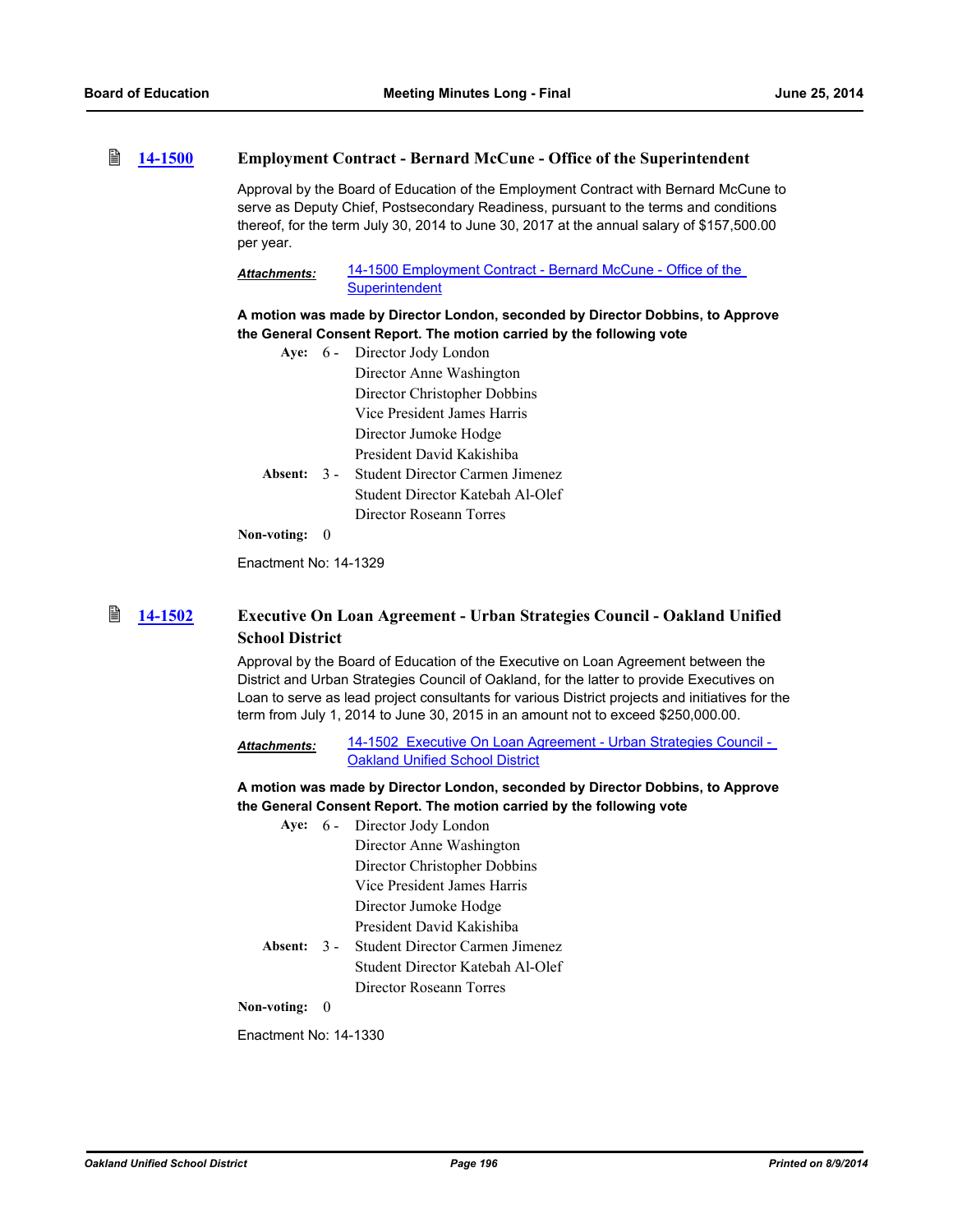### 14-1500 Employment Contract - Bernard McCune - Office of the Superintendent

Approval by the Board of Education of the Employment Contract with Bernard McCune to serve as Deputy Chief, Postsecondary Readiness, pursuant to the terms and conditions thereof, for the term July 30, 2014 to June 30, 2017 at the annual salary of $157,500.00 per year.

***Attachments:*** 14-1500 Employment Contract - Bernard McCune - Office of the Superintendent

**A motion was made by Director London, seconded by Director Dobbins, to Approve the General Consent Report. The motion carried by the following vote**

**Aye:** 6 - Director Jody London
Director Anne Washington
Director Christopher Dobbins
Vice President James Harris
Director Jumoke Hodge
President David Kakishiba

**Absent:** 3 - Student Director Carmen Jimenez
Student Director Katebah Al-Olef
Director Roseann Torres

**Non-voting:** 0

Enactment No: 14-1329

### 14-1502 Executive On Loan Agreement - Urban Strategies Council - Oakland Unified School District

Approval by the Board of Education of the Executive on Loan Agreement between the District and Urban Strategies Council of Oakland, for the latter to provide Executives on Loan to serve as lead project consultants for various District projects and initiatives for the term from July 1, 2014 to June 30, 2015 in an amount not to exceed $250,000.00.

***Attachments:*** 14-1502 Executive On Loan Agreement - Urban Strategies Council - Oakland Unified School District

**A motion was made by Director London, seconded by Director Dobbins, to Approve the General Consent Report. The motion carried by the following vote**

**Aye:** 6 - Director Jody London
Director Anne Washington
Director Christopher Dobbins
Vice President James Harris
Director Jumoke Hodge
President David Kakishiba

**Absent:** 3 - Student Director Carmen Jimenez
Student Director Katebah Al-Olef
Director Roseann Torres

**Non-voting:** 0

Enactment No: 14-1330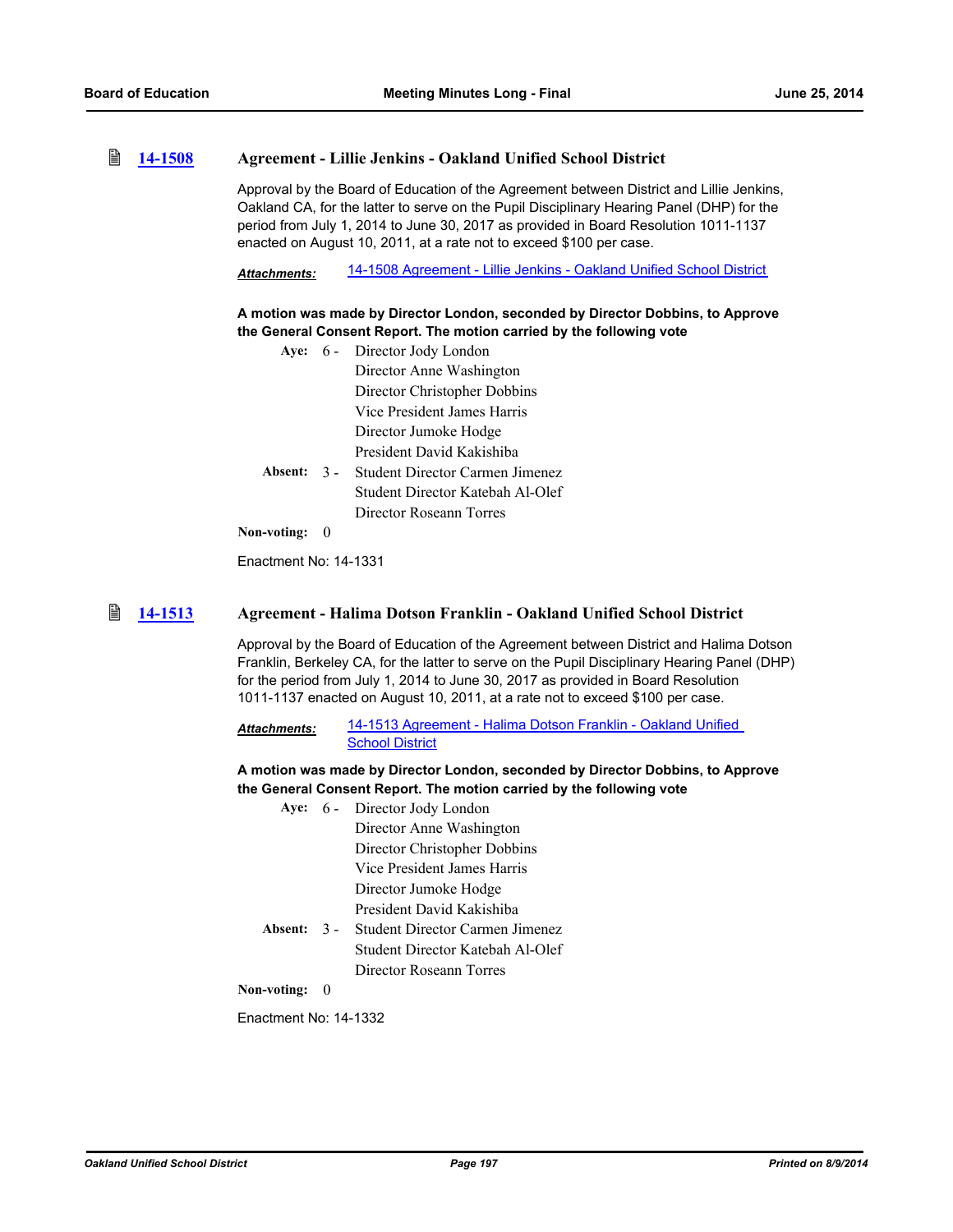## 14-1508 Agreement - Lillie Jenkins - Oakland Unified School District

Approval by the Board of Education of the Agreement between District and Lillie Jenkins, Oakland CA, for the latter to serve on the Pupil Disciplinary Hearing Panel (DHP) for the period from July 1, 2014 to June 30, 2017 as provided in Board Resolution 1011-1137 enacted on August 10, 2011, at a rate not to exceed $100 per case.

***Attachments:*** 14-1508 Agreement - Lillie Jenkins - Oakland Unified School District

**A motion was made by Director London, seconded by Director Dobbins, to Approve the General Consent Report. The motion carried by the following vote**

**Aye:** 6 - Director Jody London
Director Anne Washington
Director Christopher Dobbins
Vice President James Harris
Director Jumoke Hodge
President David Kakishiba

**Absent:** 3 - Student Director Carmen Jimenez
Student Director Katebah Al-Olef
Director Roseann Torres

**Non-voting:** 0

Enactment No: 14-1331

## 14-1513 Agreement - Halima Dotson Franklin - Oakland Unified School District

Approval by the Board of Education of the Agreement between District and Halima Dotson Franklin, Berkeley CA, for the latter to serve on the Pupil Disciplinary Hearing Panel (DHP) for the period from July 1, 2014 to June 30, 2017 as provided in Board Resolution 1011-1137 enacted on August 10, 2011, at a rate not to exceed $100 per case.

***Attachments:*** 14-1513 Agreement - Halima Dotson Franklin - Oakland Unified School District

**A motion was made by Director London, seconded by Director Dobbins, to Approve the General Consent Report. The motion carried by the following vote**

**Aye:** 6 - Director Jody London
Director Anne Washington
Director Christopher Dobbins
Vice President James Harris
Director Jumoke Hodge
President David Kakishiba

**Absent:** 3 - Student Director Carmen Jimenez
Student Director Katebah Al-Olef
Director Roseann Torres

**Non-voting:** 0

Enactment No: 14-1332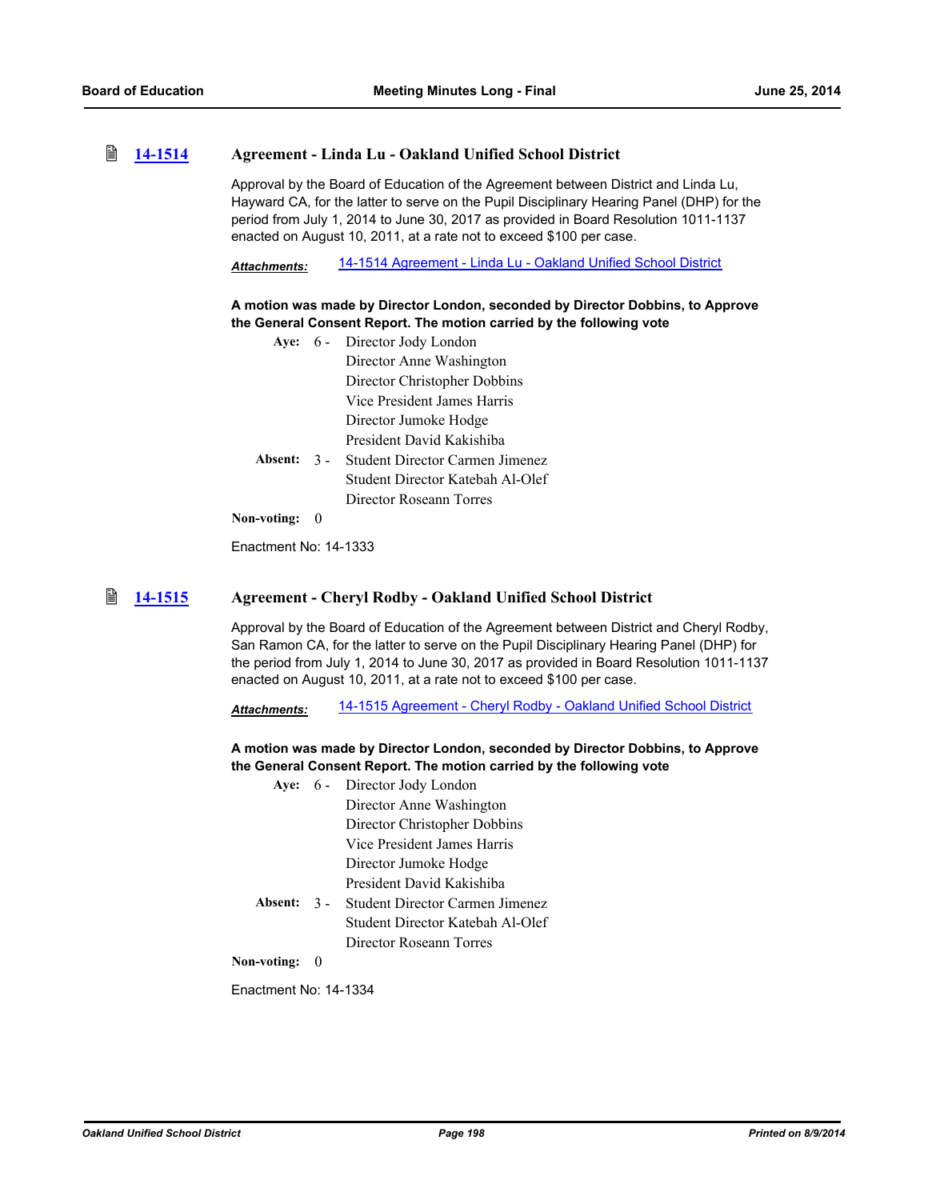## 14-1514 Agreement - Linda Lu - Oakland Unified School District

Approval by the Board of Education of the Agreement between District and Linda Lu, Hayward CA, for the latter to serve on the Pupil Disciplinary Hearing Panel (DHP) for the period from July 1, 2014 to June 30, 2017 as provided in Board Resolution 1011-1137 enacted on August 10, 2011, at a rate not to exceed $100 per case.

***Attachments:*** 14-1514 Agreement - Linda Lu - Oakland Unified School District

**A motion was made by Director London, seconded by Director Dobbins, to Approve the General Consent Report. The motion carried by the following vote**

**Aye:** 6 - Director Jody London
Director Anne Washington
Director Christopher Dobbins
Vice President James Harris
Director Jumoke Hodge
President David Kakishiba

**Absent:** 3 - Student Director Carmen Jimenez
Student Director Katebah Al-Olef
Director Roseann Torres

**Non-voting:** 0

Enactment No: 14-1333

## 14-1515 Agreement - Cheryl Rodby - Oakland Unified School District

Approval by the Board of Education of the Agreement between District and Cheryl Rodby, San Ramon CA, for the latter to serve on the Pupil Disciplinary Hearing Panel (DHP) for the period from July 1, 2014 to June 30, 2017 as provided in Board Resolution 1011-1137 enacted on August 10, 2011, at a rate not to exceed $100 per case.

***Attachments:*** 14-1515 Agreement - Cheryl Rodby - Oakland Unified School District

**A motion was made by Director London, seconded by Director Dobbins, to Approve the General Consent Report. The motion carried by the following vote**

**Aye:** 6 - Director Jody London
Director Anne Washington
Director Christopher Dobbins
Vice President James Harris
Director Jumoke Hodge
President David Kakishiba

**Absent:** 3 - Student Director Carmen Jimenez
Student Director Katebah Al-Olef
Director Roseann Torres

**Non-voting:** 0

Enactment No: 14-1334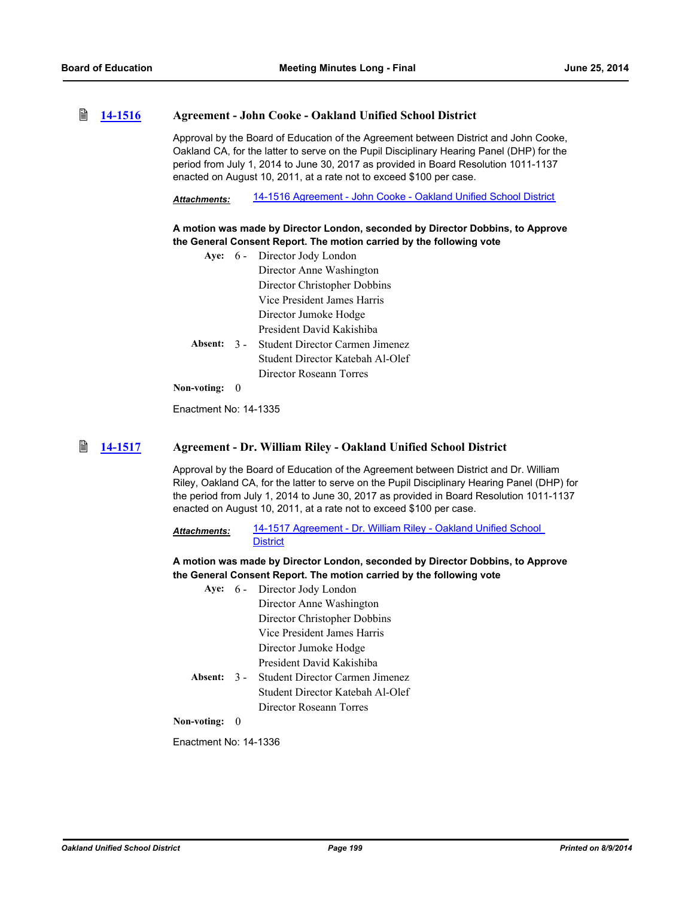## 14-1516 Agreement - John Cooke - Oakland Unified School District

Approval by the Board of Education of the Agreement between District and John Cooke, Oakland CA, for the latter to serve on the Pupil Disciplinary Hearing Panel (DHP) for the period from July 1, 2014 to June 30, 2017 as provided in Board Resolution 1011-1137 enacted on August 10, 2011, at a rate not to exceed $100 per case.

***Attachments:*** 14-1516 Agreement - John Cooke - Oakland Unified School District

**A motion was made by Director London, seconded by Director Dobbins, to Approve the General Consent Report. The motion carried by the following vote**

**Aye:** 6 - Director Jody London
Director Anne Washington
Director Christopher Dobbins
Vice President James Harris
Director Jumoke Hodge
President David Kakishiba

**Absent:** 3 - Student Director Carmen Jimenez
Student Director Katebah Al-Olef
Director Roseann Torres

**Non-voting:** 0

Enactment No: 14-1335

## 14-1517 Agreement - Dr. William Riley - Oakland Unified School District

Approval by the Board of Education of the Agreement between District and Dr. William Riley, Oakland CA, for the latter to serve on the Pupil Disciplinary Hearing Panel (DHP) for the period from July 1, 2014 to June 30, 2017 as provided in Board Resolution 1011-1137 enacted on August 10, 2011, at a rate not to exceed $100 per case.

***Attachments:*** 14-1517 Agreement - Dr. William Riley - Oakland Unified School District

**A motion was made by Director London, seconded by Director Dobbins, to Approve the General Consent Report. The motion carried by the following vote**

**Aye:** 6 - Director Jody London
Director Anne Washington
Director Christopher Dobbins
Vice President James Harris
Director Jumoke Hodge
President David Kakishiba

**Absent:** 3 - Student Director Carmen Jimenez
Student Director Katebah Al-Olef
Director Roseann Torres

**Non-voting:** 0

Enactment No: 14-1336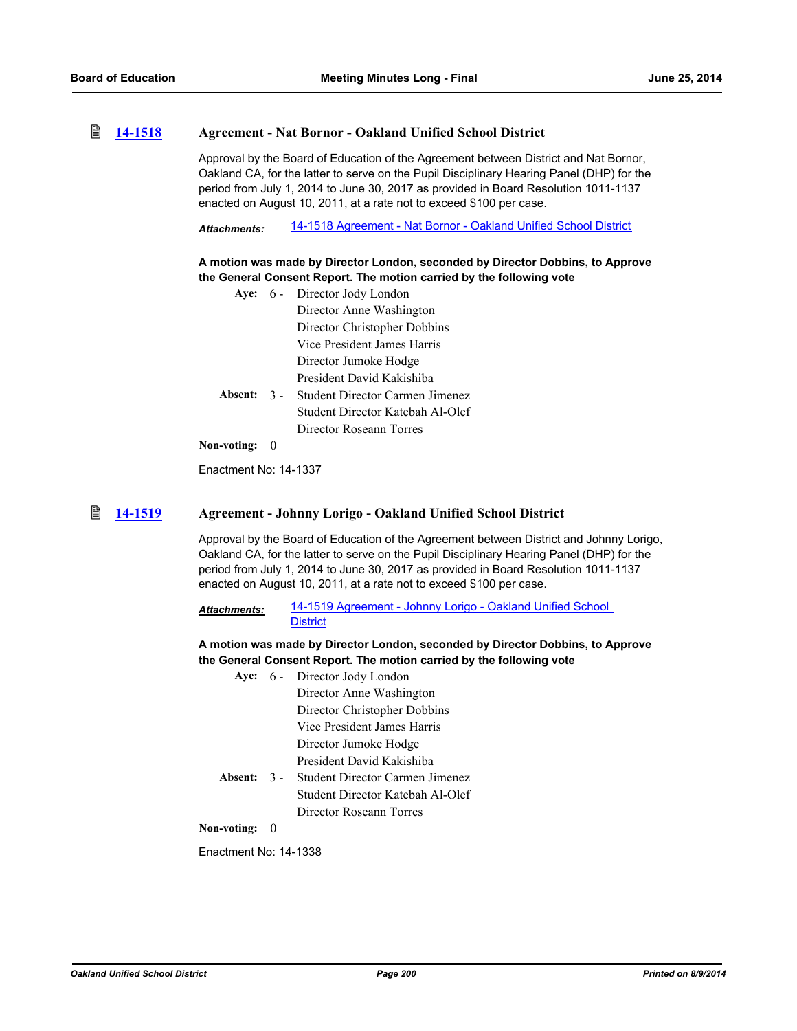## 14-1518 Agreement - Nat Bornor - Oakland Unified School District

Approval by the Board of Education of the Agreement between District and Nat Bornor, Oakland CA, for the latter to serve on the Pupil Disciplinary Hearing Panel (DHP) for the period from July 1, 2014 to June 30, 2017 as provided in Board Resolution 1011-1137 enacted on August 10, 2011, at a rate not to exceed $100 per case.

***Attachments:*** 14-1518 Agreement - Nat Bornor - Oakland Unified School District

**A motion was made by Director London, seconded by Director Dobbins, to Approve the General Consent Report. The motion carried by the following vote**

**Aye:** 6 - Director Jody London
Director Anne Washington
Director Christopher Dobbins
Vice President James Harris
Director Jumoke Hodge
President David Kakishiba

**Absent:** 3 - Student Director Carmen Jimenez
Student Director Katebah Al-Olef
Director Roseann Torres

**Non-voting:** 0

Enactment No: 14-1337

## 14-1519 Agreement - Johnny Lorigo - Oakland Unified School District

Approval by the Board of Education of the Agreement between District and Johnny Lorigo, Oakland CA, for the latter to serve on the Pupil Disciplinary Hearing Panel (DHP) for the period from July 1, 2014 to June 30, 2017 as provided in Board Resolution 1011-1137 enacted on August 10, 2011, at a rate not to exceed $100 per case.

***Attachments:*** 14-1519 Agreement - Johnny Lorigo - Oakland Unified School District

**A motion was made by Director London, seconded by Director Dobbins, to Approve the General Consent Report. The motion carried by the following vote**

**Aye:** 6 - Director Jody London
Director Anne Washington
Director Christopher Dobbins
Vice President James Harris
Director Jumoke Hodge
President David Kakishiba

**Absent:** 3 - Student Director Carmen Jimenez
Student Director Katebah Al-Olef
Director Roseann Torres

**Non-voting:** 0

Enactment No: 14-1338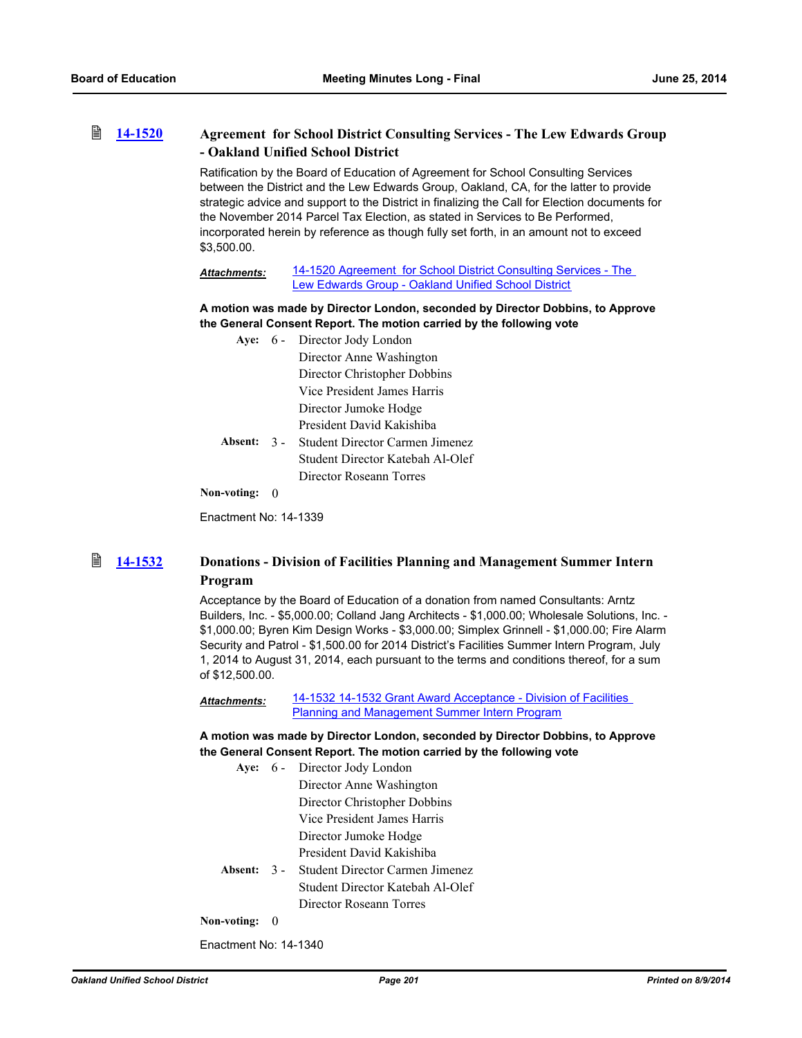### 14-1520 Agreement for School District Consulting Services - The Lew Edwards Group - Oakland Unified School District

Ratification by the Board of Education of Agreement for School Consulting Services between the District and the Lew Edwards Group, Oakland, CA, for the latter to provide strategic advice and support to the District in finalizing the Call for Election documents for the November 2014 Parcel Tax Election, as stated in Services to Be Performed, incorporated herein by reference as though fully set forth, in an amount not to exceed $3,500.00.

***Attachments:*** 14-1520 Agreement for School District Consulting Services - The Lew Edwards Group - Oakland Unified School District

**A motion was made by Director London, seconded by Director Dobbins, to Approve the General Consent Report. The motion carried by the following vote**

**Aye:** 6 - Director Jody London
Director Anne Washington
Director Christopher Dobbins
Vice President James Harris
Director Jumoke Hodge
President David Kakishiba

**Absent:** 3 - Student Director Carmen Jimenez
Student Director Katebah Al-Olef
Director Roseann Torres

**Non-voting:** 0

Enactment No: 14-1339

### 14-1532 Donations - Division of Facilities Planning and Management Summer Intern Program

Acceptance by the Board of Education of a donation from named Consultants: Arntz Builders, Inc. - $5,000.00; Colland Jang Architects - $1,000.00; Wholesale Solutions, Inc. - $1,000.00; Byren Kim Design Works - $3,000.00; Simplex Grinnell - $1,000.00; Fire Alarm Security and Patrol - $1,500.00 for 2014 District's Facilities Summer Intern Program, July 1, 2014 to August 31, 2014, each pursuant to the terms and conditions thereof, for a sum of $12,500.00.

***Attachments:*** 14-1532 14-1532 Grant Award Acceptance - Division of Facilities Planning and Management Summer Intern Program

**A motion was made by Director London, seconded by Director Dobbins, to Approve the General Consent Report. The motion carried by the following vote**

**Aye:** 6 - Director Jody London
Director Anne Washington
Director Christopher Dobbins
Vice President James Harris
Director Jumoke Hodge
President David Kakishiba

**Absent:** 3 - Student Director Carmen Jimenez
Student Director Katebah Al-Olef
Director Roseann Torres

**Non-voting:** 0

Enactment No: 14-1340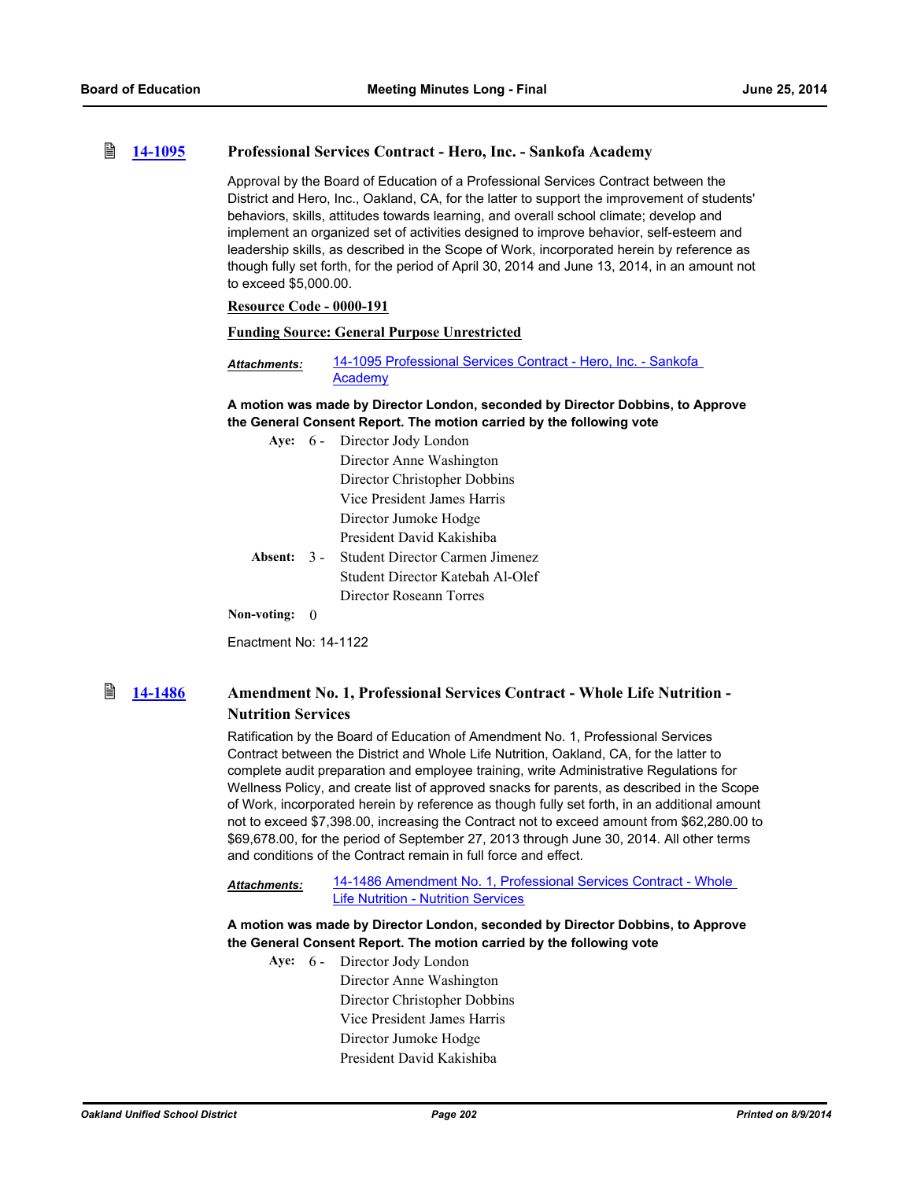### 14-1095 Professional Services Contract - Hero, Inc. - Sankofa Academy

Approval by the Board of Education of a Professional Services Contract between the District and Hero, Inc., Oakland, CA, for the latter to support the improvement of students' behaviors, skills, attitudes towards learning, and overall school climate; develop and implement an organized set of activities designed to improve behavior, self-esteem and leadership skills, as described in the Scope of Work, incorporated herein by reference as though fully set forth, for the period of April 30, 2014 and June 13, 2014, in an amount not to exceed $5,000.00.

**Resource Code - 0000-191**

**Funding Source: General Purpose Unrestricted**

***Attachments:*** 14-1095 Professional Services Contract - Hero, Inc. - Sankofa Academy

**A motion was made by Director London, seconded by Director Dobbins, to Approve the General Consent Report. The motion carried by the following vote**

**Aye:** 6 - Director Jody London
Director Anne Washington
Director Christopher Dobbins
Vice President James Harris
Director Jumoke Hodge
President David Kakishiba

**Absent:** 3 - Student Director Carmen Jimenez
Student Director Katebah Al-Olef
Director Roseann Torres

**Non-voting:** 0

Enactment No: 14-1122

### 14-1486 Amendment No. 1, Professional Services Contract - Whole Life Nutrition - Nutrition Services

Ratification by the Board of Education of Amendment No. 1, Professional Services Contract between the District and Whole Life Nutrition, Oakland, CA, for the latter to complete audit preparation and employee training, write Administrative Regulations for Wellness Policy, and create list of approved snacks for parents, as described in the Scope of Work, incorporated herein by reference as though fully set forth, in an additional amount not to exceed $7,398.00, increasing the Contract not to exceed amount from $62,280.00 to $69,678.00, for the period of September 27, 2013 through June 30, 2014. All other terms and conditions of the Contract remain in full force and effect.

***Attachments:*** 14-1486 Amendment No. 1, Professional Services Contract - Whole Life Nutrition - Nutrition Services

**A motion was made by Director London, seconded by Director Dobbins, to Approve the General Consent Report. The motion carried by the following vote**

**Aye:** 6 - Director Jody London
Director Anne Washington
Director Christopher Dobbins
Vice President James Harris
Director Jumoke Hodge
President David Kakishiba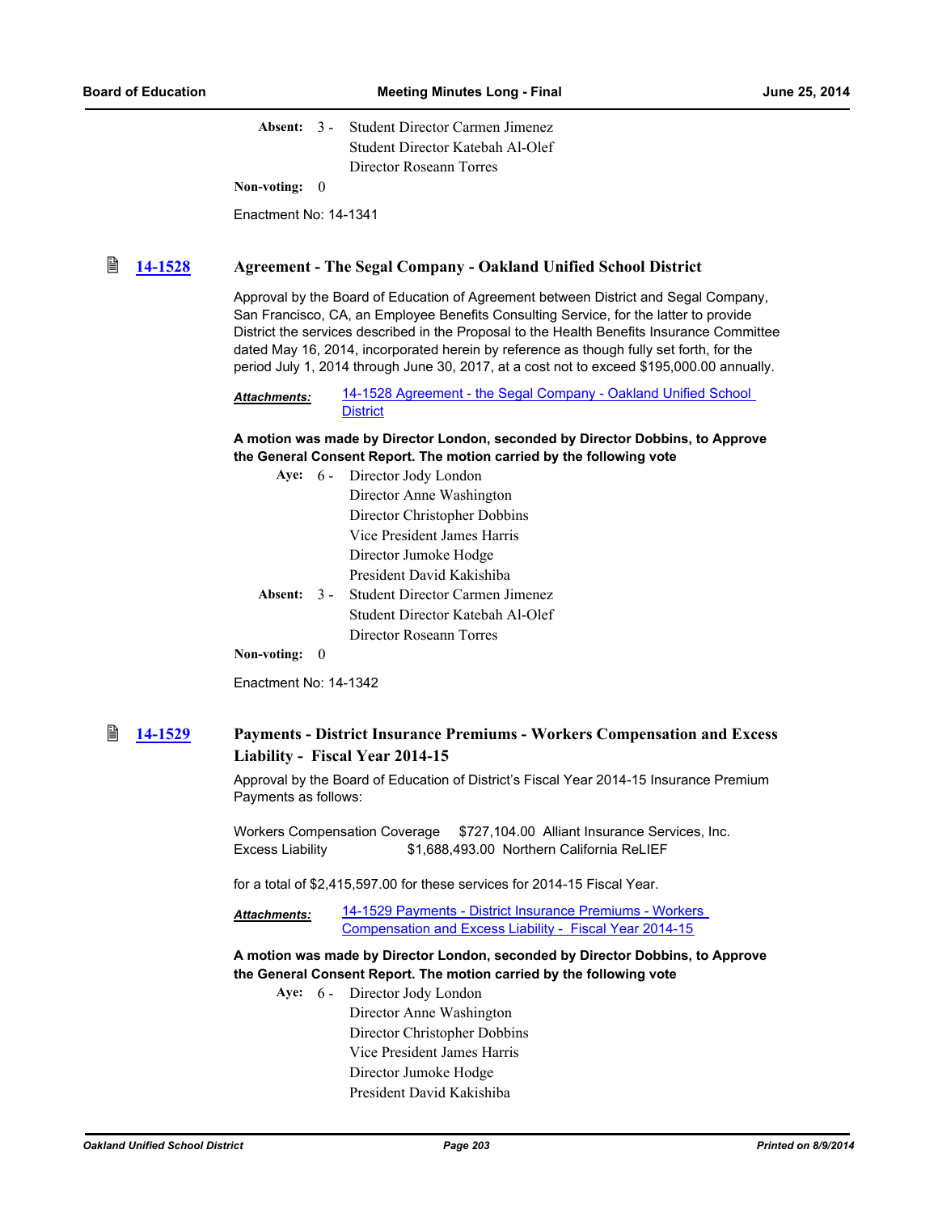Absent: 3 - Student Director Carmen Jimenez
Student Director Katebah Al-Olef
Director Roseann Torres

Non-voting: 0

Enactment No: 14-1341

### [14-1528](#) Agreement - The Segal Company - Oakland Unified School District

Approval by the Board of Education of Agreement between District and Segal Company, San Francisco, CA, an Employee Benefits Consulting Service, for the latter to provide District the services described in the Proposal to the Health Benefits Insurance Committee dated May 16, 2014, incorporated herein by reference as though fully set forth, for the period July 1, 2014 through June 30, 2017, at a cost not to exceed $195,000.00 annually.

***Attachments:*** [14-1528 Agreement - the Segal Company - Oakland Unified School District](#)

**A motion was made by Director London, seconded by Director Dobbins, to Approve the General Consent Report. The motion carried by the following vote**

Aye: 6 - Director Jody London
Director Anne Washington
Director Christopher Dobbins
Vice President James Harris
Director Jumoke Hodge
President David Kakishiba

Absent: 3 - Student Director Carmen Jimenez
Student Director Katebah Al-Olef
Director Roseann Torres

Non-voting: 0

Enactment No: 14-1342

### [14-1529](#) Payments - District Insurance Premiums - Workers Compensation and Excess Liability - Fiscal Year 2014-15

Approval by the Board of Education of District's Fiscal Year 2014-15 Insurance Premium Payments as follows:

Workers Compensation Coverage $727,104.00 Alliant Insurance Services, Inc.
Excess Liability $1,688,493.00 Northern California ReLIEF

for a total of $2,415,597.00 for these services for 2014-15 Fiscal Year.

***Attachments:*** [14-1529 Payments - District Insurance Premiums - Workers Compensation and Excess Liability - Fiscal Year 2014-15](#)

**A motion was made by Director London, seconded by Director Dobbins, to Approve the General Consent Report. The motion carried by the following vote**

Aye: 6 - Director Jody London
Director Anne Washington
Director Christopher Dobbins
Vice President James Harris
Director Jumoke Hodge
President David Kakishiba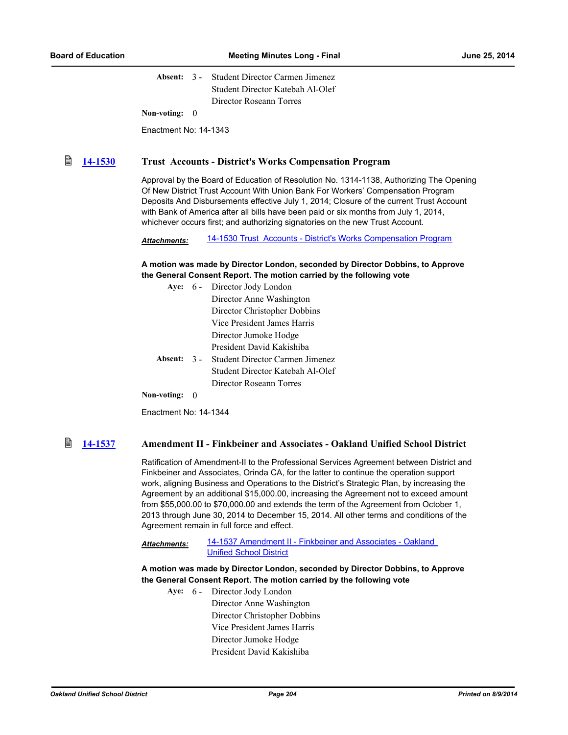**Absent:** 3 - Student Director Carmen Jimenez
Student Director Katebah Al-Olef
Director Roseann Torres

**Non-voting:** 0

Enactment No: 14-1343

## [14-1530](14-1530) Trust Accounts - District's Works Compensation Program

Approval by the Board of Education of Resolution No. 1314-1138, Authorizing The Opening Of New District Trust Account With Union Bank For Workers' Compensation Program Deposits And Disbursements effective July 1, 2014; Closure of the current Trust Account with Bank of America after all bills have been paid or six months from July 1, 2014, whichever occurs first; and authorizing signatories on the new Trust Account.

***Attachments:*** [14-1530 Trust Accounts - District's Works Compensation Program](14-1530)

**A motion was made by Director London, seconded by Director Dobbins, to Approve the General Consent Report. The motion carried by the following vote**

**Aye:** 6 - Director Jody London
Director Anne Washington
Director Christopher Dobbins
Vice President James Harris
Director Jumoke Hodge
President David Kakishiba

**Absent:** 3 - Student Director Carmen Jimenez
Student Director Katebah Al-Olef
Director Roseann Torres

**Non-voting:** 0

Enactment No: 14-1344

## [14-1537](14-1537) Amendment II - Finkbeiner and Associates - Oakland Unified School District

Ratification of Amendment-II to the Professional Services Agreement between District and Finkbeiner and Associates, Orinda CA, for the latter to continue the operation support work, aligning Business and Operations to the District's Strategic Plan, by increasing the Agreement by an additional $15,000.00, increasing the Agreement not to exceed amount from $55,000.00 to $70,000.00 and extends the term of the Agreement from October 1, 2013 through June 30, 2014 to December 15, 2014. All other terms and conditions of the Agreement remain in full force and effect.

***Attachments:*** [14-1537 Amendment II - Finkbeiner and Associates - Oakland Unified School District](14-1537)

**A motion was made by Director London, seconded by Director Dobbins, to Approve the General Consent Report. The motion carried by the following vote**

**Aye:** 6 - Director Jody London
Director Anne Washington
Director Christopher Dobbins
Vice President James Harris
Director Jumoke Hodge
President David Kakishiba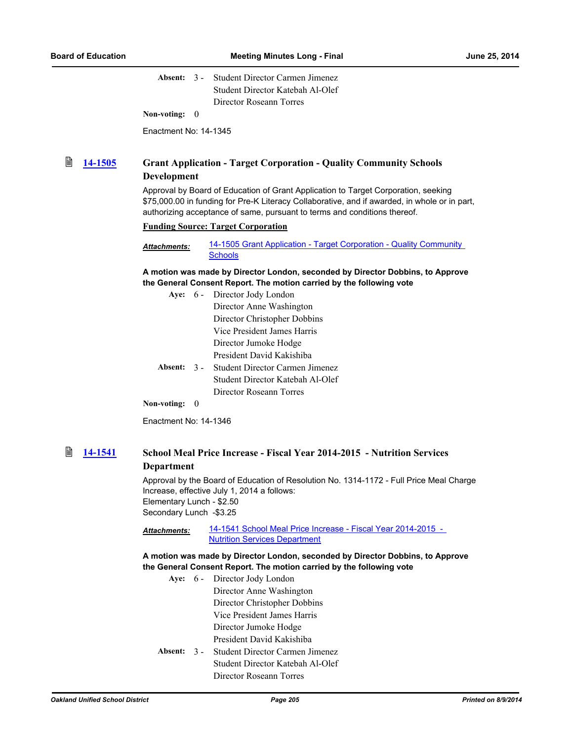Absent: 3 - Student Director Carmen Jimenez
Student Director Katebah Al-Olef
Director Roseann Torres

Non-voting: 0

Enactment No: 14-1345

### 14-1505 Grant Application - Target Corporation - Quality Community Schools Development

Approval by Board of Education of Grant Application to Target Corporation, seeking $75,000.00 in funding for Pre-K Literacy Collaborative, and if awarded, in whole or in part, authorizing acceptance of same, pursuant to terms and conditions thereof.

**Funding Source: Target Corporation**

***Attachments:*** 14-1505 Grant Application - Target Corporation - Quality Community Schools

**A motion was made by Director London, seconded by Director Dobbins, to Approve the General Consent Report. The motion carried by the following vote**

Aye: 6 - Director Jody London
Director Anne Washington
Director Christopher Dobbins
Vice President James Harris
Director Jumoke Hodge
President David Kakishiba

Absent: 3 - Student Director Carmen Jimenez
Student Director Katebah Al-Olef
Director Roseann Torres

Non-voting: 0

Enactment No: 14-1346

### 14-1541 School Meal Price Increase - Fiscal Year 2014-2015 - Nutrition Services Department

Approval by the Board of Education of Resolution No. 1314-1172 - Full Price Meal Charge Increase, effective July 1, 2014 a follows:
Elementary Lunch - $2.50
Secondary Lunch -$3.25

***Attachments:*** 14-1541 School Meal Price Increase - Fiscal Year 2014-2015 - Nutrition Services Department

**A motion was made by Director London, seconded by Director Dobbins, to Approve the General Consent Report. The motion carried by the following vote**

Aye: 6 - Director Jody London
Director Anne Washington
Director Christopher Dobbins
Vice President James Harris
Director Jumoke Hodge
President David Kakishiba

Absent: 3 - Student Director Carmen Jimenez
Student Director Katebah Al-Olef
Director Roseann Torres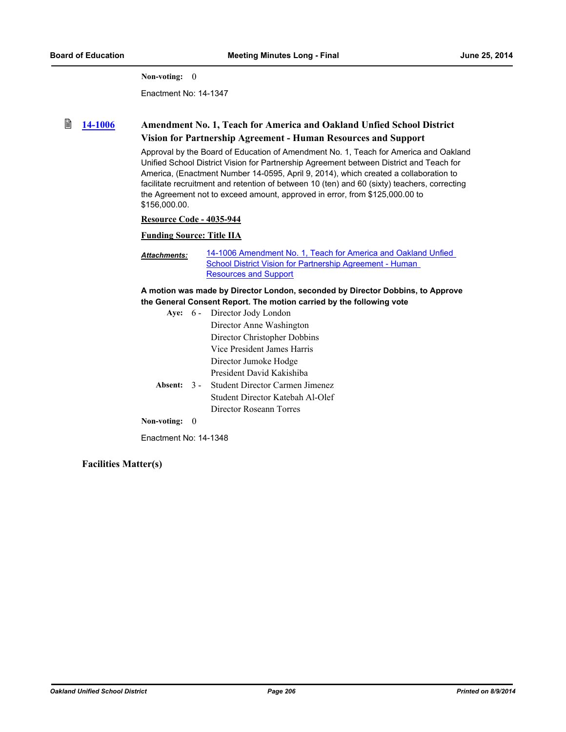**Non-voting:** 0

Enactment No: 14-1347

### 14-1006 Amendment No. 1, Teach for America and Oakland Unfied School District Vision for Partnership Agreement - Human Resources and Support

Approval by the Board of Education of Amendment No. 1, Teach for America and Oakland Unified School District Vision for Partnership Agreement between District and Teach for America, (Enactment Number 14-0595, April 9, 2014), which created a collaboration to facilitate recruitment and retention of between 10 (ten) and 60 (sixty) teachers, correcting the Agreement not to exceed amount, approved in error, from $125,000.00 to $156,000.00.

**Resource Code - 4035-944**

**Funding Source: Title IIA**

***Attachments:*** 14-1006 Amendment No. 1, Teach for America and Oakland Unfied School District Vision for Partnership Agreement - Human Resources and Support

**A motion was made by Director London, seconded by Director Dobbins, to Approve the General Consent Report. The motion carried by the following vote**

**Aye:** 6 - Director Jody London
Director Anne Washington
Director Christopher Dobbins
Vice President James Harris
Director Jumoke Hodge
President David Kakishiba

**Absent:** 3 - Student Director Carmen Jimenez
Student Director Katebah Al-Olef
Director Roseann Torres

**Non-voting:** 0

Enactment No: 14-1348

## Facilities Matter(s)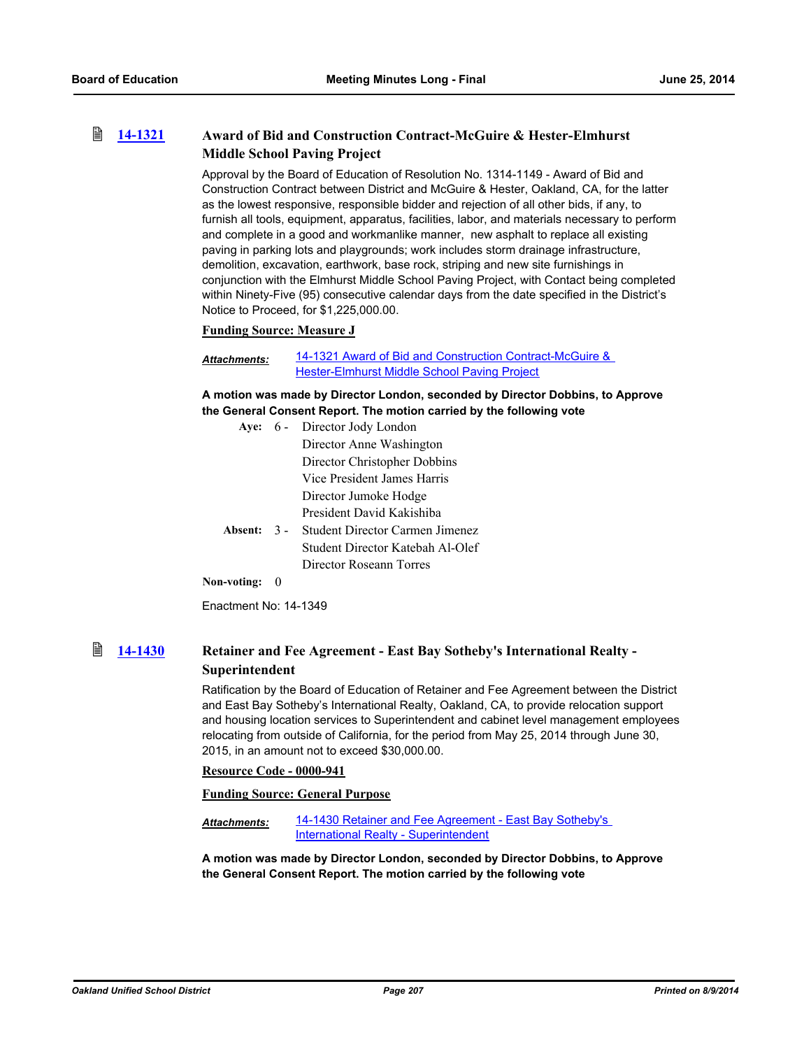### 14-1321 Award of Bid and Construction Contract-McGuire & Hester-Elmhurst Middle School Paving Project

Approval by the Board of Education of Resolution No. 1314-1149 - Award of Bid and Construction Contract between District and McGuire & Hester, Oakland, CA, for the latter as the lowest responsive, responsible bidder and rejection of all other bids, if any, to furnish all tools, equipment, apparatus, facilities, labor, and materials necessary to perform and complete in a good and workmanlike manner, new asphalt to replace all existing paving in parking lots and playgrounds; work includes storm drainage infrastructure, demolition, excavation, earthwork, base rock, striping and new site furnishings in conjunction with the Elmhurst Middle School Paving Project, with Contact being completed within Ninety-Five (95) consecutive calendar days from the date specified in the District's Notice to Proceed, for $1,225,000.00.

**Funding Source: Measure J**

***Attachments:*** 14-1321 Award of Bid and Construction Contract-McGuire & Hester-Elmhurst Middle School Paving Project

**A motion was made by Director London, seconded by Director Dobbins, to Approve the General Consent Report. The motion carried by the following vote**

**Aye:** 6 - Director Jody London
Director Anne Washington
Director Christopher Dobbins
Vice President James Harris
Director Jumoke Hodge
President David Kakishiba

**Absent:** 3 - Student Director Carmen Jimenez
Student Director Katebah Al-Olef
Director Roseann Torres

**Non-voting:** 0

Enactment No: 14-1349

### 14-1430 Retainer and Fee Agreement - East Bay Sotheby's International Realty - Superintendent

Ratification by the Board of Education of Retainer and Fee Agreement between the District and East Bay Sotheby's International Realty, Oakland, CA, to provide relocation support and housing location services to Superintendent and cabinet level management employees relocating from outside of California, for the period from May 25, 2014 through June 30, 2015, in an amount not to exceed $30,000.00.

**Resource Code - 0000-941**

**Funding Source: General Purpose**

***Attachments:*** 14-1430 Retainer and Fee Agreement - East Bay Sotheby's International Realty - Superintendent

**A motion was made by Director London, seconded by Director Dobbins, to Approve the General Consent Report. The motion carried by the following vote**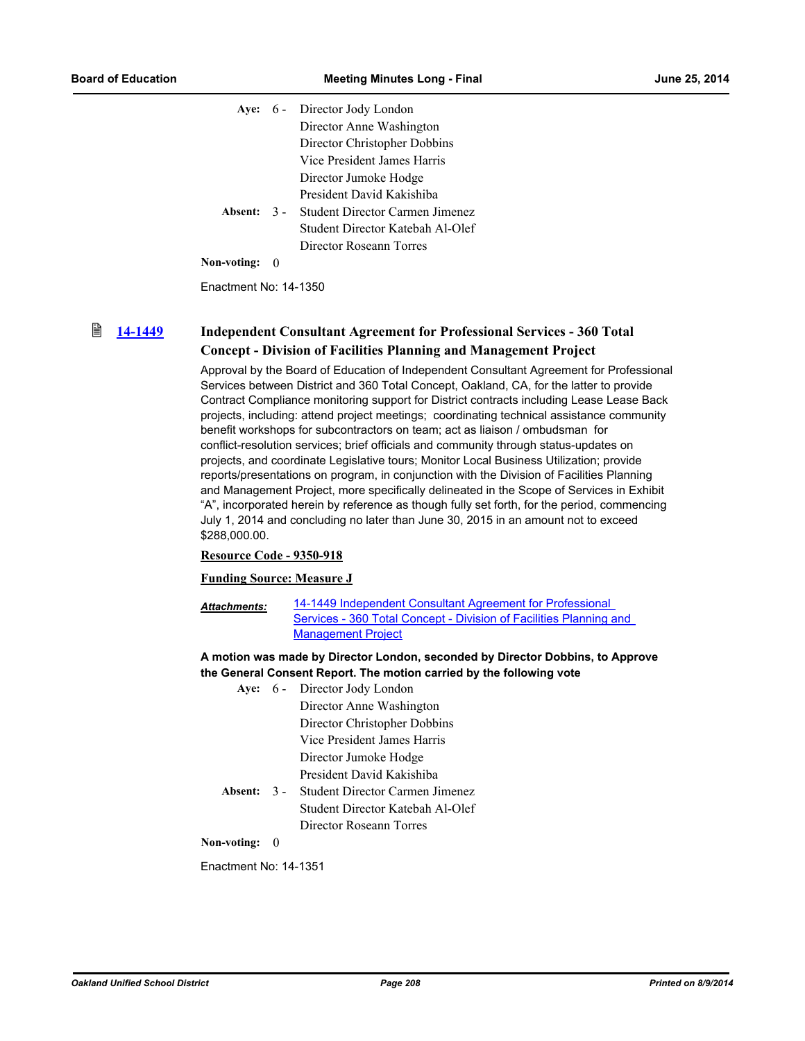| | | |
|---|---|---|
| **Aye:** | 6 - | Director Jody London |
| | | Director Anne Washington |
| | | Director Christopher Dobbins |
| | | Vice President James Harris |
| | | Director Jumoke Hodge |
| | | President David Kakishiba |
| **Absent:** | 3 - | Student Director Carmen Jimenez |
| | | Student Director Katebah Al-Olef |
| | | Director Roseann Torres |
| **Non-voting:** | 0 | |

Enactment No: 14-1350

### 14-1449 Independent Consultant Agreement for Professional Services - 360 Total Concept - Division of Facilities Planning and Management Project

Approval by the Board of Education of Independent Consultant Agreement for Professional Services between District and 360 Total Concept, Oakland, CA, for the latter to provide Contract Compliance monitoring support for District contracts including Lease Lease Back projects, including: attend project meetings; coordinating technical assistance community benefit workshops for subcontractors on team; act as liaison / ombudsman for conflict-resolution services; brief officials and community through status-updates on projects, and coordinate Legislative tours; Monitor Local Business Utilization; provide reports/presentations on program, in conjunction with the Division of Facilities Planning and Management Project, more specifically delineated in the Scope of Services in Exhibit "A", incorporated herein by reference as though fully set forth, for the period, commencing July 1, 2014 and concluding no later than June 30, 2015 in an amount not to exceed $288,000.00.

**Resource Code - 9350-918**

**Funding Source: Measure J**

***Attachments:*** 14-1449 Independent Consultant Agreement for Professional Services - 360 Total Concept - Division of Facilities Planning and Management Project

**A motion was made by Director London, seconded by Director Dobbins, to Approve the General Consent Report. The motion carried by the following vote**

| | | |
|---|---|---|
| **Aye:** | 6 - | Director Jody London |
| | | Director Anne Washington |
| | | Director Christopher Dobbins |
| | | Vice President James Harris |
| | | Director Jumoke Hodge |
| | | President David Kakishiba |
| **Absent:** | 3 - | Student Director Carmen Jimenez |
| | | Student Director Katebah Al-Olef |
| | | Director Roseann Torres |
| **Non-voting:** | 0 | |

Enactment No: 14-1351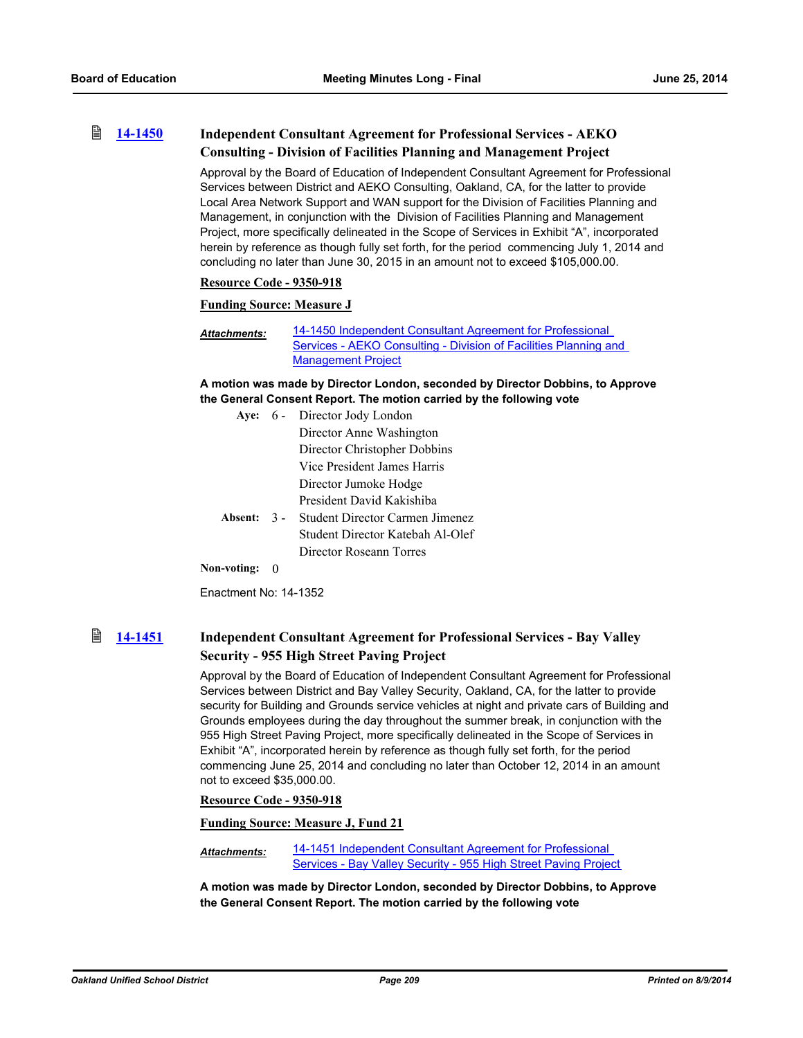### 14-1450 Independent Consultant Agreement for Professional Services - AEKO Consulting - Division of Facilities Planning and Management Project

Approval by the Board of Education of Independent Consultant Agreement for Professional Services between District and AEKO Consulting, Oakland, CA, for the latter to provide Local Area Network Support and WAN support for the Division of Facilities Planning and Management, in conjunction with the Division of Facilities Planning and Management Project, more specifically delineated in the Scope of Services in Exhibit "A", incorporated herein by reference as though fully set forth, for the period commencing July 1, 2014 and concluding no later than June 30, 2015 in an amount not to exceed $105,000.00.

**Resource Code - 9350-918**

**Funding Source: Measure J**

***Attachments:*** 14-1450 Independent Consultant Agreement for Professional Services - AEKO Consulting - Division of Facilities Planning and Management Project

**A motion was made by Director London, seconded by Director Dobbins, to Approve the General Consent Report. The motion carried by the following vote**

**Aye:** 6 - Director Jody London
Director Anne Washington
Director Christopher Dobbins
Vice President James Harris
Director Jumoke Hodge
President David Kakishiba

**Absent:** 3 - Student Director Carmen Jimenez
Student Director Katebah Al-Olef
Director Roseann Torres

**Non-voting:** 0

Enactment No: 14-1352

### 14-1451 Independent Consultant Agreement for Professional Services - Bay Valley Security - 955 High Street Paving Project

Approval by the Board of Education of Independent Consultant Agreement for Professional Services between District and Bay Valley Security, Oakland, CA, for the latter to provide security for Building and Grounds service vehicles at night and private cars of Building and Grounds employees during the day throughout the summer break, in conjunction with the 955 High Street Paving Project, more specifically delineated in the Scope of Services in Exhibit "A", incorporated herein by reference as though fully set forth, for the period commencing June 25, 2014 and concluding no later than October 12, 2014 in an amount not to exceed $35,000.00.

**Resource Code - 9350-918**

**Funding Source: Measure J, Fund 21**

***Attachments:*** 14-1451 Independent Consultant Agreement for Professional Services - Bay Valley Security - 955 High Street Paving Project

**A motion was made by Director London, seconded by Director Dobbins, to Approve the General Consent Report. The motion carried by the following vote**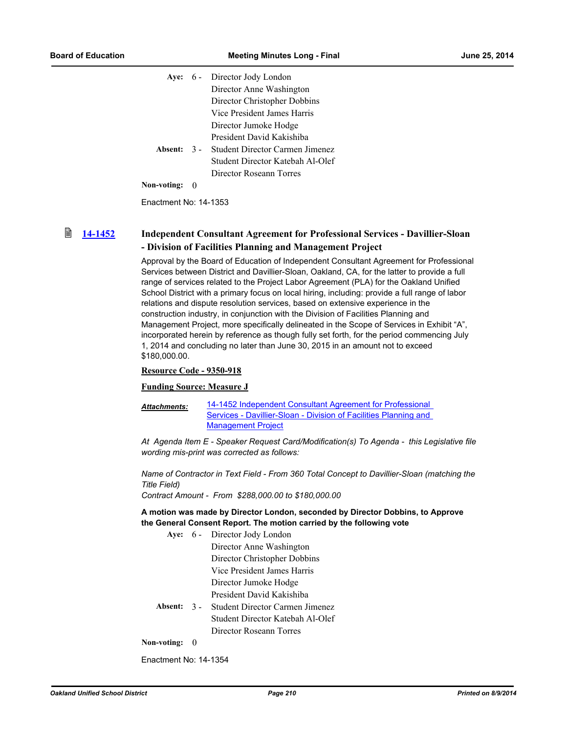| | | |
|---|---|---|
| **Aye:** | 6 - | Director Jody London |
| | | Director Anne Washington |
| | | Director Christopher Dobbins |
| | | Vice President James Harris |
| | | Director Jumoke Hodge |
| | | President David Kakishiba |
| **Absent:** | 3 - | Student Director Carmen Jimenez |
| | | Student Director Katebah Al-Olef |
| | | Director Roseann Torres |
| **Non-voting:** | 0 | |

Enactment No: 14-1353

## 14-1452 Independent Consultant Agreement for Professional Services - Davillier-Sloan - Division of Facilities Planning and Management Project

Approval by the Board of Education of Independent Consultant Agreement for Professional Services between District and Davillier-Sloan, Oakland, CA, for the latter to provide a full range of services related to the Project Labor Agreement (PLA) for the Oakland Unified School District with a primary focus on local hiring, including: provide a full range of labor relations and dispute resolution services, based on extensive experience in the construction industry, in conjunction with the Division of Facilities Planning and Management Project, more specifically delineated in the Scope of Services in Exhibit "A", incorporated herein by reference as though fully set forth, for the period commencing July 1, 2014 and concluding no later than June 30, 2015 in an amount not to exceed $180,000.00.

**Resource Code - 9350-918**

**Funding Source: Measure J**

***Attachments:*** 14-1452 Independent Consultant Agreement for Professional Services - Davillier-Sloan - Division of Facilities Planning and Management Project

*At Agenda Item E - Speaker Request Card/Modification(s) To Agenda - this Legislative file wording mis-print was corrected as follows:*

*Name of Contractor in Text Field - From 360 Total Concept to Davillier-Sloan (matching the Title Field)*
*Contract Amount - From $288,000.00 to $180,000.00*

**A motion was made by Director London, seconded by Director Dobbins, to Approve the General Consent Report. The motion carried by the following vote**

| | | |
|---|---|---|
| **Aye:** | 6 - | Director Jody London |
| | | Director Anne Washington |
| | | Director Christopher Dobbins |
| | | Vice President James Harris |
| | | Director Jumoke Hodge |
| | | President David Kakishiba |
| **Absent:** | 3 - | Student Director Carmen Jimenez |
| | | Student Director Katebah Al-Olef |
| | | Director Roseann Torres |
| **Non-voting:** | 0 | |

Enactment No: 14-1354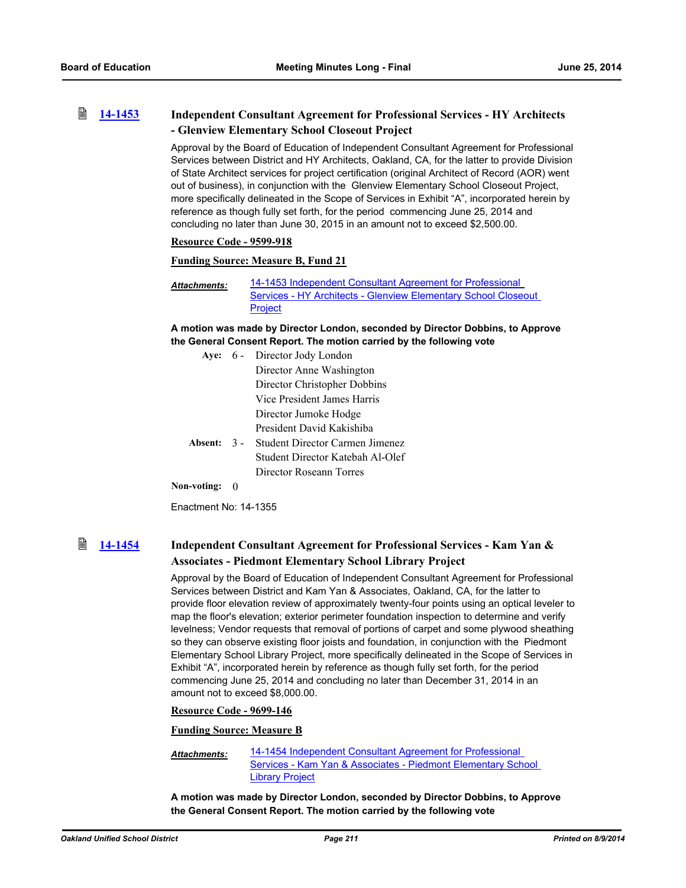### 14-1453 Independent Consultant Agreement for Professional Services - HY Architects - Glenview Elementary School Closeout Project

Approval by the Board of Education of Independent Consultant Agreement for Professional Services between District and HY Architects, Oakland, CA, for the latter to provide Division of State Architect services for project certification (original Architect of Record (AOR) went out of business), in conjunction with the Glenview Elementary School Closeout Project, more specifically delineated in the Scope of Services in Exhibit "A", incorporated herein by reference as though fully set forth, for the period commencing June 25, 2014 and concluding no later than June 30, 2015 in an amount not to exceed $2,500.00.

**Resource Code - 9599-918**

**Funding Source: Measure B, Fund 21**

***Attachments:*** 14-1453 Independent Consultant Agreement for Professional Services - HY Architects - Glenview Elementary School Closeout Project

**A motion was made by Director London, seconded by Director Dobbins, to Approve the General Consent Report. The motion carried by the following vote**

**Aye:** 6 - Director Jody London
Director Anne Washington
Director Christopher Dobbins
Vice President James Harris
Director Jumoke Hodge
President David Kakishiba

**Absent:** 3 - Student Director Carmen Jimenez
Student Director Katebah Al-Olef
Director Roseann Torres

**Non-voting:** 0

Enactment No: 14-1355

### 14-1454 Independent Consultant Agreement for Professional Services - Kam Yan & Associates - Piedmont Elementary School Library Project

Approval by the Board of Education of Independent Consultant Agreement for Professional Services between District and Kam Yan & Associates, Oakland, CA, for the latter to provide floor elevation review of approximately twenty-four points using an optical leveler to map the floor's elevation; exterior perimeter foundation inspection to determine and verify levelness; Vendor requests that removal of portions of carpet and some plywood sheathing so they can observe existing floor joists and foundation, in conjunction with the Piedmont Elementary School Library Project, more specifically delineated in the Scope of Services in Exhibit "A", incorporated herein by reference as though fully set forth, for the period commencing June 25, 2014 and concluding no later than December 31, 2014 in an amount not to exceed $8,000.00.

**Resource Code - 9699-146**

**Funding Source: Measure B**

***Attachments:*** 14-1454 Independent Consultant Agreement for Professional Services - Kam Yan & Associates - Piedmont Elementary School Library Project

**A motion was made by Director London, seconded by Director Dobbins, to Approve the General Consent Report. The motion carried by the following vote**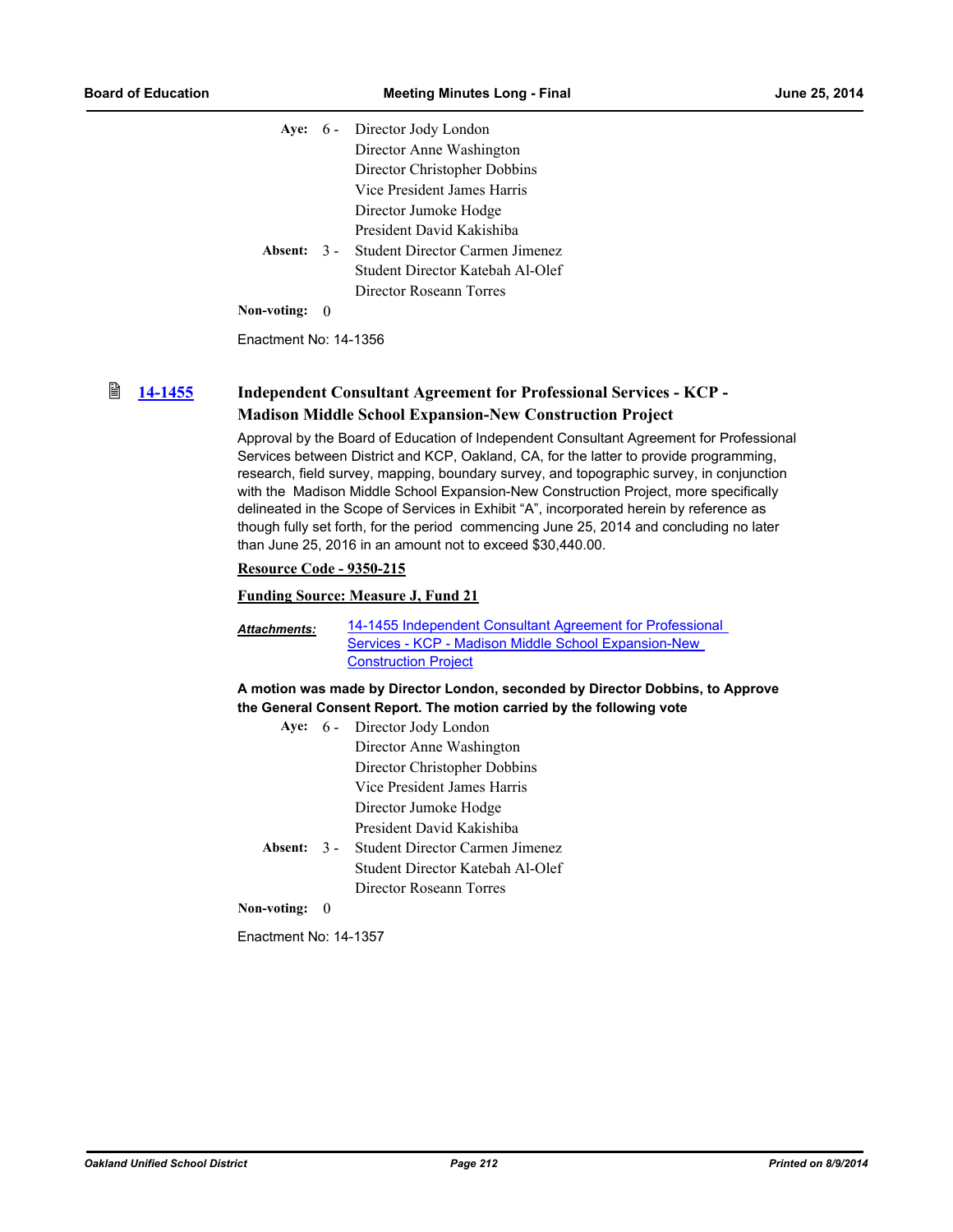| | | |
|---|---|---|
| **Aye:** | 6 - | Director Jody London |
| | | Director Anne Washington |
| | | Director Christopher Dobbins |
| | | Vice President James Harris |
| | | Director Jumoke Hodge |
| | | President David Kakishiba |
| **Absent:** | 3 - | Student Director Carmen Jimenez |
| | | Student Director Katebah Al-Olef |
| | | Director Roseann Torres |
| **Non-voting:** | 0 | |

Enactment No: 14-1356

### 14-1455 Independent Consultant Agreement for Professional Services - KCP - Madison Middle School Expansion-New Construction Project

Approval by the Board of Education of Independent Consultant Agreement for Professional Services between District and KCP, Oakland, CA, for the latter to provide programming, research, field survey, mapping, boundary survey, and topographic survey, in conjunction with the Madison Middle School Expansion-New Construction Project, more specifically delineated in the Scope of Services in Exhibit "A", incorporated herein by reference as though fully set forth, for the period commencing June 25, 2014 and concluding no later than June 25, 2016 in an amount not to exceed $30,440.00.

**Resource Code - 9350-215**

**Funding Source: Measure J, Fund 21**

***Attachments:*** 14-1455 Independent Consultant Agreement for Professional Services - KCP - Madison Middle School Expansion-New Construction Project

**A motion was made by Director London, seconded by Director Dobbins, to Approve the General Consent Report. The motion carried by the following vote**

| | | |
|---|---|---|
| **Aye:** | 6 - | Director Jody London |
| | | Director Anne Washington |
| | | Director Christopher Dobbins |
| | | Vice President James Harris |
| | | Director Jumoke Hodge |
| | | President David Kakishiba |
| **Absent:** | 3 - | Student Director Carmen Jimenez |
| | | Student Director Katebah Al-Olef |
| | | Director Roseann Torres |
| **Non-voting:** | 0 | |

Enactment No: 14-1357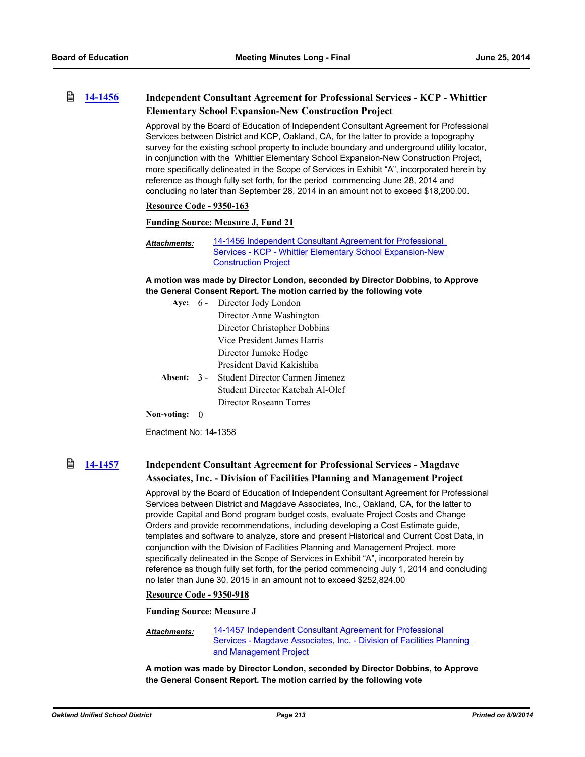### 14-1456 Independent Consultant Agreement for Professional Services - KCP - Whittier Elementary School Expansion-New Construction Project

Approval by the Board of Education of Independent Consultant Agreement for Professional Services between District and KCP, Oakland, CA, for the latter to provide a topography survey for the existing school property to include boundary and underground utility locator, in conjunction with the Whittier Elementary School Expansion-New Construction Project, more specifically delineated in the Scope of Services in Exhibit "A", incorporated herein by reference as though fully set forth, for the period commencing June 28, 2014 and concluding no later than September 28, 2014 in an amount not to exceed $18,200.00.

**Resource Code - 9350-163**

**Funding Source: Measure J, Fund 21**

***Attachments:*** 14-1456 Independent Consultant Agreement for Professional Services - KCP - Whittier Elementary School Expansion-New Construction Project

**A motion was made by Director London, seconded by Director Dobbins, to Approve the General Consent Report. The motion carried by the following vote**

**Aye:** 6 - Director Jody London
Director Anne Washington
Director Christopher Dobbins
Vice President James Harris
Director Jumoke Hodge
President David Kakishiba

**Absent:** 3 - Student Director Carmen Jimenez
Student Director Katebah Al-Olef
Director Roseann Torres

**Non-voting:** 0

Enactment No: 14-1358

### 14-1457 Independent Consultant Agreement for Professional Services - Magdave Associates, Inc. - Division of Facilities Planning and Management Project

Approval by the Board of Education of Independent Consultant Agreement for Professional Services between District and Magdave Associates, Inc., Oakland, CA, for the latter to provide Capital and Bond program budget costs, evaluate Project Costs and Change Orders and provide recommendations, including developing a Cost Estimate guide, templates and software to analyze, store and present Historical and Current Cost Data, in conjunction with the Division of Facilities Planning and Management Project, more specifically delineated in the Scope of Services in Exhibit "A", incorporated herein by reference as though fully set forth, for the period commencing July 1, 2014 and concluding no later than June 30, 2015 in an amount not to exceed $252,824.00

**Resource Code - 9350-918**

**Funding Source: Measure J**

***Attachments:*** 14-1457 Independent Consultant Agreement for Professional Services - Magdave Associates, Inc. - Division of Facilities Planning and Management Project

**A motion was made by Director London, seconded by Director Dobbins, to Approve the General Consent Report. The motion carried by the following vote**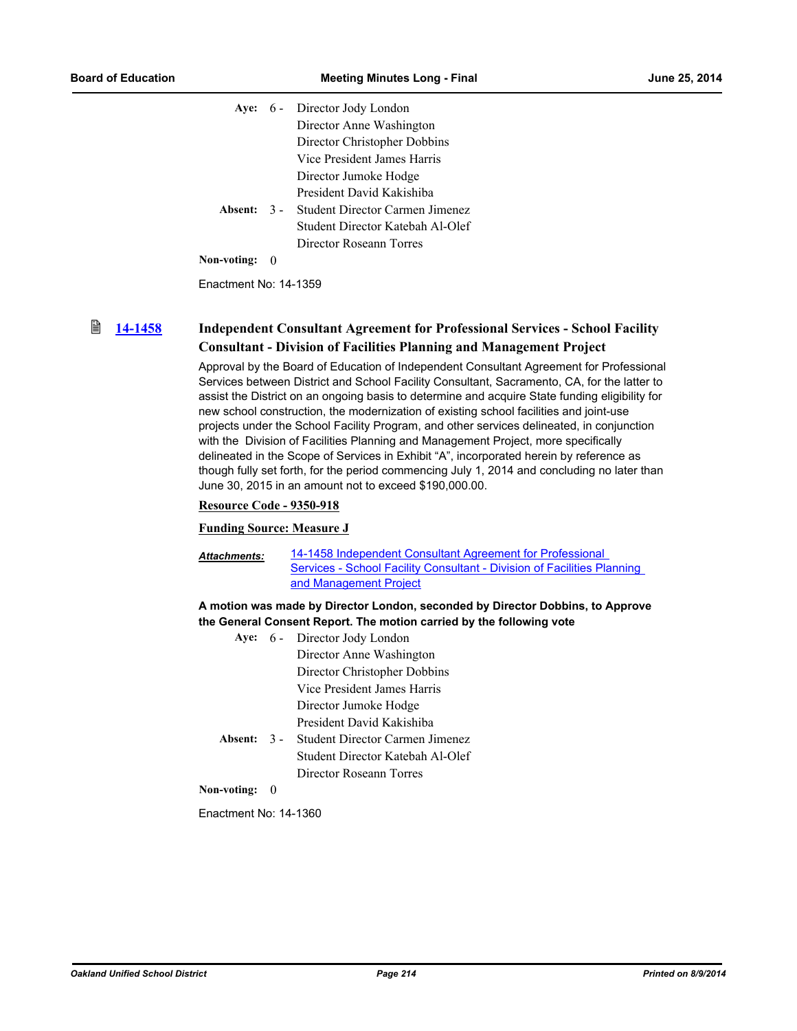Aye: 6 - Director Jody London
Director Anne Washington
Director Christopher Dobbins
Vice President James Harris
Director Jumoke Hodge
President David Kakishiba

Absent: 3 - Student Director Carmen Jimenez
Student Director Katebah Al-Olef
Director Roseann Torres

Non-voting: 0

Enactment No: 14-1359

### 14-1458 Independent Consultant Agreement for Professional Services - School Facility Consultant - Division of Facilities Planning and Management Project

Approval by the Board of Education of Independent Consultant Agreement for Professional Services between District and School Facility Consultant, Sacramento, CA, for the latter to assist the District on an ongoing basis to determine and acquire State funding eligibility for new school construction, the modernization of existing school facilities and joint-use projects under the School Facility Program, and other services delineated, in conjunction with the Division of Facilities Planning and Management Project, more specifically delineated in the Scope of Services in Exhibit "A", incorporated herein by reference as though fully set forth, for the period commencing July 1, 2014 and concluding no later than June 30, 2015 in an amount not to exceed $190,000.00.

**Resource Code - 9350-918**

**Funding Source: Measure J**

***Attachments:*** 14-1458 Independent Consultant Agreement for Professional Services - School Facility Consultant - Division of Facilities Planning and Management Project

**A motion was made by Director London, seconded by Director Dobbins, to Approve the General Consent Report. The motion carried by the following vote**

Aye: 6 - Director Jody London
Director Anne Washington
Director Christopher Dobbins
Vice President James Harris
Director Jumoke Hodge
President David Kakishiba

Absent: 3 - Student Director Carmen Jimenez
Student Director Katebah Al-Olef
Director Roseann Torres

Non-voting: 0

Enactment No: 14-1360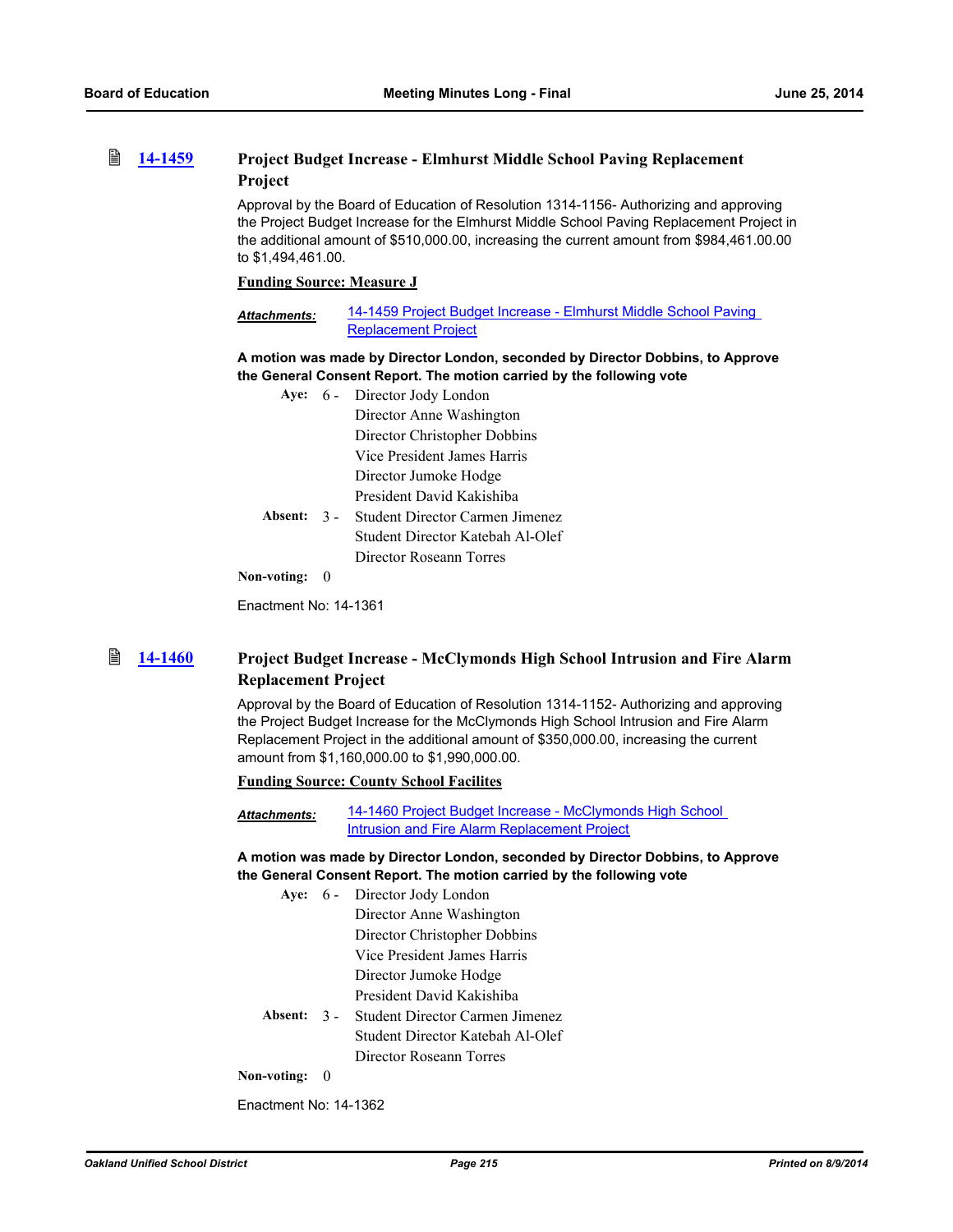## 14-1459 Project Budget Increase - Elmhurst Middle School Paving Replacement Project

Approval by the Board of Education of Resolution 1314-1156- Authorizing and approving the Project Budget Increase for the Elmhurst Middle School Paving Replacement Project in the additional amount of $510,000.00, increasing the current amount from $984,461.00.00 to $1,494,461.00.

**Funding Source: Measure J**

***Attachments:*** 14-1459 Project Budget Increase - Elmhurst Middle School Paving Replacement Project

**A motion was made by Director London, seconded by Director Dobbins, to Approve the General Consent Report. The motion carried by the following vote**

**Aye:** 6 - Director Jody London
Director Anne Washington
Director Christopher Dobbins
Vice President James Harris
Director Jumoke Hodge
President David Kakishiba

**Absent:** 3 - Student Director Carmen Jimenez
Student Director Katebah Al-Olef
Director Roseann Torres

**Non-voting:** 0

Enactment No: 14-1361

## 14-1460 Project Budget Increase - McClymonds High School Intrusion and Fire Alarm Replacement Project

Approval by the Board of Education of Resolution 1314-1152- Authorizing and approving the Project Budget Increase for the McClymonds High School Intrusion and Fire Alarm Replacement Project in the additional amount of $350,000.00, increasing the current amount from $1,160,000.00 to $1,990,000.00.

**Funding Source: County School Facilites**

***Attachments:*** 14-1460 Project Budget Increase - McClymonds High School Intrusion and Fire Alarm Replacement Project

**A motion was made by Director London, seconded by Director Dobbins, to Approve the General Consent Report. The motion carried by the following vote**

**Aye:** 6 - Director Jody London
Director Anne Washington
Director Christopher Dobbins
Vice President James Harris
Director Jumoke Hodge
President David Kakishiba

**Absent:** 3 - Student Director Carmen Jimenez
Student Director Katebah Al-Olef
Director Roseann Torres

**Non-voting:** 0

Enactment No: 14-1362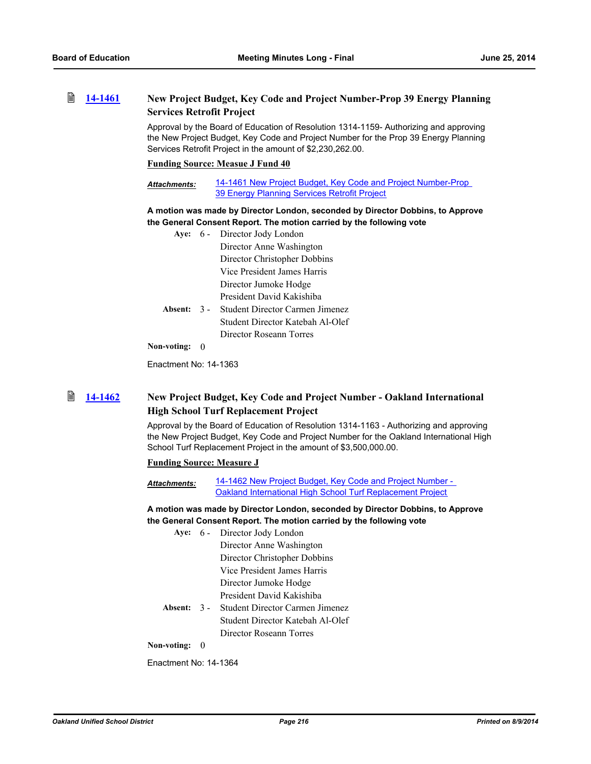### 14-1461 New Project Budget, Key Code and Project Number-Prop 39 Energy Planning Services Retrofit Project

Approval by the Board of Education of Resolution 1314-1159- Authorizing and approving the New Project Budget, Key Code and Project Number for the Prop 39 Energy Planning Services Retrofit Project in the amount of $2,230,262.00.

**Funding Source: Measue J Fund 40**

***Attachments:*** 14-1461 New Project Budget, Key Code and Project Number-Prop 39 Energy Planning Services Retrofit Project

**A motion was made by Director London, seconded by Director Dobbins, to Approve the General Consent Report. The motion carried by the following vote**

**Aye:** 6 - Director Jody London
Director Anne Washington
Director Christopher Dobbins
Vice President James Harris
Director Jumoke Hodge
President David Kakishiba

**Absent:** 3 - Student Director Carmen Jimenez
Student Director Katebah Al-Olef
Director Roseann Torres

**Non-voting:** 0

Enactment No: 14-1363

### 14-1462 New Project Budget, Key Code and Project Number - Oakland International High School Turf Replacement Project

Approval by the Board of Education of Resolution 1314-1163 - Authorizing and approving the New Project Budget, Key Code and Project Number for the Oakland International High School Turf Replacement Project in the amount of $3,500,000.00.

**Funding Source: Measure J**

***Attachments:*** 14-1462 New Project Budget, Key Code and Project Number - Oakland International High School Turf Replacement Project

**A motion was made by Director London, seconded by Director Dobbins, to Approve the General Consent Report. The motion carried by the following vote**

**Aye:** 6 - Director Jody London
Director Anne Washington
Director Christopher Dobbins
Vice President James Harris
Director Jumoke Hodge
President David Kakishiba

**Absent:** 3 - Student Director Carmen Jimenez
Student Director Katebah Al-Olef
Director Roseann Torres

**Non-voting:** 0

Enactment No: 14-1364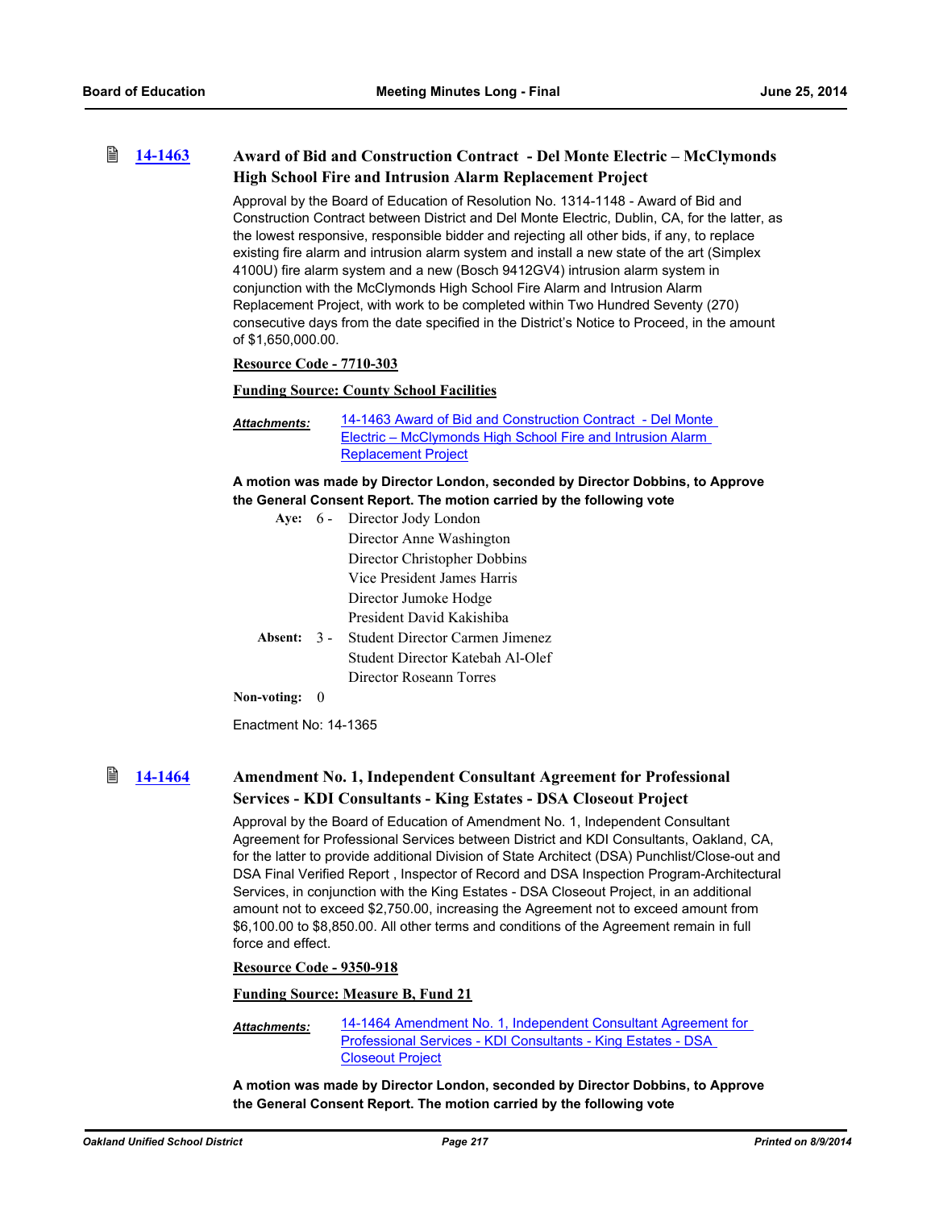### 14-1463 Award of Bid and Construction Contract - Del Monte Electric – McClymonds High School Fire and Intrusion Alarm Replacement Project

Approval by the Board of Education of Resolution No. 1314-1148 - Award of Bid and Construction Contract between District and Del Monte Electric, Dublin, CA, for the latter, as the lowest responsive, responsible bidder and rejecting all other bids, if any, to replace existing fire alarm and intrusion alarm system and install a new state of the art (Simplex 4100U) fire alarm system and a new (Bosch 9412GV4) intrusion alarm system in conjunction with the McClymonds High School Fire Alarm and Intrusion Alarm Replacement Project, with work to be completed within Two Hundred Seventy (270) consecutive days from the date specified in the District's Notice to Proceed, in the amount of $1,650,000.00.

**Resource Code - 7710-303**

**Funding Source: County School Facilities**

***Attachments:*** 14-1463 Award of Bid and Construction Contract - Del Monte Electric – McClymonds High School Fire and Intrusion Alarm Replacement Project

**A motion was made by Director London, seconded by Director Dobbins, to Approve the General Consent Report. The motion carried by the following vote**

**Aye:** 6 - Director Jody London
Director Anne Washington
Director Christopher Dobbins
Vice President James Harris
Director Jumoke Hodge
President David Kakishiba

**Absent:** 3 - Student Director Carmen Jimenez
Student Director Katebah Al-Olef
Director Roseann Torres

**Non-voting:** 0

Enactment No: 14-1365

### 14-1464 Amendment No. 1, Independent Consultant Agreement for Professional Services - KDI Consultants - King Estates - DSA Closeout Project

Approval by the Board of Education of Amendment No. 1, Independent Consultant Agreement for Professional Services between District and KDI Consultants, Oakland, CA, for the latter to provide additional Division of State Architect (DSA) Punchlist/Close-out and DSA Final Verified Report , Inspector of Record and DSA Inspection Program-Architectural Services, in conjunction with the King Estates - DSA Closeout Project, in an additional amount not to exceed $2,750.00, increasing the Agreement not to exceed amount from $6,100.00 to $8,850.00. All other terms and conditions of the Agreement remain in full force and effect.

**Resource Code - 9350-918**

**Funding Source: Measure B, Fund 21**

***Attachments:*** 14-1464 Amendment No. 1, Independent Consultant Agreement for Professional Services - KDI Consultants - King Estates - DSA Closeout Project

**A motion was made by Director London, seconded by Director Dobbins, to Approve the General Consent Report. The motion carried by the following vote**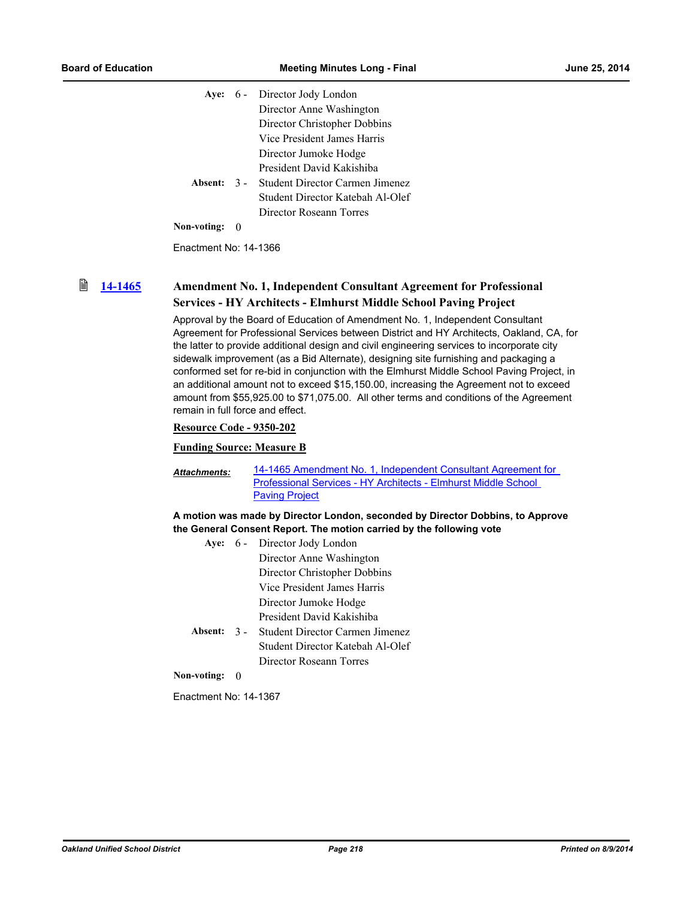| | | |
|---|---|---|
| **Aye:** | 6 - | Director Jody London |
| | | Director Anne Washington |
| | | Director Christopher Dobbins |
| | | Vice President James Harris |
| | | Director Jumoke Hodge |
| | | President David Kakishiba |
| **Absent:** | 3 - | Student Director Carmen Jimenez |
| | | Student Director Katebah Al-Olef |
| | | Director Roseann Torres |
| **Non-voting:** | 0 | |

Enactment No: 14-1366

### 14-1465 Amendment No. 1, Independent Consultant Agreement for Professional Services - HY Architects - Elmhurst Middle School Paving Project

Approval by the Board of Education of Amendment No. 1, Independent Consultant Agreement for Professional Services between District and HY Architects, Oakland, CA, for the latter to provide additional design and civil engineering services to incorporate city sidewalk improvement (as a Bid Alternate), designing site furnishing and packaging a conformed set for re-bid in conjunction with the Elmhurst Middle School Paving Project, in an additional amount not to exceed $15,150.00, increasing the Agreement not to exceed amount from $55,925.00 to $71,075.00. All other terms and conditions of the Agreement remain in full force and effect.

**Resource Code - 9350-202**

**Funding Source: Measure B**

***Attachments:*** 14-1465 Amendment No. 1, Independent Consultant Agreement for Professional Services - HY Architects - Elmhurst Middle School Paving Project

**A motion was made by Director London, seconded by Director Dobbins, to Approve the General Consent Report. The motion carried by the following vote**

| | | |
|---|---|---|
| **Aye:** | 6 - | Director Jody London |
| | | Director Anne Washington |
| | | Director Christopher Dobbins |
| | | Vice President James Harris |
| | | Director Jumoke Hodge |
| | | President David Kakishiba |
| **Absent:** | 3 - | Student Director Carmen Jimenez |
| | | Student Director Katebah Al-Olef |
| | | Director Roseann Torres |
| **Non-voting:** | 0 | |

Enactment No: 14-1367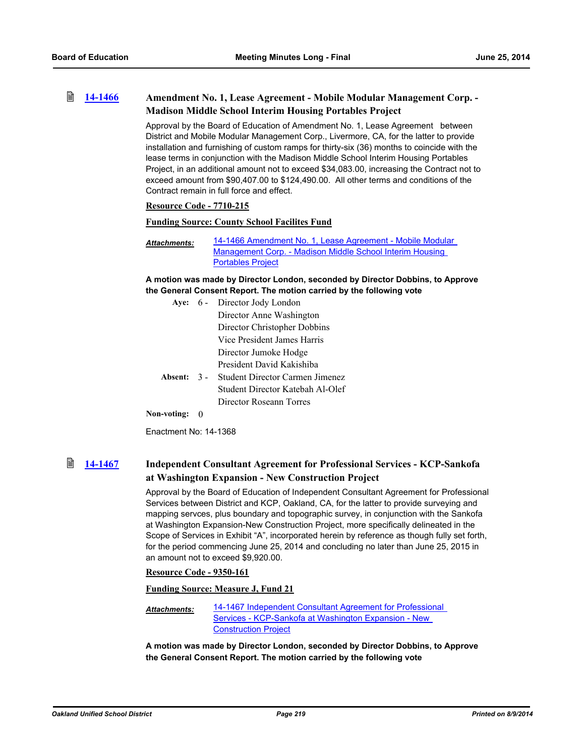### 14-1466 Amendment No. 1, Lease Agreement - Mobile Modular Management Corp. - Madison Middle School Interim Housing Portables Project

Approval by the Board of Education of Amendment No. 1, Lease Agreement between District and Mobile Modular Management Corp., Livermore, CA, for the latter to provide installation and furnishing of custom ramps for thirty-six (36) months to coincide with the lease terms in conjunction with the Madison Middle School Interim Housing Portables Project, in an additional amount not to exceed $34,083.00, increasing the Contract not to exceed amount from $90,407.00 to $124,490.00. All other terms and conditions of the Contract remain in full force and effect.

**Resource Code - 7710-215**

**Funding Source: County School Facilites Fund**

*Attachments:* 14-1466 Amendment No. 1, Lease Agreement - Mobile Modular Management Corp. - Madison Middle School Interim Housing Portables Project

**A motion was made by Director London, seconded by Director Dobbins, to Approve the General Consent Report. The motion carried by the following vote**

**Aye:** 6 - Director Jody London
Director Anne Washington
Director Christopher Dobbins
Vice President James Harris
Director Jumoke Hodge
President David Kakishiba

**Absent:** 3 - Student Director Carmen Jimenez
Student Director Katebah Al-Olef
Director Roseann Torres

**Non-voting:** 0

Enactment No: 14-1368

### 14-1467 Independent Consultant Agreement for Professional Services - KCP-Sankofa at Washington Expansion - New Construction Project

Approval by the Board of Education of Independent Consultant Agreement for Professional Services between District and KCP, Oakland, CA, for the latter to provide surveying and mapping servces, plus boundary and topographic survey, in conjunction with the Sankofa at Washington Expansion-New Construction Project, more specifically delineated in the Scope of Services in Exhibit "A", incorporated herein by reference as though fully set forth, for the period commencing June 25, 2014 and concluding no later than June 25, 2015 in an amount not to exceed $9,920.00.

**Resource Code - 9350-161**

**Funding Source: Measure J, Fund 21**

*Attachments:* 14-1467 Independent Consultant Agreement for Professional Services - KCP-Sankofa at Washington Expansion - New Construction Project

**A motion was made by Director London, seconded by Director Dobbins, to Approve the General Consent Report. The motion carried by the following vote**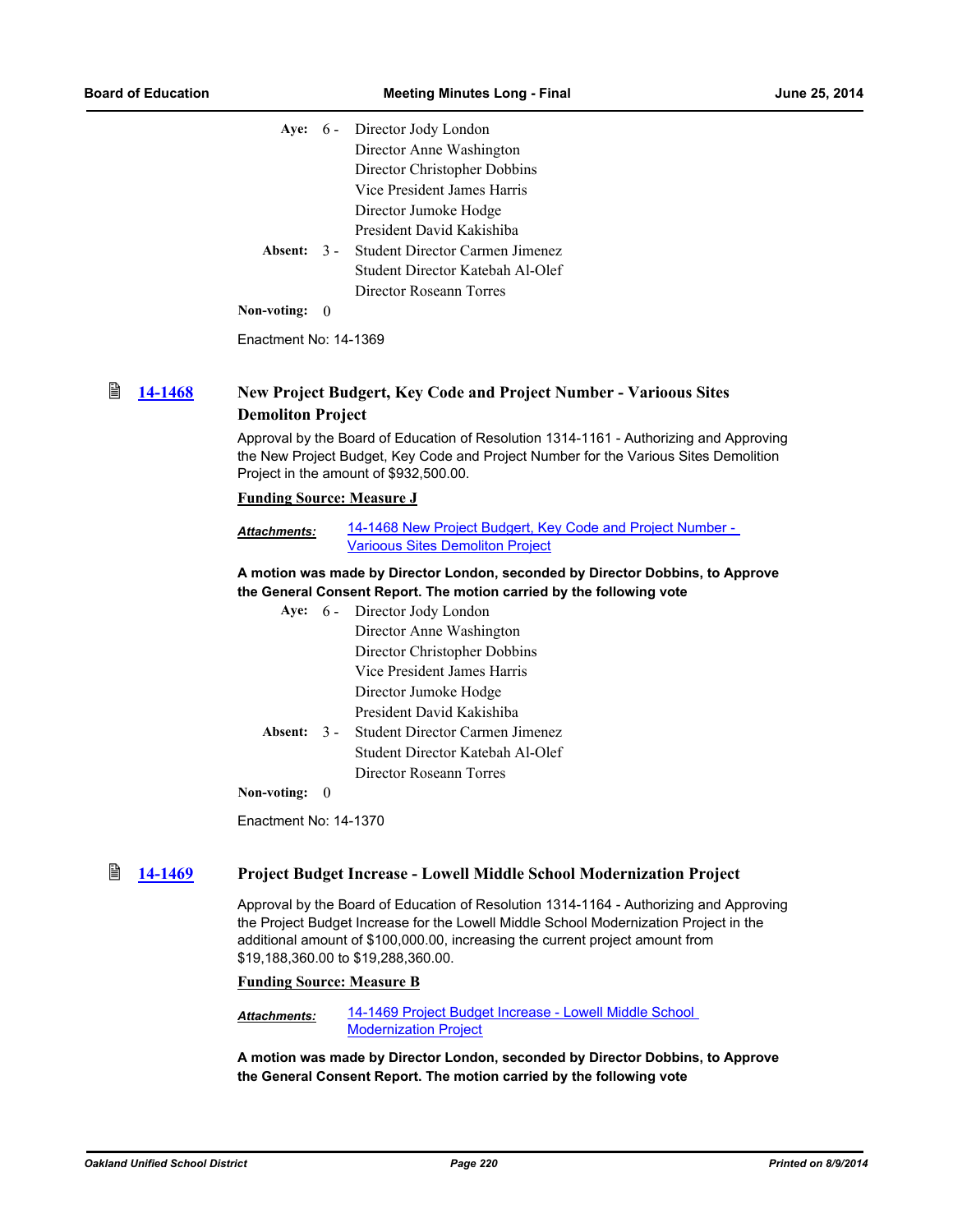| | | |
|---|---|---|
| **Aye:** | 6 - | Director Jody London |
| | | Director Anne Washington |
| | | Director Christopher Dobbins |
| | | Vice President James Harris |
| | | Director Jumoke Hodge |
| | | President David Kakishiba |
| **Absent:** | 3 - | Student Director Carmen Jimenez |
| | | Student Director Katebah Al-Olef |
| | | Director Roseann Torres |
| **Non-voting:** | 0 | |

Enactment No: 14-1369

### 14-1468 New Project Budgert, Key Code and Project Number - Varioous Sites Demoliton Project

Approval by the Board of Education of Resolution 1314-1161 - Authorizing and Approving the New Project Budget, Key Code and Project Number for the Various Sites Demolition Project in the amount of $932,500.00.

**Funding Source: Measure J**

***Attachments:*** 14-1468 New Project Budgert, Key Code and Project Number - Varioous Sites Demoliton Project

**A motion was made by Director London, seconded by Director Dobbins, to Approve the General Consent Report. The motion carried by the following vote**

| | | |
|---|---|---|
| **Aye:** | 6 - | Director Jody London |
| | | Director Anne Washington |
| | | Director Christopher Dobbins |
| | | Vice President James Harris |
| | | Director Jumoke Hodge |
| | | President David Kakishiba |
| **Absent:** | 3 - | Student Director Carmen Jimenez |
| | | Student Director Katebah Al-Olef |
| | | Director Roseann Torres |
| **Non-voting:** | 0 | |

Enactment No: 14-1370

### 14-1469 Project Budget Increase - Lowell Middle School Modernization Project

Approval by the Board of Education of Resolution 1314-1164 - Authorizing and Approving the Project Budget Increase for the Lowell Middle School Modernization Project in the additional amount of $100,000.00, increasing the current project amount from $19,188,360.00 to $19,288,360.00.

**Funding Source: Measure B**

***Attachments:*** 14-1469 Project Budget Increase - Lowell Middle School Modernization Project

**A motion was made by Director London, seconded by Director Dobbins, to Approve the General Consent Report. The motion carried by the following vote**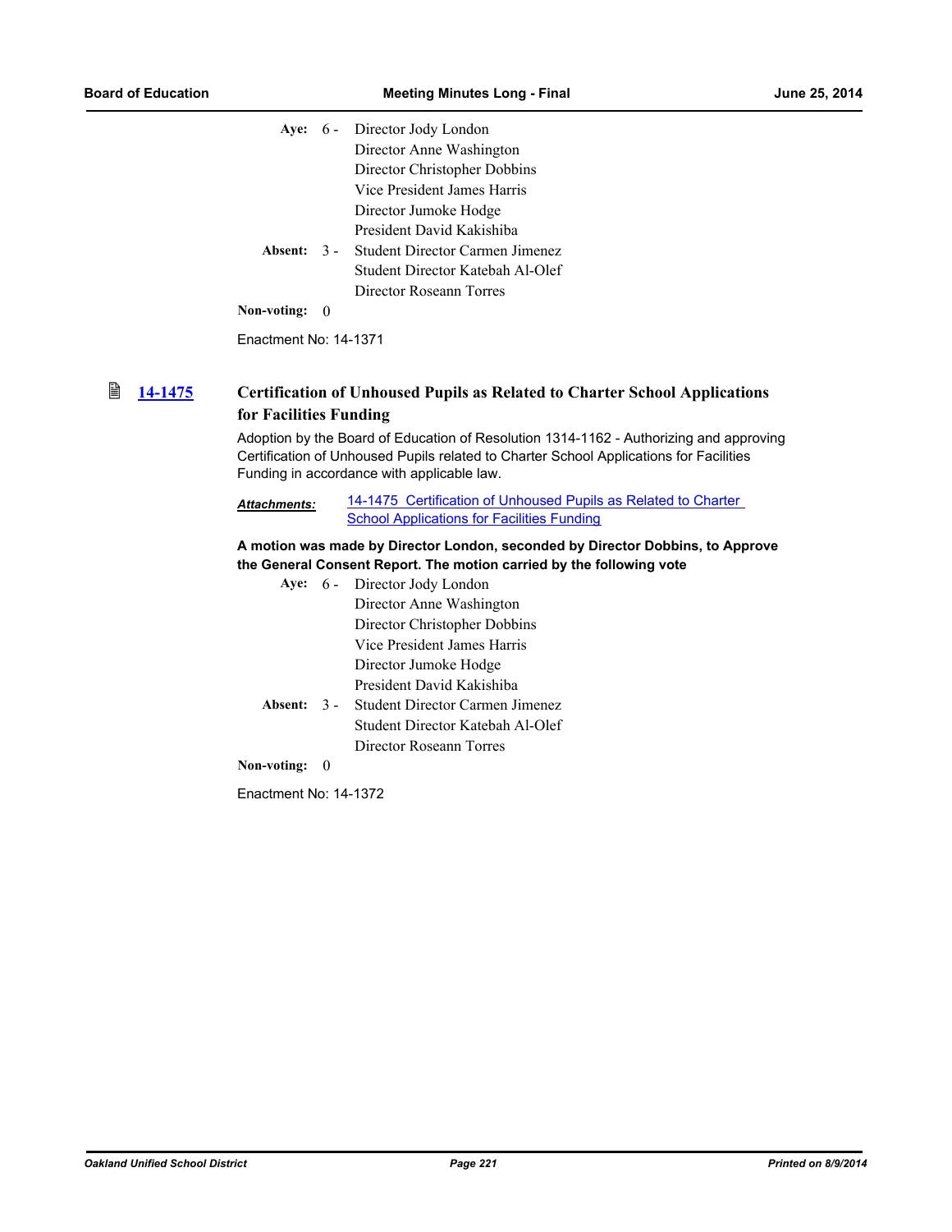| | | |
|---|---|---|
| **Aye:** | 6 - | Director Jody London |
| | | Director Anne Washington |
| | | Director Christopher Dobbins |
| | | Vice President James Harris |
| | | Director Jumoke Hodge |
| | | President David Kakishiba |
| **Absent:** | 3 - | Student Director Carmen Jimenez |
| | | Student Director Katebah Al-Olef |
| | | Director Roseann Torres |
| **Non-voting:** | 0 | |

Enactment No: 14-1371

## 14-1475 Certification of Unhoused Pupils as Related to Charter School Applications for Facilities Funding

Adoption by the Board of Education of Resolution 1314-1162 - Authorizing and approving Certification of Unhoused Pupils related to Charter School Applications for Facilities Funding in accordance with applicable law.

***Attachments:*** 14-1475 Certification of Unhoused Pupils as Related to Charter School Applications for Facilities Funding

**A motion was made by Director London, seconded by Director Dobbins, to Approve the General Consent Report. The motion carried by the following vote**

| | | |
|---|---|---|
| **Aye:** | 6 - | Director Jody London |
| | | Director Anne Washington |
| | | Director Christopher Dobbins |
| | | Vice President James Harris |
| | | Director Jumoke Hodge |
| | | President David Kakishiba |
| **Absent:** | 3 - | Student Director Carmen Jimenez |
| | | Student Director Katebah Al-Olef |
| | | Director Roseann Torres |
| **Non-voting:** | 0 | |

Enactment No: 14-1372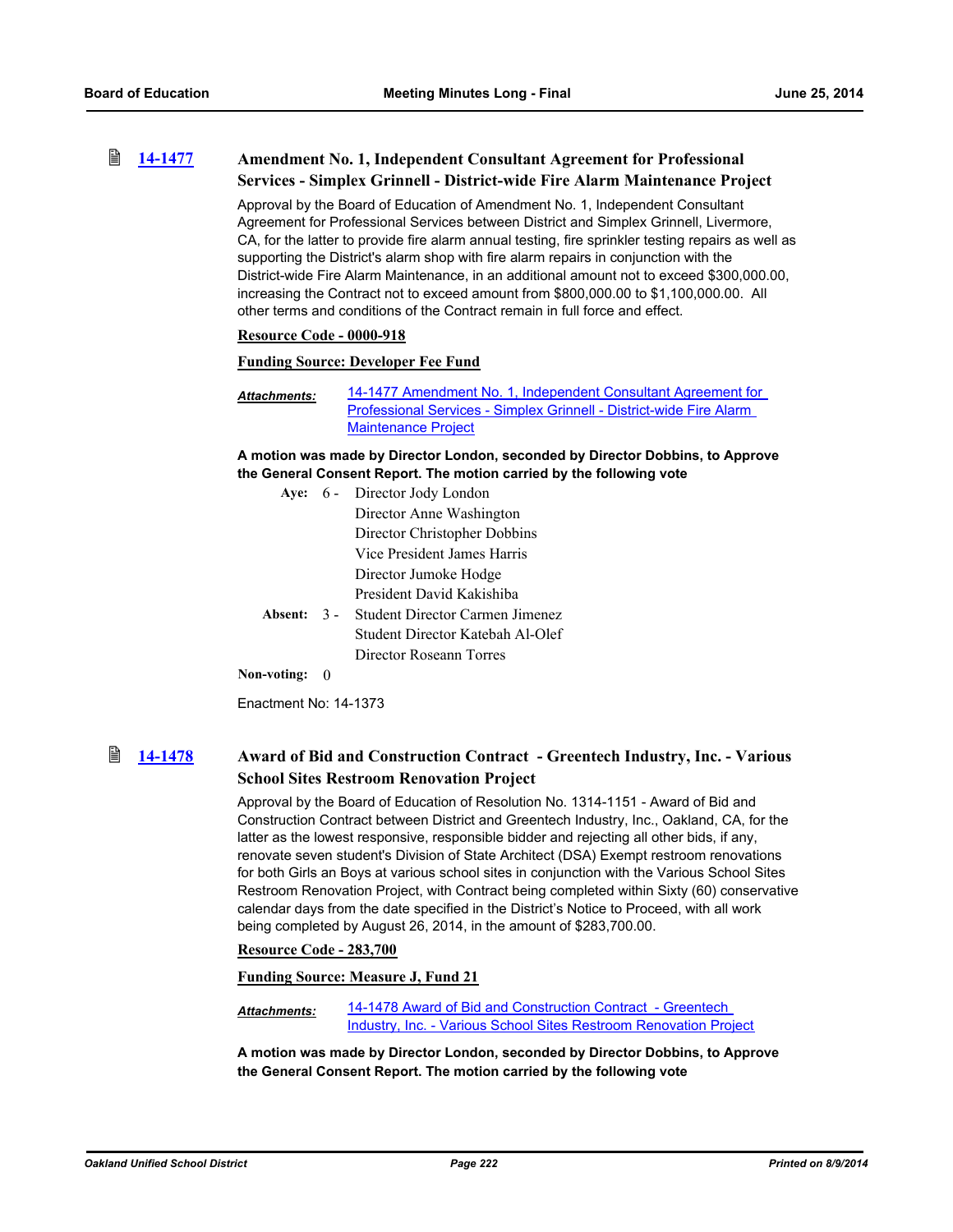### 14-1477 Amendment No. 1, Independent Consultant Agreement for Professional Services - Simplex Grinnell - District-wide Fire Alarm Maintenance Project

Approval by the Board of Education of Amendment No. 1, Independent Consultant Agreement for Professional Services between District and Simplex Grinnell, Livermore, CA, for the latter to provide fire alarm annual testing, fire sprinkler testing repairs as well as supporting the District's alarm shop with fire alarm repairs in conjunction with the District-wide Fire Alarm Maintenance, in an additional amount not to exceed $300,000.00, increasing the Contract not to exceed amount from $800,000.00 to $1,100,000.00. All other terms and conditions of the Contract remain in full force and effect.

**Resource Code - 0000-918**

**Funding Source: Developer Fee Fund**

***Attachments:*** 14-1477 Amendment No. 1, Independent Consultant Agreement for Professional Services - Simplex Grinnell - District-wide Fire Alarm Maintenance Project

**A motion was made by Director London, seconded by Director Dobbins, to Approve the General Consent Report. The motion carried by the following vote**

**Aye:** 6 - Director Jody London
Director Anne Washington
Director Christopher Dobbins
Vice President James Harris
Director Jumoke Hodge
President David Kakishiba

**Absent:** 3 - Student Director Carmen Jimenez
Student Director Katebah Al-Olef
Director Roseann Torres

**Non-voting:** 0

Enactment No: 14-1373

### 14-1478 Award of Bid and Construction Contract - Greentech Industry, Inc. - Various School Sites Restroom Renovation Project

Approval by the Board of Education of Resolution No. 1314-1151 - Award of Bid and Construction Contract between District and Greentech Industry, Inc., Oakland, CA, for the latter as the lowest responsive, responsible bidder and rejecting all other bids, if any, renovate seven student's Division of State Architect (DSA) Exempt restroom renovations for both Girls an Boys at various school sites in conjunction with the Various School Sites Restroom Renovation Project, with Contract being completed within Sixty (60) conservative calendar days from the date specified in the District's Notice to Proceed, with all work being completed by August 26, 2014, in the amount of $283,700.00.

**Resource Code - 283,700**

**Funding Source: Measure J, Fund 21**

***Attachments:*** 14-1478 Award of Bid and Construction Contract - Greentech Industry, Inc. - Various School Sites Restroom Renovation Project

**A motion was made by Director London, seconded by Director Dobbins, to Approve the General Consent Report. The motion carried by the following vote**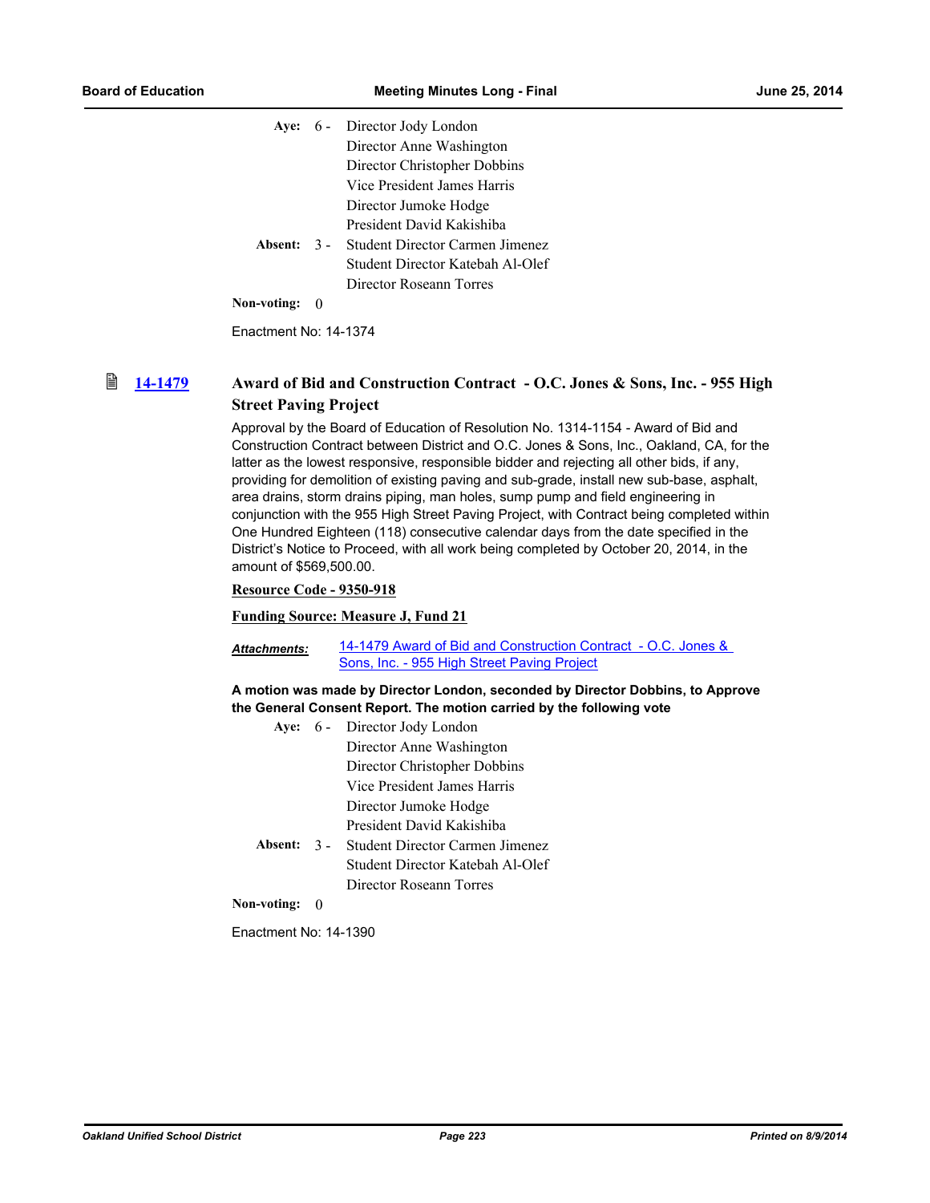Aye: 6 - Director Jody London
Director Anne Washington
Director Christopher Dobbins
Vice President James Harris
Director Jumoke Hodge
President David Kakishiba

Absent: 3 - Student Director Carmen Jimenez
Student Director Katebah Al-Olef
Director Roseann Torres

Non-voting: 0

Enactment No: 14-1374

### 14-1479 Award of Bid and Construction Contract - O.C. Jones & Sons, Inc. - 955 High Street Paving Project

Approval by the Board of Education of Resolution No. 1314-1154 - Award of Bid and Construction Contract between District and O.C. Jones & Sons, Inc., Oakland, CA, for the latter as the lowest responsive, responsible bidder and rejecting all other bids, if any, providing for demolition of existing paving and sub-grade, install new sub-base, asphalt, area drains, storm drains piping, man holes, sump pump and field engineering in conjunction with the 955 High Street Paving Project, with Contract being completed within One Hundred Eighteen (118) consecutive calendar days from the date specified in the District's Notice to Proceed, with all work being completed by October 20, 2014, in the amount of $569,500.00.

**Resource Code - 9350-918**

**Funding Source: Measure J, Fund 21**

***Attachments:*** 14-1479 Award of Bid and Construction Contract - O.C. Jones & Sons, Inc. - 955 High Street Paving Project

**A motion was made by Director London, seconded by Director Dobbins, to Approve the General Consent Report. The motion carried by the following vote**

Aye: 6 - Director Jody London
Director Anne Washington
Director Christopher Dobbins
Vice President James Harris
Director Jumoke Hodge
President David Kakishiba

Absent: 3 - Student Director Carmen Jimenez
Student Director Katebah Al-Olef
Director Roseann Torres

Non-voting: 0

Enactment No: 14-1390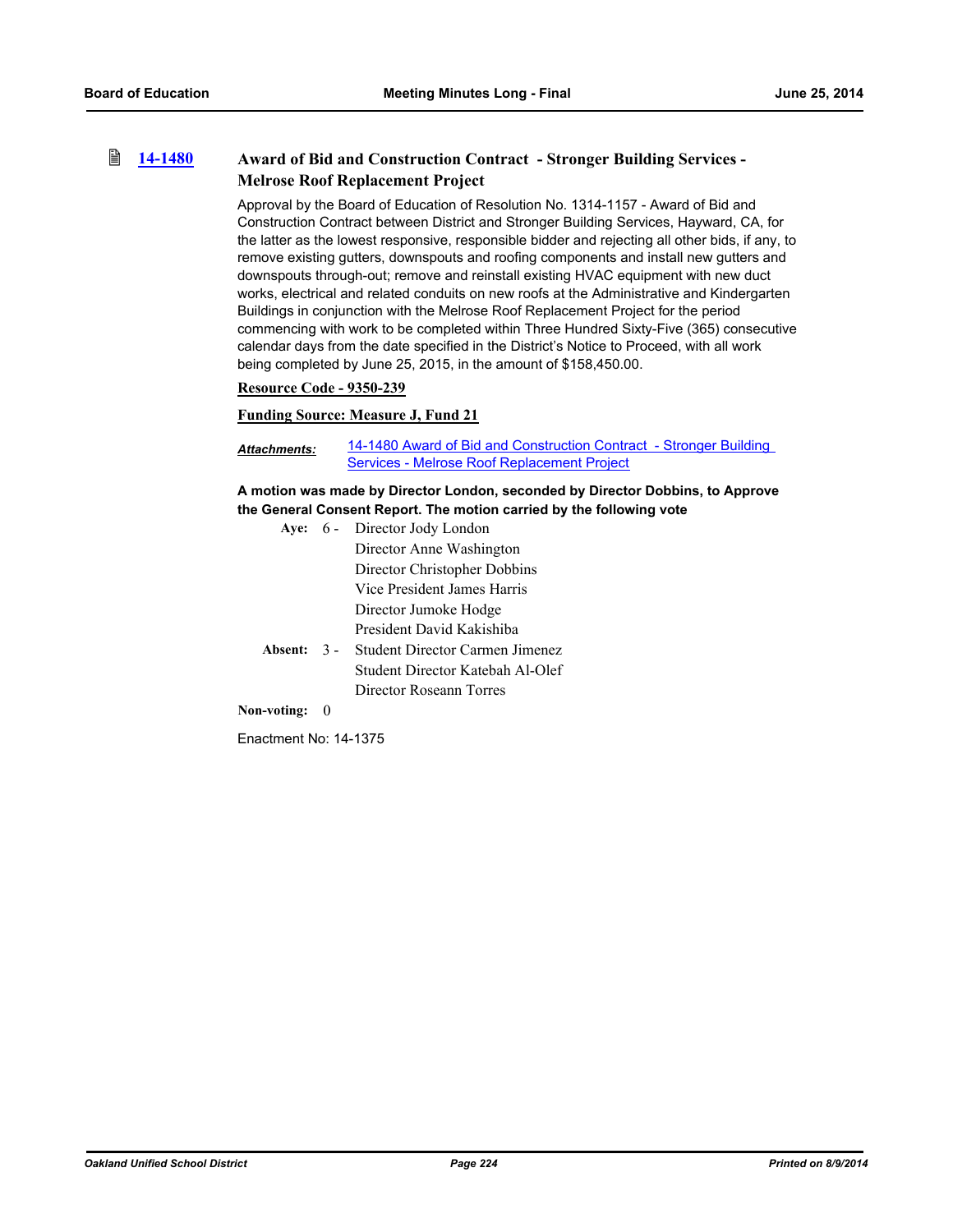### 14-1480 Award of Bid and Construction Contract - Stronger Building Services - Melrose Roof Replacement Project

Approval by the Board of Education of Resolution No. 1314-1157 - Award of Bid and Construction Contract between District and Stronger Building Services, Hayward, CA, for the latter as the lowest responsive, responsible bidder and rejecting all other bids, if any, to remove existing gutters, downspouts and roofing components and install new gutters and downspouts through-out; remove and reinstall existing HVAC equipment with new duct works, electrical and related conduits on new roofs at the Administrative and Kindergarten Buildings in conjunction with the Melrose Roof Replacement Project for the period commencing with work to be completed within Three Hundred Sixty-Five (365) consecutive calendar days from the date specified in the District's Notice to Proceed, with all work being completed by June 25, 2015, in the amount of $158,450.00.

**Resource Code - 9350-239**

**Funding Source: Measure J, Fund 21**

***Attachments:*** 14-1480 Award of Bid and Construction Contract - Stronger Building Services - Melrose Roof Replacement Project

**A motion was made by Director London, seconded by Director Dobbins, to Approve the General Consent Report. The motion carried by the following vote**

**Aye:** 6 - Director Jody London
Director Anne Washington
Director Christopher Dobbins
Vice President James Harris
Director Jumoke Hodge
President David Kakishiba

**Absent:** 3 - Student Director Carmen Jimenez
Student Director Katebah Al-Olef
Director Roseann Torres

**Non-voting:** 0

Enactment No: 14-1375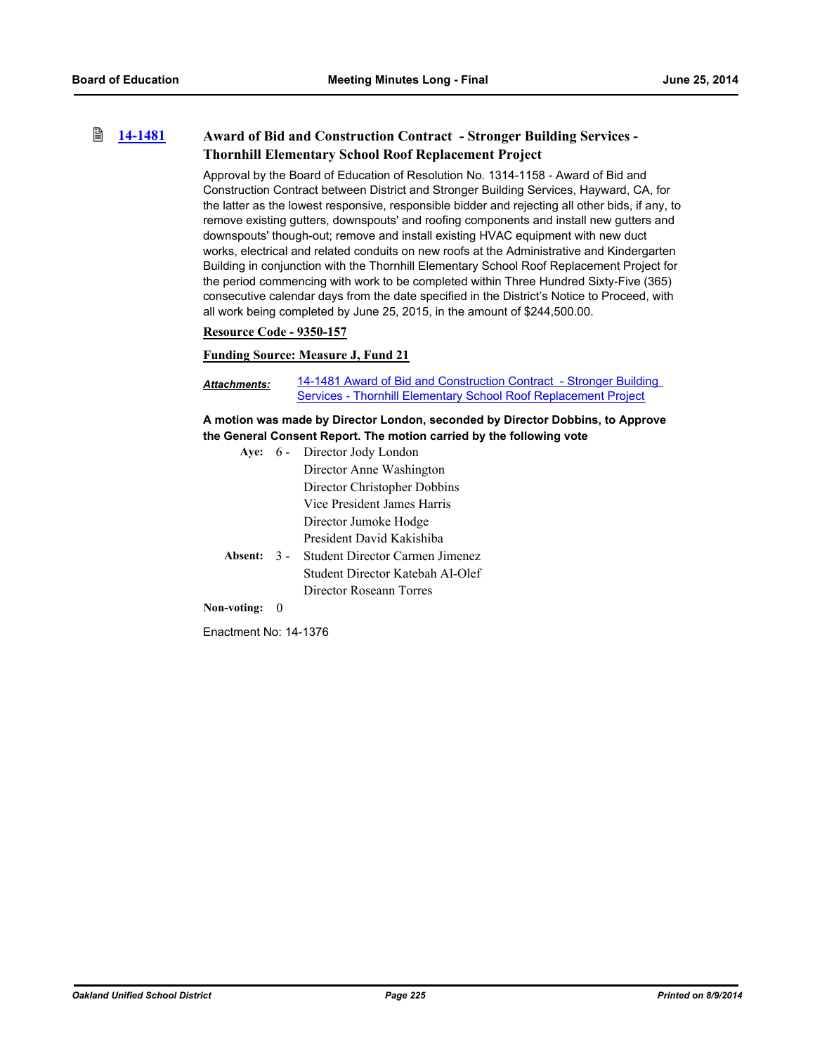### 14-1481 Award of Bid and Construction Contract - Stronger Building Services - Thornhill Elementary School Roof Replacement Project

Approval by the Board of Education of Resolution No. 1314-1158 - Award of Bid and Construction Contract between District and Stronger Building Services, Hayward, CA, for the latter as the lowest responsive, responsible bidder and rejecting all other bids, if any, to remove existing gutters, downspouts' and roofing components and install new gutters and downspouts' though-out; remove and install existing HVAC equipment with new duct works, electrical and related conduits on new roofs at the Administrative and Kindergarten Building in conjunction with the Thornhill Elementary School Roof Replacement Project for the period commencing with work to be completed within Three Hundred Sixty-Five (365) consecutive calendar days from the date specified in the District's Notice to Proceed, with all work being completed by June 25, 2015, in the amount of $244,500.00.

**Resource Code - 9350-157**

**Funding Source: Measure J, Fund 21**

***Attachments:*** 14-1481 Award of Bid and Construction Contract - Stronger Building Services - Thornhill Elementary School Roof Replacement Project

**A motion was made by Director London, seconded by Director Dobbins, to Approve the General Consent Report. The motion carried by the following vote**

**Aye:** 6 - Director Jody London
Director Anne Washington
Director Christopher Dobbins
Vice President James Harris
Director Jumoke Hodge
President David Kakishiba

**Absent:** 3 - Student Director Carmen Jimenez
Student Director Katebah Al-Olef
Director Roseann Torres

**Non-voting:** 0

Enactment No: 14-1376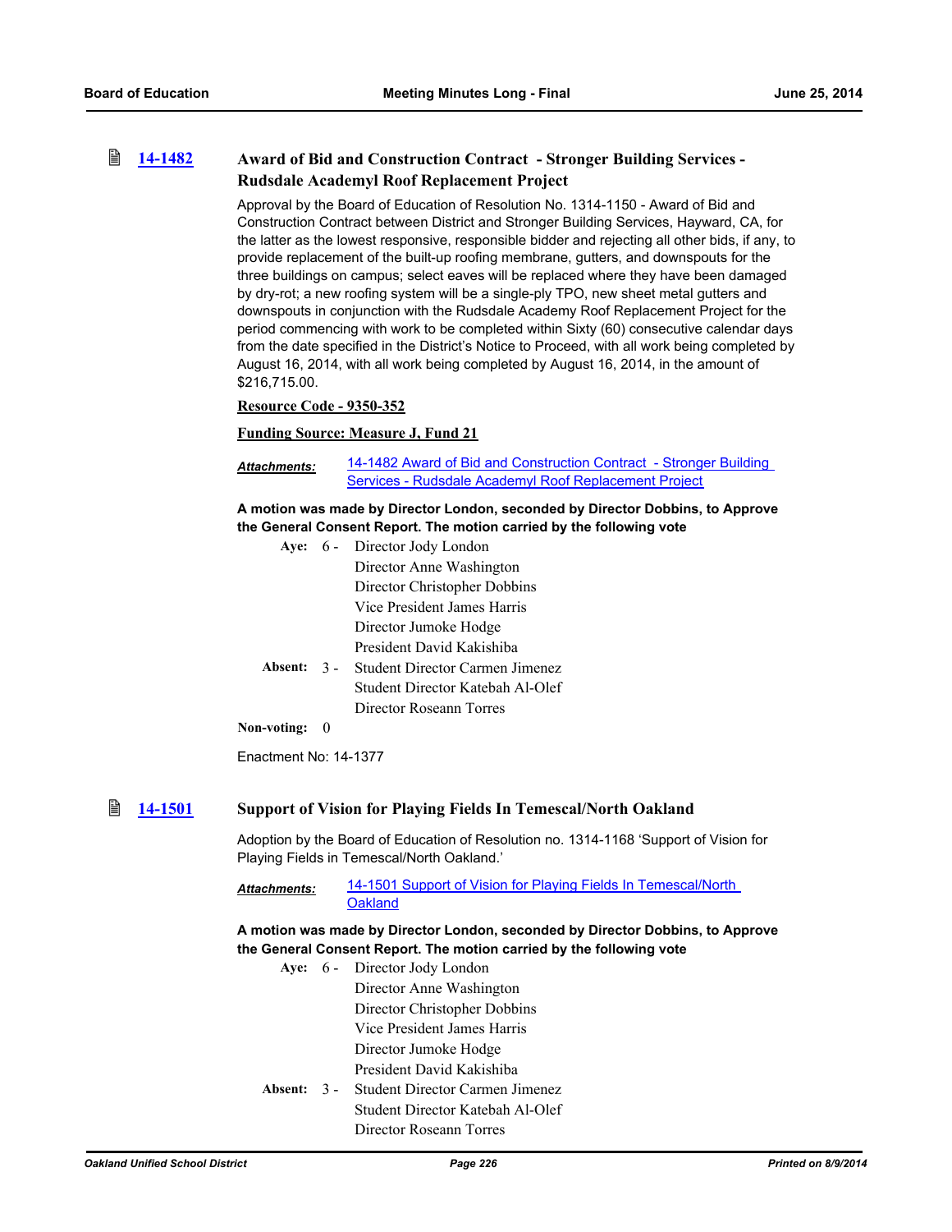### 14-1482 Award of Bid and Construction Contract - Stronger Building Services - Rudsdale Academyl Roof Replacement Project

Approval by the Board of Education of Resolution No. 1314-1150 - Award of Bid and Construction Contract between District and Stronger Building Services, Hayward, CA, for the latter as the lowest responsive, responsible bidder and rejecting all other bids, if any, to provide replacement of the built-up roofing membrane, gutters, and downspouts for the three buildings on campus; select eaves will be replaced where they have been damaged by dry-rot; a new roofing system will be a single-ply TPO, new sheet metal gutters and downspouts in conjunction with the Rudsdale Academy Roof Replacement Project for the period commencing with work to be completed within Sixty (60) consecutive calendar days from the date specified in the District's Notice to Proceed, with all work being completed by August 16, 2014, with all work being completed by August 16, 2014, in the amount of $216,715.00.

**Resource Code - 9350-352**

**Funding Source: Measure J, Fund 21**

***Attachments:*** 14-1482 Award of Bid and Construction Contract - Stronger Building Services - Rudsdale Academyl Roof Replacement Project

**A motion was made by Director London, seconded by Director Dobbins, to Approve the General Consent Report. The motion carried by the following vote**

**Aye:** 6 - Director Jody London, Director Anne Washington, Director Christopher Dobbins, Vice President James Harris, Director Jumoke Hodge, President David Kakishiba

**Absent:** 3 - Student Director Carmen Jimenez, Student Director Katebah Al-Olef, Director Roseann Torres

**Non-voting:** 0

Enactment No: 14-1377

### 14-1501 Support of Vision for Playing Fields In Temescal/North Oakland

Adoption by the Board of Education of Resolution no. 1314-1168 'Support of Vision for Playing Fields in Temescal/North Oakland.'

***Attachments:*** 14-1501 Support of Vision for Playing Fields In Temescal/North Oakland

**A motion was made by Director London, seconded by Director Dobbins, to Approve the General Consent Report. The motion carried by the following vote**

**Aye:** 6 - Director Jody London, Director Anne Washington, Director Christopher Dobbins, Vice President James Harris, Director Jumoke Hodge, President David Kakishiba

**Absent:** 3 - Student Director Carmen Jimenez, Student Director Katebah Al-Olef, Director Roseann Torres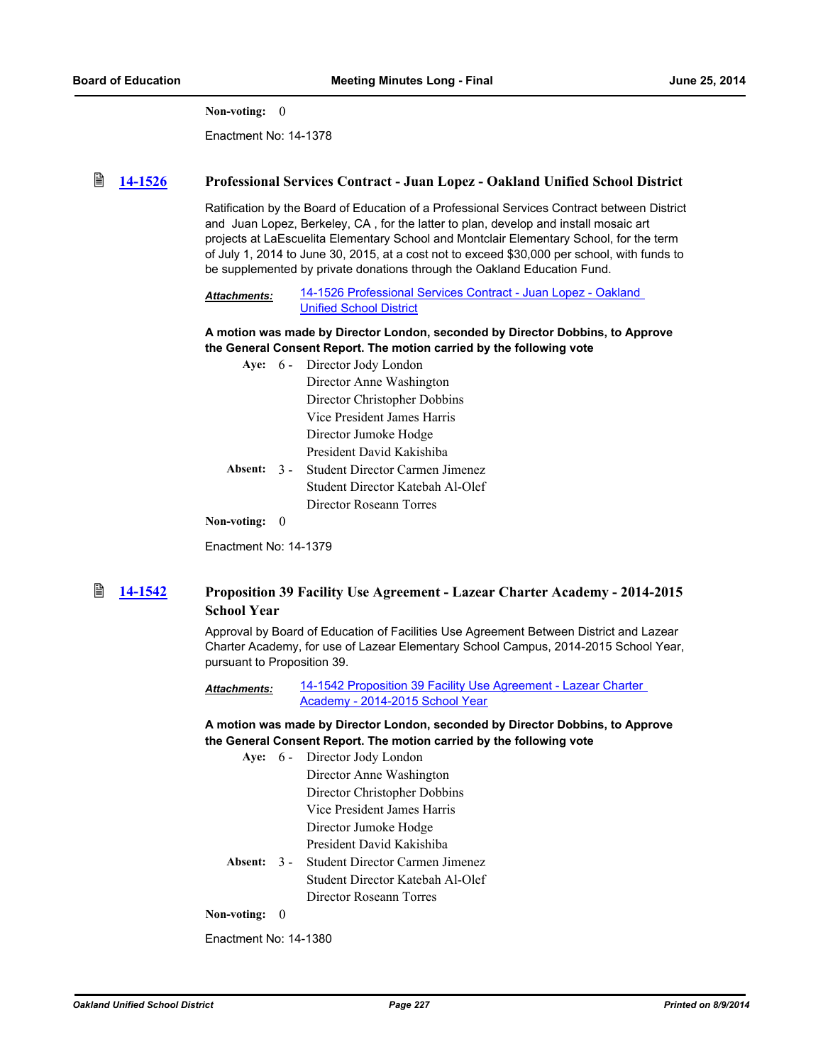**Non-voting:** 0

Enactment No: 14-1378

### 14-1526 Professional Services Contract - Juan Lopez - Oakland Unified School District

Ratification by the Board of Education of a Professional Services Contract between District and Juan Lopez, Berkeley, CA , for the latter to plan, develop and install mosaic art projects at LaEscuelita Elementary School and Montclair Elementary School, for the term of July 1, 2014 to June 30, 2015, at a cost not to exceed $30,000 per school, with funds to be supplemented by private donations through the Oakland Education Fund.

***Attachments:*** 14-1526 Professional Services Contract - Juan Lopez - Oakland Unified School District

**A motion was made by Director London, seconded by Director Dobbins, to Approve the General Consent Report. The motion carried by the following vote**

**Aye:** 6 - Director Jody London
Director Anne Washington
Director Christopher Dobbins
Vice President James Harris
Director Jumoke Hodge
President David Kakishiba

**Absent:** 3 - Student Director Carmen Jimenez
Student Director Katebah Al-Olef
Director Roseann Torres

**Non-voting:** 0

Enactment No: 14-1379

### 14-1542 Proposition 39 Facility Use Agreement - Lazear Charter Academy - 2014-2015 School Year

Approval by Board of Education of Facilities Use Agreement Between District and Lazear Charter Academy, for use of Lazear Elementary School Campus, 2014-2015 School Year, pursuant to Proposition 39.

***Attachments:*** 14-1542 Proposition 39 Facility Use Agreement - Lazear Charter Academy - 2014-2015 School Year

**A motion was made by Director London, seconded by Director Dobbins, to Approve the General Consent Report. The motion carried by the following vote**

**Aye:** 6 - Director Jody London
Director Anne Washington
Director Christopher Dobbins
Vice President James Harris
Director Jumoke Hodge
President David Kakishiba

**Absent:** 3 - Student Director Carmen Jimenez
Student Director Katebah Al-Olef
Director Roseann Torres

**Non-voting:** 0

Enactment No: 14-1380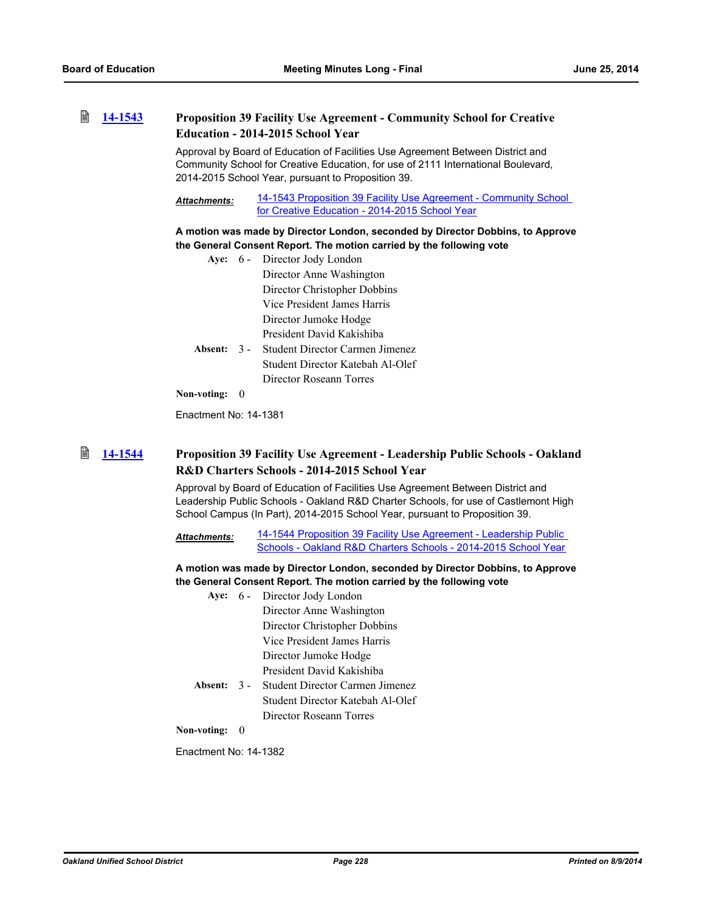### 14-1543 Proposition 39 Facility Use Agreement - Community School for Creative Education - 2014-2015 School Year

Approval by Board of Education of Facilities Use Agreement Between District and Community School for Creative Education, for use of 2111 International Boulevard, 2014-2015 School Year, pursuant to Proposition 39.

***Attachments:*** 14-1543 Proposition 39 Facility Use Agreement - Community School for Creative Education - 2014-2015 School Year

**A motion was made by Director London, seconded by Director Dobbins, to Approve the General Consent Report. The motion carried by the following vote**

**Aye:** 6 - Director Jody London
Director Anne Washington
Director Christopher Dobbins
Vice President James Harris
Director Jumoke Hodge
President David Kakishiba

**Absent:** 3 - Student Director Carmen Jimenez
Student Director Katebah Al-Olef
Director Roseann Torres

**Non-voting:** 0

Enactment No: 14-1381

### 14-1544 Proposition 39 Facility Use Agreement - Leadership Public Schools - Oakland R&D Charters Schools - 2014-2015 School Year

Approval by Board of Education of Facilities Use Agreement Between District and Leadership Public Schools - Oakland R&D Charter Schools, for use of Castlemont High School Campus (In Part), 2014-2015 School Year, pursuant to Proposition 39.

***Attachments:*** 14-1544 Proposition 39 Facility Use Agreement - Leadership Public Schools - Oakland R&D Charters Schools - 2014-2015 School Year

**A motion was made by Director London, seconded by Director Dobbins, to Approve the General Consent Report. The motion carried by the following vote**

**Aye:** 6 - Director Jody London
Director Anne Washington
Director Christopher Dobbins
Vice President James Harris
Director Jumoke Hodge
President David Kakishiba

**Absent:** 3 - Student Director Carmen Jimenez
Student Director Katebah Al-Olef
Director Roseann Torres

**Non-voting:** 0

Enactment No: 14-1382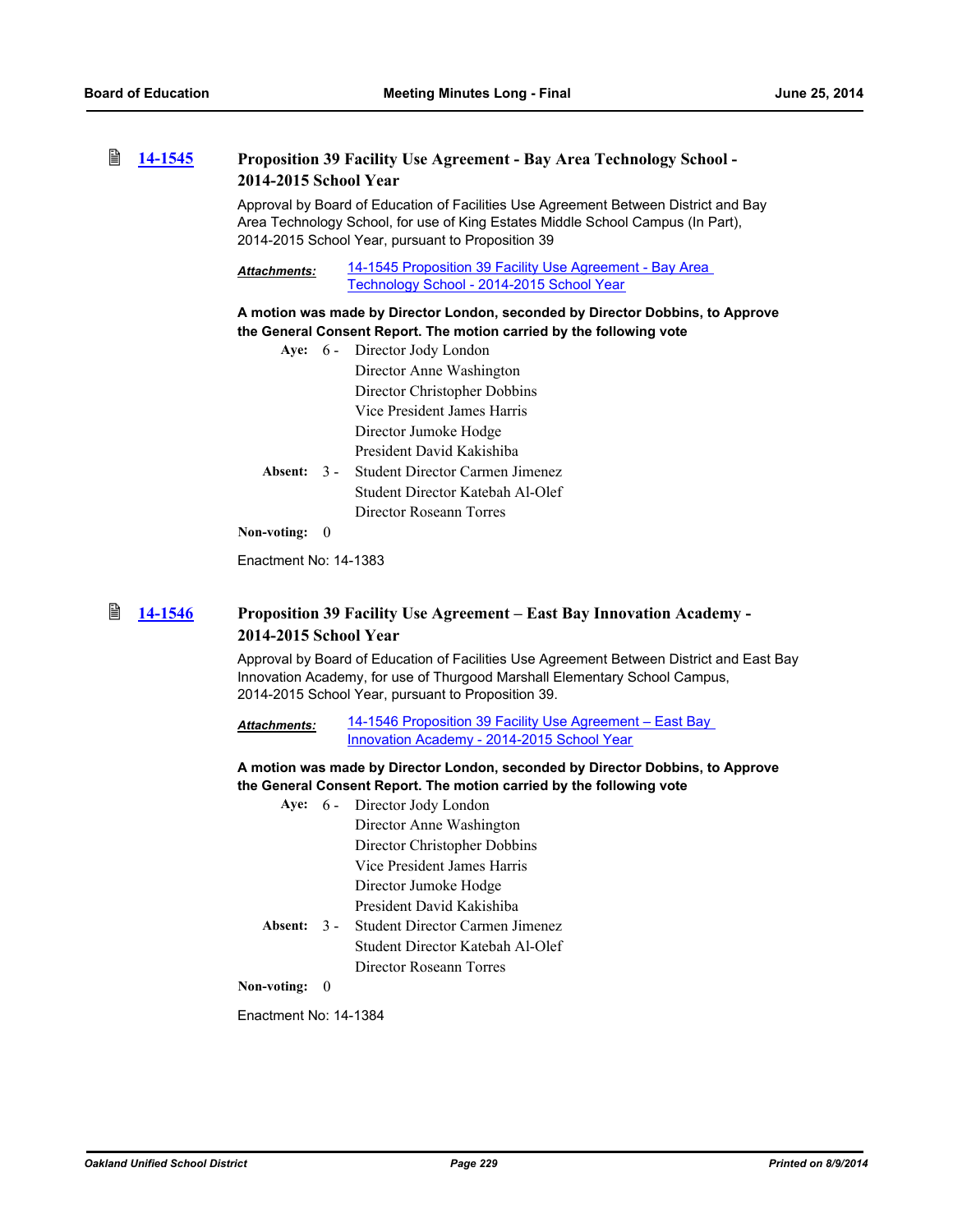### 14-1545 Proposition 39 Facility Use Agreement - Bay Area Technology School - 2014-2015 School Year

Approval by Board of Education of Facilities Use Agreement Between District and Bay Area Technology School, for use of King Estates Middle School Campus (In Part), 2014-2015 School Year, pursuant to Proposition 39

***Attachments:*** 14-1545 Proposition 39 Facility Use Agreement - Bay Area Technology School - 2014-2015 School Year

**A motion was made by Director London, seconded by Director Dobbins, to Approve the General Consent Report. The motion carried by the following vote**

**Aye:** 6 - Director Jody London
Director Anne Washington
Director Christopher Dobbins
Vice President James Harris
Director Jumoke Hodge
President David Kakishiba

**Absent:** 3 - Student Director Carmen Jimenez
Student Director Katebah Al-Olef
Director Roseann Torres

**Non-voting:** 0

Enactment No: 14-1383

### 14-1546 Proposition 39 Facility Use Agreement – East Bay Innovation Academy - 2014-2015 School Year

Approval by Board of Education of Facilities Use Agreement Between District and East Bay Innovation Academy, for use of Thurgood Marshall Elementary School Campus, 2014-2015 School Year, pursuant to Proposition 39.

***Attachments:*** 14-1546 Proposition 39 Facility Use Agreement – East Bay Innovation Academy - 2014-2015 School Year

**A motion was made by Director London, seconded by Director Dobbins, to Approve the General Consent Report. The motion carried by the following vote**

**Aye:** 6 - Director Jody London
Director Anne Washington
Director Christopher Dobbins
Vice President James Harris
Director Jumoke Hodge
President David Kakishiba

**Absent:** 3 - Student Director Carmen Jimenez
Student Director Katebah Al-Olef
Director Roseann Torres

**Non-voting:** 0

Enactment No: 14-1384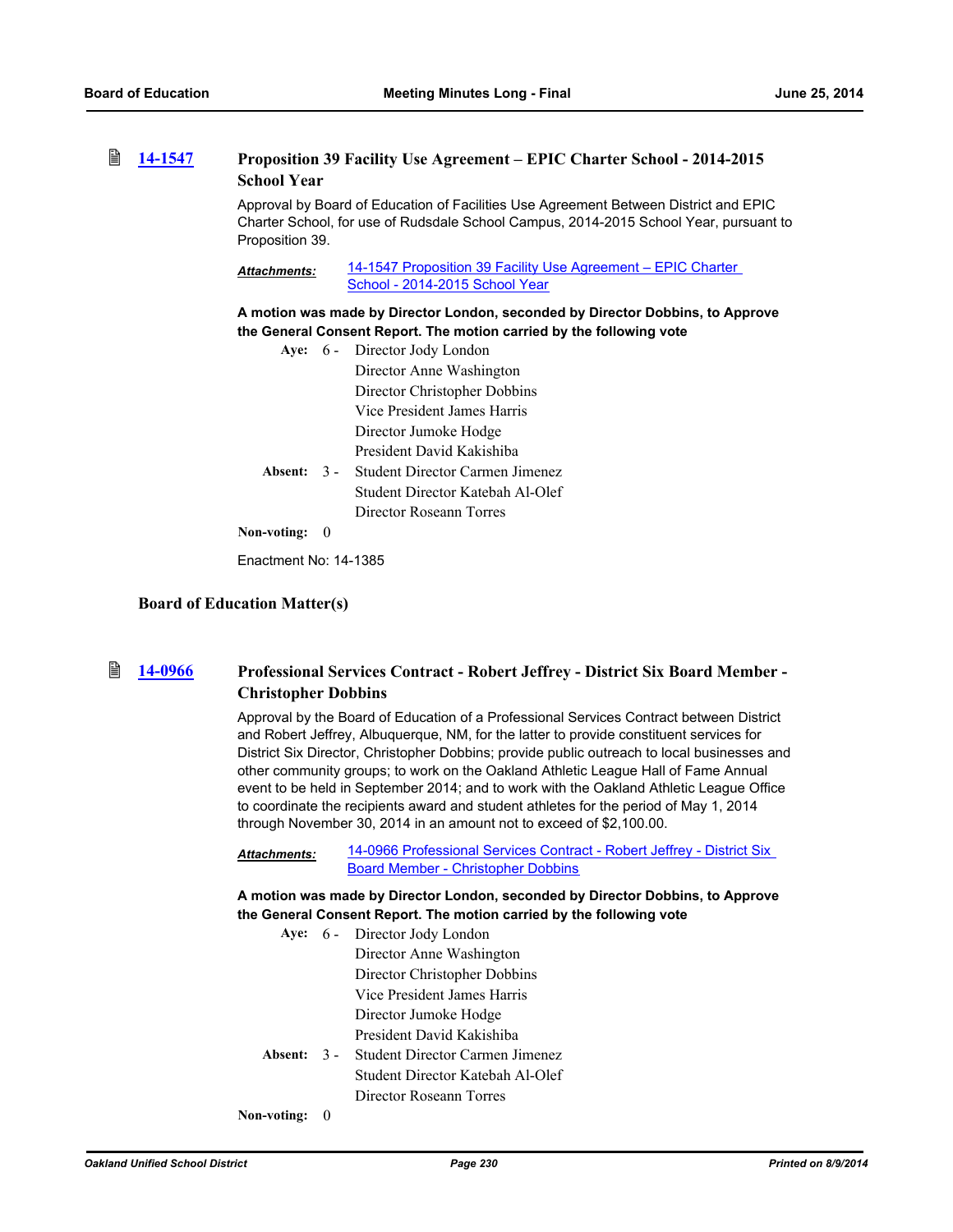### 14-1547 Proposition 39 Facility Use Agreement – EPIC Charter School - 2014-2015 School Year

Approval by Board of Education of Facilities Use Agreement Between District and EPIC Charter School, for use of Rudsdale School Campus, 2014-2015 School Year, pursuant to Proposition 39.

***Attachments:*** 14-1547 Proposition 39 Facility Use Agreement – EPIC Charter School - 2014-2015 School Year

**A motion was made by Director London, seconded by Director Dobbins, to Approve the General Consent Report. The motion carried by the following vote**

**Aye:** 6 - Director Jody London
Director Anne Washington
Director Christopher Dobbins
Vice President James Harris
Director Jumoke Hodge
President David Kakishiba

**Absent:** 3 - Student Director Carmen Jimenez
Student Director Katebah Al-Olef
Director Roseann Torres

**Non-voting:** 0

Enactment No: 14-1385

## Board of Education Matter(s)

### 14-0966 Professional Services Contract - Robert Jeffrey - District Six Board Member - Christopher Dobbins

Approval by the Board of Education of a Professional Services Contract between District and Robert Jeffrey, Albuquerque, NM, for the latter to provide constituent services for District Six Director, Christopher Dobbins; provide public outreach to local businesses and other community groups; to work on the Oakland Athletic League Hall of Fame Annual event to be held in September 2014; and to work with the Oakland Athletic League Office to coordinate the recipients award and student athletes for the period of May 1, 2014 through November 30, 2014 in an amount not to exceed of $2,100.00.

***Attachments:*** 14-0966 Professional Services Contract - Robert Jeffrey - District Six Board Member - Christopher Dobbins

**A motion was made by Director London, seconded by Director Dobbins, to Approve the General Consent Report. The motion carried by the following vote**

**Aye:** 6 - Director Jody London
Director Anne Washington
Director Christopher Dobbins
Vice President James Harris
Director Jumoke Hodge
President David Kakishiba

**Absent:** 3 - Student Director Carmen Jimenez
Student Director Katebah Al-Olef
Director Roseann Torres

**Non-voting:** 0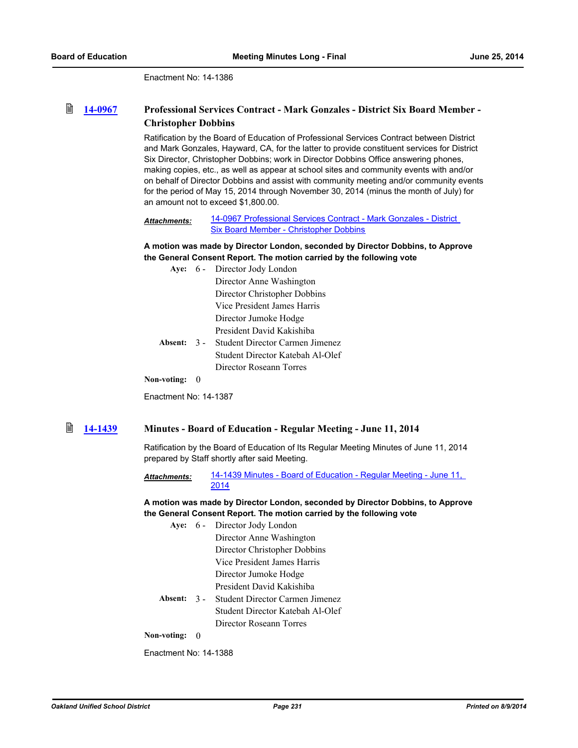Enactment No: 14-1386

### 14-0967 Professional Services Contract - Mark Gonzales - District Six Board Member - Christopher Dobbins

Ratification by the Board of Education of Professional Services Contract between District and Mark Gonzales, Hayward, CA, for the latter to provide constituent services for District Six Director, Christopher Dobbins; work in Director Dobbins Office answering phones, making copies, etc., as well as appear at school sites and community events with and/or on behalf of Director Dobbins and assist with community meeting and/or community events for the period of May 15, 2014 through November 30, 2014 (minus the month of July) for an amount not to exceed $1,800.00.

***Attachments:*** 14-0967 Professional Services Contract - Mark Gonzales - District Six Board Member - Christopher Dobbins

**A motion was made by Director London, seconded by Director Dobbins, to Approve the General Consent Report. The motion carried by the following vote**

**Aye:** 6 - Director Jody London
Director Anne Washington
Director Christopher Dobbins
Vice President James Harris
Director Jumoke Hodge
President David Kakishiba

**Absent:** 3 - Student Director Carmen Jimenez
Student Director Katebah Al-Olef
Director Roseann Torres

**Non-voting:** 0

Enactment No: 14-1387

### 14-1439 Minutes - Board of Education - Regular Meeting - June 11, 2014

Ratification by the Board of Education of Its Regular Meeting Minutes of June 11, 2014 prepared by Staff shortly after said Meeting.

***Attachments:*** 14-1439 Minutes - Board of Education - Regular Meeting - June 11, 2014

**A motion was made by Director London, seconded by Director Dobbins, to Approve the General Consent Report. The motion carried by the following vote**

**Aye:** 6 - Director Jody London
Director Anne Washington
Director Christopher Dobbins
Vice President James Harris
Director Jumoke Hodge
President David Kakishiba

**Absent:** 3 - Student Director Carmen Jimenez
Student Director Katebah Al-Olef
Director Roseann Torres

**Non-voting:** 0

Enactment No: 14-1388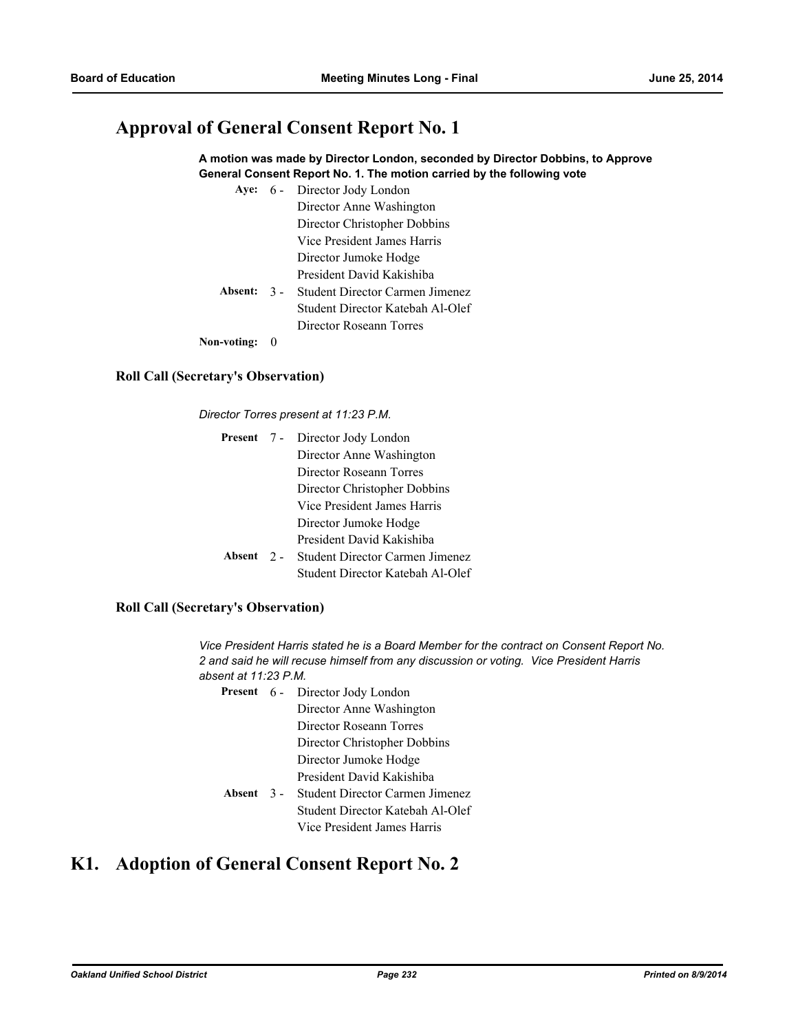## Approval of General Consent Report No. 1

**A motion was made by Director London, seconded by Director Dobbins, to Approve General Consent Report No. 1. The motion carried by the following vote**

**Aye:** 6 - Director Jody London
Director Anne Washington
Director Christopher Dobbins
Vice President James Harris
Director Jumoke Hodge
President David Kakishiba

**Absent:** 3 - Student Director Carmen Jimenez
Student Director Katebah Al-Olef
Director Roseann Torres

**Non-voting:** 0

### Roll Call (Secretary's Observation)

*Director Torres present at 11:23 P.M.*

**Present** 7 - Director Jody London
Director Anne Washington
Director Roseann Torres
Director Christopher Dobbins
Vice President James Harris
Director Jumoke Hodge
President David Kakishiba

**Absent** 2 - Student Director Carmen Jimenez
Student Director Katebah Al-Olef

### Roll Call (Secretary's Observation)

*Vice President Harris stated he is a Board Member for the contract on Consent Report No. 2 and said he will recuse himself from any discussion or voting. Vice President Harris absent at 11:23 P.M.*

**Present** 6 - Director Jody London
Director Anne Washington
Director Roseann Torres
Director Christopher Dobbins
Director Jumoke Hodge
President David Kakishiba

**Absent** 3 - Student Director Carmen Jimenez
Student Director Katebah Al-Olef
Vice President James Harris

## K1. Adoption of General Consent Report No. 2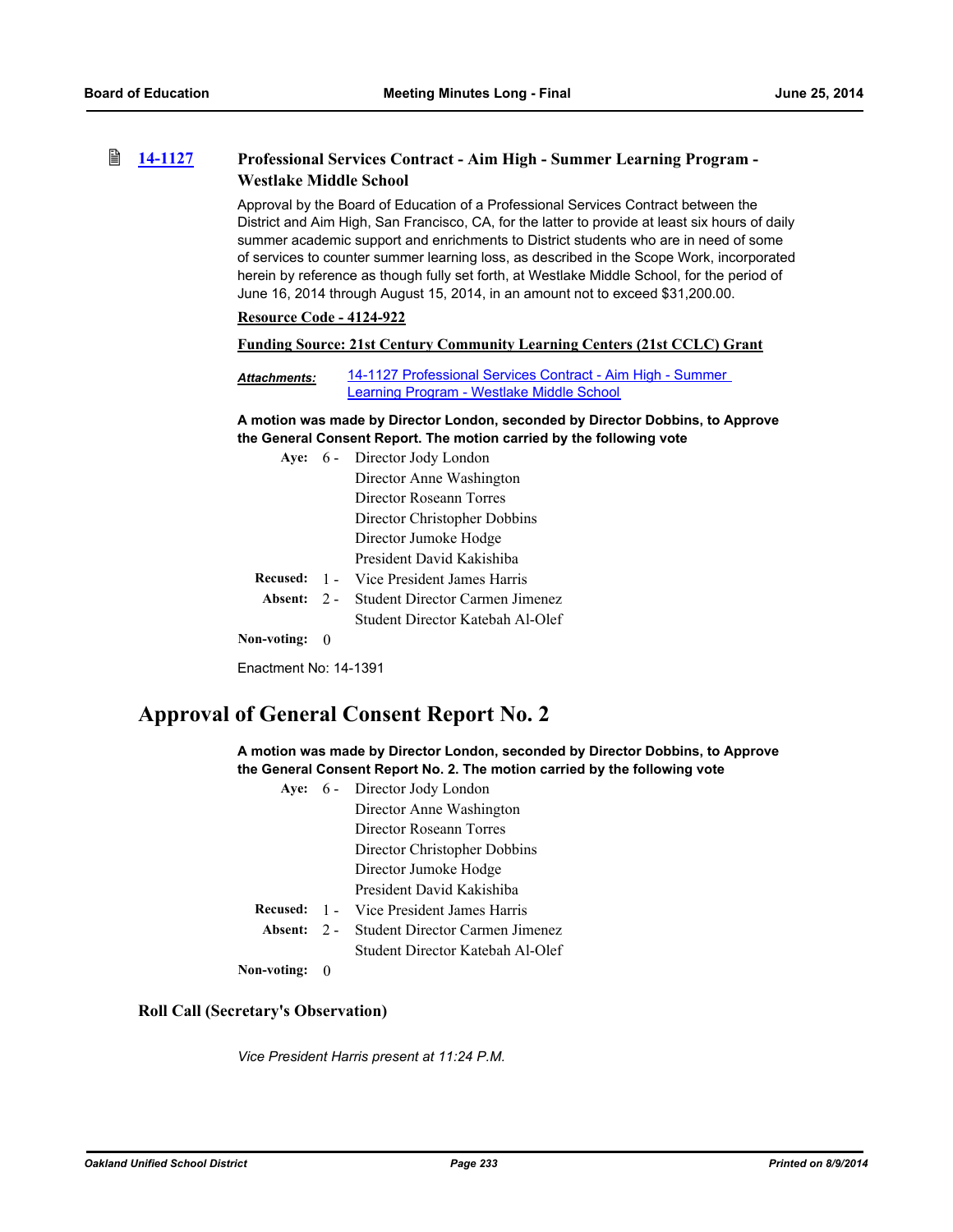### [14-1127](#) Professional Services Contract - Aim High - Summer Learning Program - Westlake Middle School

Approval by the Board of Education of a Professional Services Contract between the District and Aim High, San Francisco, CA, for the latter to provide at least six hours of daily summer academic support and enrichments to District students who are in need of some of services to counter summer learning loss, as described in the Scope Work, incorporated herein by reference as though fully set forth, at Westlake Middle School, for the period of June 16, 2014 through August 15, 2014, in an amount not to exceed $31,200.00.

**Resource Code - 4124-922**

**Funding Source: 21st Century Community Learning Centers (21st CCLC) Grant**

***Attachments:*** [14-1127 Professional Services Contract - Aim High - Summer Learning Program - Westlake Middle School](#)

**A motion was made by Director London, seconded by Director Dobbins, to Approve the General Consent Report. The motion carried by the following vote**

| | | |
|---|---|---|
| **Aye:** | 6 - | Director Jody London |
| | | Director Anne Washington |
| | | Director Roseann Torres |
| | | Director Christopher Dobbins |
| | | Director Jumoke Hodge |
| | | President David Kakishiba |
| **Recused:** | 1 - | Vice President James Harris |
| **Absent:** | 2 - | Student Director Carmen Jimenez |
| | | Student Director Katebah Al-Olef |
| **Non-voting:** | 0 | |

Enactment No: 14-1391

# Approval of General Consent Report No. 2

**A motion was made by Director London, seconded by Director Dobbins, to Approve the General Consent Report No. 2. The motion carried by the following vote**

| | | |
|---|---|---|
| **Aye:** | 6 - | Director Jody London |
| | | Director Anne Washington |
| | | Director Roseann Torres |
| | | Director Christopher Dobbins |
| | | Director Jumoke Hodge |
| | | President David Kakishiba |
| **Recused:** | 1 - | Vice President James Harris |
| **Absent:** | 2 - | Student Director Carmen Jimenez |
| | | Student Director Katebah Al-Olef |
| **Non-voting:** | 0 | |

### Roll Call (Secretary's Observation)

*Vice President Harris present at 11:24 P.M.*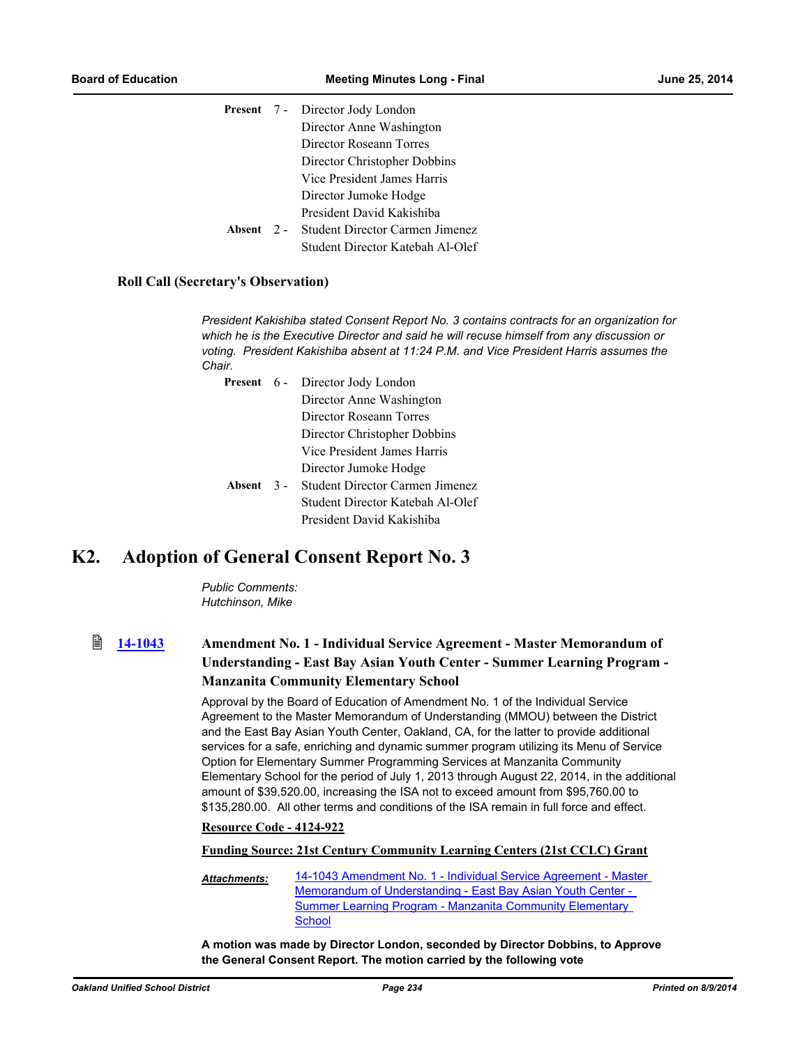| | | |
|---|---|---|
| **Present** | 7 - | Director Jody London |
| | | Director Anne Washington |
| | | Director Roseann Torres |
| | | Director Christopher Dobbins |
| | | Vice President James Harris |
| | | Director Jumoke Hodge |
| | | President David Kakishiba |
| **Absent** | 2 - | Student Director Carmen Jimenez |
| | | Student Director Katebah Al-Olef |

**Roll Call (Secretary's Observation)**

*President Kakishiba stated Consent Report No. 3 contains contracts for an organization for which he is the Executive Director and said he will recuse himself from any discussion or voting. President Kakishiba absent at 11:24 P.M. and Vice President Harris assumes the Chair.*

| | | |
|---|---|---|
| **Present** | 6 - | Director Jody London |
| | | Director Anne Washington |
| | | Director Roseann Torres |
| | | Director Christopher Dobbins |
| | | Vice President James Harris |
| | | Director Jumoke Hodge |
| **Absent** | 3 - | Student Director Carmen Jimenez |
| | | Student Director Katebah Al-Olef |
| | | President David Kakishiba |

# K2. Adoption of General Consent Report No. 3

*Public Comments:*
*Hutchinson, Mike*

**14-1043** **Amendment No. 1 - Individual Service Agreement - Master Memorandum of Understanding - East Bay Asian Youth Center - Summer Learning Program - Manzanita Community Elementary School**

Approval by the Board of Education of Amendment No. 1 of the Individual Service Agreement to the Master Memorandum of Understanding (MMOU) between the District and the East Bay Asian Youth Center, Oakland, CA, for the latter to provide additional services for a safe, enriching and dynamic summer program utilizing its Menu of Service Option for Elementary Summer Programming Services at Manzanita Community Elementary School for the period of July 1, 2013 through August 22, 2014, in the additional amount of $39,520.00, increasing the ISA not to exceed amount from $95,760.00 to $135,280.00. All other terms and conditions of the ISA remain in full force and effect.

**Resource Code - 4124-922**

**Funding Source: 21st Century Community Learning Centers (21st CCLC) Grant**

***Attachments:*** 14-1043 Amendment No. 1 - Individual Service Agreement - Master Memorandum of Understanding - East Bay Asian Youth Center - Summer Learning Program - Manzanita Community Elementary School

**A motion was made by Director London, seconded by Director Dobbins, to Approve the General Consent Report. The motion carried by the following vote**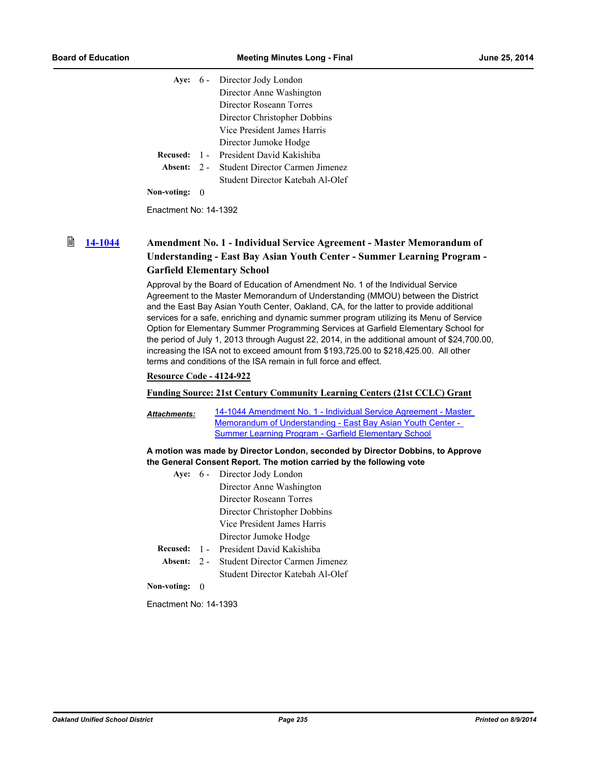| | | |
|---|---|---|
| **Aye:** | 6 - | Director Jody London |
| | | Director Anne Washington |
| | | Director Roseann Torres |
| | | Director Christopher Dobbins |
| | | Vice President James Harris |
| | | Director Jumoke Hodge |
| **Recused:** | 1 - | President David Kakishiba |
| **Absent:** | 2 - | Student Director Carmen Jimenez |
| | | Student Director Katebah Al-Olef |
| **Non-voting:** | 0 | |

Enactment No: 14-1392

## 14-1044 Amendment No. 1 - Individual Service Agreement - Master Memorandum of Understanding - East Bay Asian Youth Center - Summer Learning Program - Garfield Elementary School

Approval by the Board of Education of Amendment No. 1 of the Individual Service Agreement to the Master Memorandum of Understanding (MMOU) between the District and the East Bay Asian Youth Center, Oakland, CA, for the latter to provide additional services for a safe, enriching and dynamic summer program utilizing its Menu of Service Option for Elementary Summer Programming Services at Garfield Elementary School for the period of July 1, 2013 through August 22, 2014, in the additional amount of $24,700.00, increasing the ISA not to exceed amount from $193,725.00 to $218,425.00. All other terms and conditions of the ISA remain in full force and effect.

**Resource Code - 4124-922**

**Funding Source: 21st Century Community Learning Centers (21st CCLC) Grant**

***Attachments:*** 14-1044 Amendment No. 1 - Individual Service Agreement - Master Memorandum of Understanding - East Bay Asian Youth Center - Summer Learning Program - Garfield Elementary School

**A motion was made by Director London, seconded by Director Dobbins, to Approve the General Consent Report. The motion carried by the following vote**

| | | |
|---|---|---|
| **Aye:** | 6 - | Director Jody London |
| | | Director Anne Washington |
| | | Director Roseann Torres |
| | | Director Christopher Dobbins |
| | | Vice President James Harris |
| | | Director Jumoke Hodge |
| **Recused:** | 1 - | President David Kakishiba |
| **Absent:** | 2 - | Student Director Carmen Jimenez |
| | | Student Director Katebah Al-Olef |
| **Non-voting:** | 0 | |

Enactment No: 14-1393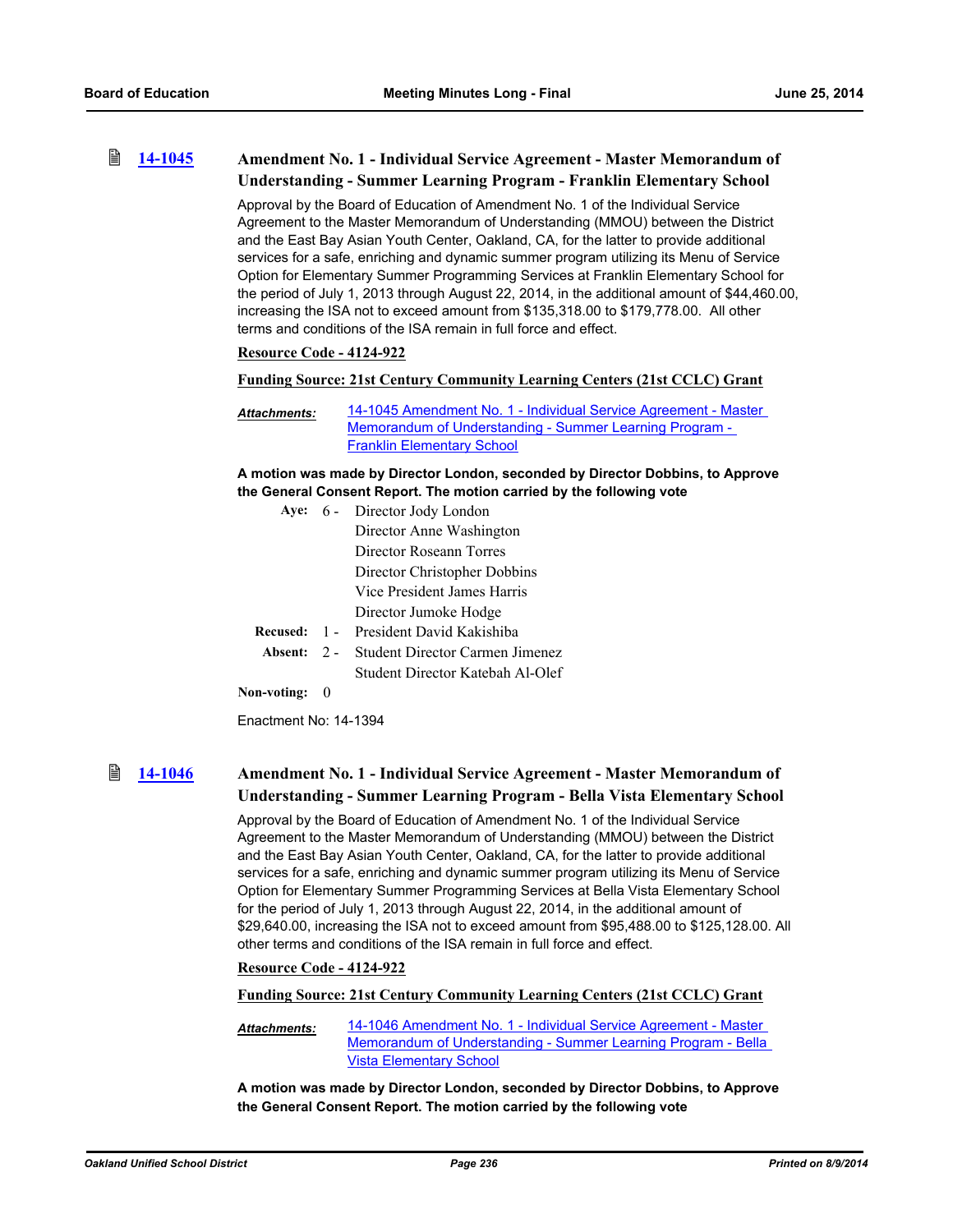### 14-1045 Amendment No. 1 - Individual Service Agreement - Master Memorandum of Understanding - Summer Learning Program - Franklin Elementary School

Approval by the Board of Education of Amendment No. 1 of the Individual Service Agreement to the Master Memorandum of Understanding (MMOU) between the District and the East Bay Asian Youth Center, Oakland, CA, for the latter to provide additional services for a safe, enriching and dynamic summer program utilizing its Menu of Service Option for Elementary Summer Programming Services at Franklin Elementary School for the period of July 1, 2013 through August 22, 2014, in the additional amount of $44,460.00, increasing the ISA not to exceed amount from $135,318.00 to $179,778.00. All other terms and conditions of the ISA remain in full force and effect.

**Resource Code - 4124-922**

**Funding Source: 21st Century Community Learning Centers (21st CCLC) Grant**

***Attachments:*** 14-1045 Amendment No. 1 - Individual Service Agreement - Master Memorandum of Understanding - Summer Learning Program - Franklin Elementary School

**A motion was made by Director London, seconded by Director Dobbins, to Approve the General Consent Report. The motion carried by the following vote**

**Aye:** 6 - Director Jody London, Director Anne Washington, Director Roseann Torres, Director Christopher Dobbins, Vice President James Harris, Director Jumoke Hodge

**Recused:** 1 - President David Kakishiba

**Absent:** 2 - Student Director Carmen Jimenez, Student Director Katebah Al-Olef

**Non-voting:** 0

Enactment No: 14-1394

### 14-1046 Amendment No. 1 - Individual Service Agreement - Master Memorandum of Understanding - Summer Learning Program - Bella Vista Elementary School

Approval by the Board of Education of Amendment No. 1 of the Individual Service Agreement to the Master Memorandum of Understanding (MMOU) between the District and the East Bay Asian Youth Center, Oakland, CA, for the latter to provide additional services for a safe, enriching and dynamic summer program utilizing its Menu of Service Option for Elementary Summer Programming Services at Bella Vista Elementary School for the period of July 1, 2013 through August 22, 2014, in the additional amount of $29,640.00, increasing the ISA not to exceed amount from $95,488.00 to $125,128.00. All other terms and conditions of the ISA remain in full force and effect.

**Resource Code - 4124-922**

**Funding Source: 21st Century Community Learning Centers (21st CCLC) Grant**

***Attachments:*** 14-1046 Amendment No. 1 - Individual Service Agreement - Master Memorandum of Understanding - Summer Learning Program - Bella Vista Elementary School

**A motion was made by Director London, seconded by Director Dobbins, to Approve the General Consent Report. The motion carried by the following vote**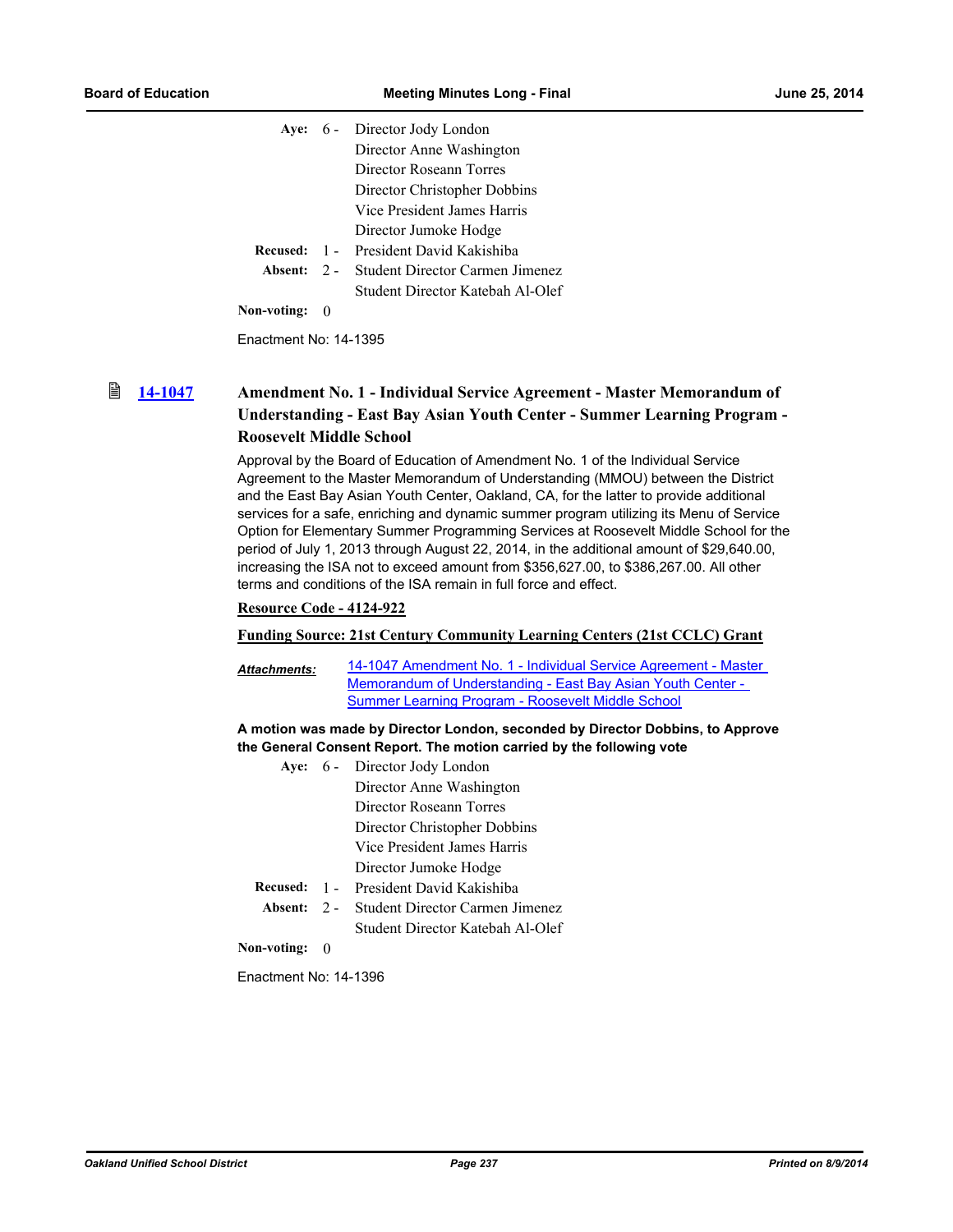Aye: 6 - Director Jody London
Director Anne Washington
Director Roseann Torres
Director Christopher Dobbins
Vice President James Harris
Director Jumoke Hodge

Recused: 1 - President David Kakishiba

Absent: 2 - Student Director Carmen Jimenez
Student Director Katebah Al-Olef

Non-voting: 0

Enactment No: 14-1395

### 14-1047 Amendment No. 1 - Individual Service Agreement - Master Memorandum of Understanding - East Bay Asian Youth Center - Summer Learning Program - Roosevelt Middle School

Approval by the Board of Education of Amendment No. 1 of the Individual Service Agreement to the Master Memorandum of Understanding (MMOU) between the District and the East Bay Asian Youth Center, Oakland, CA, for the latter to provide additional services for a safe, enriching and dynamic summer program utilizing its Menu of Service Option for Elementary Summer Programming Services at Roosevelt Middle School for the period of July 1, 2013 through August 22, 2014, in the additional amount of $29,640.00, increasing the ISA not to exceed amount from $356,627.00, to $386,267.00. All other terms and conditions of the ISA remain in full force and effect.

**Resource Code - 4124-922**

**Funding Source: 21st Century Community Learning Centers (21st CCLC) Grant**

***Attachments:*** 14-1047 Amendment No. 1 - Individual Service Agreement - Master Memorandum of Understanding - East Bay Asian Youth Center - Summer Learning Program - Roosevelt Middle School

**A motion was made by Director London, seconded by Director Dobbins, to Approve the General Consent Report. The motion carried by the following vote**

Aye: 6 - Director Jody London
Director Anne Washington
Director Roseann Torres
Director Christopher Dobbins
Vice President James Harris
Director Jumoke Hodge

Recused: 1 - President David Kakishiba

Absent: 2 - Student Director Carmen Jimenez
Student Director Katebah Al-Olef

Non-voting: 0

Enactment No: 14-1396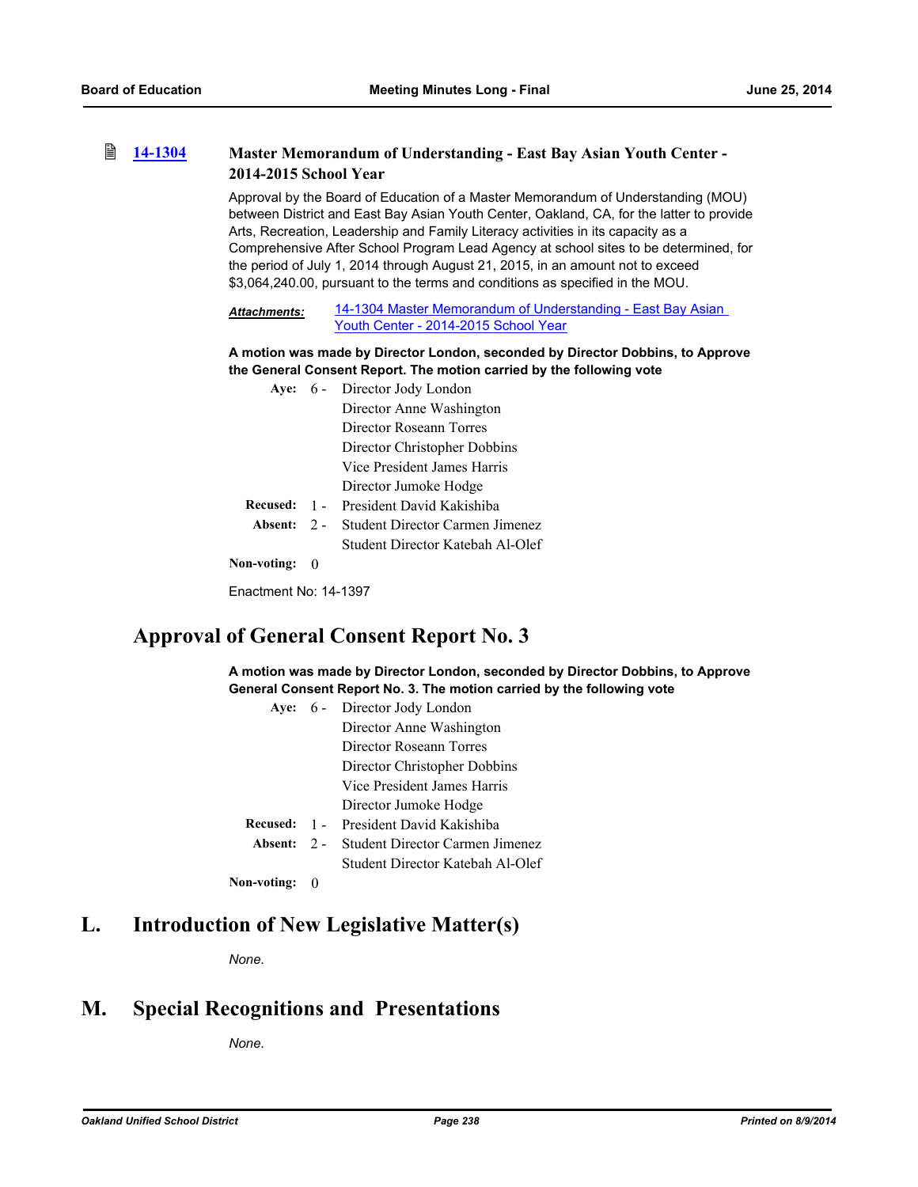### 14-1304 Master Memorandum of Understanding - East Bay Asian Youth Center - 2014-2015 School Year

Approval by the Board of Education of a Master Memorandum of Understanding (MOU) between District and East Bay Asian Youth Center, Oakland, CA, for the latter to provide Arts, Recreation, Leadership and Family Literacy activities in its capacity as a Comprehensive After School Program Lead Agency at school sites to be determined, for the period of July 1, 2014 through August 21, 2015, in an amount not to exceed $3,064,240.00, pursuant to the terms and conditions as specified in the MOU.

***Attachments:*** 14-1304 Master Memorandum of Understanding - East Bay Asian Youth Center - 2014-2015 School Year

**A motion was made by Director London, seconded by Director Dobbins, to Approve the General Consent Report. The motion carried by the following vote**

**Aye:** 6 - Director Jody London
Director Anne Washington
Director Roseann Torres
Director Christopher Dobbins
Vice President James Harris
Director Jumoke Hodge

**Recused:** 1 - President David Kakishiba

**Absent:** 2 - Student Director Carmen Jimenez
Student Director Katebah Al-Olef

**Non-voting:** 0

Enactment No: 14-1397

## Approval of General Consent Report No. 3

**A motion was made by Director London, seconded by Director Dobbins, to Approve General Consent Report No. 3. The motion carried by the following vote**

**Aye:** 6 - Director Jody London
Director Anne Washington
Director Roseann Torres
Director Christopher Dobbins
Vice President James Harris
Director Jumoke Hodge

**Recused:** 1 - President David Kakishiba

**Absent:** 2 - Student Director Carmen Jimenez
Student Director Katebah Al-Olef

**Non-voting:** 0

# L. Introduction of New Legislative Matter(s)

*None.*

# M. Special Recognitions and Presentations

*None.*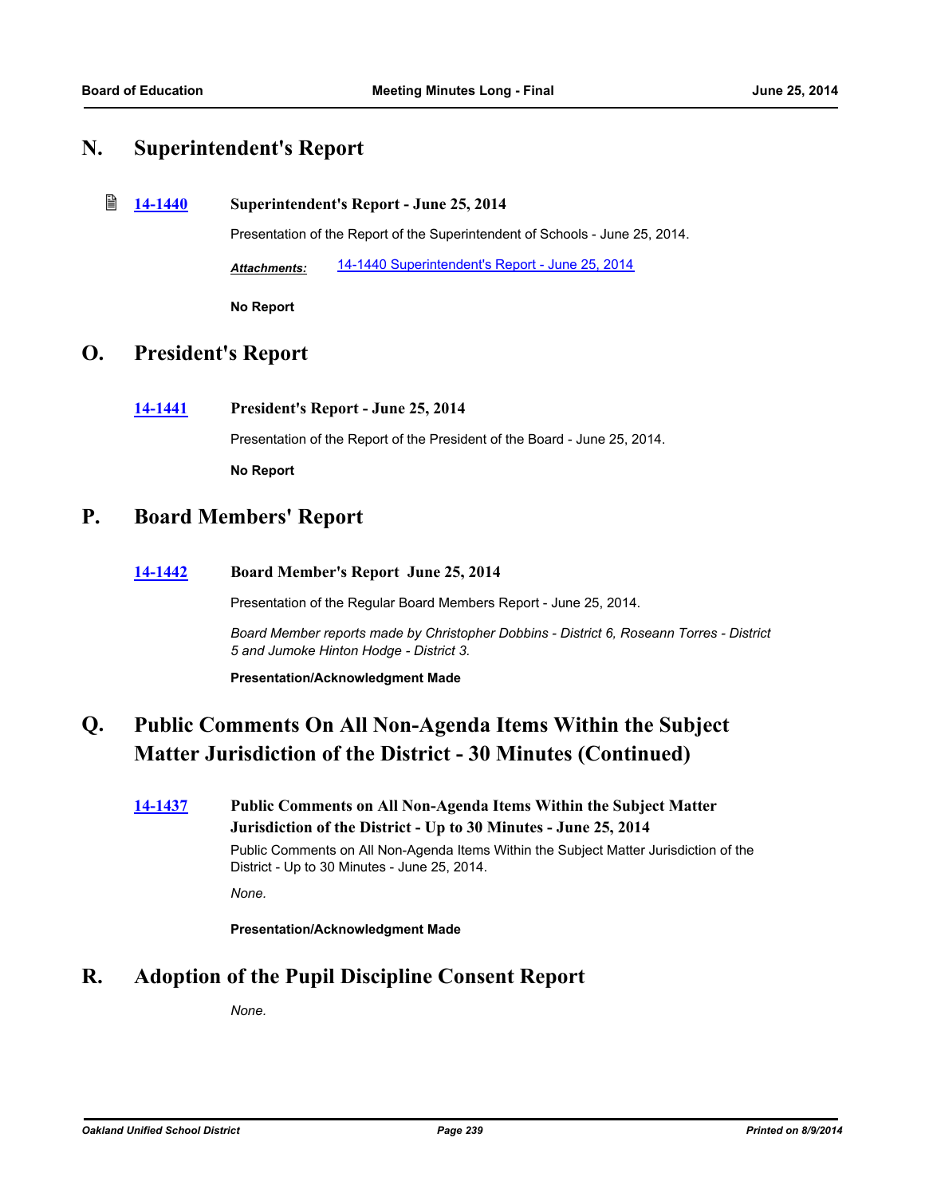## N. Superintendent's Report

**14-1440** **Superintendent's Report - June 25, 2014**

Presentation of the Report of the Superintendent of Schools - June 25, 2014.

***Attachments:*** 14-1440 Superintendent's Report - June 25, 2014

**No Report**

## O. President's Report

**14-1441** **President's Report - June 25, 2014**

Presentation of the Report of the President of the Board - June 25, 2014.

**No Report**

## P. Board Members' Report

**14-1442** **Board Member's Report June 25, 2014**

Presentation of the Regular Board Members Report - June 25, 2014.

*Board Member reports made by Christopher Dobbins - District 6, Roseann Torres - District 5 and Jumoke Hinton Hodge - District 3.*

**Presentation/Acknowledgment Made**

## Q. Public Comments On All Non-Agenda Items Within the Subject Matter Jurisdiction of the District - 30 Minutes (Continued)

**14-1437** **Public Comments on All Non-Agenda Items Within the Subject Matter Jurisdiction of the District - Up to 30 Minutes - June 25, 2014**

Public Comments on All Non-Agenda Items Within the Subject Matter Jurisdiction of the District - Up to 30 Minutes - June 25, 2014.

*None.*

**Presentation/Acknowledgment Made**

## R. Adoption of the Pupil Discipline Consent Report

*None.*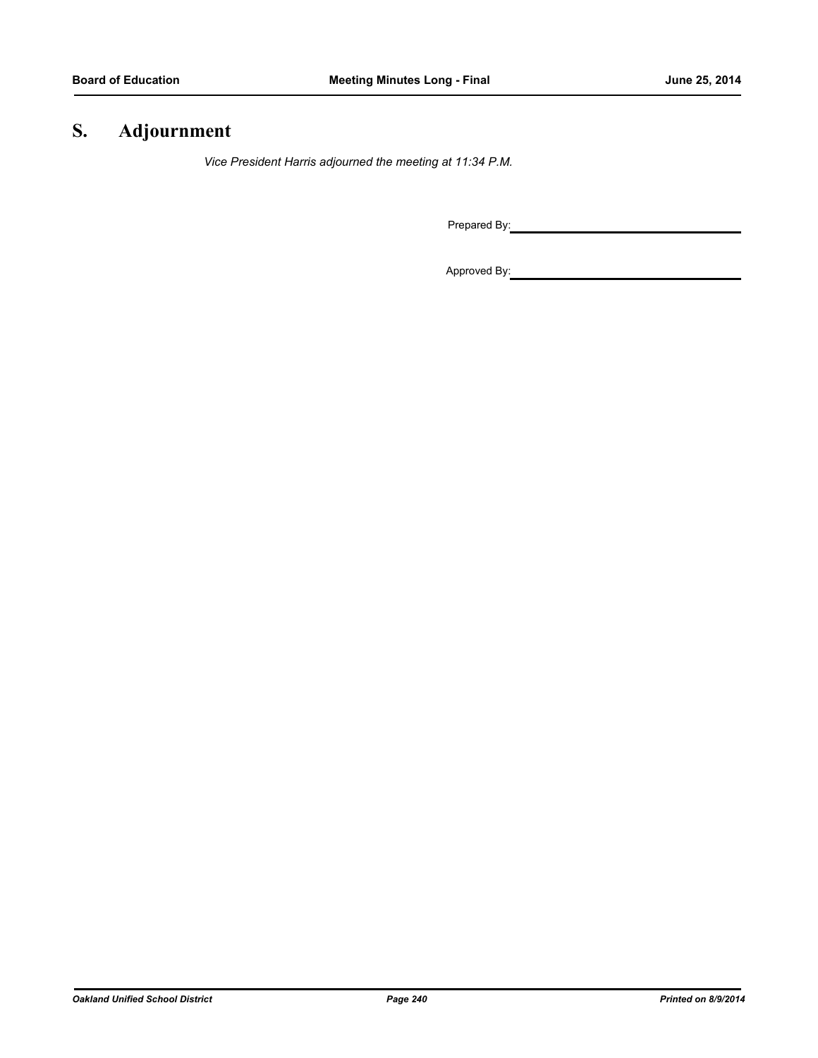# S. Adjournment

*Vice President Harris adjourned the meeting at 11:34 P.M.*

Prepared By: ______________________________

Approved By: ______________________________